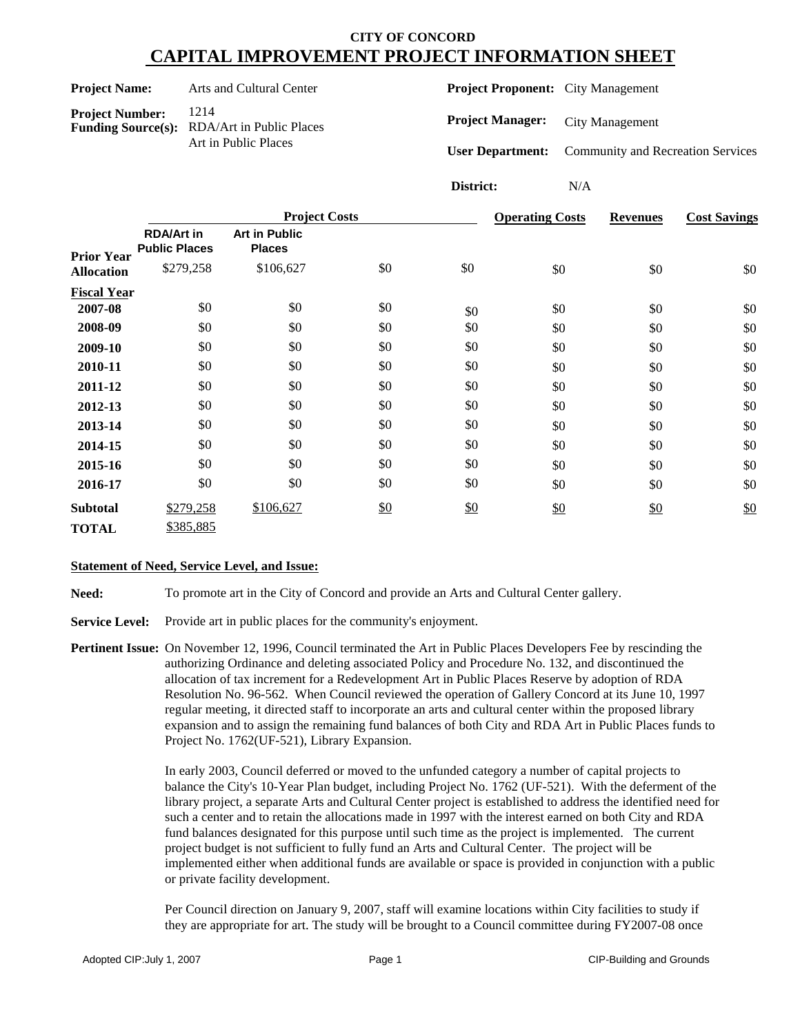**CITY OF CONCORD**

# CAPITAL IMPROVEMENT PROJECT INFORMATION SHEET

**Project Name:** Arts and Cultural Center

**Project Number:** 1214

**Funding Source(s):** RDA/Art in Public Places
Art in Public Places

**Project Proponent:** City Management

**Project Manager:** City Management

**User Department:** Community and Recreation Services

**District:** N/A

| | Project Costs | | | | Operating Costs | Revenues | Cost Savings |
|---|---|---|---|---|---|---|---|
| | RDA/Art in Public Places | Art in Public Places | | | | | |
| **Prior Year Allocation** | $279,258 | $106,627 | $0 | $0 | $0 | $0 | $0 |
| **Fiscal Year** | | | | | | | |
| **2007-08** | $0 | $0 | $0 | $0 | $0 | $0 | $0 |
| **2008-09** | $0 | $0 | $0 | $0 | $0 | $0 | $0 |
| **2009-10** | $0 | $0 | $0 | $0 | $0 | $0 | $0 |
| **2010-11** | $0 | $0 | $0 | $0 | $0 | $0 | $0 |
| **2011-12** | $0 | $0 | $0 | $0 | $0 | $0 | $0 |
| **2012-13** | $0 | $0 | $0 | $0 | $0 | $0 | $0 |
| **2013-14** | $0 | $0 | $0 | $0 | $0 | $0 | $0 |
| **2014-15** | $0 | $0 | $0 | $0 | $0 | $0 | $0 |
| **2015-16** | $0 | $0 | $0 | $0 | $0 | $0 | $0 |
| **2016-17** | $0 | $0 | $0 | $0 | $0 | $0 | $0 |
| **Subtotal** | $279,258 | $106,627 | $0 | $0 | $0 | $0 | $0 |
| **TOTAL** | $385,885 | | | | | | |

**Statement of Need, Service Level, and Issue:**

**Need:** To promote art in the City of Concord and provide an Arts and Cultural Center gallery.

**Service Level:** Provide art in public places for the community's enjoyment.

**Pertinent Issue:** On November 12, 1996, Council terminated the Art in Public Places Developers Fee by rescinding the authorizing Ordinance and deleting associated Policy and Procedure No. 132, and discontinued the allocation of tax increment for a Redevelopment Art in Public Places Reserve by adoption of RDA Resolution No. 96-562. When Council reviewed the operation of Gallery Concord at its June 10, 1997 regular meeting, it directed staff to incorporate an arts and cultural center within the proposed library expansion and to assign the remaining fund balances of both City and RDA Art in Public Places funds to Project No. 1762(UF-521), Library Expansion.

In early 2003, Council deferred or moved to the unfunded category a number of capital projects to balance the City's 10-Year Plan budget, including Project No. 1762 (UF-521). With the deferment of the library project, a separate Arts and Cultural Center project is established to address the identified need for such a center and to retain the allocations made in 1997 with the interest earned on both City and RDA fund balances designated for this purpose until such time as the project is implemented. The current project budget is not sufficient to fully fund an Arts and Cultural Center. The project will be implemented either when additional funds are available or space is provided in conjunction with a public or private facility development.

Per Council direction on January 9, 2007, staff will examine locations within City facilities to study if they are appropriate for art. The study will be brought to a Council committee during FY2007-08 once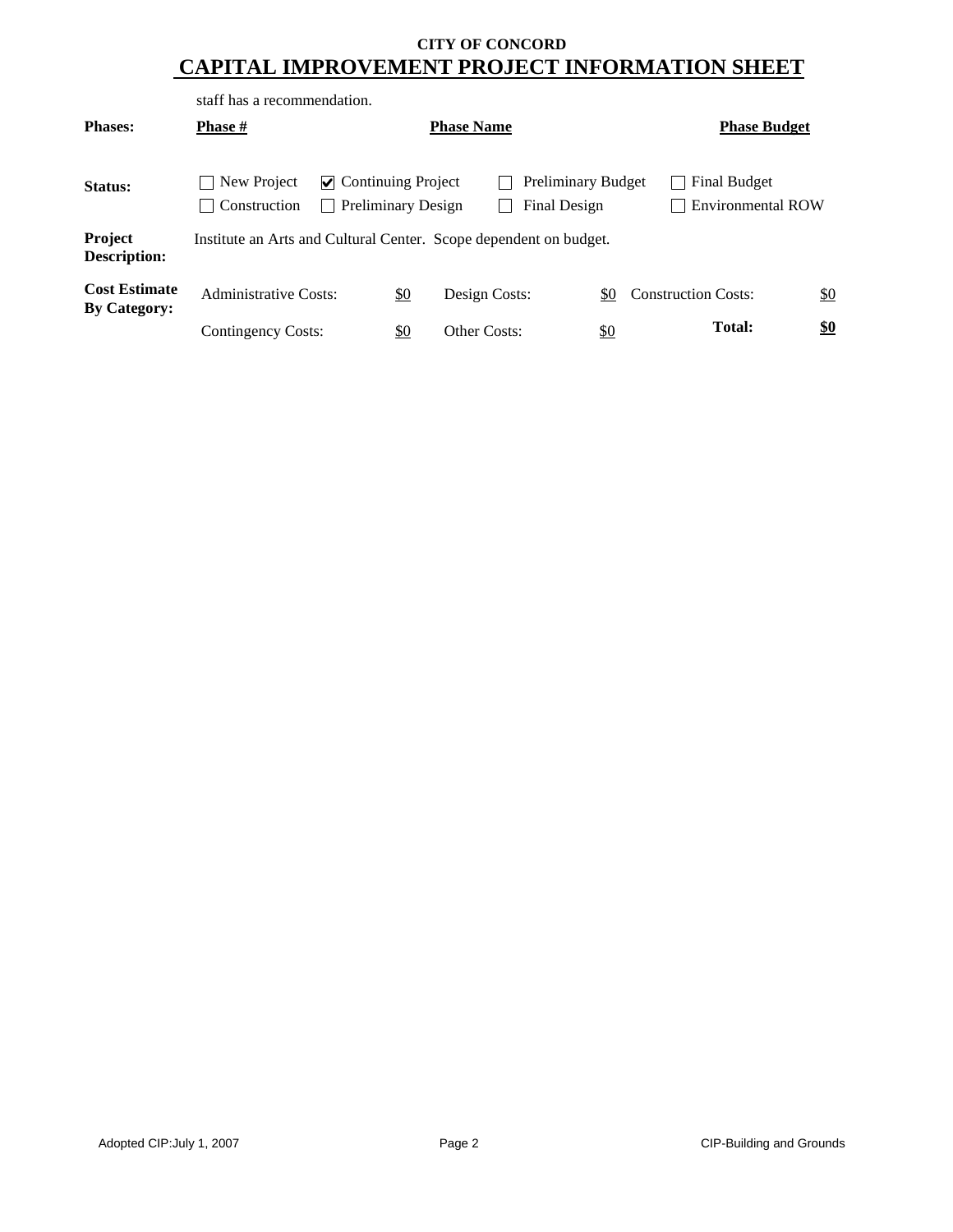**CITY OF CONCORD**

# CAPITAL IMPROVEMENT PROJECT INFORMATION SHEET

staff has a recommendation.

| **Phases:** | **Phase #** | **Phase Name** | **Phase Budget** |
|---|---|---|---|

**Status:**

- ☐ New Project
- ☑ Continuing Project
- ☐ Preliminary Budget
- ☐ Final Budget
- ☐ Construction
- ☐ Preliminary Design
- ☐ Final Design
- ☐ Environmental ROW

**Project Description:** Institute an Arts and Cultural Center. Scope dependent on budget.

**Cost Estimate By Category:**

| | | | | | |
|---|---|---|---|---|---|
| Administrative Costs: | $0 | Design Costs: | $0 | Construction Costs: | $0 |
| Contingency Costs: | $0 | Other Costs: | $0 | **Total:** | **$0** |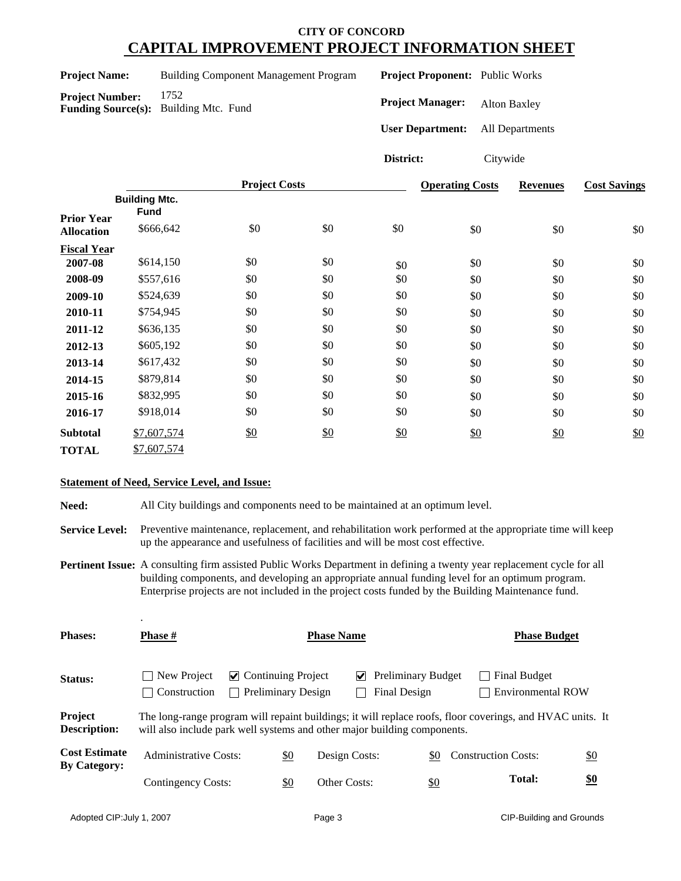**CITY OF CONCORD**

# CAPITAL IMPROVEMENT PROJECT INFORMATION SHEET

**Project Name:** Building Component Management Program

**Project Number:** 1752

**Funding Source(s):** Building Mtc. Fund

**Project Proponent:** Public Works

**Project Manager:** Alton Baxley

**User Department:** All Departments

**District:** Citywide

| | Project Costs | | | | Operating Costs | Revenues | Cost Savings |
|---|---|---|---|---|---|---|---|
| | Building Mtc. Fund | | | | | | |
| **Prior Year Allocation** | $666,642 | $0 | $0 | $0 | $0 | $0 | $0 |
| **Fiscal Year** | | | | | | | |
| **2007-08** | $614,150 | $0 | $0 | $0 | $0 | $0 | $0 |
| **2008-09** | $557,616 | $0 | $0 | $0 | $0 | $0 | $0 |
| **2009-10** | $524,639 | $0 | $0 | $0 | $0 | $0 | $0 |
| **2010-11** | $754,945 | $0 | $0 | $0 | $0 | $0 | $0 |
| **2011-12** | $636,135 | $0 | $0 | $0 | $0 | $0 | $0 |
| **2012-13** | $605,192 | $0 | $0 | $0 | $0 | $0 | $0 |
| **2013-14** | $617,432 | $0 | $0 | $0 | $0 | $0 | $0 |
| **2014-15** | $879,814 | $0 | $0 | $0 | $0 | $0 | $0 |
| **2015-16** | $832,995 | $0 | $0 | $0 | $0 | $0 | $0 |
| **2016-17** | $918,014 | $0 | $0 | $0 | $0 | $0 | $0 |
| **Subtotal** | $7,607,574 | $0 | $0 | $0 | $0 | $0 | $0 |
| **TOTAL** | $7,607,574 | | | | | | |

**Statement of Need, Service Level, and Issue:**

**Need:** All City buildings and components need to be maintained at an optimum level.

**Service Level:** Preventive maintenance, replacement, and rehabilitation work performed at the appropriate time will keep up the appearance and usefulness of facilities and will be most cost effective.

**Pertinent Issue:** A consulting firm assisted Public Works Department in defining a twenty year replacement cycle for all building components, and developing an appropriate annual funding level for an optimum program. Enterprise projects are not included in the project costs funded by the Building Maintenance fund.

.

| **Phases:** | **Phase #** | **Phase Name** | **Phase Budget** |
|---|---|---|---|

**Status:**

- ☐ New Project
- ☑ Continuing Project
- ☑ Preliminary Budget
- ☐ Final Budget
- ☐ Construction
- ☐ Preliminary Design
- ☐ Final Design
- ☐ Environmental ROW

**Project Description:** The long-range program will repaint buildings; it will replace roofs, floor coverings, and HVAC units. It will also include park well systems and other major building components.

**Cost Estimate By Category:**

| | | | | | |
|---|---|---|---|---|---|
| Administrative Costs: | $0 | Design Costs: | $0 | Construction Costs: | $0 |
| Contingency Costs: | $0 | Other Costs: | $0 | **Total:** | **$0** |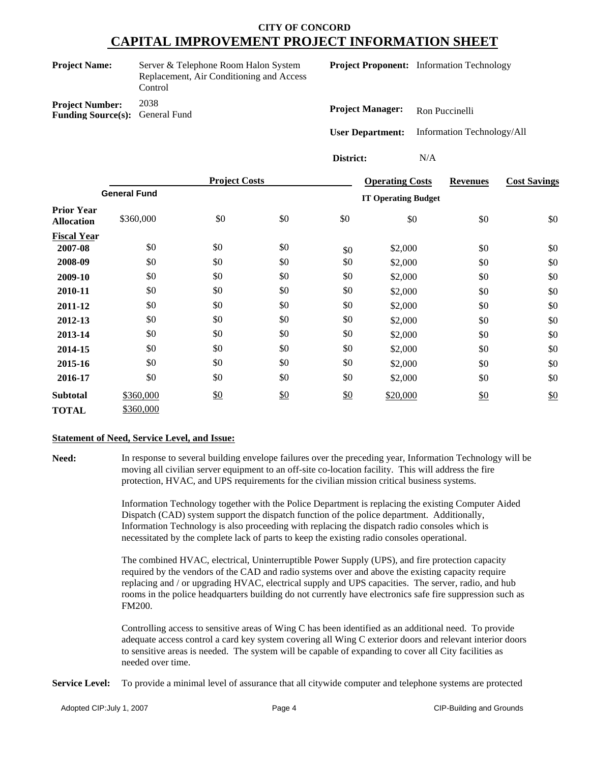# CITY OF CONCORD
## CAPITAL IMPROVEMENT PROJECT INFORMATION SHEET

**Project Name:** Server & Telephone Room Halon System Replacement, Air Conditioning and Access Control

**Project Proponent:** Information Technology

**Project Number:** 2038

**Funding Source(s):** General Fund

**Project Manager:** Ron Puccinelli

**User Department:** Information Technology/All

**District:** N/A

| | Project Costs | | | | Operating Costs | Revenues | Cost Savings |
|---|---|---|---|---|---|---|---|
| | General Fund | | | | IT Operating Budget | | |
| **Prior Year Allocation** | $360,000 | $0 | $0 | $0 | $0 | $0 | $0 |
| **Fiscal Year** | | | | | | | |
| **2007-08** | $0 | $0 | $0 | $0 | $2,000 | $0 | $0 |
| **2008-09** | $0 | $0 | $0 | $0 | $2,000 | $0 | $0 |
| **2009-10** | $0 | $0 | $0 | $0 | $2,000 | $0 | $0 |
| **2010-11** | $0 | $0 | $0 | $0 | $2,000 | $0 | $0 |
| **2011-12** | $0 | $0 | $0 | $0 | $2,000 | $0 | $0 |
| **2012-13** | $0 | $0 | $0 | $0 | $2,000 | $0 | $0 |
| **2013-14** | $0 | $0 | $0 | $0 | $2,000 | $0 | $0 |
| **2014-15** | $0 | $0 | $0 | $0 | $2,000 | $0 | $0 |
| **2015-16** | $0 | $0 | $0 | $0 | $2,000 | $0 | $0 |
| **2016-17** | $0 | $0 | $0 | $0 | $2,000 | $0 | $0 |
| **Subtotal** | $360,000 | $0 | $0 | $0 | $20,000 | $0 | $0 |
| **TOTAL** | $360,000 | | | | | | |

**Statement of Need, Service Level, and Issue:**

**Need:** In response to several building envelope failures over the preceding year, Information Technology will be moving all civilian server equipment to an off-site co-location facility. This will address the fire protection, HVAC, and UPS requirements for the civilian mission critical business systems.

Information Technology together with the Police Department is replacing the existing Computer Aided Dispatch (CAD) system support the dispatch function of the police department. Additionally, Information Technology is also proceeding with replacing the dispatch radio consoles which is necessitated by the complete lack of parts to keep the existing radio consoles operational.

The combined HVAC, electrical, Uninterruptible Power Supply (UPS), and fire protection capacity required by the vendors of the CAD and radio systems over and above the existing capacity require replacing and / or upgrading HVAC, electrical supply and UPS capacities. The server, radio, and hub rooms in the police headquarters building do not currently have electronics safe fire suppression such as FM200.

Controlling access to sensitive areas of Wing C has been identified as an additional need. To provide adequate access control a card key system covering all Wing C exterior doors and relevant interior doors to sensitive areas is needed. The system will be capable of expanding to cover all City facilities as needed over time.

**Service Level:** To provide a minimal level of assurance that all citywide computer and telephone systems are protected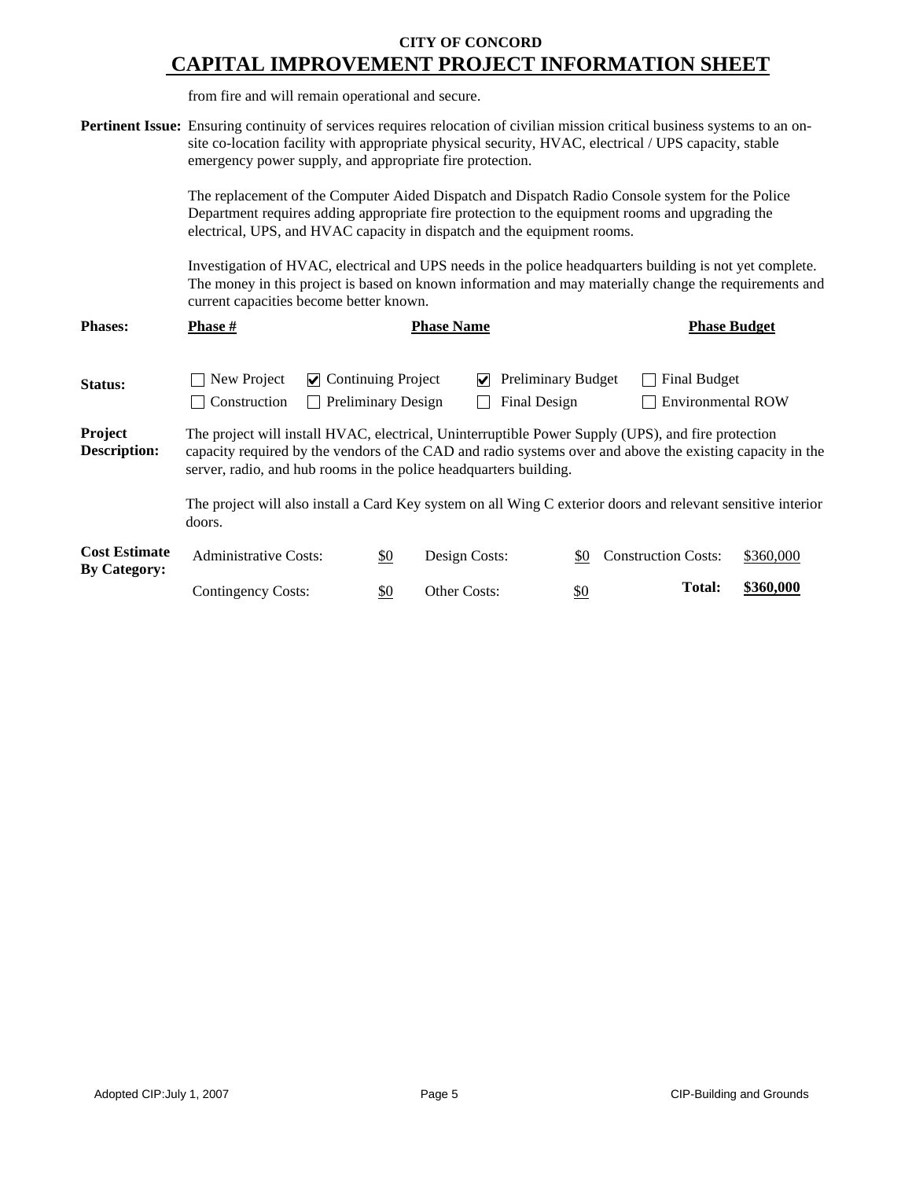# CITY OF CONCORD
## CAPITAL IMPROVEMENT PROJECT INFORMATION SHEET

from fire and will remain operational and secure.

**Pertinent Issue:** Ensuring continuity of services requires relocation of civilian mission critical business systems to an on-site co-location facility with appropriate physical security, HVAC, electrical / UPS capacity, stable emergency power supply, and appropriate fire protection.

The replacement of the Computer Aided Dispatch and Dispatch Radio Console system for the Police Department requires adding appropriate fire protection to the equipment rooms and upgrading the electrical, UPS, and HVAC capacity in dispatch and the equipment rooms.

Investigation of HVAC, electrical and UPS needs in the police headquarters building is not yet complete. The money in this project is based on known information and may materially change the requirements and current capacities become better known.

**Phases:**

| Phase # | Phase Name | Phase Budget |
|---|---|---|

**Status:**

- [ ] New Project
- [x] Continuing Project
- [x] Preliminary Budget
- [ ] Final Budget
- [ ] Construction
- [ ] Preliminary Design
- [ ] Final Design
- [ ] Environmental ROW

**Project Description:** The project will install HVAC, electrical, Uninterruptible Power Supply (UPS), and fire protection capacity required by the vendors of the CAD and radio systems over and above the existing capacity in the server, radio, and hub rooms in the police headquarters building.

The project will also install a Card Key system on all Wing C exterior doors and relevant sensitive interior doors.

**Cost Estimate By Category:**

| | | | | | |
|---|---|---|---|---|---|
| Administrative Costs: | $0 | Design Costs: | $0 | Construction Costs: | $360,000 |
| Contingency Costs: | $0 | Other Costs: | $0 | **Total:** | **$360,000** |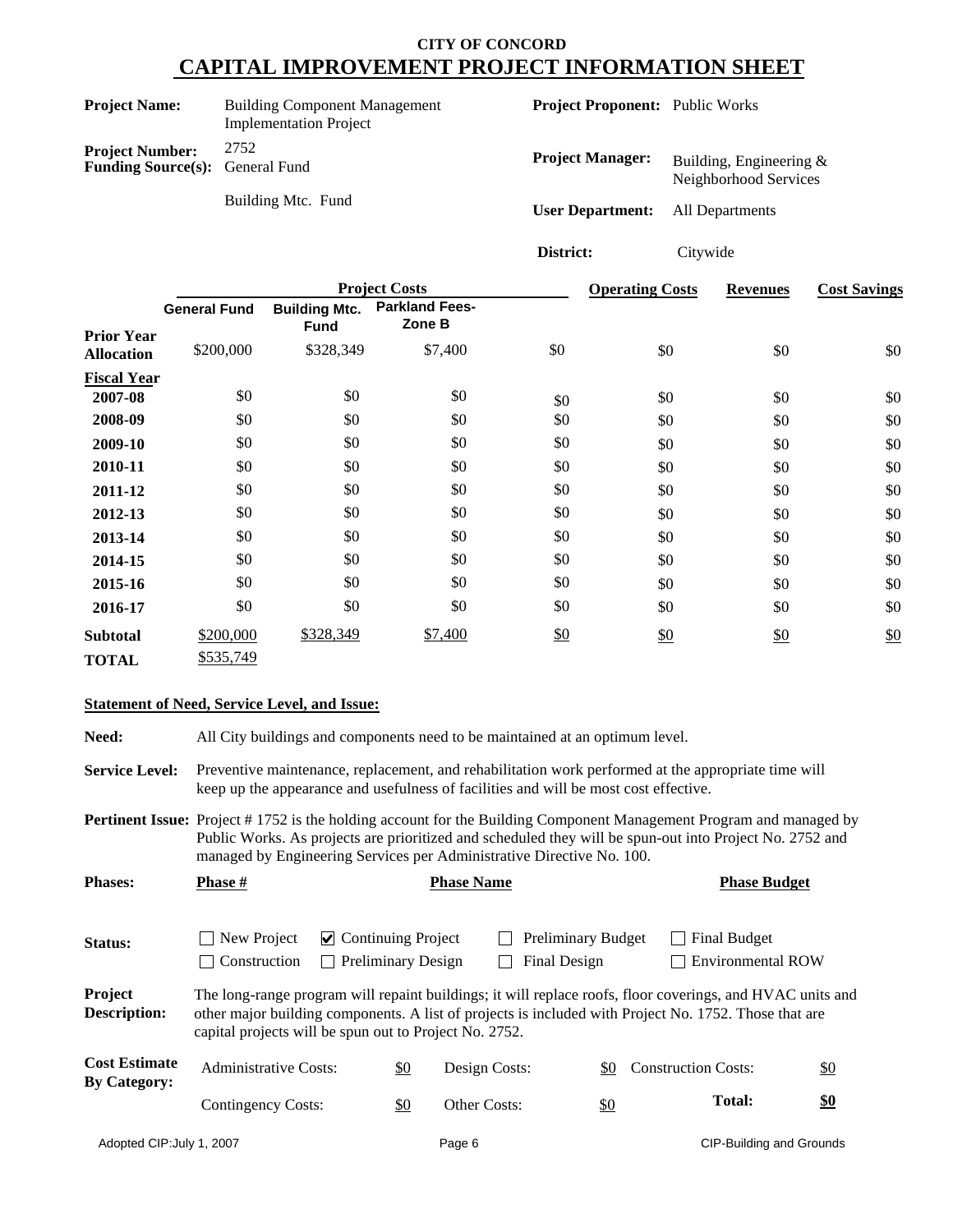# CITY OF CONCORD

## CAPITAL IMPROVEMENT PROJECT INFORMATION SHEET

**Project Name:** Building Component Management Implementation Project

**Project Number:** 2752

**Funding Source(s):** General Fund

Building Mtc. Fund

**Project Proponent:** Public Works

**Project Manager:** Building, Engineering & Neighborhood Services

**User Department:** All Departments

**District:** Citywide

| | Project Costs | | | | Operating Costs | Revenues | Cost Savings |
|---|---|---|---|---|---|---|---|
| | **General Fund** | **Building Mtc. Fund** | **Parkland Fees- Zone B** | | | | |
| **Prior Year Allocation** | $200,000 | $328,349 | $7,400 | $0 | $0 | $0 | $0 |
| **Fiscal Year** | | | | | | | |
| **2007-08** | $0 | $0 | $0 | $0 | $0 | $0 | $0 |
| **2008-09** | $0 | $0 | $0 | $0 | $0 | $0 | $0 |
| **2009-10** | $0 | $0 | $0 | $0 | $0 | $0 | $0 |
| **2010-11** | $0 | $0 | $0 | $0 | $0 | $0 | $0 |
| **2011-12** | $0 | $0 | $0 | $0 | $0 | $0 | $0 |
| **2012-13** | $0 | $0 | $0 | $0 | $0 | $0 | $0 |
| **2013-14** | $0 | $0 | $0 | $0 | $0 | $0 | $0 |
| **2014-15** | $0 | $0 | $0 | $0 | $0 | $0 | $0 |
| **2015-16** | $0 | $0 | $0 | $0 | $0 | $0 | $0 |
| **2016-17** | $0 | $0 | $0 | $0 | $0 | $0 | $0 |
| **Subtotal** | $200,000 | $328,349 | $7,400 | $0 | $0 | $0 | $0 |
| **TOTAL** | $535,749 | | | | | | |

**Statement of Need, Service Level, and Issue:**

**Need:** All City buildings and components need to be maintained at an optimum level.

**Service Level:** Preventive maintenance, replacement, and rehabilitation work performed at the appropriate time will keep up the appearance and usefulness of facilities and will be most cost effective.

**Pertinent Issue:** Project # 1752 is the holding account for the Building Component Management Program and managed by Public Works. As projects are prioritized and scheduled they will be spun-out into Project No. 2752 and managed by Engineering Services per Administrative Directive No. 100.

**Phases:**

| Phase # | Phase Name | Phase Budget |
|---|---|---|
| | | |

**Status:**

- ☐ New Project
- ☑ Continuing Project
- ☐ Preliminary Budget
- ☐ Final Budget
- ☐ Construction
- ☐ Preliminary Design
- ☐ Final Design
- ☐ Environmental ROW

**Project Description:** The long-range program will repaint buildings; it will replace roofs, floor coverings, and HVAC units and other major building components. A list of projects is included with Project No. 1752. Those that are capital projects will be spun out to Project No. 2752.

**Cost Estimate By Category:**

| | | | | | |
|---|---|---|---|---|---|
| Administrative Costs: | $0 | Design Costs: | $0 | Construction Costs: | $0 |
| Contingency Costs: | $0 | Other Costs: | $0 | **Total:** | **$0** |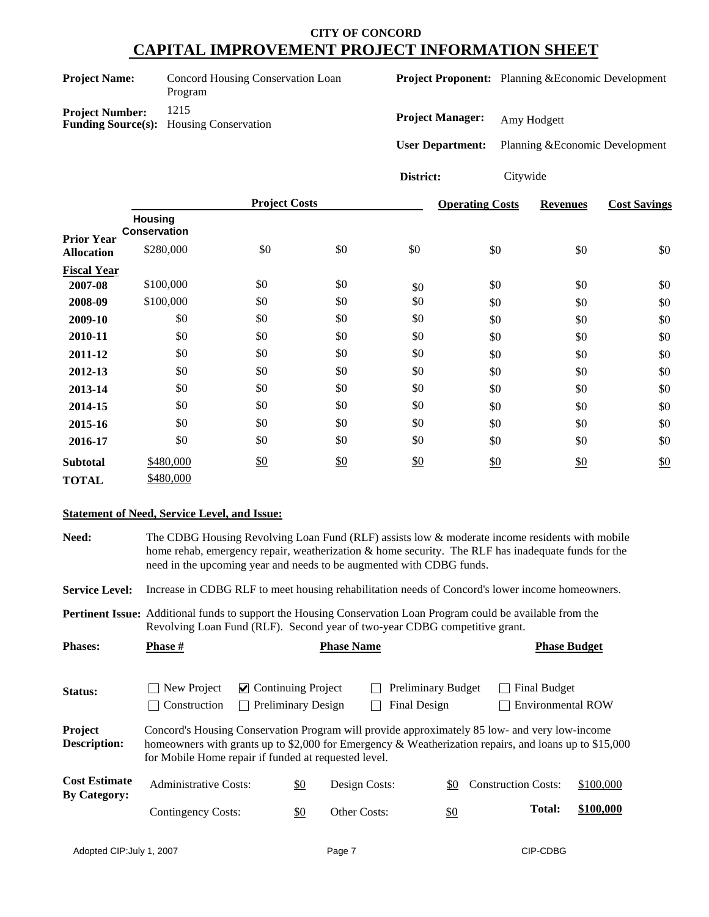# CITY OF CONCORD

# CAPITAL IMPROVEMENT PROJECT INFORMATION SHEET

**Project Name:** Concord Housing Conservation Loan Program

**Project Number:** 1215

**Funding Source(s):** Housing Conservation

**Project Proponent:** Planning &Economic Development

**Project Manager:** Amy Hodgett

**User Department:** Planning &Economic Development

**District:** Citywide

| | Project Costs | | | | Operating Costs | Revenues | Cost Savings |
|---|---|---|---|---|---|---|---|
| | Housing Conservation | | | | | | |
| **Prior Year Allocation** | $280,000 | $0 | $0 | $0 | $0 | $0 | $0 |
| **Fiscal Year** | | | | | | | |
| **2007-08** | $100,000 | $0 | $0 | $0 | $0 | $0 | $0 |
| **2008-09** | $100,000 | $0 | $0 | $0 | $0 | $0 | $0 |
| **2009-10** | $0 | $0 | $0 | $0 | $0 | $0 | $0 |
| **2010-11** | $0 | $0 | $0 | $0 | $0 | $0 | $0 |
| **2011-12** | $0 | $0 | $0 | $0 | $0 | $0 | $0 |
| **2012-13** | $0 | $0 | $0 | $0 | $0 | $0 | $0 |
| **2013-14** | $0 | $0 | $0 | $0 | $0 | $0 | $0 |
| **2014-15** | $0 | $0 | $0 | $0 | $0 | $0 | $0 |
| **2015-16** | $0 | $0 | $0 | $0 | $0 | $0 | $0 |
| **2016-17** | $0 | $0 | $0 | $0 | $0 | $0 | $0 |
| **Subtotal** | $480,000 | $0 | $0 | $0 | $0 | $0 | $0 |
| **TOTAL** | $480,000 | | | | | | |

**Statement of Need, Service Level, and Issue:**

**Need:** The CDBG Housing Revolving Loan Fund (RLF) assists low & moderate income residents with mobile home rehab, emergency repair, weatherization & home security. The RLF has inadequate funds for the need in the upcoming year and needs to be augmented with CDBG funds.

**Service Level:** Increase in CDBG RLF to meet housing rehabilitation needs of Concord's lower income homeowners.

**Pertinent Issue:** Additional funds to support the Housing Conservation Loan Program could be available from the Revolving Loan Fund (RLF). Second year of two-year CDBG competitive grant.

**Phases:**

| Phase # | Phase Name | Phase Budget |
|---|---|---|
| | | |

**Status:**

- ☐ New Project
- ☑ Continuing Project
- ☐ Preliminary Budget
- ☐ Final Budget
- ☐ Construction
- ☐ Preliminary Design
- ☐ Final Design
- ☐ Environmental ROW

**Project Description:** Concord's Housing Conservation Program will provide approximately 85 low- and very low-income homeowners with grants up to $2,000 for Emergency & Weatherization repairs, and loans up to $15,000 for Mobile Home repair if funded at requested level.

**Cost Estimate By Category:**

| | | | | | |
|---|---|---|---|---|---|
| Administrative Costs: | $0 | Design Costs: | $0 | Construction Costs: | $100,000 |
| Contingency Costs: | $0 | Other Costs: | $0 | **Total:** | **$100,000** |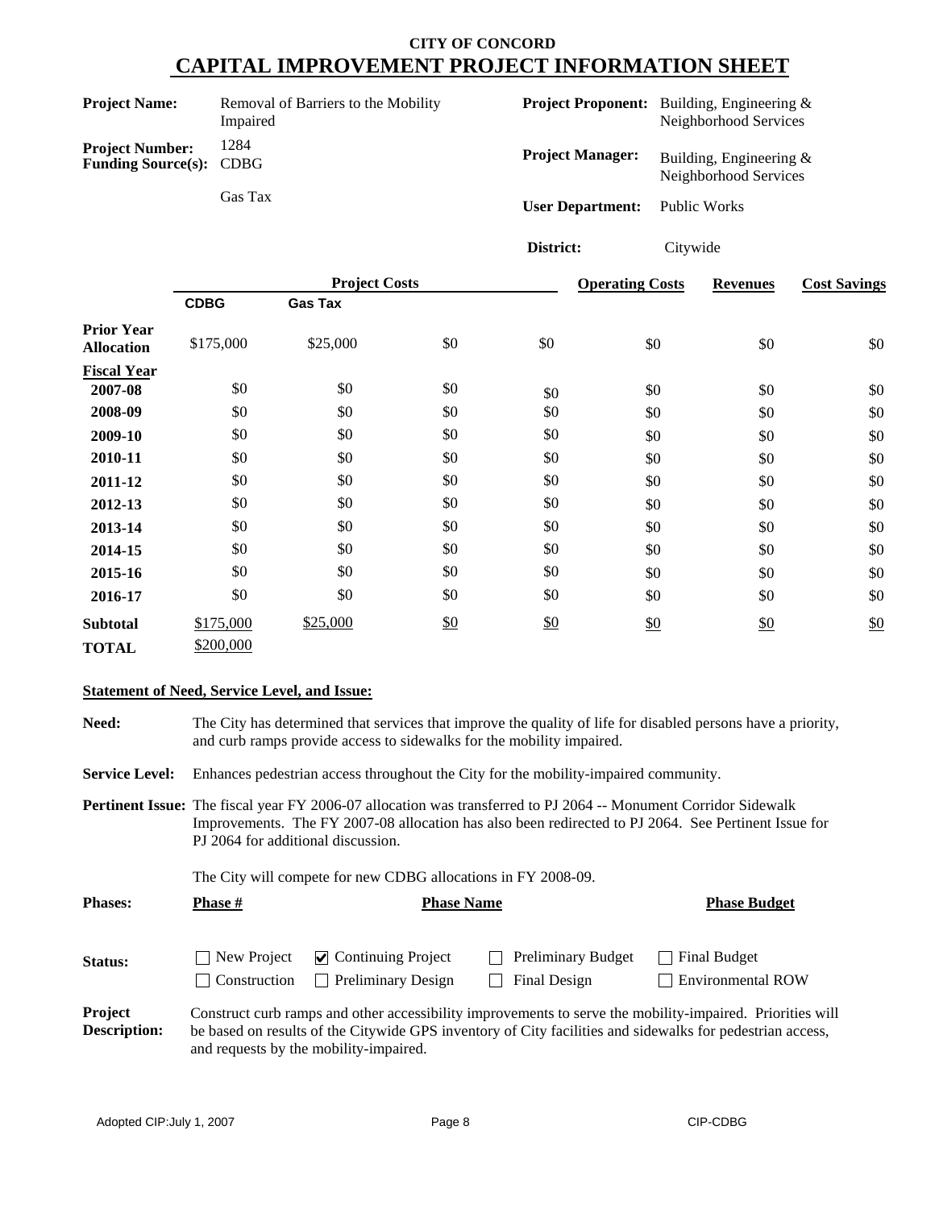# CITY OF CONCORD

## CAPITAL IMPROVEMENT PROJECT INFORMATION SHEET

**Project Name:** Removal of Barriers to the Mobility Impaired

**Project Number:** 1284

**Funding Source(s):** CDBG

Gas Tax

**Project Proponent:** Building, Engineering & Neighborhood Services

**Project Manager:** Building, Engineering & Neighborhood Services

**User Department:** Public Works

**District:** Citywide

| | Project Costs | | | | Operating Costs | Revenues | Cost Savings |
|---|---|---|---|---|---|---|---|
| | CDBG | Gas Tax | | | | | |
| **Prior Year Allocation** | $175,000 | $25,000 | $0 | $0 | $0 | $0 | $0 |
| **Fiscal Year** | | | | | | | |
| **2007-08** | $0 | $0 | $0 | $0 | $0 | $0 | $0 |
| **2008-09** | $0 | $0 | $0 | $0 | $0 | $0 | $0 |
| **2009-10** | $0 | $0 | $0 | $0 | $0 | $0 | $0 |
| **2010-11** | $0 | $0 | $0 | $0 | $0 | $0 | $0 |
| **2011-12** | $0 | $0 | $0 | $0 | $0 | $0 | $0 |
| **2012-13** | $0 | $0 | $0 | $0 | $0 | $0 | $0 |
| **2013-14** | $0 | $0 | $0 | $0 | $0 | $0 | $0 |
| **2014-15** | $0 | $0 | $0 | $0 | $0 | $0 | $0 |
| **2015-16** | $0 | $0 | $0 | $0 | $0 | $0 | $0 |
| **2016-17** | $0 | $0 | $0 | $0 | $0 | $0 | $0 |
| **Subtotal** | $175,000 | $25,000 | $0 | $0 | $0 | $0 | $0 |
| **TOTAL** | $200,000 | | | | | | |

**Statement of Need, Service Level, and Issue:**

**Need:** The City has determined that services that improve the quality of life for disabled persons have a priority, and curb ramps provide access to sidewalks for the mobility impaired.

**Service Level:** Enhances pedestrian access throughout the City for the mobility-impaired community.

**Pertinent Issue:** The fiscal year FY 2006-07 allocation was transferred to PJ 2064 -- Monument Corridor Sidewalk Improvements. The FY 2007-08 allocation has also been redirected to PJ 2064. See Pertinent Issue for PJ 2064 for additional discussion.

The City will compete for new CDBG allocations in FY 2008-09.

**Phases:**

| Phase # | Phase Name | Phase Budget |
|---|---|---|
| | | |

**Status:**

- ☐ New Project
- ☑ Continuing Project
- ☐ Preliminary Budget
- ☐ Final Budget
- ☐ Construction
- ☐ Preliminary Design
- ☐ Final Design
- ☐ Environmental ROW

**Project Description:** Construct curb ramps and other accessibility improvements to serve the mobility-impaired. Priorities will be based on results of the Citywide GPS inventory of City facilities and sidewalks for pedestrian access, and requests by the mobility-impaired.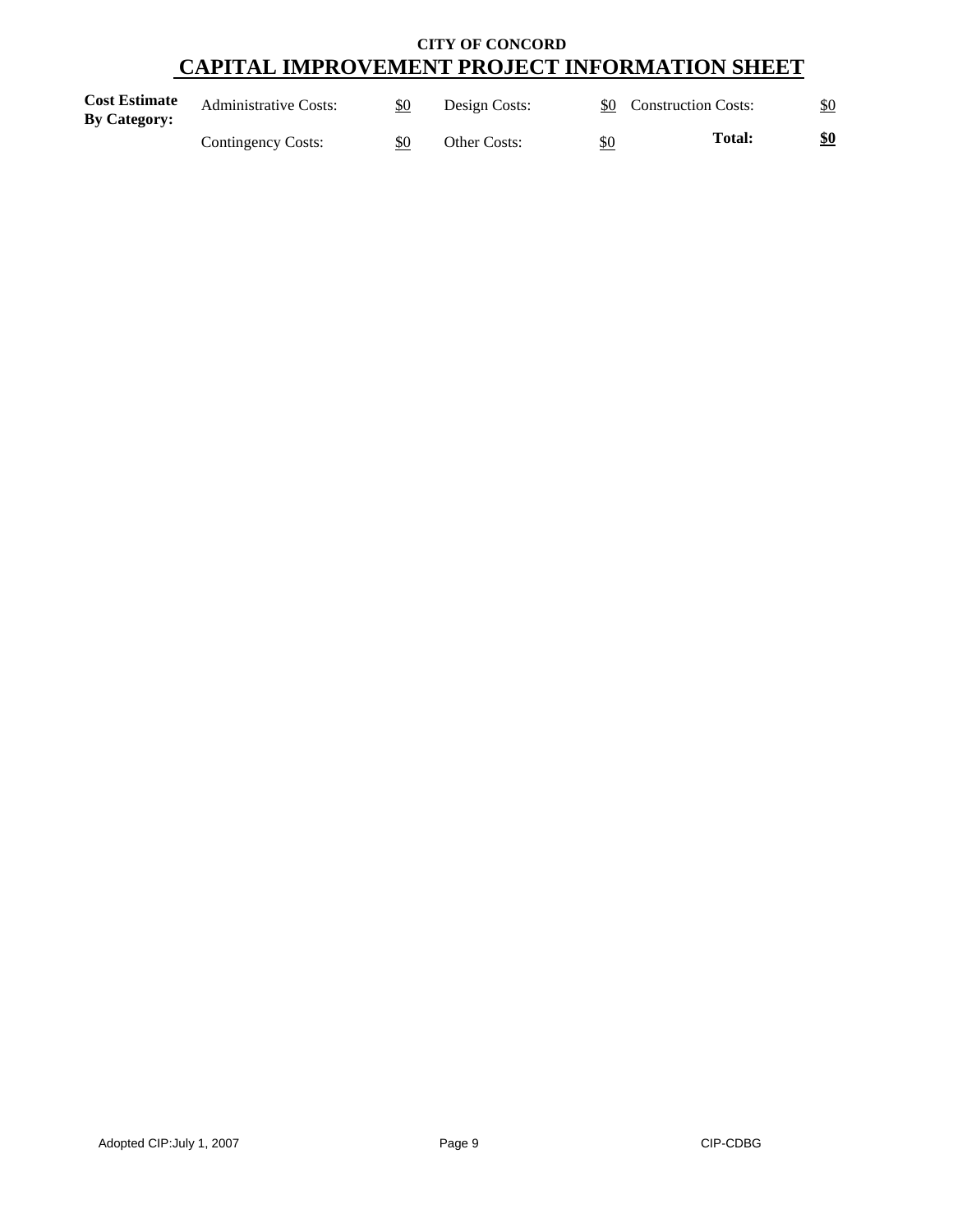**CITY OF CONCORD**

# CAPITAL IMPROVEMENT PROJECT INFORMATION SHEET

| **Cost Estimate By Category:** | Administrative Costs: | $0 | Design Costs: | $0 | Construction Costs: | $0 |
|---|---|---|---|---|---|---|
| | Contingency Costs: | $0 | Other Costs: | $0 | **Total:** | **$0** |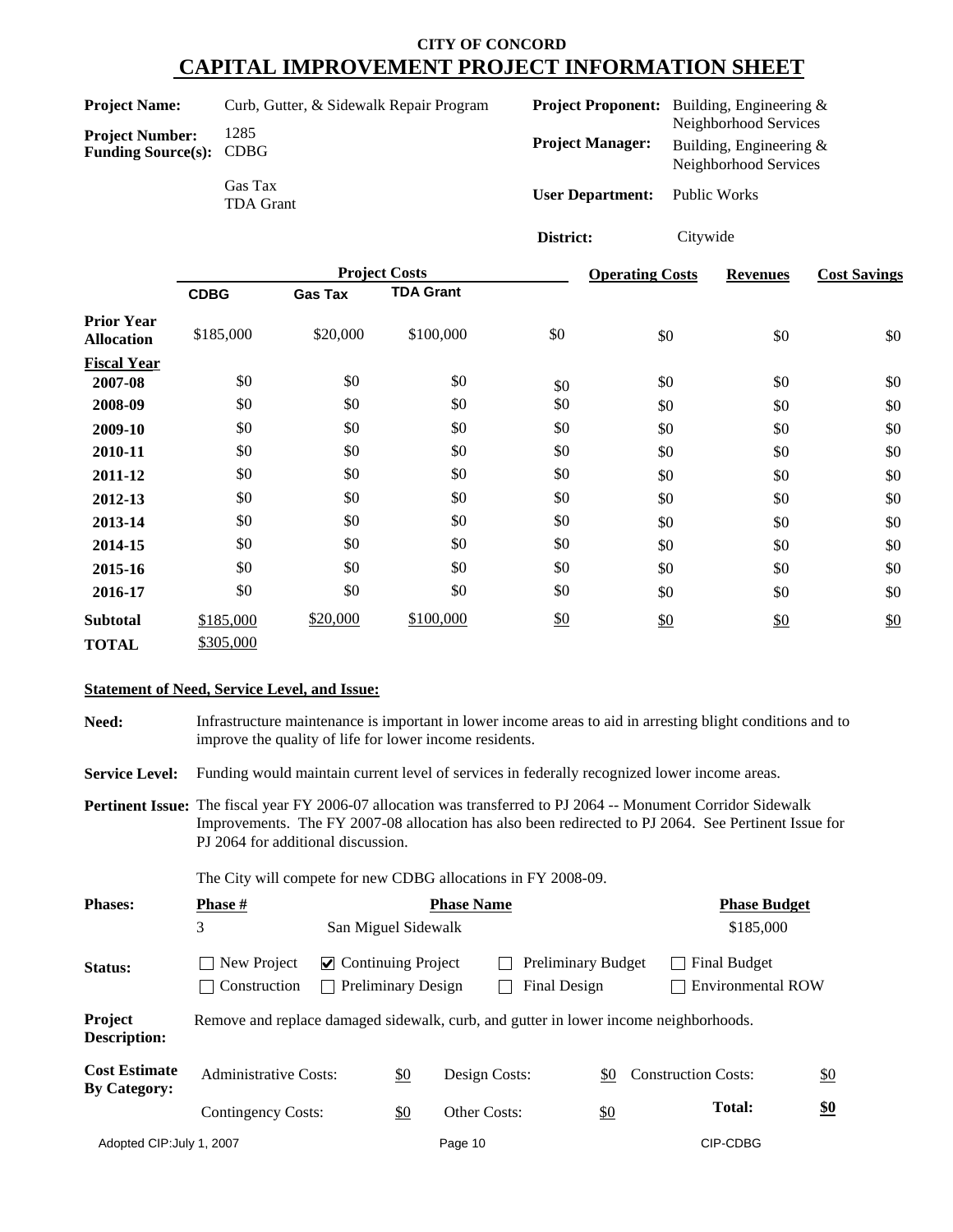# CITY OF CONCORD

## CAPITAL IMPROVEMENT PROJECT INFORMATION SHEET

**Project Name:** Curb, Gutter, & Sidewalk Repair Program

**Project Number:** 1285

**Funding Source(s):** CDBG, Gas Tax, TDA Grant

**Project Proponent:** Building, Engineering & Neighborhood Services

**Project Manager:** Building, Engineering & Neighborhood Services

**User Department:** Public Works

**District:** Citywide

| | Project Costs | | | | Operating Costs | Revenues | Cost Savings |
|---|---|---|---|---|---|---|---|
| | **CDBG** | **Gas Tax** | **TDA Grant** | | | | |
| **Prior Year Allocation** | $185,000 | $20,000 | $100,000 | $0 | $0 | $0 | $0 |
| **Fiscal Year** | | | | | | | |
| **2007-08** | $0 | $0 | $0 | $0 | $0 | $0 | $0 |
| **2008-09** | $0 | $0 | $0 | $0 | $0 | $0 | $0 |
| **2009-10** | $0 | $0 | $0 | $0 | $0 | $0 | $0 |
| **2010-11** | $0 | $0 | $0 | $0 | $0 | $0 | $0 |
| **2011-12** | $0 | $0 | $0 | $0 | $0 | $0 | $0 |
| **2012-13** | $0 | $0 | $0 | $0 | $0 | $0 | $0 |
| **2013-14** | $0 | $0 | $0 | $0 | $0 | $0 | $0 |
| **2014-15** | $0 | $0 | $0 | $0 | $0 | $0 | $0 |
| **2015-16** | $0 | $0 | $0 | $0 | $0 | $0 | $0 |
| **2016-17** | $0 | $0 | $0 | $0 | $0 | $0 | $0 |
| **Subtotal** | $185,000 | $20,000 | $100,000 | $0 | $0 | $0 | $0 |
| **TOTAL** | $305,000 | | | | | | |

### Statement of Need, Service Level, and Issue:

**Need:** Infrastructure maintenance is important in lower income areas to aid in arresting blight conditions and to improve the quality of life for lower income residents.

**Service Level:** Funding would maintain current level of services in federally recognized lower income areas.

**Pertinent Issue:** The fiscal year FY 2006-07 allocation was transferred to PJ 2064 -- Monument Corridor Sidewalk Improvements. The FY 2007-08 allocation has also been redirected to PJ 2064. See Pertinent Issue for PJ 2064 for additional discussion.

The City will compete for new CDBG allocations in FY 2008-09.

**Phases:**

| Phase # | Phase Name | Phase Budget |
|---|---|---|
| 3 | San Miguel Sidewalk | $185,000 |

**Status:**

- [ ] New Project
- [x] Continuing Project
- [ ] Preliminary Budget
- [ ] Final Budget
- [ ] Construction
- [ ] Preliminary Design
- [ ] Final Design
- [ ] Environmental ROW

**Project Description:** Remove and replace damaged sidewalk, curb, and gutter in lower income neighborhoods.

**Cost Estimate By Category:**

| | | | | | |
|---|---|---|---|---|---|
| Administrative Costs: | $0 | Design Costs: | $0 | Construction Costs: | $0 |
| Contingency Costs: | $0 | Other Costs: | $0 | **Total:** | **$0** |

Adopted CIP: July 1, 2007 CIP-CDBG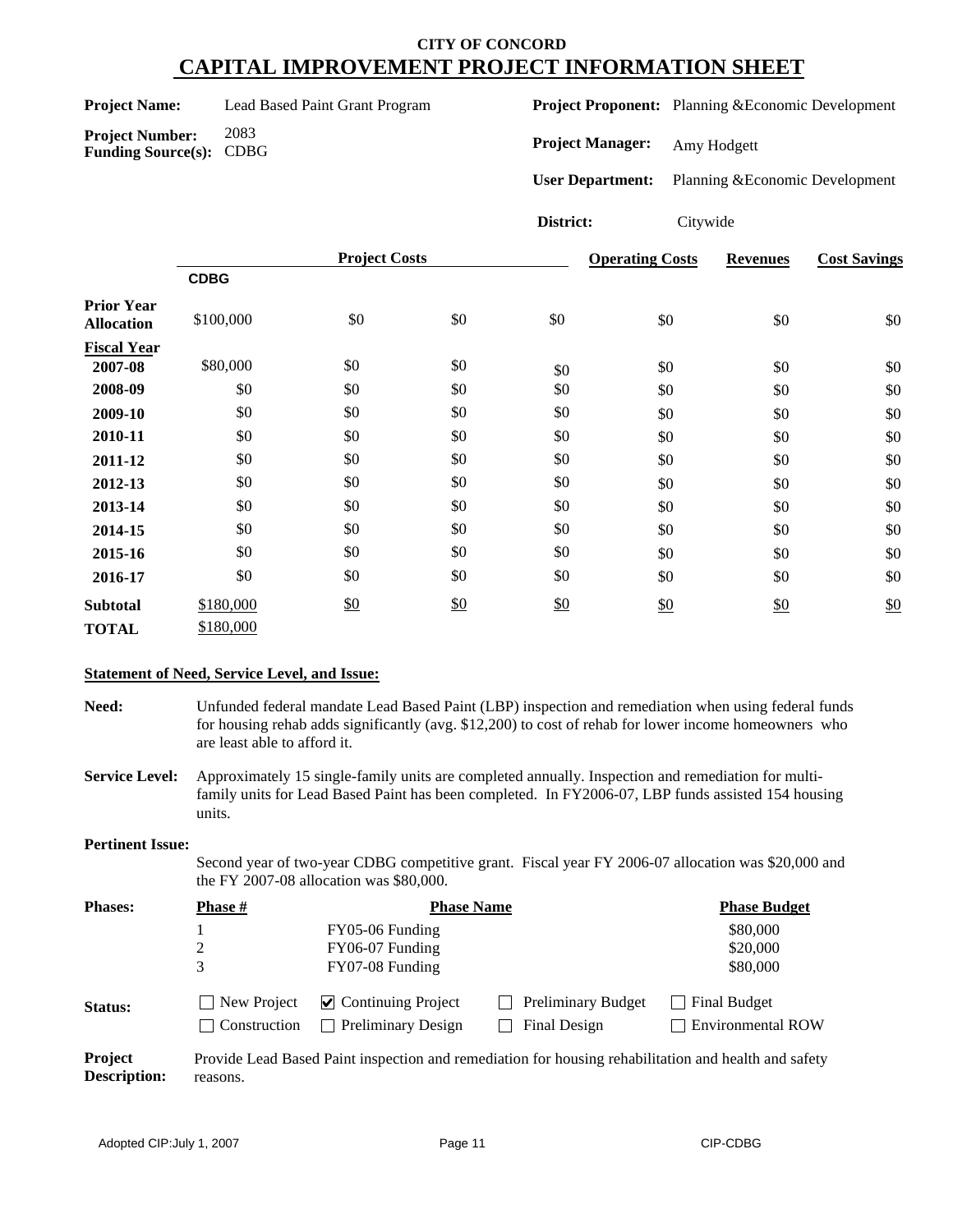# CITY OF CONCORD
# CAPITAL IMPROVEMENT PROJECT INFORMATION SHEET

**Project Name:** Lead Based Paint Grant Program

**Project Number:** 2083

**Funding Source(s):** CDBG

**Project Proponent:** Planning &Economic Development

**Project Manager:** Amy Hodgett

**User Department:** Planning &Economic Development

**District:** Citywide

| | Project Costs | | | | Operating Costs | Revenues | Cost Savings |
|---|---|---|---|---|---|---|---|
| | CDBG | | | | | | |
| **Prior Year Allocation** | $100,000 | $0 | $0 | $0 | $0 | $0 | $0 |
| **Fiscal Year** | | | | | | | |
| **2007-08** | $80,000 | $0 | $0 | $0 | $0 | $0 | $0 |
| **2008-09** | $0 | $0 | $0 | $0 | $0 | $0 | $0 |
| **2009-10** | $0 | $0 | $0 | $0 | $0 | $0 | $0 |
| **2010-11** | $0 | $0 | $0 | $0 | $0 | $0 | $0 |
| **2011-12** | $0 | $0 | $0 | $0 | $0 | $0 | $0 |
| **2012-13** | $0 | $0 | $0 | $0 | $0 | $0 | $0 |
| **2013-14** | $0 | $0 | $0 | $0 | $0 | $0 | $0 |
| **2014-15** | $0 | $0 | $0 | $0 | $0 | $0 | $0 |
| **2015-16** | $0 | $0 | $0 | $0 | $0 | $0 | $0 |
| **2016-17** | $0 | $0 | $0 | $0 | $0 | $0 | $0 |
| **Subtotal** | $180,000 | $0 | $0 | $0 | $0 | $0 | $0 |
| **TOTAL** | $180,000 | | | | | | |

**Statement of Need, Service Level, and Issue:**

**Need:** Unfunded federal mandate Lead Based Paint (LBP) inspection and remediation when using federal funds for housing rehab adds significantly (avg. $12,200) to cost of rehab for lower income homeowners who are least able to afford it.

**Service Level:** Approximately 15 single-family units are completed annually. Inspection and remediation for multi-family units for Lead Based Paint has been completed. In FY2006-07, LBP funds assisted 154 housing units.

**Pertinent Issue:** Second year of two-year CDBG competitive grant. Fiscal year FY 2006-07 allocation was $20,000 and the FY 2007-08 allocation was $80,000.

**Phases:**

| Phase # | Phase Name | Phase Budget |
|---|---|---|
| 1 | FY05-06 Funding | $80,000 |
| 2 | FY06-07 Funding | $20,000 |
| 3 | FY07-08 Funding | $80,000 |

**Status:**

- ☐ New Project
- ☑ Continuing Project
- ☐ Preliminary Budget
- ☐ Final Budget
- ☐ Construction
- ☐ Preliminary Design
- ☐ Final Design
- ☐ Environmental ROW

**Project Description:** Provide Lead Based Paint inspection and remediation for housing rehabilitation and health and safety reasons.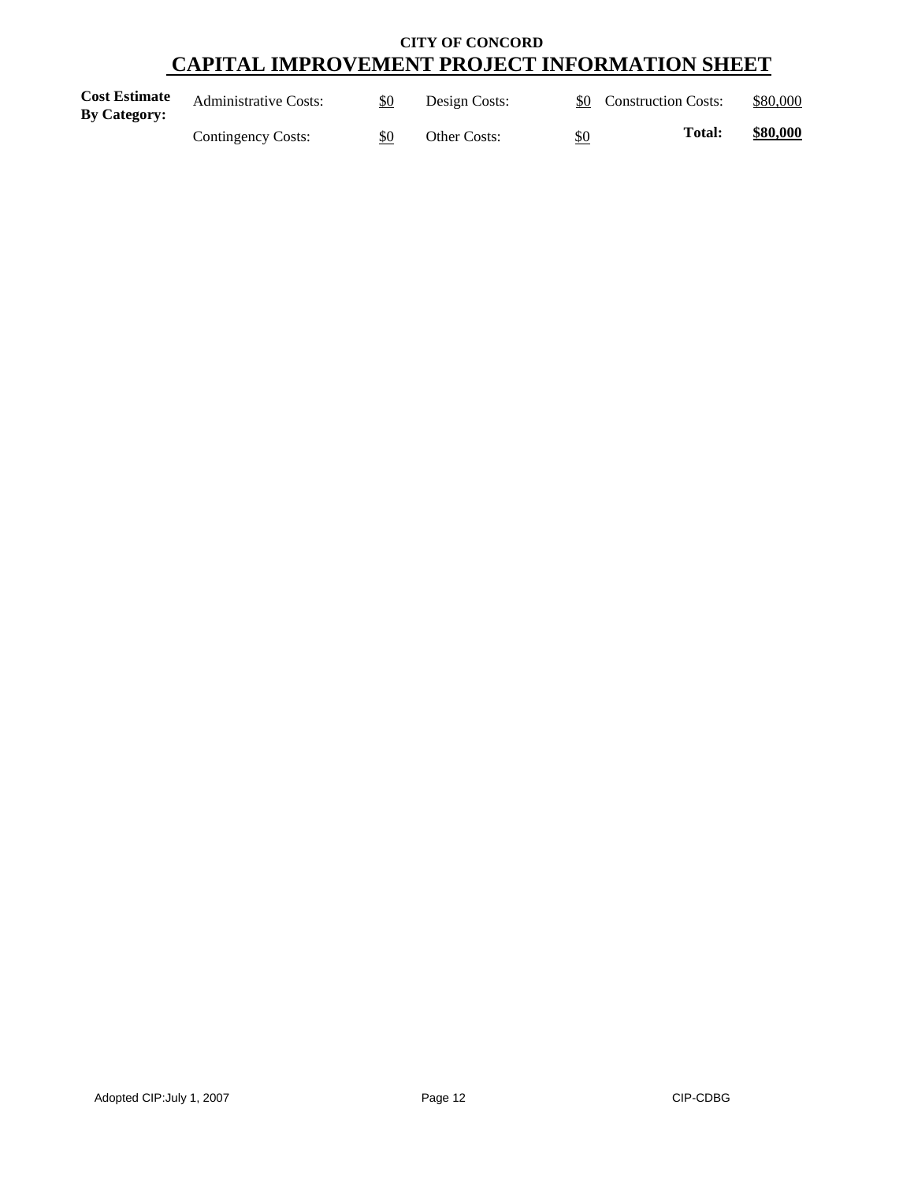**CITY OF CONCORD**

# CAPITAL IMPROVEMENT PROJECT INFORMATION SHEET

| **Cost Estimate By Category:** | Administrative Costs: | $0 | Design Costs: | $0 | Construction Costs: | $80,000 |
|---|---|---|---|---|---|---|
| | Contingency Costs: | $0 | Other Costs: | $0 | **Total:** | **$80,000** |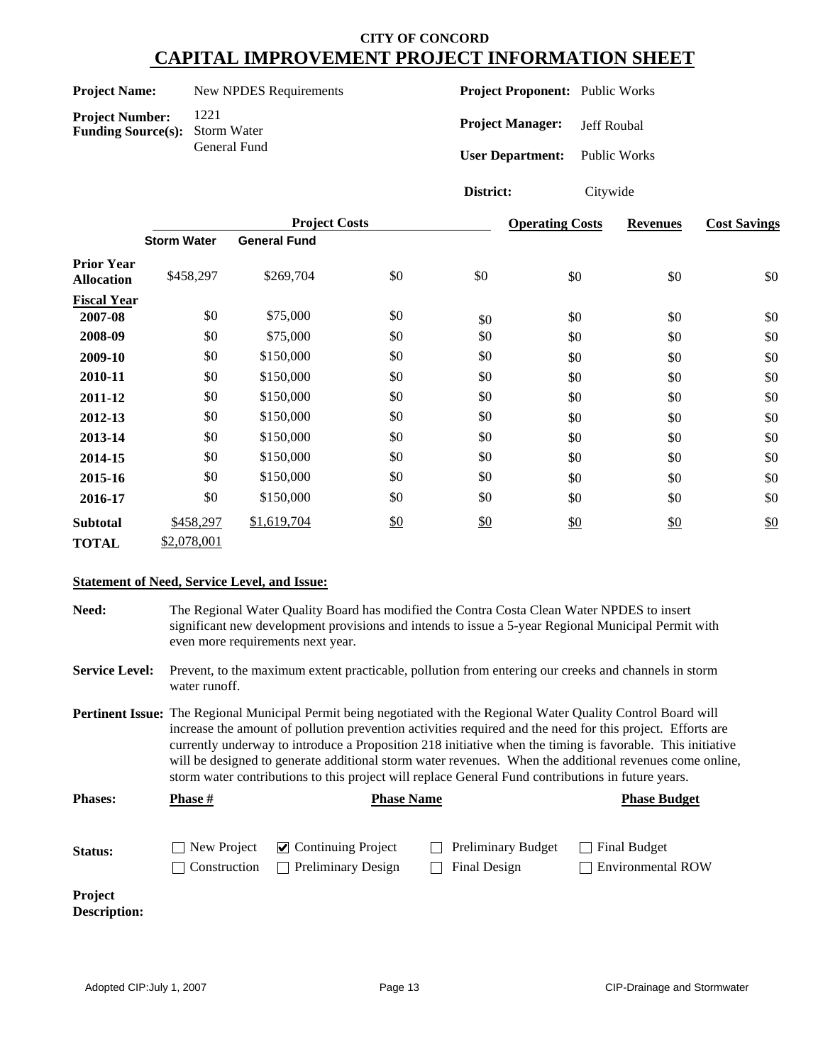**CITY OF CONCORD**

# CAPITAL IMPROVEMENT PROJECT INFORMATION SHEET

**Project Name:** New NPDES Requirements

**Project Number:** 1221

**Funding Source(s):** Storm Water, General Fund

**Project Proponent:** Public Works

**Project Manager:** Jeff Roubal

**User Department:** Public Works

**District:** Citywide

| | Project Costs | | | | Operating Costs | Revenues | Cost Savings |
|---|---|---|---|---|---|---|---|
| | Storm Water | General Fund | | | | | |
| **Prior Year Allocation** | $458,297 | $269,704 | $0 | $0 | $0 | $0 | $0 |
| **Fiscal Year** | | | | | | | |
| **2007-08** | $0 | $75,000 | $0 | $0 | $0 | $0 | $0 |
| **2008-09** | $0 | $75,000 | $0 | $0 | $0 | $0 | $0 |
| **2009-10** | $0 | $150,000 | $0 | $0 | $0 | $0 | $0 |
| **2010-11** | $0 | $150,000 | $0 | $0 | $0 | $0 | $0 |
| **2011-12** | $0 | $150,000 | $0 | $0 | $0 | $0 | $0 |
| **2012-13** | $0 | $150,000 | $0 | $0 | $0 | $0 | $0 |
| **2013-14** | $0 | $150,000 | $0 | $0 | $0 | $0 | $0 |
| **2014-15** | $0 | $150,000 | $0 | $0 | $0 | $0 | $0 |
| **2015-16** | $0 | $150,000 | $0 | $0 | $0 | $0 | $0 |
| **2016-17** | $0 | $150,000 | $0 | $0 | $0 | $0 | $0 |
| **Subtotal** | $458,297 | $1,619,704 | $0 | $0 | $0 | $0 | $0 |
| **TOTAL** | $2,078,001 | | | | | | |

**Statement of Need, Service Level, and Issue:**

**Need:** The Regional Water Quality Board has modified the Contra Costa Clean Water NPDES to insert significant new development provisions and intends to issue a 5-year Regional Municipal Permit with even more requirements next year.

**Service Level:** Prevent, to the maximum extent practicable, pollution from entering our creeks and channels in storm water runoff.

**Pertinent Issue:** The Regional Municipal Permit being negotiated with the Regional Water Quality Control Board will increase the amount of pollution prevention activities required and the need for this project. Efforts are currently underway to introduce a Proposition 218 initiative when the timing is favorable. This initiative will be designed to generate additional storm water revenues. When the additional revenues come online, storm water contributions to this project will replace General Fund contributions in future years.

**Phases:**

| Phase # | Phase Name | Phase Budget |
|---|---|---|

**Status:**

- ☐ New Project
- ☑ Continuing Project
- ☐ Preliminary Budget
- ☐ Final Budget
- ☐ Construction
- ☐ Preliminary Design
- ☐ Final Design
- ☐ Environmental ROW

**Project Description:**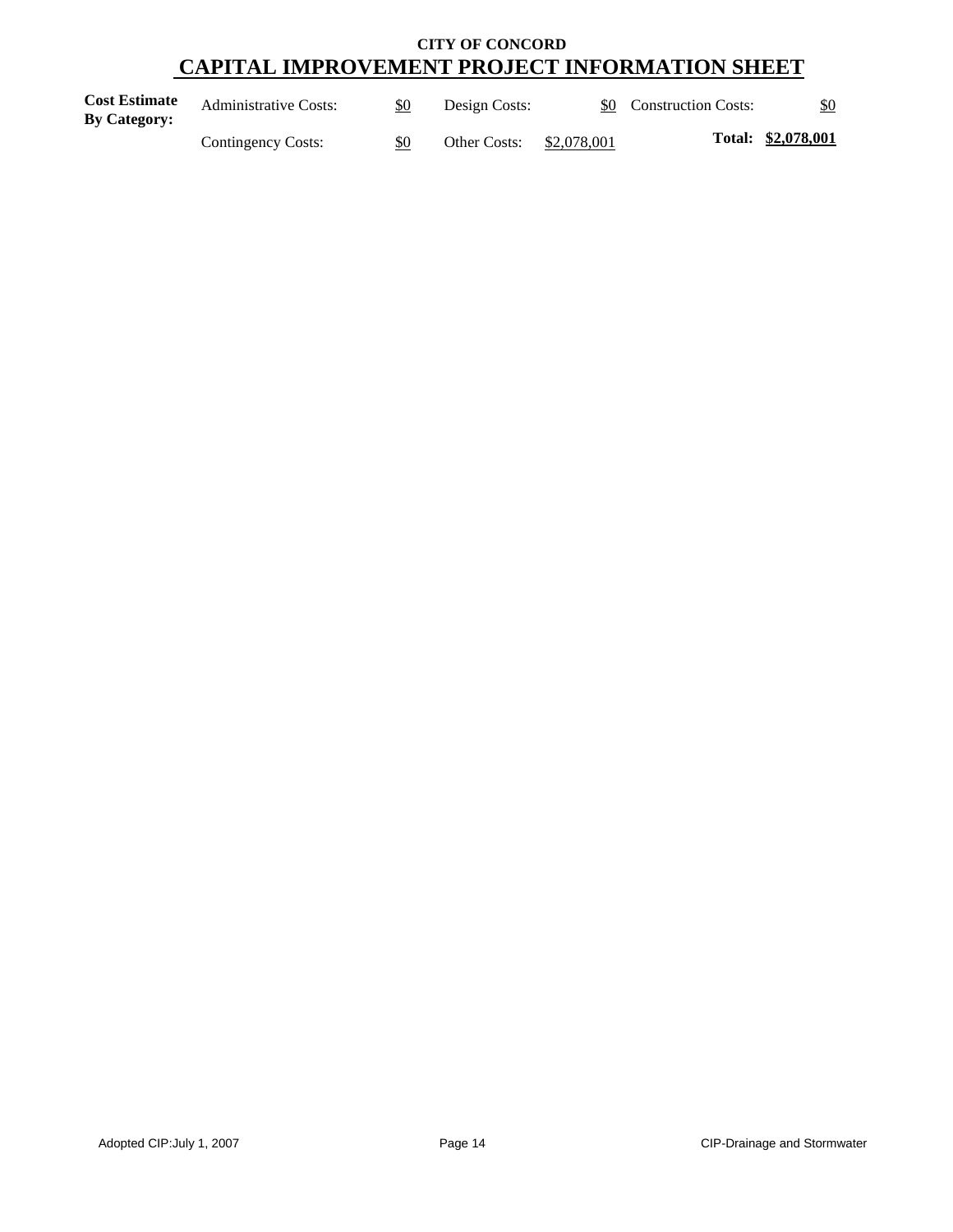**CITY OF CONCORD**

# CAPITAL IMPROVEMENT PROJECT INFORMATION SHEET

| **Cost Estimate By Category:** | Administrative Costs: | $0 | Design Costs: | $0 | Construction Costs: | $0 |
|---|---|---|---|---|---|---|
| | Contingency Costs: | $0 | Other Costs: | $2,078,001 | **Total:** | **$2,078,001** |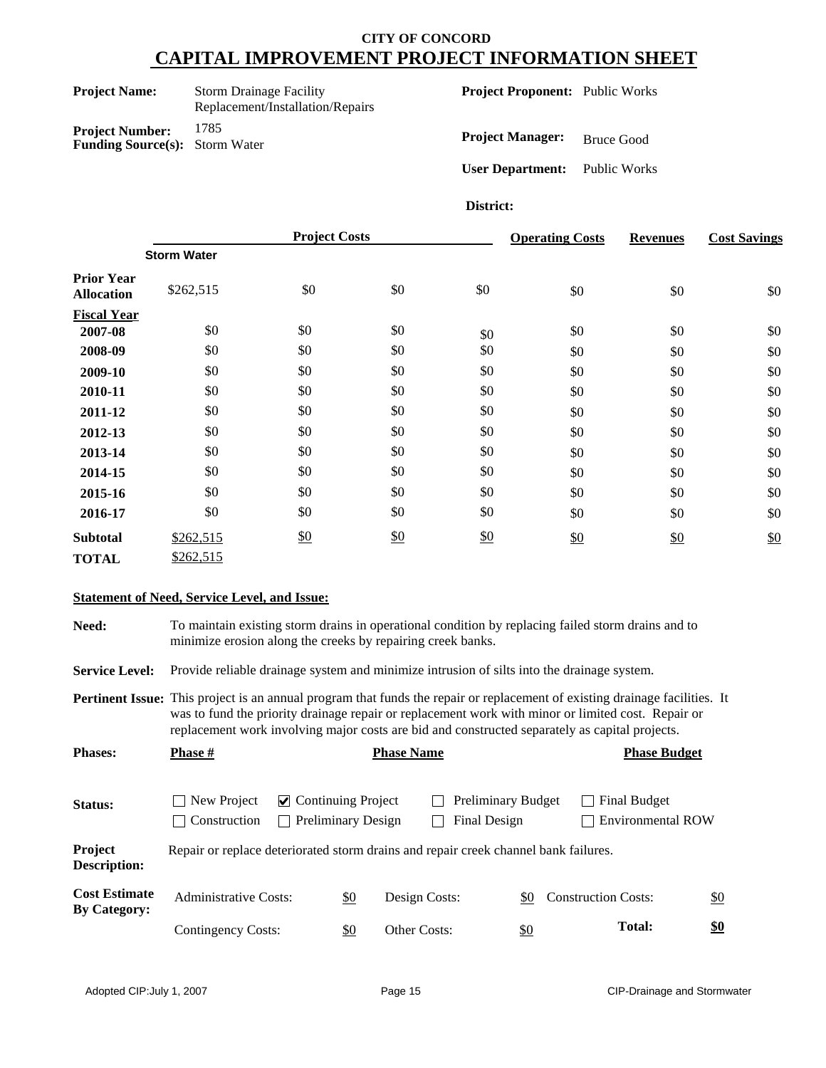**CITY OF CONCORD**

# CAPITAL IMPROVEMENT PROJECT INFORMATION SHEET

**Project Name:** Storm Drainage Facility Replacement/Installation/Repairs

**Project Number:** 1785

**Funding Source(s):** Storm Water

**Project Proponent:** Public Works

**Project Manager:** Bruce Good

**User Department:** Public Works

**District:**

| | Project Costs | | | | Operating Costs | Revenues | Cost Savings |
|---|---|---|---|---|---|---|---|
| | **Storm Water** | | | | | | |
| **Prior Year Allocation** | $262,515 | $0 | $0 | $0 | $0 | $0 | $0 |
| **Fiscal Year** | | | | | | | |
| **2007-08** | $0 | $0 | $0 | $0 | $0 | $0 | $0 |
| **2008-09** | $0 | $0 | $0 | $0 | $0 | $0 | $0 |
| **2009-10** | $0 | $0 | $0 | $0 | $0 | $0 | $0 |
| **2010-11** | $0 | $0 | $0 | $0 | $0 | $0 | $0 |
| **2011-12** | $0 | $0 | $0 | $0 | $0 | $0 | $0 |
| **2012-13** | $0 | $0 | $0 | $0 | $0 | $0 | $0 |
| **2013-14** | $0 | $0 | $0 | $0 | $0 | $0 | $0 |
| **2014-15** | $0 | $0 | $0 | $0 | $0 | $0 | $0 |
| **2015-16** | $0 | $0 | $0 | $0 | $0 | $0 | $0 |
| **2016-17** | $0 | $0 | $0 | $0 | $0 | $0 | $0 |
| **Subtotal** | $262,515 | $0 | $0 | $0 | $0 | $0 | $0 |
| **TOTAL** | $262,515 | | | | | | |

**Statement of Need, Service Level, and Issue:**

**Need:** To maintain existing storm drains in operational condition by replacing failed storm drains and to minimize erosion along the creeks by repairing creek banks.

**Service Level:** Provide reliable drainage system and minimize intrusion of silts into the drainage system.

**Pertinent Issue:** This project is an annual program that funds the repair or replacement of existing drainage facilities. It was to fund the priority drainage repair or replacement work with minor or limited cost. Repair or replacement work involving major costs are bid and constructed separately as capital projects.

**Phases:**

| Phase # | Phase Name | Phase Budget |
|---|---|---|
| | | |

**Status:**

- [ ] New Project
- [x] Continuing Project
- [ ] Preliminary Budget
- [ ] Final Budget
- [ ] Construction
- [ ] Preliminary Design
- [ ] Final Design
- [ ] Environmental ROW

**Project Description:** Repair or replace deteriorated storm drains and repair creek channel bank failures.

**Cost Estimate By Category:**

| | | | | | |
|---|---|---|---|---|---|
| Administrative Costs: | $0 | Design Costs: | $0 | Construction Costs: | $0 |
| Contingency Costs: | $0 | Other Costs: | $0 | **Total:** | **$0** |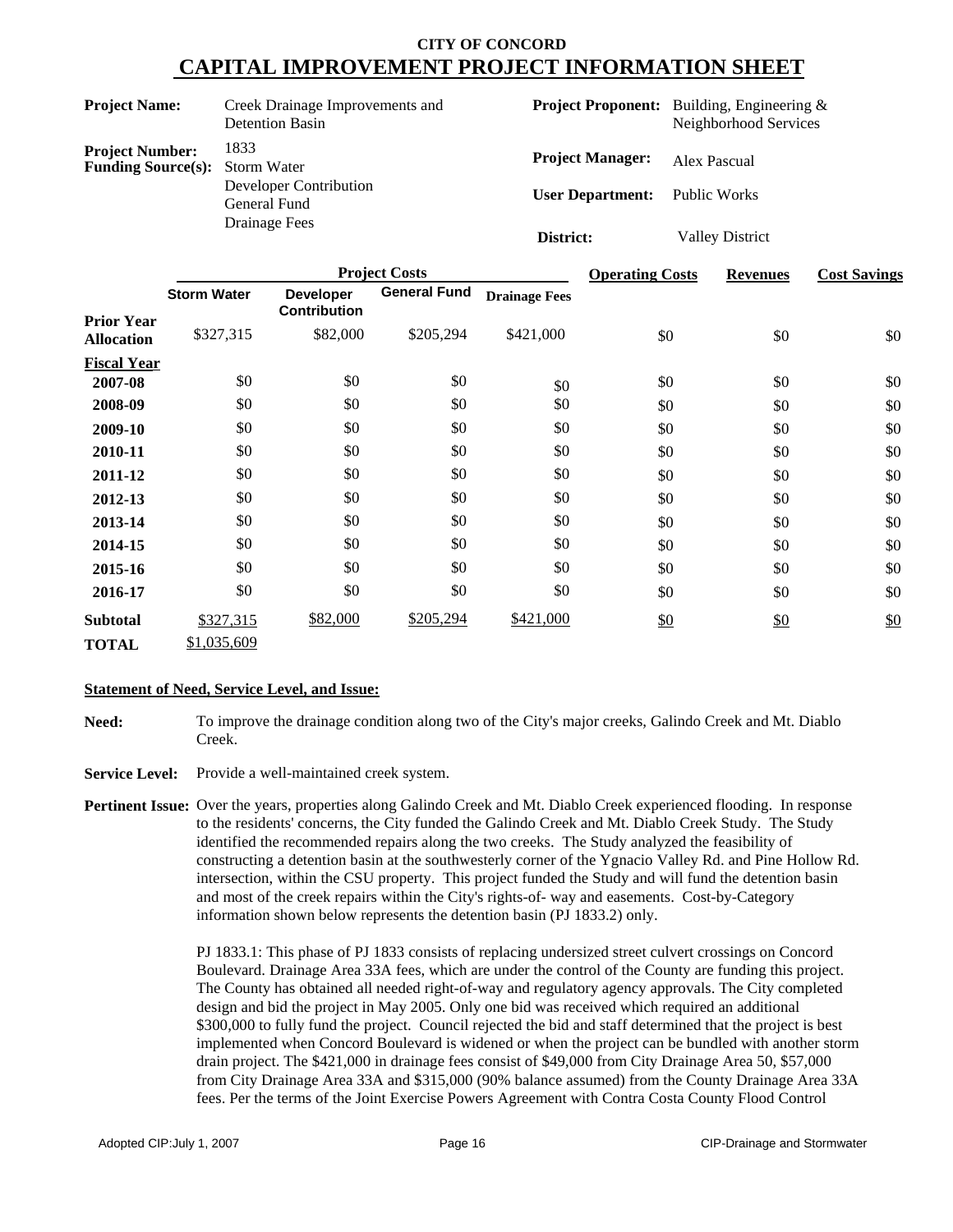# CITY OF CONCORD

# CAPITAL IMPROVEMENT PROJECT INFORMATION SHEET

| | | | |
|---|---|---|---|
| **Project Name:** | Creek Drainage Improvements and Detention Basin | **Project Proponent:** | Building, Engineering & Neighborhood Services |
| **Project Number:** | 1833 | **Project Manager:** | Alex Pascual |
| **Funding Source(s):** | Storm Water<br>Developer Contribution<br>General Fund<br>Drainage Fees | **User Department:** | Public Works |
| | | **District:** | Valley District |

| | Project Costs | | | | Operating Costs | Revenues | Cost Savings |
|---|---|---|---|---|---|---|---|
| | **Storm Water** | **Developer Contribution** | **General Fund** | **Drainage Fees** | | | |
| **Prior Year Allocation** | $327,315 | $82,000 | $205,294 | $421,000 | $0 | $0 | $0 |
| **Fiscal Year** | | | | | | | |
| **2007-08** | $0 | $0 | $0 | $0 | $0 | $0 | $0 |
| **2008-09** | $0 | $0 | $0 | $0 | $0 | $0 | $0 |
| **2009-10** | $0 | $0 | $0 | $0 | $0 | $0 | $0 |
| **2010-11** | $0 | $0 | $0 | $0 | $0 | $0 | $0 |
| **2011-12** | $0 | $0 | $0 | $0 | $0 | $0 | $0 |
| **2012-13** | $0 | $0 | $0 | $0 | $0 | $0 | $0 |
| **2013-14** | $0 | $0 | $0 | $0 | $0 | $0 | $0 |
| **2014-15** | $0 | $0 | $0 | $0 | $0 | $0 | $0 |
| **2015-16** | $0 | $0 | $0 | $0 | $0 | $0 | $0 |
| **2016-17** | $0 | $0 | $0 | $0 | $0 | $0 | $0 |
| **Subtotal** | $327,315 | $82,000 | $205,294 | $421,000 | $0 | $0 | $0 |
| **TOTAL** | $1,035,609 | | | | | | |

**Statement of Need, Service Level, and Issue:**

**Need:** To improve the drainage condition along two of the City's major creeks, Galindo Creek and Mt. Diablo Creek.

**Service Level:** Provide a well-maintained creek system.

**Pertinent Issue:** Over the years, properties along Galindo Creek and Mt. Diablo Creek experienced flooding. In response to the residents' concerns, the City funded the Galindo Creek and Mt. Diablo Creek Study. The Study identified the recommended repairs along the two creeks. The Study analyzed the feasibility of constructing a detention basin at the southwesterly corner of the Ygnacio Valley Rd. and Pine Hollow Rd. intersection, within the CSU property. This project funded the Study and will fund the detention basin and most of the creek repairs within the City's rights-of- way and easements. Cost-by-Category information shown below represents the detention basin (PJ 1833.2) only.

PJ 1833.1: This phase of PJ 1833 consists of replacing undersized street culvert crossings on Concord Boulevard. Drainage Area 33A fees, which are under the control of the County are funding this project. The County has obtained all needed right-of-way and regulatory agency approvals. The City completed design and bid the project in May 2005. Only one bid was received which required an additional $300,000 to fully fund the project. Council rejected the bid and staff determined that the project is best implemented when Concord Boulevard is widened or when the project can be bundled with another storm drain project. The $421,000 in drainage fees consist of $49,000 from City Drainage Area 50, $57,000 from City Drainage Area 33A and $315,000 (90% balance assumed) from the County Drainage Area 33A fees. Per the terms of the Joint Exercise Powers Agreement with Contra Costa County Flood Control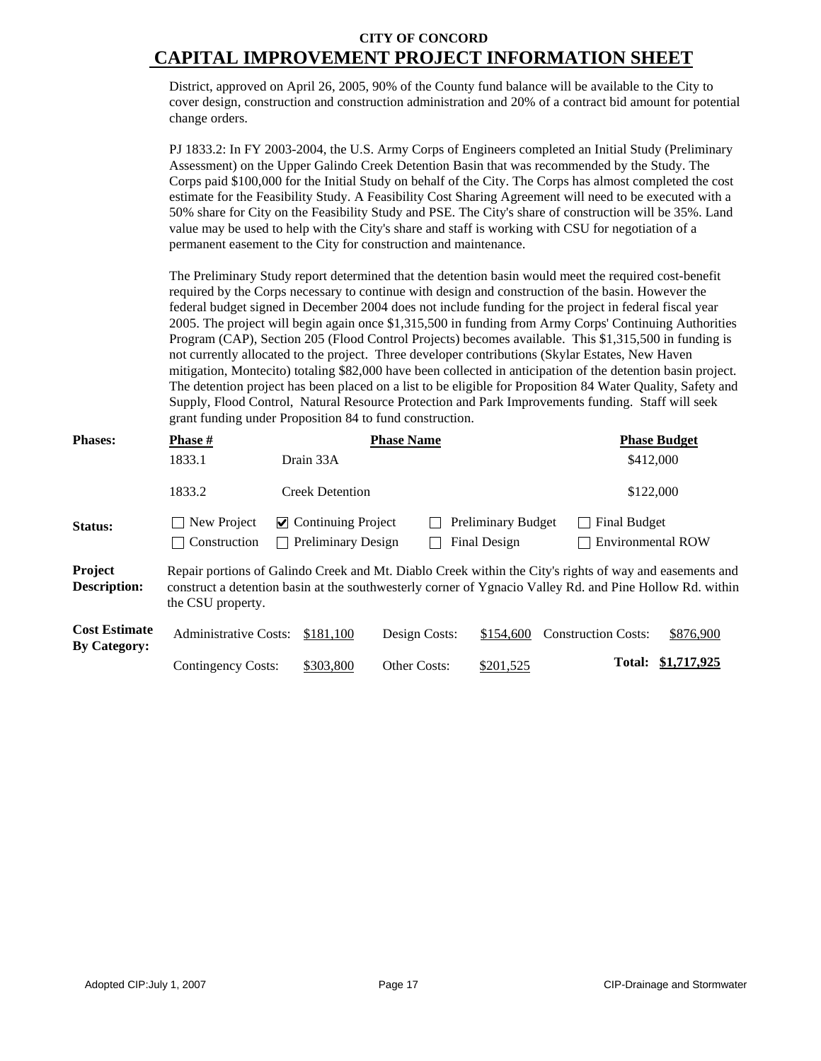# CITY OF CONCORD

## CAPITAL IMPROVEMENT PROJECT INFORMATION SHEET

District, approved on April 26, 2005, 90% of the County fund balance will be available to the City to cover design, construction and construction administration and 20% of a contract bid amount for potential change orders.

PJ 1833.2: In FY 2003-2004, the U.S. Army Corps of Engineers completed an Initial Study (Preliminary Assessment) on the Upper Galindo Creek Detention Basin that was recommended by the Study. The Corps paid $100,000 for the Initial Study on behalf of the City. The Corps has almost completed the cost estimate for the Feasibility Study. A Feasibility Cost Sharing Agreement will need to be executed with a 50% share for City on the Feasibility Study and PSE. The City's share of construction will be 35%. Land value may be used to help with the City's share and staff is working with CSU for negotiation of a permanent easement to the City for construction and maintenance.

The Preliminary Study report determined that the detention basin would meet the required cost-benefit required by the Corps necessary to continue with design and construction of the basin. However the federal budget signed in December 2004 does not include funding for the project in federal fiscal year 2005. The project will begin again once $1,315,500 in funding from Army Corps' Continuing Authorities Program (CAP), Section 205 (Flood Control Projects) becomes available. This $1,315,500 in funding is not currently allocated to the project. Three developer contributions (Skylar Estates, New Haven mitigation, Montecito) totaling $82,000 have been collected in anticipation of the detention basin project. The detention project has been placed on a list to be eligible for Proposition 84 Water Quality, Safety and Supply, Flood Control, Natural Resource Protection and Park Improvements funding. Staff will seek grant funding under Proposition 84 to fund construction.

**Phases:**

| Phase # | Phase Name | Phase Budget |
|---|---|---|
| 1833.1 | Drain 33A | $412,000 |
| 1833.2 | Creek Detention | $122,000 |

**Status:**

- ☐ New Project
- ☑ Continuing Project
- ☐ Preliminary Budget
- ☐ Final Budget
- ☐ Construction
- ☐ Preliminary Design
- ☐ Final Design
- ☐ Environmental ROW

**Project Description:** Repair portions of Galindo Creek and Mt. Diablo Creek within the City's rights of way and easements and construct a detention basin at the southwesterly corner of Ygnacio Valley Rd. and Pine Hollow Rd. within the CSU property.

**Cost Estimate By Category:**

| | | | | | |
|---|---|---|---|---|---|
| Administrative Costs: | $181,100 | Design Costs: | $154,600 | Construction Costs: | $876,900 |
| Contingency Costs: | $303,800 | Other Costs: | $201,525 | **Total:** | **$1,717,925** |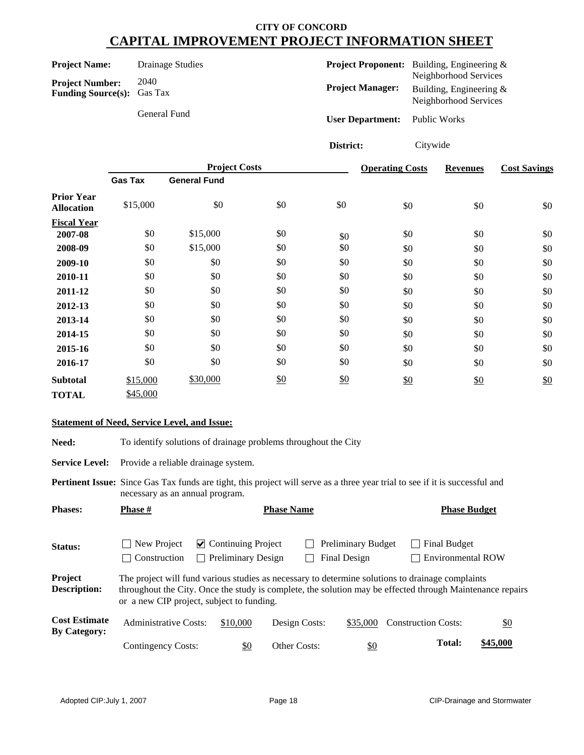# CITY OF CONCORD
## CAPITAL IMPROVEMENT PROJECT INFORMATION SHEET

**Project Name:** Drainage Studies

**Project Number:** 2040

**Funding Source(s):** Gas Tax
General Fund

**Project Proponent:** Building, Engineering & Neighborhood Services

**Project Manager:** Building, Engineering & Neighborhood Services

**User Department:** Public Works

**District:** Citywide

| | Project Costs | | | | Operating Costs | Revenues | Cost Savings |
|---|---|---|---|---|---|---|---|
| | Gas Tax | General Fund | | | | | |
| **Prior Year Allocation** | $15,000 | $0 | $0 | $0 | $0 | $0 | $0 |
| **Fiscal Year** | | | | | | | |
| **2007-08** | $0 | $15,000 | $0 | $0 | $0 | $0 | $0 |
| **2008-09** | $0 | $15,000 | $0 | $0 | $0 | $0 | $0 |
| **2009-10** | $0 | $0 | $0 | $0 | $0 | $0 | $0 |
| **2010-11** | $0 | $0 | $0 | $0 | $0 | $0 | $0 |
| **2011-12** | $0 | $0 | $0 | $0 | $0 | $0 | $0 |
| **2012-13** | $0 | $0 | $0 | $0 | $0 | $0 | $0 |
| **2013-14** | $0 | $0 | $0 | $0 | $0 | $0 | $0 |
| **2014-15** | $0 | $0 | $0 | $0 | $0 | $0 | $0 |
| **2015-16** | $0 | $0 | $0 | $0 | $0 | $0 | $0 |
| **2016-17** | $0 | $0 | $0 | $0 | $0 | $0 | $0 |
| **Subtotal** | $15,000 | $30,000 | $0 | $0 | $0 | $0 | $0 |
| **TOTAL** | $45,000 | | | | | | |

**Statement of Need, Service Level, and Issue:**

**Need:** To identify solutions of drainage problems throughout the City

**Service Level:** Provide a reliable drainage system.

**Pertinent Issue:** Since Gas Tax funds are tight, this project will serve as a three year trial to see if it is successful and necessary as an annual program.

**Phases:**

| Phase # | Phase Name | Phase Budget |
|---|---|---|

**Status:**

- ☐ New Project
- ☑ Continuing Project
- ☐ Preliminary Budget
- ☐ Final Budget
- ☐ Construction
- ☐ Preliminary Design
- ☐ Final Design
- ☐ Environmental ROW

**Project Description:** The project will fund various studies as necessary to determine solutions to drainage complaints throughout the City. Once the study is complete, the solution may be effected through Maintenance repairs or a new CIP project, subject to funding.

**Cost Estimate By Category:**

| | | | | | |
|---|---|---|---|---|---|
| Administrative Costs: | $10,000 | Design Costs: | $35,000 | Construction Costs: | $0 |
| Contingency Costs: | $0 | Other Costs: | $0 | **Total:** | **$45,000** |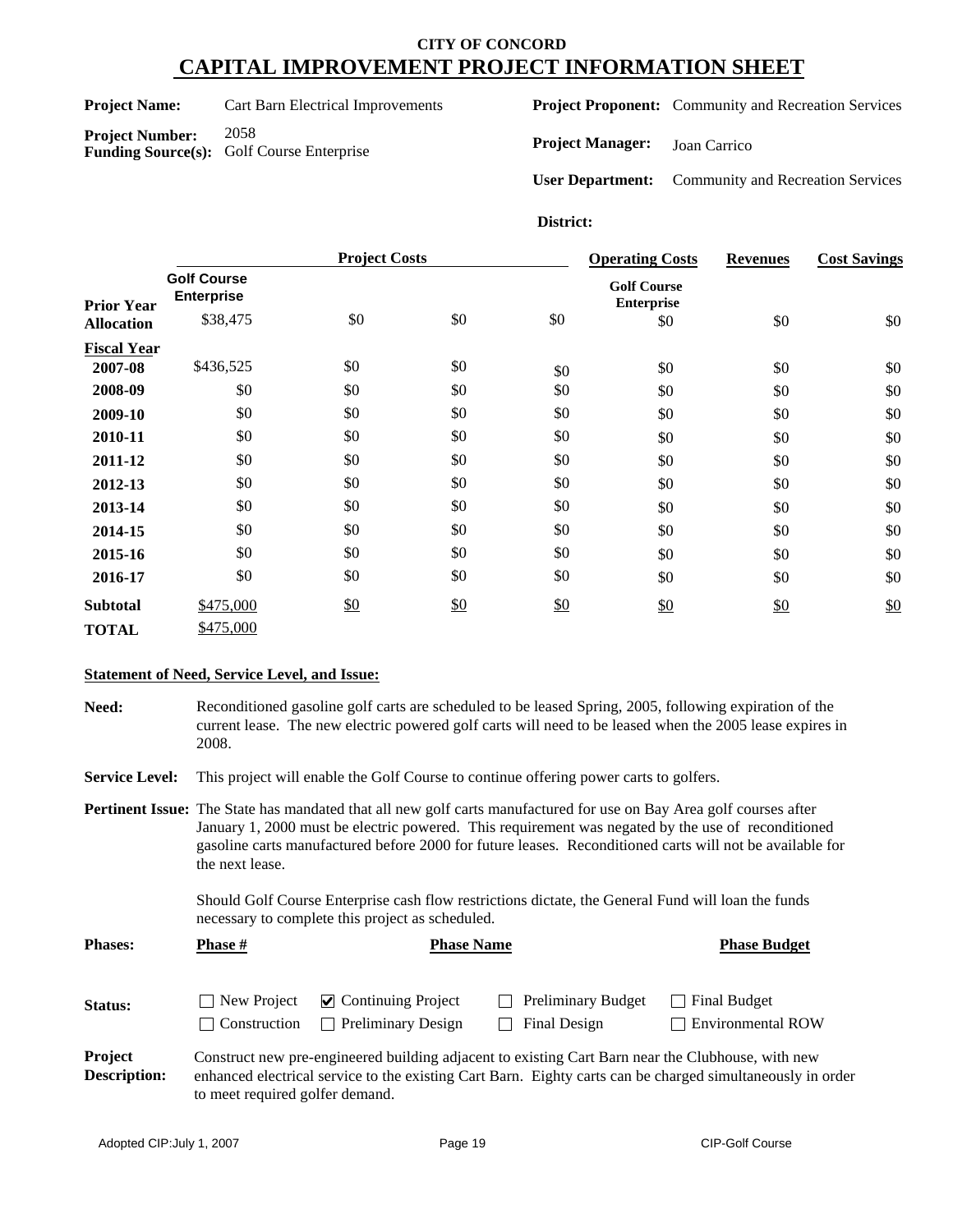# CITY OF CONCORD
## CAPITAL IMPROVEMENT PROJECT INFORMATION SHEET

**Project Name:** Cart Barn Electrical Improvements

**Project Number:** 2058

**Funding Source(s):** Golf Course Enterprise

**Project Proponent:** Community and Recreation Services

**Project Manager:** Joan Carrico

**User Department:** Community and Recreation Services

**District:**

| | Project Costs | | | | Operating Costs | Revenues | Cost Savings |
|---|---|---|---|---|---|---|---|
| | Golf Course Enterprise | | | | Golf Course Enterprise | | |
| **Prior Year Allocation** | $38,475 | $0 | $0 | $0 | $0 | $0 | $0 |
| **Fiscal Year** | | | | | | | |
| **2007-08** | $436,525 | $0 | $0 | $0 | $0 | $0 | $0 |
| **2008-09** | $0 | $0 | $0 | $0 | $0 | $0 | $0 |
| **2009-10** | $0 | $0 | $0 | $0 | $0 | $0 | $0 |
| **2010-11** | $0 | $0 | $0 | $0 | $0 | $0 | $0 |
| **2011-12** | $0 | $0 | $0 | $0 | $0 | $0 | $0 |
| **2012-13** | $0 | $0 | $0 | $0 | $0 | $0 | $0 |
| **2013-14** | $0 | $0 | $0 | $0 | $0 | $0 | $0 |
| **2014-15** | $0 | $0 | $0 | $0 | $0 | $0 | $0 |
| **2015-16** | $0 | $0 | $0 | $0 | $0 | $0 | $0 |
| **2016-17** | $0 | $0 | $0 | $0 | $0 | $0 | $0 |
| **Subtotal** | $475,000 | $0 | $0 | $0 | $0 | $0 | $0 |
| **TOTAL** | $475,000 | | | | | | |

**Statement of Need, Service Level, and Issue:**

**Need:** Reconditioned gasoline golf carts are scheduled to be leased Spring, 2005, following expiration of the current lease. The new electric powered golf carts will need to be leased when the 2005 lease expires in 2008.

**Service Level:** This project will enable the Golf Course to continue offering power carts to golfers.

**Pertinent Issue:** The State has mandated that all new golf carts manufactured for use on Bay Area golf courses after January 1, 2000 must be electric powered. This requirement was negated by the use of reconditioned gasoline carts manufactured before 2000 for future leases. Reconditioned carts will not be available for the next lease.

Should Golf Course Enterprise cash flow restrictions dictate, the General Fund will loan the funds necessary to complete this project as scheduled.

**Phases:**

| Phase # | Phase Name | Phase Budget |
|---|---|---|

**Status:**

- ☐ New Project
- ☑ Continuing Project
- ☐ Preliminary Budget
- ☐ Final Budget
- ☐ Construction
- ☐ Preliminary Design
- ☐ Final Design
- ☐ Environmental ROW

**Project Description:** Construct new pre-engineered building adjacent to existing Cart Barn near the Clubhouse, with new enhanced electrical service to the existing Cart Barn. Eighty carts can be charged simultaneously in order to meet required golfer demand.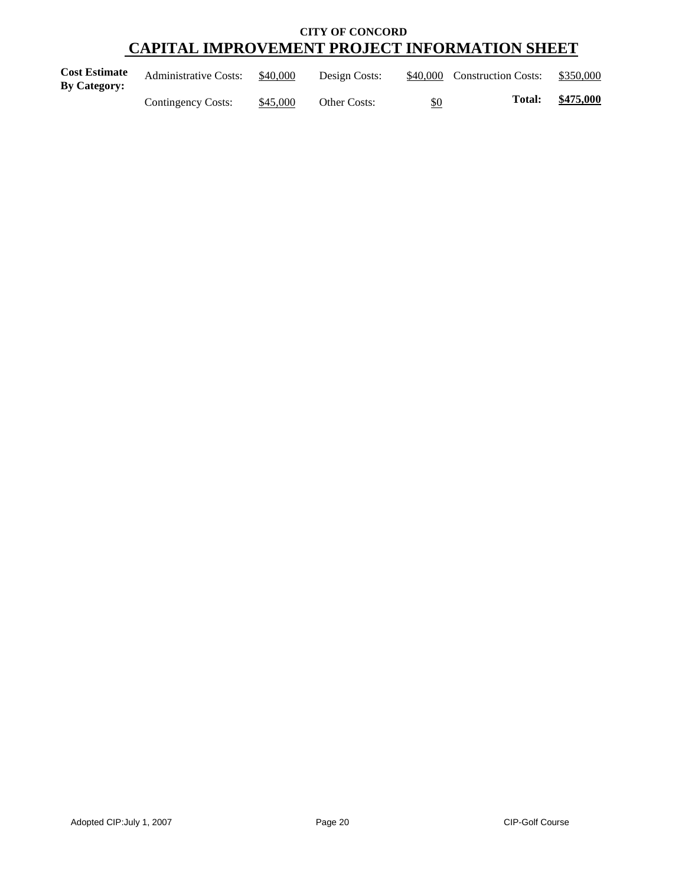**CITY OF CONCORD**

# CAPITAL IMPROVEMENT PROJECT INFORMATION SHEET

| **Cost Estimate By Category:** | Administrative Costs: | $40,000 | Design Costs: | $40,000 | Construction Costs: | $350,000 |
|---|---|---|---|---|---|---|
| | Contingency Costs: | $45,000 | Other Costs: | $0 | **Total:** | **$475,000** |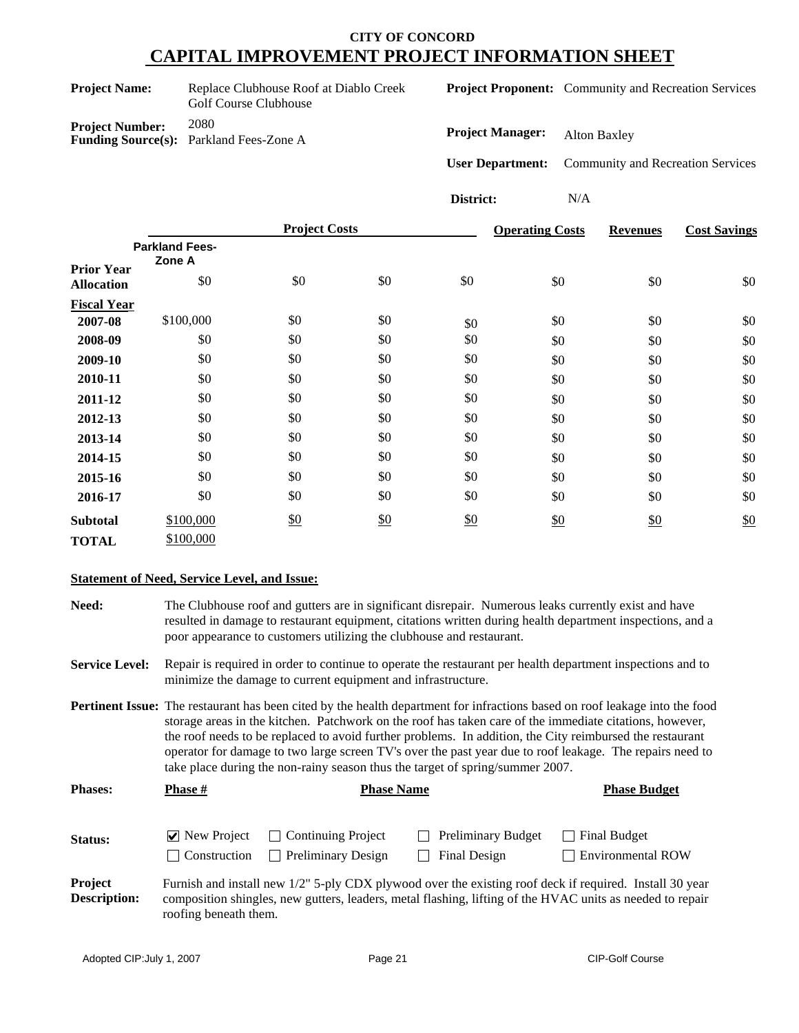# CITY OF CONCORD
## CAPITAL IMPROVEMENT PROJECT INFORMATION SHEET

**Project Name:** Replace Clubhouse Roof at Diablo Creek Golf Course Clubhouse

**Project Number:** 2080

**Funding Source(s):** Parkland Fees-Zone A

**Project Proponent:** Community and Recreation Services

**Project Manager:** Alton Baxley

**User Department:** Community and Recreation Services

**District:** N/A

| | Project Costs | | | | Operating Costs | Revenues | Cost Savings |
|---|---|---|---|---|---|---|---|
| | Parkland Fees-Zone A | | | | | | |
| **Prior Year Allocation** | $0 | $0 | $0 | $0 | $0 | $0 | $0 |
| **Fiscal Year** | | | | | | | |
| **2007-08** | $100,000 | $0 | $0 | $0 | $0 | $0 | $0 |
| **2008-09** | $0 | $0 | $0 | $0 | $0 | $0 | $0 |
| **2009-10** | $0 | $0 | $0 | $0 | $0 | $0 | $0 |
| **2010-11** | $0 | $0 | $0 | $0 | $0 | $0 | $0 |
| **2011-12** | $0 | $0 | $0 | $0 | $0 | $0 | $0 |
| **2012-13** | $0 | $0 | $0 | $0 | $0 | $0 | $0 |
| **2013-14** | $0 | $0 | $0 | $0 | $0 | $0 | $0 |
| **2014-15** | $0 | $0 | $0 | $0 | $0 | $0 | $0 |
| **2015-16** | $0 | $0 | $0 | $0 | $0 | $0 | $0 |
| **2016-17** | $0 | $0 | $0 | $0 | $0 | $0 | $0 |
| **Subtotal** | $100,000 | $0 | $0 | $0 | $0 | $0 | $0 |
| **TOTAL** | $100,000 | | | | | | |

**Statement of Need, Service Level, and Issue:**

**Need:** The Clubhouse roof and gutters are in significant disrepair. Numerous leaks currently exist and have resulted in damage to restaurant equipment, citations written during health department inspections, and a poor appearance to customers utilizing the clubhouse and restaurant.

**Service Level:** Repair is required in order to continue to operate the restaurant per health department inspections and to minimize the damage to current equipment and infrastructure.

**Pertinent Issue:** The restaurant has been cited by the health department for infractions based on roof leakage into the food storage areas in the kitchen. Patchwork on the roof has taken care of the immediate citations, however, the roof needs to be replaced to avoid further problems. In addition, the City reimbursed the restaurant operator for damage to two large screen TV's over the past year due to roof leakage. The repairs need to take place during the non-rainy season thus the target of spring/summer 2007.

| Phases: | Phase # | Phase Name | Phase Budget |
|---|---|---|---|
| | | | |

**Status:**

- [x] New Project
- [ ] Continuing Project
- [ ] Preliminary Budget
- [ ] Final Budget
- [ ] Construction
- [ ] Preliminary Design
- [ ] Final Design
- [ ] Environmental ROW

**Project Description:** Furnish and install new 1/2" 5-ply CDX plywood over the existing roof deck if required. Install 30 year composition shingles, new gutters, leaders, metal flashing, lifting of the HVAC units as needed to repair roofing beneath them.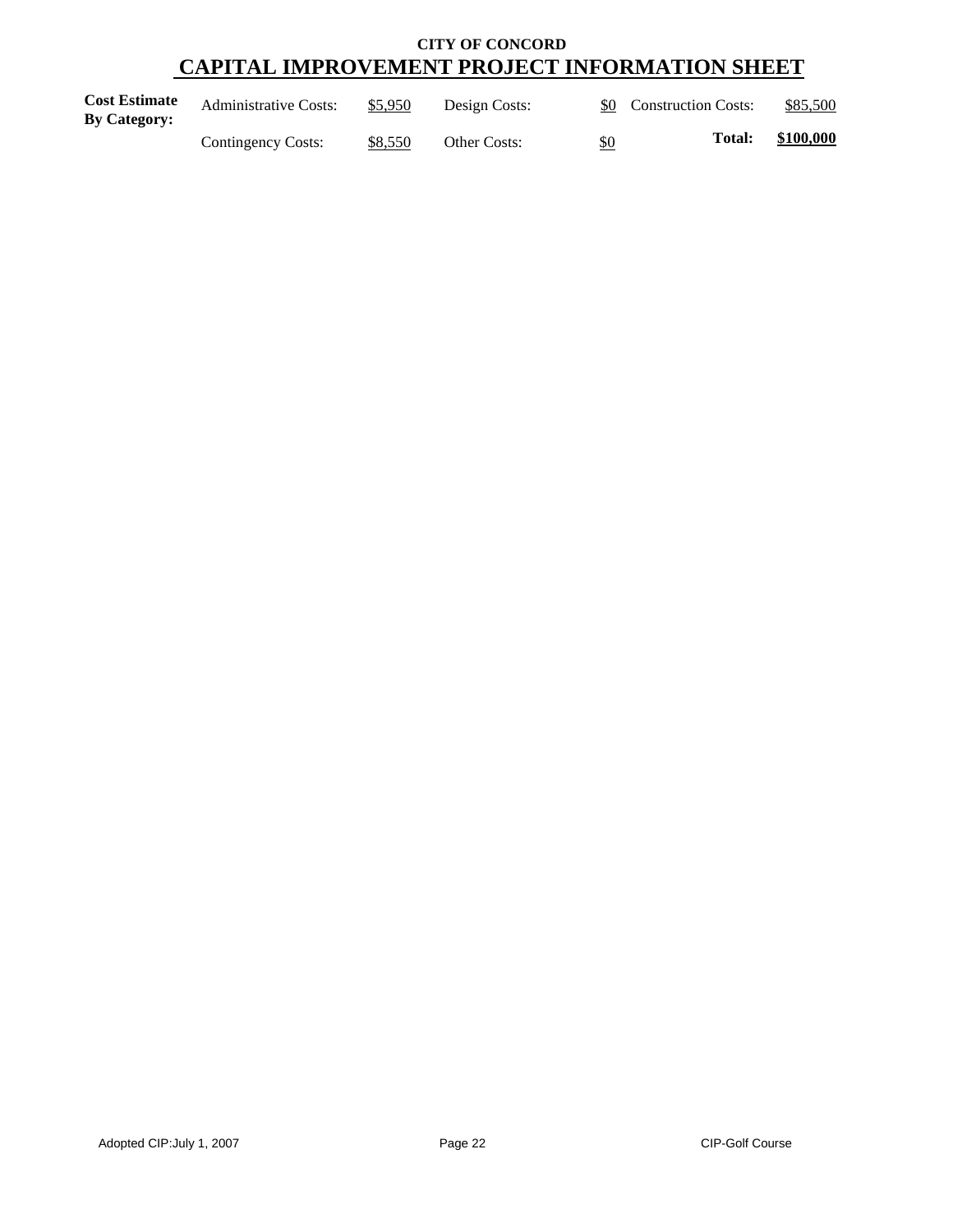**CITY OF CONCORD**

# CAPITAL IMPROVEMENT PROJECT INFORMATION SHEET

| **Cost Estimate By Category:** | Administrative Costs: | $5,950 | Design Costs: | $0 | Construction Costs: | $85,500 |
|---|---|---|---|---|---|---|
| | Contingency Costs: | $8,550 | Other Costs: | $0 | **Total:** | **$100,000** |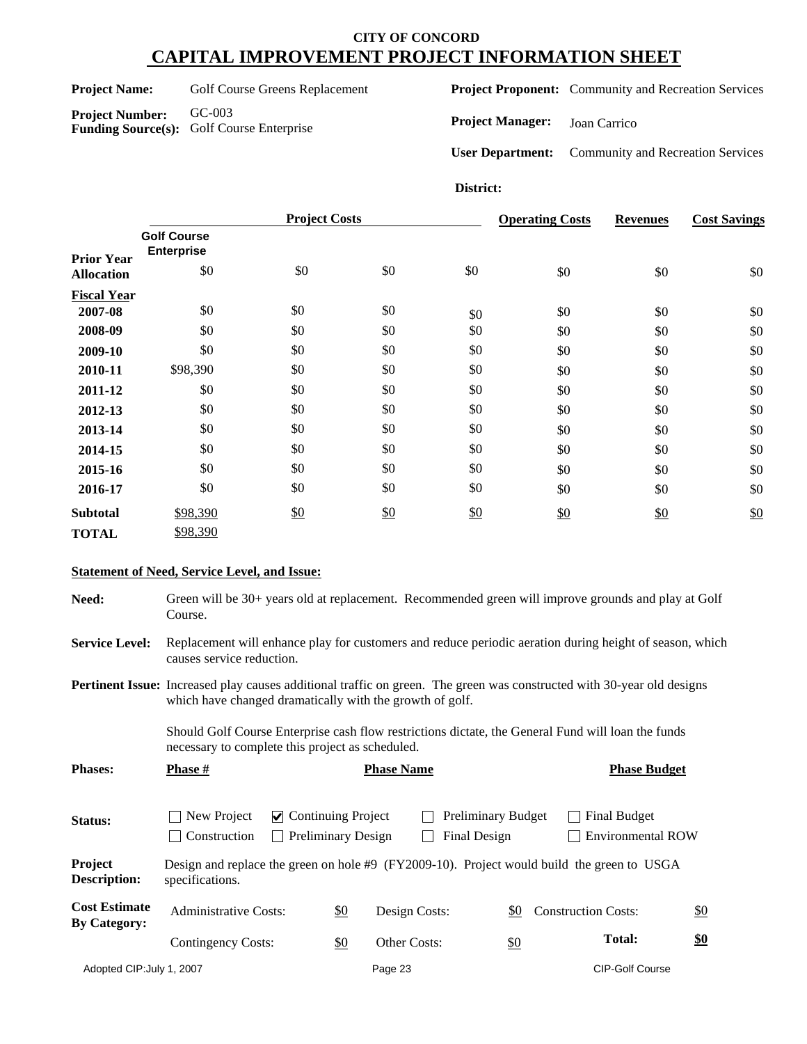# CITY OF CONCORD
# CAPITAL IMPROVEMENT PROJECT INFORMATION SHEET

**Project Name:** Golf Course Greens Replacement

**Project Number:** GC-003

**Funding Source(s):** Golf Course Enterprise

**Project Proponent:** Community and Recreation Services

**Project Manager:** Joan Carrico

**User Department:** Community and Recreation Services

**District:**

| | Project Costs | | | | Operating Costs | Revenues | Cost Savings |
|---|---|---|---|---|---|---|---|
| | Golf Course Enterprise | | | | | | |
| **Prior Year Allocation** | $0 | $0 | $0 | $0 | $0 | $0 | $0 |
| **Fiscal Year** | | | | | | | |
| **2007-08** | $0 | $0 | $0 | $0 | $0 | $0 | $0 |
| **2008-09** | $0 | $0 | $0 | $0 | $0 | $0 | $0 |
| **2009-10** | $0 | $0 | $0 | $0 | $0 | $0 | $0 |
| **2010-11** | $98,390 | $0 | $0 | $0 | $0 | $0 | $0 |
| **2011-12** | $0 | $0 | $0 | $0 | $0 | $0 | $0 |
| **2012-13** | $0 | $0 | $0 | $0 | $0 | $0 | $0 |
| **2013-14** | $0 | $0 | $0 | $0 | $0 | $0 | $0 |
| **2014-15** | $0 | $0 | $0 | $0 | $0 | $0 | $0 |
| **2015-16** | $0 | $0 | $0 | $0 | $0 | $0 | $0 |
| **2016-17** | $0 | $0 | $0 | $0 | $0 | $0 | $0 |
| **Subtotal** | $98,390 | $0 | $0 | $0 | $0 | $0 | $0 |
| **TOTAL** | $98,390 | | | | | | |

**Statement of Need, Service Level, and Issue:**

**Need:** Green will be 30+ years old at replacement. Recommended green will improve grounds and play at Golf Course.

**Service Level:** Replacement will enhance play for customers and reduce periodic aeration during height of season, which causes service reduction.

**Pertinent Issue:** Increased play causes additional traffic on green. The green was constructed with 30-year old designs which have changed dramatically with the growth of golf.

Should Golf Course Enterprise cash flow restrictions dictate, the General Fund will loan the funds necessary to complete this project as scheduled.

| Phases: | Phase # | Phase Name | Phase Budget |
|---|---|---|---|

**Status:**

- ☐ New Project
- ☑ Continuing Project
- ☐ Preliminary Budget
- ☐ Final Budget
- ☐ Construction
- ☐ Preliminary Design
- ☐ Final Design
- ☐ Environmental ROW

**Project Description:** Design and replace the green on hole #9 (FY2009-10). Project would build the green to USGA specifications.

**Cost Estimate By Category:**

| | | | | | |
|---|---|---|---|---|---|
| Administrative Costs: | $0 | Design Costs: | $0 | Construction Costs: | $0 |
| Contingency Costs: | $0 | Other Costs: | $0 | **Total:** | **$0** |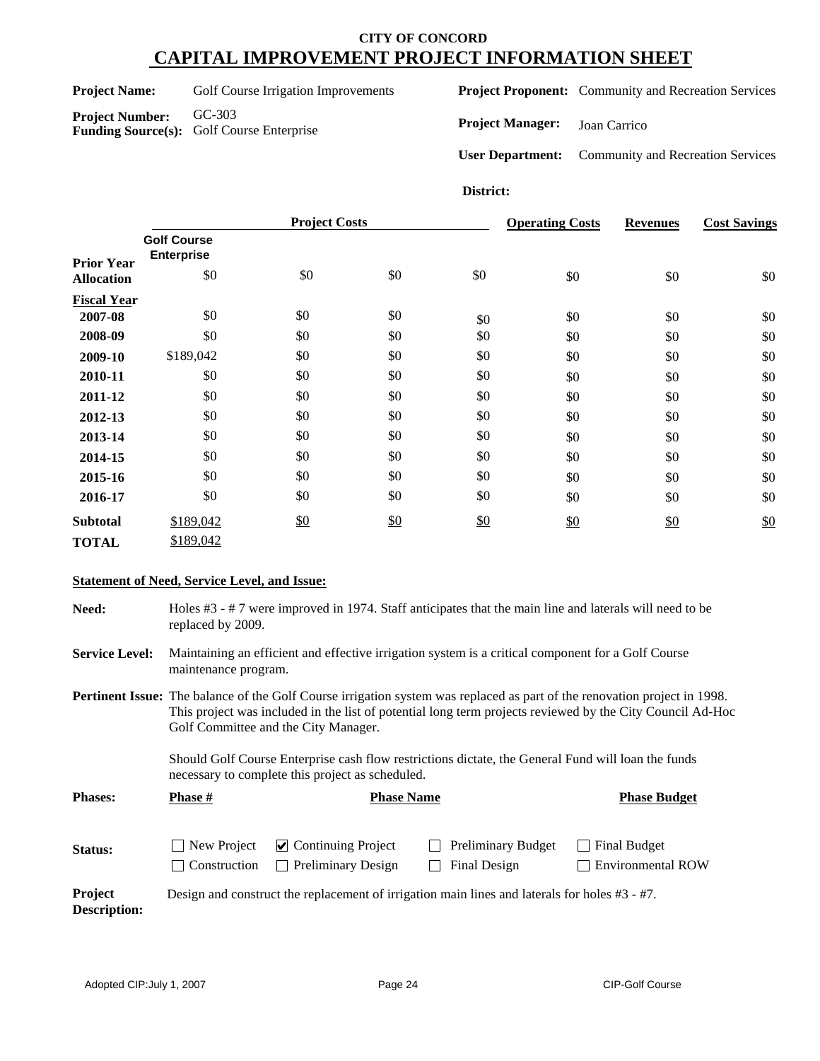# CITY OF CONCORD
## CAPITAL IMPROVEMENT PROJECT INFORMATION SHEET

**Project Name:** Golf Course Irrigation Improvements

**Project Number:** GC-303

**Funding Source(s):** Golf Course Enterprise

**Project Proponent:** Community and Recreation Services

**Project Manager:** Joan Carrico

**User Department:** Community and Recreation Services

**District:**

| | Project Costs | | | | Operating Costs | Revenues | Cost Savings |
|---|---|---|---|---|---|---|---|
| | Golf Course Enterprise | | | | | | |
| **Prior Year Allocation** | $0 | $0 | $0 | $0 | $0 | $0 | $0 |
| **Fiscal Year** | | | | | | | |
| **2007-08** | $0 | $0 | $0 | $0 | $0 | $0 | $0 |
| **2008-09** | $0 | $0 | $0 | $0 | $0 | $0 | $0 |
| **2009-10** | $189,042 | $0 | $0 | $0 | $0 | $0 | $0 |
| **2010-11** | $0 | $0 | $0 | $0 | $0 | $0 | $0 |
| **2011-12** | $0 | $0 | $0 | $0 | $0 | $0 | $0 |
| **2012-13** | $0 | $0 | $0 | $0 | $0 | $0 | $0 |
| **2013-14** | $0 | $0 | $0 | $0 | $0 | $0 | $0 |
| **2014-15** | $0 | $0 | $0 | $0 | $0 | $0 | $0 |
| **2015-16** | $0 | $0 | $0 | $0 | $0 | $0 | $0 |
| **2016-17** | $0 | $0 | $0 | $0 | $0 | $0 | $0 |
| **Subtotal** | $189,042 | $0 | $0 | $0 | $0 | $0 | $0 |
| **TOTAL** | $189,042 | | | | | | |

**Statement of Need, Service Level, and Issue:**

**Need:** Holes #3 - # 7 were improved in 1974. Staff anticipates that the main line and laterals will need to be replaced by 2009.

**Service Level:** Maintaining an efficient and effective irrigation system is a critical component for a Golf Course maintenance program.

**Pertinent Issue:** The balance of the Golf Course irrigation system was replaced as part of the renovation project in 1998. This project was included in the list of potential long term projects reviewed by the City Council Ad-Hoc Golf Committee and the City Manager.

Should Golf Course Enterprise cash flow restrictions dictate, the General Fund will loan the funds necessary to complete this project as scheduled.

**Phases:**

| Phase # | Phase Name | Phase Budget |
|---|---|---|
| | | |

**Status:**

- ☐ New Project
- ☑ Continuing Project
- ☐ Preliminary Budget
- ☐ Final Budget
- ☐ Construction
- ☐ Preliminary Design
- ☐ Final Design
- ☐ Environmental ROW

**Project Description:** Design and construct the replacement of irrigation main lines and laterals for holes #3 - #7.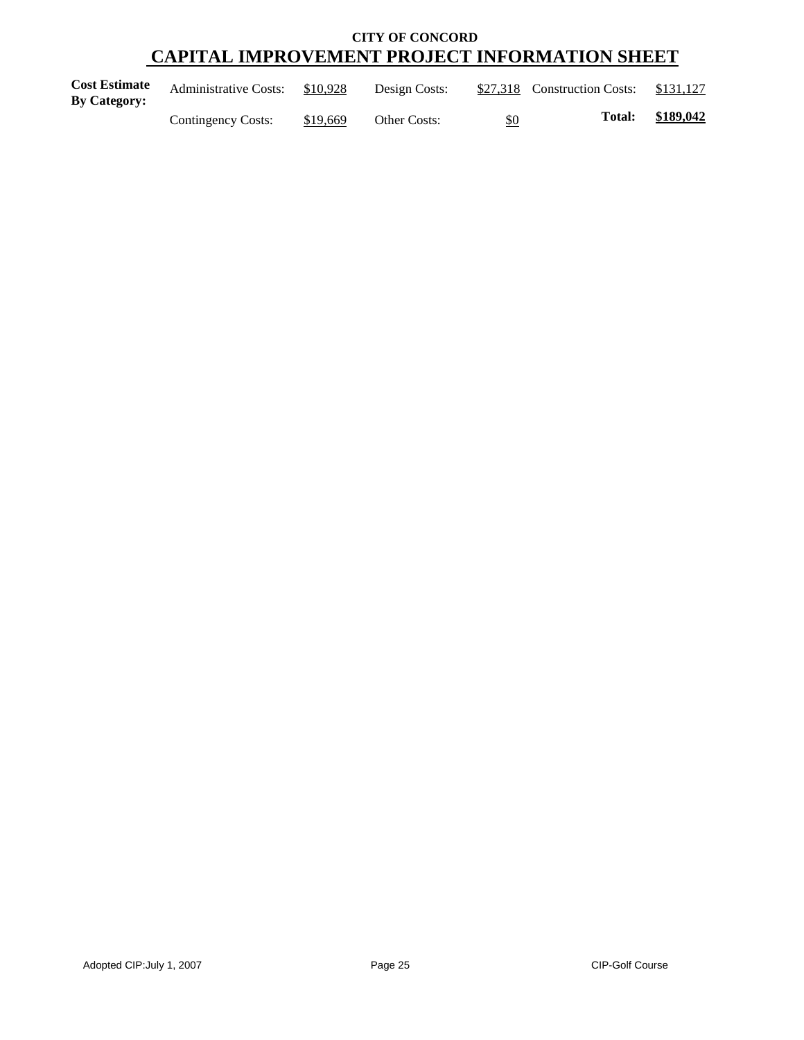**CITY OF CONCORD**

# CAPITAL IMPROVEMENT PROJECT INFORMATION SHEET

| **Cost Estimate By Category:** | Administrative Costs: | $10,928 | Design Costs: | $27,318 | Construction Costs: | $131,127 |
|---|---|---|---|---|---|---|
| | Contingency Costs: | $19,669 | Other Costs: | $0 | **Total:** | **$189,042** |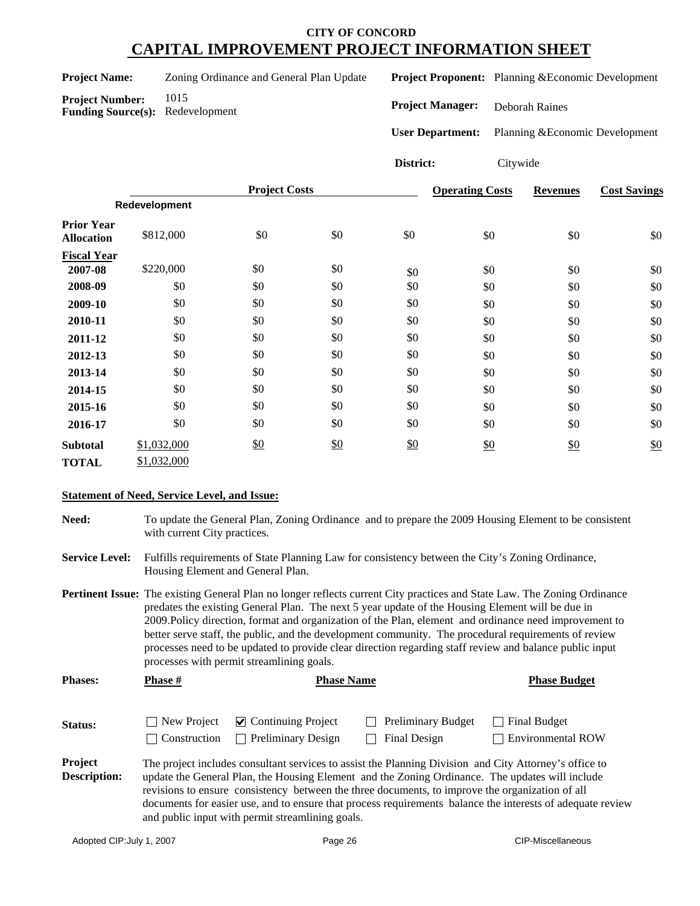**CITY OF CONCORD**

# CAPITAL IMPROVEMENT PROJECT INFORMATION SHEET

**Project Name:** Zoning Ordinance and General Plan Update

**Project Number:** 1015

**Funding Source(s):** Redevelopment

**Project Proponent:** Planning &Economic Development

**Project Manager:** Deborah Raines

**User Department:** Planning &Economic Development

**District:** Citywide

| | Project Costs | | | | Operating Costs | Revenues | Cost Savings |
|---|---|---|---|---|---|---|---|
| | Redevelopment | | | | | | |
| **Prior Year Allocation** | $812,000 | $0 | $0 | $0 | $0 | $0 | $0 |
| **Fiscal Year** | | | | | | | |
| **2007-08** | $220,000 | $0 | $0 | $0 | $0 | $0 | $0 |
| **2008-09** | $0 | $0 | $0 | $0 | $0 | $0 | $0 |
| **2009-10** | $0 | $0 | $0 | $0 | $0 | $0 | $0 |
| **2010-11** | $0 | $0 | $0 | $0 | $0 | $0 | $0 |
| **2011-12** | $0 | $0 | $0 | $0 | $0 | $0 | $0 |
| **2012-13** | $0 | $0 | $0 | $0 | $0 | $0 | $0 |
| **2013-14** | $0 | $0 | $0 | $0 | $0 | $0 | $0 |
| **2014-15** | $0 | $0 | $0 | $0 | $0 | $0 | $0 |
| **2015-16** | $0 | $0 | $0 | $0 | $0 | $0 | $0 |
| **2016-17** | $0 | $0 | $0 | $0 | $0 | $0 | $0 |
| **Subtotal** | $1,032,000 | $0 | $0 | $0 | $0 | $0 | $0 |
| **TOTAL** | $1,032,000 | | | | | | |

**Statement of Need, Service Level, and Issue:**

**Need:** To update the General Plan, Zoning Ordinance and to prepare the 2009 Housing Element to be consistent with current City practices.

**Service Level:** Fulfills requirements of State Planning Law for consistency between the City's Zoning Ordinance, Housing Element and General Plan.

**Pertinent Issue:** The existing General Plan no longer reflects current City practices and State Law. The Zoning Ordinance predates the existing General Plan. The next 5 year update of the Housing Element will be due in 2009.Policy direction, format and organization of the Plan, element and ordinance need improvement to better serve staff, the public, and the development community. The procedural requirements of review processes need to be updated to provide clear direction regarding staff review and balance public input processes with permit streamlining goals.

**Phases:**

| Phase # | Phase Name | Phase Budget |
|---|---|---|

**Status:**

- ☐ New Project
- ☑ Continuing Project
- ☐ Preliminary Budget
- ☐ Final Budget
- ☐ Construction
- ☐ Preliminary Design
- ☐ Final Design
- ☐ Environmental ROW

**Project Description:** The project includes consultant services to assist the Planning Division and City Attorney's office to update the General Plan, the Housing Element and the Zoning Ordinance. The updates will include revisions to ensure consistency between the three documents, to improve the organization of all documents for easier use, and to ensure that process requirements balance the interests of adequate review and public input with permit streamlining goals.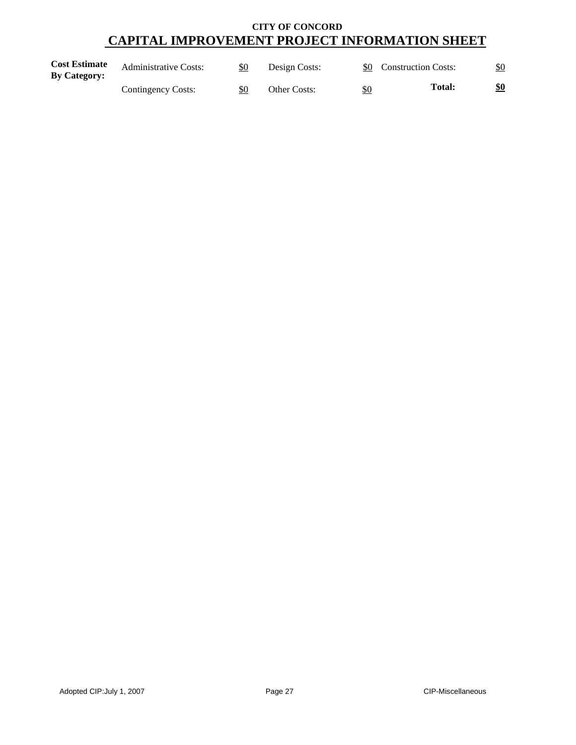**CITY OF CONCORD**

# CAPITAL IMPROVEMENT PROJECT INFORMATION SHEET

| **Cost Estimate By Category:** | Administrative Costs: | $0 | Design Costs: | $0 | Construction Costs: | $0 |
|---|---|---|---|---|---|---|
| | Contingency Costs: | $0 | Other Costs: | $0 | **Total:** | **$0** |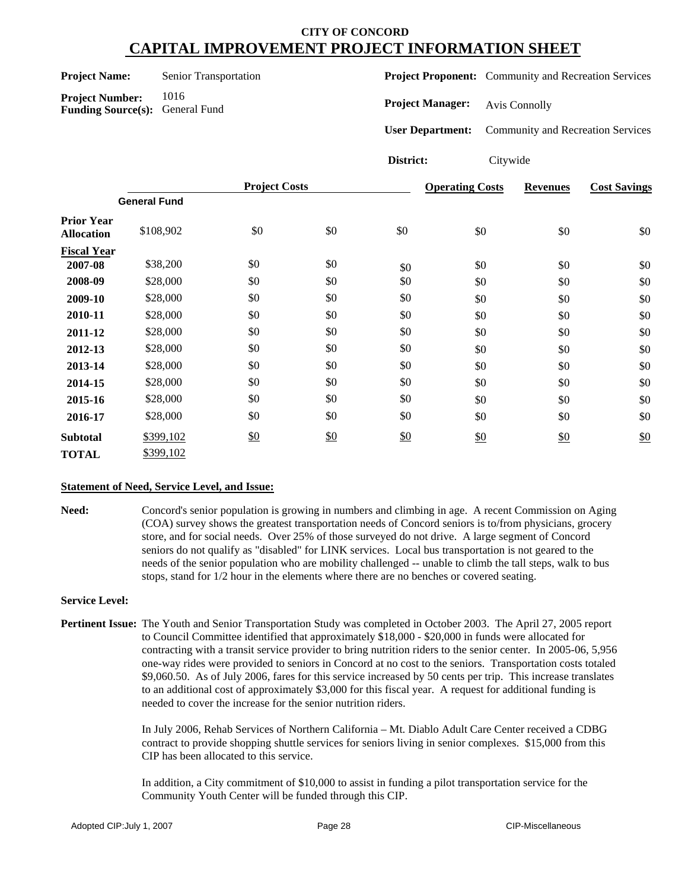# CITY OF CONCORD
# CAPITAL IMPROVEMENT PROJECT INFORMATION SHEET

**Project Name:** Senior Transportation

**Project Number:** 1016

**Funding Source(s):** General Fund

**Project Proponent:** Community and Recreation Services

**Project Manager:** Avis Connolly

**User Department:** Community and Recreation Services

**District:** Citywide

| | Project Costs | | | | Operating Costs | Revenues | Cost Savings |
|---|---|---|---|---|---|---|---|
| | General Fund | | | | | | |
| **Prior Year Allocation** | $108,902 | $0 | $0 | $0 | $0 | $0 | $0 |
| **Fiscal Year** | | | | | | | |
| **2007-08** | $38,200 | $0 | $0 | $0 | $0 | $0 | $0 |
| **2008-09** | $28,000 | $0 | $0 | $0 | $0 | $0 | $0 |
| **2009-10** | $28,000 | $0 | $0 | $0 | $0 | $0 | $0 |
| **2010-11** | $28,000 | $0 | $0 | $0 | $0 | $0 | $0 |
| **2011-12** | $28,000 | $0 | $0 | $0 | $0 | $0 | $0 |
| **2012-13** | $28,000 | $0 | $0 | $0 | $0 | $0 | $0 |
| **2013-14** | $28,000 | $0 | $0 | $0 | $0 | $0 | $0 |
| **2014-15** | $28,000 | $0 | $0 | $0 | $0 | $0 | $0 |
| **2015-16** | $28,000 | $0 | $0 | $0 | $0 | $0 | $0 |
| **2016-17** | $28,000 | $0 | $0 | $0 | $0 | $0 | $0 |
| **Subtotal** | $399,102 | $0 | $0 | $0 | $0 | $0 | $0 |
| **TOTAL** | $399,102 | | | | | | |

**Statement of Need, Service Level, and Issue:**

**Need:** Concord's senior population is growing in numbers and climbing in age. A recent Commission on Aging (COA) survey shows the greatest transportation needs of Concord seniors is to/from physicians, grocery store, and for social needs. Over 25% of those surveyed do not drive. A large segment of Concord seniors do not qualify as "disabled" for LINK services. Local bus transportation is not geared to the needs of the senior population who are mobility challenged -- unable to climb the tall steps, walk to bus stops, stand for 1/2 hour in the elements where there are no benches or covered seating.

**Service Level:**

**Pertinent Issue:** The Youth and Senior Transportation Study was completed in October 2003. The April 27, 2005 report to Council Committee identified that approximately $18,000 - $20,000 in funds were allocated for contracting with a transit service provider to bring nutrition riders to the senior center. In 2005-06, 5,956 one-way rides were provided to seniors in Concord at no cost to the seniors. Transportation costs totaled $9,060.50. As of July 2006, fares for this service increased by 50 cents per trip. This increase translates to an additional cost of approximately $3,000 for this fiscal year. A request for additional funding is needed to cover the increase for the senior nutrition riders.

In July 2006, Rehab Services of Northern California – Mt. Diablo Adult Care Center received a CDBG contract to provide shopping shuttle services for seniors living in senior complexes. $15,000 from this CIP has been allocated to this service.

In addition, a City commitment of $10,000 to assist in funding a pilot transportation service for the Community Youth Center will be funded through this CIP.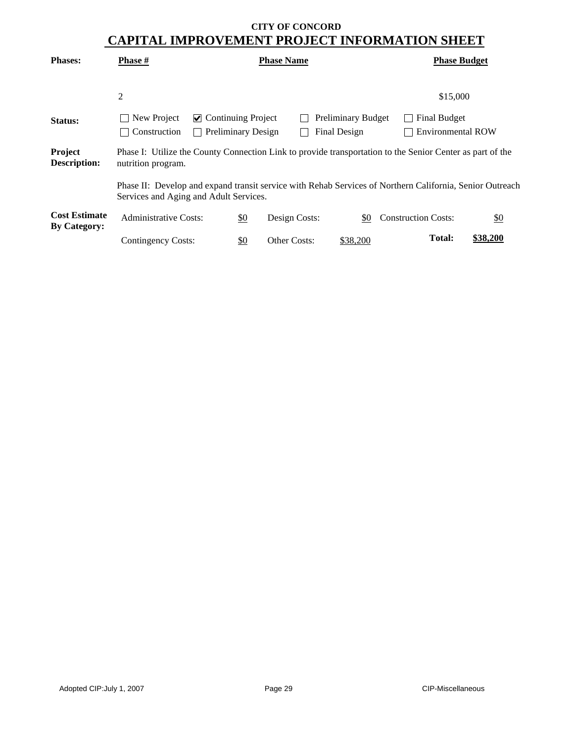**CITY OF CONCORD**

# CAPITAL IMPROVEMENT PROJECT INFORMATION SHEET

**Phases:**

| Phase # | Phase Name | Phase Budget |
|---|---|---|
| 2 | | $15,000 |

**Status:**

☐ New Project ☑ Continuing Project ☐ Preliminary Budget ☐ Final Budget
☐ Construction ☐ Preliminary Design ☐ Final Design ☐ Environmental ROW

**Project Description:**

Phase I: Utilize the County Connection Link to provide transportation to the Senior Center as part of the nutrition program.

Phase II: Develop and expand transit service with Rehab Services of Northern California, Senior Outreach Services and Aging and Adult Services.

**Cost Estimate By Category:**

| | | | | | |
|---|---|---|---|---|---|
| Administrative Costs: | $0 | Design Costs: | $0 | Construction Costs: | $0 |
| Contingency Costs: | $0 | Other Costs: | $38,200 | **Total:** | **$38,200** |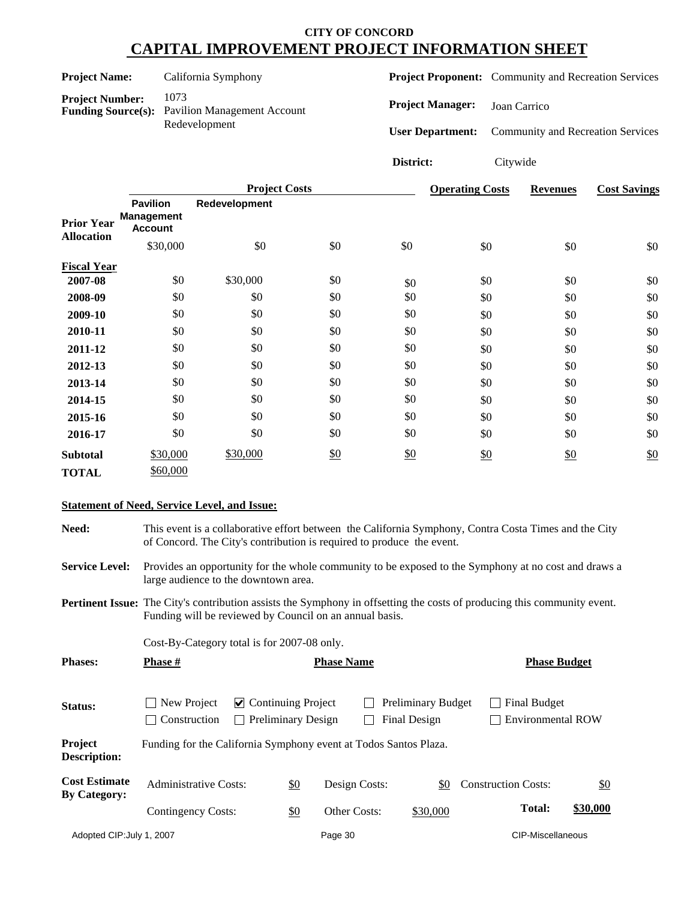# CITY OF CONCORD

## CAPITAL IMPROVEMENT PROJECT INFORMATION SHEET

**Project Name:** California Symphony

**Project Number:** 1073

**Funding Source(s):** Pavilion Management Account, Redevelopment

**Project Proponent:** Community and Recreation Services

**Project Manager:** Joan Carrico

**User Department:** Community and Recreation Services

**District:** Citywide

| | Project Costs | | | | Operating Costs | Revenues | Cost Savings |
|---|---|---|---|---|---|---|---|
| | **Pavilion Management Account** | **Redevelopment** | | | | | |
| **Prior Year Allocation** | $30,000 | $0 | $0 | $0 | $0 | $0 | $0 |
| **Fiscal Year** | | | | | | | |
| **2007-08** | $0 | $30,000 | $0 | $0 | $0 | $0 | $0 |
| **2008-09** | $0 | $0 | $0 | $0 | $0 | $0 | $0 |
| **2009-10** | $0 | $0 | $0 | $0 | $0 | $0 | $0 |
| **2010-11** | $0 | $0 | $0 | $0 | $0 | $0 | $0 |
| **2011-12** | $0 | $0 | $0 | $0 | $0 | $0 | $0 |
| **2012-13** | $0 | $0 | $0 | $0 | $0 | $0 | $0 |
| **2013-14** | $0 | $0 | $0 | $0 | $0 | $0 | $0 |
| **2014-15** | $0 | $0 | $0 | $0 | $0 | $0 | $0 |
| **2015-16** | $0 | $0 | $0 | $0 | $0 | $0 | $0 |
| **2016-17** | $0 | $0 | $0 | $0 | $0 | $0 | $0 |
| **Subtotal** | $30,000 | $30,000 | $0 | $0 | $0 | $0 | $0 |
| **TOTAL** | $60,000 | | | | | | |

**Statement of Need, Service Level, and Issue:**

**Need:** This event is a collaborative effort between the California Symphony, Contra Costa Times and the City of Concord. The City's contribution is required to produce the event.

**Service Level:** Provides an opportunity for the whole community to be exposed to the Symphony at no cost and draws a large audience to the downtown area.

**Pertinent Issue:** The City's contribution assists the Symphony in offsetting the costs of producing this community event. Funding will be reviewed by Council on an annual basis.

Cost-By-Category total is for 2007-08 only.

| **Phases:** | **Phase #** | **Phase Name** | **Phase Budget** |
|---|---|---|---|

**Status:**
- ☐ New Project
- ☑ Continuing Project
- ☐ Preliminary Budget
- ☐ Final Budget
- ☐ Construction
- ☐ Preliminary Design
- ☐ Final Design
- ☐ Environmental ROW

**Project Description:** Funding for the California Symphony event at Todos Santos Plaza.

**Cost Estimate By Category:**

| | | | | | |
|---|---|---|---|---|---|
| Administrative Costs: | $0 | Design Costs: | $0 | Construction Costs: | $0 |
| Contingency Costs: | $0 | Other Costs: | $30,000 | **Total:** | **$30,000** |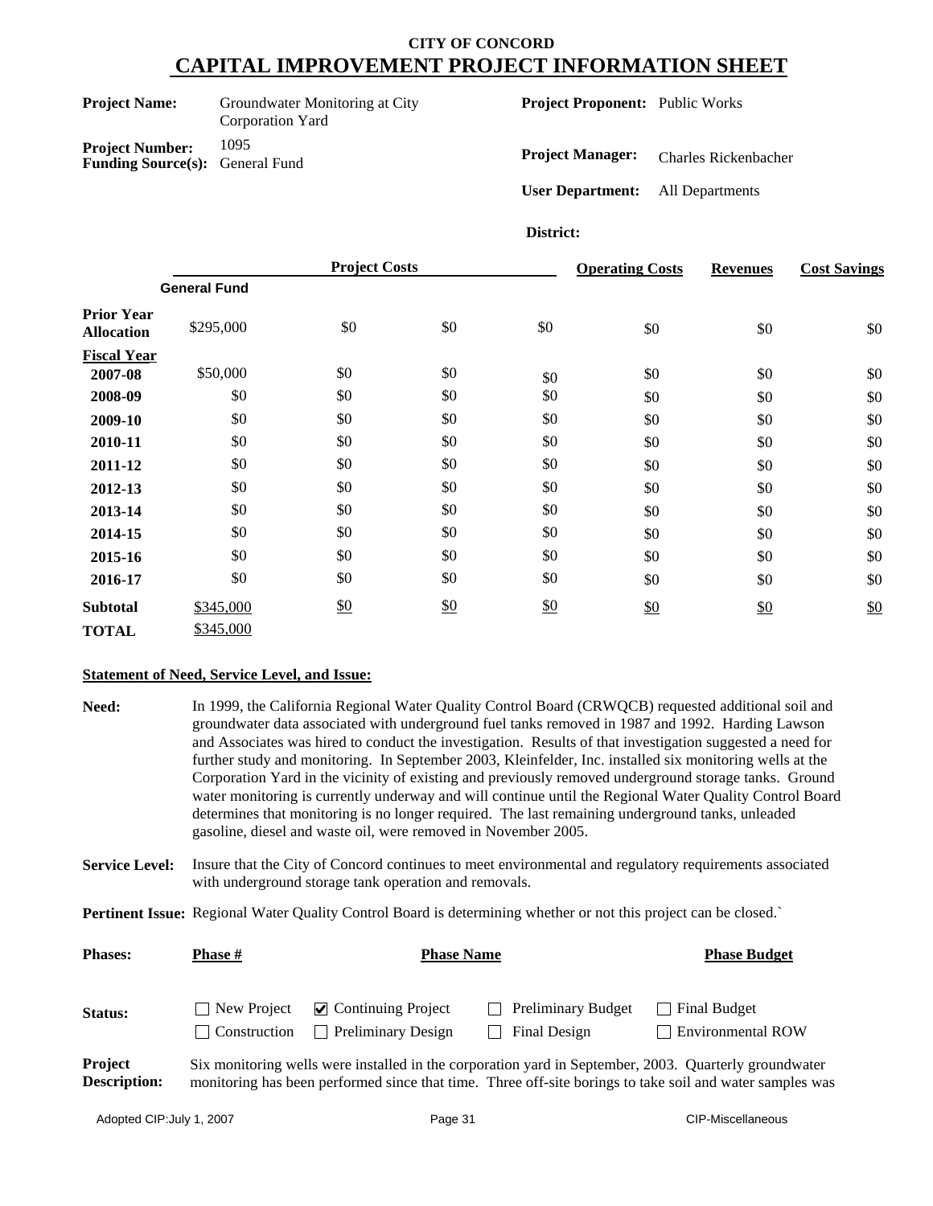# CITY OF CONCORD
# CAPITAL IMPROVEMENT PROJECT INFORMATION SHEET

**Project Name:** Groundwater Monitoring at City Corporation Yard

**Project Proponent:** Public Works

**Project Number:** 1095

**Funding Source(s):** General Fund

**Project Manager:** Charles Rickenbacher

**User Department:** All Departments

**District:**

| | Project Costs | | | | Operating Costs | Revenues | Cost Savings |
|---|---|---|---|---|---|---|---|
| | General Fund | | | | | | |
| **Prior Year Allocation** | $295,000 | $0 | $0 | $0 | $0 | $0 | $0 |
| **Fiscal Year** | | | | | | | |
| **2007-08** | $50,000 | $0 | $0 | $0 | $0 | $0 | $0 |
| **2008-09** | $0 | $0 | $0 | $0 | $0 | $0 | $0 |
| **2009-10** | $0 | $0 | $0 | $0 | $0 | $0 | $0 |
| **2010-11** | $0 | $0 | $0 | $0 | $0 | $0 | $0 |
| **2011-12** | $0 | $0 | $0 | $0 | $0 | $0 | $0 |
| **2012-13** | $0 | $0 | $0 | $0 | $0 | $0 | $0 |
| **2013-14** | $0 | $0 | $0 | $0 | $0 | $0 | $0 |
| **2014-15** | $0 | $0 | $0 | $0 | $0 | $0 | $0 |
| **2015-16** | $0 | $0 | $0 | $0 | $0 | $0 | $0 |
| **2016-17** | $0 | $0 | $0 | $0 | $0 | $0 | $0 |
| **Subtotal** | $345,000 | $0 | $0 | $0 | $0 | $0 | $0 |
| **TOTAL** | $345,000 | | | | | | |

**Statement of Need, Service Level, and Issue:**

**Need:** In 1999, the California Regional Water Quality Control Board (CRWQCB) requested additional soil and groundwater data associated with underground fuel tanks removed in 1987 and 1992. Harding Lawson and Associates was hired to conduct the investigation. Results of that investigation suggested a need for further study and monitoring. In September 2003, Kleinfelder, Inc. installed six monitoring wells at the Corporation Yard in the vicinity of existing and previously removed underground storage tanks. Ground water monitoring is currently underway and will continue until the Regional Water Quality Control Board determines that monitoring is no longer required. The last remaining underground tanks, unleaded gasoline, diesel and waste oil, were removed in November 2005.

**Service Level:** Insure that the City of Concord continues to meet environmental and regulatory requirements associated with underground storage tank operation and removals.

**Pertinent Issue:** Regional Water Quality Control Board is determining whether or not this project can be closed.`

**Phases:** **Phase #** **Phase Name** **Phase Budget**

**Status:**

- ☐ New Project
- ☑ Continuing Project
- ☐ Preliminary Budget
- ☐ Final Budget
- ☐ Construction
- ☐ Preliminary Design
- ☐ Final Design
- ☐ Environmental ROW

**Project Description:** Six monitoring wells were installed in the corporation yard in September, 2003. Quarterly groundwater monitoring has been performed since that time. Three off-site borings to take soil and water samples was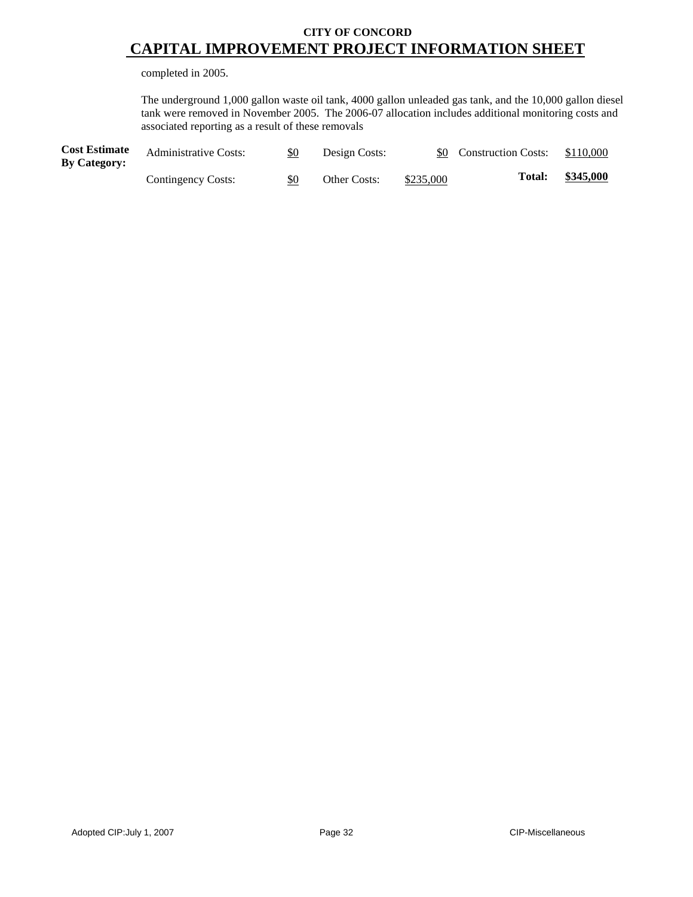**CITY OF CONCORD**

# CAPITAL IMPROVEMENT PROJECT INFORMATION SHEET

completed in 2005.

The underground 1,000 gallon waste oil tank, 4000 gallon unleaded gas tank, and the 10,000 gallon diesel tank were removed in November 2005. The 2006-07 allocation includes additional monitoring costs and associated reporting as a result of these removals

| **Cost Estimate By Category:** | | | | | | |
|---|---|---|---|---|---|---|
| Administrative Costs: | $0 | Design Costs: | $0 | Construction Costs: | $110,000 |
| Contingency Costs: | $0 | Other Costs: | $235,000 | **Total:** | **$345,000** |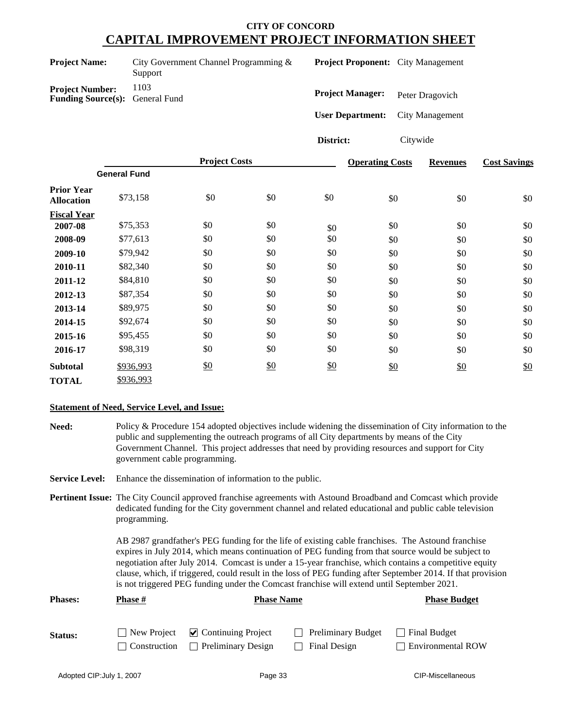# CITY OF CONCORD

## CAPITAL IMPROVEMENT PROJECT INFORMATION SHEET

**Project Name:** City Government Channel Programming & Support

**Project Number:** 1103

**Funding Source(s):** General Fund

**Project Proponent:** City Management

**Project Manager:** Peter Dragovich

**User Department:** City Management

**District:** Citywide

| | Project Costs | | | | Operating Costs | Revenues | Cost Savings |
|---|---|---|---|---|---|---|---|
| | General Fund | | | | | | |
| **Prior Year Allocation** | $73,158 | $0 | $0 | $0 | $0 | $0 | $0 |
| **Fiscal Year** | | | | | | | |
| **2007-08** | $75,353 | $0 | $0 | $0 | $0 | $0 | $0 |
| **2008-09** | $77,613 | $0 | $0 | $0 | $0 | $0 | $0 |
| **2009-10** | $79,942 | $0 | $0 | $0 | $0 | $0 | $0 |
| **2010-11** | $82,340 | $0 | $0 | $0 | $0 | $0 | $0 |
| **2011-12** | $84,810 | $0 | $0 | $0 | $0 | $0 | $0 |
| **2012-13** | $87,354 | $0 | $0 | $0 | $0 | $0 | $0 |
| **2013-14** | $89,975 | $0 | $0 | $0 | $0 | $0 | $0 |
| **2014-15** | $92,674 | $0 | $0 | $0 | $0 | $0 | $0 |
| **2015-16** | $95,455 | $0 | $0 | $0 | $0 | $0 | $0 |
| **2016-17** | $98,319 | $0 | $0 | $0 | $0 | $0 | $0 |
| **Subtotal** | $936,993 | $0 | $0 | $0 | $0 | $0 | $0 |
| **TOTAL** | $936,993 | | | | | | |

**Statement of Need, Service Level, and Issue:**

**Need:** Policy & Procedure 154 adopted objectives include widening the dissemination of City information to the public and supplementing the outreach programs of all City departments by means of the City Government Channel. This project addresses that need by providing resources and support for City government cable programming.

**Service Level:** Enhance the dissemination of information to the public.

**Pertinent Issue:** The City Council approved franchise agreements with Astound Broadband and Comcast which provide dedicated funding for the City government channel and related educational and public cable television programming.

AB 2987 grandfather's PEG funding for the life of existing cable franchises. The Astound franchise expires in July 2014, which means continuation of PEG funding from that source would be subject to negotiation after July 2014. Comcast is under a 15-year franchise, which contains a competitive equity clause, which, if triggered, could result in the loss of PEG funding after September 2014. If that provision is not triggered PEG funding under the Comcast franchise will extend until September 2021.

**Phases:**

| Phase # | Phase Name | Phase Budget |
|---|---|---|
| | | |

**Status:**

- [ ] New Project
- [x] Continuing Project
- [ ] Preliminary Budget
- [ ] Final Budget
- [ ] Construction
- [ ] Preliminary Design
- [ ] Final Design
- [ ] Environmental ROW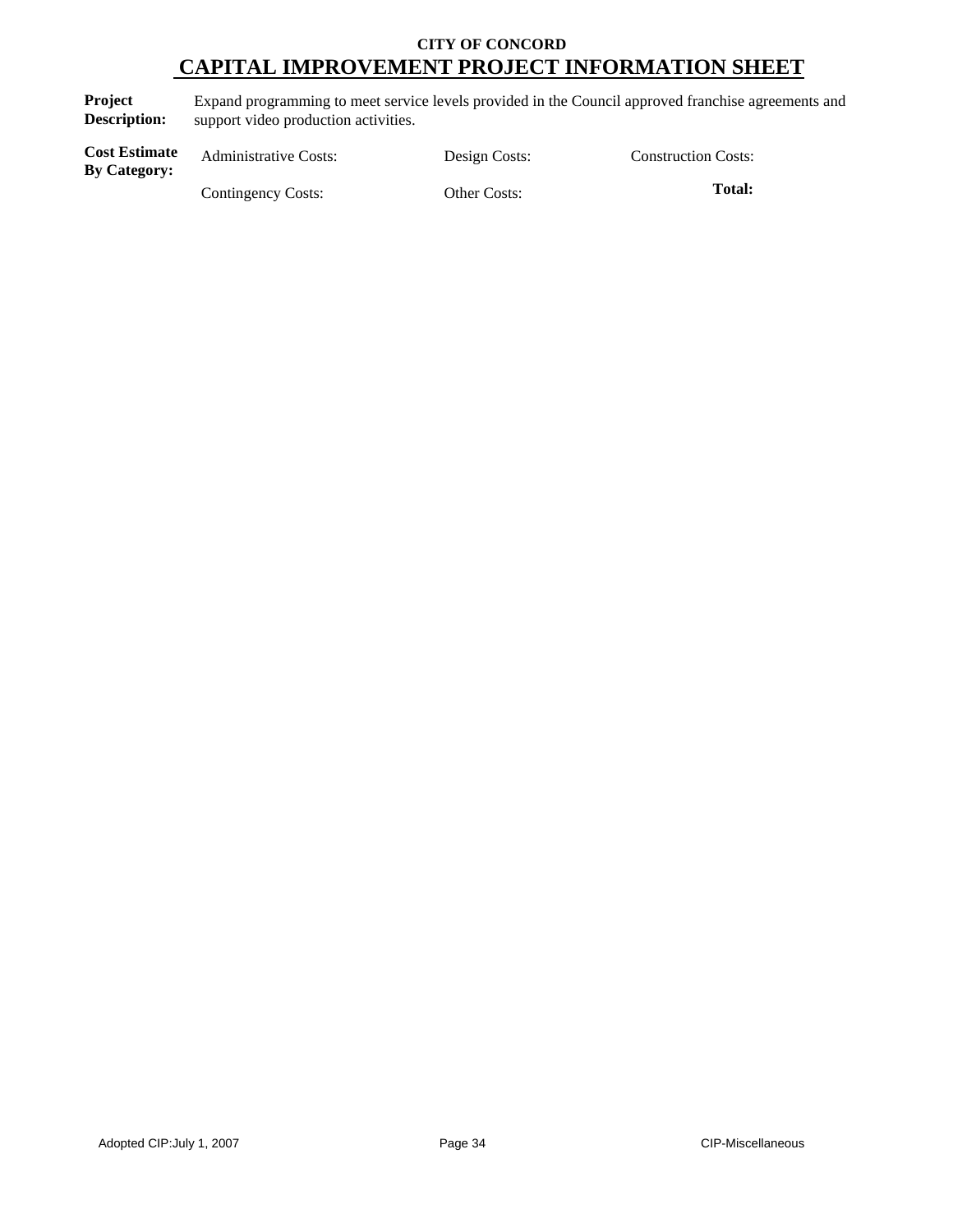**CITY OF CONCORD**

# CAPITAL IMPROVEMENT PROJECT INFORMATION SHEET

**Project Description:** Expand programming to meet service levels provided in the Council approved franchise agreements and support video production activities.

| **Cost Estimate By Category:** | | | |
|---|---|---|---|
| | Administrative Costs: | Design Costs: | Construction Costs: |
| | Contingency Costs: | Other Costs: | **Total:** |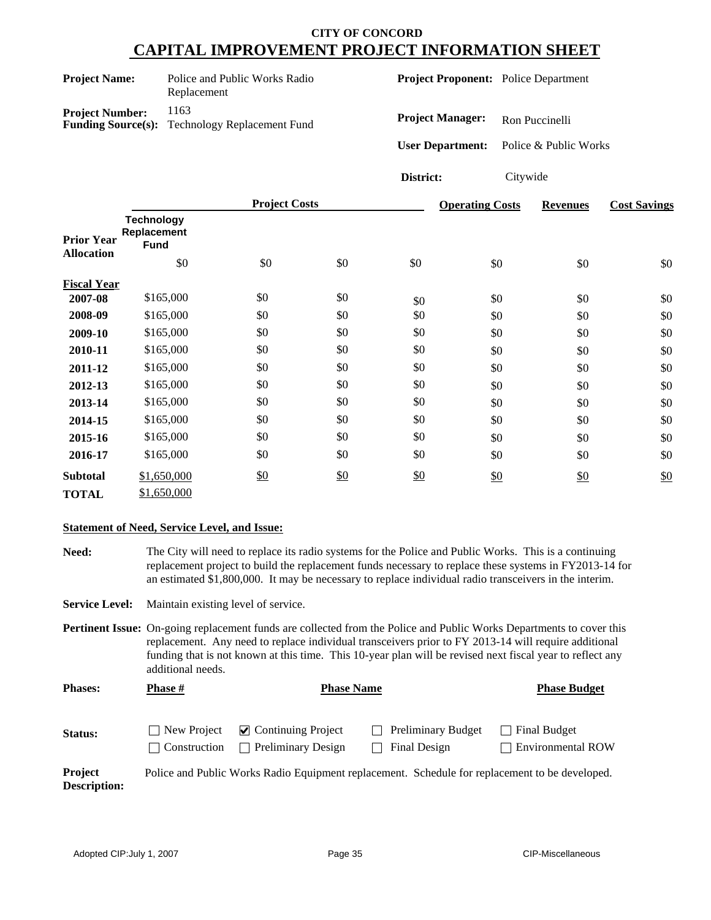# CITY OF CONCORD

# CAPITAL IMPROVEMENT PROJECT INFORMATION SHEET

**Project Name:** Police and Public Works Radio Replacement

**Project Number:** 1163

**Funding Source(s):** Technology Replacement Fund

**Project Proponent:** Police Department

**Project Manager:** Ron Puccinelli

**User Department:** Police & Public Works

**District:** Citywide

| | Project Costs | | | | Operating Costs | Revenues | Cost Savings |
|---|---|---|---|---|---|---|---|
| | Technology Replacement Fund | | | | | | |
| **Prior Year Allocation** | $0 | $0 | $0 | $0 | $0 | $0 | $0 |
| **Fiscal Year** | | | | | | | |
| **2007-08** | $165,000 | $0 | $0 | $0 | $0 | $0 | $0 |
| **2008-09** | $165,000 | $0 | $0 | $0 | $0 | $0 | $0 |
| **2009-10** | $165,000 | $0 | $0 | $0 | $0 | $0 | $0 |
| **2010-11** | $165,000 | $0 | $0 | $0 | $0 | $0 | $0 |
| **2011-12** | $165,000 | $0 | $0 | $0 | $0 | $0 | $0 |
| **2012-13** | $165,000 | $0 | $0 | $0 | $0 | $0 | $0 |
| **2013-14** | $165,000 | $0 | $0 | $0 | $0 | $0 | $0 |
| **2014-15** | $165,000 | $0 | $0 | $0 | $0 | $0 | $0 |
| **2015-16** | $165,000 | $0 | $0 | $0 | $0 | $0 | $0 |
| **2016-17** | $165,000 | $0 | $0 | $0 | $0 | $0 | $0 |
| **Subtotal** | $1,650,000 | $0 | $0 | $0 | $0 | $0 | $0 |
| **TOTAL** | $1,650,000 | | | | | | |

**Statement of Need, Service Level, and Issue:**

**Need:** The City will need to replace its radio systems for the Police and Public Works. This is a continuing replacement project to build the replacement funds necessary to replace these systems in FY2013-14 for an estimated $1,800,000. It may be necessary to replace individual radio transceivers in the interim.

**Service Level:** Maintain existing level of service.

**Pertinent Issue:** On-going replacement funds are collected from the Police and Public Works Departments to cover this replacement. Any need to replace individual transceivers prior to FY 2013-14 will require additional funding that is not known at this time. This 10-year plan will be revised next fiscal year to reflect any additional needs.

**Phases:**

| Phase # | Phase Name | Phase Budget |
|---|---|---|

**Status:**

- ☐ New Project
- ☑ Continuing Project
- ☐ Preliminary Budget
- ☐ Final Budget
- ☐ Construction
- ☐ Preliminary Design
- ☐ Final Design
- ☐ Environmental ROW

**Project Description:** Police and Public Works Radio Equipment replacement. Schedule for replacement to be developed.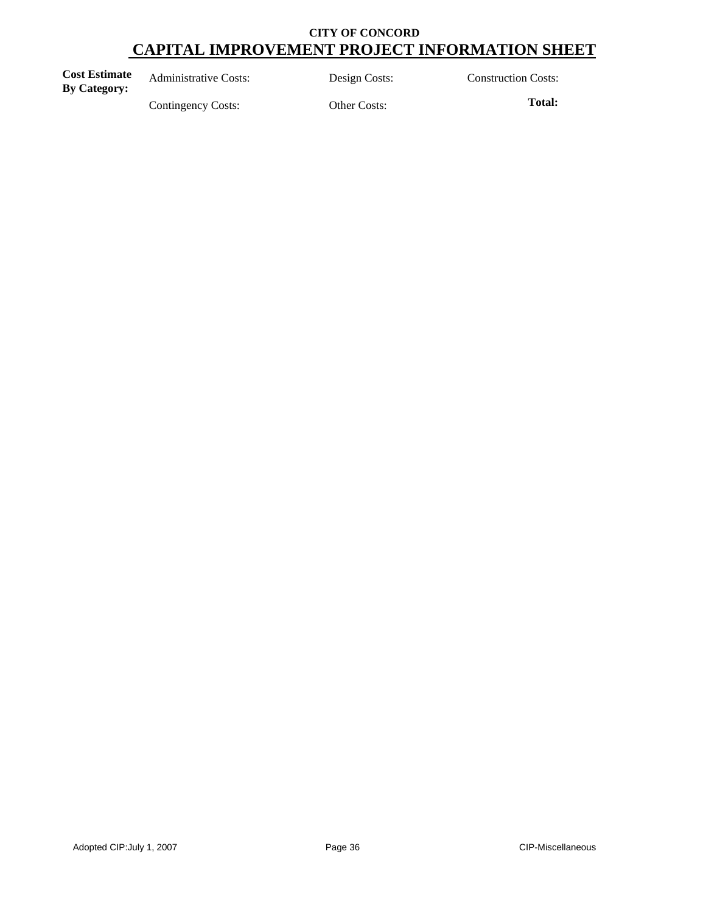**CITY OF CONCORD**

# CAPITAL IMPROVEMENT PROJECT INFORMATION SHEET

| **Cost Estimate By Category:** | Administrative Costs: | Design Costs: | Construction Costs: |
|---|---|---|---|
| | Contingency Costs: | Other Costs: | **Total:** |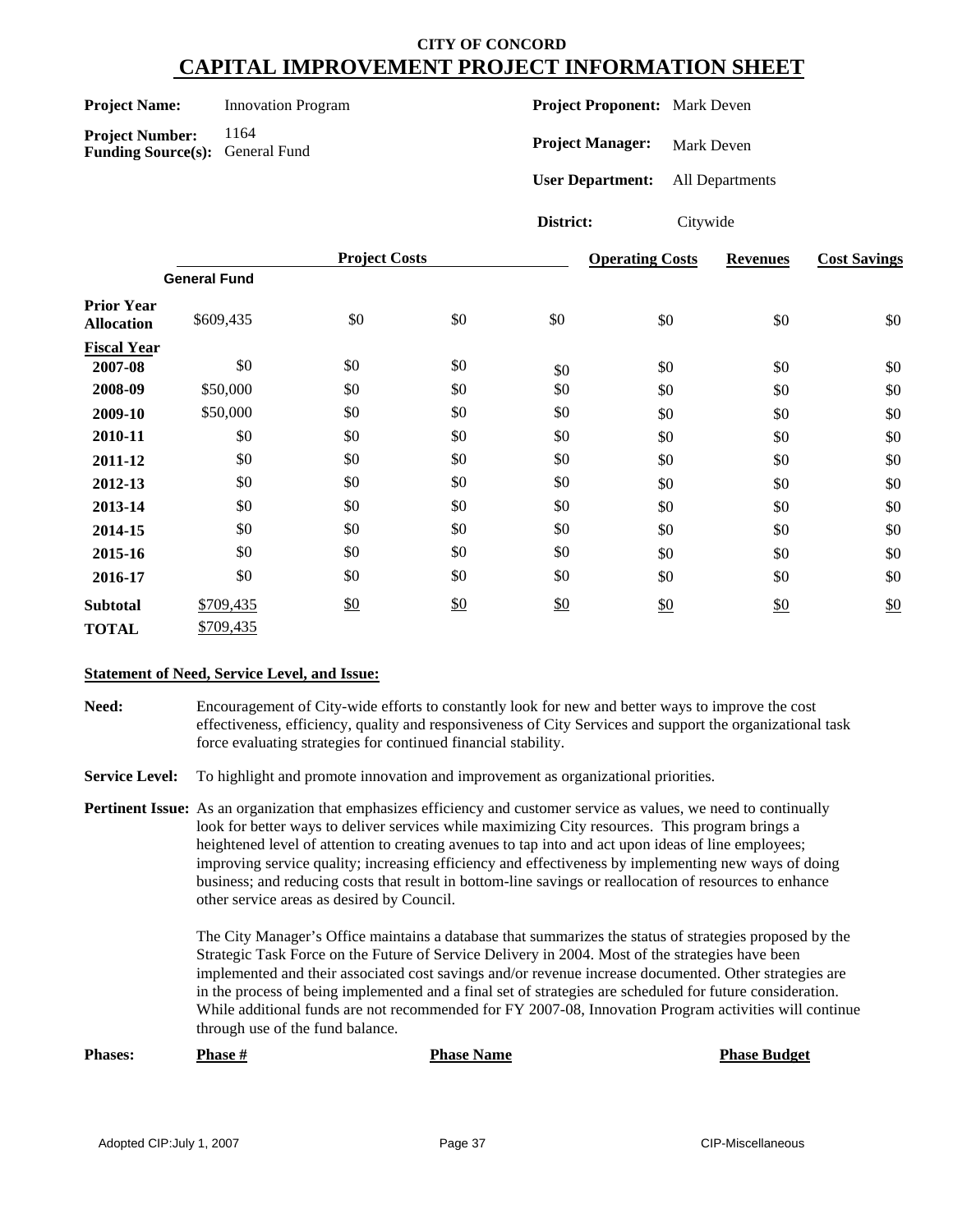**CITY OF CONCORD**

# CAPITAL IMPROVEMENT PROJECT INFORMATION SHEET

**Project Name:** Innovation Program

**Project Number:** 1164

**Funding Source(s):** General Fund

**Project Proponent:** Mark Deven

**Project Manager:** Mark Deven

**User Department:** All Departments

**District:** Citywide

| | Project Costs | | | | Operating Costs | Revenues | Cost Savings |
|---|---|---|---|---|---|---|---|
| | General Fund | | | | | | |
| **Prior Year Allocation** | $609,435 | $0 | $0 | $0 | $0 | $0 | $0 |
| **Fiscal Year** | | | | | | | |
| **2007-08** | $0 | $0 | $0 | $0 | $0 | $0 | $0 |
| **2008-09** | $50,000 | $0 | $0 | $0 | $0 | $0 | $0 |
| **2009-10** | $50,000 | $0 | $0 | $0 | $0 | $0 | $0 |
| **2010-11** | $0 | $0 | $0 | $0 | $0 | $0 | $0 |
| **2011-12** | $0 | $0 | $0 | $0 | $0 | $0 | $0 |
| **2012-13** | $0 | $0 | $0 | $0 | $0 | $0 | $0 |
| **2013-14** | $0 | $0 | $0 | $0 | $0 | $0 | $0 |
| **2014-15** | $0 | $0 | $0 | $0 | $0 | $0 | $0 |
| **2015-16** | $0 | $0 | $0 | $0 | $0 | $0 | $0 |
| **2016-17** | $0 | $0 | $0 | $0 | $0 | $0 | $0 |
| **Subtotal** | $709,435 | $0 | $0 | $0 | $0 | $0 | $0 |
| **TOTAL** | $709,435 | | | | | | |

**Statement of Need, Service Level, and Issue:**

**Need:** Encouragement of City-wide efforts to constantly look for new and better ways to improve the cost effectiveness, efficiency, quality and responsiveness of City Services and support the organizational task force evaluating strategies for continued financial stability.

**Service Level:** To highlight and promote innovation and improvement as organizational priorities.

**Pertinent Issue:** As an organization that emphasizes efficiency and customer service as values, we need to continually look for better ways to deliver services while maximizing City resources. This program brings a heightened level of attention to creating avenues to tap into and act upon ideas of line employees; improving service quality; increasing efficiency and effectiveness by implementing new ways of doing business; and reducing costs that result in bottom-line savings or reallocation of resources to enhance other service areas as desired by Council.

The City Manager's Office maintains a database that summarizes the status of strategies proposed by the Strategic Task Force on the Future of Service Delivery in 2004. Most of the strategies have been implemented and their associated cost savings and/or revenue increase documented. Other strategies are in the process of being implemented and a final set of strategies are scheduled for future consideration. While additional funds are not recommended for FY 2007-08, Innovation Program activities will continue through use of the fund balance.

| Phases: | Phase # | Phase Name | Phase Budget |
|---|---|---|---|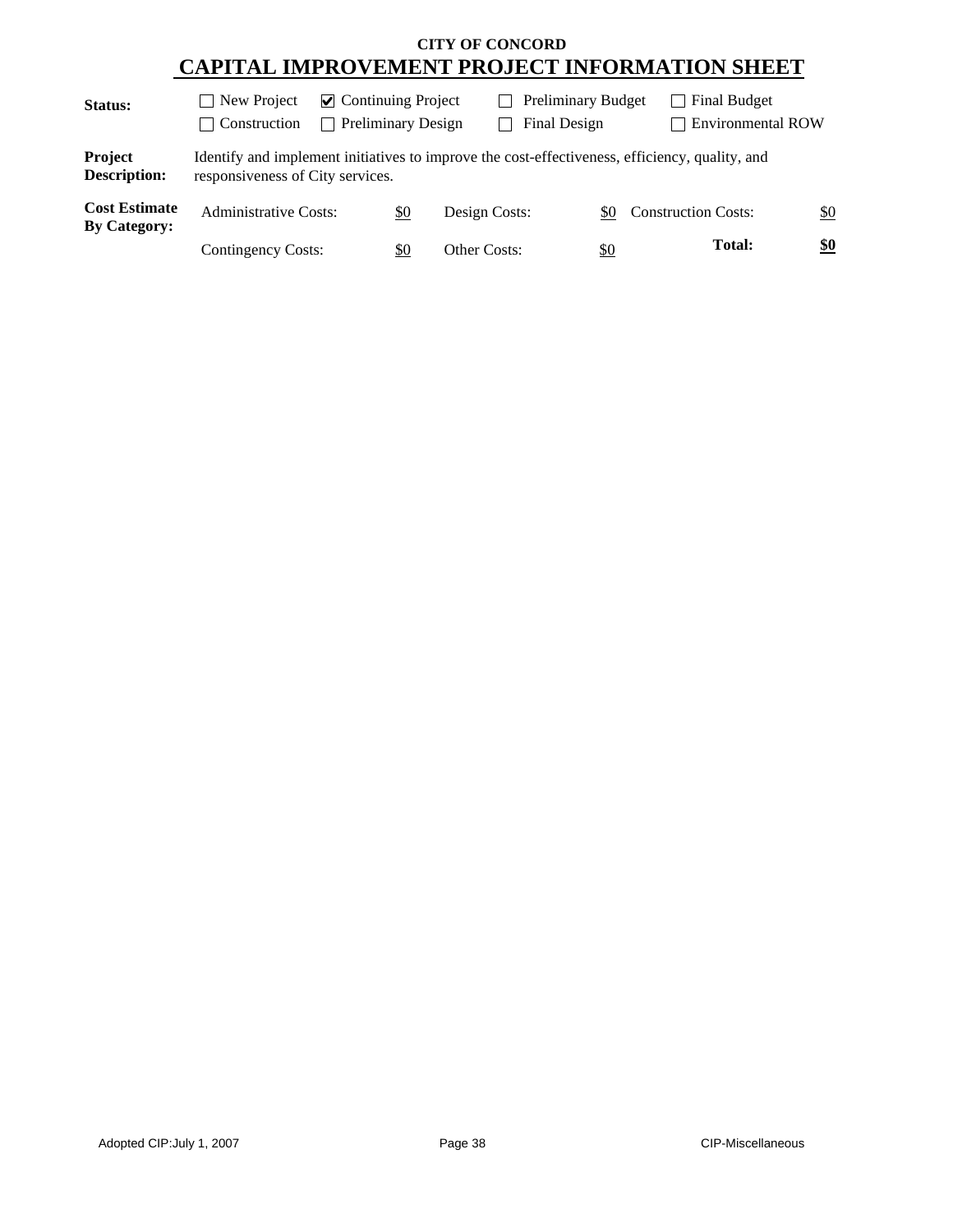**CITY OF CONCORD**

# CAPITAL IMPROVEMENT PROJECT INFORMATION SHEET

**Status:**

- [ ] New Project
- [x] Continuing Project
- [ ] Preliminary Budget
- [ ] Final Budget
- [ ] Construction
- [ ] Preliminary Design
- [ ] Final Design
- [ ] Environmental ROW

**Project Description:** Identify and implement initiatives to improve the cost-effectiveness, efficiency, quality, and responsiveness of City services.

**Cost Estimate By Category:**

| | | | | | |
|---|---|---|---|---|---|
| Administrative Costs: | $0 | Design Costs: | $0 | Construction Costs: | $0 |
| Contingency Costs: | $0 | Other Costs: | $0 | **Total:** | **$0** |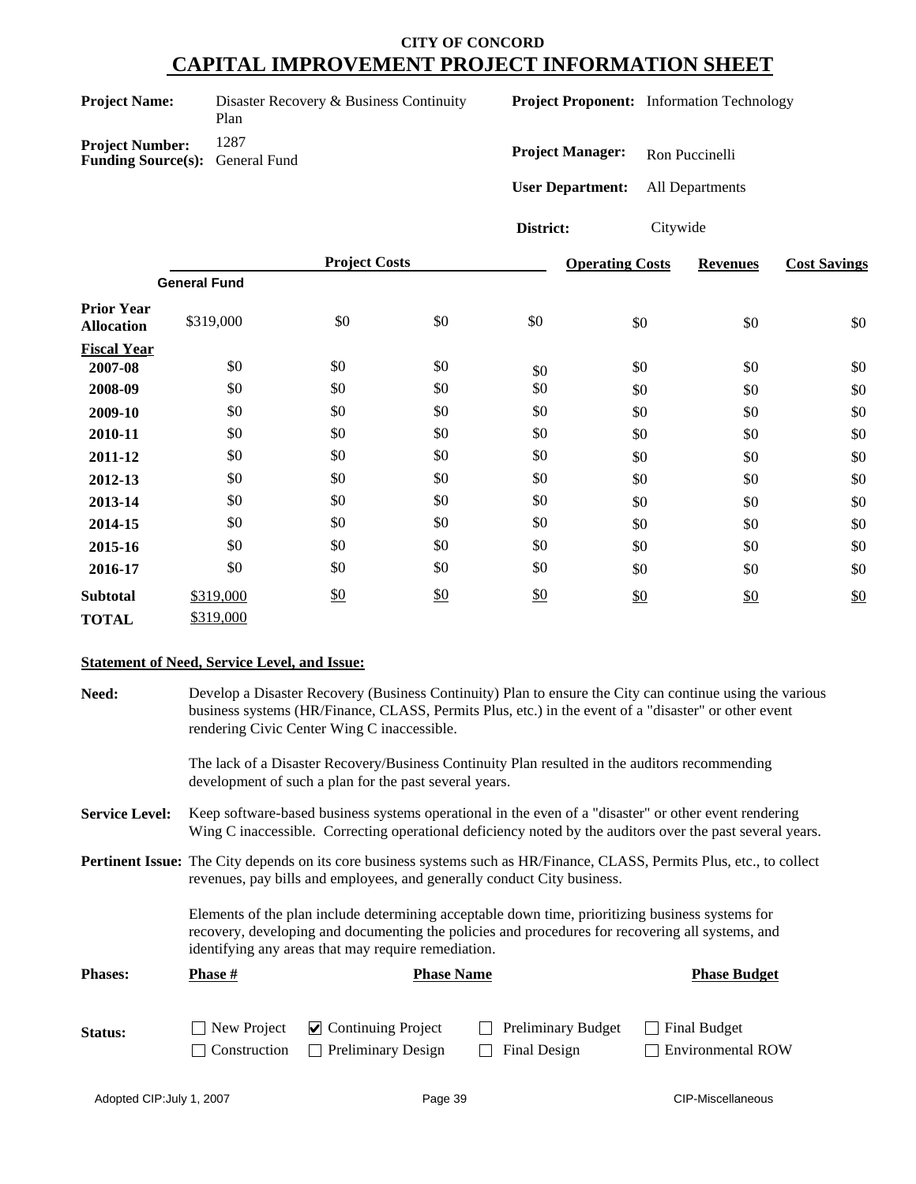# CITY OF CONCORD
## CAPITAL IMPROVEMENT PROJECT INFORMATION SHEET

**Project Name:** Disaster Recovery & Business Continuity Plan

**Project Number:** 1287

**Funding Source(s):** General Fund

**Project Proponent:** Information Technology

**Project Manager:** Ron Puccinelli

**User Department:** All Departments

**District:** Citywide

| | Project Costs | | | | Operating Costs | Revenues | Cost Savings |
|---|---|---|---|---|---|---|---|
| | General Fund | | | | | | |
| **Prior Year Allocation** | $319,000 | $0 | $0 | $0 | $0 | $0 | $0 |
| **Fiscal Year** | | | | | | | |
| **2007-08** | $0 | $0 | $0 | $0 | $0 | $0 | $0 |
| **2008-09** | $0 | $0 | $0 | $0 | $0 | $0 | $0 |
| **2009-10** | $0 | $0 | $0 | $0 | $0 | $0 | $0 |
| **2010-11** | $0 | $0 | $0 | $0 | $0 | $0 | $0 |
| **2011-12** | $0 | $0 | $0 | $0 | $0 | $0 | $0 |
| **2012-13** | $0 | $0 | $0 | $0 | $0 | $0 | $0 |
| **2013-14** | $0 | $0 | $0 | $0 | $0 | $0 | $0 |
| **2014-15** | $0 | $0 | $0 | $0 | $0 | $0 | $0 |
| **2015-16** | $0 | $0 | $0 | $0 | $0 | $0 | $0 |
| **2016-17** | $0 | $0 | $0 | $0 | $0 | $0 | $0 |
| **Subtotal** | $319,000 | $0 | $0 | $0 | $0 | $0 | $0 |
| **TOTAL** | $319,000 | | | | | | |

**Statement of Need, Service Level, and Issue:**

**Need:** Develop a Disaster Recovery (Business Continuity) Plan to ensure the City can continue using the various business systems (HR/Finance, CLASS, Permits Plus, etc.) in the event of a "disaster" or other event rendering Civic Center Wing C inaccessible.

The lack of a Disaster Recovery/Business Continuity Plan resulted in the auditors recommending development of such a plan for the past several years.

**Service Level:** Keep software-based business systems operational in the even of a "disaster" or other event rendering Wing C inaccessible. Correcting operational deficiency noted by the auditors over the past several years.

**Pertinent Issue:** The City depends on its core business systems such as HR/Finance, CLASS, Permits Plus, etc., to collect revenues, pay bills and employees, and generally conduct City business.

Elements of the plan include determining acceptable down time, prioritizing business systems for recovery, developing and documenting the policies and procedures for recovering all systems, and identifying any areas that may require remediation.

**Phases:**

| Phase # | Phase Name | Phase Budget |
|---|---|---|
| | | |

**Status:**

- ☐ New Project
- ☑ Continuing Project
- ☐ Preliminary Budget
- ☐ Final Budget
- ☐ Construction
- ☐ Preliminary Design
- ☐ Final Design
- ☐ Environmental ROW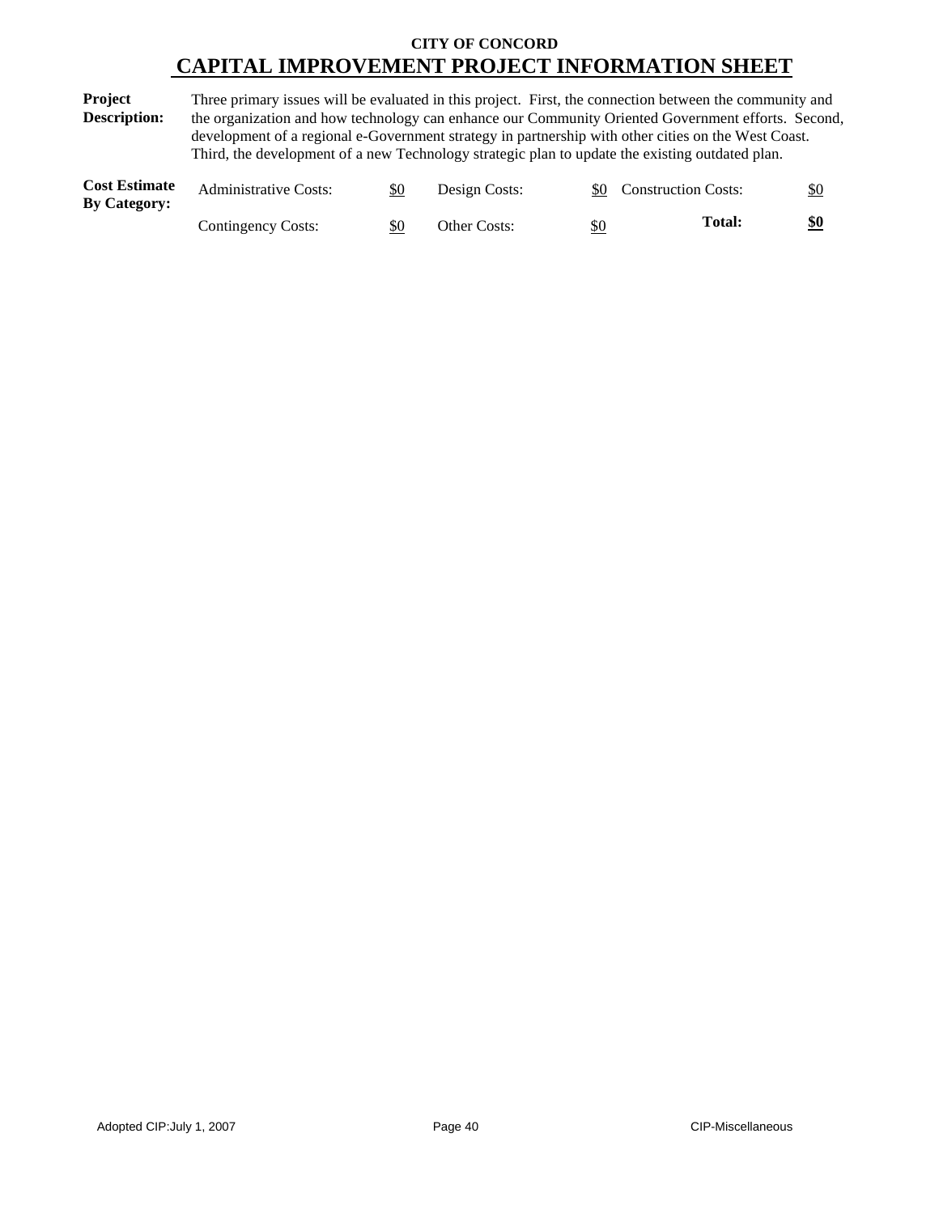**CITY OF CONCORD**

# CAPITAL IMPROVEMENT PROJECT INFORMATION SHEET

**Project Description:** Three primary issues will be evaluated in this project. First, the connection between the community and the organization and how technology can enhance our Community Oriented Government efforts. Second, development of a regional e-Government strategy in partnership with other cities on the West Coast. Third, the development of a new Technology strategic plan to update the existing outdated plan.

**Cost Estimate By Category:**

| | | | | | |
|---|---|---|---|---|---|
| Administrative Costs: | $0 | Design Costs: | $0 | Construction Costs: | $0 |
| Contingency Costs: | $0 | Other Costs: | $0 | **Total:** | **$0** |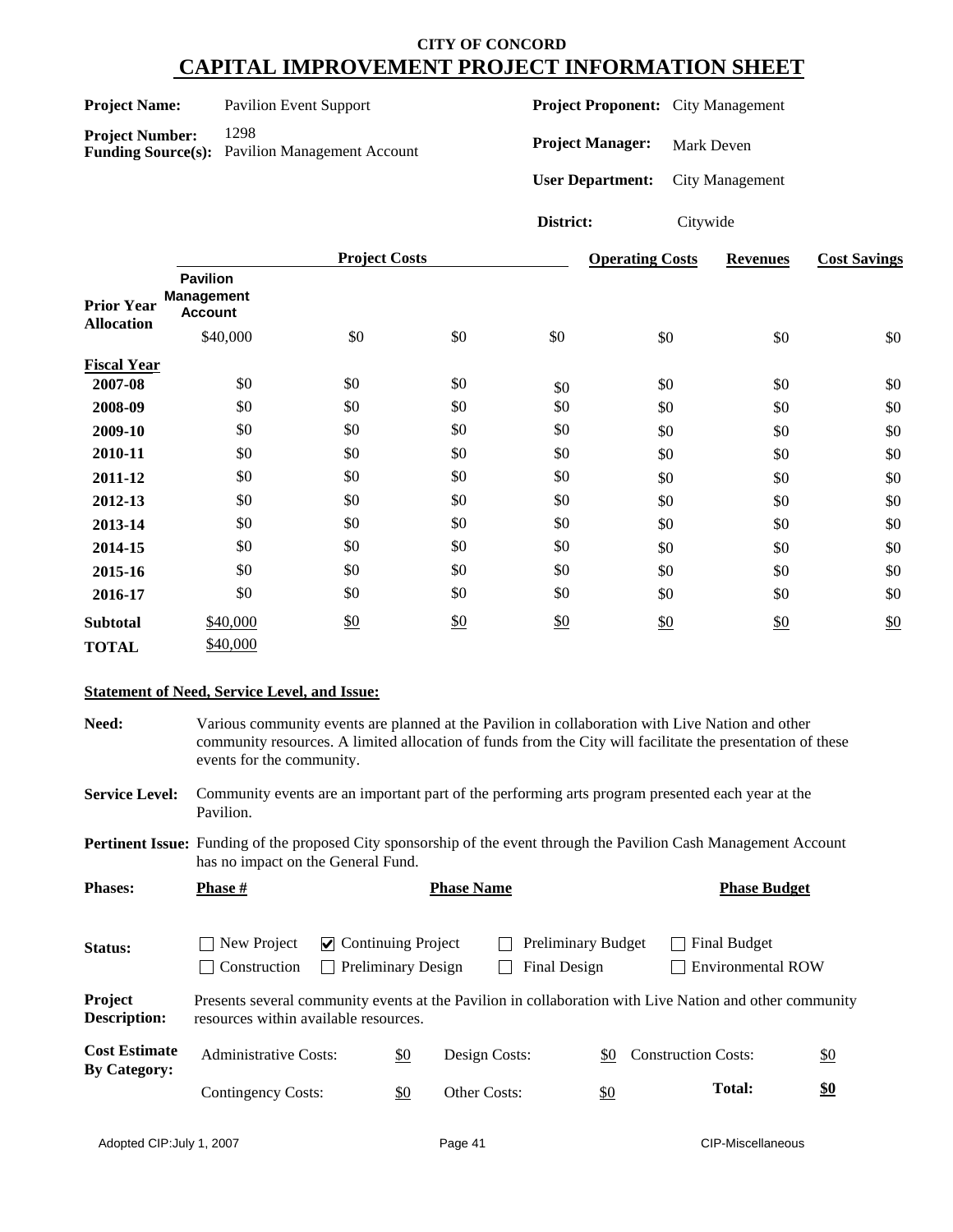# CITY OF CONCORD
## CAPITAL IMPROVEMENT PROJECT INFORMATION SHEET

**Project Name:** Pavilion Event Support

**Project Number:** 1298

**Funding Source(s):** Pavilion Management Account

**Project Proponent:** City Management

**Project Manager:** Mark Deven

**User Department:** City Management

**District:** Citywide

| | Project Costs | | | | Operating Costs | Revenues | Cost Savings |
|---|---|---|---|---|---|---|---|
| | Pavilion Management Account | | | | | | |
| **Prior Year Allocation** | $40,000 | $0 | $0 | $0 | $0 | $0 | $0 |
| **Fiscal Year** | | | | | | | |
| **2007-08** | $0 | $0 | $0 | $0 | $0 | $0 | $0 |
| **2008-09** | $0 | $0 | $0 | $0 | $0 | $0 | $0 |
| **2009-10** | $0 | $0 | $0 | $0 | $0 | $0 | $0 |
| **2010-11** | $0 | $0 | $0 | $0 | $0 | $0 | $0 |
| **2011-12** | $0 | $0 | $0 | $0 | $0 | $0 | $0 |
| **2012-13** | $0 | $0 | $0 | $0 | $0 | $0 | $0 |
| **2013-14** | $0 | $0 | $0 | $0 | $0 | $0 | $0 |
| **2014-15** | $0 | $0 | $0 | $0 | $0 | $0 | $0 |
| **2015-16** | $0 | $0 | $0 | $0 | $0 | $0 | $0 |
| **2016-17** | $0 | $0 | $0 | $0 | $0 | $0 | $0 |
| **Subtotal** | $40,000 | $0 | $0 | $0 | $0 | $0 | $0 |
| **TOTAL** | $40,000 | | | | | | |

### Statement of Need, Service Level, and Issue:

**Need:** Various community events are planned at the Pavilion in collaboration with Live Nation and other community resources. A limited allocation of funds from the City will facilitate the presentation of these events for the community.

**Service Level:** Community events are an important part of the performing arts program presented each year at the Pavilion.

**Pertinent Issue:** Funding of the proposed City sponsorship of the event through the Pavilion Cash Management Account has no impact on the General Fund.

**Phases:**

| Phase # | Phase Name | Phase Budget |
|---|---|---|
| | | |

**Status:**

- ☐ New Project
- ☑ Continuing Project
- ☐ Preliminary Budget
- ☐ Final Budget
- ☐ Construction
- ☐ Preliminary Design
- ☐ Final Design
- ☐ Environmental ROW

**Project Description:** Presents several community events at the Pavilion in collaboration with Live Nation and other community resources within available resources.

**Cost Estimate By Category:**

| | | | | | |
|---|---|---|---|---|---|
| Administrative Costs: | $0 | Design Costs: | $0 | Construction Costs: | $0 |
| Contingency Costs: | $0 | Other Costs: | $0 | **Total:** | **$0** |

Adopted CIP:July 1, 2007 — CIP-Miscellaneous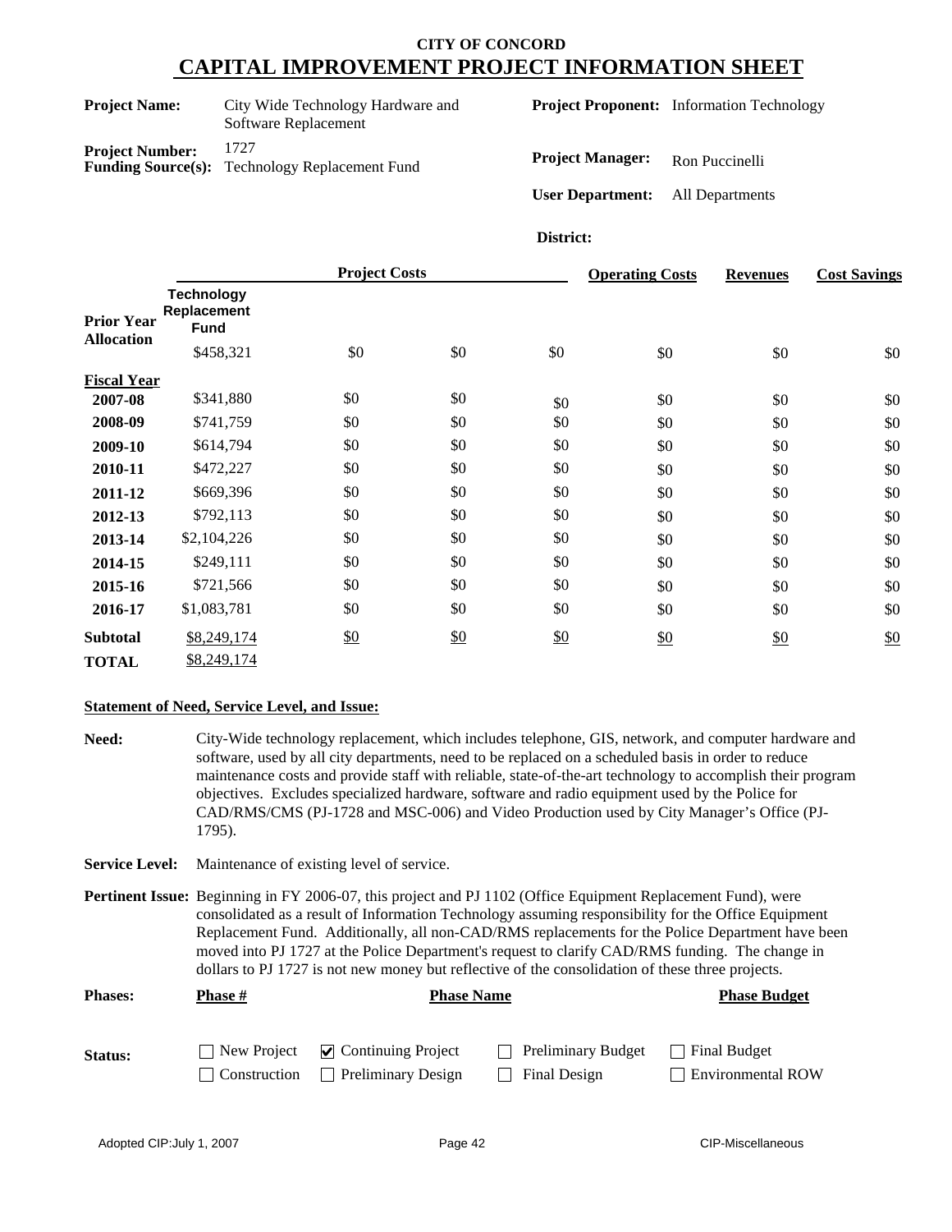# CITY OF CONCORD
## CAPITAL IMPROVEMENT PROJECT INFORMATION SHEET

**Project Name:** City Wide Technology Hardware and Software Replacement

**Project Number:** 1727

**Funding Source(s):** Technology Replacement Fund

**Project Proponent:** Information Technology

**Project Manager:** Ron Puccinelli

**User Department:** All Departments

**District:**

| | Project Costs | | | | Operating Costs | Revenues | Cost Savings |
|---|---|---|---|---|---|---|---|
| | Technology Replacement Fund | | | | | | |
| **Prior Year Allocation** | $458,321 | $0 | $0 | $0 | $0 | $0 | $0 |
| **Fiscal Year** | | | | | | | |
| **2007-08** | $341,880 | $0 | $0 | $0 | $0 | $0 | $0 |
| **2008-09** | $741,759 | $0 | $0 | $0 | $0 | $0 | $0 |
| **2009-10** | $614,794 | $0 | $0 | $0 | $0 | $0 | $0 |
| **2010-11** | $472,227 | $0 | $0 | $0 | $0 | $0 | $0 |
| **2011-12** | $669,396 | $0 | $0 | $0 | $0 | $0 | $0 |
| **2012-13** | $792,113 | $0 | $0 | $0 | $0 | $0 | $0 |
| **2013-14** | $2,104,226 | $0 | $0 | $0 | $0 | $0 | $0 |
| **2014-15** | $249,111 | $0 | $0 | $0 | $0 | $0 | $0 |
| **2015-16** | $721,566 | $0 | $0 | $0 | $0 | $0 | $0 |
| **2016-17** | $1,083,781 | $0 | $0 | $0 | $0 | $0 | $0 |
| **Subtotal** | $8,249,174 | $0 | $0 | $0 | $0 | $0 | $0 |
| **TOTAL** | $8,249,174 | | | | | | |

**Statement of Need, Service Level, and Issue:**

**Need:** City-Wide technology replacement, which includes telephone, GIS, network, and computer hardware and software, used by all city departments, need to be replaced on a scheduled basis in order to reduce maintenance costs and provide staff with reliable, state-of-the-art technology to accomplish their program objectives. Excludes specialized hardware, software and radio equipment used by the Police for CAD/RMS/CMS (PJ-1728 and MSC-006) and Video Production used by City Manager's Office (PJ-1795).

**Service Level:** Maintenance of existing level of service.

**Pertinent Issue:** Beginning in FY 2006-07, this project and PJ 1102 (Office Equipment Replacement Fund), were consolidated as a result of Information Technology assuming responsibility for the Office Equipment Replacement Fund. Additionally, all non-CAD/RMS replacements for the Police Department have been moved into PJ 1727 at the Police Department's request to clarify CAD/RMS funding. The change in dollars to PJ 1727 is not new money but reflective of the consolidation of these three projects.

**Phases:** Phase # | Phase Name | Phase Budget

**Status:**

- ☐ New Project
- ☑ Continuing Project
- ☐ Preliminary Budget
- ☐ Final Budget
- ☐ Construction
- ☐ Preliminary Design
- ☐ Final Design
- ☐ Environmental ROW

Adopted CIP:July 1, 2007 | CIP-Miscellaneous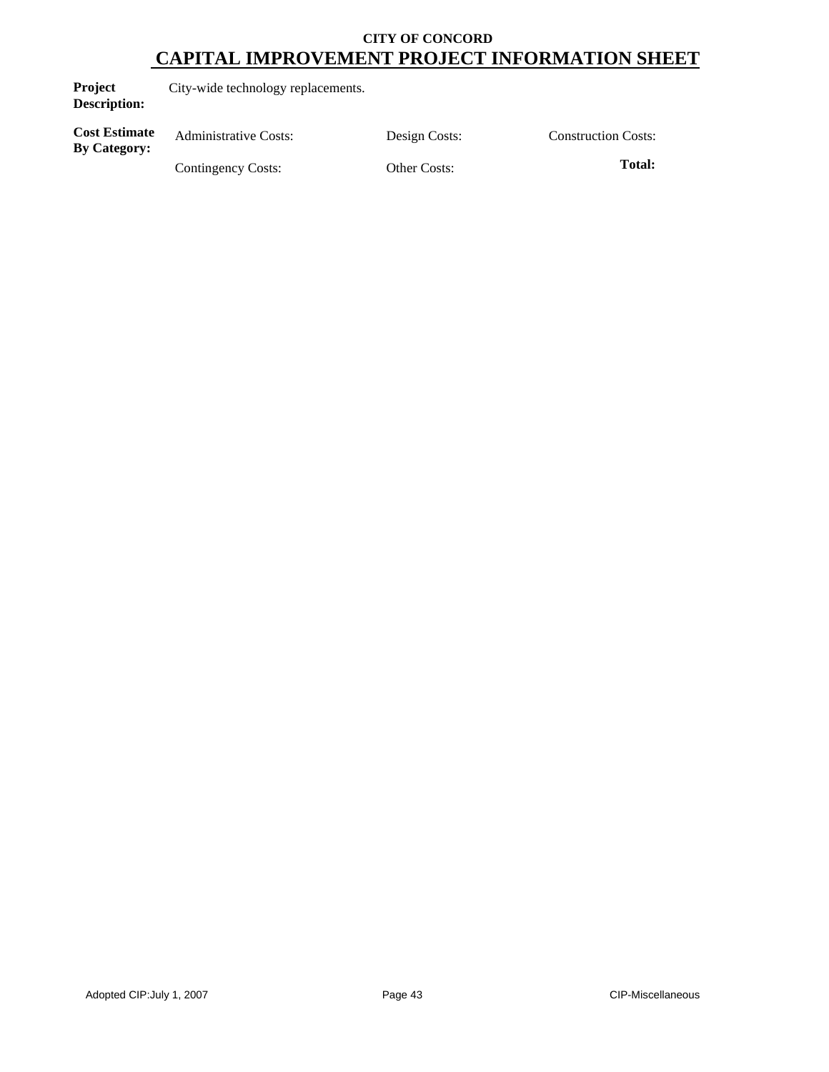**CITY OF CONCORD**

# CAPITAL IMPROVEMENT PROJECT INFORMATION SHEET

**Project Description:** City-wide technology replacements.

| **Cost Estimate By Category:** | | | |
|---|---|---|---|
| | Administrative Costs: | Design Costs: | Construction Costs: |
| | Contingency Costs: | Other Costs: | **Total:** |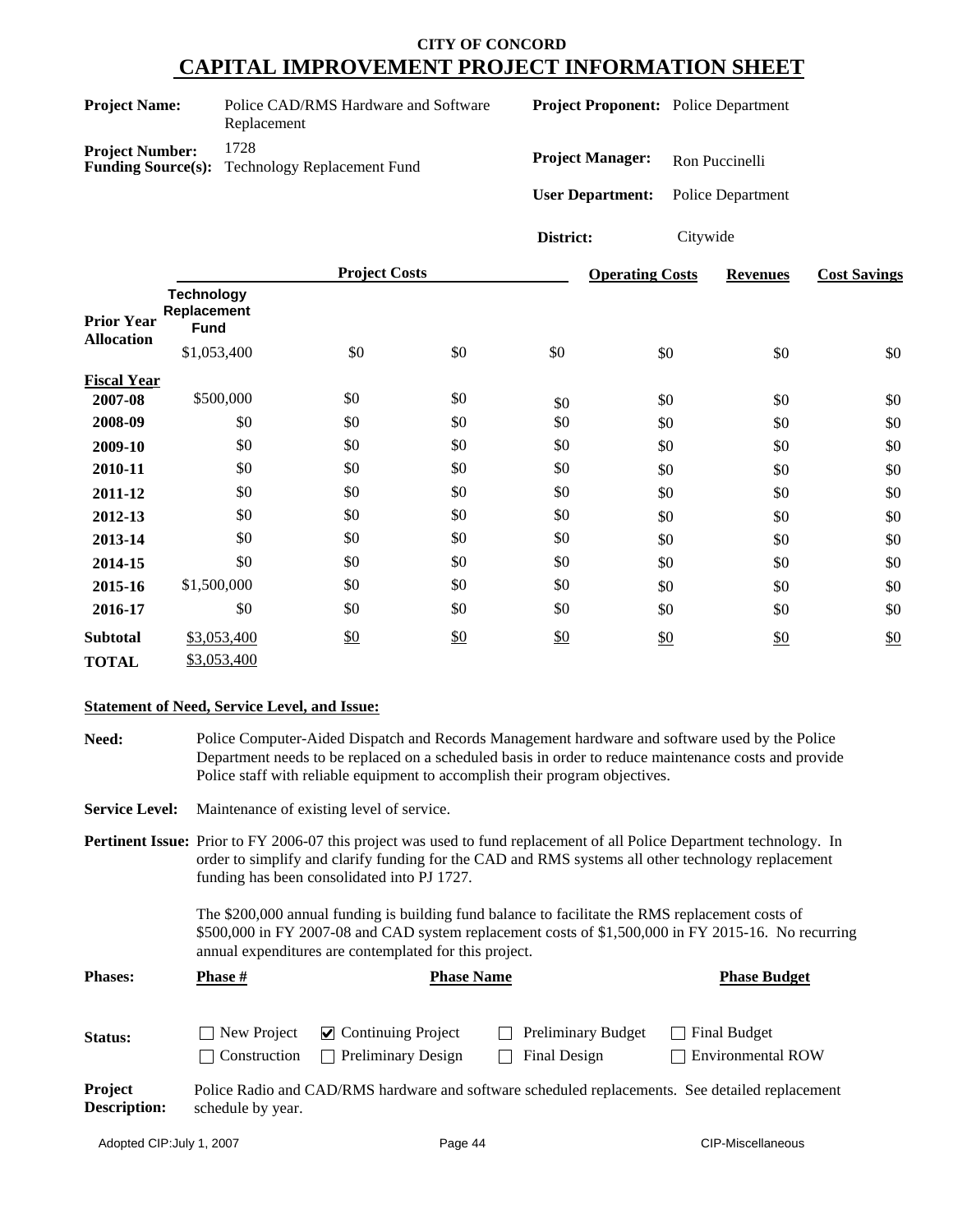## CITY OF CONCORD

# CAPITAL IMPROVEMENT PROJECT INFORMATION SHEET

**Project Name:** Police CAD/RMS Hardware and Software Replacement

**Project Proponent:** Police Department

**Project Number:** 1728

**Funding Source(s):** Technology Replacement Fund

**Project Manager:** Ron Puccinelli

**User Department:** Police Department

**District:** Citywide

| | Project Costs | | | | Operating Costs | Revenues | Cost Savings |
|---|---|---|---|---|---|---|---|
| | Technology Replacement Fund | | | | | | |
| **Prior Year Allocation** | $1,053,400 | $0 | $0 | $0 | $0 | $0 | $0 |
| **Fiscal Year** | | | | | | | |
| **2007-08** | $500,000 | $0 | $0 | $0 | $0 | $0 | $0 |
| **2008-09** | $0 | $0 | $0 | $0 | $0 | $0 | $0 |
| **2009-10** | $0 | $0 | $0 | $0 | $0 | $0 | $0 |
| **2010-11** | $0 | $0 | $0 | $0 | $0 | $0 | $0 |
| **2011-12** | $0 | $0 | $0 | $0 | $0 | $0 | $0 |
| **2012-13** | $0 | $0 | $0 | $0 | $0 | $0 | $0 |
| **2013-14** | $0 | $0 | $0 | $0 | $0 | $0 | $0 |
| **2014-15** | $0 | $0 | $0 | $0 | $0 | $0 | $0 |
| **2015-16** | $1,500,000 | $0 | $0 | $0 | $0 | $0 | $0 |
| **2016-17** | $0 | $0 | $0 | $0 | $0 | $0 | $0 |
| **Subtotal** | $3,053,400 | $0 | $0 | $0 | $0 | $0 | $0 |
| **TOTAL** | $3,053,400 | | | | | | |

**Statement of Need, Service Level, and Issue:**

**Need:** Police Computer-Aided Dispatch and Records Management hardware and software used by the Police Department needs to be replaced on a scheduled basis in order to reduce maintenance costs and provide Police staff with reliable equipment to accomplish their program objectives.

**Service Level:** Maintenance of existing level of service.

**Pertinent Issue:** Prior to FY 2006-07 this project was used to fund replacement of all Police Department technology. In order to simplify and clarify funding for the CAD and RMS systems all other technology replacement funding has been consolidated into PJ 1727.

The $200,000 annual funding is building fund balance to facilitate the RMS replacement costs of $500,000 in FY 2007-08 and CAD system replacement costs of $1,500,000 in FY 2015-16. No recurring annual expenditures are contemplated for this project.

| **Phases:** | **Phase #** | **Phase Name** | **Phase Budget** |
|---|---|---|---|

**Status:**

- ☐ New Project
- ☑ Continuing Project
- ☐ Preliminary Budget
- ☐ Final Budget
- ☐ Construction
- ☐ Preliminary Design
- ☐ Final Design
- ☐ Environmental ROW

**Project Description:** Police Radio and CAD/RMS hardware and software scheduled replacements. See detailed replacement schedule by year.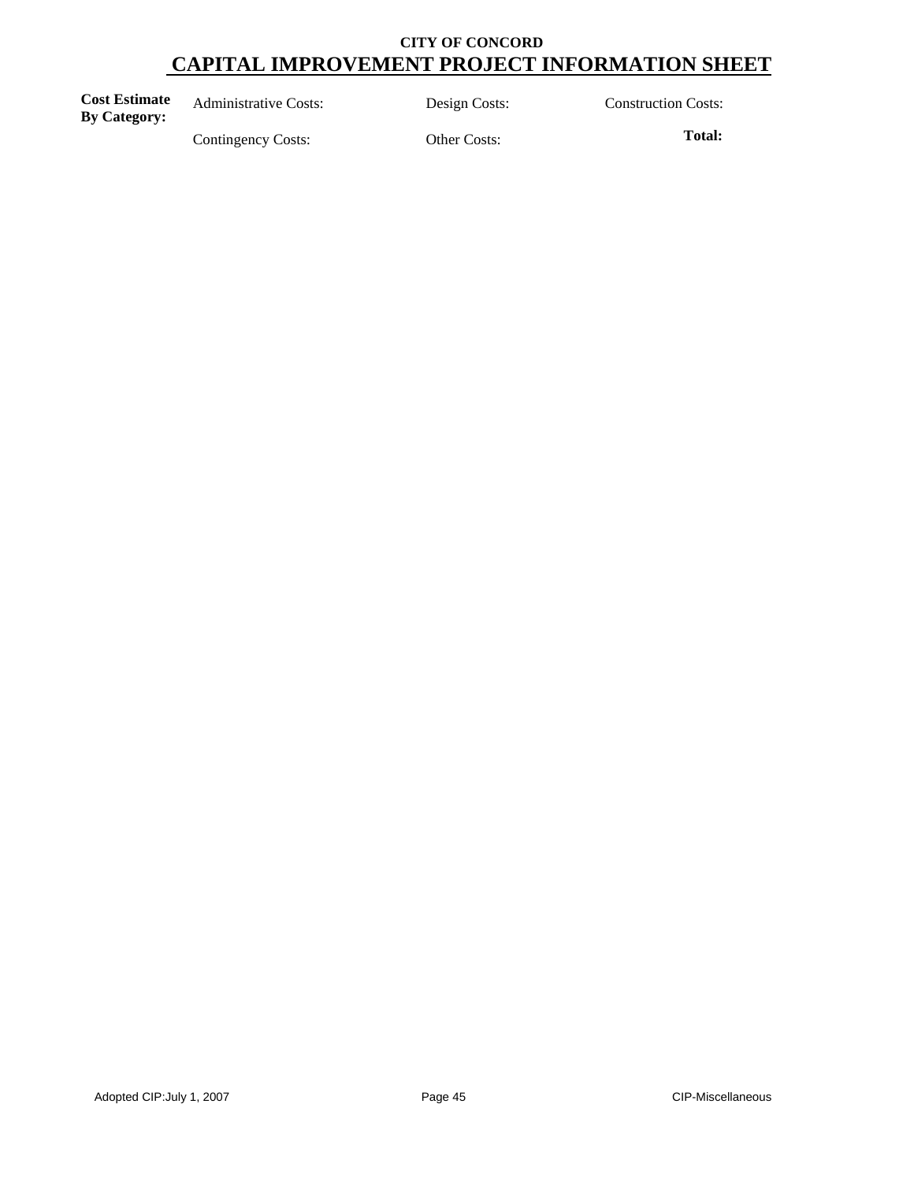**CITY OF CONCORD**

# CAPITAL IMPROVEMENT PROJECT INFORMATION SHEET

| **Cost Estimate By Category:** | Administrative Costs: | Design Costs: | Construction Costs: |
| --- | --- | --- | --- |
| | Contingency Costs: | Other Costs: | **Total:** |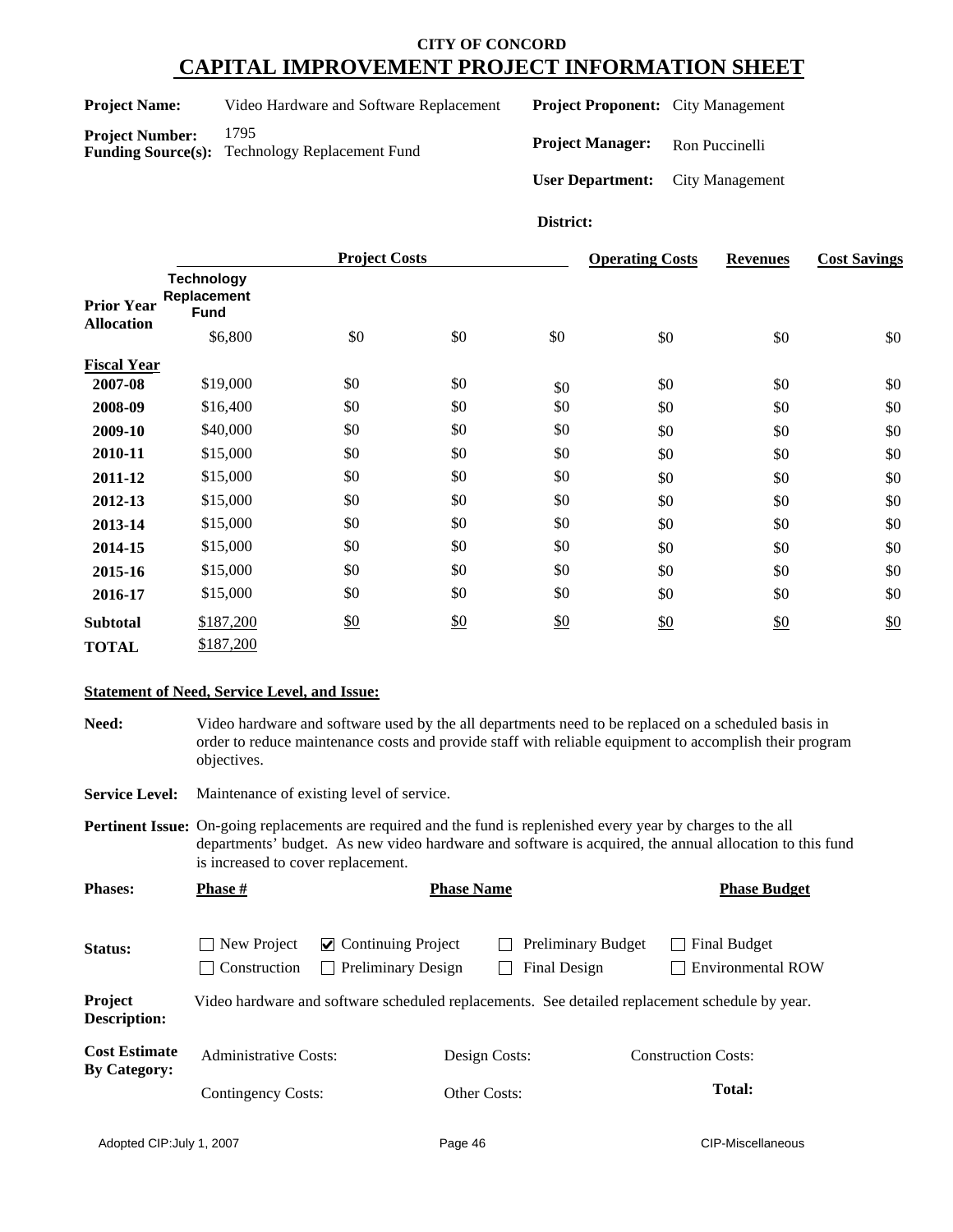**CITY OF CONCORD**

# CAPITAL IMPROVEMENT PROJECT INFORMATION SHEET

**Project Name:** Video Hardware and Software Replacement

**Project Number:** 1795

**Funding Source(s):** Technology Replacement Fund

**Project Proponent:** City Management

**Project Manager:** Ron Puccinelli

**User Department:** City Management

**District:**

| | Project Costs | | | | Operating Costs | Revenues | Cost Savings |
|---|---|---|---|---|---|---|---|
| | Technology Replacement Fund | | | | | | |
| Prior Year Allocation | $6,800 | $0 | $0 | $0 | $0 | $0 | $0 |
| **Fiscal Year** | | | | | | | |
| 2007-08 | $19,000 | $0 | $0 | $0 | $0 | $0 | $0 |
| 2008-09 | $16,400 | $0 | $0 | $0 | $0 | $0 | $0 |
| 2009-10 | $40,000 | $0 | $0 | $0 | $0 | $0 | $0 |
| 2010-11 | $15,000 | $0 | $0 | $0 | $0 | $0 | $0 |
| 2011-12 | $15,000 | $0 | $0 | $0 | $0 | $0 | $0 |
| 2012-13 | $15,000 | $0 | $0 | $0 | $0 | $0 | $0 |
| 2013-14 | $15,000 | $0 | $0 | $0 | $0 | $0 | $0 |
| 2014-15 | $15,000 | $0 | $0 | $0 | $0 | $0 | $0 |
| 2015-16 | $15,000 | $0 | $0 | $0 | $0 | $0 | $0 |
| 2016-17 | $15,000 | $0 | $0 | $0 | $0 | $0 | $0 |
| **Subtotal** | $187,200 | $0 | $0 | $0 | $0 | $0 | $0 |
| **TOTAL** | $187,200 | | | | | | |

**Statement of Need, Service Level, and Issue:**

**Need:** Video hardware and software used by the all departments need to be replaced on a scheduled basis in order to reduce maintenance costs and provide staff with reliable equipment to accomplish their program objectives.

**Service Level:** Maintenance of existing level of service.

**Pertinent Issue:** On-going replacements are required and the fund is replenished every year by charges to the all departments' budget. As new video hardware and software is acquired, the annual allocation to this fund is increased to cover replacement.

**Phases:** **Phase #** | **Phase Name** | **Phase Budget**

**Status:**

- [ ] New Project
- [x] Continuing Project
- [ ] Preliminary Budget
- [ ] Final Budget
- [ ] Construction
- [ ] Preliminary Design
- [ ] Final Design
- [ ] Environmental ROW

**Project Description:** Video hardware and software scheduled replacements. See detailed replacement schedule by year.

**Cost Estimate By Category:**

Administrative Costs: | Design Costs: | Construction Costs:

Contingency Costs: | Other Costs: | **Total:**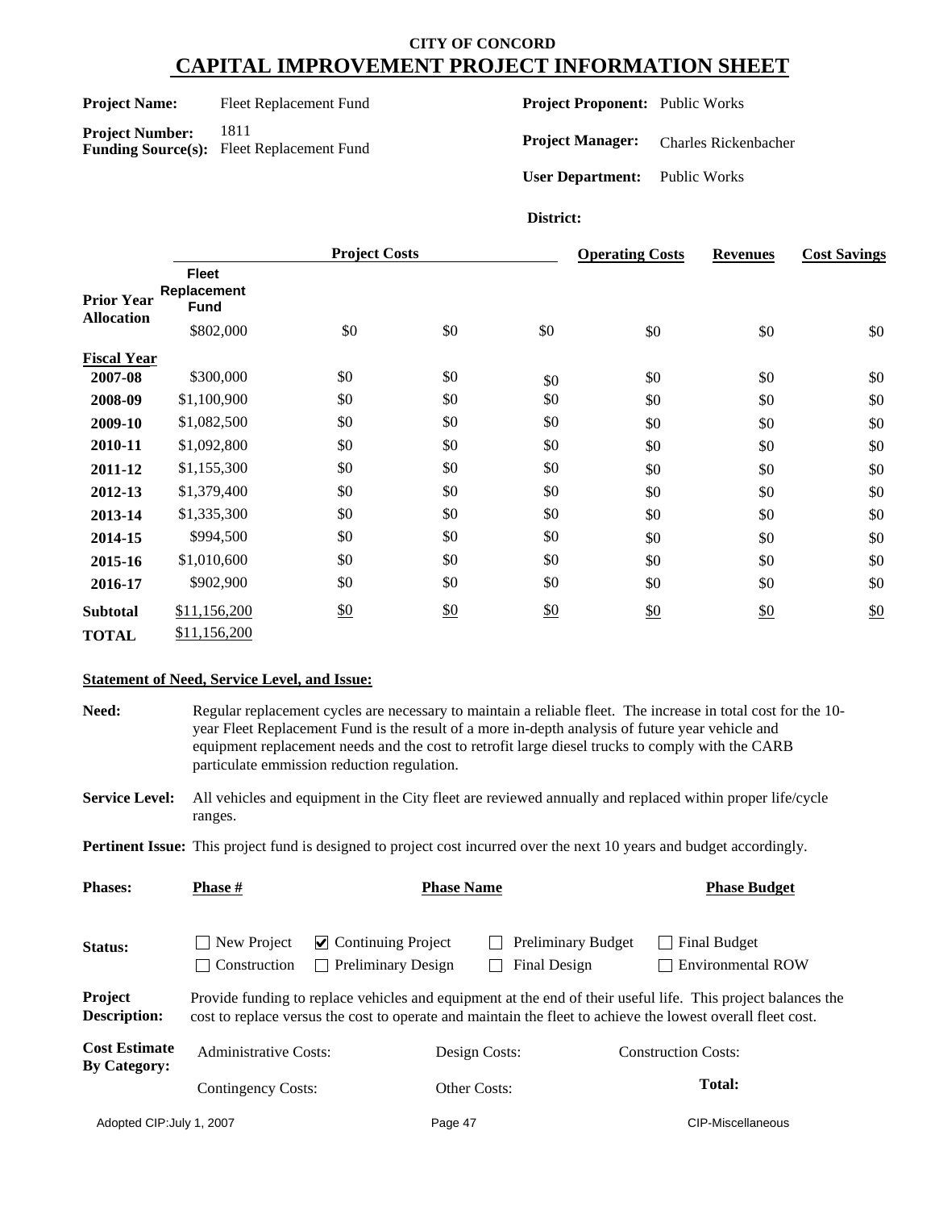# CITY OF CONCORD
## CAPITAL IMPROVEMENT PROJECT INFORMATION SHEET

**Project Name:** Fleet Replacement Fund

**Project Number:** 1811

**Funding Source(s):** Fleet Replacement Fund

**Project Proponent:** Public Works

**Project Manager:** Charles Rickenbacher

**User Department:** Public Works

**District:**

| | Project Costs | | | | Operating Costs | Revenues | Cost Savings |
|---|---|---|---|---|---|---|---|
| | Fleet Replacement Fund | | | | | | |
| **Prior Year Allocation** | $802,000 | $0 | $0 | $0 | $0 | $0 | $0 |
| **Fiscal Year** | | | | | | | |
| **2007-08** | $300,000 | $0 | $0 | $0 | $0 | $0 | $0 |
| **2008-09** | $1,100,900 | $0 | $0 | $0 | $0 | $0 | $0 |
| **2009-10** | $1,082,500 | $0 | $0 | $0 | $0 | $0 | $0 |
| **2010-11** | $1,092,800 | $0 | $0 | $0 | $0 | $0 | $0 |
| **2011-12** | $1,155,300 | $0 | $0 | $0 | $0 | $0 | $0 |
| **2012-13** | $1,379,400 | $0 | $0 | $0 | $0 | $0 | $0 |
| **2013-14** | $1,335,300 | $0 | $0 | $0 | $0 | $0 | $0 |
| **2014-15** | $994,500 | $0 | $0 | $0 | $0 | $0 | $0 |
| **2015-16** | $1,010,600 | $0 | $0 | $0 | $0 | $0 | $0 |
| **2016-17** | $902,900 | $0 | $0 | $0 | $0 | $0 | $0 |
| **Subtotal** | $11,156,200 | $0 | $0 | $0 | $0 | $0 | $0 |
| **TOTAL** | $11,156,200 | | | | | | |

**Statement of Need, Service Level, and Issue:**

**Need:** Regular replacement cycles are necessary to maintain a reliable fleet. The increase in total cost for the 10-year Fleet Replacement Fund is the result of a more in-depth analysis of future year vehicle and equipment replacement needs and the cost to retrofit large diesel trucks to comply with the CARB particulate emmission reduction regulation.

**Service Level:** All vehicles and equipment in the City fleet are reviewed annually and replaced within proper life/cycle ranges.

**Pertinent Issue:** This project fund is designed to project cost incurred over the next 10 years and budget accordingly.

**Phases:** **Phase #** **Phase Name** **Phase Budget**

**Status:**

- ☐ New Project
- ☑ Continuing Project
- ☐ Preliminary Budget
- ☐ Final Budget
- ☐ Construction
- ☐ Preliminary Design
- ☐ Final Design
- ☐ Environmental ROW

**Project Description:** Provide funding to replace vehicles and equipment at the end of their useful life. This project balances the cost to replace versus the cost to operate and maintain the fleet to achieve the lowest overall fleet cost.

**Cost Estimate By Category:**

| | | |
|---|---|---|
| Administrative Costs: | Design Costs: | Construction Costs: |
| Contingency Costs: | Other Costs: | **Total:** |

Adopted CIP:July 1, 2007 | CIP-Miscellaneous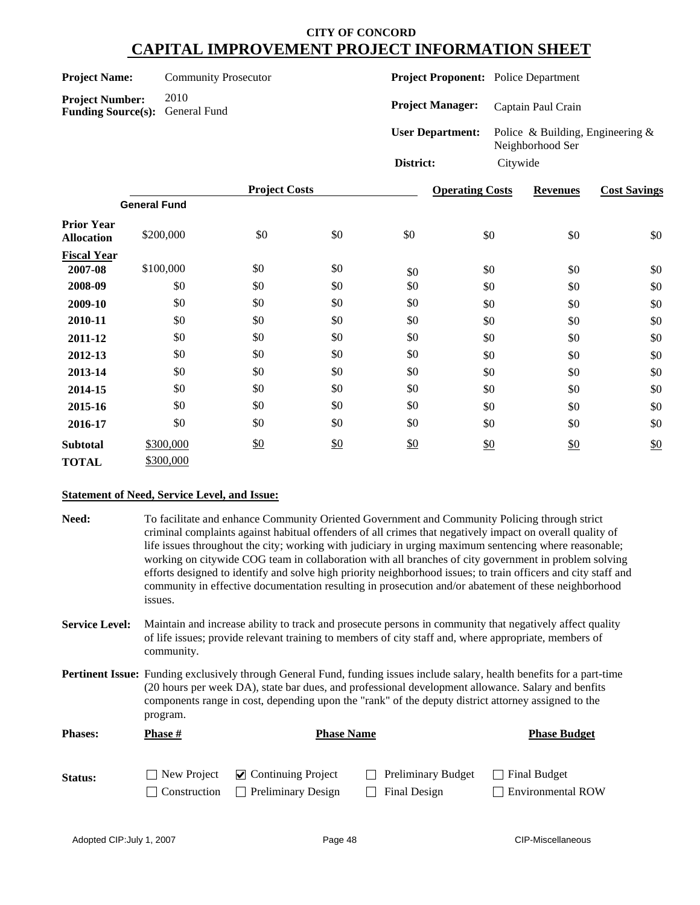# CITY OF CONCORD
# CAPITAL IMPROVEMENT PROJECT INFORMATION SHEET

**Project Name:** Community Prosecutor

**Project Number:** 2010

**Funding Source(s):** General Fund

**Project Proponent:** Police Department

**Project Manager:** Captain Paul Crain

**User Department:** Police & Building, Engineering & Neighborhood Ser

**District:** Citywide

| | Project Costs | | | | Operating Costs | Revenues | Cost Savings |
|---|---|---|---|---|---|---|---|
| | General Fund | | | | | | |
| **Prior Year Allocation** | $200,000 | $0 | $0 | $0 | $0 | $0 | $0 |
| **Fiscal Year** | | | | | | | |
| **2007-08** | $100,000 | $0 | $0 | $0 | $0 | $0 | $0 |
| **2008-09** | $0 | $0 | $0 | $0 | $0 | $0 | $0 |
| **2009-10** | $0 | $0 | $0 | $0 | $0 | $0 | $0 |
| **2010-11** | $0 | $0 | $0 | $0 | $0 | $0 | $0 |
| **2011-12** | $0 | $0 | $0 | $0 | $0 | $0 | $0 |
| **2012-13** | $0 | $0 | $0 | $0 | $0 | $0 | $0 |
| **2013-14** | $0 | $0 | $0 | $0 | $0 | $0 | $0 |
| **2014-15** | $0 | $0 | $0 | $0 | $0 | $0 | $0 |
| **2015-16** | $0 | $0 | $0 | $0 | $0 | $0 | $0 |
| **2016-17** | $0 | $0 | $0 | $0 | $0 | $0 | $0 |
| **Subtotal** | $300,000 | $0 | $0 | $0 | $0 | $0 | $0 |
| **TOTAL** | $300,000 | | | | | | |

**Statement of Need, Service Level, and Issue:**

**Need:** To facilitate and enhance Community Oriented Government and Community Policing through strict criminal complaints against habitual offenders of all crimes that negatively impact on overall quality of life issues throughout the city; working with judiciary in urging maximum sentencing where reasonable; working on citywide COG team in collaboration with all branches of city government in problem solving efforts designed to identify and solve high priority neighborhood issues; to train officers and city staff and community in effective documentation resulting in prosecution and/or abatement of these neighborhood issues.

**Service Level:** Maintain and increase ability to track and prosecute persons in community that negatively affect quality of life issues; provide relevant training to members of city staff and, where appropriate, members of community.

**Pertinent Issue:** Funding exclusively through General Fund, funding issues include salary, health benefits for a part-time (20 hours per week DA), state bar dues, and professional development allowance. Salary and benfits components range in cost, depending upon the "rank" of the deputy district attorney assigned to the program.

**Phases:** **Phase #** | **Phase Name** | **Phase Budget**

**Status:**

- ☐ New Project
- ☑ Continuing Project
- ☐ Preliminary Budget
- ☐ Final Budget
- ☐ Construction
- ☐ Preliminary Design
- ☐ Final Design
- ☐ Environmental ROW

Adopted CIP:July 1, 2007 | CIP-Miscellaneous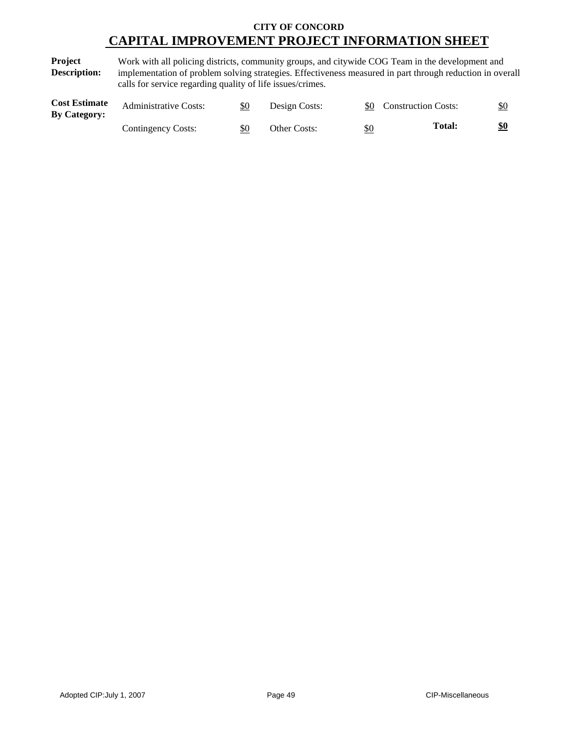**CITY OF CONCORD**

# CAPITAL IMPROVEMENT PROJECT INFORMATION SHEET

**Project Description:** Work with all policing districts, community groups, and citywide COG Team in the development and implementation of problem solving strategies. Effectiveness measured in part through reduction in overall calls for service regarding quality of life issues/crimes.

**Cost Estimate By Category:**

| | | | | | |
|---|---|---|---|---|---|
| Administrative Costs: | $0 | Design Costs: | $0 | Construction Costs: | $0 |
| Contingency Costs: | $0 | Other Costs: | $0 | **Total:** | **$0** |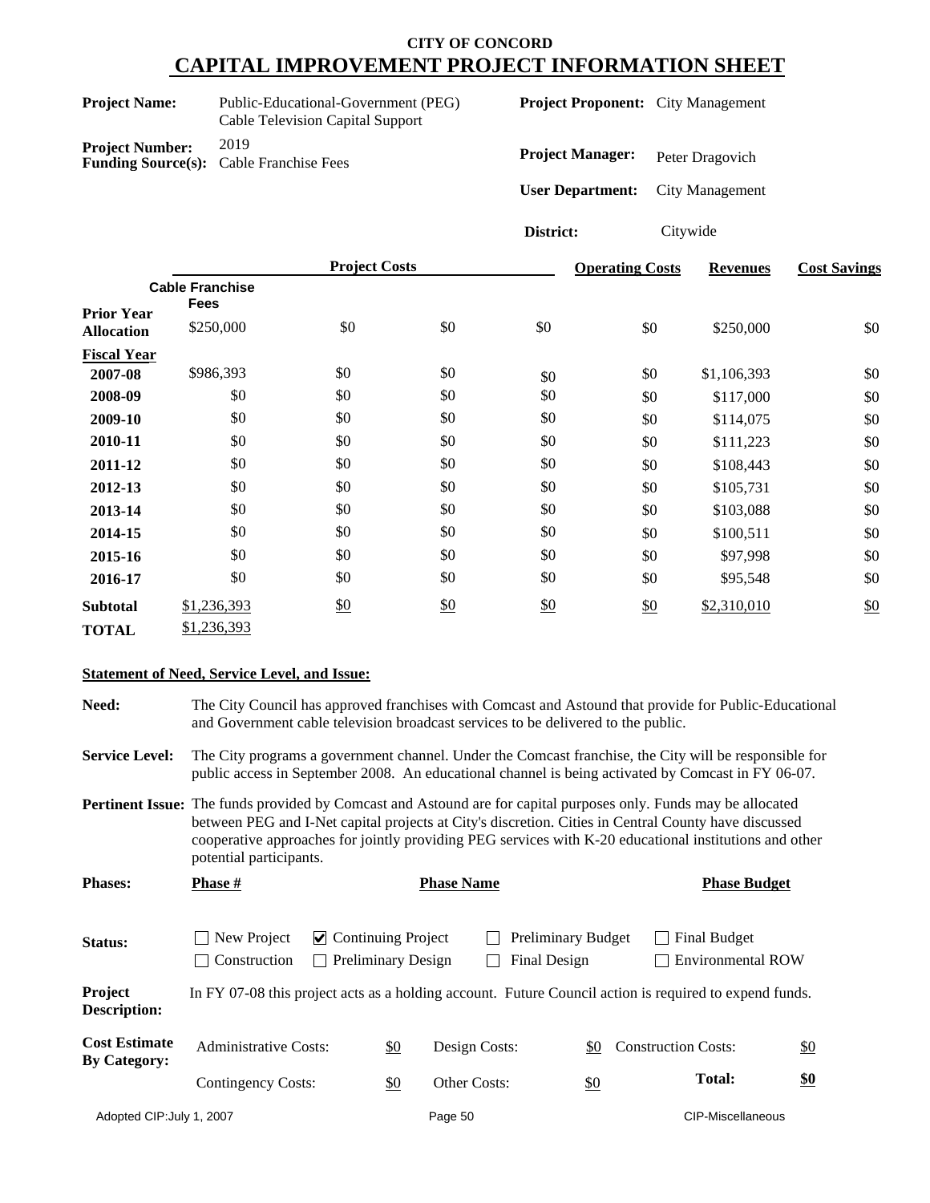# CITY OF CONCORD
# CAPITAL IMPROVEMENT PROJECT INFORMATION SHEET

**Project Name:** Public-Educational-Government (PEG) Cable Television Capital Support

**Project Number:** 2019

**Funding Source(s):** Cable Franchise Fees

**Project Proponent:** City Management

**Project Manager:** Peter Dragovich

**User Department:** City Management

**District:** Citywide

| | Project Costs | | | | Operating Costs | Revenues | Cost Savings |
|---|---|---|---|---|---|---|---|
| | Cable Franchise Fees | | | | | | |
| **Prior Year Allocation** | $250,000 | $0 | $0 | $0 | $0 | $250,000 | $0 |
| **Fiscal Year** | | | | | | | |
| **2007-08** | $986,393 | $0 | $0 | $0 | $0 | $1,106,393 | $0 |
| **2008-09** | $0 | $0 | $0 | $0 | $0 | $117,000 | $0 |
| **2009-10** | $0 | $0 | $0 | $0 | $0 | $114,075 | $0 |
| **2010-11** | $0 | $0 | $0 | $0 | $0 | $111,223 | $0 |
| **2011-12** | $0 | $0 | $0 | $0 | $0 | $108,443 | $0 |
| **2012-13** | $0 | $0 | $0 | $0 | $0 | $105,731 | $0 |
| **2013-14** | $0 | $0 | $0 | $0 | $0 | $103,088 | $0 |
| **2014-15** | $0 | $0 | $0 | $0 | $0 | $100,511 | $0 |
| **2015-16** | $0 | $0 | $0 | $0 | $0 | $97,998 | $0 |
| **2016-17** | $0 | $0 | $0 | $0 | $0 | $95,548 | $0 |
| **Subtotal** | $1,236,393 | $0 | $0 | $0 | $0 | $2,310,010 | $0 |
| **TOTAL** | $1,236,393 | | | | | | |

**Statement of Need, Service Level, and Issue:**

**Need:** The City Council has approved franchises with Comcast and Astound that provide for Public-Educational and Government cable television broadcast services to be delivered to the public.

**Service Level:** The City programs a government channel. Under the Comcast franchise, the City will be responsible for public access in September 2008. An educational channel is being activated by Comcast in FY 06-07.

**Pertinent Issue:** The funds provided by Comcast and Astound are for capital purposes only. Funds may be allocated between PEG and I-Net capital projects at City's discretion. Cities in Central County have discussed cooperative approaches for jointly providing PEG services with K-20 educational institutions and other potential participants.

**Phases:**

| Phase # | Phase Name | Phase Budget |
|---|---|---|
| | | |

**Status:**

- ☐ New Project
- ☑ Continuing Project
- ☐ Preliminary Budget
- ☐ Final Budget
- ☐ Construction
- ☐ Preliminary Design
- ☐ Final Design
- ☐ Environmental ROW

**Project Description:** In FY 07-08 this project acts as a holding account. Future Council action is required to expend funds.

**Cost Estimate By Category:**

| | | | | | |
|---|---|---|---|---|---|
| Administrative Costs: | $0 | Design Costs: | $0 | Construction Costs: | $0 |
| Contingency Costs: | $0 | Other Costs: | $0 | **Total:** | **$0** |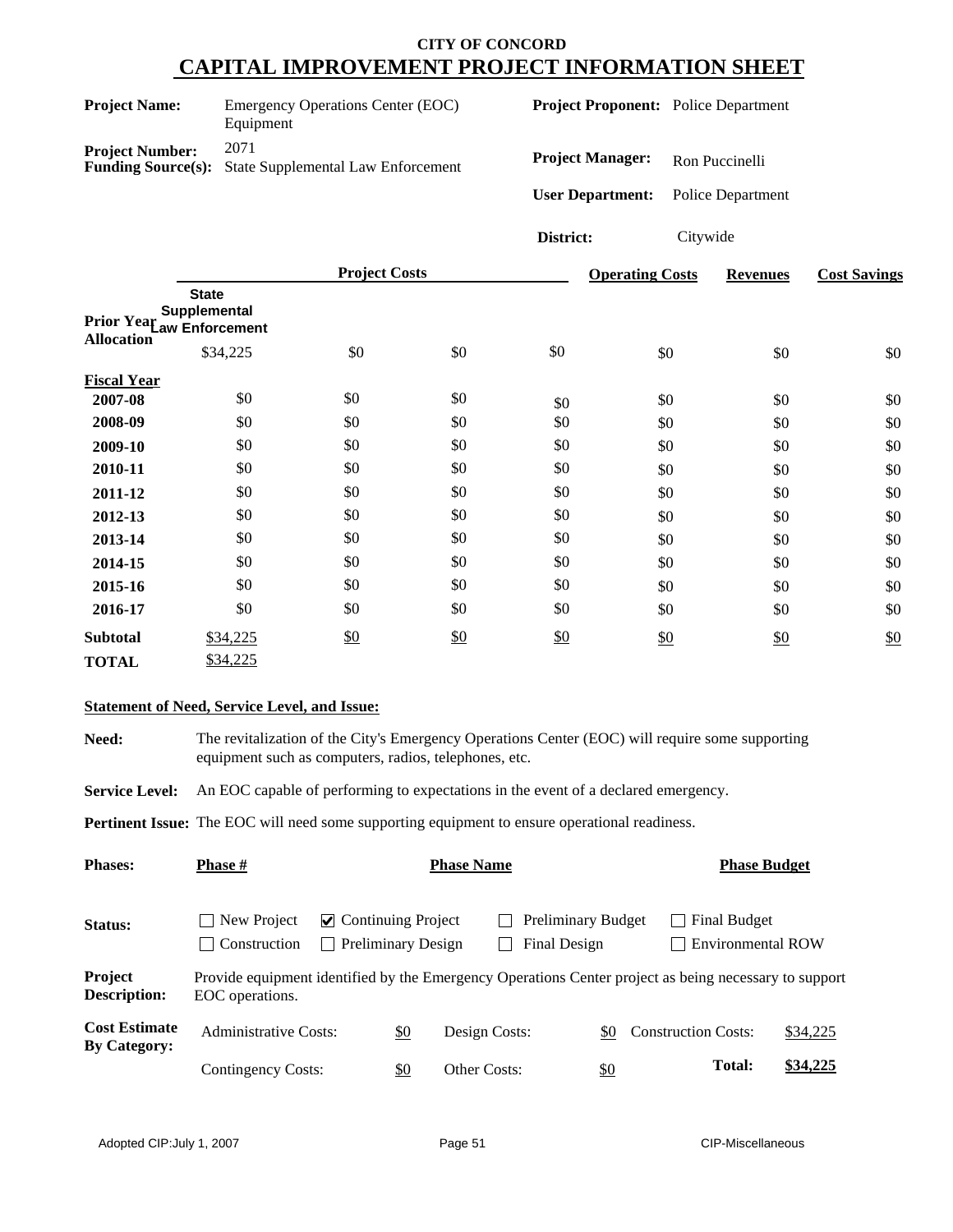# CITY OF CONCORD
## CAPITAL IMPROVEMENT PROJECT INFORMATION SHEET

**Project Name:** Emergency Operations Center (EOC) Equipment

**Project Number:** 2071

**Funding Source(s):** State Supplemental Law Enforcement

**Project Proponent:** Police Department

**Project Manager:** Ron Puccinelli

**User Department:** Police Department

**District:** Citywide

| | Project Costs | | | | Operating Costs | Revenues | Cost Savings |
|---|---|---|---|---|---|---|---|
| | State Supplemental Law Enforcement | | | | | | |
| **Prior Year Allocation** | $34,225 | $0 | $0 | $0 | $0 | $0 | $0 |
| **Fiscal Year** | | | | | | | |
| **2007-08** | $0 | $0 | $0 | $0 | $0 | $0 | $0 |
| **2008-09** | $0 | $0 | $0 | $0 | $0 | $0 | $0 |
| **2009-10** | $0 | $0 | $0 | $0 | $0 | $0 | $0 |
| **2010-11** | $0 | $0 | $0 | $0 | $0 | $0 | $0 |
| **2011-12** | $0 | $0 | $0 | $0 | $0 | $0 | $0 |
| **2012-13** | $0 | $0 | $0 | $0 | $0 | $0 | $0 |
| **2013-14** | $0 | $0 | $0 | $0 | $0 | $0 | $0 |
| **2014-15** | $0 | $0 | $0 | $0 | $0 | $0 | $0 |
| **2015-16** | $0 | $0 | $0 | $0 | $0 | $0 | $0 |
| **2016-17** | $0 | $0 | $0 | $0 | $0 | $0 | $0 |
| **Subtotal** | $34,225 | $0 | $0 | $0 | $0 | $0 | $0 |
| **TOTAL** | $34,225 | | | | | | |

**Statement of Need, Service Level, and Issue:**

**Need:** The revitalization of the City's Emergency Operations Center (EOC) will require some supporting equipment such as computers, radios, telephones, etc.

**Service Level:** An EOC capable of performing to expectations in the event of a declared emergency.

**Pertinent Issue:** The EOC will need some supporting equipment to ensure operational readiness.

| **Phases:** | **Phase #** | **Phase Name** | **Phase Budget** |
|---|---|---|---|

**Status:**
- ☐ New Project
- ☑ Continuing Project
- ☐ Preliminary Budget
- ☐ Final Budget
- ☐ Construction
- ☐ Preliminary Design
- ☐ Final Design
- ☐ Environmental ROW

**Project Description:** Provide equipment identified by the Emergency Operations Center project as being necessary to support EOC operations.

**Cost Estimate By Category:**

| | | | | | |
|---|---|---|---|---|---|
| Administrative Costs: | $0 | Design Costs: | $0 | Construction Costs: | $34,225 |
| Contingency Costs: | $0 | Other Costs: | $0 | **Total:** | **$34,225** |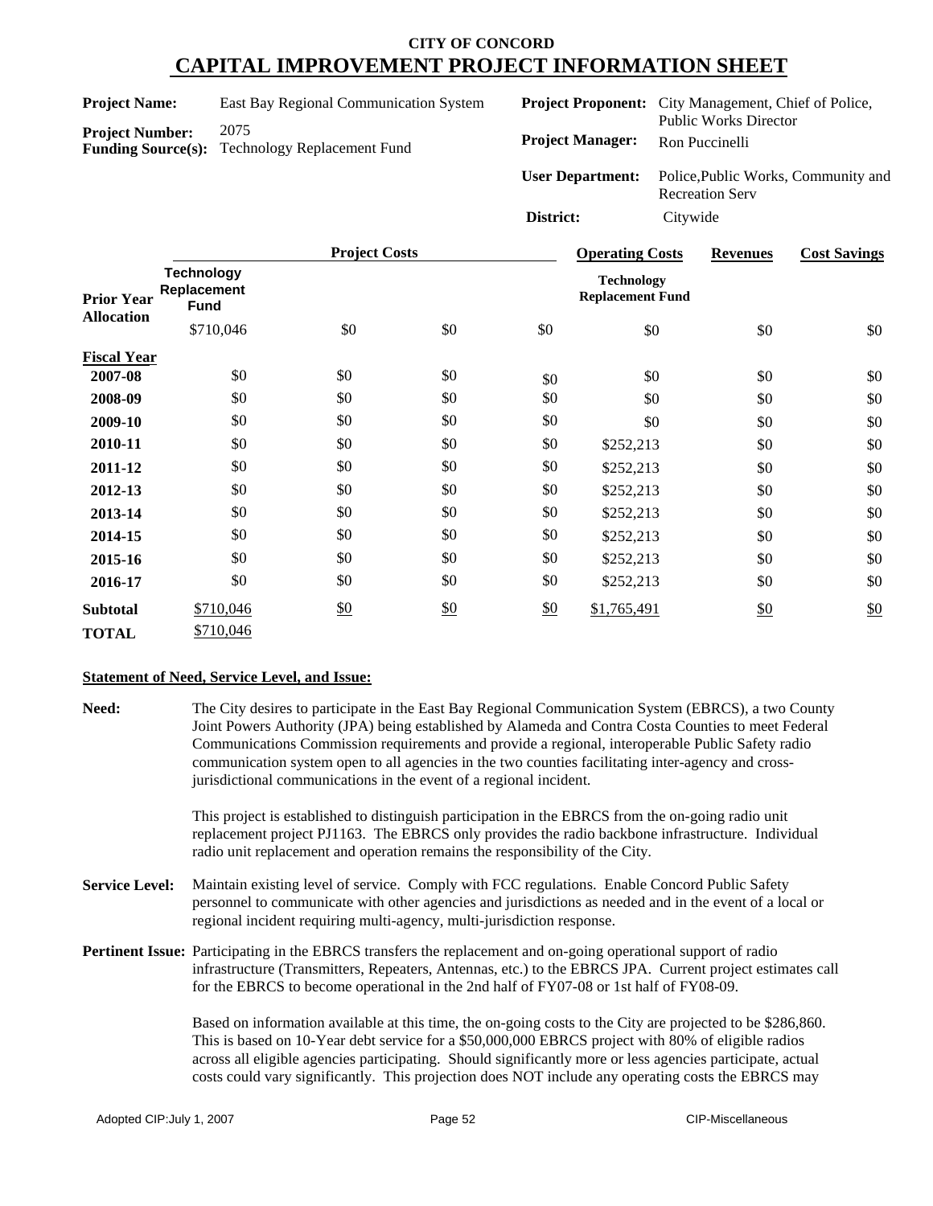# CITY OF CONCORD
# CAPITAL IMPROVEMENT PROJECT INFORMATION SHEET

**Project Name:** East Bay Regional Communication System

**Project Number:** 2075

**Funding Source(s):** Technology Replacement Fund

**Project Proponent:** City Management, Chief of Police, Public Works Director

**Project Manager:** Ron Puccinelli

**User Department:** Police,Public Works, Community and Recreation Serv

**District:** Citywide

| | Project Costs | | | | Operating Costs | Revenues | Cost Savings |
|---|---|---|---|---|---|---|---|
| | Technology Replacement Fund | | | | Technology Replacement Fund | | |
| **Prior Year Allocation** | $710,046 | $0 | $0 | $0 | $0 | $0 | $0 |
| **Fiscal Year** | | | | | | | |
| **2007-08** | $0 | $0 | $0 | $0 | $0 | $0 | $0 |
| **2008-09** | $0 | $0 | $0 | $0 | $0 | $0 | $0 |
| **2009-10** | $0 | $0 | $0 | $0 | $0 | $0 | $0 |
| **2010-11** | $0 | $0 | $0 | $0 | $252,213 | $0 | $0 |
| **2011-12** | $0 | $0 | $0 | $0 | $252,213 | $0 | $0 |
| **2012-13** | $0 | $0 | $0 | $0 | $252,213 | $0 | $0 |
| **2013-14** | $0 | $0 | $0 | $0 | $252,213 | $0 | $0 |
| **2014-15** | $0 | $0 | $0 | $0 | $252,213 | $0 | $0 |
| **2015-16** | $0 | $0 | $0 | $0 | $252,213 | $0 | $0 |
| **2016-17** | $0 | $0 | $0 | $0 | $252,213 | $0 | $0 |
| **Subtotal** | $710,046 | $0 | $0 | $0 | $1,765,491 | $0 | $0 |
| **TOTAL** | $710,046 | | | | | | |

**Statement of Need, Service Level, and Issue:**

**Need:** The City desires to participate in the East Bay Regional Communication System (EBRCS), a two County Joint Powers Authority (JPA) being established by Alameda and Contra Costa Counties to meet Federal Communications Commission requirements and provide a regional, interoperable Public Safety radio communication system open to all agencies in the two counties facilitating inter-agency and cross-jurisdictional communications in the event of a regional incident.

This project is established to distinguish participation in the EBRCS from the on-going radio unit replacement project PJ1163. The EBRCS only provides the radio backbone infrastructure. Individual radio unit replacement and operation remains the responsibility of the City.

**Service Level:** Maintain existing level of service. Comply with FCC regulations. Enable Concord Public Safety personnel to communicate with other agencies and jurisdictions as needed and in the event of a local or regional incident requiring multi-agency, multi-jurisdiction response.

**Pertinent Issue:** Participating in the EBRCS transfers the replacement and on-going operational support of radio infrastructure (Transmitters, Repeaters, Antennas, etc.) to the EBRCS JPA. Current project estimates call for the EBRCS to become operational in the 2nd half of FY07-08 or 1st half of FY08-09.

Based on information available at this time, the on-going costs to the City are projected to be $286,860. This is based on 10-Year debt service for a $50,000,000 EBRCS project with 80% of eligible radios across all eligible agencies participating. Should significantly more or less agencies participate, actual costs could vary significantly. This projection does NOT include any operating costs the EBRCS may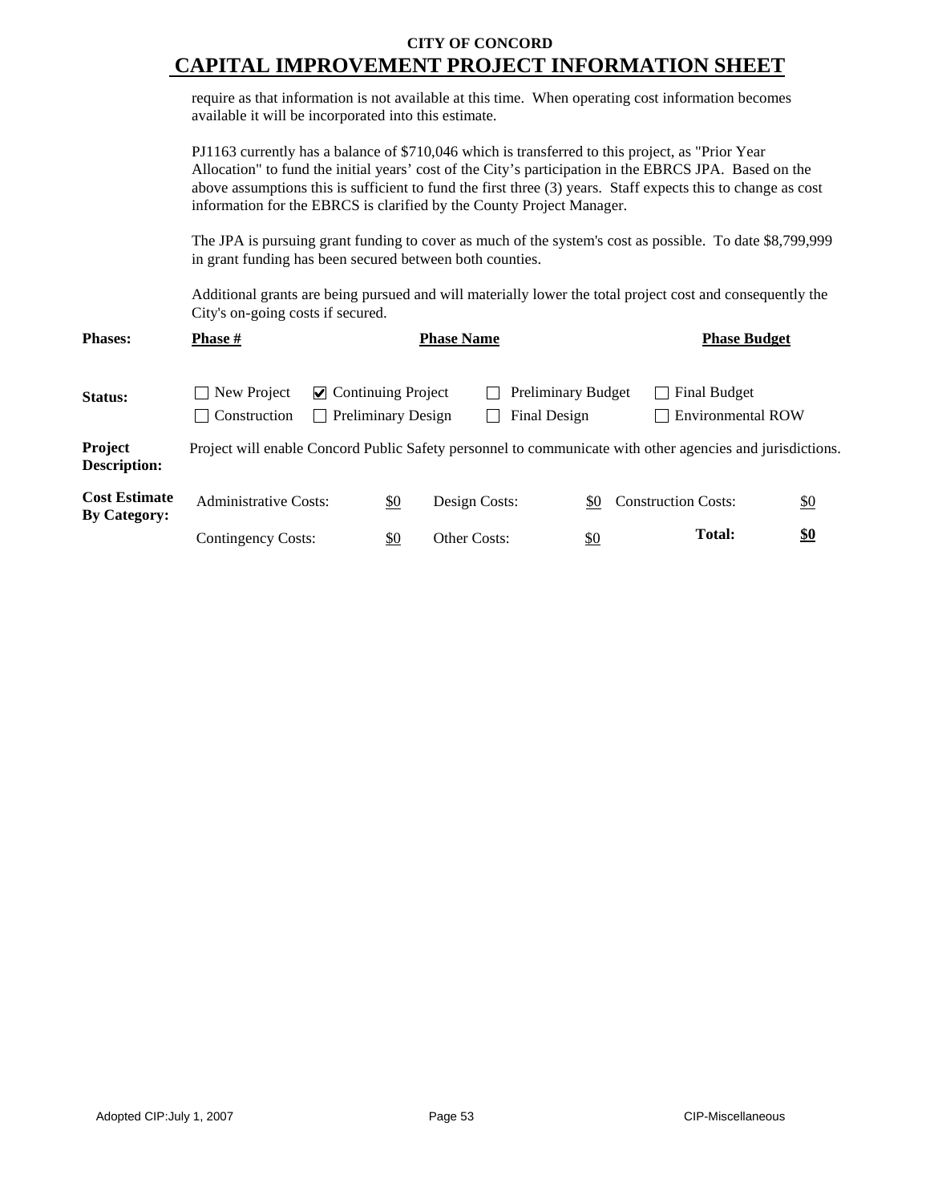# CITY OF CONCORD
## CAPITAL IMPROVEMENT PROJECT INFORMATION SHEET

require as that information is not available at this time. When operating cost information becomes available it will be incorporated into this estimate.

PJ1163 currently has a balance of $710,046 which is transferred to this project, as "Prior Year Allocation" to fund the initial years' cost of the City's participation in the EBRCS JPA. Based on the above assumptions this is sufficient to fund the first three (3) years. Staff expects this to change as cost information for the EBRCS is clarified by the County Project Manager.

The JPA is pursuing grant funding to cover as much of the system's cost as possible. To date $8,799,999 in grant funding has been secured between both counties.

Additional grants are being pursued and will materially lower the total project cost and consequently the City's on-going costs if secured.

**Phases:** | **Phase #** | **Phase Name** | **Phase Budget**

**Status:**

- ☐ New Project
- ☑ Continuing Project
- ☐ Preliminary Budget
- ☐ Final Budget
- ☐ Construction
- ☐ Preliminary Design
- ☐ Final Design
- ☐ Environmental ROW

**Project Description:** Project will enable Concord Public Safety personnel to communicate with other agencies and jurisdictions.

**Cost Estimate By Category:**

| | | | | | |
|---|---|---|---|---|---|
| Administrative Costs: | $0 | Design Costs: | $0 | Construction Costs: | $0 |
| Contingency Costs: | $0 | Other Costs: | $0 | **Total:** | **$0** |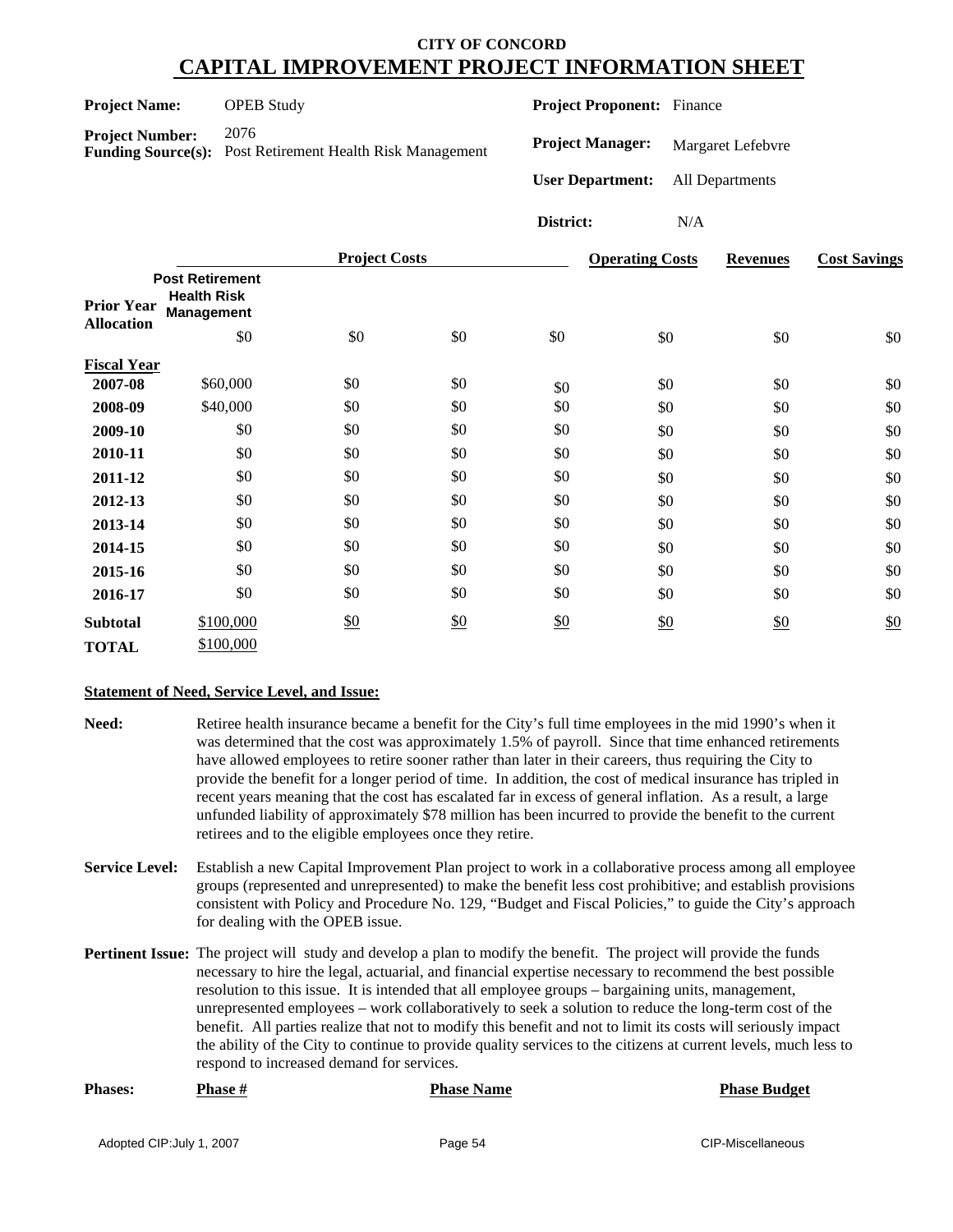# CITY OF CONCORD
# CAPITAL IMPROVEMENT PROJECT INFORMATION SHEET

**Project Name:** OPEB Study

**Project Number:** 2076

**Funding Source(s):** Post Retirement Health Risk Management

**Project Proponent:** Finance

**Project Manager:** Margaret Lefebvre

**User Department:** All Departments

**District:** N/A

| | Project Costs | | | | Operating Costs | Revenues | Cost Savings |
|---|---|---|---|---|---|---|---|
| | **Post Retirement Health Risk Management** | | | | | | |
| **Prior Year Allocation** | $0 | $0 | $0 | $0 | $0 | $0 | $0 |
| **Fiscal Year** | | | | | | | |
| **2007-08** | $60,000 | $0 | $0 | $0 | $0 | $0 | $0 |
| **2008-09** | $40,000 | $0 | $0 | $0 | $0 | $0 | $0 |
| **2009-10** | $0 | $0 | $0 | $0 | $0 | $0 | $0 |
| **2010-11** | $0 | $0 | $0 | $0 | $0 | $0 | $0 |
| **2011-12** | $0 | $0 | $0 | $0 | $0 | $0 | $0 |
| **2012-13** | $0 | $0 | $0 | $0 | $0 | $0 | $0 |
| **2013-14** | $0 | $0 | $0 | $0 | $0 | $0 | $0 |
| **2014-15** | $0 | $0 | $0 | $0 | $0 | $0 | $0 |
| **2015-16** | $0 | $0 | $0 | $0 | $0 | $0 | $0 |
| **2016-17** | $0 | $0 | $0 | $0 | $0 | $0 | $0 |
| **Subtotal** | $100,000 | $0 | $0 | $0 | $0 | $0 | $0 |
| **TOTAL** | $100,000 | | | | | | |

**Statement of Need, Service Level, and Issue:**

**Need:** Retiree health insurance became a benefit for the City's full time employees in the mid 1990's when it was determined that the cost was approximately 1.5% of payroll. Since that time enhanced retirements have allowed employees to retire sooner rather than later in their careers, thus requiring the City to provide the benefit for a longer period of time. In addition, the cost of medical insurance has tripled in recent years meaning that the cost has escalated far in excess of general inflation. As a result, a large unfunded liability of approximately $78 million has been incurred to provide the benefit to the current retirees and to the eligible employees once they retire.

**Service Level:** Establish a new Capital Improvement Plan project to work in a collaborative process among all employee groups (represented and unrepresented) to make the benefit less cost prohibitive; and establish provisions consistent with Policy and Procedure No. 129, "Budget and Fiscal Policies," to guide the City's approach for dealing with the OPEB issue.

**Pertinent Issue:** The project will study and develop a plan to modify the benefit. The project will provide the funds necessary to hire the legal, actuarial, and financial expertise necessary to recommend the best possible resolution to this issue. It is intended that all employee groups – bargaining units, management, unrepresented employees – work collaboratively to seek a solution to reduce the long-term cost of the benefit. All parties realize that not to modify this benefit and not to limit its costs will seriously impact the ability of the City to continue to provide quality services to the citizens at current levels, much less to respond to increased demand for services.

| **Phases:** | **Phase #** | **Phase Name** | **Phase Budget** |
|---|---|---|---|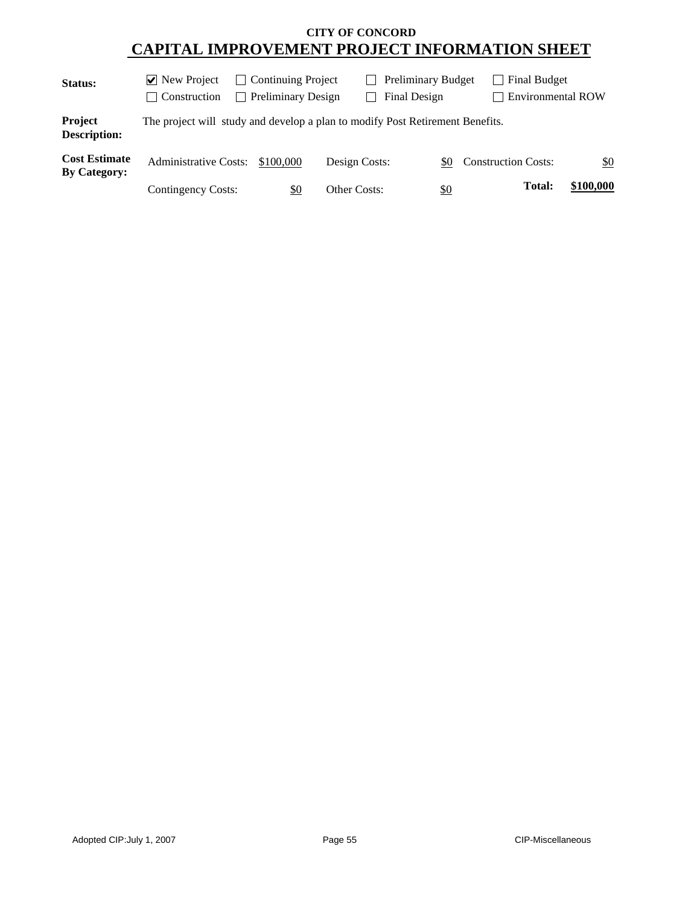**CITY OF CONCORD**

# CAPITAL IMPROVEMENT PROJECT INFORMATION SHEET

| | | | | |
|---|---|---|---|---|
| **Status:** | ☑ New Project | ☐ Continuing Project | ☐ Preliminary Budget | ☐ Final Budget |
| | ☐ Construction | ☐ Preliminary Design | ☐ Final Design | ☐ Environmental ROW |

**Project Description:** The project will study and develop a plan to modify Post Retirement Benefits.

**Cost Estimate By Category:**

| | | | | | |
|---|---|---|---|---|---|
| Administrative Costs: | $100,000 | Design Costs: | $0 | Construction Costs: | $0 |
| Contingency Costs: | $0 | Other Costs: | $0 | **Total:** | **$100,000** |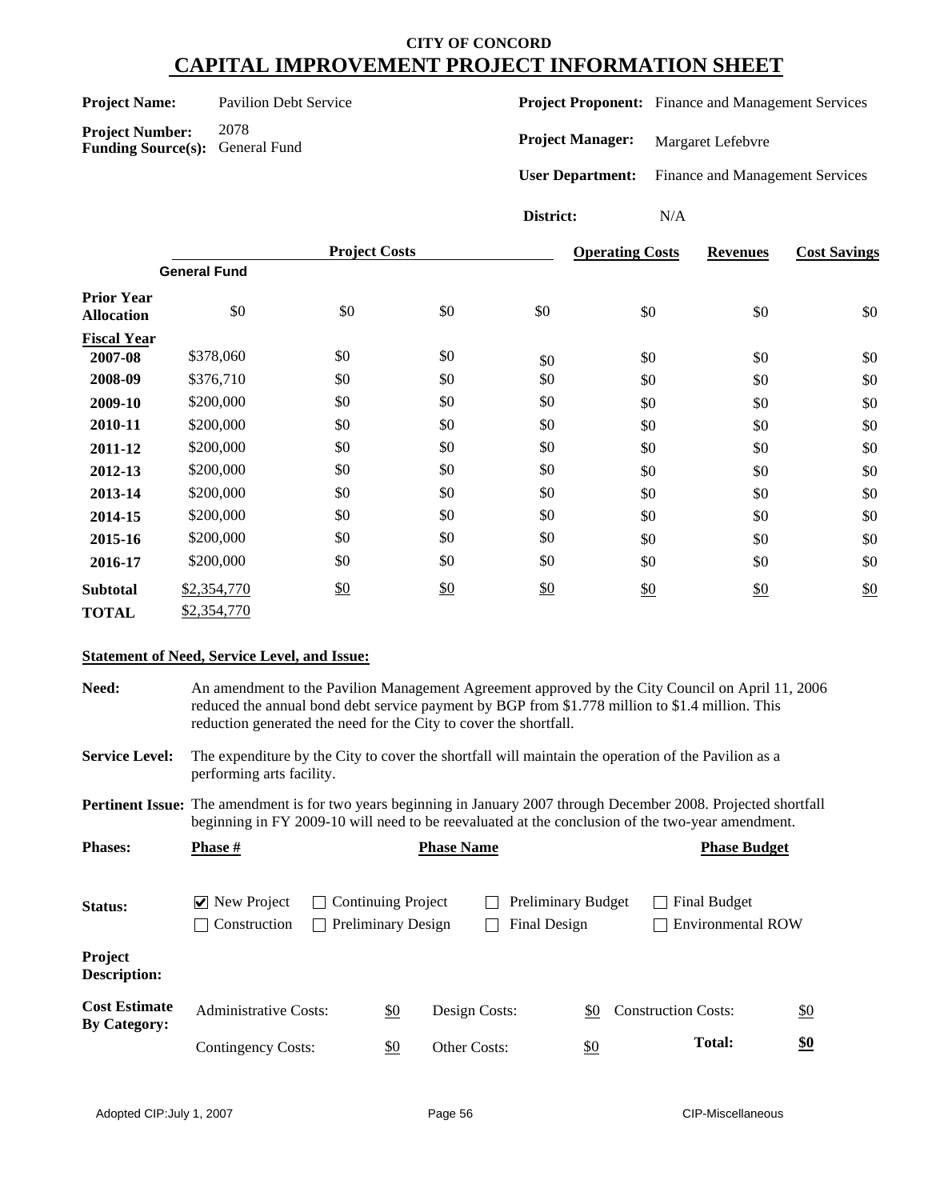# CITY OF CONCORD
# CAPITAL IMPROVEMENT PROJECT INFORMATION SHEET

**Project Name:** Pavilion Debt Service

**Project Number:** 2078

**Funding Source(s):** General Fund

**Project Proponent:** Finance and Management Services

**Project Manager:** Margaret Lefebvre

**User Department:** Finance and Management Services

**District:** N/A

| | Project Costs | | | | Operating Costs | Revenues | Cost Savings |
|---|---|---|---|---|---|---|---|
| | General Fund | | | | | | |
| **Prior Year Allocation** | $0 | $0 | $0 | $0 | $0 | $0 | $0 |
| **Fiscal Year** | | | | | | | |
| **2007-08** | $378,060 | $0 | $0 | $0 | $0 | $0 | $0 |
| **2008-09** | $376,710 | $0 | $0 | $0 | $0 | $0 | $0 |
| **2009-10** | $200,000 | $0 | $0 | $0 | $0 | $0 | $0 |
| **2010-11** | $200,000 | $0 | $0 | $0 | $0 | $0 | $0 |
| **2011-12** | $200,000 | $0 | $0 | $0 | $0 | $0 | $0 |
| **2012-13** | $200,000 | $0 | $0 | $0 | $0 | $0 | $0 |
| **2013-14** | $200,000 | $0 | $0 | $0 | $0 | $0 | $0 |
| **2014-15** | $200,000 | $0 | $0 | $0 | $0 | $0 | $0 |
| **2015-16** | $200,000 | $0 | $0 | $0 | $0 | $0 | $0 |
| **2016-17** | $200,000 | $0 | $0 | $0 | $0 | $0 | $0 |
| **Subtotal** | $2,354,770 | $0 | $0 | $0 | $0 | $0 | $0 |
| **TOTAL** | $2,354,770 | | | | | | |

**Statement of Need, Service Level, and Issue:**

**Need:** An amendment to the Pavilion Management Agreement approved by the City Council on April 11, 2006 reduced the annual bond debt service payment by BGP from $1.778 million to $1.4 million. This reduction generated the need for the City to cover the shortfall.

**Service Level:** The expenditure by the City to cover the shortfall will maintain the operation of the Pavilion as a performing arts facility.

**Pertinent Issue:** The amendment is for two years beginning in January 2007 through December 2008. Projected shortfall beginning in FY 2009-10 will need to be reevaluated at the conclusion of the two-year amendment.

**Phases:**

| Phase # | Phase Name | Phase Budget |
|---|---|---|

**Status:**

- [x] New Project
- [ ] Continuing Project
- [ ] Preliminary Budget
- [ ] Final Budget
- [ ] Construction
- [ ] Preliminary Design
- [ ] Final Design
- [ ] Environmental ROW

**Project Description:**

**Cost Estimate By Category:**

| | | | | | |
|---|---|---|---|---|---|
| Administrative Costs: | $0 | Design Costs: | $0 | Construction Costs: | $0 |
| Contingency Costs: | $0 | Other Costs: | $0 | **Total:** | **$0** |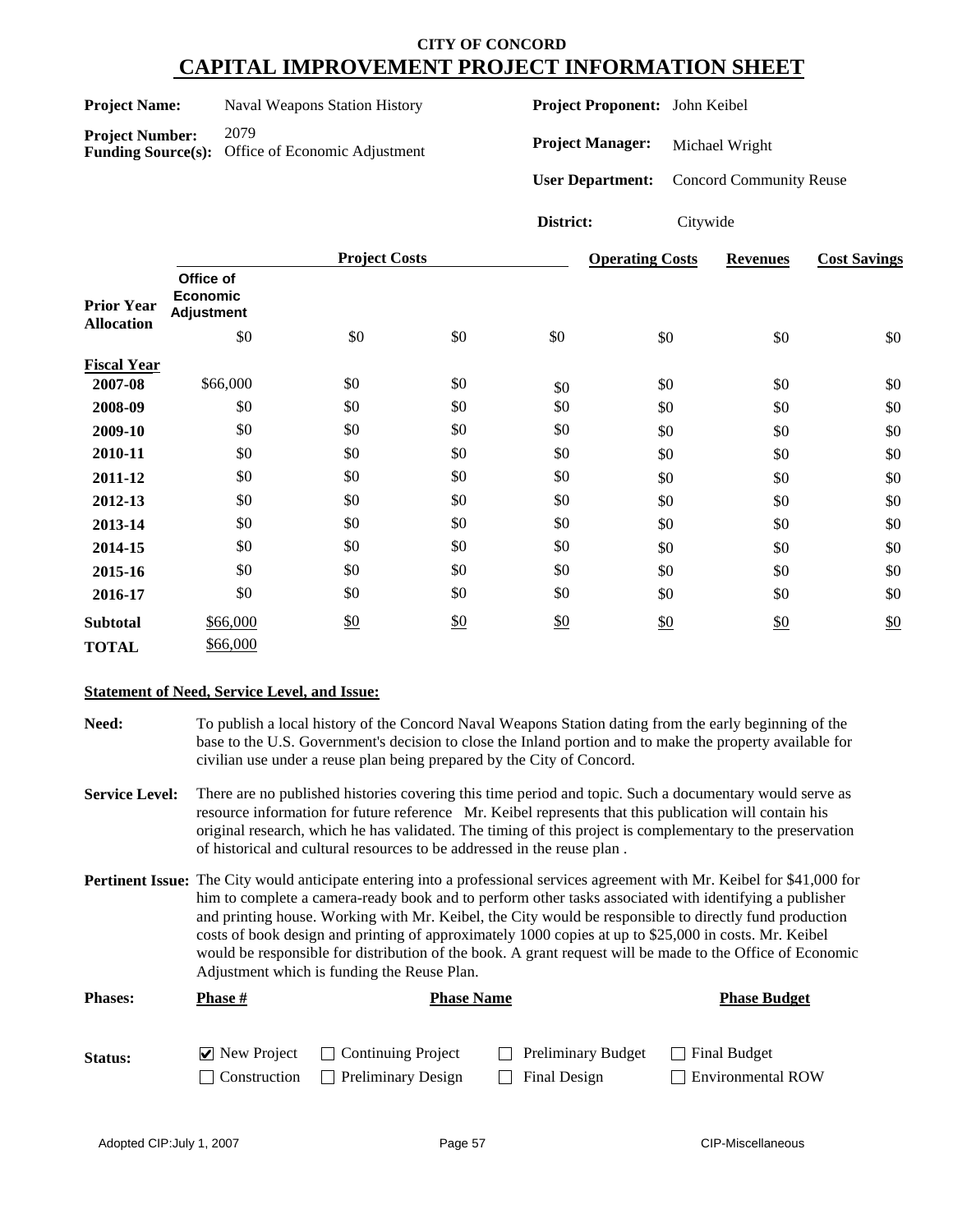# CITY OF CONCORD

## CAPITAL IMPROVEMENT PROJECT INFORMATION SHEET

**Project Name:** Naval Weapons Station History

**Project Number:** 2079

**Funding Source(s):** Office of Economic Adjustment

**Project Proponent:** John Keibel

**Project Manager:** Michael Wright

**User Department:** Concord Community Reuse

**District:** Citywide

| | Project Costs | | | | Operating Costs | Revenues | Cost Savings |
|---|---|---|---|---|---|---|---|
| | Office of Economic Adjustment | | | | | | |
| **Prior Year Allocation** | $0 | $0 | $0 | $0 | $0 | $0 | $0 |
| **Fiscal Year** | | | | | | | |
| **2007-08** | $66,000 | $0 | $0 | $0 | $0 | $0 | $0 |
| **2008-09** | $0 | $0 | $0 | $0 | $0 | $0 | $0 |
| **2009-10** | $0 | $0 | $0 | $0 | $0 | $0 | $0 |
| **2010-11** | $0 | $0 | $0 | $0 | $0 | $0 | $0 |
| **2011-12** | $0 | $0 | $0 | $0 | $0 | $0 | $0 |
| **2012-13** | $0 | $0 | $0 | $0 | $0 | $0 | $0 |
| **2013-14** | $0 | $0 | $0 | $0 | $0 | $0 | $0 |
| **2014-15** | $0 | $0 | $0 | $0 | $0 | $0 | $0 |
| **2015-16** | $0 | $0 | $0 | $0 | $0 | $0 | $0 |
| **2016-17** | $0 | $0 | $0 | $0 | $0 | $0 | $0 |
| **Subtotal** | $66,000 | $0 | $0 | $0 | $0 | $0 | $0 |
| **TOTAL** | $66,000 | | | | | | |

**Statement of Need, Service Level, and Issue:**

**Need:** To publish a local history of the Concord Naval Weapons Station dating from the early beginning of the base to the U.S. Government's decision to close the Inland portion and to make the property available for civilian use under a reuse plan being prepared by the City of Concord.

**Service Level:** There are no published histories covering this time period and topic. Such a documentary would serve as resource information for future reference Mr. Keibel represents that this publication will contain his original research, which he has validated. The timing of this project is complementary to the preservation of historical and cultural resources to be addressed in the reuse plan .

**Pertinent Issue:** The City would anticipate entering into a professional services agreement with Mr. Keibel for $41,000 for him to complete a camera-ready book and to perform other tasks associated with identifying a publisher and printing house. Working with Mr. Keibel, the City would be responsible to directly fund production costs of book design and printing of approximately 1000 copies at up to $25,000 in costs. Mr. Keibel would be responsible for distribution of the book. A grant request will be made to the Office of Economic Adjustment which is funding the Reuse Plan.

**Phases:**

| Phase # | Phase Name | Phase Budget |
|---|---|---|
| | | |

**Status:**

- ☑ New Project
- ☐ Continuing Project
- ☐ Preliminary Budget
- ☐ Final Budget
- ☐ Construction
- ☐ Preliminary Design
- ☐ Final Design
- ☐ Environmental ROW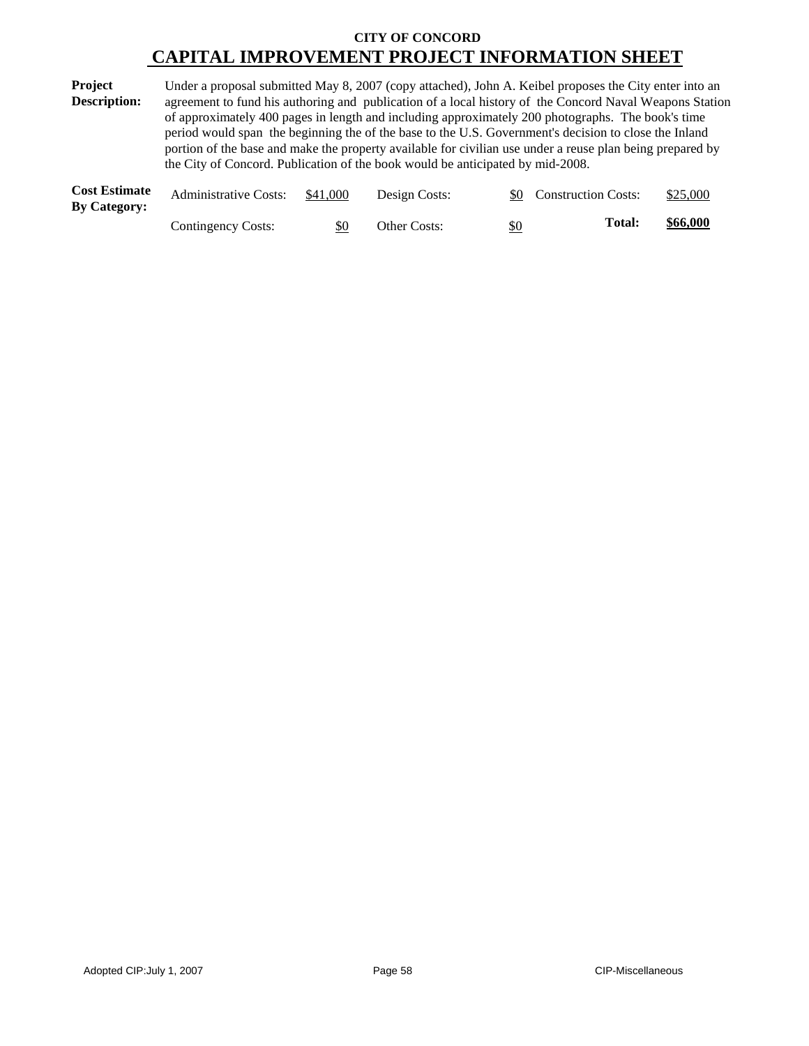**CITY OF CONCORD**

# CAPITAL IMPROVEMENT PROJECT INFORMATION SHEET

**Project Description:** Under a proposal submitted May 8, 2007 (copy attached), John A. Keibel proposes the City enter into an agreement to fund his authoring and publication of a local history of the Concord Naval Weapons Station of approximately 400 pages in length and including approximately 200 photographs. The book's time period would span the beginning the of the base to the U.S. Government's decision to close the Inland portion of the base and make the property available for civilian use under a reuse plan being prepared by the City of Concord. Publication of the book would be anticipated by mid-2008.

**Cost Estimate By Category:**

| | | | | | |
|---|---|---|---|---|---|
| Administrative Costs: | $41,000 | Design Costs: | $0 | Construction Costs: | $25,000 |
| Contingency Costs: | $0 | Other Costs: | $0 | **Total:** | **$66,000** |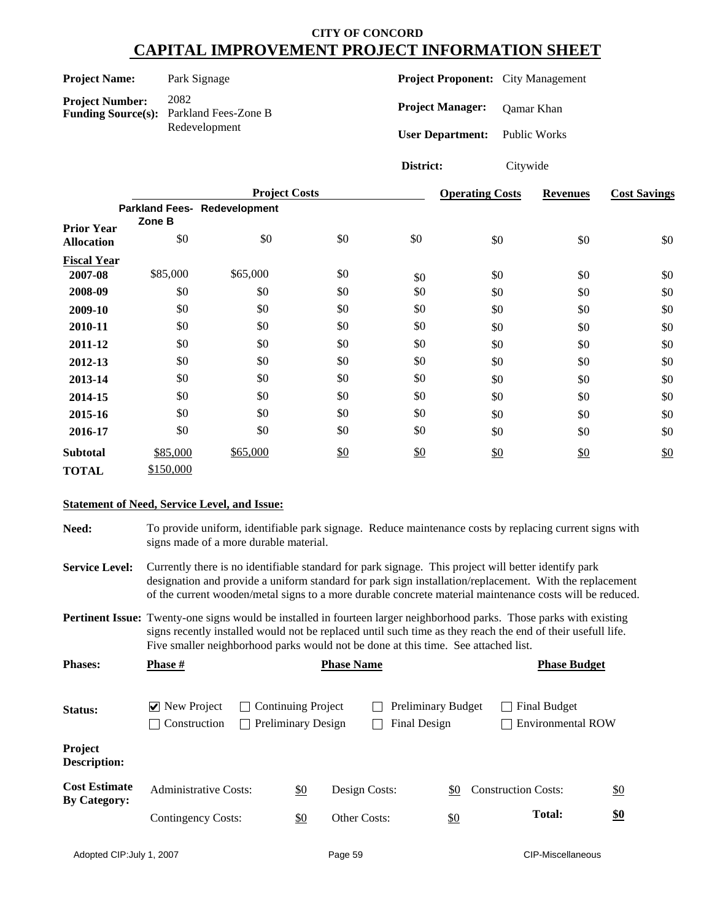**CITY OF CONCORD**

# CAPITAL IMPROVEMENT PROJECT INFORMATION SHEET

**Project Name:** Park Signage

**Project Number:** 2082

**Funding Source(s):** Parkland Fees-Zone B Redevelopment

**Project Proponent:** City Management

**Project Manager:** Qamar Khan

**User Department:** Public Works

**District:** Citywide

| | Project Costs | | | | Operating Costs | Revenues | Cost Savings |
|---|---|---|---|---|---|---|---|
| | Parkland Fees-Zone B | Redevelopment | | | | | |
| Prior Year Allocation | $0 | $0 | $0 | $0 | $0 | $0 | $0 |
| **Fiscal Year** | | | | | | | |
| 2007-08 | $85,000 | $65,000 | $0 | $0 | $0 | $0 | $0 |
| 2008-09 | $0 | $0 | $0 | $0 | $0 | $0 | $0 |
| 2009-10 | $0 | $0 | $0 | $0 | $0 | $0 | $0 |
| 2010-11 | $0 | $0 | $0 | $0 | $0 | $0 | $0 |
| 2011-12 | $0 | $0 | $0 | $0 | $0 | $0 | $0 |
| 2012-13 | $0 | $0 | $0 | $0 | $0 | $0 | $0 |
| 2013-14 | $0 | $0 | $0 | $0 | $0 | $0 | $0 |
| 2014-15 | $0 | $0 | $0 | $0 | $0 | $0 | $0 |
| 2015-16 | $0 | $0 | $0 | $0 | $0 | $0 | $0 |
| 2016-17 | $0 | $0 | $0 | $0 | $0 | $0 | $0 |
| **Subtotal** | $85,000 | $65,000 | $0 | $0 | $0 | $0 | $0 |
| **TOTAL** | $150,000 | | | | | | |

**Statement of Need, Service Level, and Issue:**

**Need:** To provide uniform, identifiable park signage. Reduce maintenance costs by replacing current signs with signs made of a more durable material.

**Service Level:** Currently there is no identifiable standard for park signage. This project will better identify park designation and provide a uniform standard for park sign installation/replacement. With the replacement of the current wooden/metal signs to a more durable concrete material maintenance costs will be reduced.

**Pertinent Issue:** Twenty-one signs would be installed in fourteen larger neighborhood parks. Those parks with existing signs recently installed would not be replaced until such time as they reach the end of their usefull life. Five smaller neighborhood parks would not be done at this time. See attached list.

**Phases:**

| Phase # | Phase Name | Phase Budget |
|---|---|---|
| | | |

**Status:**

- [x] New Project
- [ ] Continuing Project
- [ ] Preliminary Budget
- [ ] Final Budget
- [ ] Construction
- [ ] Preliminary Design
- [ ] Final Design
- [ ] Environmental ROW

**Project Description:**

**Cost Estimate By Category:**

| | | | | | |
|---|---|---|---|---|---|
| Administrative Costs: | $0 | Design Costs: | $0 | Construction Costs: | $0 |
| Contingency Costs: | $0 | Other Costs: | $0 | **Total:** | **$0** |

Adopted CIP:July 1, 2007 — CIP-Miscellaneous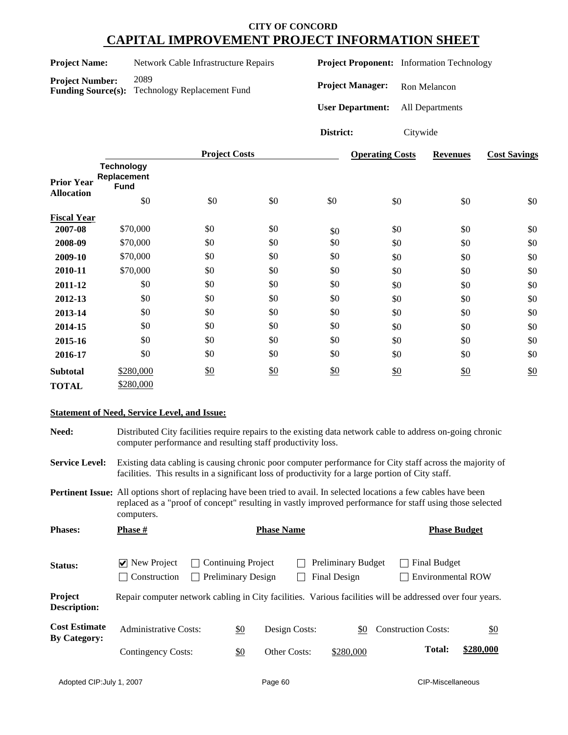# CITY OF CONCORD
## CAPITAL IMPROVEMENT PROJECT INFORMATION SHEET

**Project Name:** Network Cable Infrastructure Repairs

**Project Number:** 2089

**Funding Source(s):** Technology Replacement Fund

**Project Proponent:** Information Technology

**Project Manager:** Ron Melancon

**User Department:** All Departments

**District:** Citywide

| | Project Costs | | | | Operating Costs | Revenues | Cost Savings |
|---|---|---|---|---|---|---|---|
| | **Technology Replacement Fund** | | | | | | |
| **Prior Year Allocation** | $0 | $0 | $0 | $0 | $0 | $0 | $0 |
| **Fiscal Year** | | | | | | | |
| **2007-08** | $70,000 | $0 | $0 | $0 | $0 | $0 | $0 |
| **2008-09** | $70,000 | $0 | $0 | $0 | $0 | $0 | $0 |
| **2009-10** | $70,000 | $0 | $0 | $0 | $0 | $0 | $0 |
| **2010-11** | $70,000 | $0 | $0 | $0 | $0 | $0 | $0 |
| **2011-12** | $0 | $0 | $0 | $0 | $0 | $0 | $0 |
| **2012-13** | $0 | $0 | $0 | $0 | $0 | $0 | $0 |
| **2013-14** | $0 | $0 | $0 | $0 | $0 | $0 | $0 |
| **2014-15** | $0 | $0 | $0 | $0 | $0 | $0 | $0 |
| **2015-16** | $0 | $0 | $0 | $0 | $0 | $0 | $0 |
| **2016-17** | $0 | $0 | $0 | $0 | $0 | $0 | $0 |
| **Subtotal** | $280,000 | $0 | $0 | $0 | $0 | $0 | $0 |
| **TOTAL** | $280,000 | | | | | | |

**Statement of Need, Service Level, and Issue:**

**Need:** Distributed City facilities require repairs to the existing data network cable to address on-going chronic computer performance and resulting staff productivity loss.

**Service Level:** Existing data cabling is causing chronic poor computer performance for City staff across the majority of facilities. This results in a significant loss of productivity for a large portion of City staff.

**Pertinent Issue:** All options short of replacing have been tried to avail. In selected locations a few cables have been replaced as a "proof of concept" resulting in vastly improved performance for staff using those selected computers.

**Phases:**

| Phase # | Phase Name | Phase Budget |
|---|---|---|

**Status:**

- ☑ New Project
- ☐ Continuing Project
- ☐ Preliminary Budget
- ☐ Final Budget
- ☐ Construction
- ☐ Preliminary Design
- ☐ Final Design
- ☐ Environmental ROW

**Project Description:** Repair computer network cabling in City facilities. Various facilities will be addressed over four years.

**Cost Estimate By Category:**

| | | | | | |
|---|---|---|---|---|---|
| Administrative Costs: | $0 | Design Costs: | $0 | Construction Costs: | $0 |
| Contingency Costs: | $0 | Other Costs: | $280,000 | **Total:** | **$280,000** |

Adopted CIP:July 1, 2007 CIP-Miscellaneous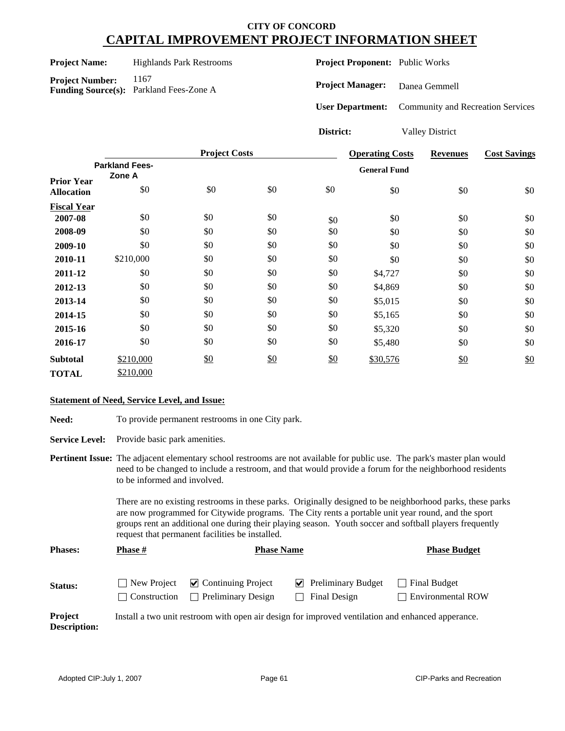# CITY OF CONCORD
# CAPITAL IMPROVEMENT PROJECT INFORMATION SHEET

**Project Name:** Highlands Park Restrooms

**Project Number:** 1167

**Funding Source(s):** Parkland Fees-Zone A

**Project Proponent:** Public Works

**Project Manager:** Danea Gemmell

**User Department:** Community and Recreation Services

**District:** Valley District

| | Project Costs | | | | Operating Costs | Revenues | Cost Savings |
|---|---|---|---|---|---|---|---|
| | Parkland Fees-Zone A | | | | General Fund | | |
| **Prior Year Allocation** | $0 | $0 | $0 | $0 | $0 | $0 | $0 |
| **Fiscal Year** | | | | | | | |
| **2007-08** | $0 | $0 | $0 | $0 | $0 | $0 | $0 |
| **2008-09** | $0 | $0 | $0 | $0 | $0 | $0 | $0 |
| **2009-10** | $0 | $0 | $0 | $0 | $0 | $0 | $0 |
| **2010-11** | $210,000 | $0 | $0 | $0 | $0 | $0 | $0 |
| **2011-12** | $0 | $0 | $0 | $0 | $4,727 | $0 | $0 |
| **2012-13** | $0 | $0 | $0 | $0 | $4,869 | $0 | $0 |
| **2013-14** | $0 | $0 | $0 | $0 | $5,015 | $0 | $0 |
| **2014-15** | $0 | $0 | $0 | $0 | $5,165 | $0 | $0 |
| **2015-16** | $0 | $0 | $0 | $0 | $5,320 | $0 | $0 |
| **2016-17** | $0 | $0 | $0 | $0 | $5,480 | $0 | $0 |
| **Subtotal** | $210,000 | $0 | $0 | $0 | $30,576 | $0 | $0 |
| **TOTAL** | $210,000 | | | | | | |

**Statement of Need, Service Level, and Issue:**

**Need:** To provide permanent restrooms in one City park.

**Service Level:** Provide basic park amenities.

**Pertinent Issue:** The adjacent elementary school restrooms are not available for public use. The park's master plan would need to be changed to include a restroom, and that would provide a forum for the neighborhood residents to be informed and involved.

There are no existing restrooms in these parks. Originally designed to be neighborhood parks, these parks are now programmed for Citywide programs. The City rents a portable unit year round, and the sport groups rent an additional one during their playing season. Youth soccer and softball players frequently request that permanent facilities be installed.

| **Phases:** | **Phase #** | **Phase Name** | **Phase Budget** |
|---|---|---|---|

**Status:**

- ☐ New Project
- ☑ Continuing Project
- ☑ Preliminary Budget
- ☐ Final Budget
- ☐ Construction
- ☐ Preliminary Design
- ☐ Final Design
- ☐ Environmental ROW

**Project Description:** Install a two unit restroom with open air design for improved ventilation and enhanced apperance.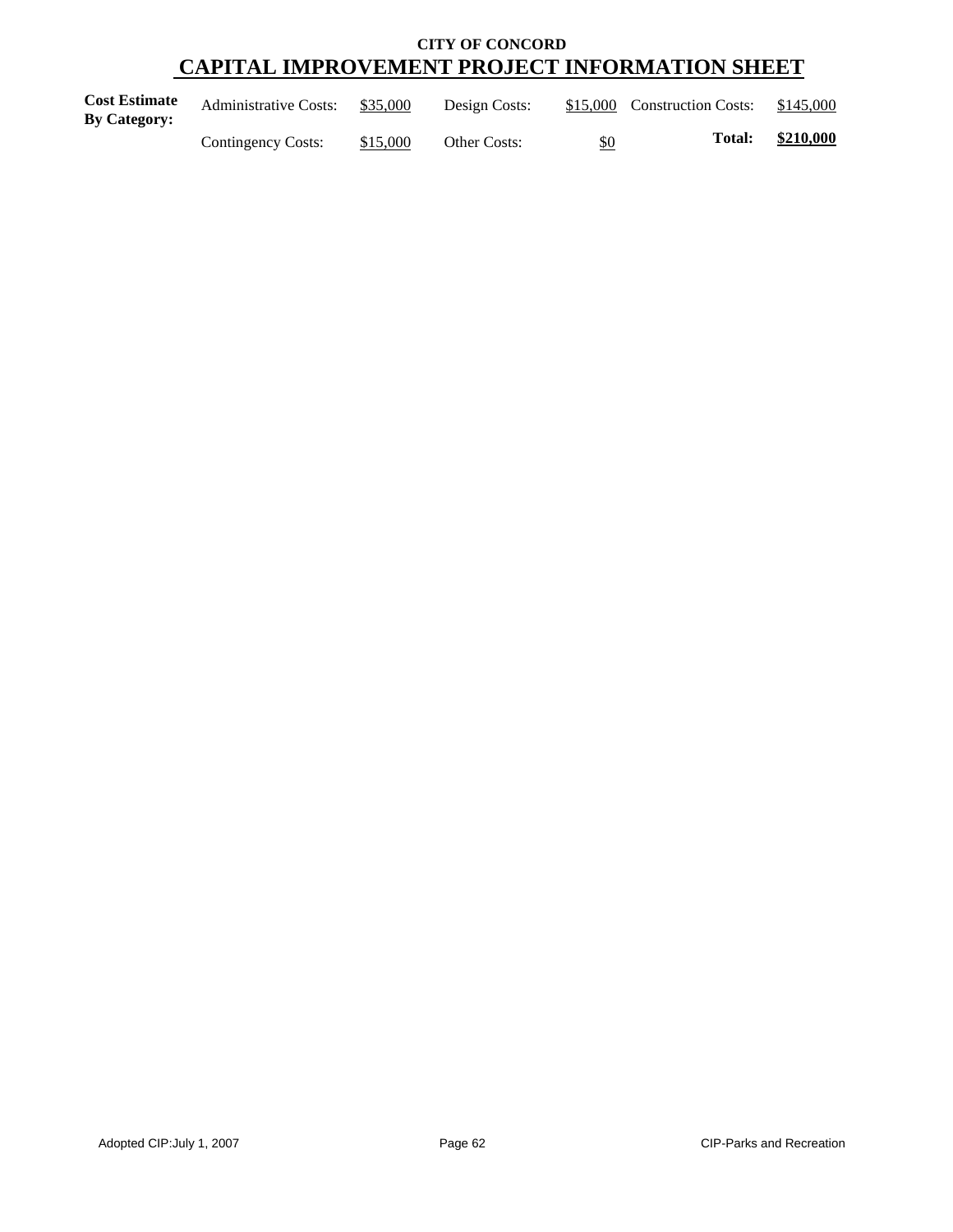**CITY OF CONCORD**

# CAPITAL IMPROVEMENT PROJECT INFORMATION SHEET

| **Cost Estimate By Category:** | Administrative Costs: | $35,000 | Design Costs: | $15,000 | Construction Costs: | $145,000 |
|---|---|---|---|---|---|---|
| | Contingency Costs: | $15,000 | Other Costs: | $0 | **Total:** | **$210,000** |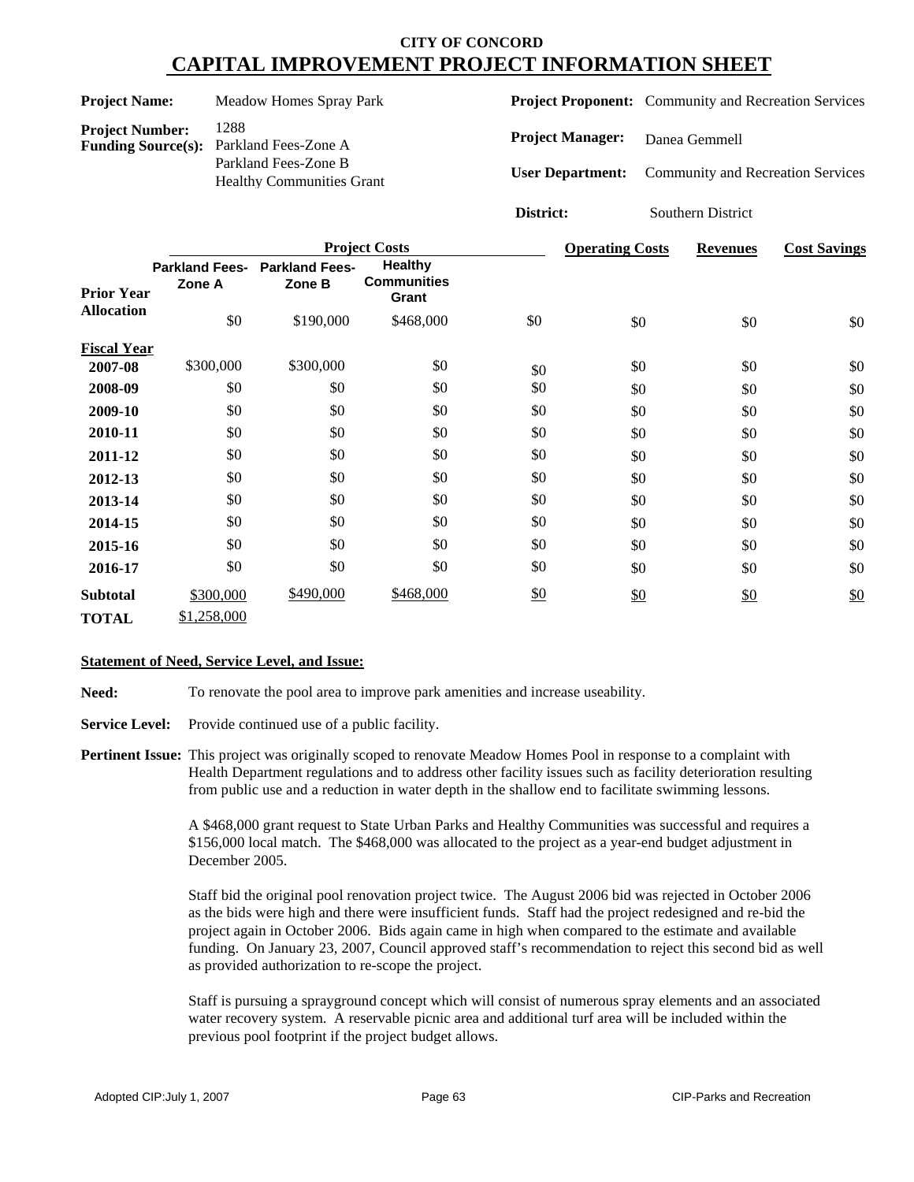# CITY OF CONCORD

# CAPITAL IMPROVEMENT PROJECT INFORMATION SHEET

**Project Name:** Meadow Homes Spray Park

**Project Number:** 1288

**Funding Source(s):** Parkland Fees-Zone A, Parkland Fees-Zone B, Healthy Communities Grant

**Project Proponent:** Community and Recreation Services

**Project Manager:** Danea Gemmell

**User Department:** Community and Recreation Services

**District:** Southern District

| | Project Costs | | | | Operating Costs | Revenues | Cost Savings |
|---|---|---|---|---|---|---|---|
| | Parkland Fees-Zone A | Parkland Fees-Zone B | Healthy Communities Grant | | | | |
| **Prior Year Allocation** | $0 | $190,000 | $468,000 | $0 | $0 | $0 | $0 |
| **Fiscal Year** | | | | | | | |
| **2007-08** | $300,000 | $300,000 | $0 | $0 | $0 | $0 | $0 |
| **2008-09** | $0 | $0 | $0 | $0 | $0 | $0 | $0 |
| **2009-10** | $0 | $0 | $0 | $0 | $0 | $0 | $0 |
| **2010-11** | $0 | $0 | $0 | $0 | $0 | $0 | $0 |
| **2011-12** | $0 | $0 | $0 | $0 | $0 | $0 | $0 |
| **2012-13** | $0 | $0 | $0 | $0 | $0 | $0 | $0 |
| **2013-14** | $0 | $0 | $0 | $0 | $0 | $0 | $0 |
| **2014-15** | $0 | $0 | $0 | $0 | $0 | $0 | $0 |
| **2015-16** | $0 | $0 | $0 | $0 | $0 | $0 | $0 |
| **2016-17** | $0 | $0 | $0 | $0 | $0 | $0 | $0 |
| **Subtotal** | $300,000 | $490,000 | $468,000 | $0 | $0 | $0 | $0 |
| **TOTAL** | $1,258,000 | | | | | | |

**Statement of Need, Service Level, and Issue:**

**Need:** To renovate the pool area to improve park amenities and increase useability.

**Service Level:** Provide continued use of a public facility.

**Pertinent Issue:** This project was originally scoped to renovate Meadow Homes Pool in response to a complaint with Health Department regulations and to address other facility issues such as facility deterioration resulting from public use and a reduction in water depth in the shallow end to facilitate swimming lessons.

A $468,000 grant request to State Urban Parks and Healthy Communities was successful and requires a $156,000 local match. The $468,000 was allocated to the project as a year-end budget adjustment in December 2005.

Staff bid the original pool renovation project twice. The August 2006 bid was rejected in October 2006 as the bids were high and there were insufficient funds. Staff had the project redesigned and re-bid the project again in October 2006. Bids again came in high when compared to the estimate and available funding. On January 23, 2007, Council approved staff's recommendation to reject this second bid as well as provided authorization to re-scope the project.

Staff is pursuing a sprayground concept which will consist of numerous spray elements and an associated water recovery system. A reservable picnic area and additional turf area will be included within the previous pool footprint if the project budget allows.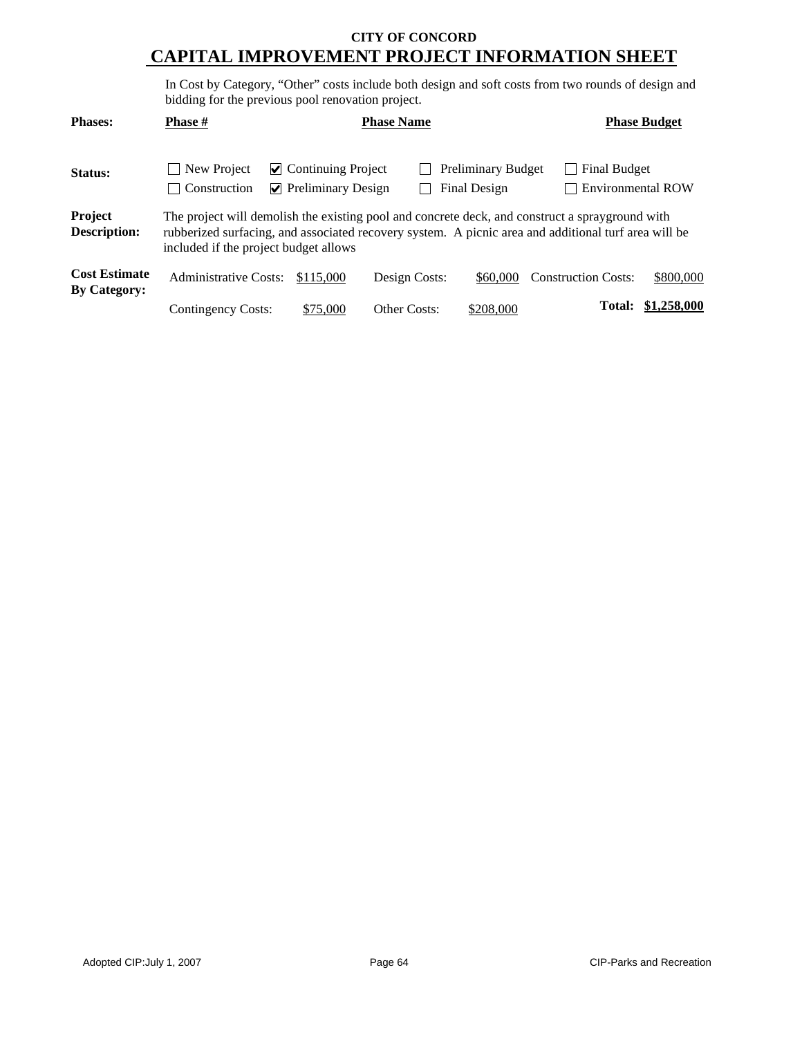**CITY OF CONCORD**

# CAPITAL IMPROVEMENT PROJECT INFORMATION SHEET

In Cost by Category, “Other” costs include both design and soft costs from two rounds of design and bidding for the previous pool renovation project.

| **Phases:** | **Phase #** | **Phase Name** | **Phase Budget** |
|---|---|---|---|

**Status:**

- ☐ New Project
- ☑ Continuing Project
- ☐ Preliminary Budget
- ☐ Final Budget
- ☐ Construction
- ☑ Preliminary Design
- ☐ Final Design
- ☐ Environmental ROW

**Project Description:** The project will demolish the existing pool and concrete deck, and construct a sprayground with rubberized surfacing, and associated recovery system. A picnic area and additional turf area will be included if the project budget allows

**Cost Estimate By Category:**

| | | | | | |
|---|---|---|---|---|---|
| Administrative Costs: | $115,000 | Design Costs: | $60,000 | Construction Costs: | $800,000 |
| Contingency Costs: | $75,000 | Other Costs: | $208,000 | **Total:** | **$1,258,000** |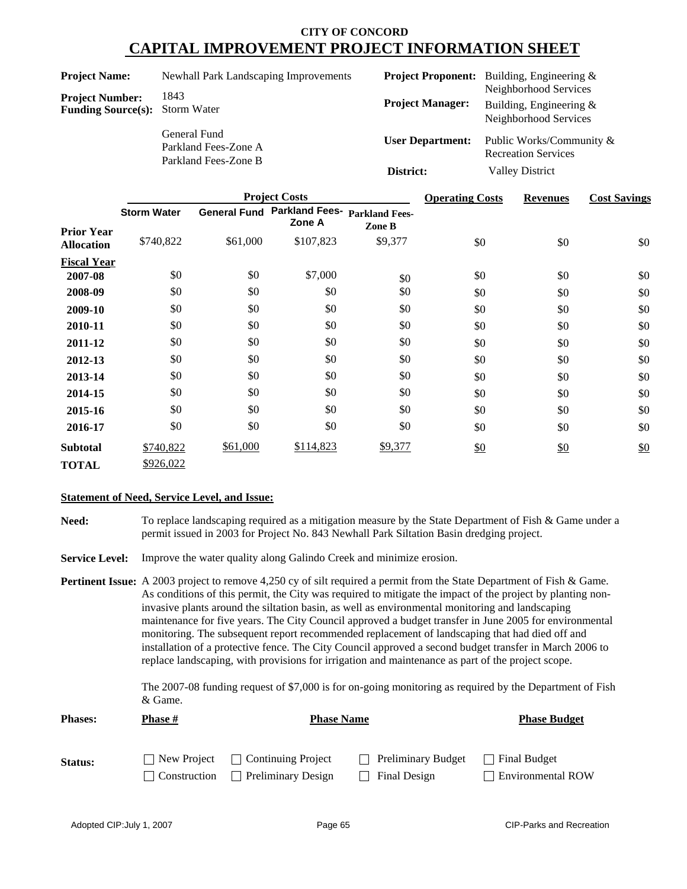# CITY OF CONCORD

## CAPITAL IMPROVEMENT PROJECT INFORMATION SHEET

**Project Name:** Newhall Park Landscaping Improvements

**Project Number:** 1843

**Funding Source(s):** Storm Water
General Fund
Parkland Fees-Zone A
Parkland Fees-Zone B

**Project Proponent:** Building, Engineering & Neighborhood Services

**Project Manager:** Building, Engineering & Neighborhood Services

**User Department:** Public Works/Community & Recreation Services

**District:** Valley District

| | Project Costs | | | | Operating Costs | Revenues | Cost Savings |
|---|---|---|---|---|---|---|---|
| | Storm Water | General Fund | Parkland Fees-Zone A | Parkland Fees-Zone B | | | |
| **Prior Year Allocation** | $740,822 | $61,000 | $107,823 | $9,377 | $0 | $0 | $0 |
| **Fiscal Year** | | | | | | | |
| **2007-08** | $0 | $0 | $7,000 | $0 | $0 | $0 | $0 |
| **2008-09** | $0 | $0 | $0 | $0 | $0 | $0 | $0 |
| **2009-10** | $0 | $0 | $0 | $0 | $0 | $0 | $0 |
| **2010-11** | $0 | $0 | $0 | $0 | $0 | $0 | $0 |
| **2011-12** | $0 | $0 | $0 | $0 | $0 | $0 | $0 |
| **2012-13** | $0 | $0 | $0 | $0 | $0 | $0 | $0 |
| **2013-14** | $0 | $0 | $0 | $0 | $0 | $0 | $0 |
| **2014-15** | $0 | $0 | $0 | $0 | $0 | $0 | $0 |
| **2015-16** | $0 | $0 | $0 | $0 | $0 | $0 | $0 |
| **2016-17** | $0 | $0 | $0 | $0 | $0 | $0 | $0 |
| **Subtotal** | $740,822 | $61,000 | $114,823 | $9,377 | $0 | $0 | $0 |
| **TOTAL** | $926,022 | | | | | | |

**Statement of Need, Service Level, and Issue:**

**Need:** To replace landscaping required as a mitigation measure by the State Department of Fish & Game under a permit issued in 2003 for Project No. 843 Newhall Park Siltation Basin dredging project.

**Service Level:** Improve the water quality along Galindo Creek and minimize erosion.

**Pertinent Issue:** A 2003 project to remove 4,250 cy of silt required a permit from the State Department of Fish & Game. As conditions of this permit, the City was required to mitigate the impact of the project by planting non-invasive plants around the siltation basin, as well as environmental monitoring and landscaping maintenance for five years. The City Council approved a budget transfer in June 2005 for environmental monitoring. The subsequent report recommended replacement of landscaping that had died off and installation of a protective fence. The City Council approved a second budget transfer in March 2006 to replace landscaping, with provisions for irrigation and maintenance as part of the project scope.

The 2007-08 funding request of $7,000 is for on-going monitoring as required by the Department of Fish & Game.

**Phases:**

| Phase # | Phase Name | Phase Budget |
|---|---|---|
| | | |

**Status:**

- ☐ New Project
- ☐ Continuing Project
- ☐ Preliminary Budget
- ☐ Final Budget
- ☐ Construction
- ☐ Preliminary Design
- ☐ Final Design
- ☐ Environmental ROW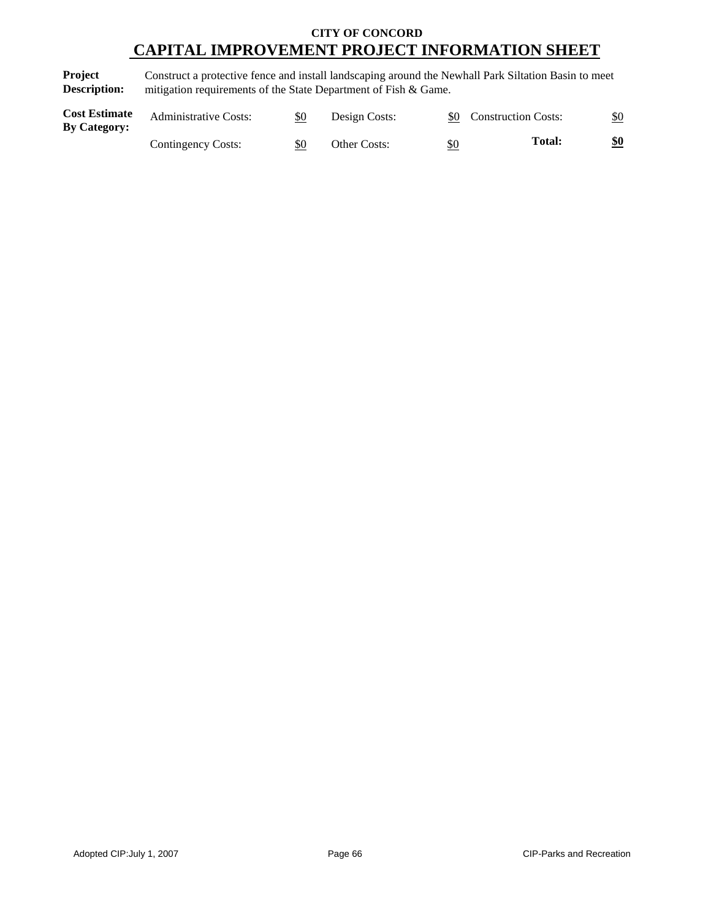**CITY OF CONCORD**

# CAPITAL IMPROVEMENT PROJECT INFORMATION SHEET

**Project Description:** Construct a protective fence and install landscaping around the Newhall Park Siltation Basin to meet mitigation requirements of the State Department of Fish & Game.

**Cost Estimate By Category:**

| | | | | | |
|---|---|---|---|---|---|
| Administrative Costs: | $0 | Design Costs: | $0 | Construction Costs: | $0 |
| Contingency Costs: | $0 | Other Costs: | $0 | **Total:** | **$0** |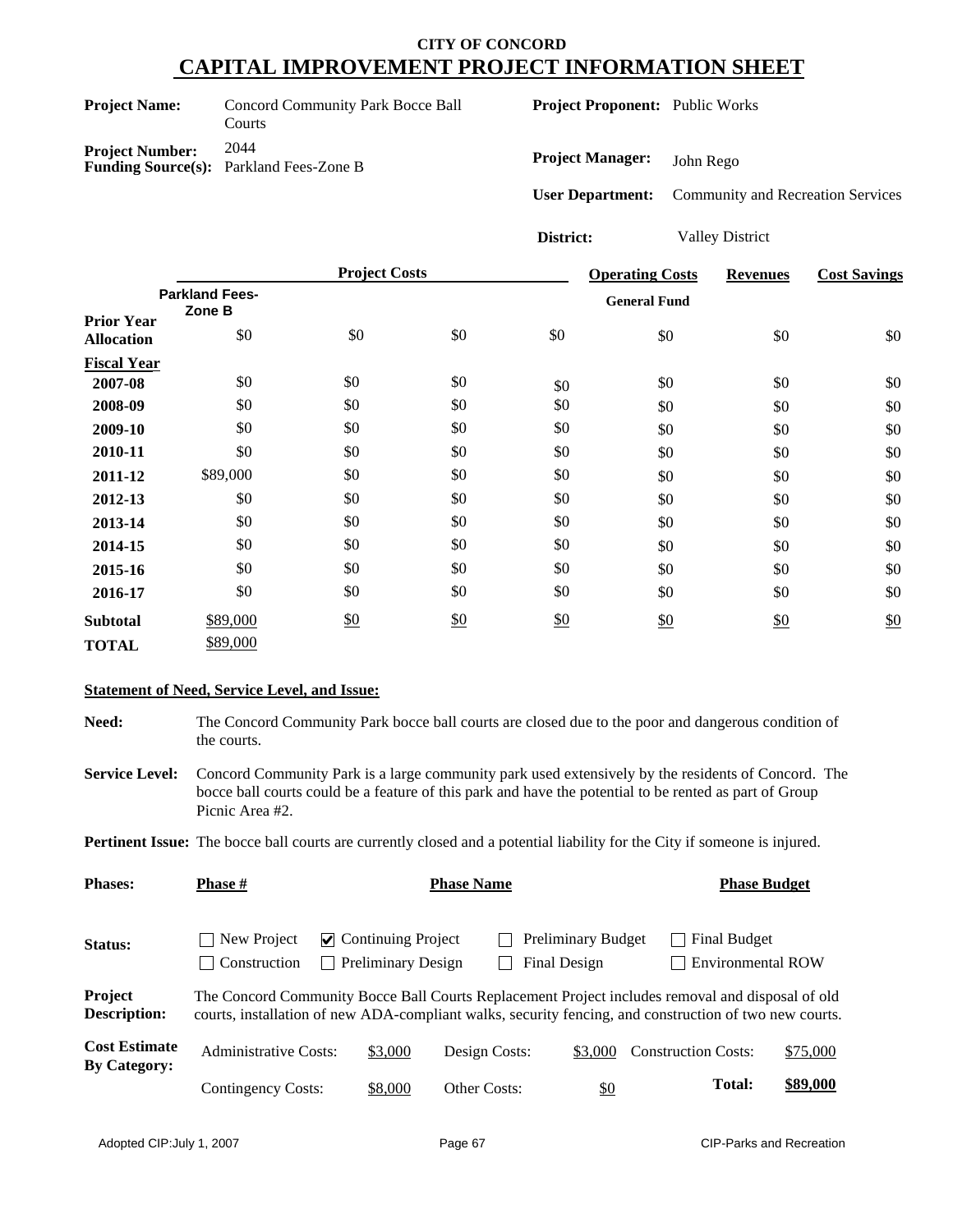# CITY OF CONCORD
## CAPITAL IMPROVEMENT PROJECT INFORMATION SHEET

**Project Name:** Concord Community Park Bocce Ball Courts

**Project Number:** 2044

**Funding Source(s):** Parkland Fees-Zone B

**Project Proponent:** Public Works

**Project Manager:** John Rego

**User Department:** Community and Recreation Services

**District:** Valley District

| | Project Costs | | | | Operating Costs | Revenues | Cost Savings |
|---|---|---|---|---|---|---|---|
| | Parkland Fees-Zone B | | | | General Fund | | |
| **Prior Year Allocation** | $0 | $0 | $0 | $0 | $0 | $0 | $0 |
| **Fiscal Year** | | | | | | | |
| **2007-08** | $0 | $0 | $0 | $0 | $0 | $0 | $0 |
| **2008-09** | $0 | $0 | $0 | $0 | $0 | $0 | $0 |
| **2009-10** | $0 | $0 | $0 | $0 | $0 | $0 | $0 |
| **2010-11** | $0 | $0 | $0 | $0 | $0 | $0 | $0 |
| **2011-12** | $89,000 | $0 | $0 | $0 | $0 | $0 | $0 |
| **2012-13** | $0 | $0 | $0 | $0 | $0 | $0 | $0 |
| **2013-14** | $0 | $0 | $0 | $0 | $0 | $0 | $0 |
| **2014-15** | $0 | $0 | $0 | $0 | $0 | $0 | $0 |
| **2015-16** | $0 | $0 | $0 | $0 | $0 | $0 | $0 |
| **2016-17** | $0 | $0 | $0 | $0 | $0 | $0 | $0 |
| **Subtotal** | $89,000 | $0 | $0 | $0 | $0 | $0 | $0 |
| **TOTAL** | $89,000 | | | | | | |

**Statement of Need, Service Level, and Issue:**

**Need:** The Concord Community Park bocce ball courts are closed due to the poor and dangerous condition of the courts.

**Service Level:** Concord Community Park is a large community park used extensively by the residents of Concord. The bocce ball courts could be a feature of this park and have the potential to be rented as part of Group Picnic Area #2.

**Pertinent Issue:** The bocce ball courts are currently closed and a potential liability for the City if someone is injured.

**Phases:** **Phase #** **Phase Name** **Phase Budget**

**Status:**
- [ ] New Project
- [x] Continuing Project
- [ ] Preliminary Budget
- [ ] Final Budget
- [ ] Construction
- [ ] Preliminary Design
- [ ] Final Design
- [ ] Environmental ROW

**Project Description:** The Concord Community Bocce Ball Courts Replacement Project includes removal and disposal of old courts, installation of new ADA-compliant walks, security fencing, and construction of two new courts.

**Cost Estimate By Category:**

| | | | | | |
|---|---|---|---|---|---|
| Administrative Costs: | $3,000 | Design Costs: | $3,000 | Construction Costs: | $75,000 |
| Contingency Costs: | $8,000 | Other Costs: | $0 | **Total:** | **$89,000** |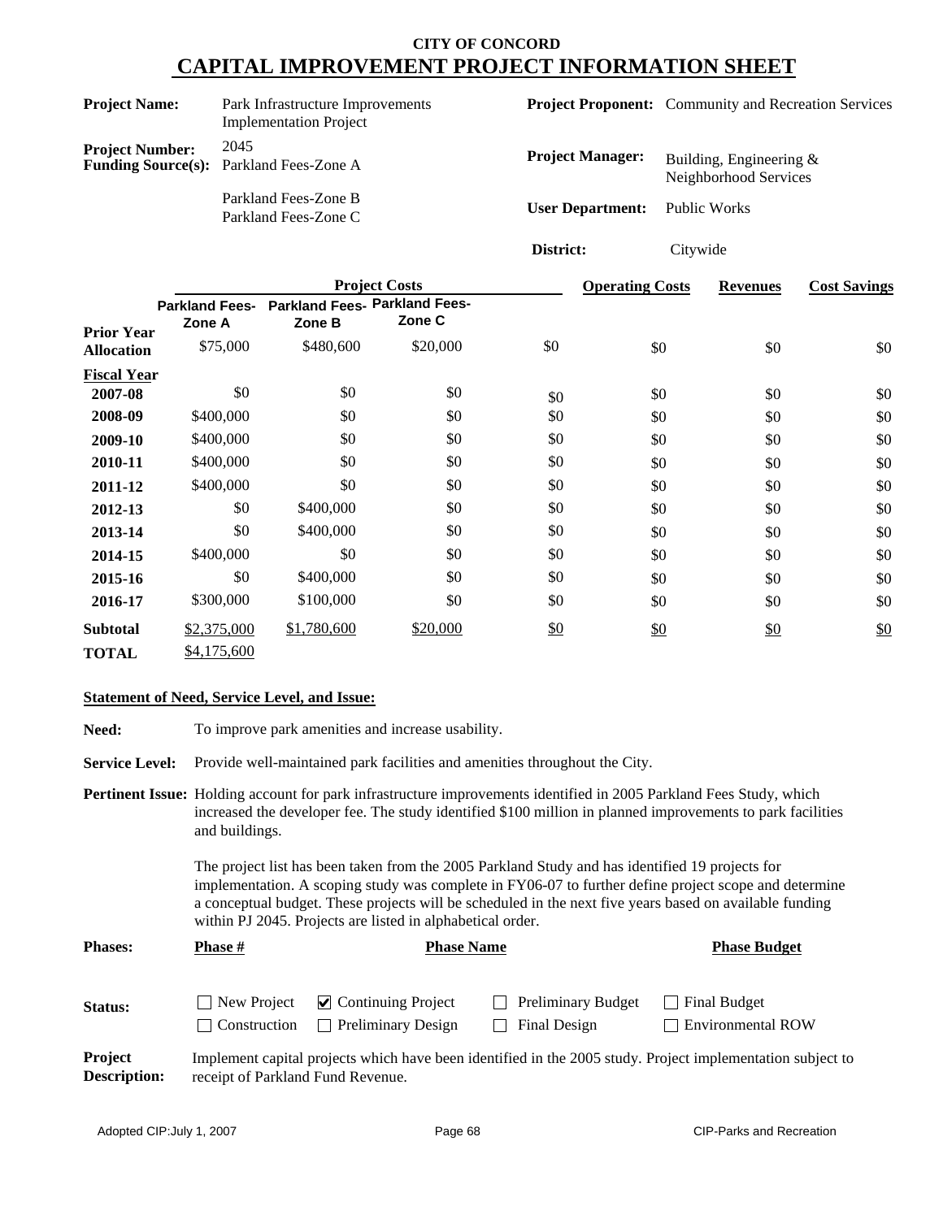# CITY OF CONCORD
# CAPITAL IMPROVEMENT PROJECT INFORMATION SHEET

**Project Name:** Park Infrastructure Improvements Implementation Project

**Project Number:** 2045

**Funding Source(s):** Parkland Fees-Zone A
Parkland Fees-Zone B
Parkland Fees-Zone C

**Project Proponent:** Community and Recreation Services

**Project Manager:** Building, Engineering & Neighborhood Services

**User Department:** Public Works

**District:** Citywide

| | Project Costs | | | | Operating Costs | Revenues | Cost Savings |
|---|---|---|---|---|---|---|---|
| | Parkland Fees-Zone A | Parkland Fees-Zone B | Parkland Fees-Zone C | | | | |
| **Prior Year Allocation** | $75,000 | $480,600 | $20,000 | $0 | $0 | $0 | $0 |
| **Fiscal Year** | | | | | | | |
| **2007-08** | $0 | $0 | $0 | $0 | $0 | $0 | $0 |
| **2008-09** | $400,000 | $0 | $0 | $0 | $0 | $0 | $0 |
| **2009-10** | $400,000 | $0 | $0 | $0 | $0 | $0 | $0 |
| **2010-11** | $400,000 | $0 | $0 | $0 | $0 | $0 | $0 |
| **2011-12** | $400,000 | $0 | $0 | $0 | $0 | $0 | $0 |
| **2012-13** | $0 | $400,000 | $0 | $0 | $0 | $0 | $0 |
| **2013-14** | $0 | $400,000 | $0 | $0 | $0 | $0 | $0 |
| **2014-15** | $400,000 | $0 | $0 | $0 | $0 | $0 | $0 |
| **2015-16** | $0 | $400,000 | $0 | $0 | $0 | $0 | $0 |
| **2016-17** | $300,000 | $100,000 | $0 | $0 | $0 | $0 | $0 |
| **Subtotal** | $2,375,000 | $1,780,600 | $20,000 | $0 | $0 | $0 | $0 |
| **TOTAL** | $4,175,600 | | | | | | |

**Statement of Need, Service Level, and Issue:**

**Need:** To improve park amenities and increase usability.

**Service Level:** Provide well-maintained park facilities and amenities throughout the City.

**Pertinent Issue:** Holding account for park infrastructure improvements identified in 2005 Parkland Fees Study, which increased the developer fee. The study identified $100 million in planned improvements to park facilities and buildings.

The project list has been taken from the 2005 Parkland Study and has identified 19 projects for implementation. A scoping study was complete in FY06-07 to further define project scope and determine a conceptual budget. These projects will be scheduled in the next five years based on available funding within PJ 2045. Projects are listed in alphabetical order.

| Phases: | Phase # | Phase Name | Phase Budget |
|---|---|---|---|

**Status:**
- ☐ New Project
- ☑ Continuing Project
- ☐ Preliminary Budget
- ☐ Final Budget
- ☐ Construction
- ☐ Preliminary Design
- ☐ Final Design
- ☐ Environmental ROW

**Project Description:** Implement capital projects which have been identified in the 2005 study. Project implementation subject to receipt of Parkland Fund Revenue.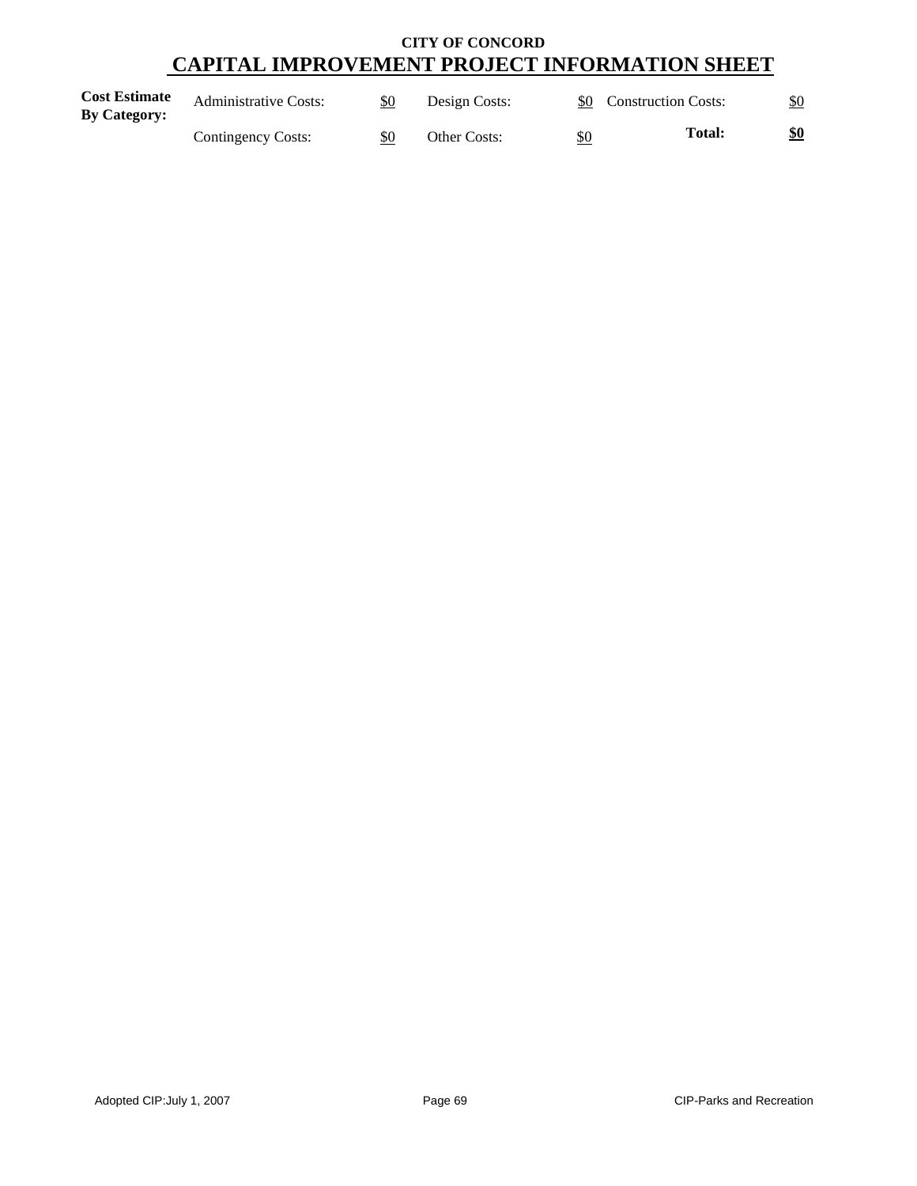**CITY OF CONCORD**

# CAPITAL IMPROVEMENT PROJECT INFORMATION SHEET

| **Cost Estimate By Category:** | Administrative Costs: | $0 | Design Costs: | $0 | Construction Costs: | $0 |
|---|---|---|---|---|---|---|
| | Contingency Costs: | $0 | Other Costs: | $0 | **Total:** | **$0** |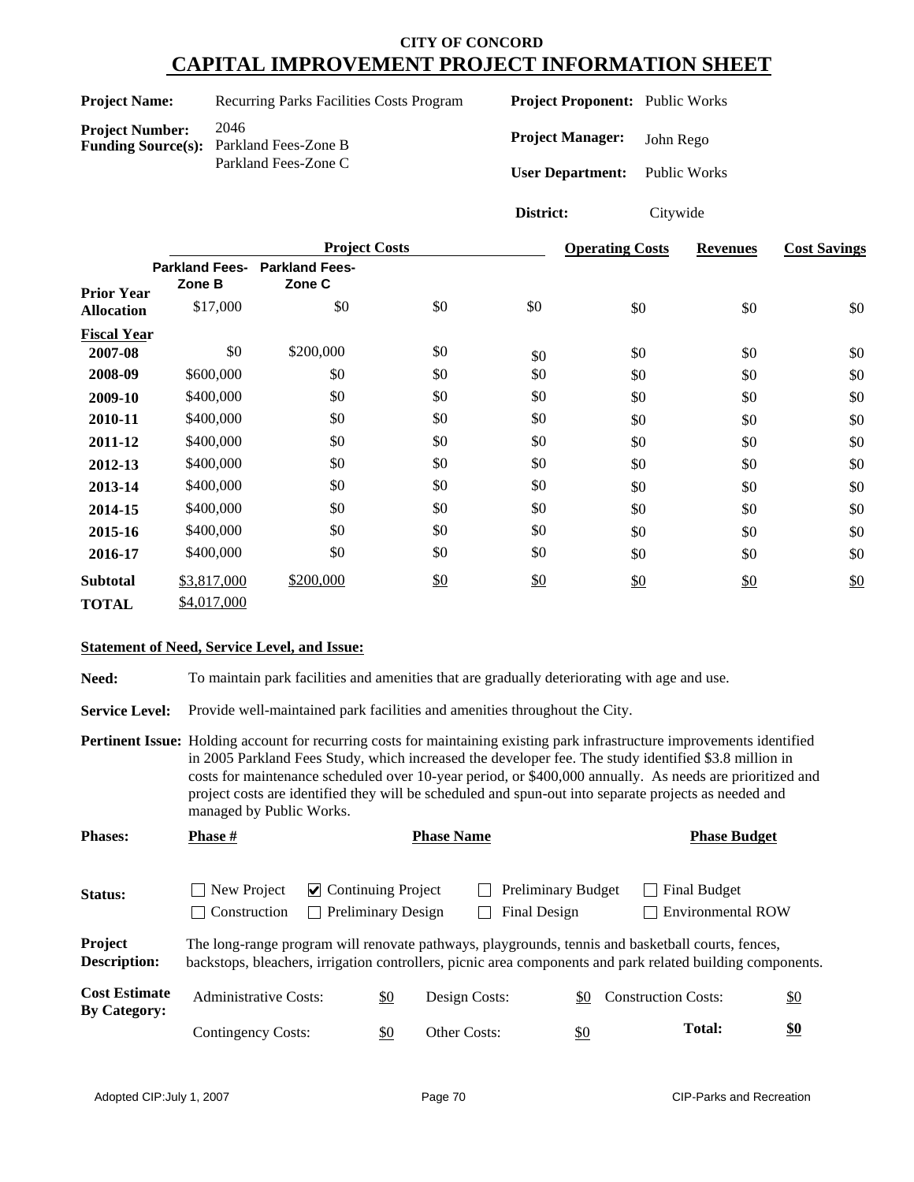**CITY OF CONCORD**

# CAPITAL IMPROVEMENT PROJECT INFORMATION SHEET

| | | | |
|---|---|---|---|
| **Project Name:** | Recurring Parks Facilities Costs Program | **Project Proponent:** | Public Works |
| **Project Number:** | 2046 | **Project Manager:** | John Rego |
| **Funding Source(s):** | Parkland Fees-Zone B<br>Parkland Fees-Zone C | **User Department:** | Public Works |
| | | **District:** | Citywide |

| | Project Costs | | | | Operating Costs | Revenues | Cost Savings |
|---|---|---|---|---|---|---|---|
| | Parkland Fees-Zone B | Parkland Fees-Zone C | | | | | |
| **Prior Year Allocation** | $17,000 | $0 | $0 | $0 | $0 | $0 | $0 |
| **Fiscal Year** | | | | | | | |
| **2007-08** | $0 | $200,000 | $0 | $0 | $0 | $0 | $0 |
| **2008-09** | $600,000 | $0 | $0 | $0 | $0 | $0 | $0 |
| **2009-10** | $400,000 | $0 | $0 | $0 | $0 | $0 | $0 |
| **2010-11** | $400,000 | $0 | $0 | $0 | $0 | $0 | $0 |
| **2011-12** | $400,000 | $0 | $0 | $0 | $0 | $0 | $0 |
| **2012-13** | $400,000 | $0 | $0 | $0 | $0 | $0 | $0 |
| **2013-14** | $400,000 | $0 | $0 | $0 | $0 | $0 | $0 |
| **2014-15** | $400,000 | $0 | $0 | $0 | $0 | $0 | $0 |
| **2015-16** | $400,000 | $0 | $0 | $0 | $0 | $0 | $0 |
| **2016-17** | $400,000 | $0 | $0 | $0 | $0 | $0 | $0 |
| **Subtotal** | $3,817,000 | $200,000 | $0 | $0 | $0 | $0 | $0 |
| **TOTAL** | $4,017,000 | | | | | | |

**Statement of Need, Service Level, and Issue:**

**Need:** To maintain park facilities and amenities that are gradually deteriorating with age and use.

**Service Level:** Provide well-maintained park facilities and amenities throughout the City.

**Pertinent Issue:** Holding account for recurring costs for maintaining existing park infrastructure improvements identified in 2005 Parkland Fees Study, which increased the developer fee. The study identified $3.8 million in costs for maintenance scheduled over 10-year period, or $400,000 annually. As needs are prioritized and project costs are identified they will be scheduled and spun-out into separate projects as needed and managed by Public Works.

| **Phases:** | **Phase #** | **Phase Name** | **Phase Budget** |
|---|---|---|---|

**Status:**

- ☐ New Project
- ☑ Continuing Project
- ☐ Preliminary Budget
- ☐ Final Budget
- ☐ Construction
- ☐ Preliminary Design
- ☐ Final Design
- ☐ Environmental ROW

**Project Description:** The long-range program will renovate pathways, playgrounds, tennis and basketball courts, fences, backstops, bleachers, irrigation controllers, picnic area components and park related building components.

**Cost Estimate By Category:**

| | | | | | |
|---|---|---|---|---|---|
| Administrative Costs: | $0 | Design Costs: | $0 | Construction Costs: | $0 |
| Contingency Costs: | $0 | Other Costs: | $0 | **Total:** | **$0** |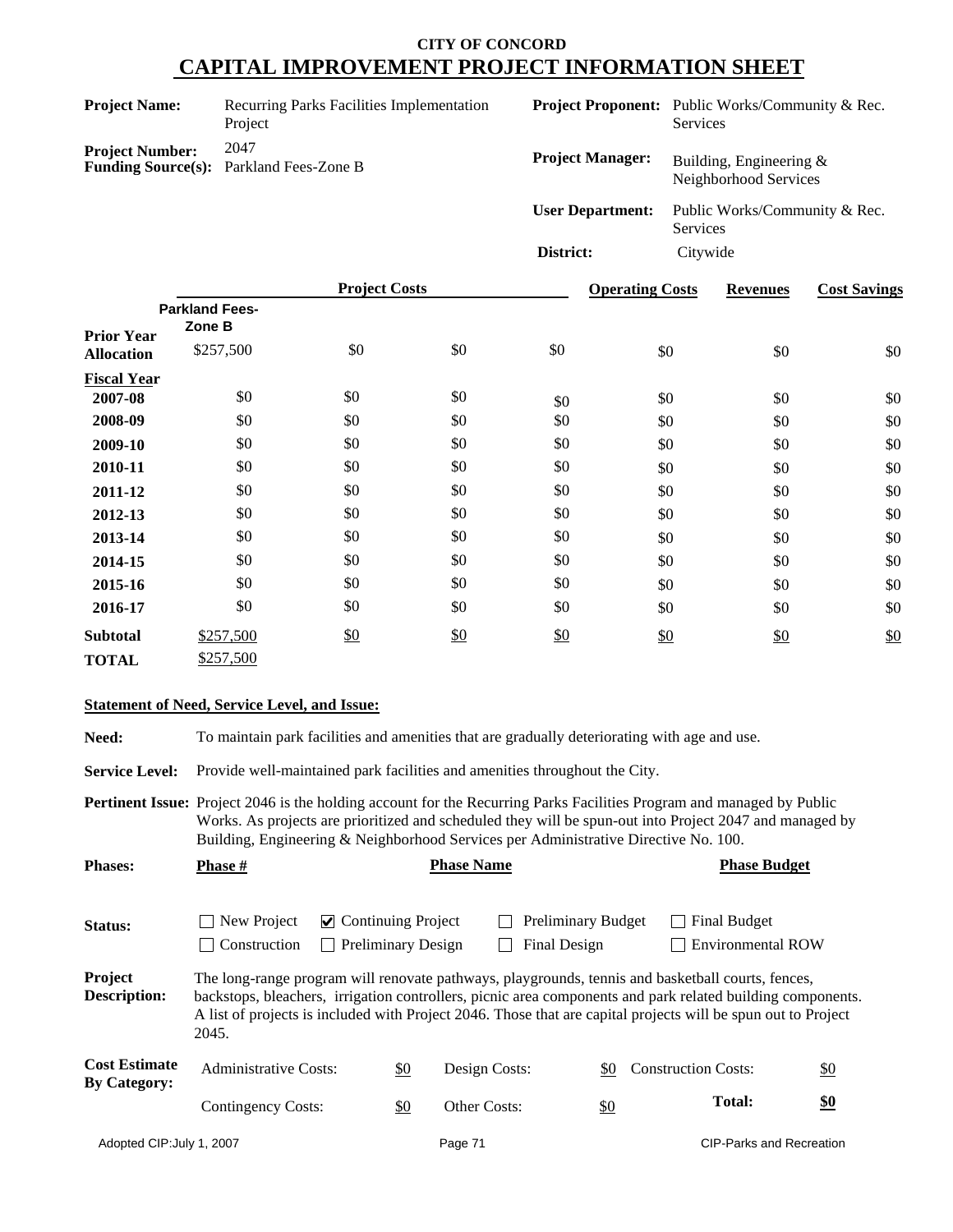# CITY OF CONCORD
# CAPITAL IMPROVEMENT PROJECT INFORMATION SHEET

| | | | |
|---|---|---|---|
| **Project Name:** | Recurring Parks Facilities Implementation Project | **Project Proponent:** | Public Works/Community & Rec. Services |
| **Project Number:** | 2047 | **Project Manager:** | Building, Engineering & Neighborhood Services |
| **Funding Source(s):** | Parkland Fees-Zone B | **User Department:** | Public Works/Community & Rec. Services |
| | | **District:** | Citywide |

| | Project Costs | | | | Operating Costs | Revenues | Cost Savings |
|---|---|---|---|---|---|---|---|
| | Parkland Fees-Zone B | | | | | | |
| **Prior Year Allocation** | $257,500 | $0 | $0 | $0 | $0 | $0 | $0 |
| **Fiscal Year** | | | | | | | |
| **2007-08** | $0 | $0 | $0 | $0 | $0 | $0 | $0 |
| **2008-09** | $0 | $0 | $0 | $0 | $0 | $0 | $0 |
| **2009-10** | $0 | $0 | $0 | $0 | $0 | $0 | $0 |
| **2010-11** | $0 | $0 | $0 | $0 | $0 | $0 | $0 |
| **2011-12** | $0 | $0 | $0 | $0 | $0 | $0 | $0 |
| **2012-13** | $0 | $0 | $0 | $0 | $0 | $0 | $0 |
| **2013-14** | $0 | $0 | $0 | $0 | $0 | $0 | $0 |
| **2014-15** | $0 | $0 | $0 | $0 | $0 | $0 | $0 |
| **2015-16** | $0 | $0 | $0 | $0 | $0 | $0 | $0 |
| **2016-17** | $0 | $0 | $0 | $0 | $0 | $0 | $0 |
| **Subtotal** | $257,500 | $0 | $0 | $0 | $0 | $0 | $0 |
| **TOTAL** | $257,500 | | | | | | |

**Statement of Need, Service Level, and Issue:**

**Need:** To maintain park facilities and amenities that are gradually deteriorating with age and use.

**Service Level:** Provide well-maintained park facilities and amenities throughout the City.

**Pertinent Issue:** Project 2046 is the holding account for the Recurring Parks Facilities Program and managed by Public Works. As projects are prioritized and scheduled they will be spun-out into Project 2047 and managed by Building, Engineering & Neighborhood Services per Administrative Directive No. 100.

| **Phases:** | Phase # | Phase Name | Phase Budget |
|---|---|---|---|

**Status:**

- ☐ New Project
- ☑ Continuing Project
- ☐ Preliminary Budget
- ☐ Final Budget
- ☐ Construction
- ☐ Preliminary Design
- ☐ Final Design
- ☐ Environmental ROW

**Project Description:** The long-range program will renovate pathways, playgrounds, tennis and basketball courts, fences, backstops, bleachers, irrigation controllers, picnic area components and park related building components. A list of projects is included with Project 2046. Those that are capital projects will be spun out to Project 2045.

**Cost Estimate By Category:**

| | | | | | |
|---|---|---|---|---|---|
| Administrative Costs: | $0 | Design Costs: | $0 | Construction Costs: | $0 |
| Contingency Costs: | $0 | Other Costs: | $0 | **Total:** | **$0** |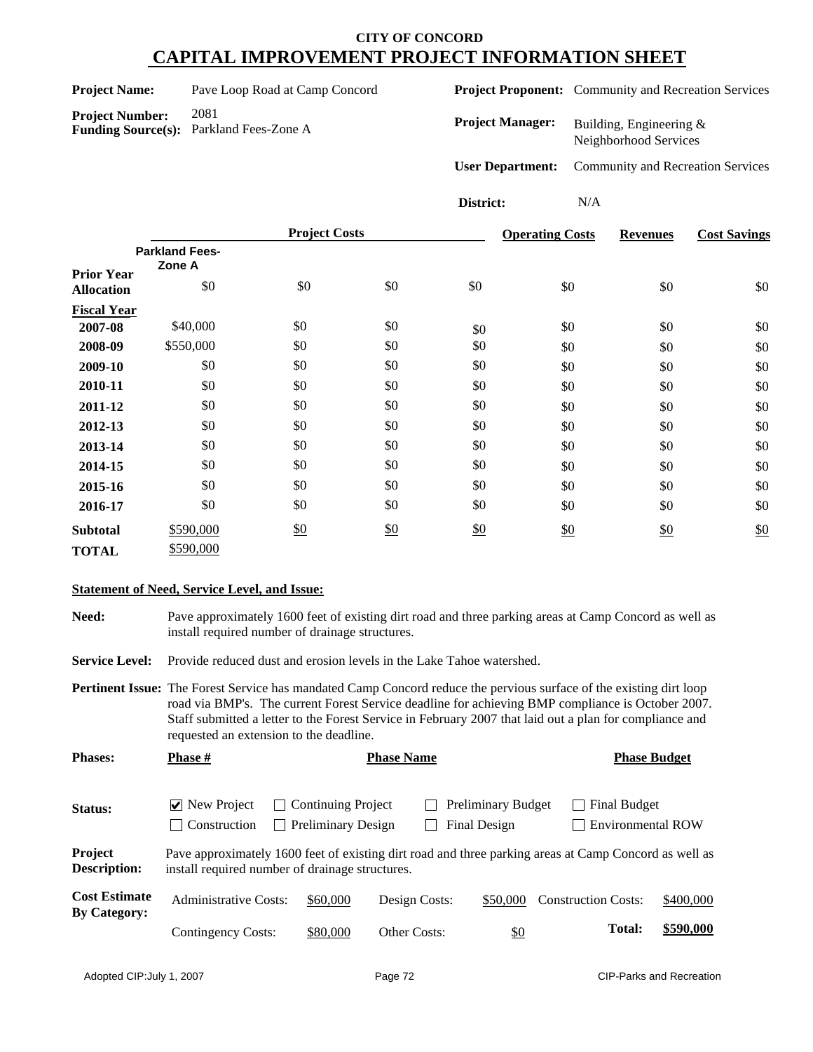# CITY OF CONCORD

# CAPITAL IMPROVEMENT PROJECT INFORMATION SHEET

**Project Name:** Pave Loop Road at Camp Concord

**Project Number:** 2081

**Funding Source(s):** Parkland Fees-Zone A

**Project Proponent:** Community and Recreation Services

**Project Manager:** Building, Engineering & Neighborhood Services

**User Department:** Community and Recreation Services

**District:** N/A

| | Project Costs | | | | Operating Costs | Revenues | Cost Savings |
|---|---|---|---|---|---|---|---|
| | Parkland Fees-Zone A | | | | | | |
| **Prior Year Allocation** | $0 | $0 | $0 | $0 | $0 | $0 | $0 |
| **Fiscal Year** | | | | | | | |
| **2007-08** | $40,000 | $0 | $0 | $0 | $0 | $0 | $0 |
| **2008-09** | $550,000 | $0 | $0 | $0 | $0 | $0 | $0 |
| **2009-10** | $0 | $0 | $0 | $0 | $0 | $0 | $0 |
| **2010-11** | $0 | $0 | $0 | $0 | $0 | $0 | $0 |
| **2011-12** | $0 | $0 | $0 | $0 | $0 | $0 | $0 |
| **2012-13** | $0 | $0 | $0 | $0 | $0 | $0 | $0 |
| **2013-14** | $0 | $0 | $0 | $0 | $0 | $0 | $0 |
| **2014-15** | $0 | $0 | $0 | $0 | $0 | $0 | $0 |
| **2015-16** | $0 | $0 | $0 | $0 | $0 | $0 | $0 |
| **2016-17** | $0 | $0 | $0 | $0 | $0 | $0 | $0 |
| **Subtotal** | $590,000 | $0 | $0 | $0 | $0 | $0 | $0 |
| **TOTAL** | $590,000 | | | | | | |

**Statement of Need, Service Level, and Issue:**

**Need:** Pave approximately 1600 feet of existing dirt road and three parking areas at Camp Concord as well as install required number of drainage structures.

**Service Level:** Provide reduced dust and erosion levels in the Lake Tahoe watershed.

**Pertinent Issue:** The Forest Service has mandated Camp Concord reduce the pervious surface of the existing dirt loop road via BMP's. The current Forest Service deadline for achieving BMP compliance is October 2007. Staff submitted a letter to the Forest Service in February 2007 that laid out a plan for compliance and requested an extension to the deadline.

**Phases:**

| Phase # | Phase Name | Phase Budget |
|---|---|---|
| | | |

**Status:**

- ☑ New Project
- ☐ Continuing Project
- ☐ Preliminary Budget
- ☐ Final Budget
- ☐ Construction
- ☐ Preliminary Design
- ☐ Final Design
- ☐ Environmental ROW

**Project Description:** Pave approximately 1600 feet of existing dirt road and three parking areas at Camp Concord as well as install required number of drainage structures.

**Cost Estimate By Category:**

| | | | | | |
|---|---|---|---|---|---|
| Administrative Costs: | $60,000 | Design Costs: | $50,000 | Construction Costs: | $400,000 |
| Contingency Costs: | $80,000 | Other Costs: | $0 | **Total:** | **$590,000** |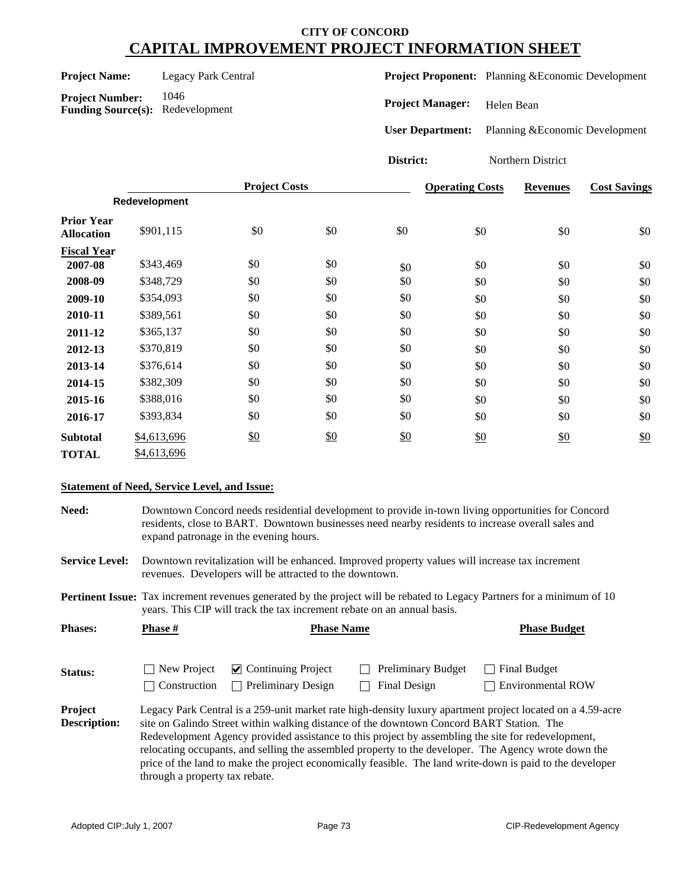# CITY OF CONCORD
## CAPITAL IMPROVEMENT PROJECT INFORMATION SHEET

**Project Name:** Legacy Park Central

**Project Number:** 1046

**Funding Source(s):** Redevelopment

**Project Proponent:** Planning &Economic Development

**Project Manager:** Helen Bean

**User Department:** Planning &Economic Development

**District:** Northern District

| | Project Costs | | | | Operating Costs | Revenues | Cost Savings |
|---|---|---|---|---|---|---|---|
| | Redevelopment | | | | | | |
| **Prior Year Allocation** | $901,115 | $0 | $0 | $0 | $0 | $0 | $0 |
| **Fiscal Year** | | | | | | | |
| **2007-08** | $343,469 | $0 | $0 | $0 | $0 | $0 | $0 |
| **2008-09** | $348,729 | $0 | $0 | $0 | $0 | $0 | $0 |
| **2009-10** | $354,093 | $0 | $0 | $0 | $0 | $0 | $0 |
| **2010-11** | $389,561 | $0 | $0 | $0 | $0 | $0 | $0 |
| **2011-12** | $365,137 | $0 | $0 | $0 | $0 | $0 | $0 |
| **2012-13** | $370,819 | $0 | $0 | $0 | $0 | $0 | $0 |
| **2013-14** | $376,614 | $0 | $0 | $0 | $0 | $0 | $0 |
| **2014-15** | $382,309 | $0 | $0 | $0 | $0 | $0 | $0 |
| **2015-16** | $388,016 | $0 | $0 | $0 | $0 | $0 | $0 |
| **2016-17** | $393,834 | $0 | $0 | $0 | $0 | $0 | $0 |
| **Subtotal** | $4,613,696 | $0 | $0 | $0 | $0 | $0 | $0 |
| **TOTAL** | $4,613,696 | | | | | | |

### Statement of Need, Service Level, and Issue:

**Need:** Downtown Concord needs residential development to provide in-town living opportunities for Concord residents, close to BART. Downtown businesses need nearby residents to increase overall sales and expand patronage in the evening hours.

**Service Level:** Downtown revitalization will be enhanced. Improved property values will increase tax increment revenues. Developers will be attracted to the downtown.

**Pertinent Issue:** Tax increment revenues generated by the project will be rebated to Legacy Partners for a minimum of 10 years. This CIP will track the tax increment rebate on an annual basis.

**Phases:**

| Phase # | Phase Name | Phase Budget |
|---|---|---|
| | | |

**Status:**

- ☐ New Project
- ☑ Continuing Project
- ☐ Preliminary Budget
- ☐ Final Budget
- ☐ Construction
- ☐ Preliminary Design
- ☐ Final Design
- ☐ Environmental ROW

**Project Description:** Legacy Park Central is a 259-unit market rate high-density luxury apartment project located on a 4.59-acre site on Galindo Street within walking distance of the downtown Concord BART Station. The Redevelopment Agency provided assistance to this project by assembling the site for redevelopment, relocating occupants, and selling the assembled property to the developer. The Agency wrote down the price of the land to make the project economically feasible. The land write-down is paid to the developer through a property tax rebate.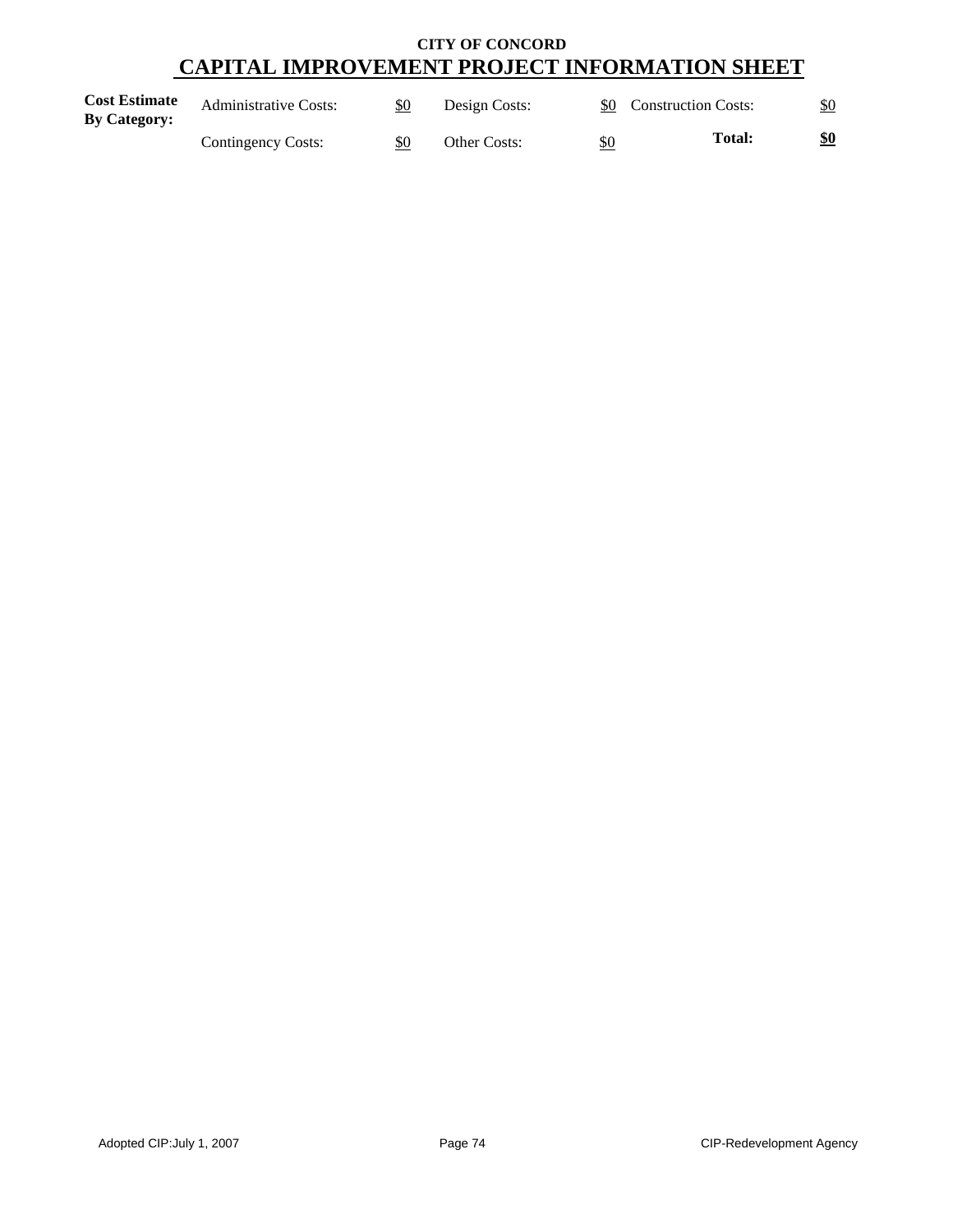**CITY OF CONCORD**

# CAPITAL IMPROVEMENT PROJECT INFORMATION SHEET

| **Cost Estimate By Category:** | Administrative Costs: | $0 | Design Costs: | $0 | Construction Costs: | $0 |
|---|---|---|---|---|---|---|
| | Contingency Costs: | $0 | Other Costs: | $0 | **Total:** | **$0** |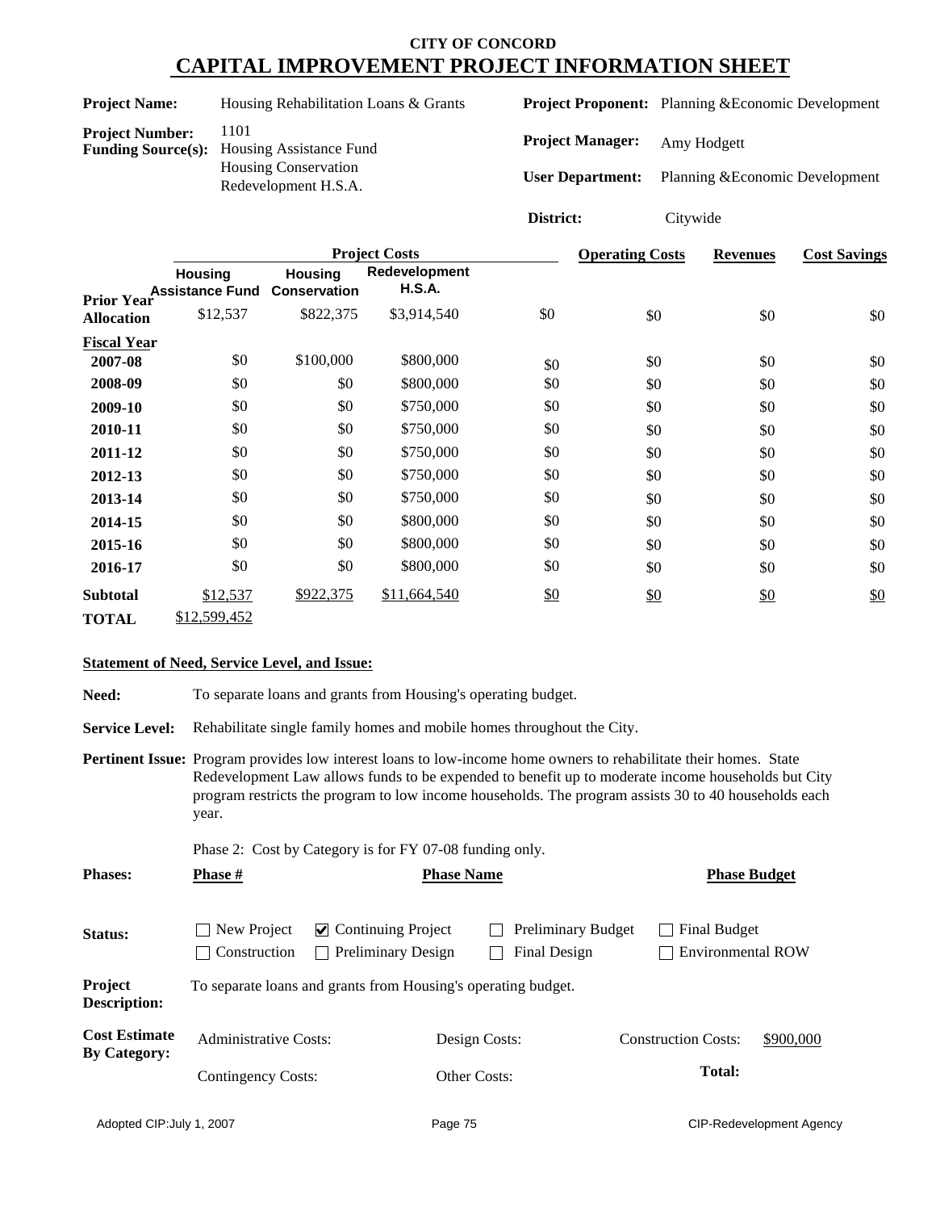# CITY OF CONCORD

## CAPITAL IMPROVEMENT PROJECT INFORMATION SHEET

**Project Name:** Housing Rehabilitation Loans & Grants

**Project Number:** 1101

**Funding Source(s):** Housing Assistance Fund
Housing Conservation
Redevelopment H.S.A.

**Project Proponent:** Planning &Economic Development

**Project Manager:** Amy Hodgett

**User Department:** Planning &Economic Development

**District:** Citywide

| | Project Costs | | | | Operating Costs | Revenues | Cost Savings |
|---|---|---|---|---|---|---|---|
| | **Housing Assistance Fund** | **Housing Conservation** | **Redevelopment H.S.A.** | | | | |
| **Prior Year Allocation** | $12,537 | $822,375 | $3,914,540 | $0 | $0 | $0 | $0 |
| **Fiscal Year** | | | | | | | |
| **2007-08** | $0 | $100,000 | $800,000 | $0 | $0 | $0 | $0 |
| **2008-09** | $0 | $0 | $800,000 | $0 | $0 | $0 | $0 |
| **2009-10** | $0 | $0 | $750,000 | $0 | $0 | $0 | $0 |
| **2010-11** | $0 | $0 | $750,000 | $0 | $0 | $0 | $0 |
| **2011-12** | $0 | $0 | $750,000 | $0 | $0 | $0 | $0 |
| **2012-13** | $0 | $0 | $750,000 | $0 | $0 | $0 | $0 |
| **2013-14** | $0 | $0 | $750,000 | $0 | $0 | $0 | $0 |
| **2014-15** | $0 | $0 | $800,000 | $0 | $0 | $0 | $0 |
| **2015-16** | $0 | $0 | $800,000 | $0 | $0 | $0 | $0 |
| **2016-17** | $0 | $0 | $800,000 | $0 | $0 | $0 | $0 |
| **Subtotal** | $12,537 | $922,375 | $11,664,540 | $0 | $0 | $0 | $0 |
| **TOTAL** | $12,599,452 | | | | | | |

**Statement of Need, Service Level, and Issue:**

**Need:** To separate loans and grants from Housing's operating budget.

**Service Level:** Rehabilitate single family homes and mobile homes throughout the City.

**Pertinent Issue:** Program provides low interest loans to low-income home owners to rehabilitate their homes. State Redevelopment Law allows funds to be expended to benefit up to moderate income households but City program restricts the program to low income households. The program assists 30 to 40 households each year.

Phase 2: Cost by Category is for FY 07-08 funding only.

| **Phases:** | **Phase #** | **Phase Name** | **Phase Budget** |
|---|---|---|---|

**Status:**
- ☐ New Project
- ☑ Continuing Project
- ☐ Preliminary Budget
- ☐ Final Budget
- ☐ Construction
- ☐ Preliminary Design
- ☐ Final Design
- ☐ Environmental ROW

**Project Description:** To separate loans and grants from Housing's operating budget.

**Cost Estimate By Category:**

| Administrative Costs: | Design Costs: | Construction Costs: | $900,000 |
|---|---|---|---|
| Contingency Costs: | Other Costs: | **Total:** | |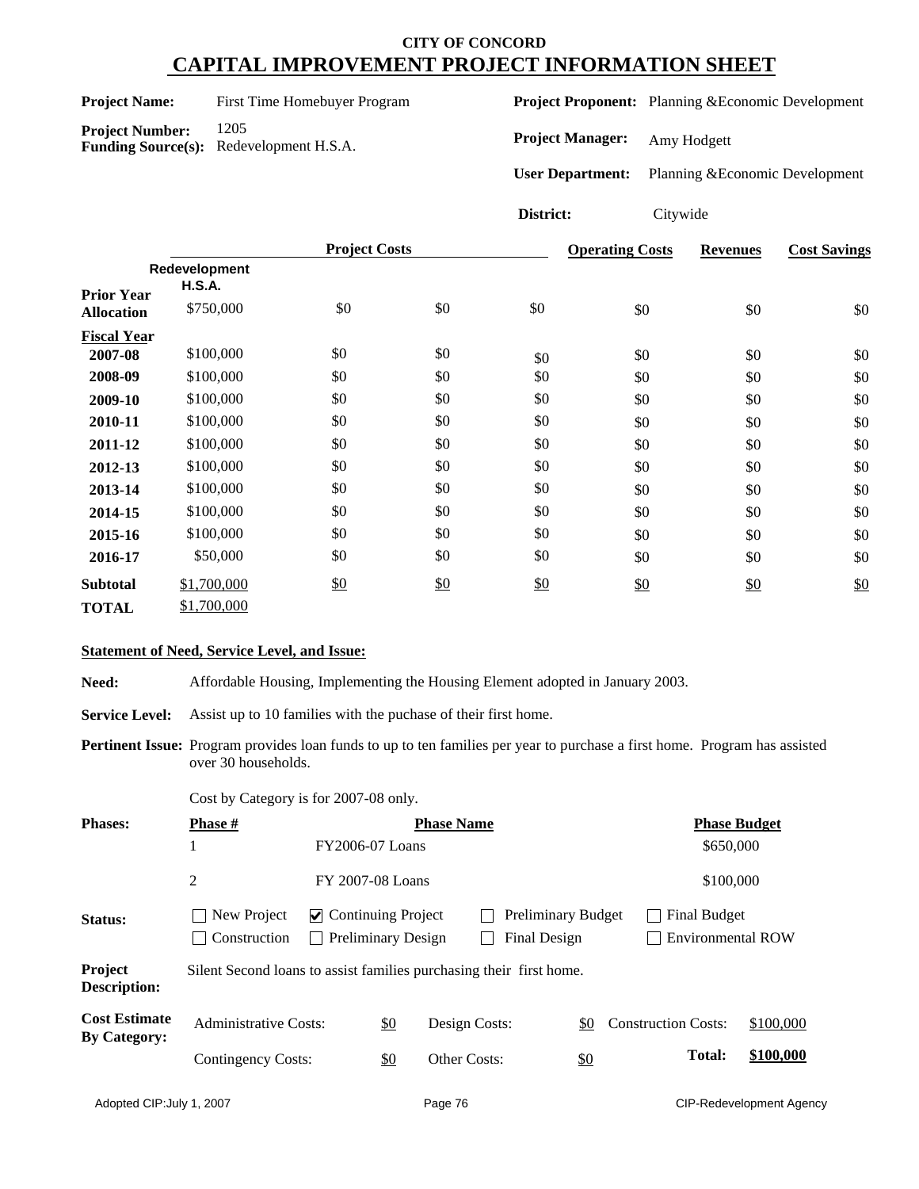**CITY OF CONCORD**

# CAPITAL IMPROVEMENT PROJECT INFORMATION SHEET

**Project Name:** First Time Homebuyer Program

**Project Number:** 1205

**Funding Source(s):** Redevelopment H.S.A.

**Project Proponent:** Planning &Economic Development

**Project Manager:** Amy Hodgett

**User Department:** Planning &Economic Development

**District:** Citywide

| | Project Costs | | | | Operating Costs | Revenues | Cost Savings |
|---|---|---|---|---|---|---|---|
| | Redevelopment H.S.A. | | | | | | |
| **Prior Year Allocation** | $750,000 | $0 | $0 | $0 | $0 | $0 | $0 |
| **Fiscal Year** | | | | | | | |
| **2007-08** | $100,000 | $0 | $0 | $0 | $0 | $0 | $0 |
| **2008-09** | $100,000 | $0 | $0 | $0 | $0 | $0 | $0 |
| **2009-10** | $100,000 | $0 | $0 | $0 | $0 | $0 | $0 |
| **2010-11** | $100,000 | $0 | $0 | $0 | $0 | $0 | $0 |
| **2011-12** | $100,000 | $0 | $0 | $0 | $0 | $0 | $0 |
| **2012-13** | $100,000 | $0 | $0 | $0 | $0 | $0 | $0 |
| **2013-14** | $100,000 | $0 | $0 | $0 | $0 | $0 | $0 |
| **2014-15** | $100,000 | $0 | $0 | $0 | $0 | $0 | $0 |
| **2015-16** | $100,000 | $0 | $0 | $0 | $0 | $0 | $0 |
| **2016-17** | $50,000 | $0 | $0 | $0 | $0 | $0 | $0 |
| **Subtotal** | $1,700,000 | $0 | $0 | $0 | $0 | $0 | $0 |
| **TOTAL** | $1,700,000 | | | | | | |

**Statement of Need, Service Level, and Issue:**

**Need:** Affordable Housing, Implementing the Housing Element adopted in January 2003.

**Service Level:** Assist up to 10 families with the puchase of their first home.

**Pertinent Issue:** Program provides loan funds to up to ten families per year to purchase a first home. Program has assisted over 30 households.

Cost by Category is for 2007-08 only.

**Phases:**

| Phase # | Phase Name | Phase Budget |
|---|---|---|
| 1 | FY2006-07 Loans | $650,000 |
| 2 | FY 2007-08 Loans | $100,000 |

**Status:**

- ☐ New Project
- ☑ Continuing Project
- ☐ Preliminary Budget
- ☐ Final Budget
- ☐ Construction
- ☐ Preliminary Design
- ☐ Final Design
- ☐ Environmental ROW

**Project Description:** Silent Second loans to assist families purchasing their first home.

**Cost Estimate By Category:**

| | | | | | |
|---|---|---|---|---|---|
| Administrative Costs: | $0 | Design Costs: | $0 | Construction Costs: | $100,000 |
| Contingency Costs: | $0 | Other Costs: | $0 | **Total:** | **$100,000** |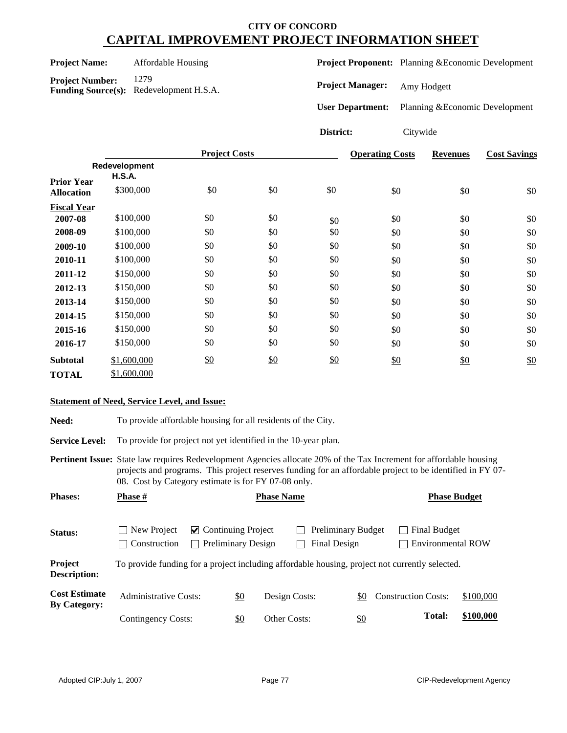# CITY OF CONCORD
## CAPITAL IMPROVEMENT PROJECT INFORMATION SHEET

**Project Name:** Affordable Housing

**Project Number:** 1279

**Funding Source(s):** Redevelopment H.S.A.

**Project Proponent:** Planning &Economic Development

**Project Manager:** Amy Hodgett

**User Department:** Planning &Economic Development

**District:** Citywide

| | Project Costs | | | | Operating Costs | Revenues | Cost Savings |
|---|---|---|---|---|---|---|---|
| | Redevelopment H.S.A. | | | | | | |
| **Prior Year Allocation** | $300,000 | $0 | $0 | $0 | $0 | $0 | $0 |
| **Fiscal Year** | | | | | | | |
| **2007-08** | $100,000 | $0 | $0 | $0 | $0 | $0 | $0 |
| **2008-09** | $100,000 | $0 | $0 | $0 | $0 | $0 | $0 |
| **2009-10** | $100,000 | $0 | $0 | $0 | $0 | $0 | $0 |
| **2010-11** | $100,000 | $0 | $0 | $0 | $0 | $0 | $0 |
| **2011-12** | $150,000 | $0 | $0 | $0 | $0 | $0 | $0 |
| **2012-13** | $150,000 | $0 | $0 | $0 | $0 | $0 | $0 |
| **2013-14** | $150,000 | $0 | $0 | $0 | $0 | $0 | $0 |
| **2014-15** | $150,000 | $0 | $0 | $0 | $0 | $0 | $0 |
| **2015-16** | $150,000 | $0 | $0 | $0 | $0 | $0 | $0 |
| **2016-17** | $150,000 | $0 | $0 | $0 | $0 | $0 | $0 |
| **Subtotal** | $1,600,000 | $0 | $0 | $0 | $0 | $0 | $0 |
| **TOTAL** | $1,600,000 | | | | | | |

**Statement of Need, Service Level, and Issue:**

**Need:** To provide affordable housing for all residents of the City.

**Service Level:** To provide for project not yet identified in the 10-year plan.

**Pertinent Issue:** State law requires Redevelopment Agencies allocate 20% of the Tax Increment for affordable housing projects and programs. This project reserves funding for an affordable project to be identified in FY 07-08. Cost by Category estimate is for FY 07-08 only.

| Phases: | Phase # | Phase Name | Phase Budget |
|---|---|---|---|

**Status:**
- ☐ New Project
- ☑ Continuing Project
- ☐ Preliminary Budget
- ☐ Final Budget
- ☐ Construction
- ☐ Preliminary Design
- ☐ Final Design
- ☐ Environmental ROW

**Project Description:** To provide funding for a project including affordable housing, project not currently selected.

**Cost Estimate By Category:**

| | | | | | |
|---|---|---|---|---|---|
| Administrative Costs: | $0 | Design Costs: | $0 | Construction Costs: | $100,000 |
| Contingency Costs: | $0 | Other Costs: | $0 | **Total:** | **$100,000** |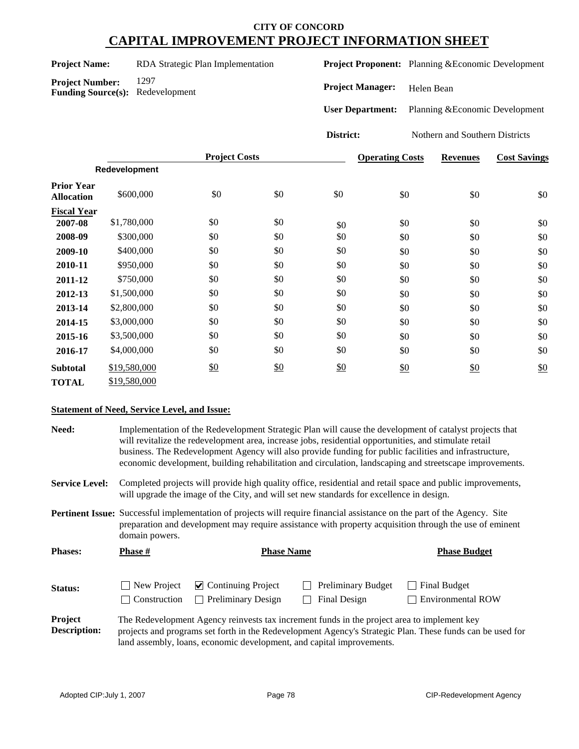# CITY OF CONCORD
# CAPITAL IMPROVEMENT PROJECT INFORMATION SHEET

**Project Name:** RDA Strategic Plan Implementation

**Project Number:** 1297

**Funding Source(s):** Redevelopment

**Project Proponent:** Planning &Economic Development

**Project Manager:** Helen Bean

**User Department:** Planning &Economic Development

**District:** Nothern and Southern Districts

| | Project Costs | | | | Operating Costs | Revenues | Cost Savings |
|---|---|---|---|---|---|---|---|
| | Redevelopment | | | | | | |
| **Prior Year Allocation** | $600,000 | $0 | $0 | $0 | $0 | $0 | $0 |
| **Fiscal Year** | | | | | | | |
| **2007-08** | $1,780,000 | $0 | $0 | $0 | $0 | $0 | $0 |
| **2008-09** | $300,000 | $0 | $0 | $0 | $0 | $0 | $0 |
| **2009-10** | $400,000 | $0 | $0 | $0 | $0 | $0 | $0 |
| **2010-11** | $950,000 | $0 | $0 | $0 | $0 | $0 | $0 |
| **2011-12** | $750,000 | $0 | $0 | $0 | $0 | $0 | $0 |
| **2012-13** | $1,500,000 | $0 | $0 | $0 | $0 | $0 | $0 |
| **2013-14** | $2,800,000 | $0 | $0 | $0 | $0 | $0 | $0 |
| **2014-15** | $3,000,000 | $0 | $0 | $0 | $0 | $0 | $0 |
| **2015-16** | $3,500,000 | $0 | $0 | $0 | $0 | $0 | $0 |
| **2016-17** | $4,000,000 | $0 | $0 | $0 | $0 | $0 | $0 |
| **Subtotal** | $19,580,000 | $0 | $0 | $0 | $0 | $0 | $0 |
| **TOTAL** | $19,580,000 | | | | | | |

**Statement of Need, Service Level, and Issue:**

**Need:** Implementation of the Redevelopment Strategic Plan will cause the development of catalyst projects that will revitalize the redevelopment area, increase jobs, residential opportunities, and stimulate retail business. The Redevelopment Agency will also provide funding for public facilities and infrastructure, economic development, building rehabilitation and circulation, landscaping and streetscape improvements.

**Service Level:** Completed projects will provide high quality office, residential and retail space and public improvements, will upgrade the image of the City, and will set new standards for excellence in design.

**Pertinent Issue:** Successful implementation of projects will require financial assistance on the part of the Agency. Site preparation and development may require assistance with property acquisition through the use of eminent domain powers.

| **Phases:** | **Phase #** | **Phase Name** | **Phase Budget** |
|---|---|---|---|

**Status:**

- ☐ New Project
- ☑ Continuing Project
- ☐ Preliminary Budget
- ☐ Final Budget
- ☐ Construction
- ☐ Preliminary Design
- ☐ Final Design
- ☐ Environmental ROW

**Project Description:** The Redevelopment Agency reinvests tax increment funds in the project area to implement key projects and programs set forth in the Redevelopment Agency's Strategic Plan. These funds can be used for land assembly, loans, economic development, and capital improvements.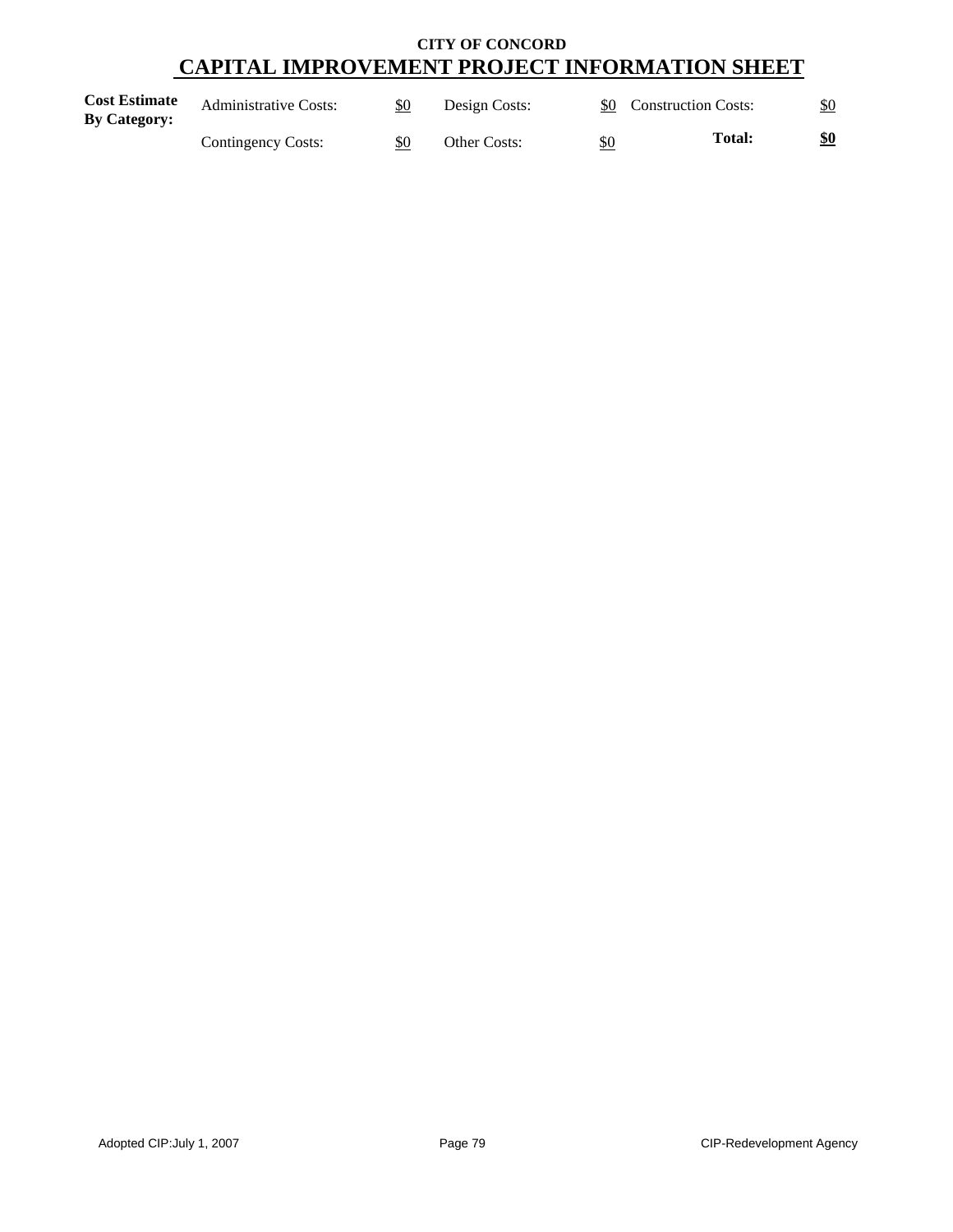**CITY OF CONCORD**

# CAPITAL IMPROVEMENT PROJECT INFORMATION SHEET

| **Cost Estimate By Category:** | Administrative Costs: | $0 | Design Costs: | $0 | Construction Costs: | $0 |
|---|---|---|---|---|---|---|
| | Contingency Costs: | $0 | Other Costs: | $0 | **Total:** | **$0** |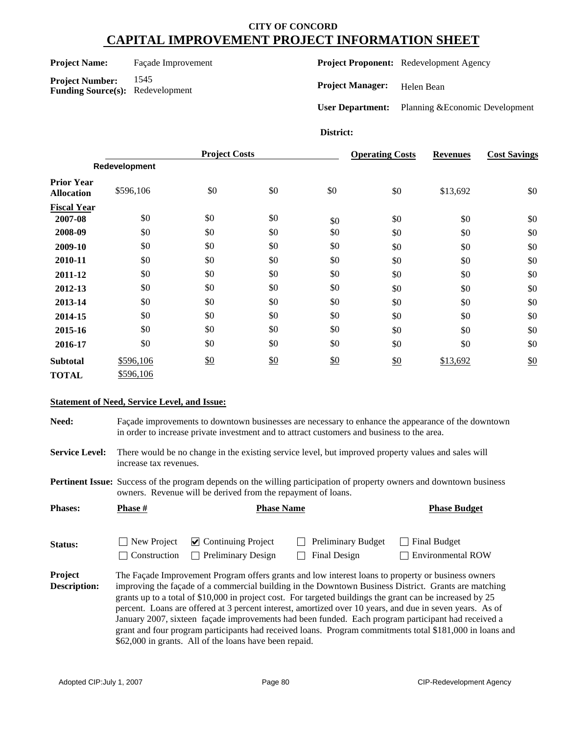# CITY OF CONCORD
# CAPITAL IMPROVEMENT PROJECT INFORMATION SHEET

**Project Name:** Façade Improvement

**Project Number:** 1545

**Funding Source(s):** Redevelopment

**Project Proponent:** Redevelopment Agency

**Project Manager:** Helen Bean

**User Department:** Planning &Economic Development

**District:**

| | Project Costs | | | | Operating Costs | Revenues | Cost Savings |
|---|---|---|---|---|---|---|---|
| | **Redevelopment** | | | | | | |
| **Prior Year Allocation** | $596,106 | $0 | $0 | $0 | $0 | $13,692 | $0 |
| **Fiscal Year** | | | | | | | |
| **2007-08** | $0 | $0 | $0 | $0 | $0 | $0 | $0 |
| **2008-09** | $0 | $0 | $0 | $0 | $0 | $0 | $0 |
| **2009-10** | $0 | $0 | $0 | $0 | $0 | $0 | $0 |
| **2010-11** | $0 | $0 | $0 | $0 | $0 | $0 | $0 |
| **2011-12** | $0 | $0 | $0 | $0 | $0 | $0 | $0 |
| **2012-13** | $0 | $0 | $0 | $0 | $0 | $0 | $0 |
| **2013-14** | $0 | $0 | $0 | $0 | $0 | $0 | $0 |
| **2014-15** | $0 | $0 | $0 | $0 | $0 | $0 | $0 |
| **2015-16** | $0 | $0 | $0 | $0 | $0 | $0 | $0 |
| **2016-17** | $0 | $0 | $0 | $0 | $0 | $0 | $0 |
| **Subtotal** | $596,106 | $0 | $0 | $0 | $0 | $13,692 | $0 |
| **TOTAL** | $596,106 | | | | | | |

**Statement of Need, Service Level, and Issue:**

**Need:** Façade improvements to downtown businesses are necessary to enhance the appearance of the downtown in order to increase private investment and to attract customers and business to the area.

**Service Level:** There would be no change in the existing service level, but improved property values and sales will increase tax revenues.

**Pertinent Issue:** Success of the program depends on the willing participation of property owners and downtown business owners. Revenue will be derived from the repayment of loans.

**Phases:**

| Phase # | Phase Name | Phase Budget |
|---|---|---|

**Status:**

- [ ] New Project
- [x] Continuing Project
- [ ] Preliminary Budget
- [ ] Final Budget
- [ ] Construction
- [ ] Preliminary Design
- [ ] Final Design
- [ ] Environmental ROW

**Project Description:** The Façade Improvement Program offers grants and low interest loans to property or business owners improving the façade of a commercial building in the Downtown Business District. Grants are matching grants up to a total of $10,000 in project cost. For targeted buildings the grant can be increased by 25 percent. Loans are offered at 3 percent interest, amortized over 10 years, and due in seven years. As of January 2007, sixteen façade improvements had been funded. Each program participant had received a grant and four program participants had received loans. Program commitments total $181,000 in loans and $62,000 in grants. All of the loans have been repaid.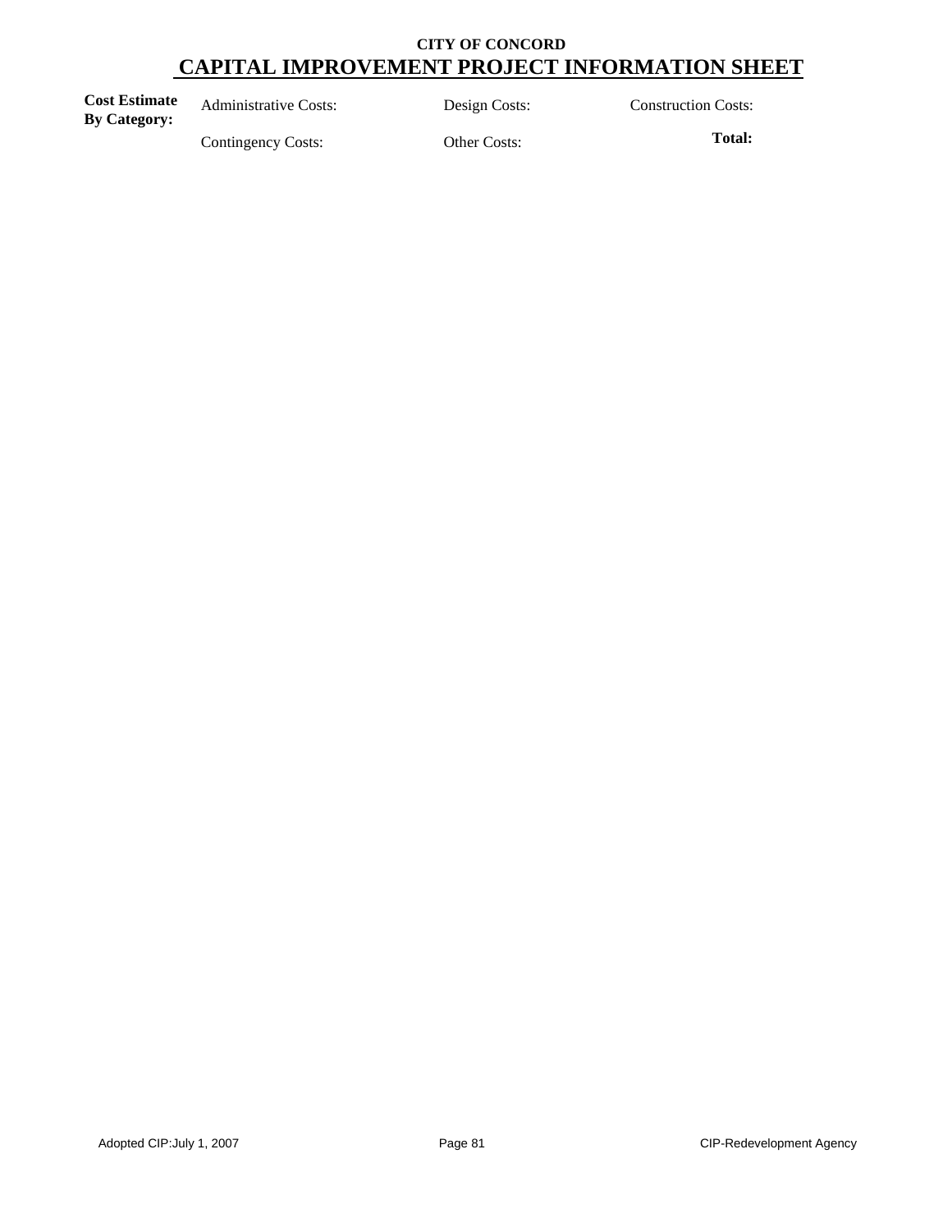**CITY OF CONCORD**

# CAPITAL IMPROVEMENT PROJECT INFORMATION SHEET

| **Cost Estimate By Category:** | Administrative Costs: | Design Costs: | Construction Costs: |
|---|---|---|---|
| | Contingency Costs: | Other Costs: | **Total:** |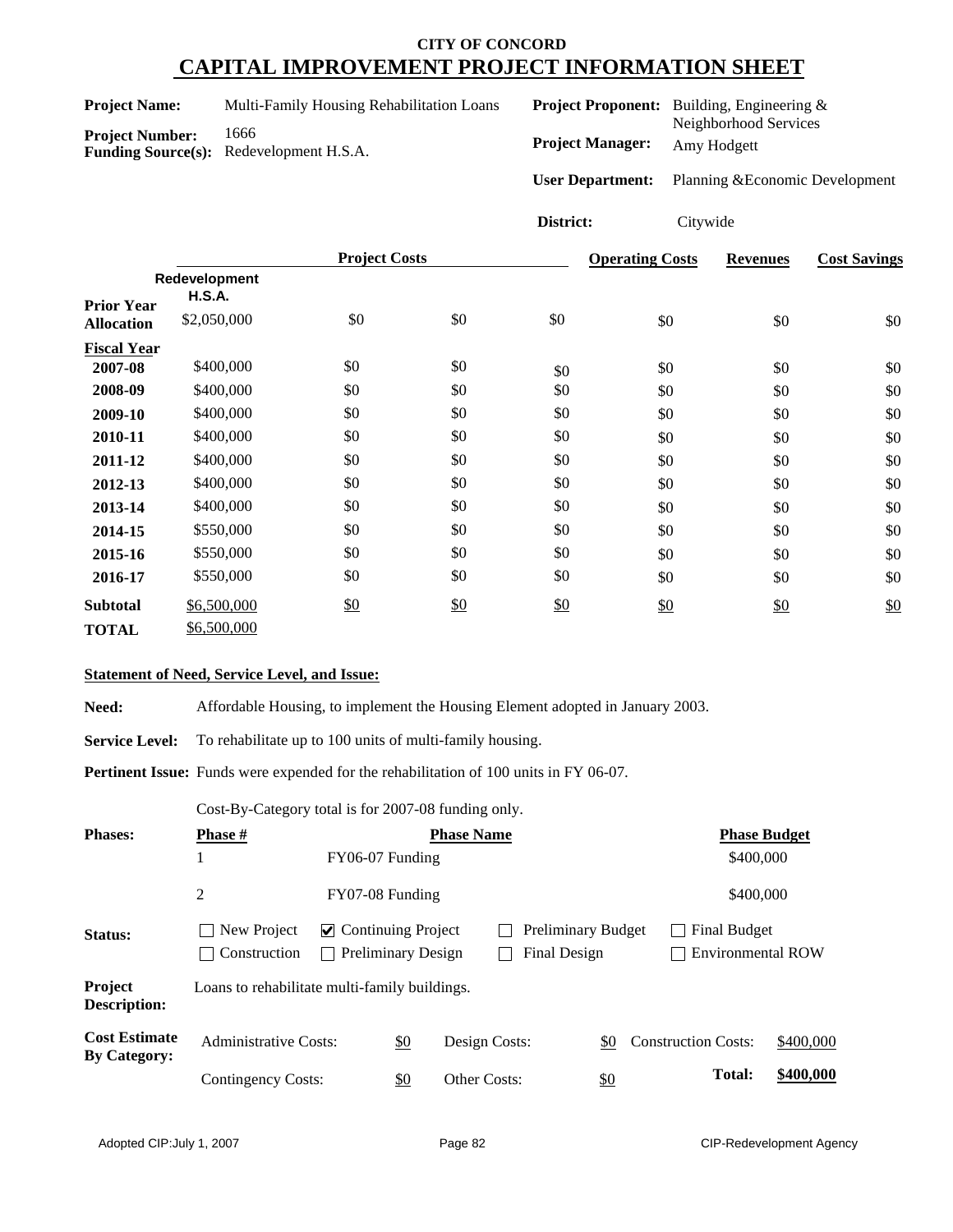**CITY OF CONCORD**

# CAPITAL IMPROVEMENT PROJECT INFORMATION SHEET

**Project Name:** Multi-Family Housing Rehabilitation Loans

**Project Number:** 1666

**Funding Source(s):** Redevelopment H.S.A.

**Project Proponent:** Building, Engineering & Neighborhood Services

**Project Manager:** Amy Hodgett

**User Department:** Planning &Economic Development

**District:** Citywide

| | Project Costs | | | | Operating Costs | Revenues | Cost Savings |
|---|---|---|---|---|---|---|---|
| | Redevelopment H.S.A. | | | | | | |
| **Prior Year Allocation** | $2,050,000 | $0 | $0 | $0 | $0 | $0 | $0 |
| **Fiscal Year** | | | | | | | |
| **2007-08** | $400,000 | $0 | $0 | $0 | $0 | $0 | $0 |
| **2008-09** | $400,000 | $0 | $0 | $0 | $0 | $0 | $0 |
| **2009-10** | $400,000 | $0 | $0 | $0 | $0 | $0 | $0 |
| **2010-11** | $400,000 | $0 | $0 | $0 | $0 | $0 | $0 |
| **2011-12** | $400,000 | $0 | $0 | $0 | $0 | $0 | $0 |
| **2012-13** | $400,000 | $0 | $0 | $0 | $0 | $0 | $0 |
| **2013-14** | $400,000 | $0 | $0 | $0 | $0 | $0 | $0 |
| **2014-15** | $550,000 | $0 | $0 | $0 | $0 | $0 | $0 |
| **2015-16** | $550,000 | $0 | $0 | $0 | $0 | $0 | $0 |
| **2016-17** | $550,000 | $0 | $0 | $0 | $0 | $0 | $0 |
| **Subtotal** | $6,500,000 | $0 | $0 | $0 | $0 | $0 | $0 |
| **TOTAL** | $6,500,000 | | | | | | |

**Statement of Need, Service Level, and Issue:**

**Need:** Affordable Housing, to implement the Housing Element adopted in January 2003.

**Service Level:** To rehabilitate up to 100 units of multi-family housing.

**Pertinent Issue:** Funds were expended for the rehabilitation of 100 units in FY 06-07.

Cost-By-Category total is for 2007-08 funding only.

**Phases:**

| Phase # | Phase Name | Phase Budget |
|---|---|---|
| 1 | FY06-07 Funding | $400,000 |
| 2 | FY07-08 Funding | $400,000 |

**Status:**

- ☐ New Project
- ☑ Continuing Project
- ☐ Preliminary Budget
- ☐ Final Budget
- ☐ Construction
- ☐ Preliminary Design
- ☐ Final Design
- ☐ Environmental ROW

**Project Description:** Loans to rehabilitate multi-family buildings.

**Cost Estimate By Category:**

| | | | | | |
|---|---|---|---|---|---|
| Administrative Costs: | $0 | Design Costs: | $0 | Construction Costs: | $400,000 |
| Contingency Costs: | $0 | Other Costs: | $0 | **Total:** | **$400,000** |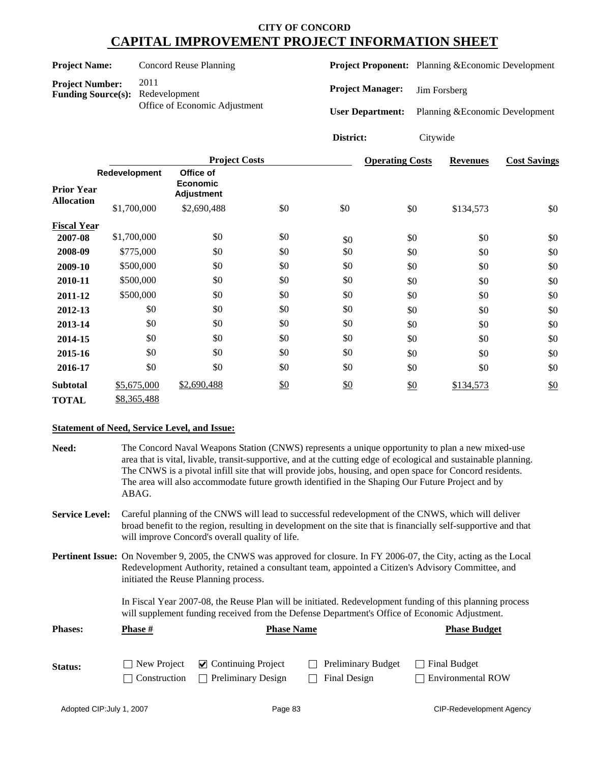# CITY OF CONCORD

## CAPITAL IMPROVEMENT PROJECT INFORMATION SHEET

**Project Name:** Concord Reuse Planning

**Project Number:** 2011

**Funding Source(s):** Redevelopment, Office of Economic Adjustment

**Project Proponent:** Planning &Economic Development

**Project Manager:** Jim Forsberg

**User Department:** Planning &Economic Development

**District:** Citywide

| | Project Costs | | | | Operating Costs | Revenues | Cost Savings |
|---|---|---|---|---|---|---|---|
| | Redevelopment | Office of Economic Adjustment | | | | | |
| **Prior Year Allocation** | $1,700,000 | $2,690,488 | $0 | $0 | $0 | $134,573 | $0 |
| **Fiscal Year** | | | | | | | |
| **2007-08** | $1,700,000 | $0 | $0 | $0 | $0 | $0 | $0 |
| **2008-09** | $775,000 | $0 | $0 | $0 | $0 | $0 | $0 |
| **2009-10** | $500,000 | $0 | $0 | $0 | $0 | $0 | $0 |
| **2010-11** | $500,000 | $0 | $0 | $0 | $0 | $0 | $0 |
| **2011-12** | $500,000 | $0 | $0 | $0 | $0 | $0 | $0 |
| **2012-13** | $0 | $0 | $0 | $0 | $0 | $0 | $0 |
| **2013-14** | $0 | $0 | $0 | $0 | $0 | $0 | $0 |
| **2014-15** | $0 | $0 | $0 | $0 | $0 | $0 | $0 |
| **2015-16** | $0 | $0 | $0 | $0 | $0 | $0 | $0 |
| **2016-17** | $0 | $0 | $0 | $0 | $0 | $0 | $0 |
| **Subtotal** | $5,675,000 | $2,690,488 | $0 | $0 | $0 | $134,573 | $0 |
| **TOTAL** | $8,365,488 | | | | | | |

**Statement of Need, Service Level, and Issue:**

**Need:** The Concord Naval Weapons Station (CNWS) represents a unique opportunity to plan a new mixed-use area that is vital, livable, transit-supportive, and at the cutting edge of ecological and sustainable planning. The CNWS is a pivotal infill site that will provide jobs, housing, and open space for Concord residents. The area will also accommodate future growth identified in the Shaping Our Future Project and by ABAG.

**Service Level:** Careful planning of the CNWS will lead to successful redevelopment of the CNWS, which will deliver broad benefit to the region, resulting in development on the site that is financially self-supportive and that will improve Concord's overall quality of life.

**Pertinent Issue:** On November 9, 2005, the CNWS was approved for closure. In FY 2006-07, the City, acting as the Local Redevelopment Authority, retained a consultant team, appointed a Citizen's Advisory Committee, and initiated the Reuse Planning process.

In Fiscal Year 2007-08, the Reuse Plan will be initiated. Redevelopment funding of this planning process will supplement funding received from the Defense Department's Office of Economic Adjustment.

**Phases:**

| Phase # | Phase Name | Phase Budget |
|---|---|---|
| | | |

**Status:**

- [ ] New Project
- [x] Continuing Project
- [ ] Preliminary Budget
- [ ] Final Budget
- [ ] Construction
- [ ] Preliminary Design
- [ ] Final Design
- [ ] Environmental ROW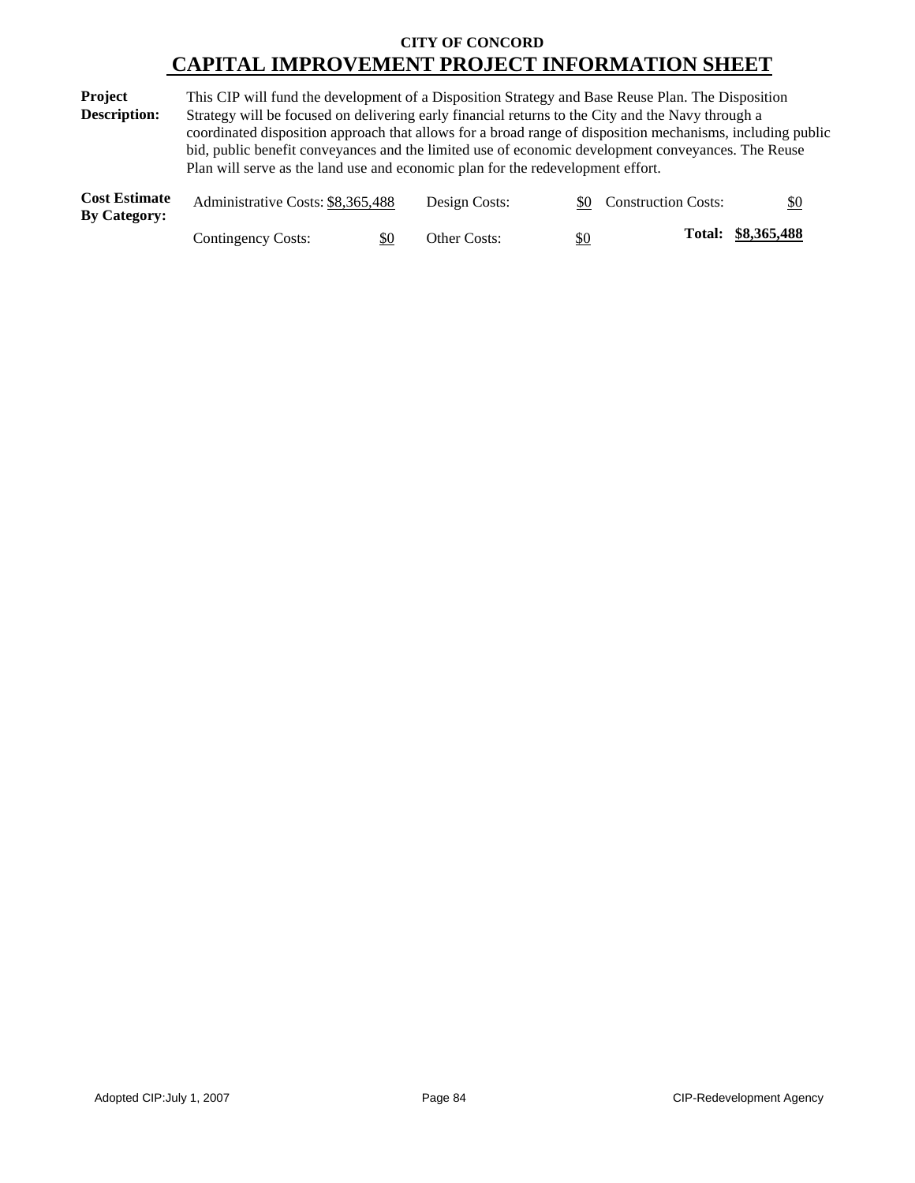**CITY OF CONCORD**

# CAPITAL IMPROVEMENT PROJECT INFORMATION SHEET

**Project Description:** This CIP will fund the development of a Disposition Strategy and Base Reuse Plan. The Disposition Strategy will be focused on delivering early financial returns to the City and the Navy through a coordinated disposition approach that allows for a broad range of disposition mechanisms, including public bid, public benefit conveyances and the limited use of economic development conveyances. The Reuse Plan will serve as the land use and economic plan for the redevelopment effort.

**Cost Estimate By Category:**

| | | | | | |
|---|---|---|---|---|---|
| Administrative Costs: | $8,365,488 | Design Costs: | $0 | Construction Costs: | $0 |
| Contingency Costs: | $0 | Other Costs: | $0 | **Total:** | **$8,365,488** |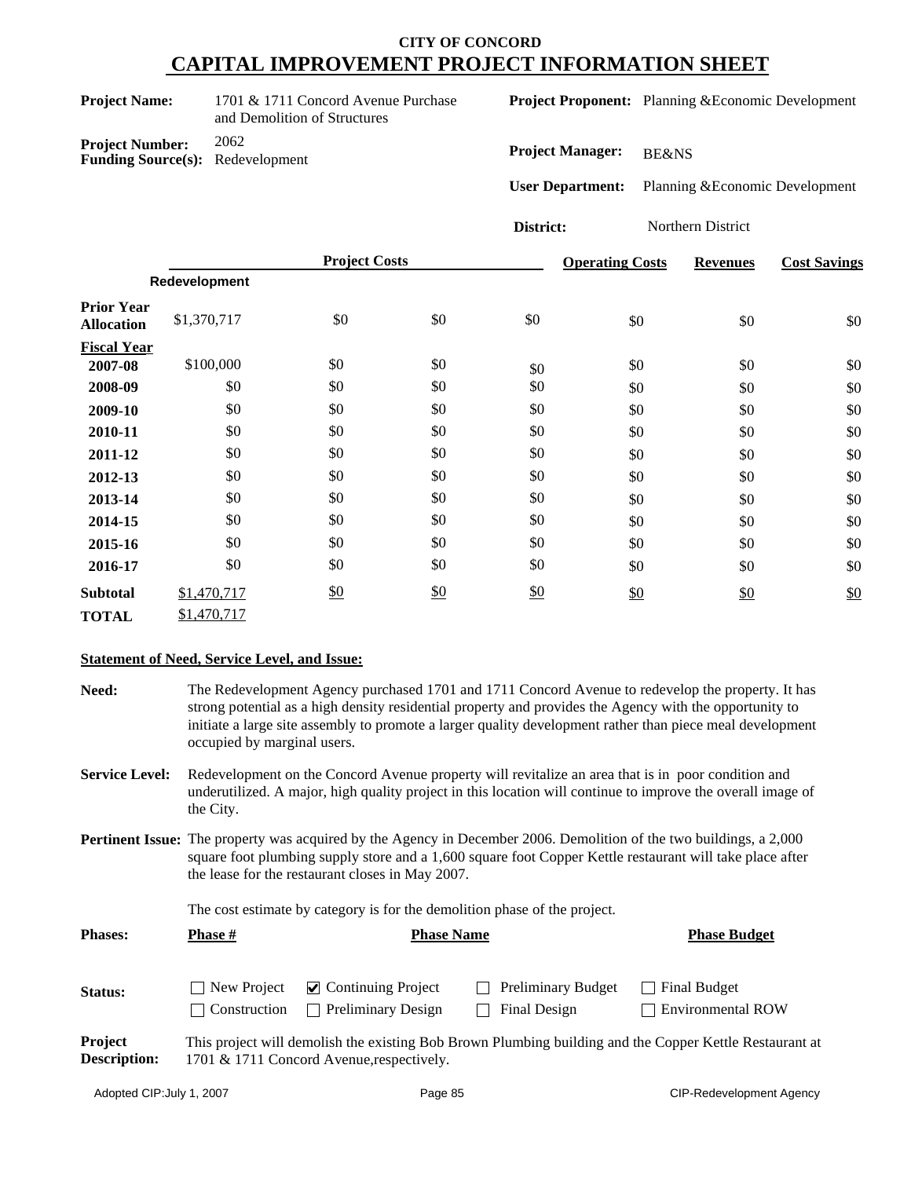# CITY OF CONCORD
## CAPITAL IMPROVEMENT PROJECT INFORMATION SHEET

**Project Name:** 1701 & 1711 Concord Avenue Purchase and Demolition of Structures

**Project Number:** 2062

**Funding Source(s):** Redevelopment

**Project Proponent:** Planning &Economic Development

**Project Manager:** BE&NS

**User Department:** Planning &Economic Development

**District:** Northern District

| | Project Costs | | | | Operating Costs | Revenues | Cost Savings |
|---|---|---|---|---|---|---|---|
| | Redevelopment | | | | | | |
| **Prior Year Allocation** | $1,370,717 | $0 | $0 | $0 | $0 | $0 | $0 |
| **Fiscal Year** | | | | | | | |
| **2007-08** | $100,000 | $0 | $0 | $0 | $0 | $0 | $0 |
| **2008-09** | $0 | $0 | $0 | $0 | $0 | $0 | $0 |
| **2009-10** | $0 | $0 | $0 | $0 | $0 | $0 | $0 |
| **2010-11** | $0 | $0 | $0 | $0 | $0 | $0 | $0 |
| **2011-12** | $0 | $0 | $0 | $0 | $0 | $0 | $0 |
| **2012-13** | $0 | $0 | $0 | $0 | $0 | $0 | $0 |
| **2013-14** | $0 | $0 | $0 | $0 | $0 | $0 | $0 |
| **2014-15** | $0 | $0 | $0 | $0 | $0 | $0 | $0 |
| **2015-16** | $0 | $0 | $0 | $0 | $0 | $0 | $0 |
| **2016-17** | $0 | $0 | $0 | $0 | $0 | $0 | $0 |
| **Subtotal** | $1,470,717 | $0 | $0 | $0 | $0 | $0 | $0 |
| **TOTAL** | $1,470,717 | | | | | | |

**Statement of Need, Service Level, and Issue:**

**Need:** The Redevelopment Agency purchased 1701 and 1711 Concord Avenue to redevelop the property. It has strong potential as a high density residential property and provides the Agency with the opportunity to initiate a large site assembly to promote a larger quality development rather than piece meal development occupied by marginal users.

**Service Level:** Redevelopment on the Concord Avenue property will revitalize an area that is in poor condition and underutilized. A major, high quality project in this location will continue to improve the overall image of the City.

**Pertinent Issue:** The property was acquired by the Agency in December 2006. Demolition of the two buildings, a 2,000 square foot plumbing supply store and a 1,600 square foot Copper Kettle restaurant will take place after the lease for the restaurant closes in May 2007.

The cost estimate by category is for the demolition phase of the project.

| **Phases:** | **Phase #** | **Phase Name** | **Phase Budget** |
|---|---|---|---|

**Status:**
- ☐ New Project
- ☑ Continuing Project
- ☐ Preliminary Budget
- ☐ Final Budget
- ☐ Construction
- ☐ Preliminary Design
- ☐ Final Design
- ☐ Environmental ROW

**Project Description:** This project will demolish the existing Bob Brown Plumbing building and the Copper Kettle Restaurant at 1701 & 1711 Concord Avenue,respectively.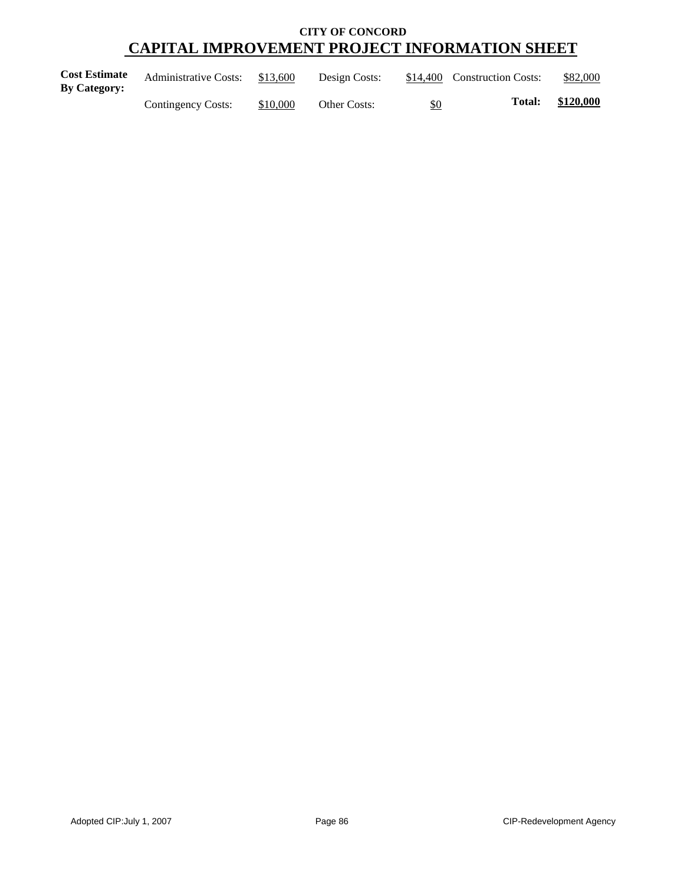**CITY OF CONCORD**

# CAPITAL IMPROVEMENT PROJECT INFORMATION SHEET

| **Cost Estimate By Category:** | Administrative Costs: | $13,600 | Design Costs: | $14,400 | Construction Costs: | $82,000 |
|---|---|---|---|---|---|---|
| | Contingency Costs: | $10,000 | Other Costs: | $0 | **Total:** | **$120,000** |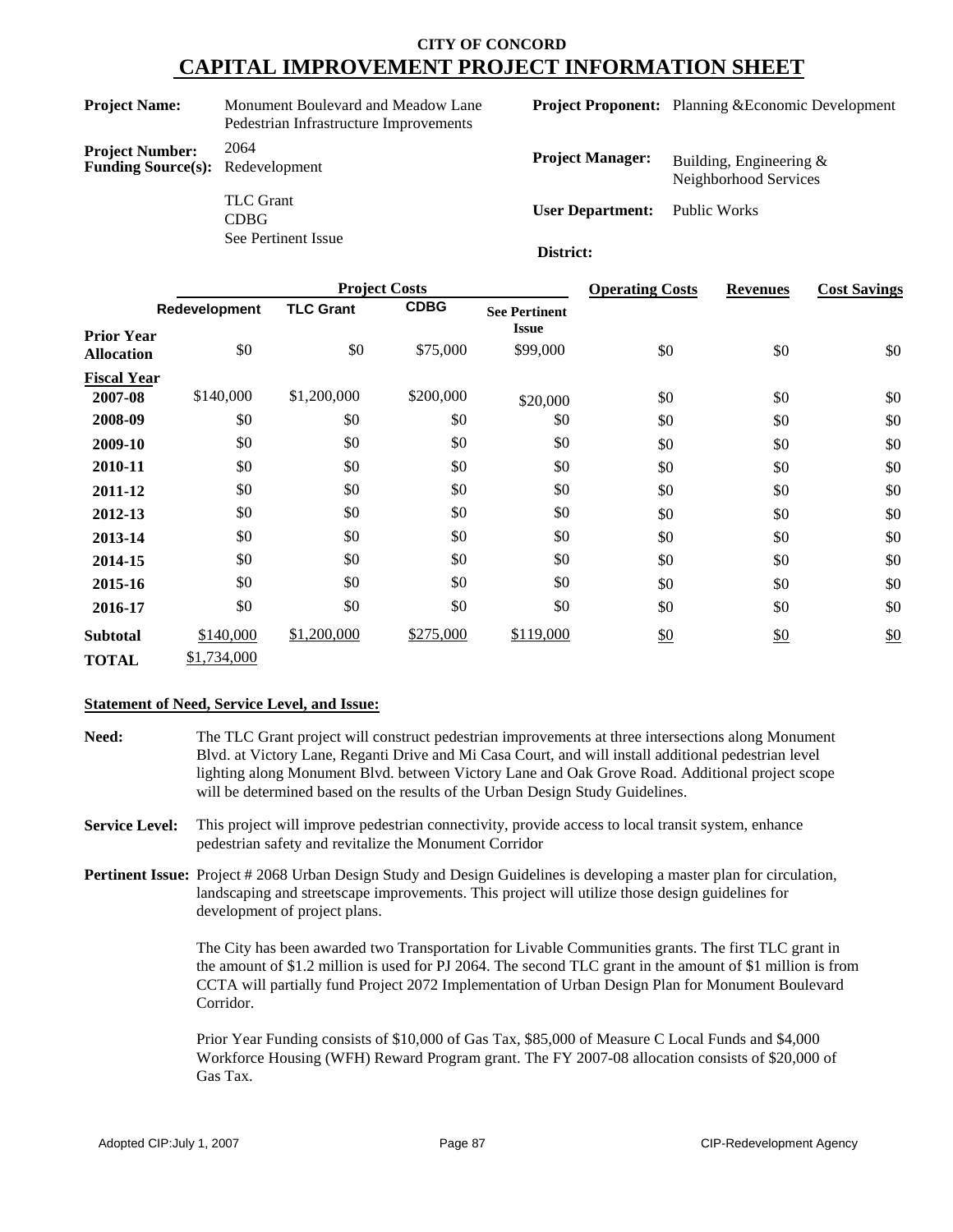# CITY OF CONCORD
# CAPITAL IMPROVEMENT PROJECT INFORMATION SHEET

**Project Name:** Monument Boulevard and Meadow Lane Pedestrian Infrastructure Improvements

**Project Number:** 2064

**Funding Source(s):** Redevelopment
TLC Grant
CDBG
See Pertinent Issue

**Project Proponent:** Planning &Economic Development

**Project Manager:** Building, Engineering & Neighborhood Services

**User Department:** Public Works

**District:**

| | Project Costs | | | | Operating Costs | Revenues | Cost Savings |
|---|---|---|---|---|---|---|---|
| | Redevelopment | TLC Grant | CDBG | See Pertinent Issue | | | |
| **Prior Year Allocation** | $0 | $0 | $75,000 | $99,000 | $0 | $0 | $0 |
| **Fiscal Year** | | | | | | | |
| **2007-08** | $140,000 | $1,200,000 | $200,000 | $20,000 | $0 | $0 | $0 |
| **2008-09** | $0 | $0 | $0 | $0 | $0 | $0 | $0 |
| **2009-10** | $0 | $0 | $0 | $0 | $0 | $0 | $0 |
| **2010-11** | $0 | $0 | $0 | $0 | $0 | $0 | $0 |
| **2011-12** | $0 | $0 | $0 | $0 | $0 | $0 | $0 |
| **2012-13** | $0 | $0 | $0 | $0 | $0 | $0 | $0 |
| **2013-14** | $0 | $0 | $0 | $0 | $0 | $0 | $0 |
| **2014-15** | $0 | $0 | $0 | $0 | $0 | $0 | $0 |
| **2015-16** | $0 | $0 | $0 | $0 | $0 | $0 | $0 |
| **2016-17** | $0 | $0 | $0 | $0 | $0 | $0 | $0 |
| **Subtotal** | $140,000 | $1,200,000 | $275,000 | $119,000 | $0 | $0 | $0 |
| **TOTAL** | $1,734,000 | | | | | | |

**Statement of Need, Service Level, and Issue:**

**Need:** The TLC Grant project will construct pedestrian improvements at three intersections along Monument Blvd. at Victory Lane, Reganti Drive and Mi Casa Court, and will install additional pedestrian level lighting along Monument Blvd. between Victory Lane and Oak Grove Road. Additional project scope will be determined based on the results of the Urban Design Study Guidelines.

**Service Level:** This project will improve pedestrian connectivity, provide access to local transit system, enhance pedestrian safety and revitalize the Monument Corridor

**Pertinent Issue:** Project # 2068 Urban Design Study and Design Guidelines is developing a master plan for circulation, landscaping and streetscape improvements. This project will utilize those design guidelines for development of project plans.

The City has been awarded two Transportation for Livable Communities grants. The first TLC grant in the amount of $1.2 million is used for PJ 2064. The second TLC grant in the amount of $1 million is from CCTA will partially fund Project 2072 Implementation of Urban Design Plan for Monument Boulevard Corridor.

Prior Year Funding consists of $10,000 of Gas Tax, $85,000 of Measure C Local Funds and $4,000 Workforce Housing (WFH) Reward Program grant. The FY 2007-08 allocation consists of $20,000 of Gas Tax.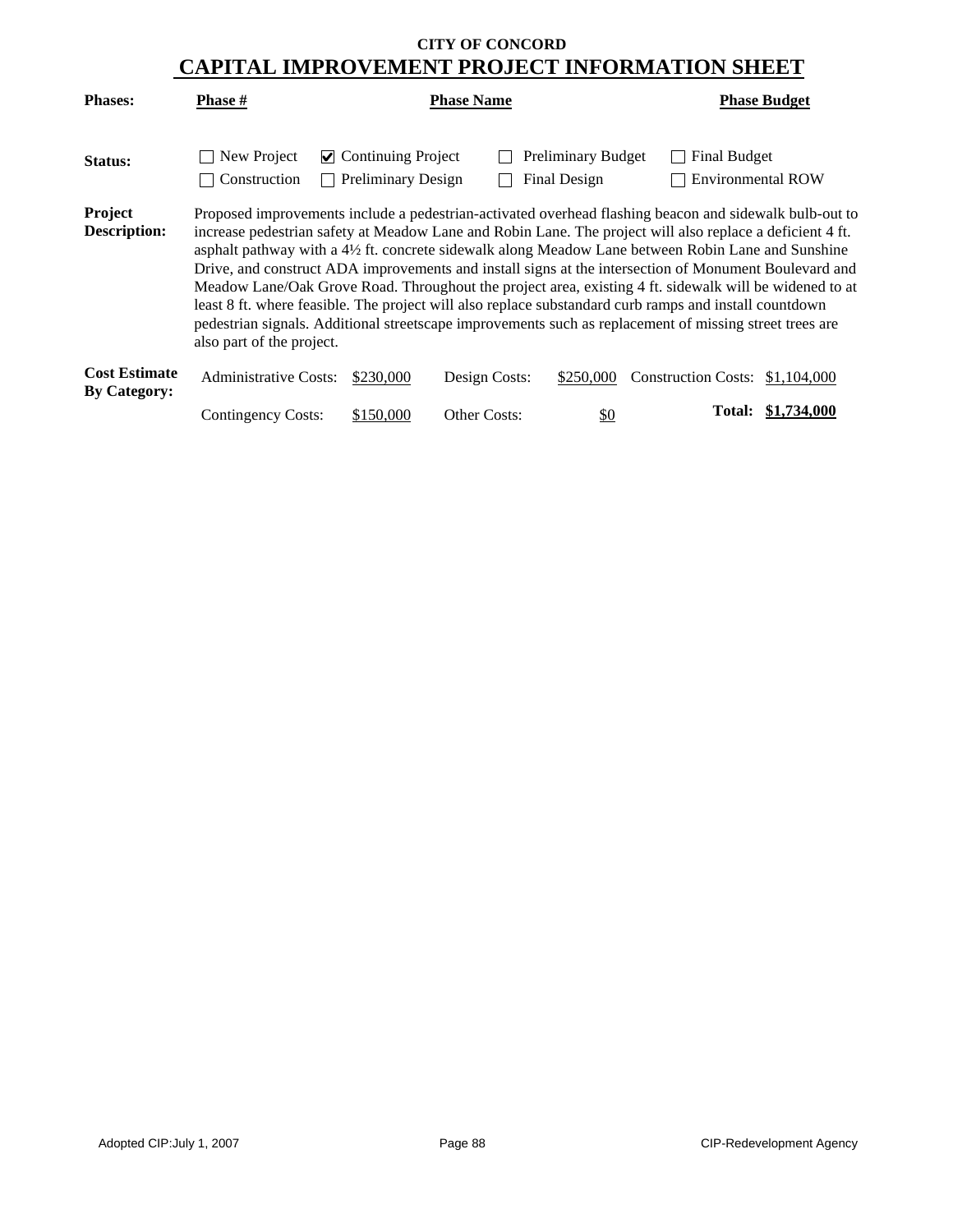**CITY OF CONCORD**

# CAPITAL IMPROVEMENT PROJECT INFORMATION SHEET

| **Phases:** | **Phase #** | **Phase Name** | **Phase Budget** |
|---|---|---|---|

**Status:**

- ☐ New Project
- ☑ Continuing Project
- ☐ Preliminary Budget
- ☐ Final Budget
- ☐ Construction
- ☐ Preliminary Design
- ☐ Final Design
- ☐ Environmental ROW

**Project Description:**

Proposed improvements include a pedestrian-activated overhead flashing beacon and sidewalk bulb-out to increase pedestrian safety at Meadow Lane and Robin Lane. The project will also replace a deficient 4 ft. asphalt pathway with a 4½ ft. concrete sidewalk along Meadow Lane between Robin Lane and Sunshine Drive, and construct ADA improvements and install signs at the intersection of Monument Boulevard and Meadow Lane/Oak Grove Road. Throughout the project area, existing 4 ft. sidewalk will be widened to at least 8 ft. where feasible. The project will also replace substandard curb ramps and install countdown pedestrian signals. Additional streetscape improvements such as replacement of missing street trees are also part of the project.

**Cost Estimate By Category:**

| | | | | | |
|---|---|---|---|---|---|
| Administrative Costs: | $230,000 | Design Costs: | $250,000 | Construction Costs: | $1,104,000 |
| Contingency Costs: | $150,000 | Other Costs: | $0 | **Total:** | **$1,734,000** |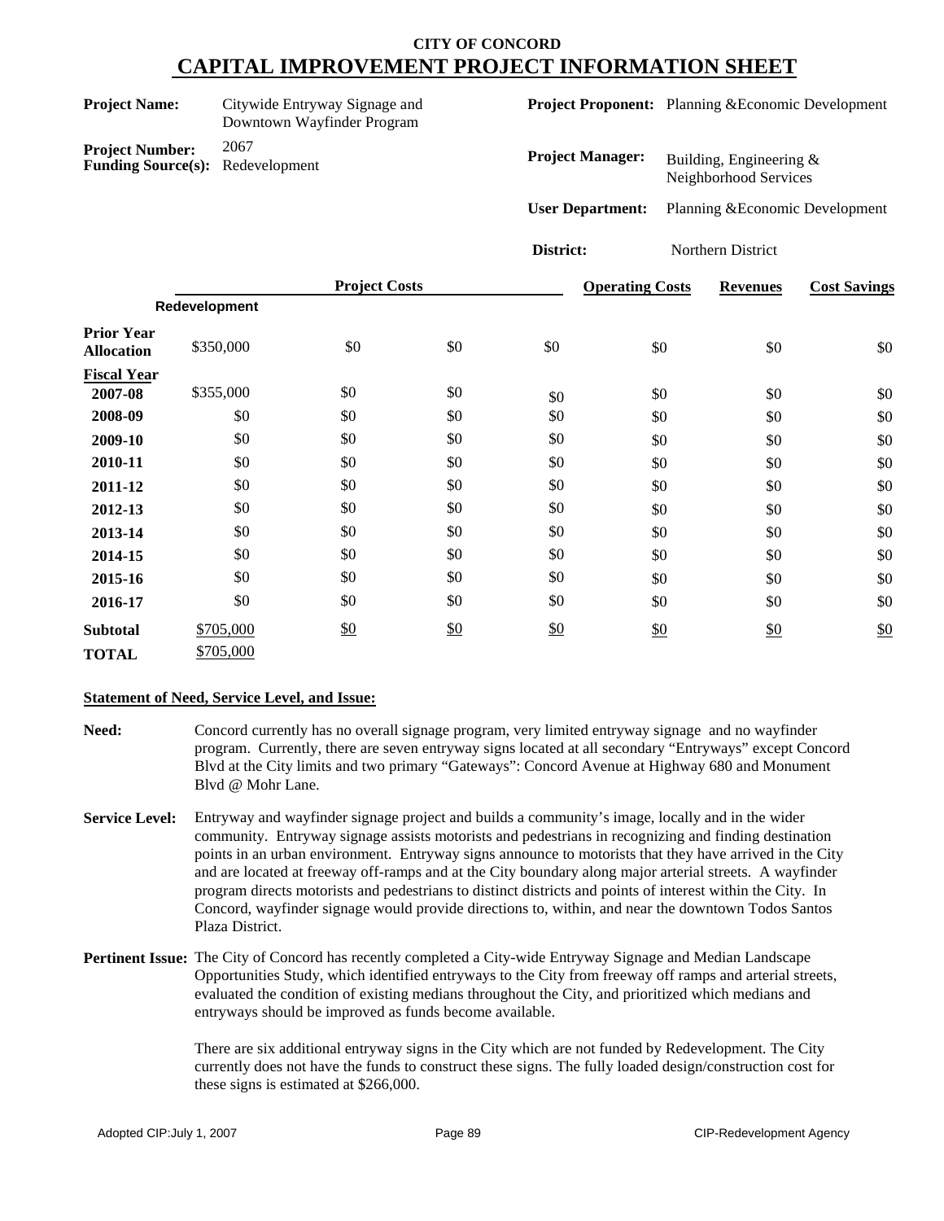# CITY OF CONCORD
## CAPITAL IMPROVEMENT PROJECT INFORMATION SHEET

**Project Name:** Citywide Entryway Signage and Downtown Wayfinder Program

**Project Number:** 2067

**Funding Source(s):** Redevelopment

**Project Proponent:** Planning &Economic Development

**Project Manager:** Building, Engineering & Neighborhood Services

**User Department:** Planning &Economic Development

**District:** Northern District

| | Project Costs | | | | Operating Costs | Revenues | Cost Savings |
|---|---|---|---|---|---|---|---|
| | Redevelopment | | | | | | |
| **Prior Year Allocation** | $350,000 | $0 | $0 | $0 | $0 | $0 | $0 |
| **Fiscal Year 2007-08** | $355,000 | $0 | $0 | $0 | $0 | $0 | $0 |
| **2008-09** | $0 | $0 | $0 | $0 | $0 | $0 | $0 |
| **2009-10** | $0 | $0 | $0 | $0 | $0 | $0 | $0 |
| **2010-11** | $0 | $0 | $0 | $0 | $0 | $0 | $0 |
| **2011-12** | $0 | $0 | $0 | $0 | $0 | $0 | $0 |
| **2012-13** | $0 | $0 | $0 | $0 | $0 | $0 | $0 |
| **2013-14** | $0 | $0 | $0 | $0 | $0 | $0 | $0 |
| **2014-15** | $0 | $0 | $0 | $0 | $0 | $0 | $0 |
| **2015-16** | $0 | $0 | $0 | $0 | $0 | $0 | $0 |
| **2016-17** | $0 | $0 | $0 | $0 | $0 | $0 | $0 |
| **Subtotal** | $705,000 | $0 | $0 | $0 | $0 | $0 | $0 |
| **TOTAL** | $705,000 | | | | | | |

**Statement of Need, Service Level, and Issue:**

**Need:** Concord currently has no overall signage program, very limited entryway signage and no wayfinder program. Currently, there are seven entryway signs located at all secondary "Entryways" except Concord Blvd at the City limits and two primary "Gateways": Concord Avenue at Highway 680 and Monument Blvd @ Mohr Lane.

**Service Level:** Entryway and wayfinder signage project and builds a community's image, locally and in the wider community. Entryway signage assists motorists and pedestrians in recognizing and finding destination points in an urban environment. Entryway signs announce to motorists that they have arrived in the City and are located at freeway off-ramps and at the City boundary along major arterial streets. A wayfinder program directs motorists and pedestrians to distinct districts and points of interest within the City. In Concord, wayfinder signage would provide directions to, within, and near the downtown Todos Santos Plaza District.

**Pertinent Issue:** The City of Concord has recently completed a City-wide Entryway Signage and Median Landscape Opportunities Study, which identified entryways to the City from freeway off ramps and arterial streets, evaluated the condition of existing medians throughout the City, and prioritized which medians and entryways should be improved as funds become available.

There are six additional entryway signs in the City which are not funded by Redevelopment. The City currently does not have the funds to construct these signs. The fully loaded design/construction cost for these signs is estimated at $266,000.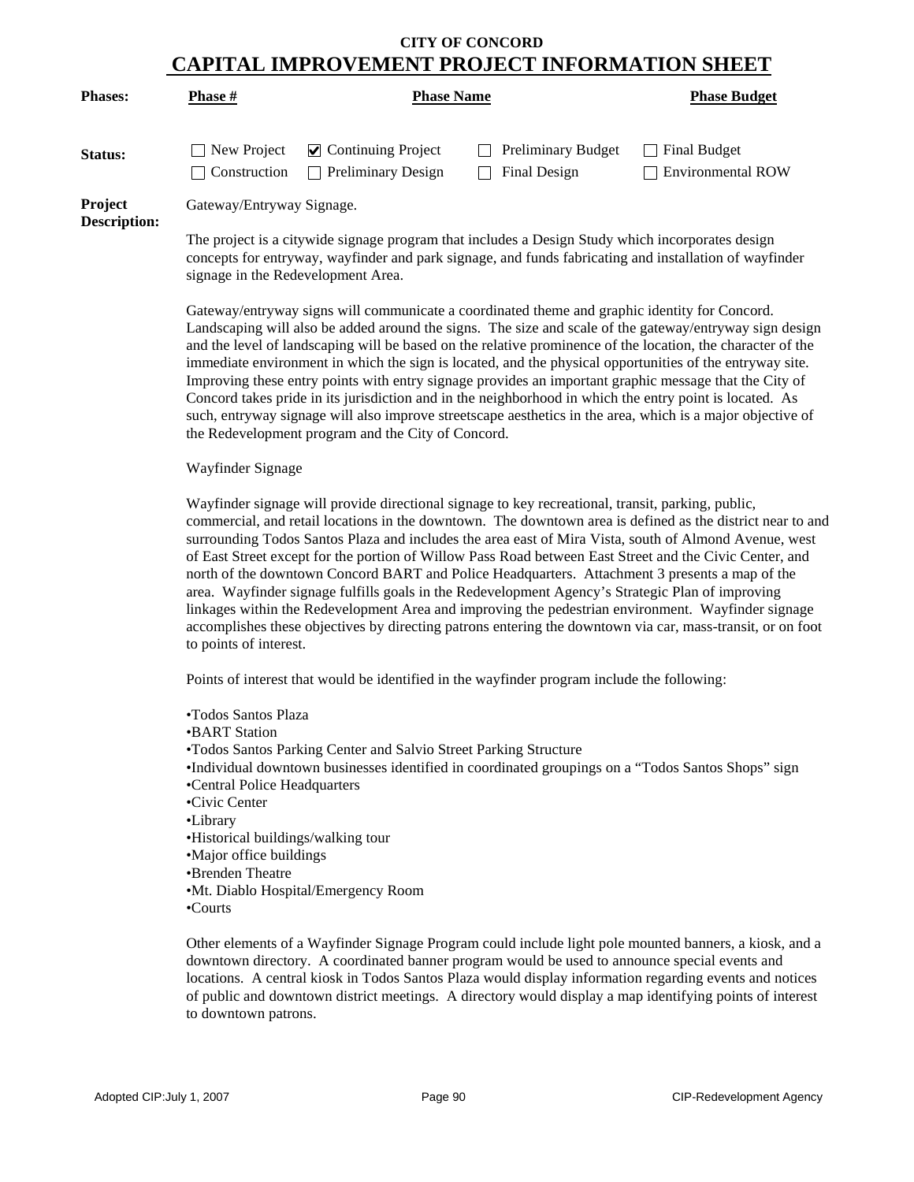# CITY OF CONCORD
## CAPITAL IMPROVEMENT PROJECT INFORMATION SHEET

| **Phases:** | **Phase #** | **Phase Name** | | **Phase Budget** |
|---|---|---|---|---|
| **Status:** | ☐ New Project | ☑ Continuing Project | ☐ Preliminary Budget | ☐ Final Budget |
| | ☐ Construction | ☐ Preliminary Design | ☐ Final Design | ☐ Environmental ROW |

**Project Description:**

Gateway/Entryway Signage.

The project is a citywide signage program that includes a Design Study which incorporates design concepts for entryway, wayfinder and park signage, and funds fabricating and installation of wayfinder signage in the Redevelopment Area.

Gateway/entryway signs will communicate a coordinated theme and graphic identity for Concord. Landscaping will also be added around the signs. The size and scale of the gateway/entryway sign design and the level of landscaping will be based on the relative prominence of the location, the character of the immediate environment in which the sign is located, and the physical opportunities of the entryway site. Improving these entry points with entry signage provides an important graphic message that the City of Concord takes pride in its jurisdiction and in the neighborhood in which the entry point is located. As such, entryway signage will also improve streetscape aesthetics in the area, which is a major objective of the Redevelopment program and the City of Concord.

Wayfinder Signage

Wayfinder signage will provide directional signage to key recreational, transit, parking, public, commercial, and retail locations in the downtown. The downtown area is defined as the district near to and surrounding Todos Santos Plaza and includes the area east of Mira Vista, south of Almond Avenue, west of East Street except for the portion of Willow Pass Road between East Street and the Civic Center, and north of the downtown Concord BART and Police Headquarters. Attachment 3 presents a map of the area. Wayfinder signage fulfills goals in the Redevelopment Agency's Strategic Plan of improving linkages within the Redevelopment Area and improving the pedestrian environment. Wayfinder signage accomplishes these objectives by directing patrons entering the downtown via car, mass-transit, or on foot to points of interest.

Points of interest that would be identified in the wayfinder program include the following:

- Todos Santos Plaza
- BART Station
- Todos Santos Parking Center and Salvio Street Parking Structure
- Individual downtown businesses identified in coordinated groupings on a "Todos Santos Shops" sign
- Central Police Headquarters
- Civic Center
- Library
- Historical buildings/walking tour
- Major office buildings
- Brenden Theatre
- Mt. Diablo Hospital/Emergency Room
- Courts

Other elements of a Wayfinder Signage Program could include light pole mounted banners, a kiosk, and a downtown directory. A coordinated banner program would be used to announce special events and locations. A central kiosk in Todos Santos Plaza would display information regarding events and notices of public and downtown district meetings. A directory would display a map identifying points of interest to downtown patrons.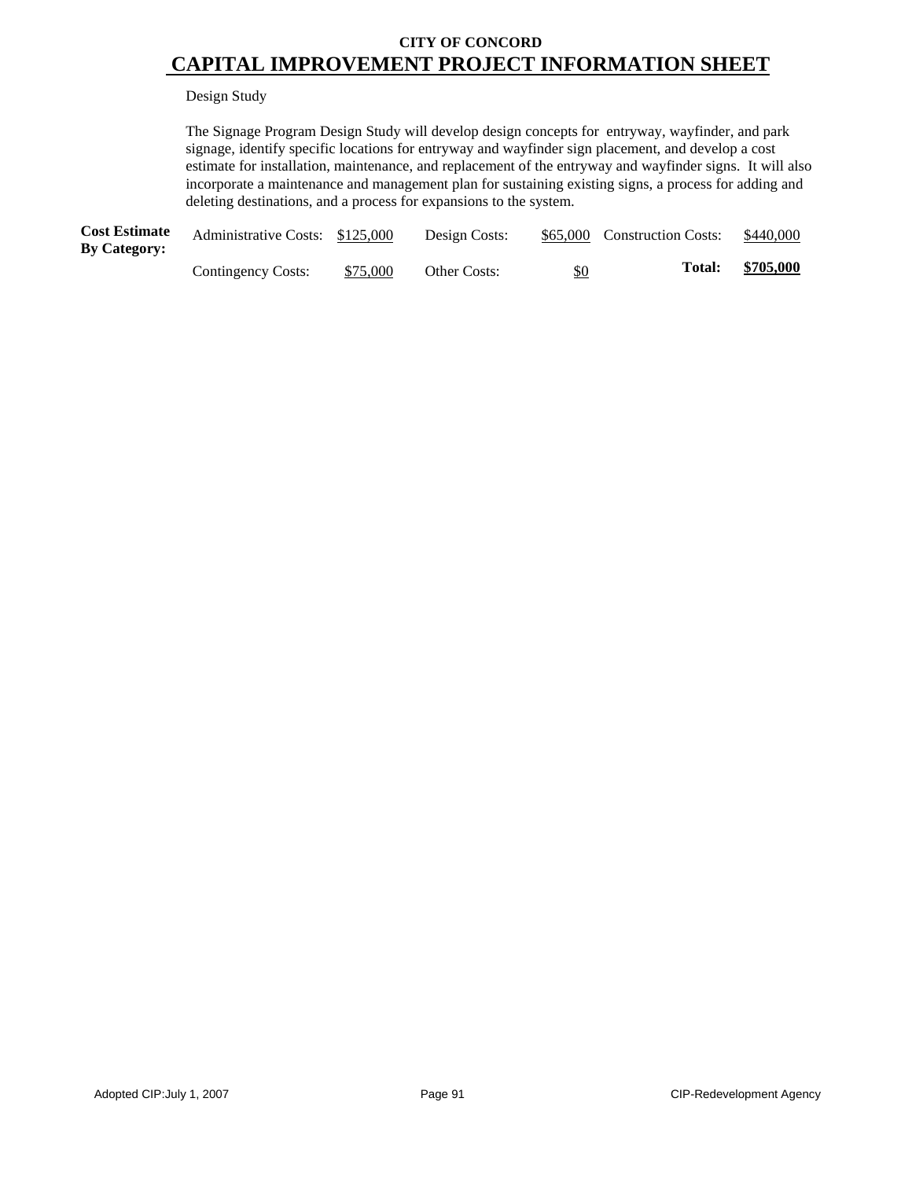**CITY OF CONCORD**

# CAPITAL IMPROVEMENT PROJECT INFORMATION SHEET

Design Study

The Signage Program Design Study will develop design concepts for entryway, wayfinder, and park signage, identify specific locations for entryway and wayfinder sign placement, and develop a cost estimate for installation, maintenance, and replacement of the entryway and wayfinder signs. It will also incorporate a maintenance and management plan for sustaining existing signs, a process for adding and deleting destinations, and a process for expansions to the system.

| **Cost Estimate By Category:** | | | | | | |
|---|---|---|---|---|---|---|
| | Administrative Costs: | $125,000 | Design Costs: | $65,000 | Construction Costs: | $440,000 |
| | Contingency Costs: | $75,000 | Other Costs: | $0 | **Total:** | **$705,000** |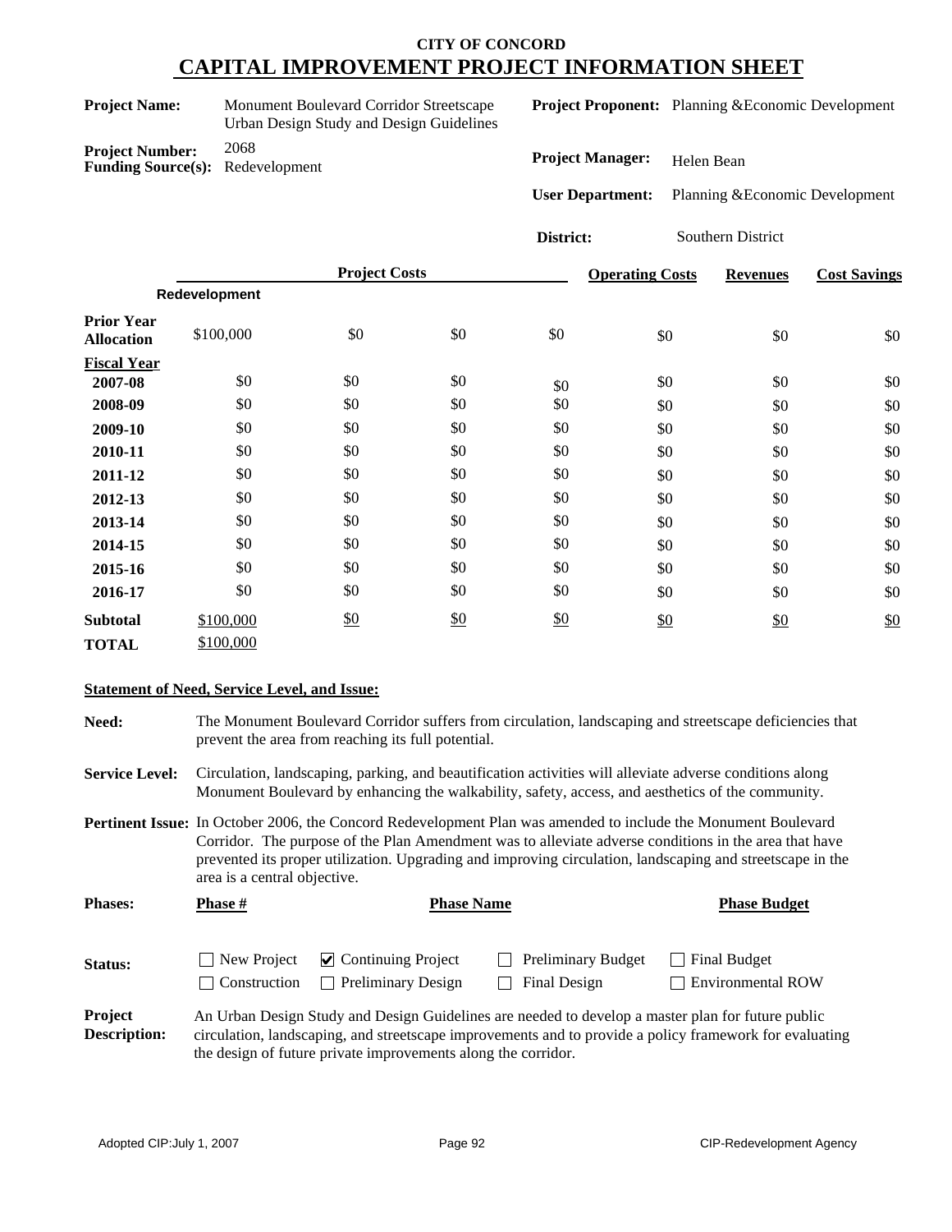**CITY OF CONCORD**

# CAPITAL IMPROVEMENT PROJECT INFORMATION SHEET

**Project Name:** Monument Boulevard Corridor Streetscape Urban Design Study and Design Guidelines

**Project Number:** 2068

**Funding Source(s):** Redevelopment

**Project Proponent:** Planning &Economic Development

**Project Manager:** Helen Bean

**User Department:** Planning &Economic Development

**District:** Southern District

| | Project Costs | | | | Operating Costs | Revenues | Cost Savings |
|---|---|---|---|---|---|---|---|
| | Redevelopment | | | | | | |
| **Prior Year Allocation** | $100,000 | $0 | $0 | $0 | $0 | $0 | $0 |
| **Fiscal Year** | | | | | | | |
| **2007-08** | $0 | $0 | $0 | $0 | $0 | $0 | $0 |
| **2008-09** | $0 | $0 | $0 | $0 | $0 | $0 | $0 |
| **2009-10** | $0 | $0 | $0 | $0 | $0 | $0 | $0 |
| **2010-11** | $0 | $0 | $0 | $0 | $0 | $0 | $0 |
| **2011-12** | $0 | $0 | $0 | $0 | $0 | $0 | $0 |
| **2012-13** | $0 | $0 | $0 | $0 | $0 | $0 | $0 |
| **2013-14** | $0 | $0 | $0 | $0 | $0 | $0 | $0 |
| **2014-15** | $0 | $0 | $0 | $0 | $0 | $0 | $0 |
| **2015-16** | $0 | $0 | $0 | $0 | $0 | $0 | $0 |
| **2016-17** | $0 | $0 | $0 | $0 | $0 | $0 | $0 |
| **Subtotal** | $100,000 | $0 | $0 | $0 | $0 | $0 | $0 |
| **TOTAL** | $100,000 | | | | | | |

**Statement of Need, Service Level, and Issue:**

**Need:** The Monument Boulevard Corridor suffers from circulation, landscaping and streetscape deficiencies that prevent the area from reaching its full potential.

**Service Level:** Circulation, landscaping, parking, and beautification activities will alleviate adverse conditions along Monument Boulevard by enhancing the walkability, safety, access, and aesthetics of the community.

**Pertinent Issue:** In October 2006, the Concord Redevelopment Plan was amended to include the Monument Boulevard Corridor. The purpose of the Plan Amendment was to alleviate adverse conditions in the area that have prevented its proper utilization. Upgrading and improving circulation, landscaping and streetscape in the area is a central objective.

**Phases:**

| Phase # | Phase Name | Phase Budget |
|---|---|---|
| | | |

**Status:**

- ☐ New Project
- ☑ Continuing Project
- ☐ Preliminary Budget
- ☐ Final Budget
- ☐ Construction
- ☐ Preliminary Design
- ☐ Final Design
- ☐ Environmental ROW

**Project Description:** An Urban Design Study and Design Guidelines are needed to develop a master plan for future public circulation, landscaping, and streetscape improvements and to provide a policy framework for evaluating the design of future private improvements along the corridor.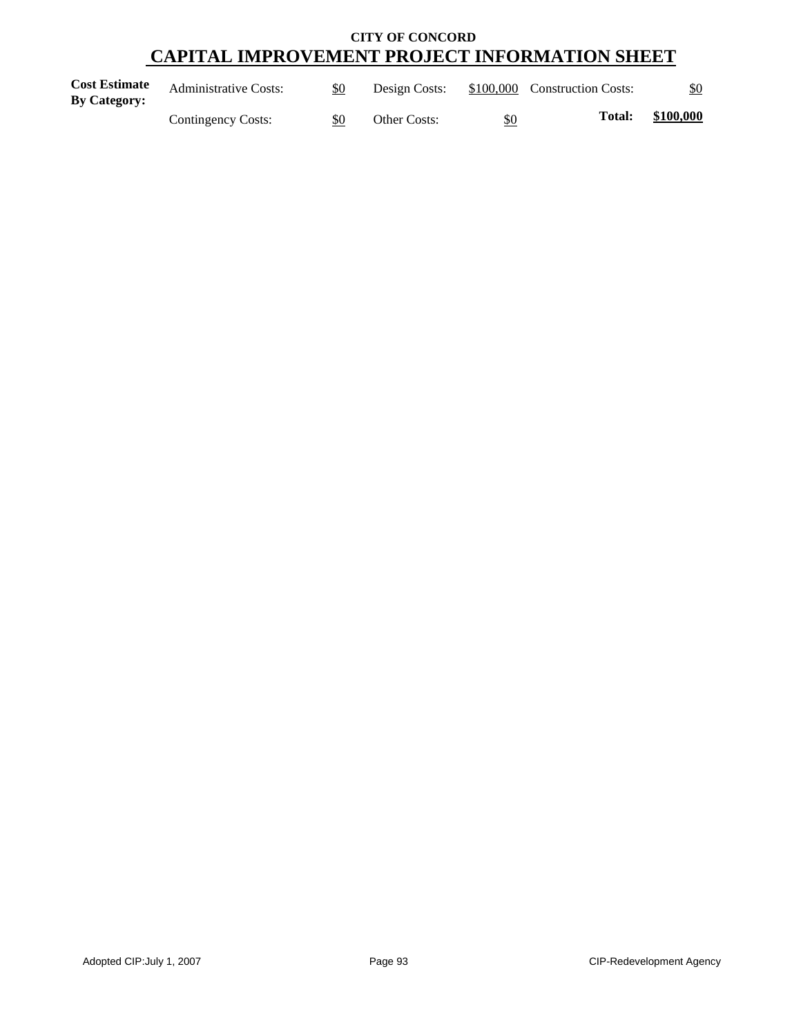**CITY OF CONCORD**

# CAPITAL IMPROVEMENT PROJECT INFORMATION SHEET

| **Cost Estimate By Category:** | | | | | | |
|---|---|---|---|---|---|---|
| | Administrative Costs: | $0 | Design Costs: | $100,000 | Construction Costs: | $0 |
| | Contingency Costs: | $0 | Other Costs: | $0 | **Total:** | **$100,000** |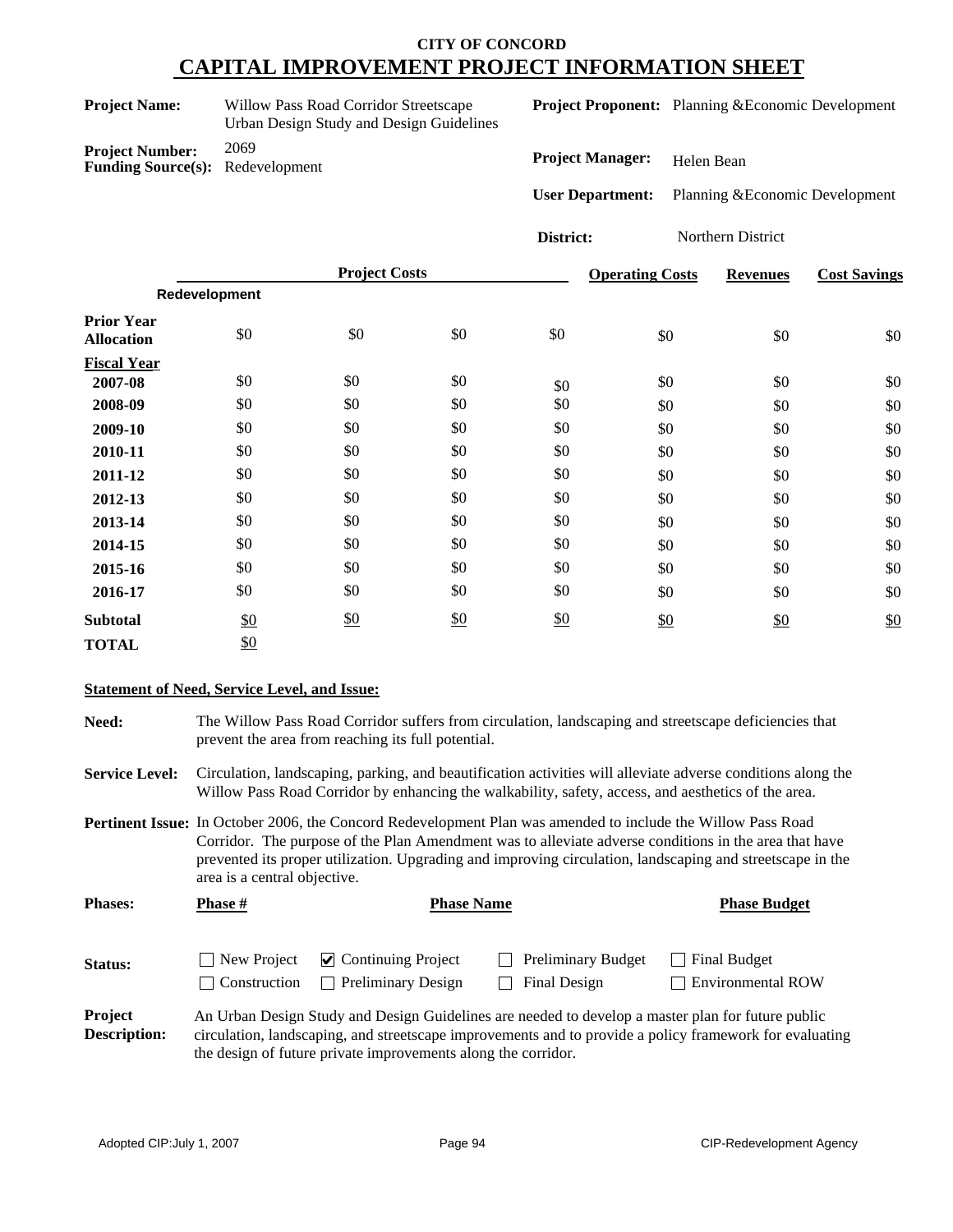# CITY OF CONCORD

## CAPITAL IMPROVEMENT PROJECT INFORMATION SHEET

**Project Name:** Willow Pass Road Corridor Streetscape Urban Design Study and Design Guidelines

**Project Number:** 2069

**Funding Source(s):** Redevelopment

**Project Proponent:** Planning &Economic Development

**Project Manager:** Helen Bean

**User Department:** Planning &Economic Development

**District:** Northern District

| | Project Costs | | | | Operating Costs | Revenues | Cost Savings |
|---|---|---|---|---|---|---|---|
| | Redevelopment | | | | | | |
| **Prior Year Allocation** | $0 | $0 | $0 | $0 | $0 | $0 | $0 |
| **Fiscal Year** | | | | | | | |
| **2007-08** | $0 | $0 | $0 | $0 | $0 | $0 | $0 |
| **2008-09** | $0 | $0 | $0 | $0 | $0 | $0 | $0 |
| **2009-10** | $0 | $0 | $0 | $0 | $0 | $0 | $0 |
| **2010-11** | $0 | $0 | $0 | $0 | $0 | $0 | $0 |
| **2011-12** | $0 | $0 | $0 | $0 | $0 | $0 | $0 |
| **2012-13** | $0 | $0 | $0 | $0 | $0 | $0 | $0 |
| **2013-14** | $0 | $0 | $0 | $0 | $0 | $0 | $0 |
| **2014-15** | $0 | $0 | $0 | $0 | $0 | $0 | $0 |
| **2015-16** | $0 | $0 | $0 | $0 | $0 | $0 | $0 |
| **2016-17** | $0 | $0 | $0 | $0 | $0 | $0 | $0 |
| **Subtotal** | $0 | $0 | $0 | $0 | $0 | $0 | $0 |
| **TOTAL** | $0 | | | | | | |

**Statement of Need, Service Level, and Issue:**

**Need:** The Willow Pass Road Corridor suffers from circulation, landscaping and streetscape deficiencies that prevent the area from reaching its full potential.

**Service Level:** Circulation, landscaping, parking, and beautification activities will alleviate adverse conditions along the Willow Pass Road Corridor by enhancing the walkability, safety, access, and aesthetics of the area.

**Pertinent Issue:** In October 2006, the Concord Redevelopment Plan was amended to include the Willow Pass Road Corridor. The purpose of the Plan Amendment was to alleviate adverse conditions in the area that have prevented its proper utilization. Upgrading and improving circulation, landscaping and streetscape in the area is a central objective.

**Phases:**

| Phase # | Phase Name | Phase Budget |
|---|---|---|
| | | |

**Status:**

- ☐ New Project
- ☑ Continuing Project
- ☐ Preliminary Budget
- ☐ Final Budget
- ☐ Construction
- ☐ Preliminary Design
- ☐ Final Design
- ☐ Environmental ROW

**Project Description:** An Urban Design Study and Design Guidelines are needed to develop a master plan for future public circulation, landscaping, and streetscape improvements and to provide a policy framework for evaluating the design of future private improvements along the corridor.

Adopted CIP:July 1, 2007 CIP-Redevelopment Agency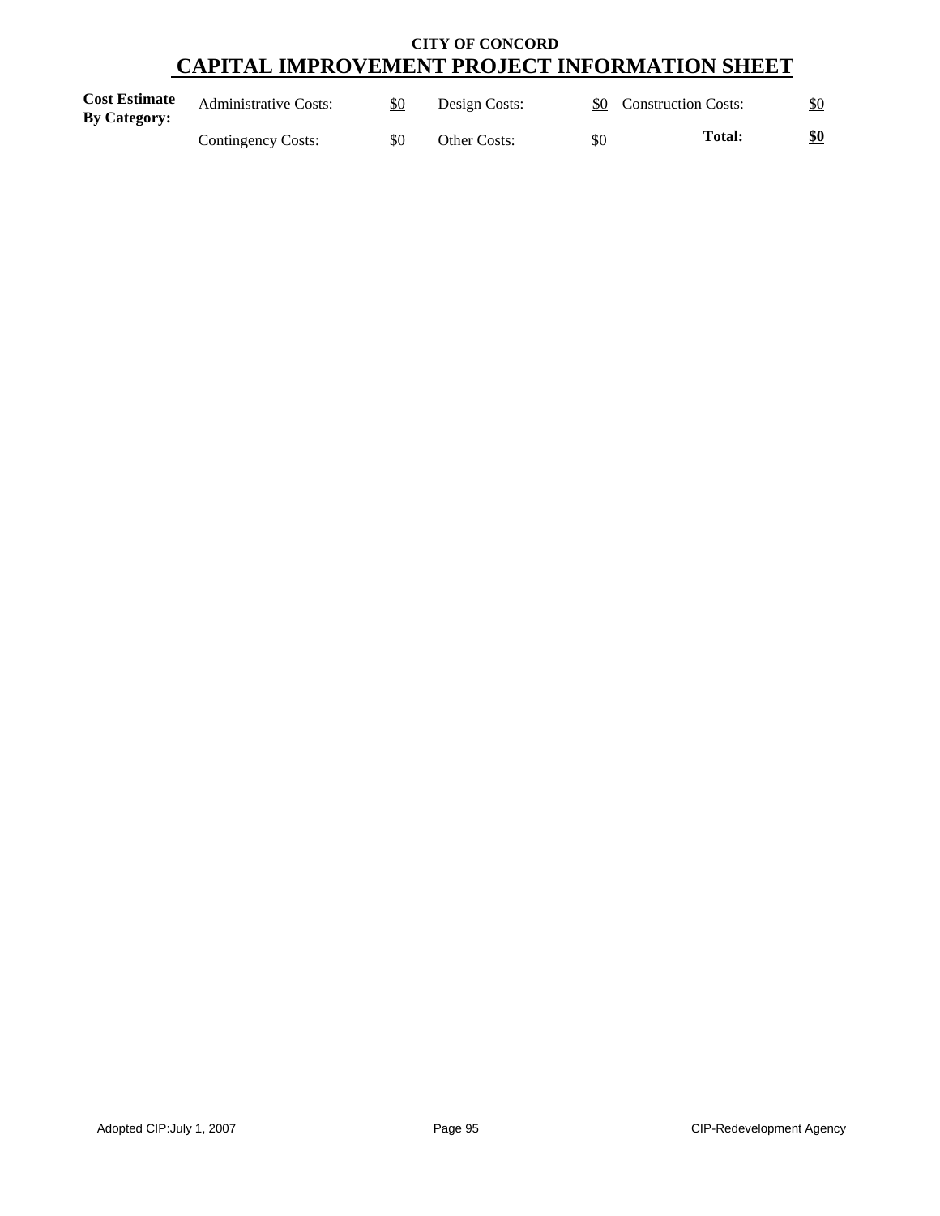**CITY OF CONCORD**

# CAPITAL IMPROVEMENT PROJECT INFORMATION SHEET

| **Cost Estimate By Category:** | Administrative Costs: | $0 | Design Costs: | $0 | Construction Costs: | $0 |
|---|---|---|---|---|---|---|
| | Contingency Costs: | $0 | Other Costs: | $0 | **Total:** | **$0** |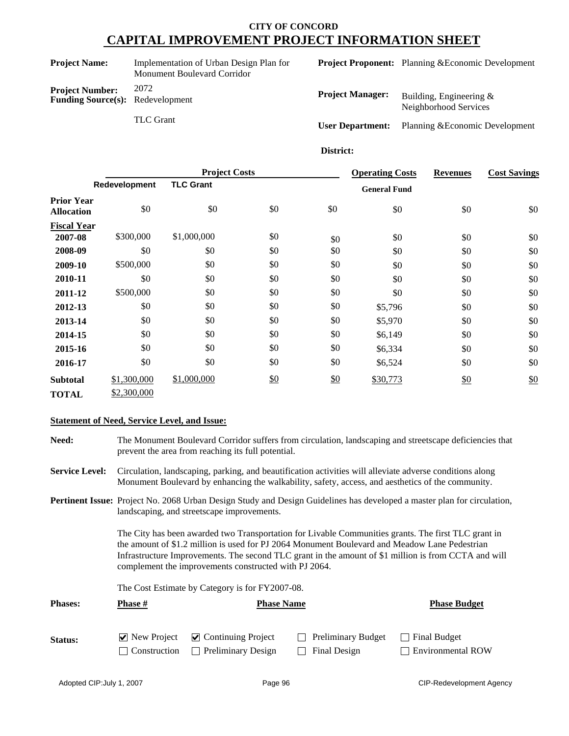# CITY OF CONCORD
# CAPITAL IMPROVEMENT PROJECT INFORMATION SHEET

**Project Name:** Implementation of Urban Design Plan for Monument Boulevard Corridor

**Project Number:** 2072

**Funding Source(s):** Redevelopment
TLC Grant

**Project Proponent:** Planning &Economic Development

**Project Manager:** Building, Engineering & Neighborhood Services

**User Department:** Planning &Economic Development

**District:**

| | Project Costs | | | | Operating Costs | Revenues | Cost Savings |
|---|---|---|---|---|---|---|---|
| | Redevelopment | TLC Grant | | | General Fund | | |
| **Prior Year Allocation** | $0 | $0 | $0 | $0 | $0 | $0 | $0 |
| **Fiscal Year** | | | | | | | |
| **2007-08** | $300,000 | $1,000,000 | $0 | $0 | $0 | $0 | $0 |
| **2008-09** | $0 | $0 | $0 | $0 | $0 | $0 | $0 |
| **2009-10** | $500,000 | $0 | $0 | $0 | $0 | $0 | $0 |
| **2010-11** | $0 | $0 | $0 | $0 | $0 | $0 | $0 |
| **2011-12** | $500,000 | $0 | $0 | $0 | $0 | $0 | $0 |
| **2012-13** | $0 | $0 | $0 | $0 | $5,796 | $0 | $0 |
| **2013-14** | $0 | $0 | $0 | $0 | $5,970 | $0 | $0 |
| **2014-15** | $0 | $0 | $0 | $0 | $6,149 | $0 | $0 |
| **2015-16** | $0 | $0 | $0 | $0 | $6,334 | $0 | $0 |
| **2016-17** | $0 | $0 | $0 | $0 | $6,524 | $0 | $0 |
| **Subtotal** | $1,300,000 | $1,000,000 | $0 | $0 | $30,773 | $0 | $0 |
| **TOTAL** | $2,300,000 | | | | | | |

**Statement of Need, Service Level, and Issue:**

**Need:** The Monument Boulevard Corridor suffers from circulation, landscaping and streetscape deficiencies that prevent the area from reaching its full potential.

**Service Level:** Circulation, landscaping, parking, and beautification activities will alleviate adverse conditions along Monument Boulevard by enhancing the walkability, safety, access, and aesthetics of the community.

**Pertinent Issue:** Project No. 2068 Urban Design Study and Design Guidelines has developed a master plan for circulation, landscaping, and streetscape improvements.

The City has been awarded two Transportation for Livable Communities grants. The first TLC grant in the amount of $1.2 million is used for PJ 2064 Monument Boulevard and Meadow Lane Pedestrian Infrastructure Improvements. The second TLC grant in the amount of $1 million is from CCTA and will complement the improvements constructed with PJ 2064.

The Cost Estimate by Category is for FY2007-08.

**Phases:**

| Phase # | Phase Name | Phase Budget |
|---|---|---|

**Status:**

- [x] New Project
- [x] Continuing Project
- [ ] Preliminary Budget
- [ ] Final Budget
- [ ] Construction
- [ ] Preliminary Design
- [ ] Final Design
- [ ] Environmental ROW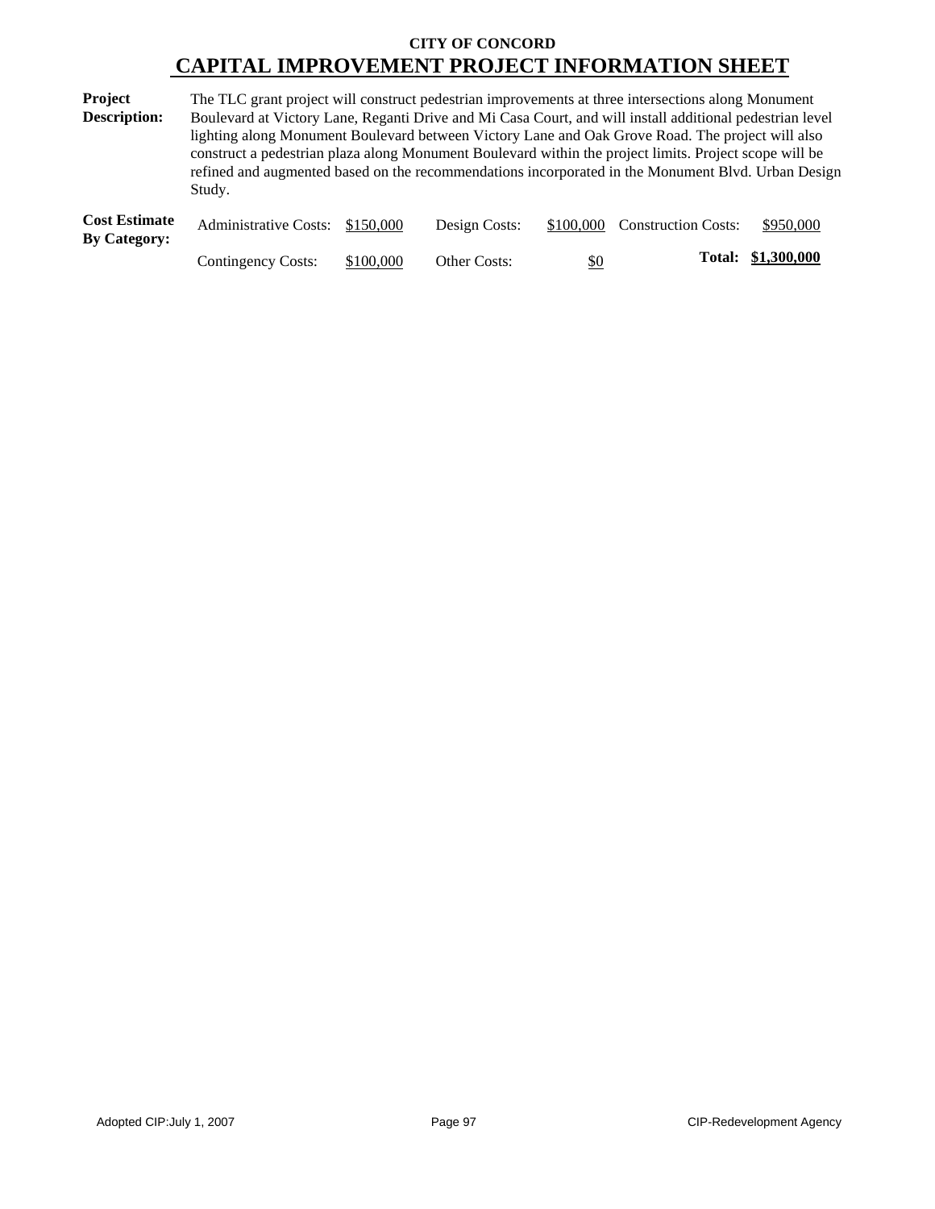**CITY OF CONCORD**

# CAPITAL IMPROVEMENT PROJECT INFORMATION SHEET

**Project Description:** The TLC grant project will construct pedestrian improvements at three intersections along Monument Boulevard at Victory Lane, Reganti Drive and Mi Casa Court, and will install additional pedestrian level lighting along Monument Boulevard between Victory Lane and Oak Grove Road. The project will also construct a pedestrian plaza along Monument Boulevard within the project limits. Project scope will be refined and augmented based on the recommendations incorporated in the Monument Blvd. Urban Design Study.

**Cost Estimate By Category:**

| | | | | | |
|---|---|---|---|---|---|
| Administrative Costs: | $150,000 | Design Costs: | $100,000 | Construction Costs: | $950,000 |
| Contingency Costs: | $100,000 | Other Costs: | $0 | **Total:** | **$1,300,000** |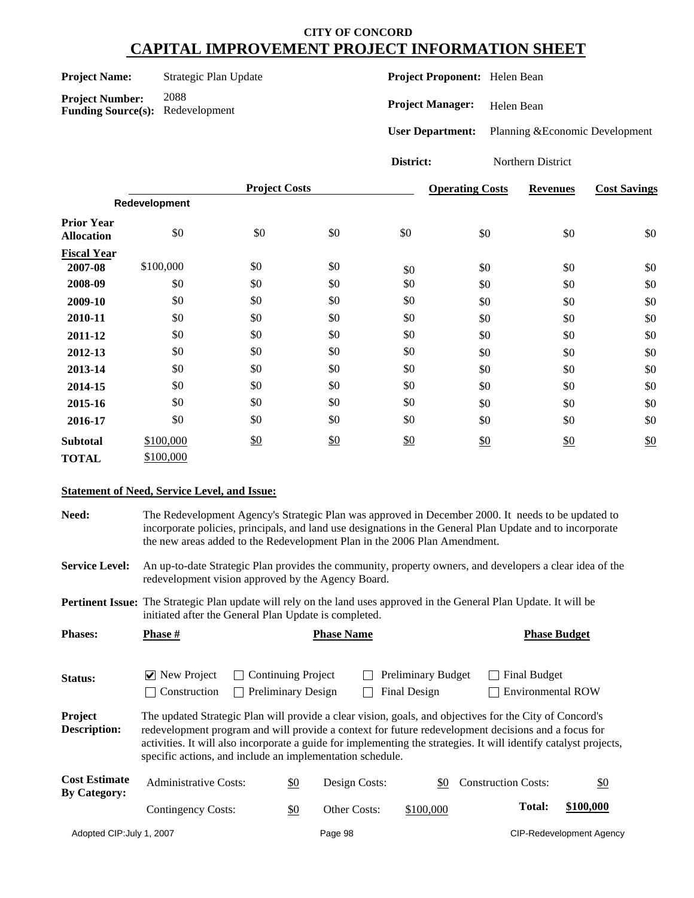# CITY OF CONCORD

## CAPITAL IMPROVEMENT PROJECT INFORMATION SHEET

**Project Name:** Strategic Plan Update

**Project Number:** 2088

**Funding Source(s):** Redevelopment

**Project Proponent:** Helen Bean

**Project Manager:** Helen Bean

**User Department:** Planning &Economic Development

**District:** Northern District

| | Project Costs | | | | Operating Costs | Revenues | Cost Savings |
|---|---|---|---|---|---|---|---|
| | Redevelopment | | | | | | |
| **Prior Year Allocation** | $0 | $0 | $0 | $0 | $0 | $0 | $0 |
| **Fiscal Year** | | | | | | | |
| **2007-08** | $100,000 | $0 | $0 | $0 | $0 | $0 | $0 |
| **2008-09** | $0 | $0 | $0 | $0 | $0 | $0 | $0 |
| **2009-10** | $0 | $0 | $0 | $0 | $0 | $0 | $0 |
| **2010-11** | $0 | $0 | $0 | $0 | $0 | $0 | $0 |
| **2011-12** | $0 | $0 | $0 | $0 | $0 | $0 | $0 |
| **2012-13** | $0 | $0 | $0 | $0 | $0 | $0 | $0 |
| **2013-14** | $0 | $0 | $0 | $0 | $0 | $0 | $0 |
| **2014-15** | $0 | $0 | $0 | $0 | $0 | $0 | $0 |
| **2015-16** | $0 | $0 | $0 | $0 | $0 | $0 | $0 |
| **2016-17** | $0 | $0 | $0 | $0 | $0 | $0 | $0 |
| **Subtotal** | $100,000 | $0 | $0 | $0 | $0 | $0 | $0 |
| **TOTAL** | $100,000 | | | | | | |

**Statement of Need, Service Level, and Issue:**

**Need:** The Redevelopment Agency's Strategic Plan was approved in December 2000. It needs to be updated to incorporate policies, principals, and land use designations in the General Plan Update and to incorporate the new areas added to the Redevelopment Plan in the 2006 Plan Amendment.

**Service Level:** An up-to-date Strategic Plan provides the community, property owners, and developers a clear idea of the redevelopment vision approved by the Agency Board.

**Pertinent Issue:** The Strategic Plan update will rely on the land uses approved in the General Plan Update. It will be initiated after the General Plan Update is completed.

**Phases:**

| Phase # | Phase Name | Phase Budget |
|---|---|---|

**Status:**

- [x] New Project
- [ ] Continuing Project
- [ ] Preliminary Budget
- [ ] Final Budget
- [ ] Construction
- [ ] Preliminary Design
- [ ] Final Design
- [ ] Environmental ROW

**Project Description:** The updated Strategic Plan will provide a clear vision, goals, and objectives for the City of Concord's redevelopment program and will provide a context for future redevelopment decisions and a focus for activities. It will also incorporate a guide for implementing the strategies. It will identify catalyst projects, specific actions, and include an implementation schedule.

**Cost Estimate By Category:**

| | | | | | |
|---|---|---|---|---|---|
| Administrative Costs: | $0 | Design Costs: | $0 | Construction Costs: | $0 |
| Contingency Costs: | $0 | Other Costs: | $100,000 | **Total:** | **$100,000** |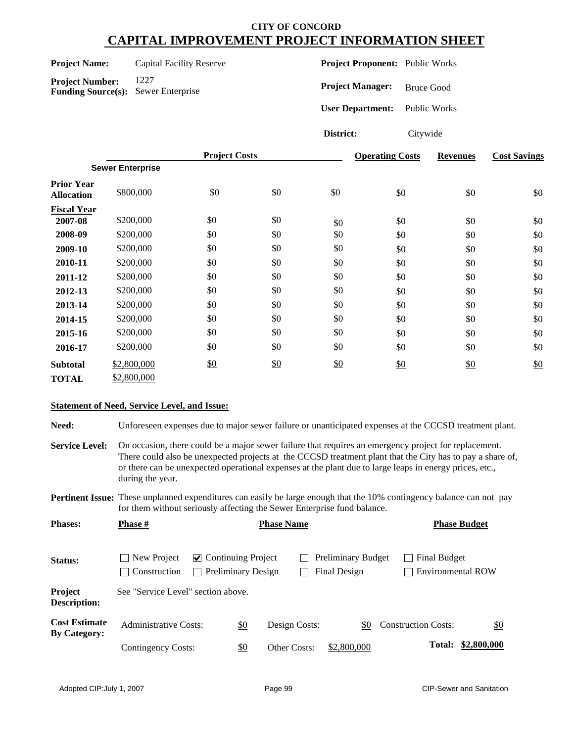# CITY OF CONCORD
## CAPITAL IMPROVEMENT PROJECT INFORMATION SHEET

**Project Name:** Capital Facility Reserve

**Project Number:** 1227

**Funding Source(s):** Sewer Enterprise

**Project Proponent:** Public Works

**Project Manager:** Bruce Good

**User Department:** Public Works

**District:** Citywide

| | Project Costs | | | | Operating Costs | Revenues | Cost Savings |
|---|---|---|---|---|---|---|---|
| | **Sewer Enterprise** | | | | | | |
| **Prior Year Allocation** | $800,000 | $0 | $0 | $0 | $0 | $0 | $0 |
| **Fiscal Year** | | | | | | | |
| **2007-08** | $200,000 | $0 | $0 | $0 | $0 | $0 | $0 |
| **2008-09** | $200,000 | $0 | $0 | $0 | $0 | $0 | $0 |
| **2009-10** | $200,000 | $0 | $0 | $0 | $0 | $0 | $0 |
| **2010-11** | $200,000 | $0 | $0 | $0 | $0 | $0 | $0 |
| **2011-12** | $200,000 | $0 | $0 | $0 | $0 | $0 | $0 |
| **2012-13** | $200,000 | $0 | $0 | $0 | $0 | $0 | $0 |
| **2013-14** | $200,000 | $0 | $0 | $0 | $0 | $0 | $0 |
| **2014-15** | $200,000 | $0 | $0 | $0 | $0 | $0 | $0 |
| **2015-16** | $200,000 | $0 | $0 | $0 | $0 | $0 | $0 |
| **2016-17** | $200,000 | $0 | $0 | $0 | $0 | $0 | $0 |
| **Subtotal** | $2,800,000 | $0 | $0 | $0 | $0 | $0 | $0 |
| **TOTAL** | $2,800,000 | | | | | | |

**Statement of Need, Service Level, and Issue:**

**Need:** Unforeseen expenses due to major sewer failure or unanticipated expenses at the CCCSD treatment plant.

**Service Level:** On occasion, there could be a major sewer failure that requires an emergency project for replacement. There could also be unexpected projects at the CCCSD treatment plant that the City has to pay a share of, or there can be unexpected operational expenses at the plant due to large leaps in energy prices, etc., during the year.

**Pertinent Issue:** These unplanned expenditures can easily be large enough that the 10% contingency balance can not pay for them without seriously affecting the Sewer Enterprise fund balance.

**Phases:**

| Phase # | Phase Name | Phase Budget |
|---|---|---|

**Status:**

- [ ] New Project
- [x] Continuing Project
- [ ] Preliminary Budget
- [ ] Final Budget
- [ ] Construction
- [ ] Preliminary Design
- [ ] Final Design
- [ ] Environmental ROW

**Project Description:** See "Service Level" section above.

**Cost Estimate By Category:**

| | | | | | |
|---|---|---|---|---|---|
| Administrative Costs: | $0 | Design Costs: | $0 | Construction Costs: | $0 |
| Contingency Costs: | $0 | Other Costs: | $2,800,000 | **Total:** | **$2,800,000** |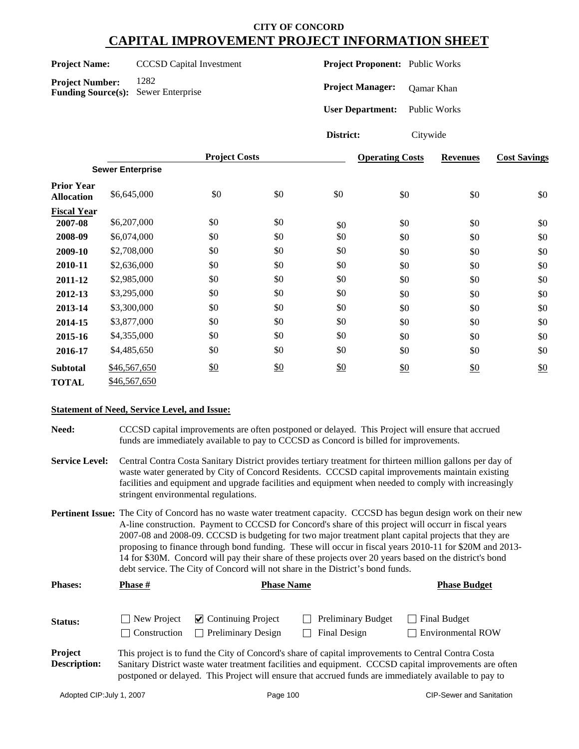# CITY OF CONCORD
## CAPITAL IMPROVEMENT PROJECT INFORMATION SHEET

**Project Name:** CCCSD Capital Investment

**Project Number:** 1282

**Funding Source(s):** Sewer Enterprise

**Project Proponent:** Public Works

**Project Manager:** Qamar Khan

**User Department:** Public Works

**District:** Citywide

| | Project Costs | | | | Operating Costs | Revenues | Cost Savings |
|---|---|---|---|---|---|---|---|
| | Sewer Enterprise | | | | | | |
| **Prior Year Allocation** | $6,645,000 | $0 | $0 | $0 | $0 | $0 | $0 |
| **Fiscal Year** | | | | | | | |
| **2007-08** | $6,207,000 | $0 | $0 | $0 | $0 | $0 | $0 |
| **2008-09** | $6,074,000 | $0 | $0 | $0 | $0 | $0 | $0 |
| **2009-10** | $2,708,000 | $0 | $0 | $0 | $0 | $0 | $0 |
| **2010-11** | $2,636,000 | $0 | $0 | $0 | $0 | $0 | $0 |
| **2011-12** | $2,985,000 | $0 | $0 | $0 | $0 | $0 | $0 |
| **2012-13** | $3,295,000 | $0 | $0 | $0 | $0 | $0 | $0 |
| **2013-14** | $3,300,000 | $0 | $0 | $0 | $0 | $0 | $0 |
| **2014-15** | $3,877,000 | $0 | $0 | $0 | $0 | $0 | $0 |
| **2015-16** | $4,355,000 | $0 | $0 | $0 | $0 | $0 | $0 |
| **2016-17** | $4,485,650 | $0 | $0 | $0 | $0 | $0 | $0 |
| **Subtotal** | $46,567,650 | $0 | $0 | $0 | $0 | $0 | $0 |
| **TOTAL** | $46,567,650 | | | | | | |

**Statement of Need, Service Level, and Issue:**

**Need:** CCCSD capital improvements are often postponed or delayed. This Project will ensure that accrued funds are immediately available to pay to CCCSD as Concord is billed for improvements.

**Service Level:** Central Contra Costa Sanitary District provides tertiary treatment for thirteen million gallons per day of waste water generated by City of Concord Residents. CCCSD capital improvements maintain existing facilities and equipment and upgrade facilities and equipment when needed to comply with increasingly stringent environmental regulations.

**Pertinent Issue:** The City of Concord has no waste water treatment capacity. CCCSD has begun design work on their new A-line construction. Payment to CCCSD for Concord's share of this project will occurr in fiscal years 2007-08 and 2008-09. CCCSD is budgeting for two major treatment plant capital projects that they are proposing to finance through bond funding. These will occur in fiscal years 2010-11 for $20M and 2013-14 for $30M. Concord will pay their share of these projects over 20 years based on the district's bond debt service. The City of Concord will not share in the District's bond funds.

| **Phases:** | **Phase #** | **Phase Name** | **Phase Budget** |
|---|---|---|---|
| | | | |

**Status:**

- ☐ New Project
- ☑ Continuing Project
- ☐ Preliminary Budget
- ☐ Final Budget
- ☐ Construction
- ☐ Preliminary Design
- ☐ Final Design
- ☐ Environmental ROW

**Project Description:** This project is to fund the City of Concord's share of capital improvements to Central Contra Costa Sanitary District waste water treatment facilities and equipment. CCCSD capital improvements are often postponed or delayed. This Project will ensure that accrued funds are immediately available to pay to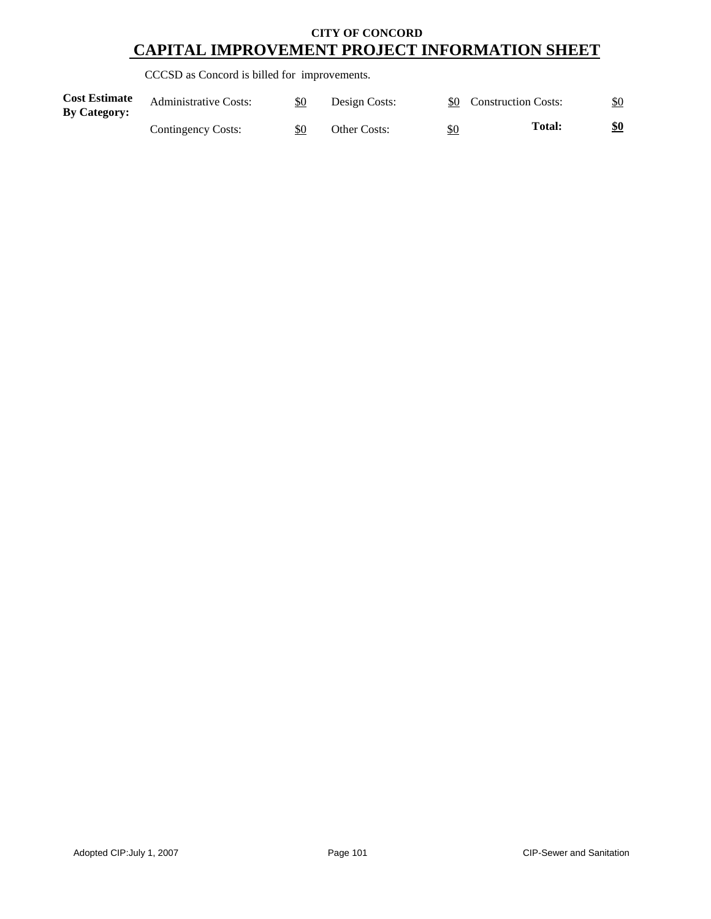**CITY OF CONCORD**

# CAPITAL IMPROVEMENT PROJECT INFORMATION SHEET

CCCSD as Concord is billed for improvements.

| **Cost Estimate By Category:** | Administrative Costs: | $0 | Design Costs: | $0 | Construction Costs: | $0 |
|---|---|---|---|---|---|---|
| | Contingency Costs: | $0 | Other Costs: | $0 | **Total:** | **$0** |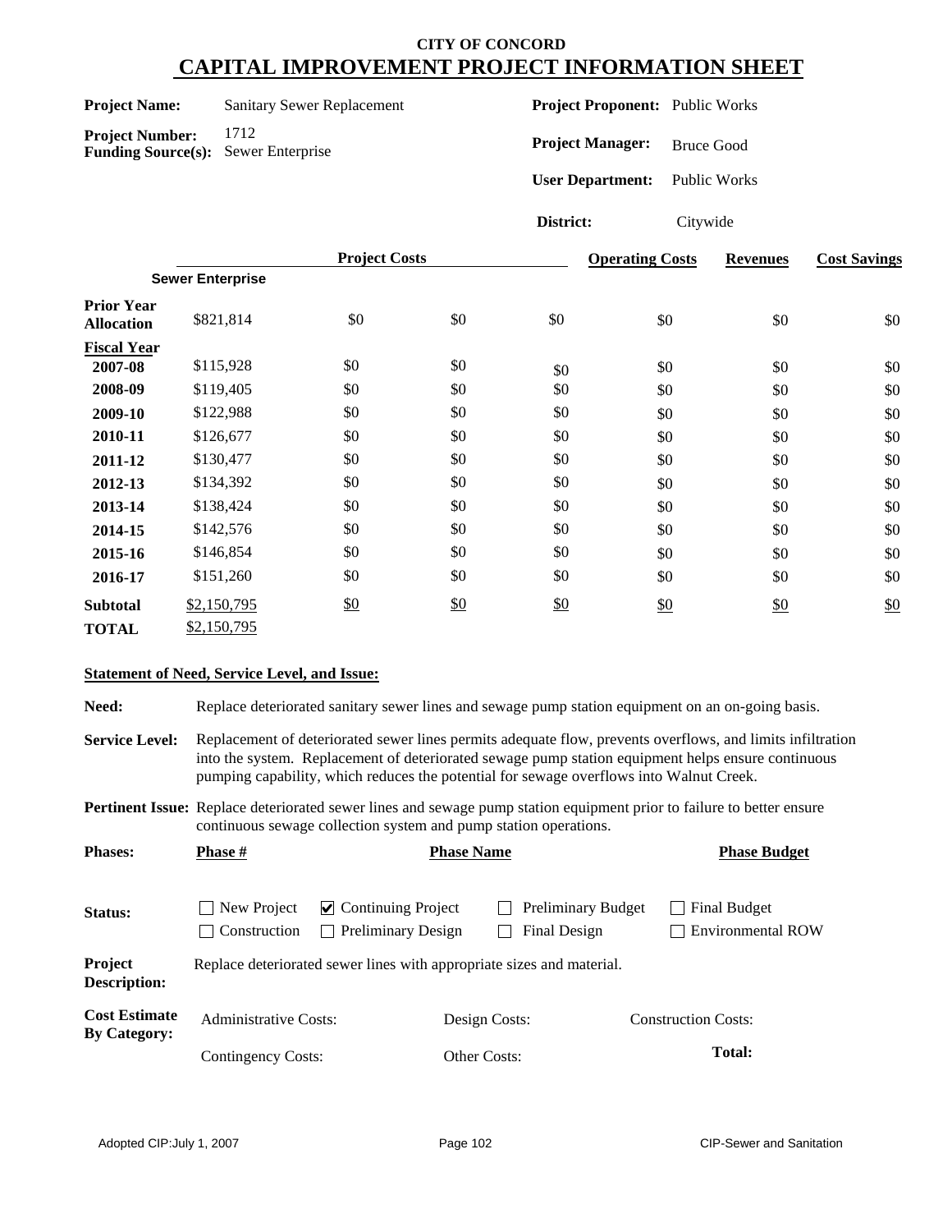# CITY OF CONCORD

## CAPITAL IMPROVEMENT PROJECT INFORMATION SHEET

**Project Name:** Sanitary Sewer Replacement

**Project Number:** 1712

**Funding Source(s):** Sewer Enterprise

**Project Proponent:** Public Works

**Project Manager:** Bruce Good

**User Department:** Public Works

**District:** Citywide

| | Project Costs | | | | Operating Costs | Revenues | Cost Savings |
|---|---|---|---|---|---|---|---|
| | Sewer Enterprise | | | | | | |
| **Prior Year Allocation** | $821,814 | $0 | $0 | $0 | $0 | $0 | $0 |
| **Fiscal Year** | | | | | | | |
| **2007-08** | $115,928 | $0 | $0 | $0 | $0 | $0 | $0 |
| **2008-09** | $119,405 | $0 | $0 | $0 | $0 | $0 | $0 |
| **2009-10** | $122,988 | $0 | $0 | $0 | $0 | $0 | $0 |
| **2010-11** | $126,677 | $0 | $0 | $0 | $0 | $0 | $0 |
| **2011-12** | $130,477 | $0 | $0 | $0 | $0 | $0 | $0 |
| **2012-13** | $134,392 | $0 | $0 | $0 | $0 | $0 | $0 |
| **2013-14** | $138,424 | $0 | $0 | $0 | $0 | $0 | $0 |
| **2014-15** | $142,576 | $0 | $0 | $0 | $0 | $0 | $0 |
| **2015-16** | $146,854 | $0 | $0 | $0 | $0 | $0 | $0 |
| **2016-17** | $151,260 | $0 | $0 | $0 | $0 | $0 | $0 |
| **Subtotal** | $2,150,795 | $0 | $0 | $0 | $0 | $0 | $0 |
| **TOTAL** | $2,150,795 | | | | | | |

### Statement of Need, Service Level, and Issue:

**Need:** Replace deteriorated sanitary sewer lines and sewage pump station equipment on an on-going basis.

**Service Level:** Replacement of deteriorated sewer lines permits adequate flow, prevents overflows, and limits infiltration into the system. Replacement of deteriorated sewage pump station equipment helps ensure continuous pumping capability, which reduces the potential for sewage overflows into Walnut Creek.

**Pertinent Issue:** Replace deteriorated sewer lines and sewage pump station equipment prior to failure to better ensure continuous sewage collection system and pump station operations.

**Phases:**

| Phase # | Phase Name | Phase Budget |
|---|---|---|
| | | |

**Status:**

- [ ] New Project
- [x] Continuing Project
- [ ] Preliminary Budget
- [ ] Final Budget
- [ ] Construction
- [ ] Preliminary Design
- [ ] Final Design
- [ ] Environmental ROW

**Project Description:** Replace deteriorated sewer lines with appropriate sizes and material.

**Cost Estimate By Category:**

| Administrative Costs: | Design Costs: | Construction Costs: |
|---|---|---|
| Contingency Costs: | Other Costs: | **Total:** |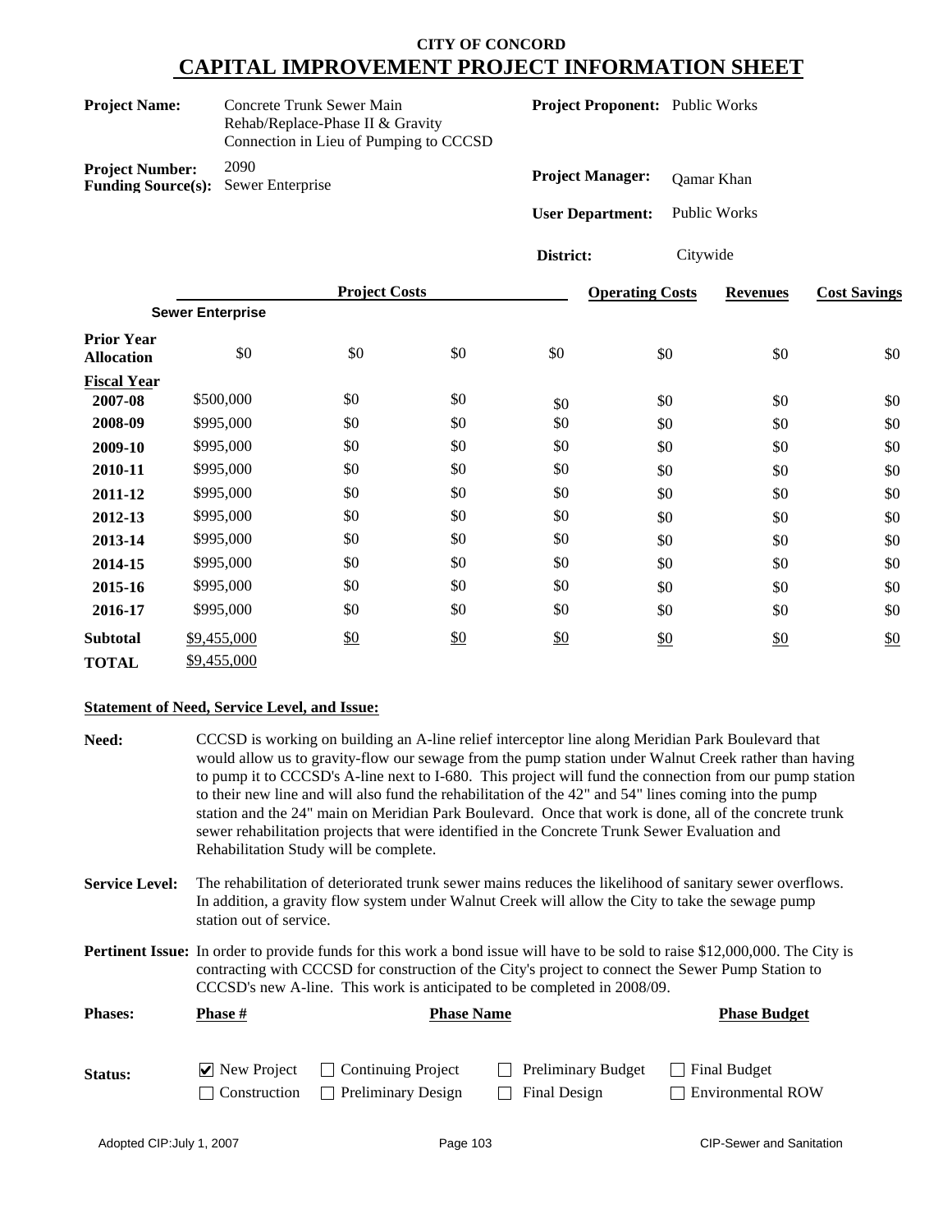# CITY OF CONCORD

## CAPITAL IMPROVEMENT PROJECT INFORMATION SHEET

**Project Name:** Concrete Trunk Sewer Main Rehab/Replace-Phase II & Gravity Connection in Lieu of Pumping to CCCSD

**Project Proponent:** Public Works

**Project Number:** 2090

**Funding Source(s):** Sewer Enterprise

**Project Manager:** Qamar Khan

**User Department:** Public Works

**District:** Citywide

| | Project Costs | | | | Operating Costs | Revenues | Cost Savings |
|---|---|---|---|---|---|---|---|
| | Sewer Enterprise | | | | | | |
| **Prior Year Allocation** | $0 | $0 | $0 | $0 | $0 | $0 | $0 |
| **Fiscal Year** | | | | | | | |
| **2007-08** | $500,000 | $0 | $0 | $0 | $0 | $0 | $0 |
| **2008-09** | $995,000 | $0 | $0 | $0 | $0 | $0 | $0 |
| **2009-10** | $995,000 | $0 | $0 | $0 | $0 | $0 | $0 |
| **2010-11** | $995,000 | $0 | $0 | $0 | $0 | $0 | $0 |
| **2011-12** | $995,000 | $0 | $0 | $0 | $0 | $0 | $0 |
| **2012-13** | $995,000 | $0 | $0 | $0 | $0 | $0 | $0 |
| **2013-14** | $995,000 | $0 | $0 | $0 | $0 | $0 | $0 |
| **2014-15** | $995,000 | $0 | $0 | $0 | $0 | $0 | $0 |
| **2015-16** | $995,000 | $0 | $0 | $0 | $0 | $0 | $0 |
| **2016-17** | $995,000 | $0 | $0 | $0 | $0 | $0 | $0 |
| **Subtotal** | $9,455,000 | $0 | $0 | $0 | $0 | $0 | $0 |
| **TOTAL** | $9,455,000 | | | | | | |

**Statement of Need, Service Level, and Issue:**

**Need:** CCCSD is working on building an A-line relief interceptor line along Meridian Park Boulevard that would allow us to gravity-flow our sewage from the pump station under Walnut Creek rather than having to pump it to CCCSD's A-line next to I-680. This project will fund the connection from our pump station to their new line and will also fund the rehabilitation of the 42" and 54" lines coming into the pump station and the 24" main on Meridian Park Boulevard. Once that work is done, all of the concrete trunk sewer rehabilitation projects that were identified in the Concrete Trunk Sewer Evaluation and Rehabilitation Study will be complete.

**Service Level:** The rehabilitation of deteriorated trunk sewer mains reduces the likelihood of sanitary sewer overflows. In addition, a gravity flow system under Walnut Creek will allow the City to take the sewage pump station out of service.

**Pertinent Issue:** In order to provide funds for this work a bond issue will have to be sold to raise $12,000,000. The City is contracting with CCCSD for construction of the City's project to connect the Sewer Pump Station to CCCSD's new A-line. This work is anticipated to be completed in 2008/09.

| Phases: | Phase # | Phase Name | Phase Budget |
|---|---|---|---|
| | | | |

**Status:**

- [x] New Project
- [ ] Continuing Project
- [ ] Preliminary Budget
- [ ] Final Budget
- [ ] Construction
- [ ] Preliminary Design
- [ ] Final Design
- [ ] Environmental ROW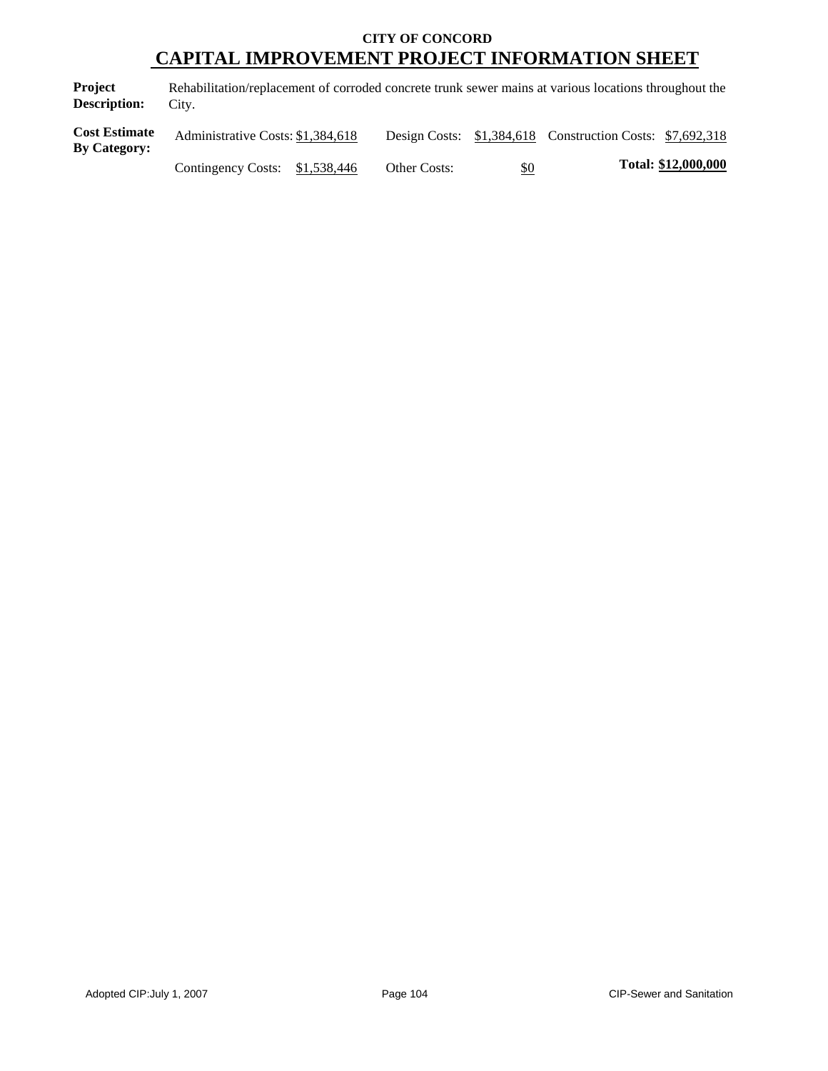**CITY OF CONCORD**

# CAPITAL IMPROVEMENT PROJECT INFORMATION SHEET

**Project Description:** Rehabilitation/replacement of corroded concrete trunk sewer mains at various locations throughout the City.

**Cost Estimate By Category:**

| | | | | | |
|---|---|---|---|---|---|
| Administrative Costs: | $1,384,618 | Design Costs: | $1,384,618 | Construction Costs: | $7,692,318 |
| Contingency Costs: | $1,538,446 | Other Costs: | $0 | **Total:** | **$12,000,000** |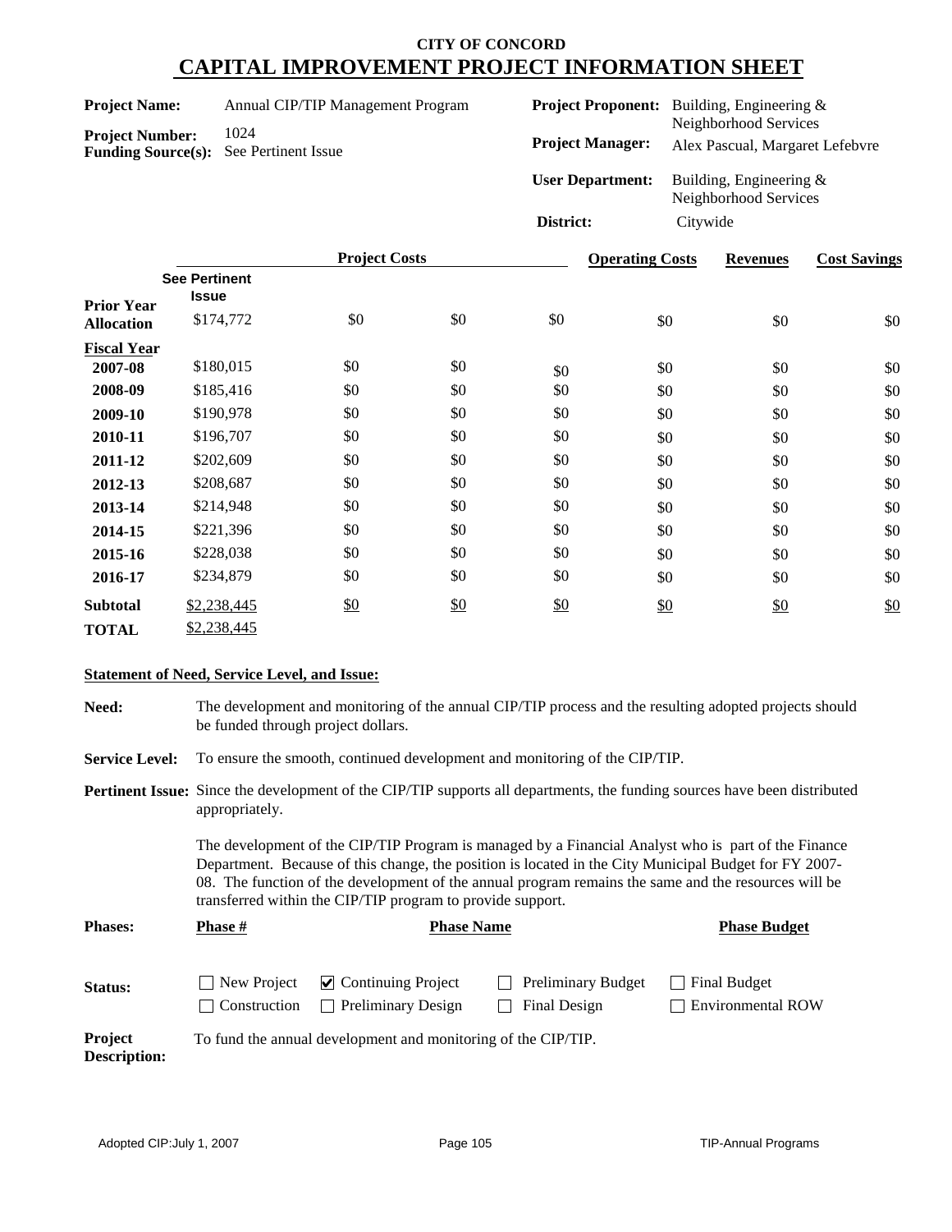**CITY OF CONCORD**

# CAPITAL IMPROVEMENT PROJECT INFORMATION SHEET

**Project Name:** Annual CIP/TIP Management Program

**Project Number:** 1024

**Funding Source(s):** See Pertinent Issue

**Project Proponent:** Building, Engineering & Neighborhood Services

**Project Manager:** Alex Pascual, Margaret Lefebvre

**User Department:** Building, Engineering & Neighborhood Services

**District:** Citywide

| | Project Costs | | | | Operating Costs | Revenues | Cost Savings |
|---|---|---|---|---|---|---|---|
| | See Pertinent Issue | | | | | | |
| **Prior Year Allocation** | $174,772 | $0 | $0 | $0 | $0 | $0 | $0 |
| **Fiscal Year** | | | | | | | |
| **2007-08** | $180,015 | $0 | $0 | $0 | $0 | $0 | $0 |
| **2008-09** | $185,416 | $0 | $0 | $0 | $0 | $0 | $0 |
| **2009-10** | $190,978 | $0 | $0 | $0 | $0 | $0 | $0 |
| **2010-11** | $196,707 | $0 | $0 | $0 | $0 | $0 | $0 |
| **2011-12** | $202,609 | $0 | $0 | $0 | $0 | $0 | $0 |
| **2012-13** | $208,687 | $0 | $0 | $0 | $0 | $0 | $0 |
| **2013-14** | $214,948 | $0 | $0 | $0 | $0 | $0 | $0 |
| **2014-15** | $221,396 | $0 | $0 | $0 | $0 | $0 | $0 |
| **2015-16** | $228,038 | $0 | $0 | $0 | $0 | $0 | $0 |
| **2016-17** | $234,879 | $0 | $0 | $0 | $0 | $0 | $0 |
| **Subtotal** | $2,238,445 | $0 | $0 | $0 | $0 | $0 | $0 |
| **TOTAL** | $2,238,445 | | | | | | |

**Statement of Need, Service Level, and Issue:**

**Need:** The development and monitoring of the annual CIP/TIP process and the resulting adopted projects should be funded through project dollars.

**Service Level:** To ensure the smooth, continued development and monitoring of the CIP/TIP.

**Pertinent Issue:** Since the development of the CIP/TIP supports all departments, the funding sources have been distributed appropriately.

The development of the CIP/TIP Program is managed by a Financial Analyst who is part of the Finance Department. Because of this change, the position is located in the City Municipal Budget for FY 2007-08. The function of the development of the annual program remains the same and the resources will be transferred within the CIP/TIP program to provide support.

| Phases: | Phase # | Phase Name | Phase Budget |
|---|---|---|---|

**Status:**

- [ ] New Project
- [x] Continuing Project
- [ ] Preliminary Budget
- [ ] Final Budget
- [ ] Construction
- [ ] Preliminary Design
- [ ] Final Design
- [ ] Environmental ROW

**Project Description:** To fund the annual development and monitoring of the CIP/TIP.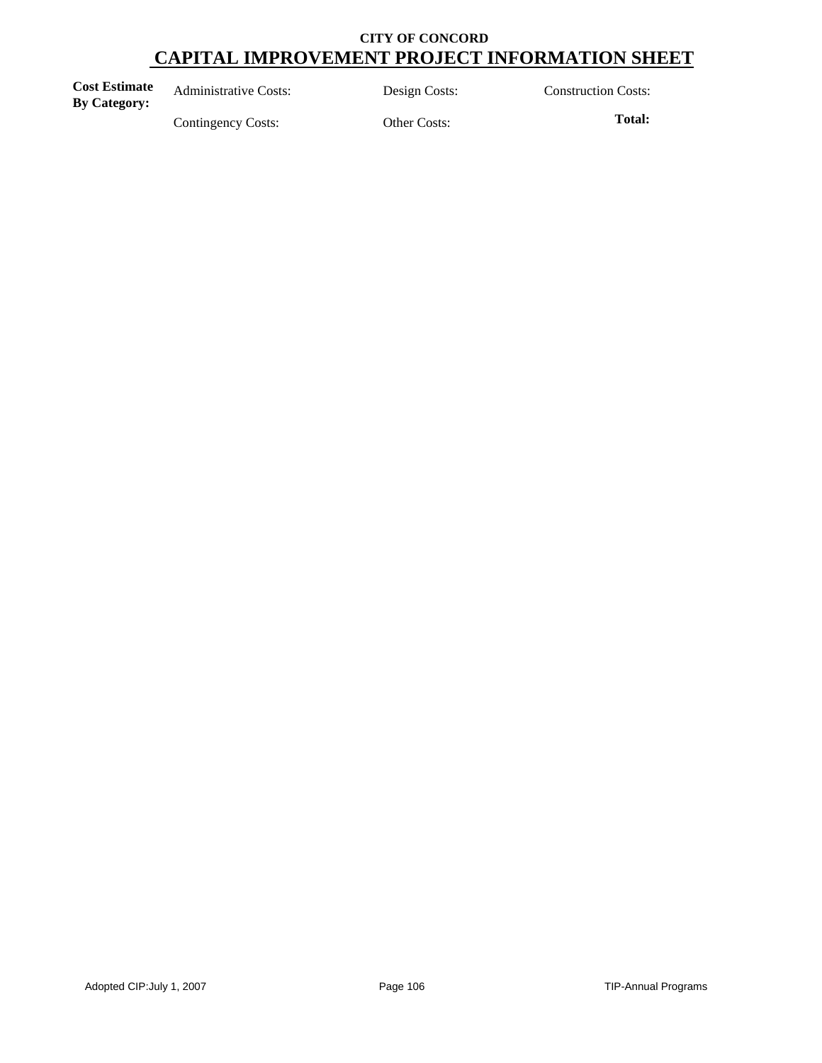**CITY OF CONCORD**

# CAPITAL IMPROVEMENT PROJECT INFORMATION SHEET

| **Cost Estimate By Category:** | Administrative Costs: | Design Costs: | Construction Costs: |
|---|---|---|---|
| | Contingency Costs: | Other Costs: | **Total:** |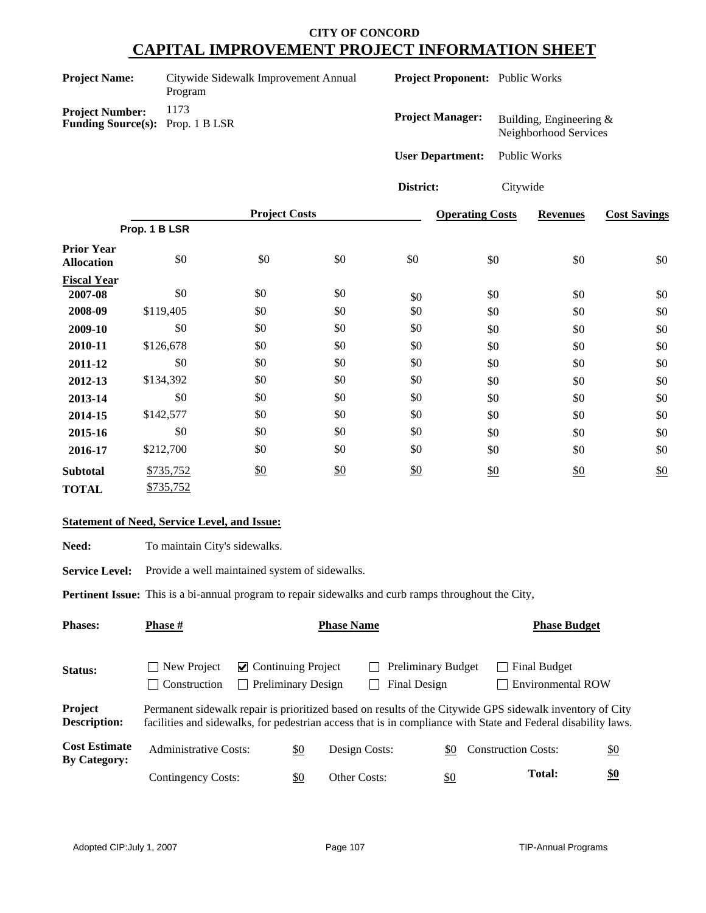# CITY OF CONCORD
## CAPITAL IMPROVEMENT PROJECT INFORMATION SHEET

**Project Name:** Citywide Sidewalk Improvement Annual Program

**Project Number:** 1173

**Funding Source(s):** Prop. 1 B LSR

**Project Proponent:** Public Works

**Project Manager:** Building, Engineering & Neighborhood Services

**User Department:** Public Works

**District:** Citywide

| | Project Costs | | | | Operating Costs | Revenues | Cost Savings |
|---|---|---|---|---|---|---|---|
| | Prop. 1 B LSR | | | | | | |
| **Prior Year Allocation** | $0 | $0 | $0 | $0 | $0 | $0 | $0 |
| **Fiscal Year** | | | | | | | |
| **2007-08** | $0 | $0 | $0 | $0 | $0 | $0 | $0 |
| **2008-09** | $119,405 | $0 | $0 | $0 | $0 | $0 | $0 |
| **2009-10** | $0 | $0 | $0 | $0 | $0 | $0 | $0 |
| **2010-11** | $126,678 | $0 | $0 | $0 | $0 | $0 | $0 |
| **2011-12** | $0 | $0 | $0 | $0 | $0 | $0 | $0 |
| **2012-13** | $134,392 | $0 | $0 | $0 | $0 | $0 | $0 |
| **2013-14** | $0 | $0 | $0 | $0 | $0 | $0 | $0 |
| **2014-15** | $142,577 | $0 | $0 | $0 | $0 | $0 | $0 |
| **2015-16** | $0 | $0 | $0 | $0 | $0 | $0 | $0 |
| **2016-17** | $212,700 | $0 | $0 | $0 | $0 | $0 | $0 |
| **Subtotal** | $735,752 | $0 | $0 | $0 | $0 | $0 | $0 |
| **TOTAL** | $735,752 | | | | | | |

**Statement of Need, Service Level, and Issue:**

**Need:** To maintain City's sidewalks.

**Service Level:** Provide a well maintained system of sidewalks.

**Pertinent Issue:** This is a bi-annual program to repair sidewalks and curb ramps throughout the City,

**Phases:** **Phase #** | **Phase Name** | **Phase Budget**

**Status:**

- ☐ New Project
- ☑ Continuing Project
- ☐ Preliminary Budget
- ☐ Final Budget
- ☐ Construction
- ☐ Preliminary Design
- ☐ Final Design
- ☐ Environmental ROW

**Project Description:** Permanent sidewalk repair is prioritized based on results of the Citywide GPS sidewalk inventory of City facilities and sidewalks, for pedestrian access that is in compliance with State and Federal disability laws.

**Cost Estimate By Category:**

| | | | | | |
|---|---|---|---|---|---|
| Administrative Costs: | $0 | Design Costs: | $0 | Construction Costs: | $0 |
| Contingency Costs: | $0 | Other Costs: | $0 | **Total:** | **$0** |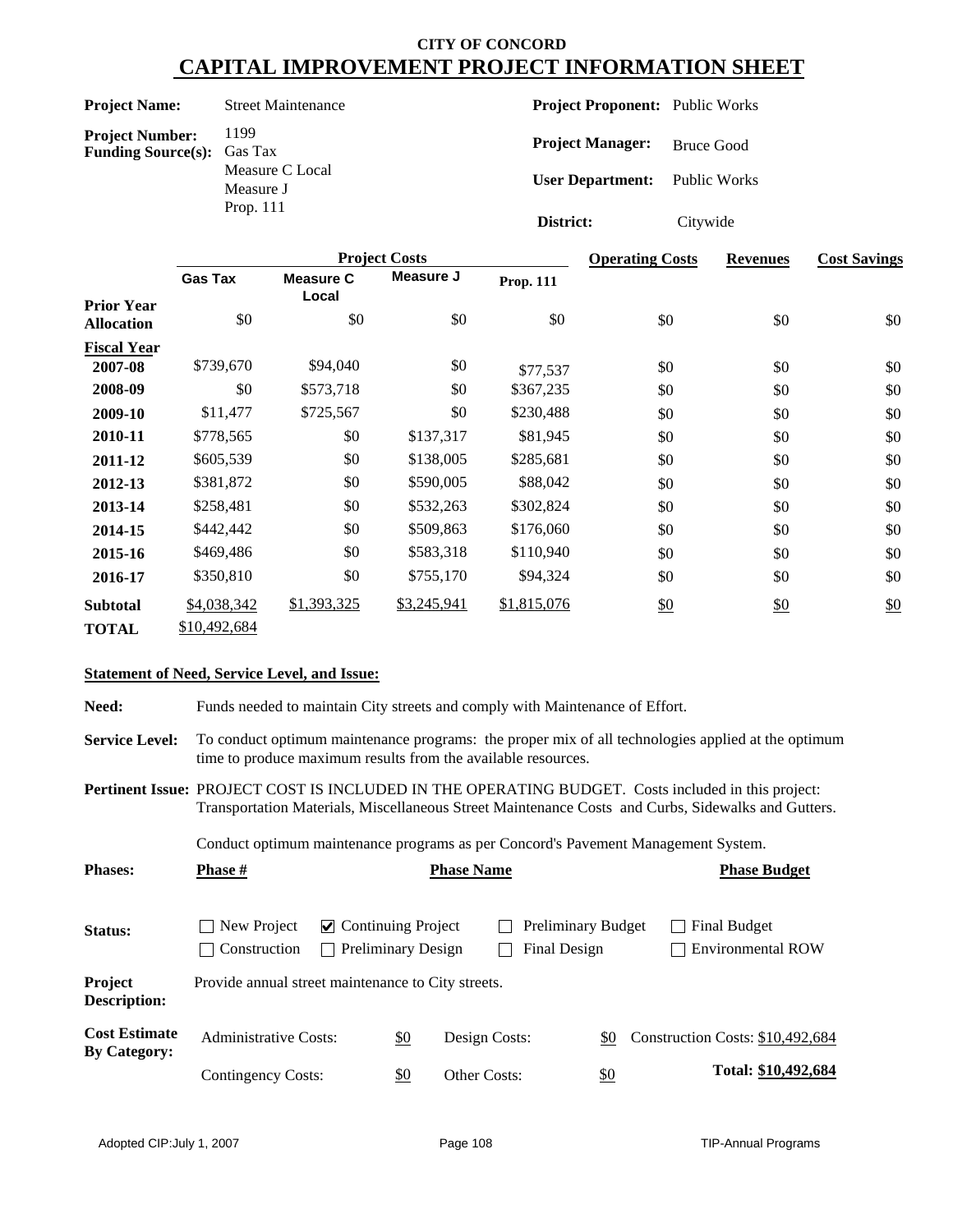**CITY OF CONCORD**

# CAPITAL IMPROVEMENT PROJECT INFORMATION SHEET

**Project Name:** Street Maintenance

**Project Number:** 1199

**Funding Source(s):** Gas Tax, Measure C Local, Measure J, Prop. 111

**Project Proponent:** Public Works

**Project Manager:** Bruce Good

**User Department:** Public Works

**District:** Citywide

| | Project Costs | | | | Operating Costs | Revenues | Cost Savings |
|---|---|---|---|---|---|---|---|
| | **Gas Tax** | **Measure C Local** | **Measure J** | **Prop. 111** | | | |
| **Prior Year Allocation** | $0 | $0 | $0 | $0 | $0 | $0 | $0 |
| **Fiscal Year** | | | | | | | |
| **2007-08** | $739,670 | $94,040 | $0 | $77,537 | $0 | $0 | $0 |
| **2008-09** | $0 | $573,718 | $0 | $367,235 | $0 | $0 | $0 |
| **2009-10** | $11,477 | $725,567 | $0 | $230,488 | $0 | $0 | $0 |
| **2010-11** | $778,565 | $0 | $137,317 | $81,945 | $0 | $0 | $0 |
| **2011-12** | $605,539 | $0 | $138,005 | $285,681 | $0 | $0 | $0 |
| **2012-13** | $381,872 | $0 | $590,005 | $88,042 | $0 | $0 | $0 |
| **2013-14** | $258,481 | $0 | $532,263 | $302,824 | $0 | $0 | $0 |
| **2014-15** | $442,442 | $0 | $509,863 | $176,060 | $0 | $0 | $0 |
| **2015-16** | $469,486 | $0 | $583,318 | $110,940 | $0 | $0 | $0 |
| **2016-17** | $350,810 | $0 | $755,170 | $94,324 | $0 | $0 | $0 |
| **Subtotal** | $4,038,342 | $1,393,325 | $3,245,941 | $1,815,076 | $0 | $0 | $0 |
| **TOTAL** | $10,492,684 | | | | | | |

**Statement of Need, Service Level, and Issue:**

**Need:** Funds needed to maintain City streets and comply with Maintenance of Effort.

**Service Level:** To conduct optimum maintenance programs: the proper mix of all technologies applied at the optimum time to produce maximum results from the available resources.

**Pertinent Issue:** PROJECT COST IS INCLUDED IN THE OPERATING BUDGET. Costs included in this project: Transportation Materials, Miscellaneous Street Maintenance Costs and Curbs, Sidewalks and Gutters.

Conduct optimum maintenance programs as per Concord's Pavement Management System.

**Phases:**

| Phase # | Phase Name | Phase Budget |
|---|---|---|
| | | |

**Status:**

- ☐ New Project
- ☑ Continuing Project
- ☐ Preliminary Budget
- ☐ Final Budget
- ☐ Construction
- ☐ Preliminary Design
- ☐ Final Design
- ☐ Environmental ROW

**Project Description:** Provide annual street maintenance to City streets.

**Cost Estimate By Category:**

| | | | | | |
|---|---|---|---|---|---|
| Administrative Costs: | $0 | Design Costs: | $0 | Construction Costs: | $10,492,684 |
| Contingency Costs: | $0 | Other Costs: | $0 | **Total:** | **$10,492,684** |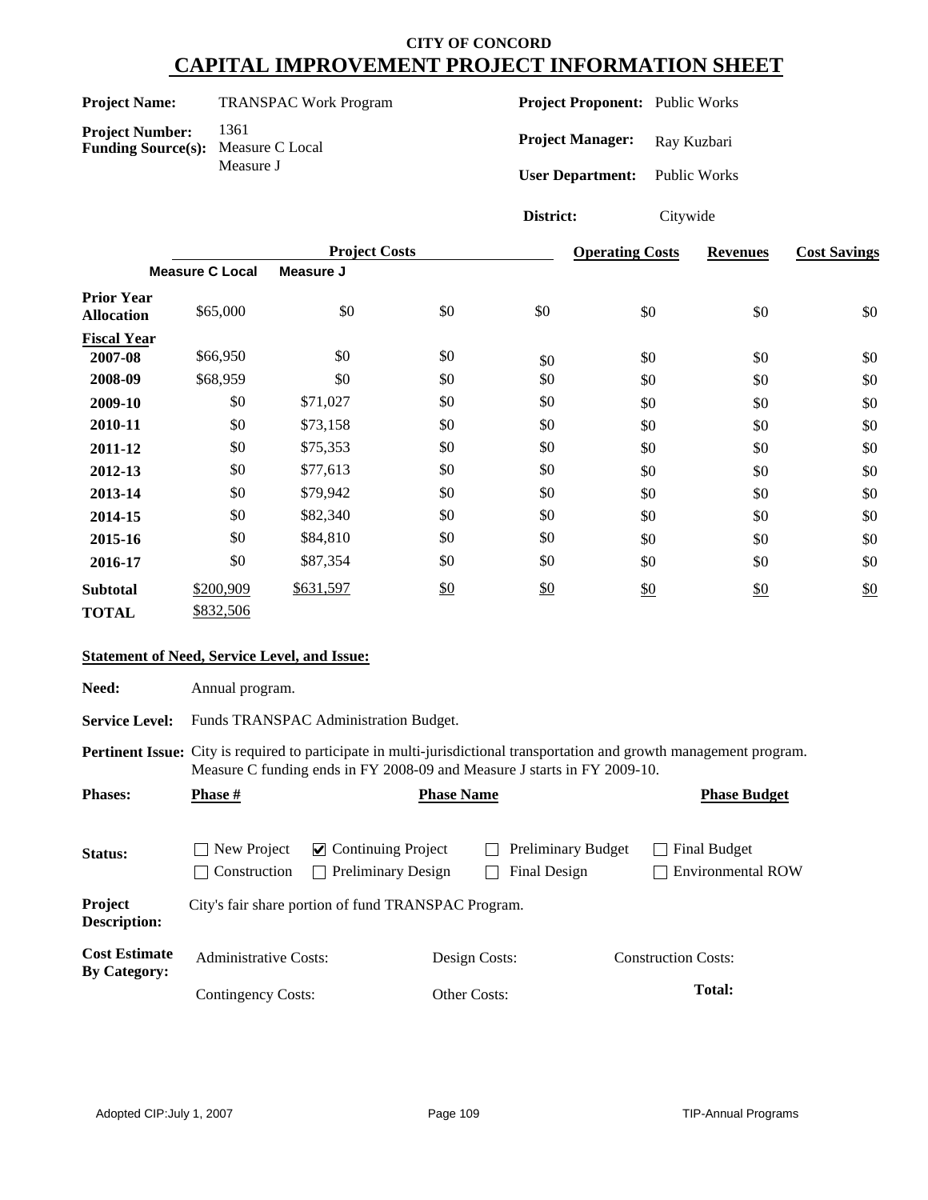**CITY OF CONCORD**

# CAPITAL IMPROVEMENT PROJECT INFORMATION SHEET

**Project Name:** TRANSPAC Work Program

**Project Number:** 1361

**Funding Source(s):** Measure C Local, Measure J

**Project Proponent:** Public Works

**Project Manager:** Ray Kuzbari

**User Department:** Public Works

**District:** Citywide

| | Project Costs | | | | Operating Costs | Revenues | Cost Savings |
|---|---|---|---|---|---|---|---|
| | Measure C Local | Measure J | | | | | |
| **Prior Year Allocation** | $65,000 | $0 | $0 | $0 | $0 | $0 | $0 |
| **Fiscal Year** | | | | | | | |
| **2007-08** | $66,950 | $0 | $0 | $0 | $0 | $0 | $0 |
| **2008-09** | $68,959 | $0 | $0 | $0 | $0 | $0 | $0 |
| **2009-10** | $0 | $71,027 | $0 | $0 | $0 | $0 | $0 |
| **2010-11** | $0 | $73,158 | $0 | $0 | $0 | $0 | $0 |
| **2011-12** | $0 | $75,353 | $0 | $0 | $0 | $0 | $0 |
| **2012-13** | $0 | $77,613 | $0 | $0 | $0 | $0 | $0 |
| **2013-14** | $0 | $79,942 | $0 | $0 | $0 | $0 | $0 |
| **2014-15** | $0 | $82,340 | $0 | $0 | $0 | $0 | $0 |
| **2015-16** | $0 | $84,810 | $0 | $0 | $0 | $0 | $0 |
| **2016-17** | $0 | $87,354 | $0 | $0 | $0 | $0 | $0 |
| **Subtotal** | $200,909 | $631,597 | $0 | $0 | $0 | $0 | $0 |
| **TOTAL** | $832,506 | | | | | | |

**Statement of Need, Service Level, and Issue:**

**Need:** Annual program.

**Service Level:** Funds TRANSPAC Administration Budget.

**Pertinent Issue:** City is required to participate in multi-jurisdictional transportation and growth management program. Measure C funding ends in FY 2008-09 and Measure J starts in FY 2009-10.

**Phases:** **Phase #** **Phase Name** **Phase Budget**

**Status:**

- ☐ New Project
- ☑ Continuing Project
- ☐ Preliminary Budget
- ☐ Final Budget
- ☐ Construction
- ☐ Preliminary Design
- ☐ Final Design
- ☐ Environmental ROW

**Project Description:** City's fair share portion of fund TRANSPAC Program.

**Cost Estimate By Category:**

Administrative Costs: Design Costs: Construction Costs:

Contingency Costs: Other Costs: **Total:**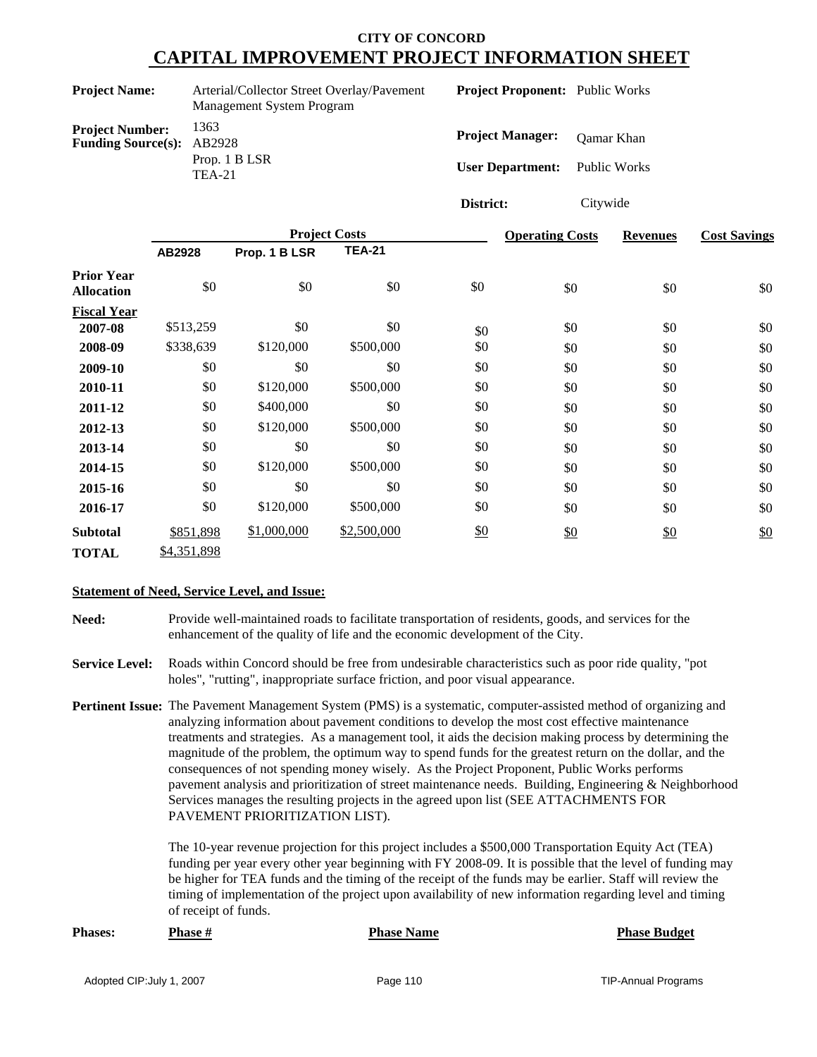# CITY OF CONCORD
## CAPITAL IMPROVEMENT PROJECT INFORMATION SHEET

**Project Name:** Arterial/Collector Street Overlay/Pavement Management System Program

**Project Proponent:** Public Works

**Project Number:** 1363

**Funding Source(s):** AB2928, Prop. 1 B LSR, TEA-21

**Project Manager:** Qamar Khan

**User Department:** Public Works

**District:** Citywide

| | Project Costs | | | | Operating Costs | Revenues | Cost Savings |
|---|---|---|---|---|---|---|---|
| | AB2928 | Prop. 1 B LSR | TEA-21 | | | | |
| **Prior Year Allocation** | $0 | $0 | $0 | $0 | $0 | $0 | $0 |
| **Fiscal Year** | | | | | | | |
| **2007-08** | $513,259 | $0 | $0 | $0 | $0 | $0 | $0 |
| **2008-09** | $338,639 | $120,000 | $500,000 | $0 | $0 | $0 | $0 |
| **2009-10** | $0 | $0 | $0 | $0 | $0 | $0 | $0 |
| **2010-11** | $0 | $120,000 | $500,000 | $0 | $0 | $0 | $0 |
| **2011-12** | $0 | $400,000 | $0 | $0 | $0 | $0 | $0 |
| **2012-13** | $0 | $120,000 | $500,000 | $0 | $0 | $0 | $0 |
| **2013-14** | $0 | $0 | $0 | $0 | $0 | $0 | $0 |
| **2014-15** | $0 | $120,000 | $500,000 | $0 | $0 | $0 | $0 |
| **2015-16** | $0 | $0 | $0 | $0 | $0 | $0 | $0 |
| **2016-17** | $0 | $120,000 | $500,000 | $0 | $0 | $0 | $0 |
| **Subtotal** | $851,898 | $1,000,000 | $2,500,000 | $0 | $0 | $0 | $0 |
| **TOTAL** | $4,351,898 | | | | | | |

### Statement of Need, Service Level, and Issue:

**Need:** Provide well-maintained roads to facilitate transportation of residents, goods, and services for the enhancement of the quality of life and the economic development of the City.

**Service Level:** Roads within Concord should be free from undesirable characteristics such as poor ride quality, "pot holes", "rutting", inappropriate surface friction, and poor visual appearance.

**Pertinent Issue:** The Pavement Management System (PMS) is a systematic, computer-assisted method of organizing and analyzing information about pavement conditions to develop the most cost effective maintenance treatments and strategies. As a management tool, it aids the decision making process by determining the magnitude of the problem, the optimum way to spend funds for the greatest return on the dollar, and the consequences of not spending money wisely. As the Project Proponent, Public Works performs pavement analysis and prioritization of street maintenance needs. Building, Engineering & Neighborhood Services manages the resulting projects in the agreed upon list (SEE ATTACHMENTS FOR PAVEMENT PRIORITIZATION LIST).

The 10-year revenue projection for this project includes a $500,000 Transportation Equity Act (TEA) funding per year every other year beginning with FY 2008-09. It is possible that the level of funding may be higher for TEA funds and the timing of the receipt of the funds may be earlier. Staff will review the timing of implementation of the project upon availability of new information regarding level and timing of receipt of funds.

**Phases:**

| Phase # | Phase Name | Phase Budget |
|---|---|---|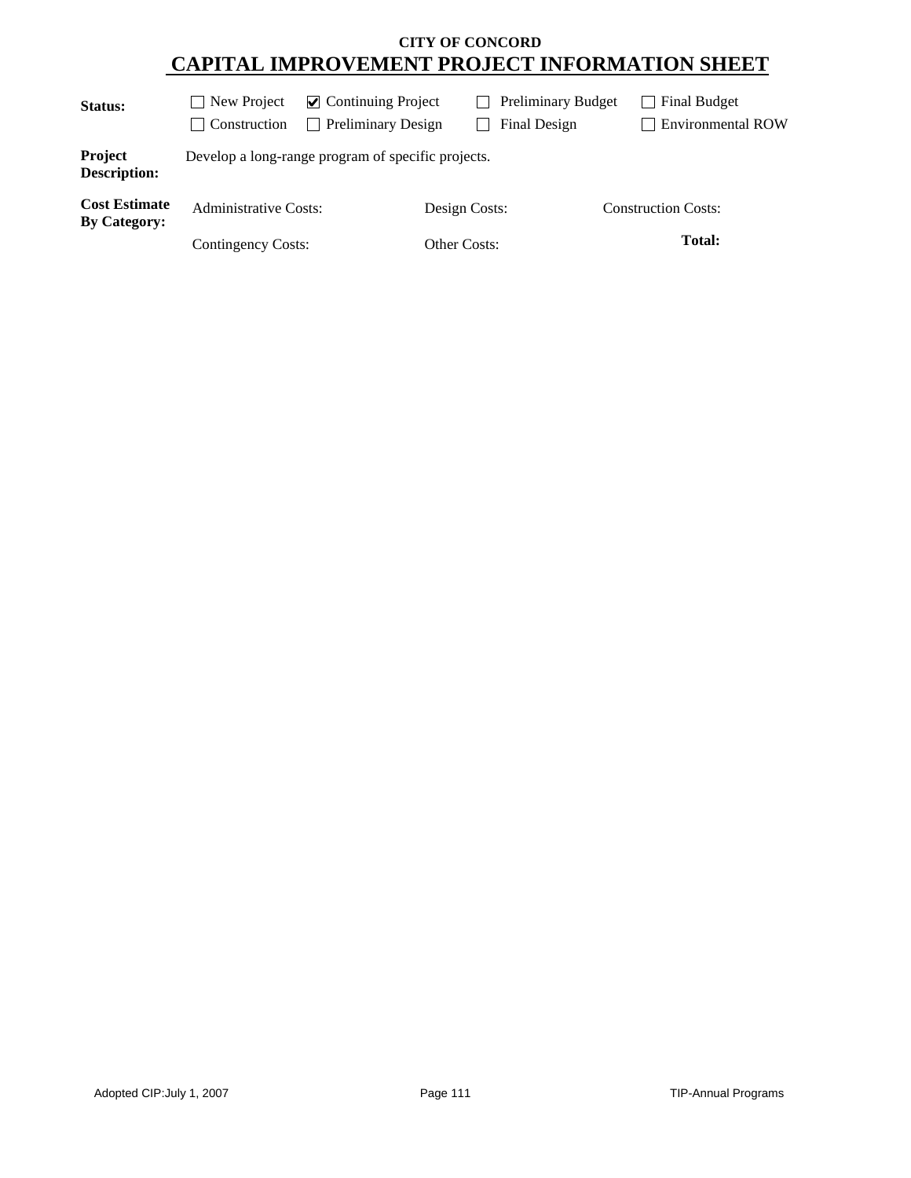**CITY OF CONCORD**

# CAPITAL IMPROVEMENT PROJECT INFORMATION SHEET

| **Status:** | ☐ New Project | ☑ Continuing Project | ☐ Preliminary Budget | ☐ Final Budget |
|---|---|---|---|---|
| | ☐ Construction | ☐ Preliminary Design | ☐ Final Design | ☐ Environmental ROW |

**Project Description:** Develop a long-range program of specific projects.

**Cost Estimate By Category:**

| Administrative Costs: | Design Costs: | Construction Costs: |
|---|---|---|
| Contingency Costs: | Other Costs: | **Total:** |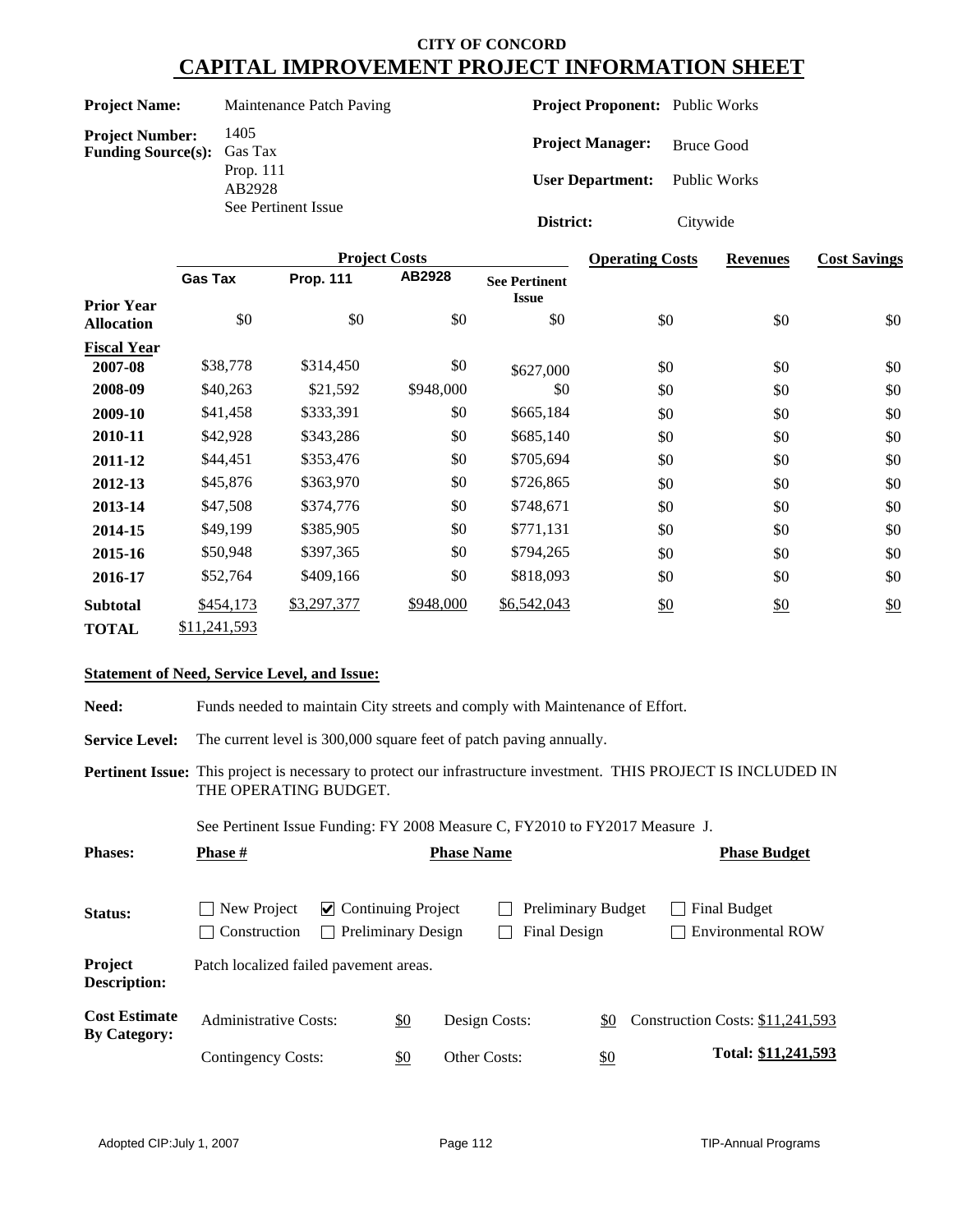**CITY OF CONCORD**

# CAPITAL IMPROVEMENT PROJECT INFORMATION SHEET

**Project Name:** Maintenance Patch Paving

**Project Number:** 1405

**Funding Source(s):** Gas Tax, Prop. 111, AB2928, See Pertinent Issue

**Project Proponent:** Public Works

**Project Manager:** Bruce Good

**User Department:** Public Works

**District:** Citywide

| | Project Costs | | | | Operating Costs | Revenues | Cost Savings |
|---|---|---|---|---|---|---|---|
| | **Gas Tax** | **Prop. 111** | **AB2928** | **See Pertinent Issue** | | | |
| **Prior Year Allocation** | $0 | $0 | $0 | $0 | $0 | $0 | $0 |
| **Fiscal Year** | | | | | | | |
| **2007-08** | $38,778 | $314,450 | $0 | $627,000 | $0 | $0 | $0 |
| **2008-09** | $40,263 | $21,592 | $948,000 | $0 | $0 | $0 | $0 |
| **2009-10** | $41,458 | $333,391 | $0 | $665,184 | $0 | $0 | $0 |
| **2010-11** | $42,928 | $343,286 | $0 | $685,140 | $0 | $0 | $0 |
| **2011-12** | $44,451 | $353,476 | $0 | $705,694 | $0 | $0 | $0 |
| **2012-13** | $45,876 | $363,970 | $0 | $726,865 | $0 | $0 | $0 |
| **2013-14** | $47,508 | $374,776 | $0 | $748,671 | $0 | $0 | $0 |
| **2014-15** | $49,199 | $385,905 | $0 | $771,131 | $0 | $0 | $0 |
| **2015-16** | $50,948 | $397,365 | $0 | $794,265 | $0 | $0 | $0 |
| **2016-17** | $52,764 | $409,166 | $0 | $818,093 | $0 | $0 | $0 |
| **Subtotal** | $454,173 | $3,297,377 | $948,000 | $6,542,043 | $0 | $0 | $0 |
| **TOTAL** | $11,241,593 | | | | | | |

**Statement of Need, Service Level, and Issue:**

**Need:** Funds needed to maintain City streets and comply with Maintenance of Effort.

**Service Level:** The current level is 300,000 square feet of patch paving annually.

**Pertinent Issue:** This project is necessary to protect our infrastructure investment. THIS PROJECT IS INCLUDED IN THE OPERATING BUDGET.

See Pertinent Issue Funding: FY 2008 Measure C, FY2010 to FY2017 Measure J.

**Phases:**

| Phase # | Phase Name | Phase Budget |
|---|---|---|
| | | |

**Status:**

- ☐ New Project
- ☑ Continuing Project
- ☐ Preliminary Budget
- ☐ Final Budget
- ☐ Construction
- ☐ Preliminary Design
- ☐ Final Design
- ☐ Environmental ROW

**Project Description:** Patch localized failed pavement areas.

**Cost Estimate By Category:**

| | | | | | |
|---|---|---|---|---|---|
| Administrative Costs: | $0 | Design Costs: | $0 | Construction Costs: | $11,241,593 |
| Contingency Costs: | $0 | Other Costs: | $0 | **Total:** | **$11,241,593** |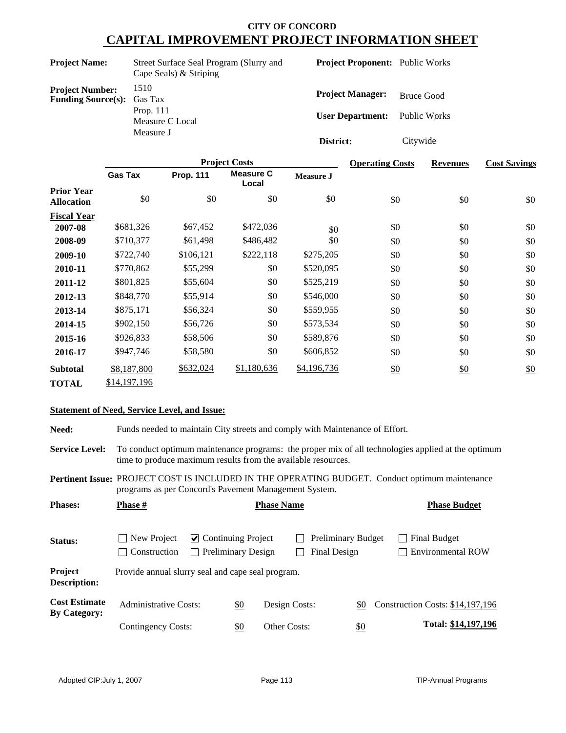# CITY OF CONCORD
# CAPITAL IMPROVEMENT PROJECT INFORMATION SHEET

**Project Name:** Street Surface Seal Program (Slurry and Cape Seals) & Striping

**Project Proponent:** Public Works

**Project Number:** 1510

**Funding Source(s):** Gas Tax, Prop. 111, Measure C Local, Measure J

**Project Manager:** Bruce Good

**User Department:** Public Works

**District:** Citywide

| | Project Costs | | | | Operating Costs | Revenues | Cost Savings |
|---|---|---|---|---|---|---|---|
| | Gas Tax | Prop. 111 | Measure C Local | Measure J | | | |
| **Prior Year Allocation** | $0 | $0 | $0 | $0 | $0 | $0 | $0 |
| **Fiscal Year** | | | | | | | |
| **2007-08** | $681,326 | $67,452 | $472,036 | $0 | $0 | $0 | $0 |
| **2008-09** | $710,377 | $61,498 | $486,482 | $0 | $0 | $0 | $0 |
| **2009-10** | $722,740 | $106,121 | $222,118 | $275,205 | $0 | $0 | $0 |
| **2010-11** | $770,862 | $55,299 | $0 | $520,095 | $0 | $0 | $0 |
| **2011-12** | $801,825 | $55,604 | $0 | $525,219 | $0 | $0 | $0 |
| **2012-13** | $848,770 | $55,914 | $0 | $546,000 | $0 | $0 | $0 |
| **2013-14** | $875,171 | $56,324 | $0 | $559,955 | $0 | $0 | $0 |
| **2014-15** | $902,150 | $56,726 | $0 | $573,534 | $0 | $0 | $0 |
| **2015-16** | $926,833 | $58,506 | $0 | $589,876 | $0 | $0 | $0 |
| **2016-17** | $947,746 | $58,580 | $0 | $606,852 | $0 | $0 | $0 |
| **Subtotal** | $8,187,800 | $632,024 | $1,180,636 | $4,196,736 | $0 | $0 | $0 |
| **TOTAL** | $14,197,196 | | | | | | |

**Statement of Need, Service Level, and Issue:**

**Need:** Funds needed to maintain City streets and comply with Maintenance of Effort.

**Service Level:** To conduct optimum maintenance programs: the proper mix of all technologies applied at the optimum time to produce maximum results from the available resources.

**Pertinent Issue:** PROJECT COST IS INCLUDED IN THE OPERATING BUDGET. Conduct optimum maintenance programs as per Concord's Pavement Management System.

**Phases:**

| Phase # | Phase Name | Phase Budget |
|---|---|---|

**Status:**

- ☐ New Project
- ☑ Continuing Project
- ☐ Preliminary Budget
- ☐ Final Budget
- ☐ Construction
- ☐ Preliminary Design
- ☐ Final Design
- ☐ Environmental ROW

**Project Description:** Provide annual slurry seal and cape seal program.

**Cost Estimate By Category:**

| | | | | |
|---|---|---|---|---|
| Administrative Costs: | $0 | Design Costs: | $0 | Construction Costs: $14,197,196 |
| Contingency Costs: | $0 | Other Costs: | $0 | **Total: $14,197,196** |

Adopted CIP: July 1, 2007 — TIP-Annual Programs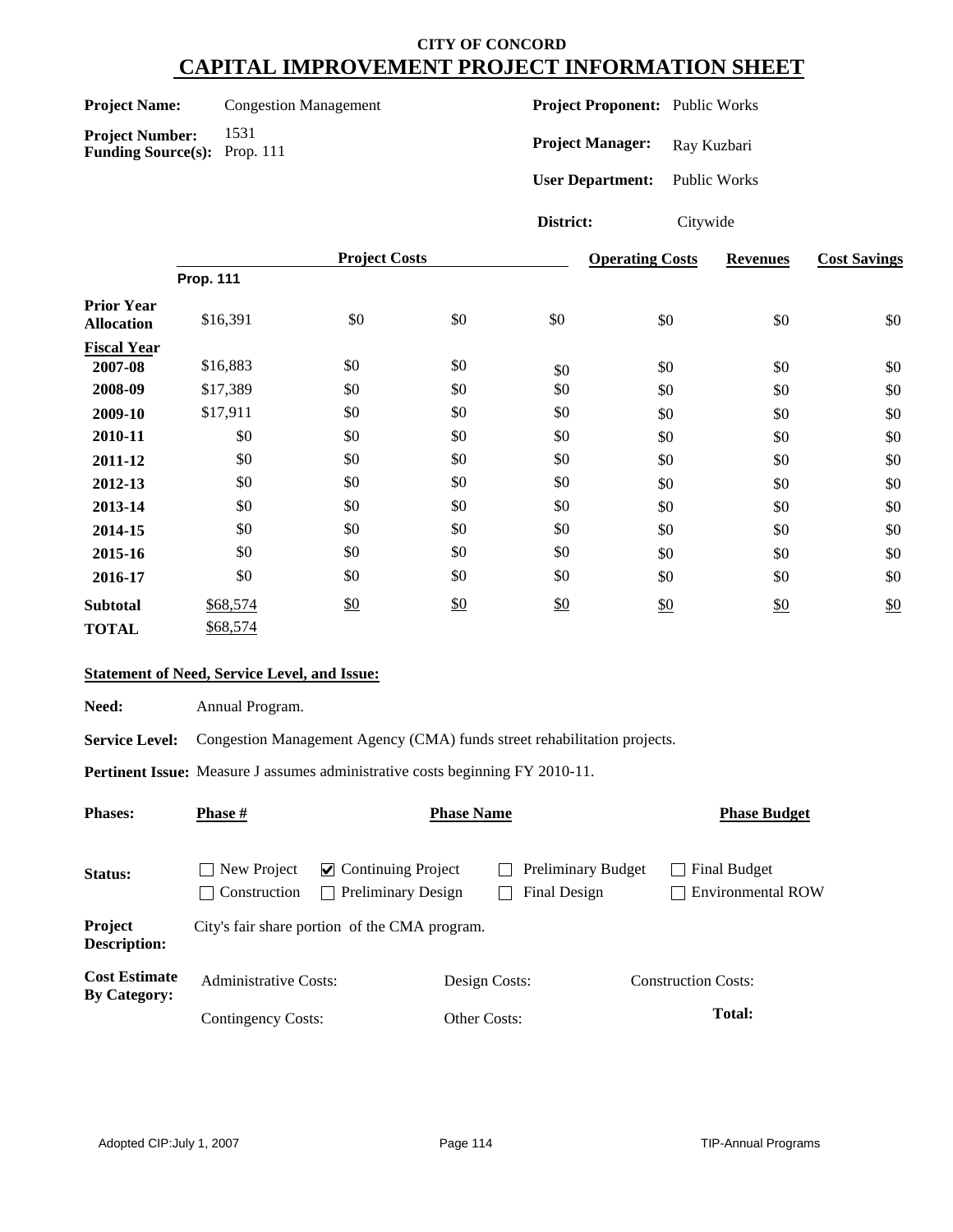# CITY OF CONCORD
# CAPITAL IMPROVEMENT PROJECT INFORMATION SHEET

**Project Name:** Congestion Management

**Project Number:** 1531

**Funding Source(s):** Prop. 111

**Project Proponent:** Public Works

**Project Manager:** Ray Kuzbari

**User Department:** Public Works

**District:** Citywide

| | Project Costs | | | | Operating Costs | Revenues | Cost Savings |
|---|---|---|---|---|---|---|---|
| | **Prop. 111** | | | | | | |
| **Prior Year Allocation** | $16,391 | $0 | $0 | $0 | $0 | $0 | $0 |
| **Fiscal Year** | | | | | | | |
| **2007-08** | $16,883 | $0 | $0 | $0 | $0 | $0 | $0 |
| **2008-09** | $17,389 | $0 | $0 | $0 | $0 | $0 | $0 |
| **2009-10** | $17,911 | $0 | $0 | $0 | $0 | $0 | $0 |
| **2010-11** | $0 | $0 | $0 | $0 | $0 | $0 | $0 |
| **2011-12** | $0 | $0 | $0 | $0 | $0 | $0 | $0 |
| **2012-13** | $0 | $0 | $0 | $0 | $0 | $0 | $0 |
| **2013-14** | $0 | $0 | $0 | $0 | $0 | $0 | $0 |
| **2014-15** | $0 | $0 | $0 | $0 | $0 | $0 | $0 |
| **2015-16** | $0 | $0 | $0 | $0 | $0 | $0 | $0 |
| **2016-17** | $0 | $0 | $0 | $0 | $0 | $0 | $0 |
| **Subtotal** | $68,574 | $0 | $0 | $0 | $0 | $0 | $0 |
| **TOTAL** | $68,574 | | | | | | |

**Statement of Need, Service Level, and Issue:**

**Need:** Annual Program.

**Service Level:** Congestion Management Agency (CMA) funds street rehabilitation projects.

**Pertinent Issue:** Measure J assumes administrative costs beginning FY 2010-11.

**Phases:** **Phase #** **Phase Name** **Phase Budget**

**Status:**

- ☐ New Project
- ☑ Continuing Project
- ☐ Preliminary Budget
- ☐ Final Budget
- ☐ Construction
- ☐ Preliminary Design
- ☐ Final Design
- ☐ Environmental ROW

**Project Description:** City's fair share portion of the CMA program.

**Cost Estimate By Category:**

Administrative Costs: | Design Costs: | Construction Costs:

Contingency Costs: | Other Costs: | **Total:**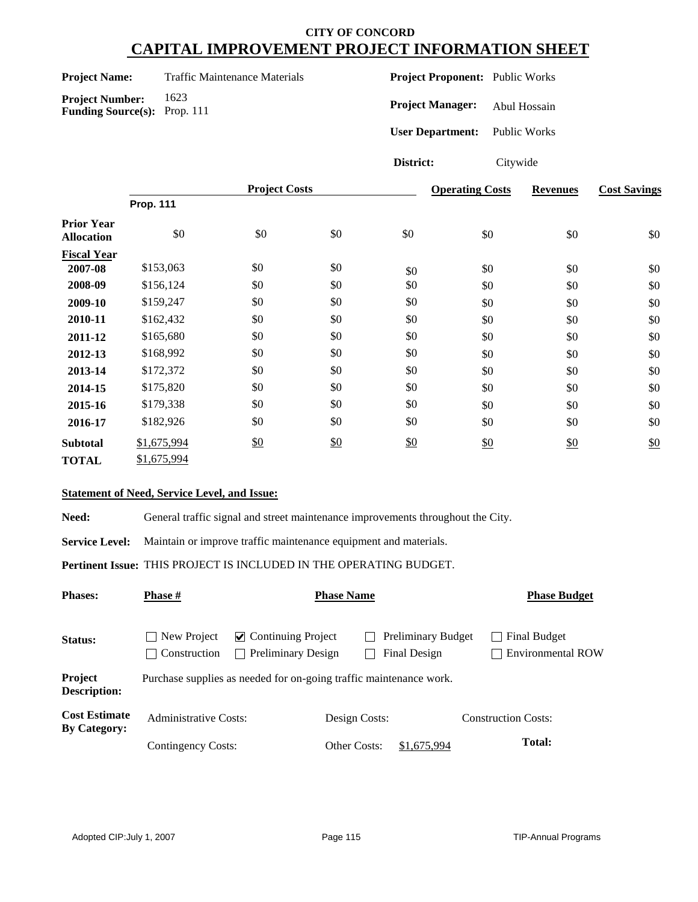**CITY OF CONCORD**

# CAPITAL IMPROVEMENT PROJECT INFORMATION SHEET

**Project Name:** Traffic Maintenance Materials

**Project Number:** 1623

**Funding Source(s):** Prop. 111

**Project Proponent:** Public Works

**Project Manager:** Abul Hossain

**User Department:** Public Works

**District:** Citywide

| | Project Costs | | | | Operating Costs | Revenues | Cost Savings |
|---|---|---|---|---|---|---|---|
| | **Prop. 111** | | | | | | |
| **Prior Year Allocation** | $0 | $0 | $0 | $0 | $0 | $0 | $0 |
| **Fiscal Year** | | | | | | | |
| **2007-08** | $153,063 | $0 | $0 | $0 | $0 | $0 | $0 |
| **2008-09** | $156,124 | $0 | $0 | $0 | $0 | $0 | $0 |
| **2009-10** | $159,247 | $0 | $0 | $0 | $0 | $0 | $0 |
| **2010-11** | $162,432 | $0 | $0 | $0 | $0 | $0 | $0 |
| **2011-12** | $165,680 | $0 | $0 | $0 | $0 | $0 | $0 |
| **2012-13** | $168,992 | $0 | $0 | $0 | $0 | $0 | $0 |
| **2013-14** | $172,372 | $0 | $0 | $0 | $0 | $0 | $0 |
| **2014-15** | $175,820 | $0 | $0 | $0 | $0 | $0 | $0 |
| **2015-16** | $179,338 | $0 | $0 | $0 | $0 | $0 | $0 |
| **2016-17** | $182,926 | $0 | $0 | $0 | $0 | $0 | $0 |
| **Subtotal** | $1,675,994 | $0 | $0 | $0 | $0 | $0 | $0 |
| **TOTAL** | $1,675,994 | | | | | | |

**Statement of Need, Service Level, and Issue:**

**Need:** General traffic signal and street maintenance improvements throughout the City.

**Service Level:** Maintain or improve traffic maintenance equipment and materials.

**Pertinent Issue:** THIS PROJECT IS INCLUDED IN THE OPERATING BUDGET.

**Phases:** **Phase #** **Phase Name** **Phase Budget**

**Status:**

- ☐ New Project
- ☑ Continuing Project
- ☐ Preliminary Budget
- ☐ Final Budget
- ☐ Construction
- ☐ Preliminary Design
- ☐ Final Design
- ☐ Environmental ROW

**Project Description:** Purchase supplies as needed for on-going traffic maintenance work.

**Cost Estimate By Category:**

| | | |
|---|---|---|
| Administrative Costs: | Design Costs: | Construction Costs: |
| Contingency Costs: | Other Costs: $1,675,994 | **Total:** |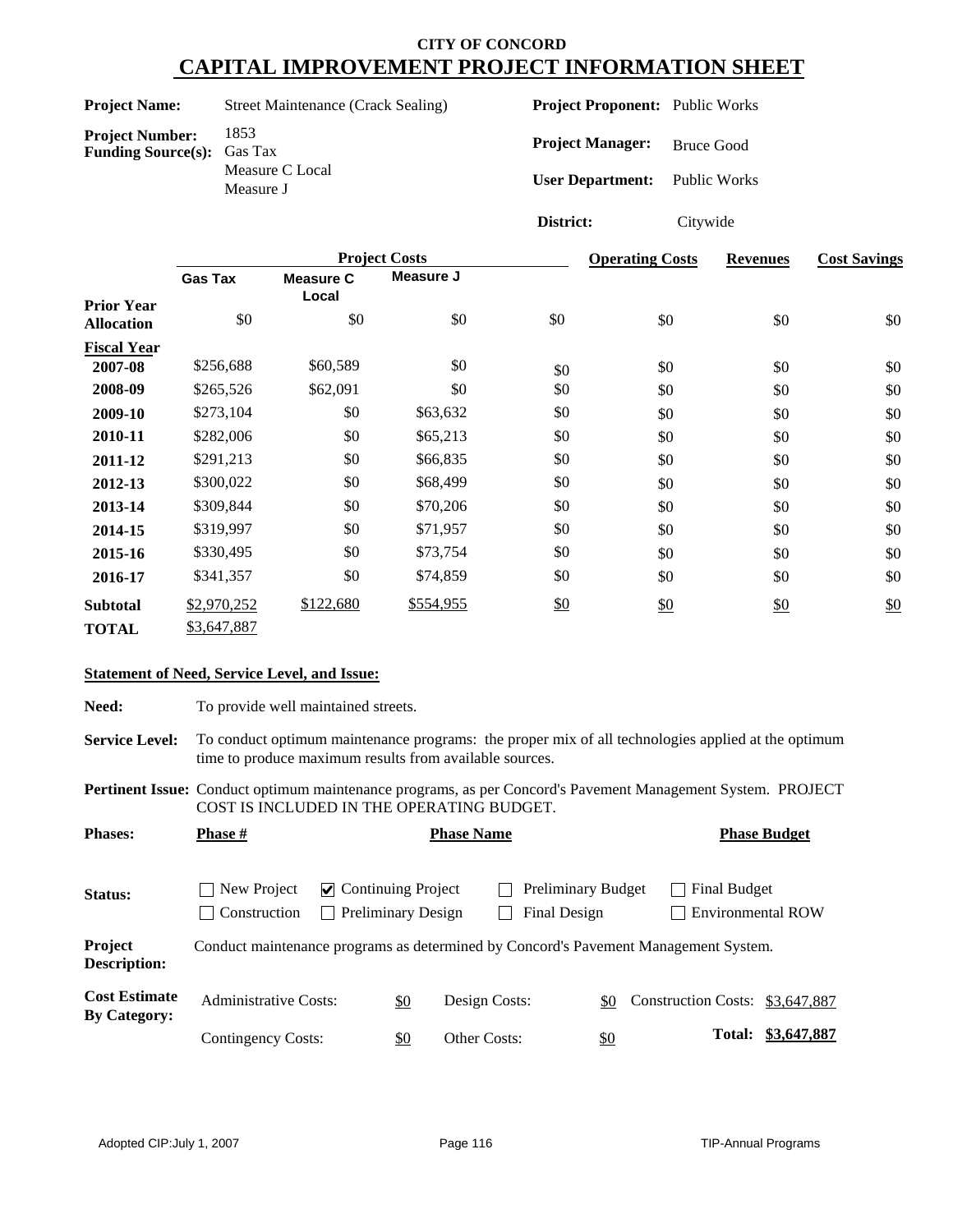# CITY OF CONCORD
## CAPITAL IMPROVEMENT PROJECT INFORMATION SHEET

**Project Name:** Street Maintenance (Crack Sealing)

**Project Number:** 1853

**Funding Source(s):** Gas Tax, Measure C Local, Measure J

**Project Proponent:** Public Works

**Project Manager:** Bruce Good

**User Department:** Public Works

**District:** Citywide

| | Project Costs | | | | Operating Costs | Revenues | Cost Savings |
|---|---|---|---|---|---|---|---|
| | Gas Tax | Measure C Local | Measure J | | | | |
| **Prior Year Allocation** | $0 | $0 | $0 | $0 | $0 | $0 | $0 |
| **Fiscal Year** | | | | | | | |
| **2007-08** | $256,688 | $60,589 | $0 | $0 | $0 | $0 | $0 |
| **2008-09** | $265,526 | $62,091 | $0 | $0 | $0 | $0 | $0 |
| **2009-10** | $273,104 | $0 | $63,632 | $0 | $0 | $0 | $0 |
| **2010-11** | $282,006 | $0 | $65,213 | $0 | $0 | $0 | $0 |
| **2011-12** | $291,213 | $0 | $66,835 | $0 | $0 | $0 | $0 |
| **2012-13** | $300,022 | $0 | $68,499 | $0 | $0 | $0 | $0 |
| **2013-14** | $309,844 | $0 | $70,206 | $0 | $0 | $0 | $0 |
| **2014-15** | $319,997 | $0 | $71,957 | $0 | $0 | $0 | $0 |
| **2015-16** | $330,495 | $0 | $73,754 | $0 | $0 | $0 | $0 |
| **2016-17** | $341,357 | $0 | $74,859 | $0 | $0 | $0 | $0 |
| **Subtotal** | $2,970,252 | $122,680 | $554,955 | $0 | $0 | $0 | $0 |
| **TOTAL** | $3,647,887 | | | | | | |

**Statement of Need, Service Level, and Issue:**

**Need:** To provide well maintained streets.

**Service Level:** To conduct optimum maintenance programs: the proper mix of all technologies applied at the optimum time to produce maximum results from available sources.

**Pertinent Issue:** Conduct optimum maintenance programs, as per Concord's Pavement Management System. PROJECT COST IS INCLUDED IN THE OPERATING BUDGET.

**Phases:**

| Phase # | Phase Name | Phase Budget |
|---|---|---|

**Status:**

- ☐ New Project
- ☑ Continuing Project
- ☐ Preliminary Budget
- ☐ Final Budget
- ☐ Construction
- ☐ Preliminary Design
- ☐ Final Design
- ☐ Environmental ROW

**Project Description:** Conduct maintenance programs as determined by Concord's Pavement Management System.

**Cost Estimate By Category:**

| | | | | | |
|---|---|---|---|---|---|
| Administrative Costs: | $0 | Design Costs: | $0 | Construction Costs: | $3,647,887 |
| Contingency Costs: | $0 | Other Costs: | $0 | **Total:** | **$3,647,887** |

Adopted CIP:July 1, 2007 TIP-Annual Programs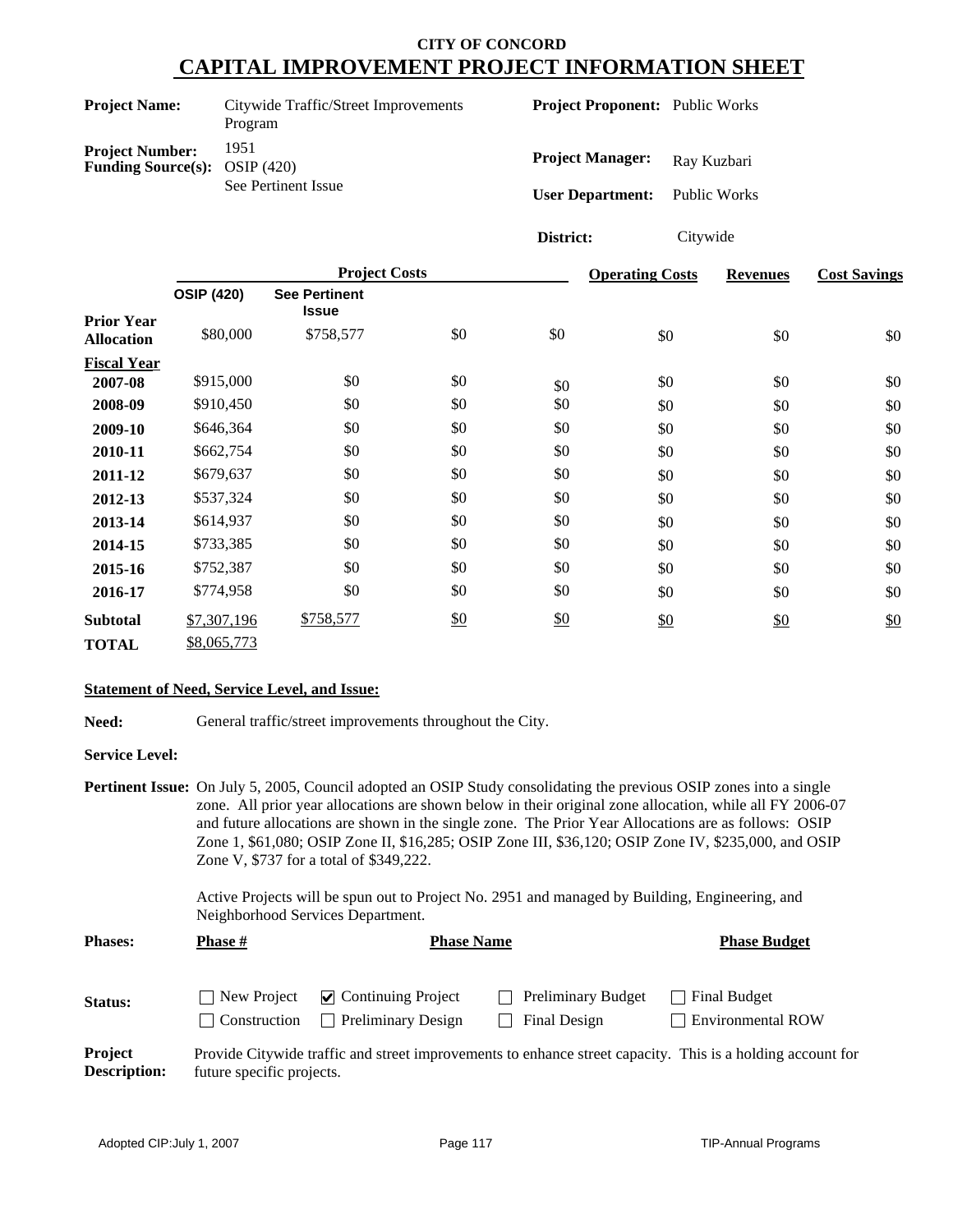# CITY OF CONCORD

## CAPITAL IMPROVEMENT PROJECT INFORMATION SHEET

**Project Name:** Citywide Traffic/Street Improvements Program

**Project Number:** 1951

**Funding Source(s):** OSIP (420)
See Pertinent Issue

**Project Proponent:** Public Works

**Project Manager:** Ray Kuzbari

**User Department:** Public Works

**District:** Citywide

| | Project Costs | | | | Operating Costs | Revenues | Cost Savings |
|---|---|---|---|---|---|---|---|
| | OSIP (420) | See Pertinent Issue | | | | | |
| **Prior Year Allocation** | $80,000 | $758,577 | $0 | $0 | $0 | $0 | $0 |
| **Fiscal Year** | | | | | | | |
| **2007-08** | $915,000 | $0 | $0 | $0 | $0 | $0 | $0 |
| **2008-09** | $910,450 | $0 | $0 | $0 | $0 | $0 | $0 |
| **2009-10** | $646,364 | $0 | $0 | $0 | $0 | $0 | $0 |
| **2010-11** | $662,754 | $0 | $0 | $0 | $0 | $0 | $0 |
| **2011-12** | $679,637 | $0 | $0 | $0 | $0 | $0 | $0 |
| **2012-13** | $537,324 | $0 | $0 | $0 | $0 | $0 | $0 |
| **2013-14** | $614,937 | $0 | $0 | $0 | $0 | $0 | $0 |
| **2014-15** | $733,385 | $0 | $0 | $0 | $0 | $0 | $0 |
| **2015-16** | $752,387 | $0 | $0 | $0 | $0 | $0 | $0 |
| **2016-17** | $774,958 | $0 | $0 | $0 | $0 | $0 | $0 |
| **Subtotal** | $7,307,196 | $758,577 | $0 | $0 | $0 | $0 | $0 |
| **TOTAL** | $8,065,773 | | | | | | |

### Statement of Need, Service Level, and Issue:

**Need:** General traffic/street improvements throughout the City.

**Service Level:**

**Pertinent Issue:** On July 5, 2005, Council adopted an OSIP Study consolidating the previous OSIP zones into a single zone. All prior year allocations are shown below in their original zone allocation, while all FY 2006-07 and future allocations are shown in the single zone. The Prior Year Allocations are as follows: OSIP Zone 1, $61,080; OSIP Zone II, $16,285; OSIP Zone III, $36,120; OSIP Zone IV, $235,000, and OSIP Zone V, $737 for a total of $349,222.

Active Projects will be spun out to Project No. 2951 and managed by Building, Engineering, and Neighborhood Services Department.

| Phases: | Phase # | Phase Name | Phase Budget |
|---|---|---|---|

**Status:**
- ☐ New Project
- ☑ Continuing Project
- ☐ Preliminary Budget
- ☐ Final Budget
- ☐ Construction
- ☐ Preliminary Design
- ☐ Final Design
- ☐ Environmental ROW

**Project Description:** Provide Citywide traffic and street improvements to enhance street capacity. This is a holding account for future specific projects.

Adopted CIP:July 1, 2007 TIP-Annual Programs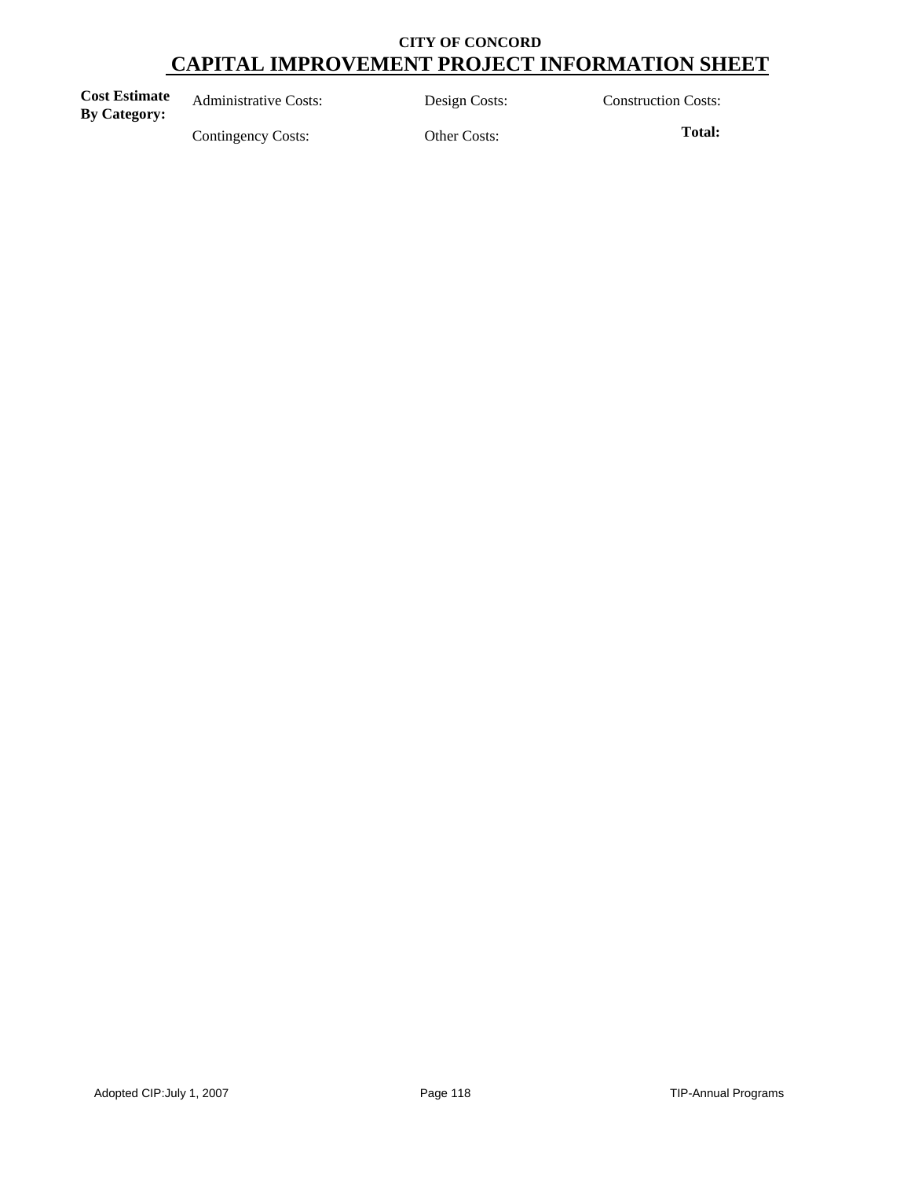**CITY OF CONCORD**

## CAPITAL IMPROVEMENT PROJECT INFORMATION SHEET

| **Cost Estimate By Category:** | Administrative Costs: | Design Costs: | Construction Costs: |
|---|---|---|---|
| | Contingency Costs: | Other Costs: | **Total:** |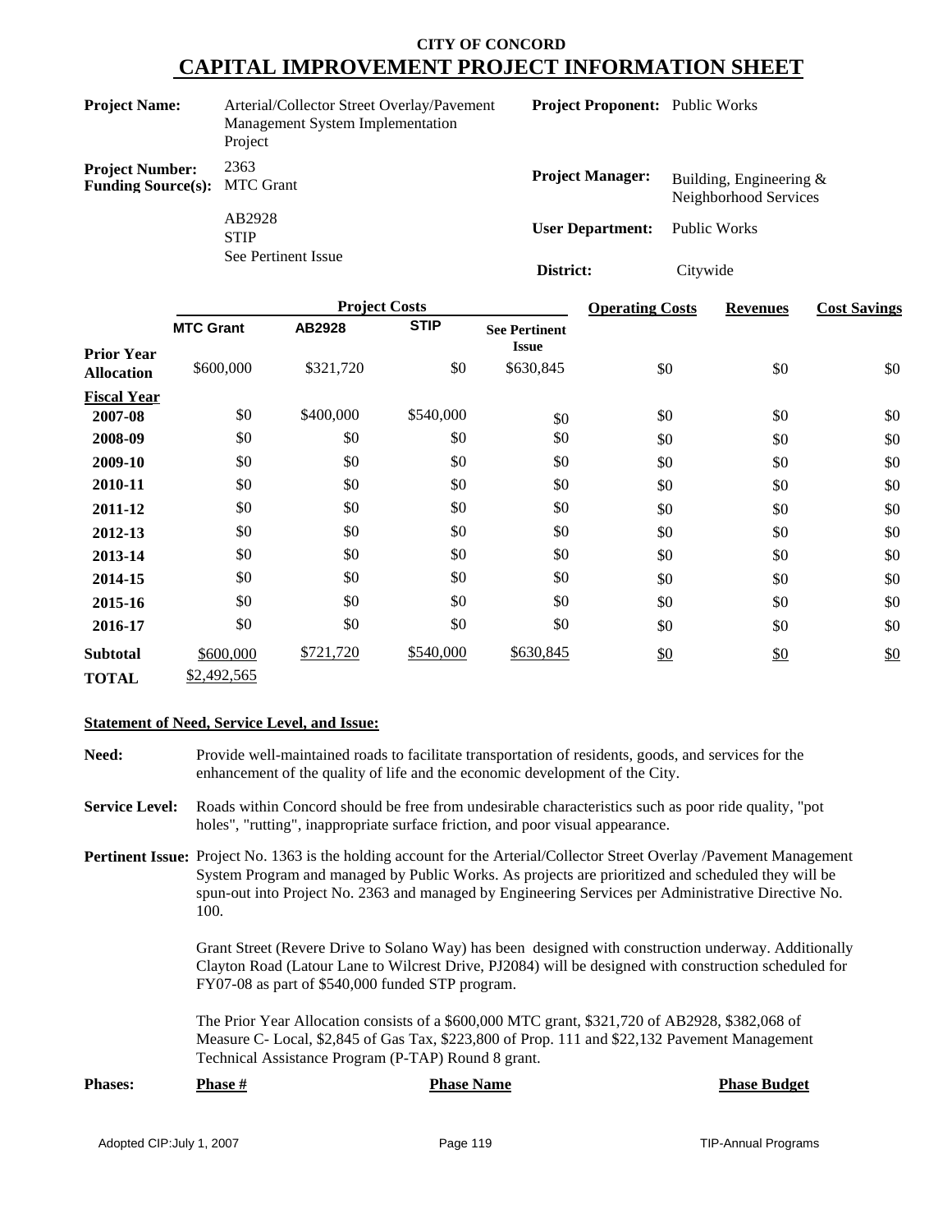# CITY OF CONCORD
## CAPITAL IMPROVEMENT PROJECT INFORMATION SHEET

| | | | |
|---|---|---|---|
| **Project Name:** | Arterial/Collector Street Overlay/Pavement Management System Implementation Project | **Project Proponent:** | Public Works |
| **Project Number:** | 2363 | **Project Manager:** | Building, Engineering & Neighborhood Services |
| **Funding Source(s):** | MTC Grant<br>AB2928<br>STIP<br>See Pertinent Issue | **User Department:** | Public Works |
| | | **District:** | Citywide |

| | Project Costs | | | | Operating Costs | Revenues | Cost Savings |
|---|---|---|---|---|---|---|---|
| | **MTC Grant** | **AB2928** | **STIP** | **See Pertinent Issue** | | | |
| **Prior Year Allocation** | $600,000 | $321,720 | $0 | $630,845 | $0 | $0 | $0 |
| **Fiscal Year** | | | | | | | |
| **2007-08** | $0 | $400,000 | $540,000 | $0 | $0 | $0 | $0 |
| **2008-09** | $0 | $0 | $0 | $0 | $0 | $0 | $0 |
| **2009-10** | $0 | $0 | $0 | $0 | $0 | $0 | $0 |
| **2010-11** | $0 | $0 | $0 | $0 | $0 | $0 | $0 |
| **2011-12** | $0 | $0 | $0 | $0 | $0 | $0 | $0 |
| **2012-13** | $0 | $0 | $0 | $0 | $0 | $0 | $0 |
| **2013-14** | $0 | $0 | $0 | $0 | $0 | $0 | $0 |
| **2014-15** | $0 | $0 | $0 | $0 | $0 | $0 | $0 |
| **2015-16** | $0 | $0 | $0 | $0 | $0 | $0 | $0 |
| **2016-17** | $0 | $0 | $0 | $0 | $0 | $0 | $0 |
| **Subtotal** | $600,000 | $721,720 | $540,000 | $630,845 | $0 | $0 | $0 |
| **TOTAL** | $2,492,565 | | | | | | |

**Statement of Need, Service Level, and Issue:**

**Need:** Provide well-maintained roads to facilitate transportation of residents, goods, and services for the enhancement of the quality of life and the economic development of the City.

**Service Level:** Roads within Concord should be free from undesirable characteristics such as poor ride quality, "pot holes", "rutting", inappropriate surface friction, and poor visual appearance.

**Pertinent Issue:** Project No. 1363 is the holding account for the Arterial/Collector Street Overlay /Pavement Management System Program and managed by Public Works. As projects are prioritized and scheduled they will be spun-out into Project No. 2363 and managed by Engineering Services per Administrative Directive No. 100.

Grant Street (Revere Drive to Solano Way) has been designed with construction underway. Additionally Clayton Road (Latour Lane to Wilcrest Drive, PJ2084) will be designed with construction scheduled for FY07-08 as part of $540,000 funded STP program.

The Prior Year Allocation consists of a $600,000 MTC grant, $321,720 of AB2928, $382,068 of Measure C- Local, $2,845 of Gas Tax, $223,800 of Prop. 111 and $22,132 Pavement Management Technical Assistance Program (P-TAP) Round 8 grant.

| **Phases:** | **Phase #** | **Phase Name** | **Phase Budget** |
|---|---|---|---|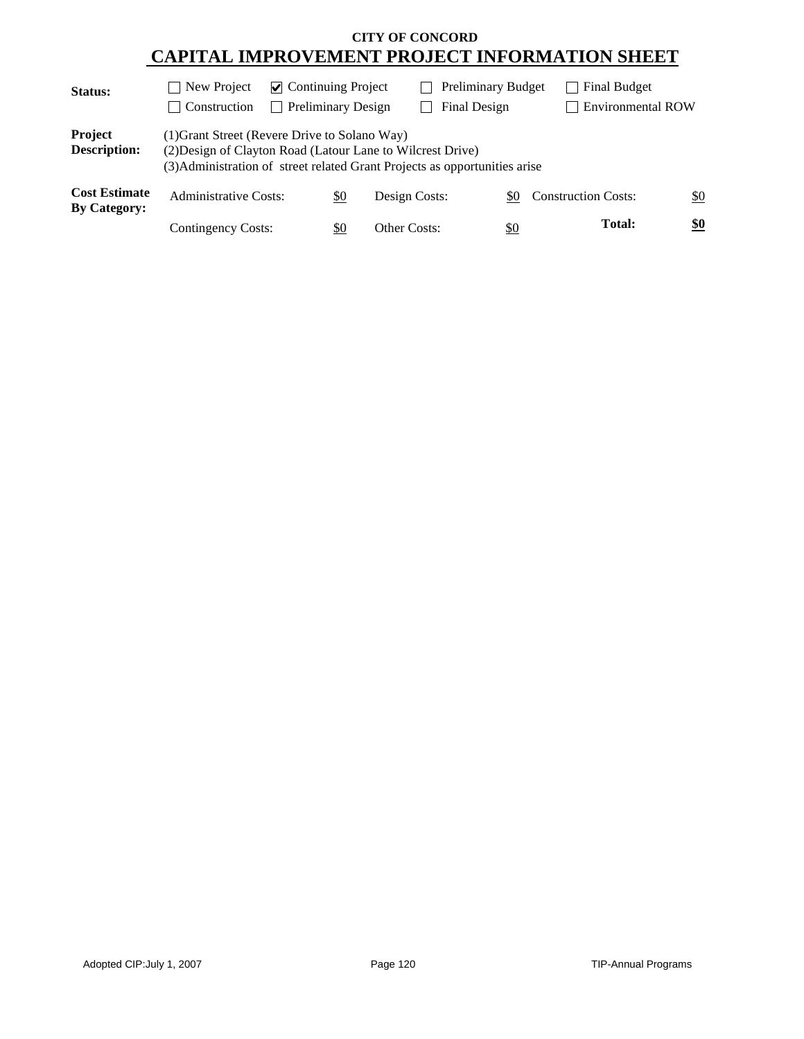**CITY OF CONCORD**

# CAPITAL IMPROVEMENT PROJECT INFORMATION SHEET

| | | | | |
|---|---|---|---|---|
| **Status:** | ☐ New Project | ☑ Continuing Project | ☐ Preliminary Budget | ☐ Final Budget |
| | ☐ Construction | ☐ Preliminary Design | ☐ Final Design | ☐ Environmental ROW |

**Project Description:**

(1)Grant Street (Revere Drive to Solano Way)
(2)Design of Clayton Road (Latour Lane to Wilcrest Drive)
(3)Administration of street related Grant Projects as opportunities arise

**Cost Estimate By Category:**

| | | | | | |
|---|---|---|---|---|---|
| Administrative Costs: | $0 | Design Costs: | $0 | Construction Costs: | $0 |
| Contingency Costs: | $0 | Other Costs: | $0 | **Total:** | **$0** |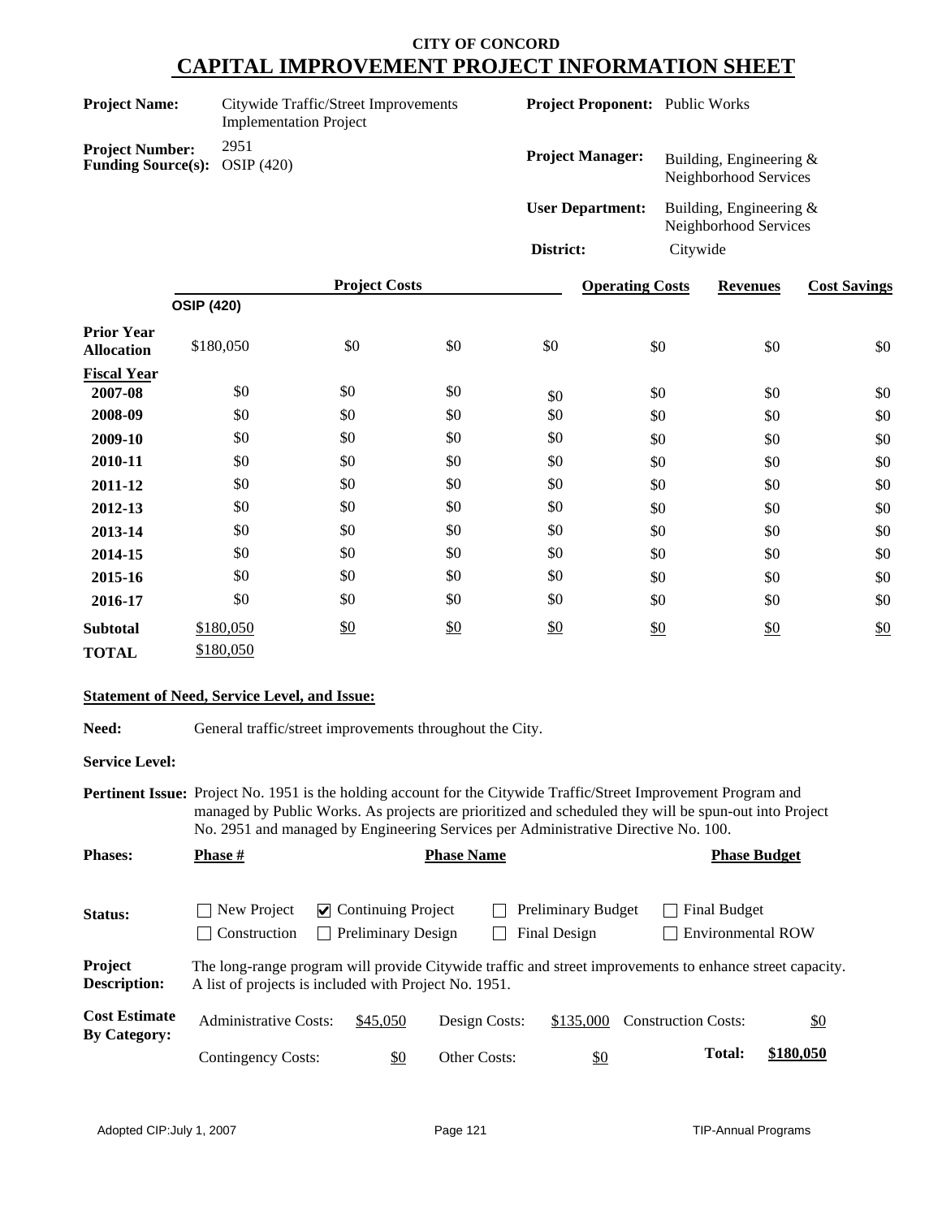**CITY OF CONCORD**

# CAPITAL IMPROVEMENT PROJECT INFORMATION SHEET

| | | | |
|---|---|---|---|
| **Project Name:** | Citywide Traffic/Street Improvements Implementation Project | **Project Proponent:** | Public Works |
| **Project Number:** | 2951 | **Project Manager:** | Building, Engineering & Neighborhood Services |
| **Funding Source(s):** | OSIP (420) | **User Department:** | Building, Engineering & Neighborhood Services |
| | | **District:** | Citywide |

| | Project Costs | | | | Operating Costs | Revenues | Cost Savings |
|---|---|---|---|---|---|---|---|
| | OSIP (420) | | | | | | |
| **Prior Year Allocation** | $180,050 | $0 | $0 | $0 | $0 | $0 | $0 |
| **Fiscal Year** | | | | | | | |
| **2007-08** | $0 | $0 | $0 | $0 | $0 | $0 | $0 |
| **2008-09** | $0 | $0 | $0 | $0 | $0 | $0 | $0 |
| **2009-10** | $0 | $0 | $0 | $0 | $0 | $0 | $0 |
| **2010-11** | $0 | $0 | $0 | $0 | $0 | $0 | $0 |
| **2011-12** | $0 | $0 | $0 | $0 | $0 | $0 | $0 |
| **2012-13** | $0 | $0 | $0 | $0 | $0 | $0 | $0 |
| **2013-14** | $0 | $0 | $0 | $0 | $0 | $0 | $0 |
| **2014-15** | $0 | $0 | $0 | $0 | $0 | $0 | $0 |
| **2015-16** | $0 | $0 | $0 | $0 | $0 | $0 | $0 |
| **2016-17** | $0 | $0 | $0 | $0 | $0 | $0 | $0 |
| **Subtotal** | $180,050 | $0 | $0 | $0 | $0 | $0 | $0 |
| **TOTAL** | $180,050 | | | | | | |

**Statement of Need, Service Level, and Issue:**

**Need:** General traffic/street improvements throughout the City.

**Service Level:**

**Pertinent Issue:** Project No. 1951 is the holding account for the Citywide Traffic/Street Improvement Program and managed by Public Works. As projects are prioritized and scheduled they will be spun-out into Project No. 2951 and managed by Engineering Services per Administrative Directive No. 100.

**Phases:** **Phase #** — **Phase Name** — **Phase Budget**

**Status:**
- ☐ New Project
- ☑ Continuing Project
- ☐ Preliminary Budget
- ☐ Final Budget
- ☐ Construction
- ☐ Preliminary Design
- ☐ Final Design
- ☐ Environmental ROW

**Project Description:** The long-range program will provide Citywide traffic and street improvements to enhance street capacity. A list of projects is included with Project No. 1951.

**Cost Estimate By Category:**

| | | | | | |
|---|---|---|---|---|---|
| Administrative Costs: | $45,050 | Design Costs: | $135,000 | Construction Costs: | $0 |
| Contingency Costs: | $0 | Other Costs: | $0 | **Total:** | **$180,050** |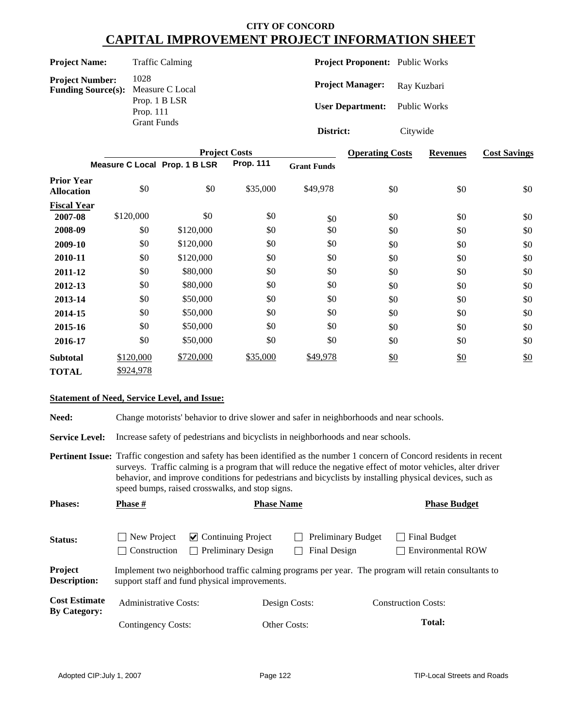# CITY OF CONCORD
# CAPITAL IMPROVEMENT PROJECT INFORMATION SHEET

**Project Name:** Traffic Calming

**Project Number:** 1028

**Funding Source(s):** Measure C Local, Prop. 1 B LSR, Prop. 111, Grant Funds

**Project Proponent:** Public Works

**Project Manager:** Ray Kuzbari

**User Department:** Public Works

**District:** Citywide

| | Project Costs | | | | Operating Costs | Revenues | Cost Savings |
|---|---|---|---|---|---|---|---|
| | Measure C Local | Prop. 1 B LSR | Prop. 111 | Grant Funds | | | |
| **Prior Year Allocation** | $0 | $0 | $35,000 | $49,978 | $0 | $0 | $0 |
| **Fiscal Year** | | | | | | | |
| **2007-08** | $120,000 | $0 | $0 | $0 | $0 | $0 | $0 |
| **2008-09** | $0 | $120,000 | $0 | $0 | $0 | $0 | $0 |
| **2009-10** | $0 | $120,000 | $0 | $0 | $0 | $0 | $0 |
| **2010-11** | $0 | $120,000 | $0 | $0 | $0 | $0 | $0 |
| **2011-12** | $0 | $80,000 | $0 | $0 | $0 | $0 | $0 |
| **2012-13** | $0 | $80,000 | $0 | $0 | $0 | $0 | $0 |
| **2013-14** | $0 | $50,000 | $0 | $0 | $0 | $0 | $0 |
| **2014-15** | $0 | $50,000 | $0 | $0 | $0 | $0 | $0 |
| **2015-16** | $0 | $50,000 | $0 | $0 | $0 | $0 | $0 |
| **2016-17** | $0 | $50,000 | $0 | $0 | $0 | $0 | $0 |
| **Subtotal** | $120,000 | $720,000 | $35,000 | $49,978 | $0 | $0 | $0 |
| **TOTAL** | $924,978 | | | | | | |

**Statement of Need, Service Level, and Issue:**

**Need:** Change motorists' behavior to drive slower and safer in neighborhoods and near schools.

**Service Level:** Increase safety of pedestrians and bicyclists in neighborhoods and near schools.

**Pertinent Issue:** Traffic congestion and safety has been identified as the number 1 concern of Concord residents in recent surveys. Traffic calming is a program that will reduce the negative effect of motor vehicles, alter driver behavior, and improve conditions for pedestrians and bicyclists by installing physical devices, such as speed bumps, raised crosswalks, and stop signs.

**Phases:**

| Phase # | Phase Name | Phase Budget |
|---|---|---|

**Status:**

- ☐ New Project
- ☑ Continuing Project
- ☐ Preliminary Budget
- ☐ Final Budget
- ☐ Construction
- ☐ Preliminary Design
- ☐ Final Design
- ☐ Environmental ROW

**Project Description:** Implement two neighborhood traffic calming programs per year. The program will retain consultants to support staff and fund physical improvements.

**Cost Estimate By Category:**

| Administrative Costs: | Design Costs: | Construction Costs: |
|---|---|---|
| Contingency Costs: | Other Costs: | **Total:** |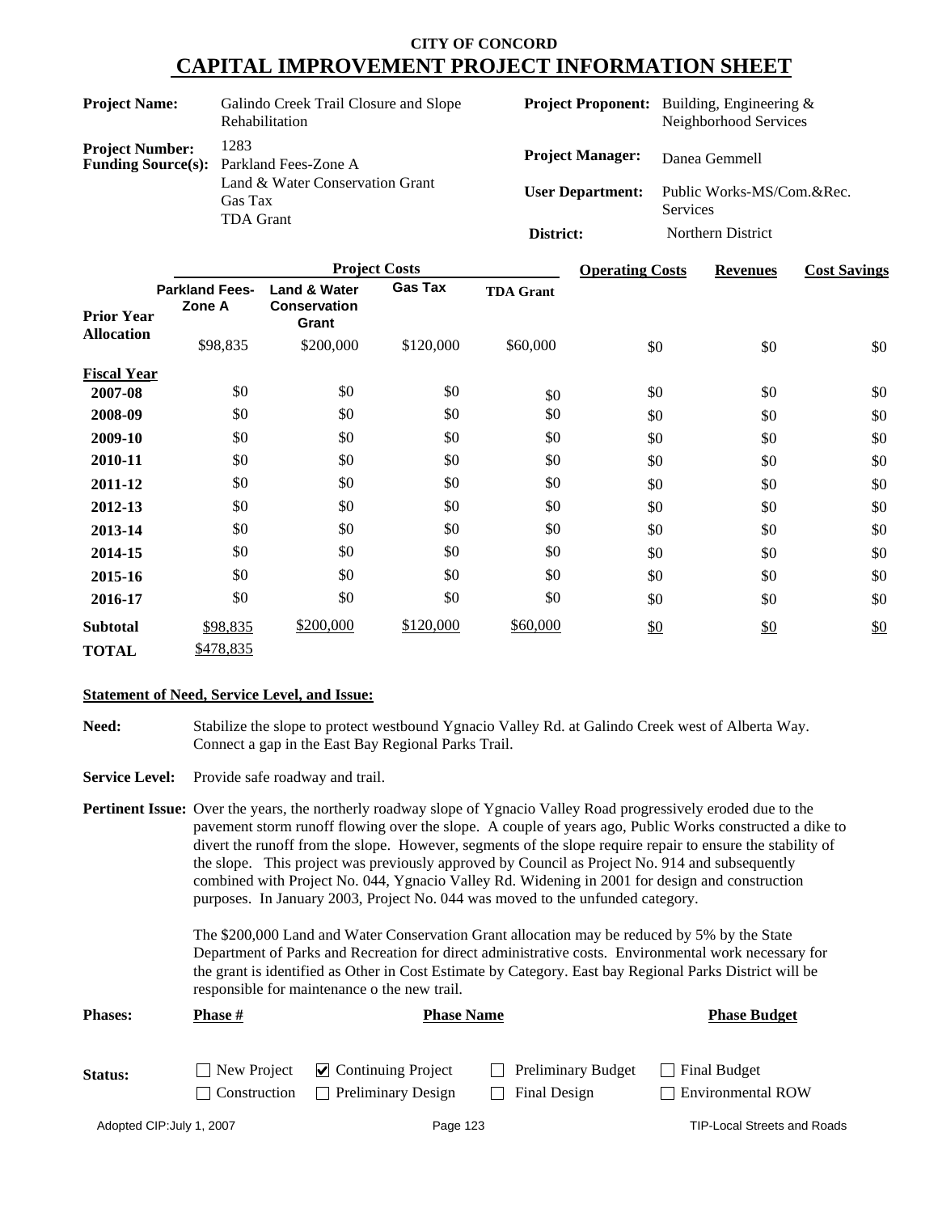# CITY OF CONCORD
## CAPITAL IMPROVEMENT PROJECT INFORMATION SHEET

| | | | |
|---|---|---|---|
| **Project Name:** | Galindo Creek Trail Closure and Slope Rehabilitation | **Project Proponent:** | Building, Engineering & Neighborhood Services |
| **Project Number:** | 1283 | **Project Manager:** | Danea Gemmell |
| **Funding Source(s):** | Parkland Fees-Zone A<br>Land & Water Conservation Grant<br>Gas Tax<br>TDA Grant | **User Department:** | Public Works-MS/Com.&Rec. Services |
| | | **District:** | Northern District |

| | Project Costs | | | | Operating Costs | Revenues | Cost Savings |
|---|---|---|---|---|---|---|---|
| | **Parkland Fees-Zone A** | **Land & Water Conservation Grant** | **Gas Tax** | **TDA Grant** | | | |
| **Prior Year Allocation** | $98,835 | $200,000 | $120,000 | $60,000 | $0 | $0 | $0 |
| **Fiscal Year** | | | | | | | |
| **2007-08** | $0 | $0 | $0 | $0 | $0 | $0 | $0 |
| **2008-09** | $0 | $0 | $0 | $0 | $0 | $0 | $0 |
| **2009-10** | $0 | $0 | $0 | $0 | $0 | $0 | $0 |
| **2010-11** | $0 | $0 | $0 | $0 | $0 | $0 | $0 |
| **2011-12** | $0 | $0 | $0 | $0 | $0 | $0 | $0 |
| **2012-13** | $0 | $0 | $0 | $0 | $0 | $0 | $0 |
| **2013-14** | $0 | $0 | $0 | $0 | $0 | $0 | $0 |
| **2014-15** | $0 | $0 | $0 | $0 | $0 | $0 | $0 |
| **2015-16** | $0 | $0 | $0 | $0 | $0 | $0 | $0 |
| **2016-17** | $0 | $0 | $0 | $0 | $0 | $0 | $0 |
| **Subtotal** | $98,835 | $200,000 | $120,000 | $60,000 | $0 | $0 | $0 |
| **TOTAL** | $478,835 | | | | | | |

**Statement of Need, Service Level, and Issue:**

**Need:** Stabilize the slope to protect westbound Ygnacio Valley Rd. at Galindo Creek west of Alberta Way. Connect a gap in the East Bay Regional Parks Trail.

**Service Level:** Provide safe roadway and trail.

**Pertinent Issue:** Over the years, the northerly roadway slope of Ygnacio Valley Road progressively eroded due to the pavement storm runoff flowing over the slope. A couple of years ago, Public Works constructed a dike to divert the runoff from the slope. However, segments of the slope require repair to ensure the stability of the slope. This project was previously approved by Council as Project No. 914 and subsequently combined with Project No. 044, Ygnacio Valley Rd. Widening in 2001 for design and construction purposes. In January 2003, Project No. 044 was moved to the unfunded category.

The $200,000 Land and Water Conservation Grant allocation may be reduced by 5% by the State Department of Parks and Recreation for direct administrative costs. Environmental work necessary for the grant is identified as Other in Cost Estimate by Category. East bay Regional Parks District will be responsible for maintenance o the new trail.

| **Phases:** | **Phase #** | **Phase Name** | **Phase Budget** |
|---|---|---|---|

**Status:**

- ☐ New Project
- ☑ Continuing Project
- ☐ Preliminary Budget
- ☐ Final Budget
- ☐ Construction
- ☐ Preliminary Design
- ☐ Final Design
- ☐ Environmental ROW

Adopted CIP:July 1, 2007 — TIP-Local Streets and Roads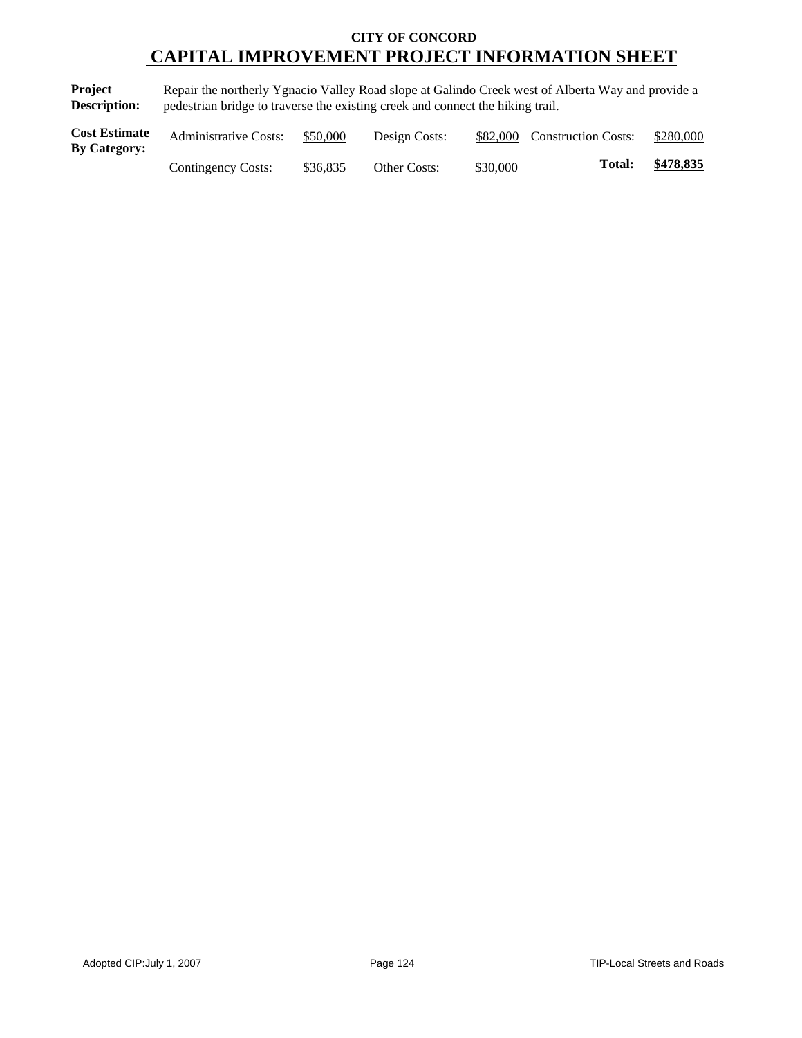**CITY OF CONCORD**

# CAPITAL IMPROVEMENT PROJECT INFORMATION SHEET

**Project Description:** Repair the northerly Ygnacio Valley Road slope at Galindo Creek west of Alberta Way and provide a pedestrian bridge to traverse the existing creek and connect the hiking trail.

**Cost Estimate By Category:**

| | | | | | |
|---|---|---|---|---|---|
| Administrative Costs: | $50,000 | Design Costs: | $82,000 | Construction Costs: | $280,000 |
| Contingency Costs: | $36,835 | Other Costs: | $30,000 | **Total:** | **$478,835** |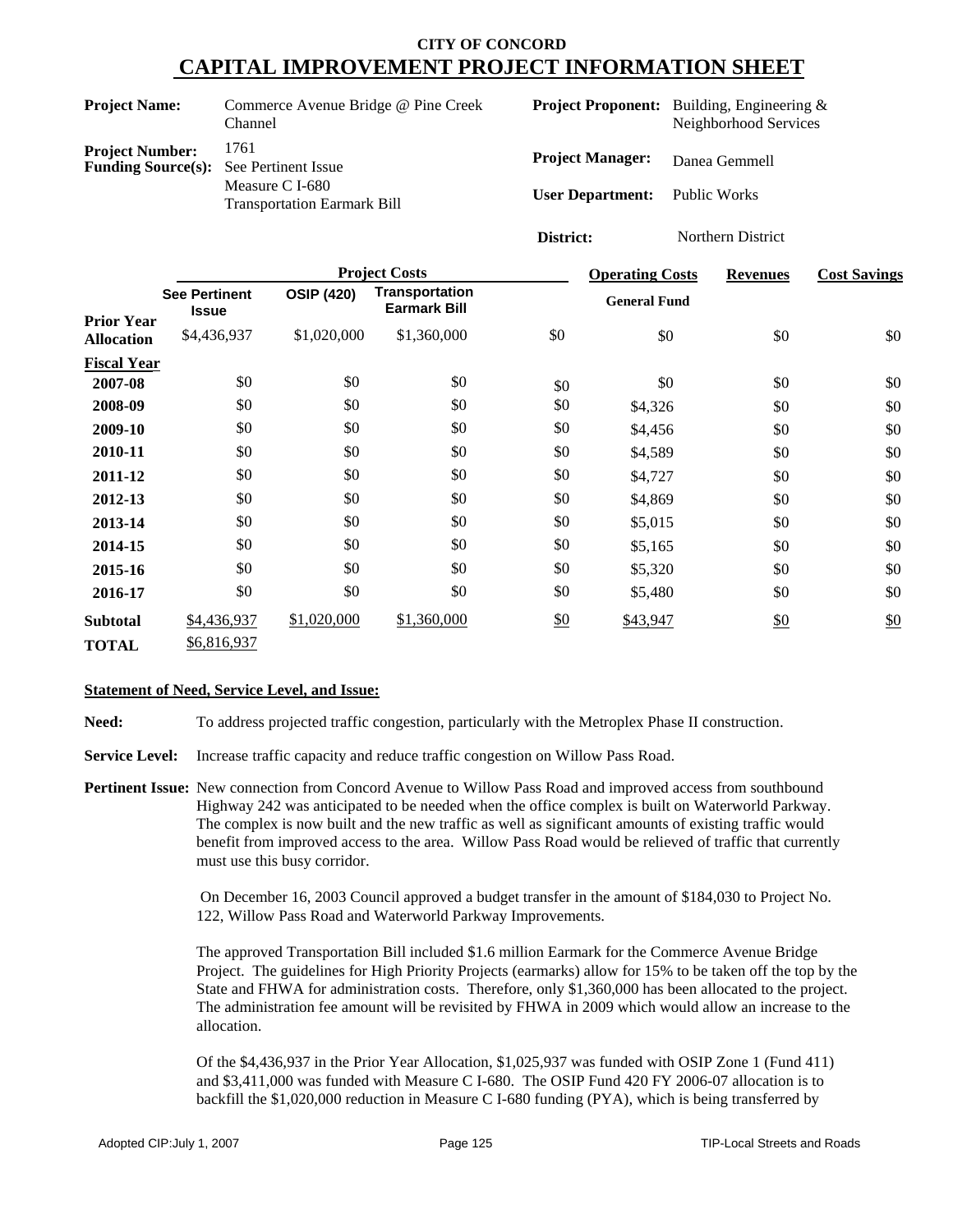# CITY OF CONCORD
## CAPITAL IMPROVEMENT PROJECT INFORMATION SHEET

| | | | |
|---|---|---|---|
| **Project Name:** | Commerce Avenue Bridge @ Pine Creek Channel | **Project Proponent:** | Building, Engineering & Neighborhood Services |
| **Project Number:** | 1761 | **Project Manager:** | Danea Gemmell |
| **Funding Source(s):** | See Pertinent Issue<br>Measure C I-680<br>Transportation Earmark Bill | **User Department:** | Public Works |
| | | **District:** | Northern District |

| | Project Costs | | | | Operating Costs | Revenues | Cost Savings |
|---|---|---|---|---|---|---|---|
| | **See Pertinent Issue** | **OSIP (420)** | **Transportation Earmark Bill** | | **General Fund** | | |
| **Prior Year Allocation** | $4,436,937 | $1,020,000 | $1,360,000 | $0 | $0 | $0 | $0 |
| **Fiscal Year** | | | | | | | |
| **2007-08** | $0 | $0 | $0 | $0 | $0 | $0 | $0 |
| **2008-09** | $0 | $0 | $0 | $0 | $4,326 | $0 | $0 |
| **2009-10** | $0 | $0 | $0 | $0 | $4,456 | $0 | $0 |
| **2010-11** | $0 | $0 | $0 | $0 | $4,589 | $0 | $0 |
| **2011-12** | $0 | $0 | $0 | $0 | $4,727 | $0 | $0 |
| **2012-13** | $0 | $0 | $0 | $0 | $4,869 | $0 | $0 |
| **2013-14** | $0 | $0 | $0 | $0 | $5,015 | $0 | $0 |
| **2014-15** | $0 | $0 | $0 | $0 | $5,165 | $0 | $0 |
| **2015-16** | $0 | $0 | $0 | $0 | $5,320 | $0 | $0 |
| **2016-17** | $0 | $0 | $0 | $0 | $5,480 | $0 | $0 |
| **Subtotal** | $4,436,937 | $1,020,000 | $1,360,000 | $0 | $43,947 | $0 | $0 |
| **TOTAL** | $6,816,937 | | | | | | |

**Statement of Need, Service Level, and Issue:**

**Need:** To address projected traffic congestion, particularly with the Metroplex Phase II construction.

**Service Level:** Increase traffic capacity and reduce traffic congestion on Willow Pass Road.

**Pertinent Issue:** New connection from Concord Avenue to Willow Pass Road and improved access from southbound Highway 242 was anticipated to be needed when the office complex is built on Waterworld Parkway. The complex is now built and the new traffic as well as significant amounts of existing traffic would benefit from improved access to the area. Willow Pass Road would be relieved of traffic that currently must use this busy corridor.

On December 16, 2003 Council approved a budget transfer in the amount of $184,030 to Project No. 122, Willow Pass Road and Waterworld Parkway Improvements.

The approved Transportation Bill included $1.6 million Earmark for the Commerce Avenue Bridge Project. The guidelines for High Priority Projects (earmarks) allow for 15% to be taken off the top by the State and FHWA for administration costs. Therefore, only $1,360,000 has been allocated to the project. The administration fee amount will be revisited by FHWA in 2009 which would allow an increase to the allocation.

Of the $4,436,937 in the Prior Year Allocation, $1,025,937 was funded with OSIP Zone 1 (Fund 411) and $3,411,000 was funded with Measure C I-680. The OSIP Fund 420 FY 2006-07 allocation is to backfill the $1,020,000 reduction in Measure C I-680 funding (PYA), which is being transferred by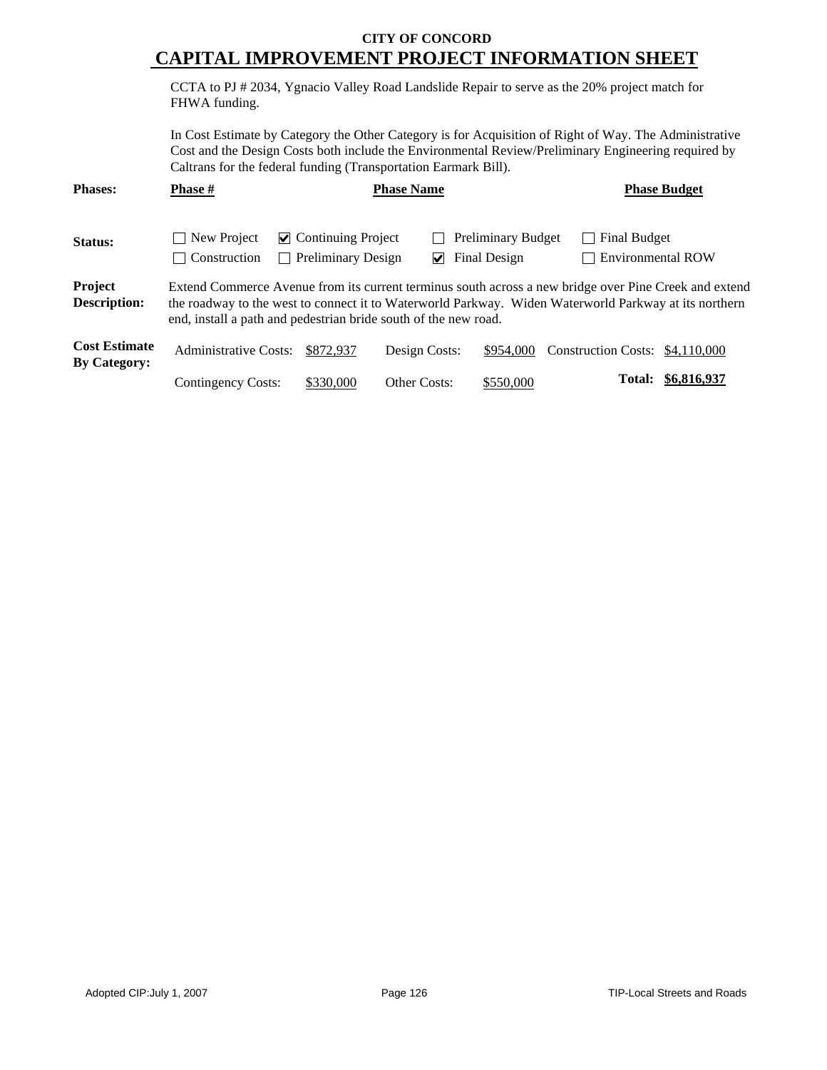**CITY OF CONCORD**

# CAPITAL IMPROVEMENT PROJECT INFORMATION SHEET

CCTA to PJ # 2034, Ygnacio Valley Road Landslide Repair to serve as the 20% project match for FHWA funding.

In Cost Estimate by Category the Other Category is for Acquisition of Right of Way. The Administrative Cost and the Design Costs both include the Environmental Review/Preliminary Engineering required by Caltrans for the federal funding (Transportation Earmark Bill).

**Phases:** **Phase #** | **Phase Name** | **Phase Budget**

**Status:**

- ☐ New Project
- ☑ Continuing Project
- ☐ Preliminary Budget
- ☐ Final Budget
- ☐ Construction
- ☐ Preliminary Design
- ☑ Final Design
- ☐ Environmental ROW

**Project Description:** Extend Commerce Avenue from its current terminus south across a new bridge over Pine Creek and extend the roadway to the west to connect it to Waterworld Parkway. Widen Waterworld Parkway at its northern end, install a path and pedestrian bride south of the new road.

**Cost Estimate By Category:**

| | | | | | |
|---|---|---|---|---|---|
| Administrative Costs: | $872,937 | Design Costs: | $954,000 | Construction Costs: | $4,110,000 |
| Contingency Costs: | $330,000 | Other Costs: | $550,000 | **Total:** | **$6,816,937** |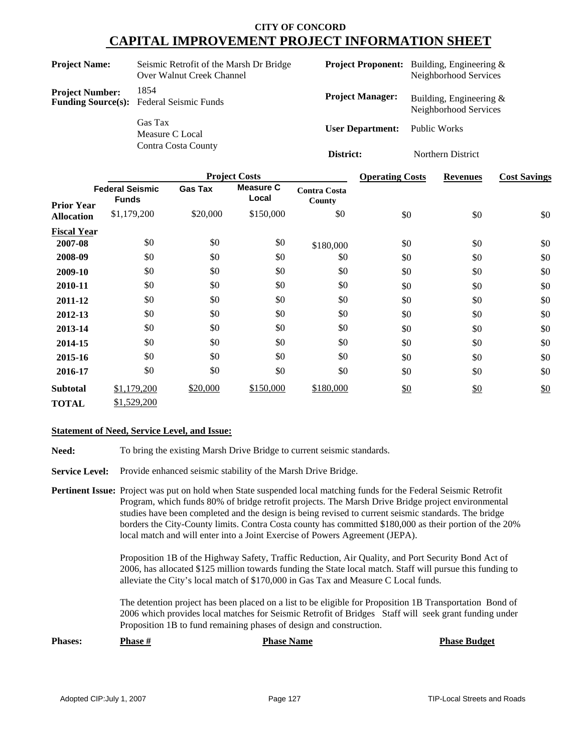# CITY OF CONCORD

## CAPITAL IMPROVEMENT PROJECT INFORMATION SHEET

**Project Name:** Seismic Retrofit of the Marsh Dr Bridge Over Walnut Creek Channel

**Project Number:** 1854

**Funding Source(s):** Federal Seismic Funds
Gas Tax
Measure C Local
Contra Costa County

**Project Proponent:** Building, Engineering & Neighborhood Services

**Project Manager:** Building, Engineering & Neighborhood Services

**User Department:** Public Works

**District:** Northern District

| | Project Costs | | | | Operating Costs | Revenues | Cost Savings |
|---|---|---|---|---|---|---|---|
| | **Federal Seismic Funds** | **Gas Tax** | **Measure C Local** | **Contra Costa County** | | | |
| **Prior Year Allocation** | $1,179,200 | $20,000 | $150,000 | $0 | $0 | $0 | $0 |
| **Fiscal Year** | | | | | | | |
| **2007-08** | $0 | $0 | $0 | $180,000 | $0 | $0 | $0 |
| **2008-09** | $0 | $0 | $0 | $0 | $0 | $0 | $0 |
| **2009-10** | $0 | $0 | $0 | $0 | $0 | $0 | $0 |
| **2010-11** | $0 | $0 | $0 | $0 | $0 | $0 | $0 |
| **2011-12** | $0 | $0 | $0 | $0 | $0 | $0 | $0 |
| **2012-13** | $0 | $0 | $0 | $0 | $0 | $0 | $0 |
| **2013-14** | $0 | $0 | $0 | $0 | $0 | $0 | $0 |
| **2014-15** | $0 | $0 | $0 | $0 | $0 | $0 | $0 |
| **2015-16** | $0 | $0 | $0 | $0 | $0 | $0 | $0 |
| **2016-17** | $0 | $0 | $0 | $0 | $0 | $0 | $0 |
| **Subtotal** | $1,179,200 | $20,000 | $150,000 | $180,000 | $0 | $0 | $0 |
| **TOTAL** | $1,529,200 | | | | | | |

**Statement of Need, Service Level, and Issue:**

**Need:** To bring the existing Marsh Drive Bridge to current seismic standards.

**Service Level:** Provide enhanced seismic stability of the Marsh Drive Bridge.

**Pertinent Issue:** Project was put on hold when State suspended local matching funds for the Federal Seismic Retrofit Program, which funds 80% of bridge retrofit projects. The Marsh Drive Bridge project environmental studies have been completed and the design is being revised to current seismic standards. The bridge borders the City-County limits. Contra Costa county has committed $180,000 as their portion of the 20% local match and will enter into a Joint Exercise of Powers Agreement (JEPA).

Proposition 1B of the Highway Safety, Traffic Reduction, Air Quality, and Port Security Bond Act of 2006, has allocated $125 million towards funding the State local match. Staff will pursue this funding to alleviate the City's local match of $170,000 in Gas Tax and Measure C Local funds.

The detention project has been placed on a list to be eligible for Proposition 1B Transportation Bond of 2006 which provides local matches for Seismic Retrofit of Bridges Staff will seek grant funding under Proposition 1B to fund remaining phases of design and construction.

| **Phases:** | **Phase #** | **Phase Name** | **Phase Budget** |
|---|---|---|---|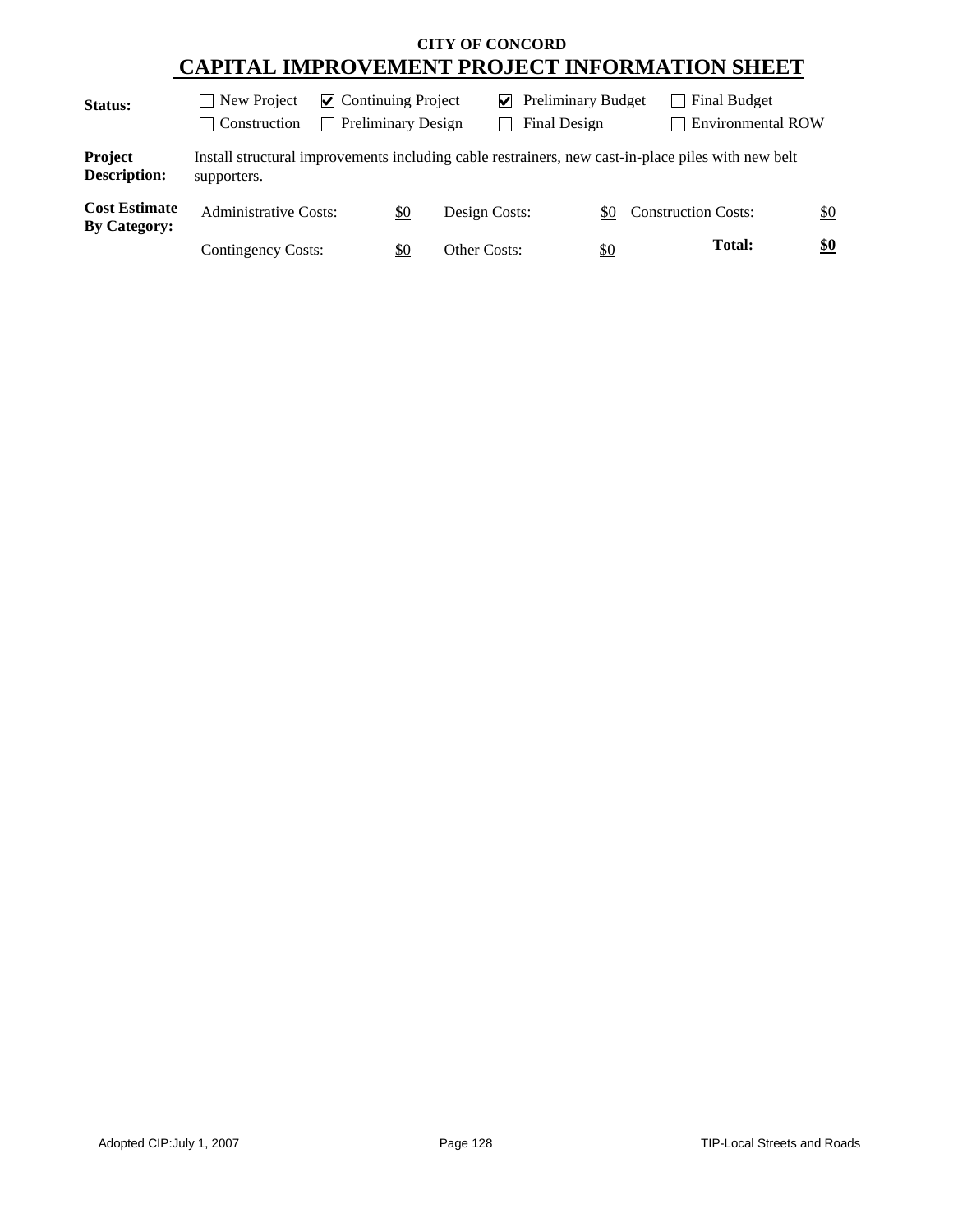**CITY OF CONCORD**

# CAPITAL IMPROVEMENT PROJECT INFORMATION SHEET

| | | | | |
|---|---|---|---|---|
| **Status:** | ☐ New Project | ☑ Continuing Project | ☑ Preliminary Budget | ☐ Final Budget |
| | ☐ Construction | ☐ Preliminary Design | ☐ Final Design | ☐ Environmental ROW |

**Project Description:** Install structural improvements including cable restrainers, new cast-in-place piles with new belt supporters.

**Cost Estimate By Category:**

| | | | | | |
|---|---|---|---|---|---|
| Administrative Costs: | $0 | Design Costs: | $0 | Construction Costs: | $0 |
| Contingency Costs: | $0 | Other Costs: | $0 | **Total:** | **$0** |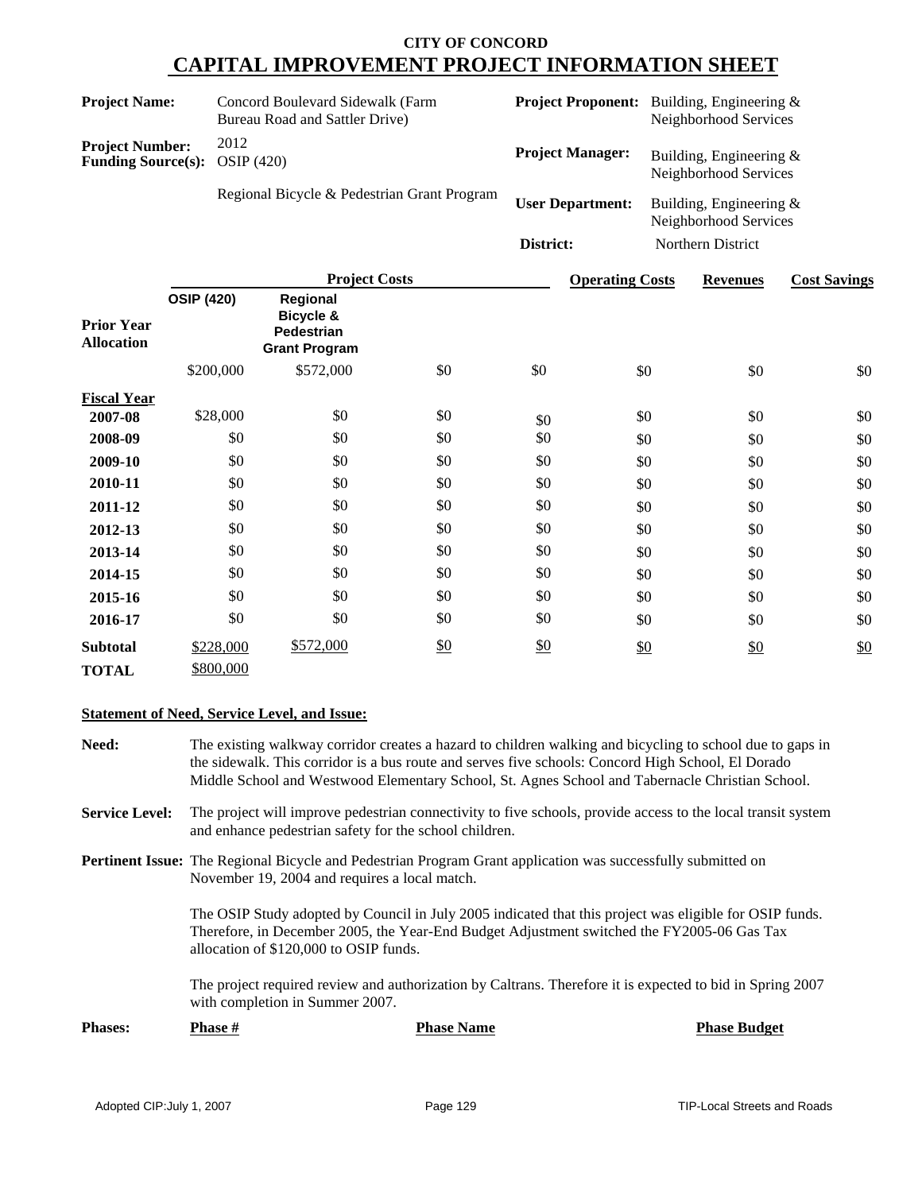**CITY OF CONCORD**

# CAPITAL IMPROVEMENT PROJECT INFORMATION SHEET

| | | | |
|---|---|---|---|
| **Project Name:** | Concord Boulevard Sidewalk (Farm Bureau Road and Sattler Drive) | **Project Proponent:** | Building, Engineering & Neighborhood Services |
| **Project Number:** | 2012 | **Project Manager:** | Building, Engineering & Neighborhood Services |
| **Funding Source(s):** | OSIP (420)<br>Regional Bicycle & Pedestrian Grant Program | **User Department:** | Building, Engineering & Neighborhood Services |
| | | **District:** | Northern District |

| | **Project Costs** | | | | **Operating Costs** | **Revenues** | **Cost Savings** |
|---|---|---|---|---|---|---|---|
| **Prior Year Allocation** | **OSIP (420)** | **Regional Bicycle & Pedestrian Grant Program** | | | | | |
| | $200,000 | $572,000 | $0 | $0 | $0 | $0 | $0 |
| **Fiscal Year** | | | | | | | |
| **2007-08** | $28,000 | $0 | $0 | $0 | $0 | $0 | $0 |
| **2008-09** | $0 | $0 | $0 | $0 | $0 | $0 | $0 |
| **2009-10** | $0 | $0 | $0 | $0 | $0 | $0 | $0 |
| **2010-11** | $0 | $0 | $0 | $0 | $0 | $0 | $0 |
| **2011-12** | $0 | $0 | $0 | $0 | $0 | $0 | $0 |
| **2012-13** | $0 | $0 | $0 | $0 | $0 | $0 | $0 |
| **2013-14** | $0 | $0 | $0 | $0 | $0 | $0 | $0 |
| **2014-15** | $0 | $0 | $0 | $0 | $0 | $0 | $0 |
| **2015-16** | $0 | $0 | $0 | $0 | $0 | $0 | $0 |
| **2016-17** | $0 | $0 | $0 | $0 | $0 | $0 | $0 |
| **Subtotal** | $228,000 | $572,000 | $0 | $0 | $0 | $0 | $0 |
| **TOTAL** | $800,000 | | | | | | |

**Statement of Need, Service Level, and Issue:**

**Need:** The existing walkway corridor creates a hazard to children walking and bicycling to school due to gaps in the sidewalk. This corridor is a bus route and serves five schools: Concord High School, El Dorado Middle School and Westwood Elementary School, St. Agnes School and Tabernacle Christian School.

**Service Level:** The project will improve pedestrian connectivity to five schools, provide access to the local transit system and enhance pedestrian safety for the school children.

**Pertinent Issue:** The Regional Bicycle and Pedestrian Program Grant application was successfully submitted on November 19, 2004 and requires a local match.

The OSIP Study adopted by Council in July 2005 indicated that this project was eligible for OSIP funds. Therefore, in December 2005, the Year-End Budget Adjustment switched the FY2005-06 Gas Tax allocation of $120,000 to OSIP funds.

The project required review and authorization by Caltrans. Therefore it is expected to bid in Spring 2007 with completion in Summer 2007.

| **Phases:** | **Phase #** | **Phase Name** | **Phase Budget** |
|---|---|---|---|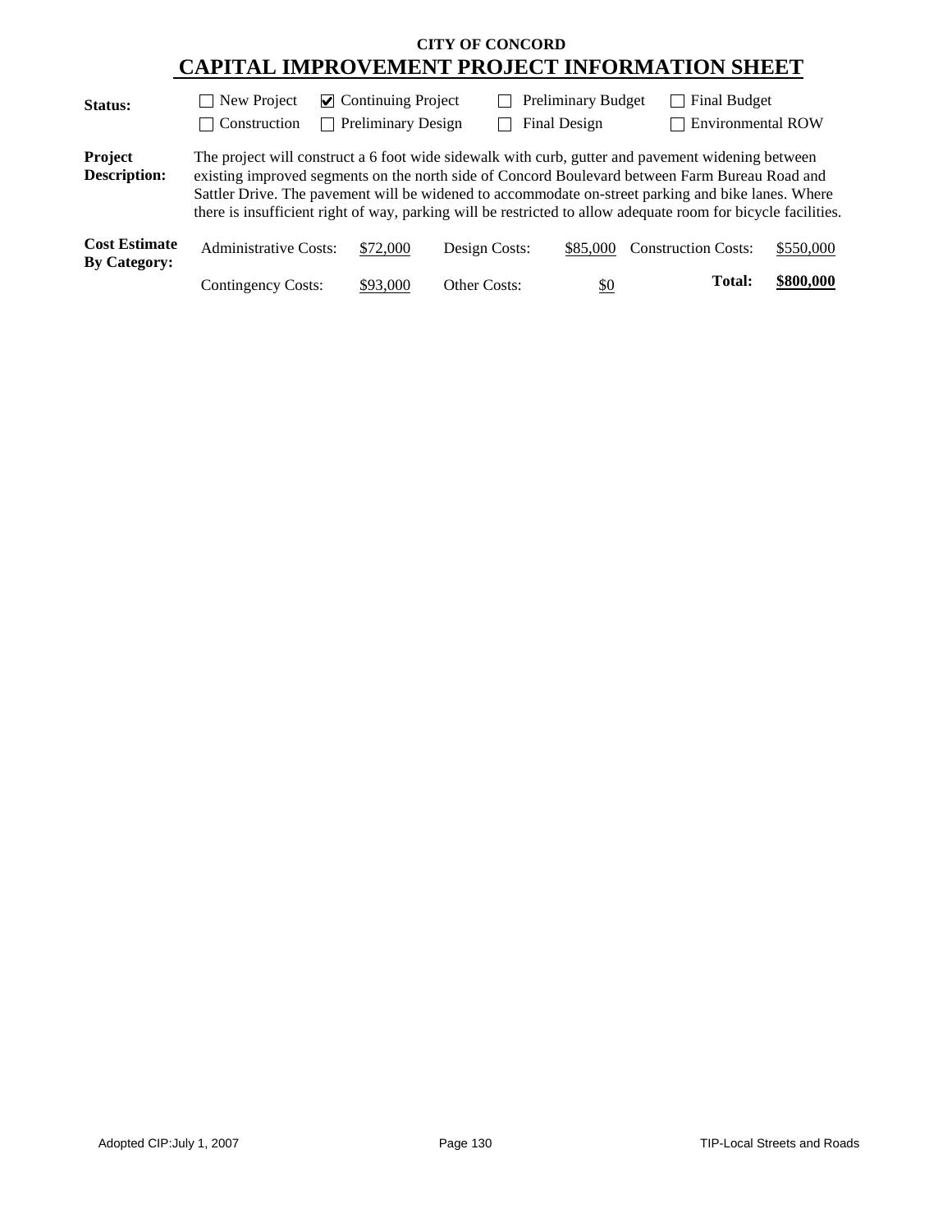**CITY OF CONCORD**

# CAPITAL IMPROVEMENT PROJECT INFORMATION SHEET

| | | | | |
|---|---|---|---|---|
| **Status:** | ☐ New Project | ☑ Continuing Project | ☐ Preliminary Budget | ☐ Final Budget |
| | ☐ Construction | ☐ Preliminary Design | ☐ Final Design | ☐ Environmental ROW |

**Project Description:** The project will construct a 6 foot wide sidewalk with curb, gutter and pavement widening between existing improved segments on the north side of Concord Boulevard between Farm Bureau Road and Sattler Drive. The pavement will be widened to accommodate on-street parking and bike lanes. Where there is insufficient right of way, parking will be restricted to allow adequate room for bicycle facilities.

| **Cost Estimate By Category:** | | | | | |
|---|---|---|---|---|---|
| Administrative Costs: | $72,000 | Design Costs: | $85,000 | Construction Costs: | $550,000 |
| Contingency Costs: | $93,000 | Other Costs: | $0 | **Total:** | **$800,000** |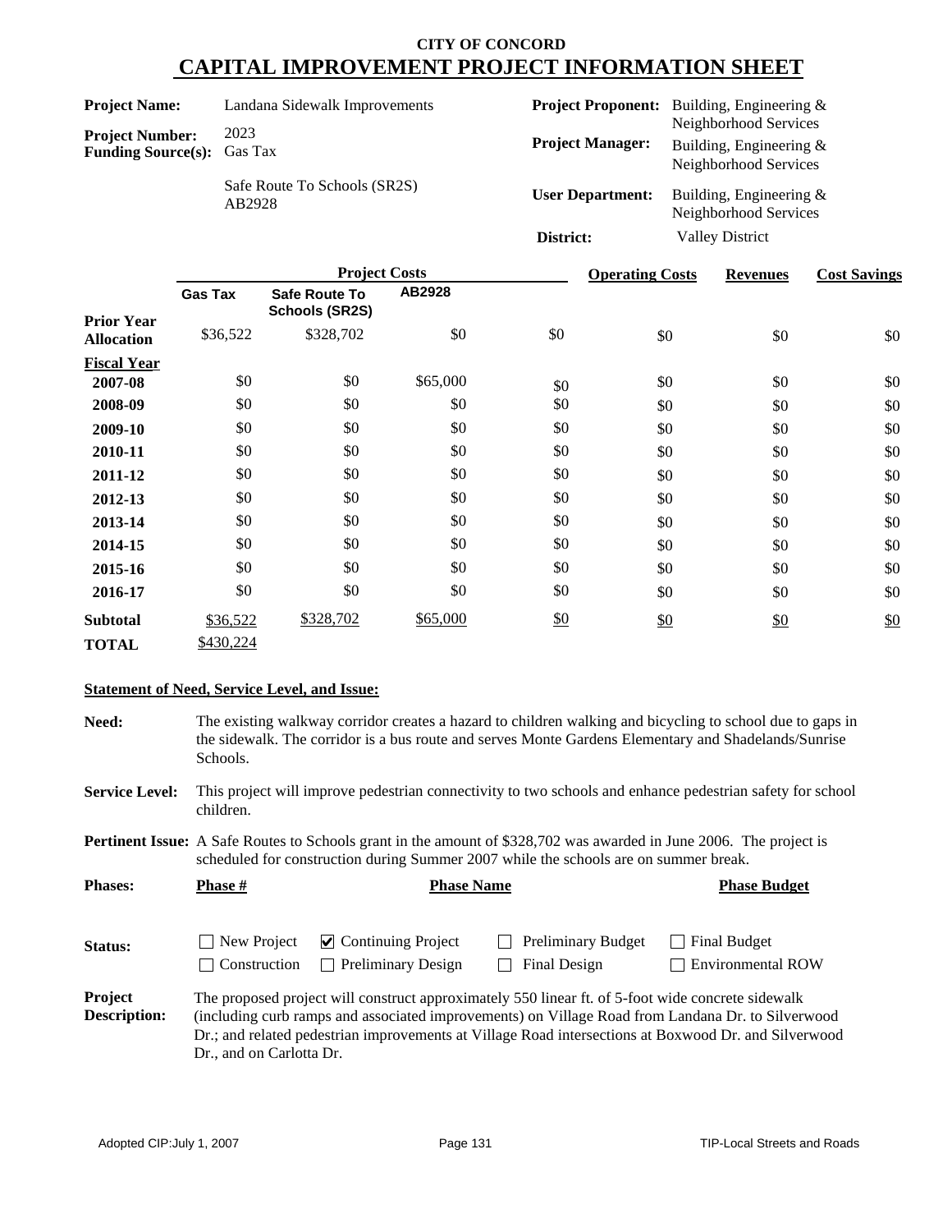# CITY OF CONCORD

## CAPITAL IMPROVEMENT PROJECT INFORMATION SHEET

**Project Name:** Landana Sidewalk Improvements

**Project Number:** 2023

**Funding Source(s):** Gas Tax

Safe Route To Schools (SR2S)

AB2928

**Project Proponent:** Building, Engineering & Neighborhood Services

**Project Manager:** Building, Engineering & Neighborhood Services

**User Department:** Building, Engineering & Neighborhood Services

**District:** Valley District

| | Project Costs | | | | Operating Costs | Revenues | Cost Savings |
|---|---|---|---|---|---|---|---|
| | Gas Tax | Safe Route To Schools (SR2S) | AB2928 | | | | |
| **Prior Year Allocation** | $36,522 | $328,702 | $0 | $0 | $0 | $0 | $0 |
| **Fiscal Year** | | | | | | | |
| **2007-08** | $0 | $0 | $65,000 | $0 | $0 | $0 | $0 |
| **2008-09** | $0 | $0 | $0 | $0 | $0 | $0 | $0 |
| **2009-10** | $0 | $0 | $0 | $0 | $0 | $0 | $0 |
| **2010-11** | $0 | $0 | $0 | $0 | $0 | $0 | $0 |
| **2011-12** | $0 | $0 | $0 | $0 | $0 | $0 | $0 |
| **2012-13** | $0 | $0 | $0 | $0 | $0 | $0 | $0 |
| **2013-14** | $0 | $0 | $0 | $0 | $0 | $0 | $0 |
| **2014-15** | $0 | $0 | $0 | $0 | $0 | $0 | $0 |
| **2015-16** | $0 | $0 | $0 | $0 | $0 | $0 | $0 |
| **2016-17** | $0 | $0 | $0 | $0 | $0 | $0 | $0 |
| **Subtotal** | $36,522 | $328,702 | $65,000 | $0 | $0 | $0 | $0 |
| **TOTAL** | $430,224 | | | | | | |

### Statement of Need, Service Level, and Issue:

**Need:** The existing walkway corridor creates a hazard to children walking and bicycling to school due to gaps in the sidewalk. The corridor is a bus route and serves Monte Gardens Elementary and Shadelands/Sunrise Schools.

**Service Level:** This project will improve pedestrian connectivity to two schools and enhance pedestrian safety for school children.

**Pertinent Issue:** A Safe Routes to Schools grant in the amount of $328,702 was awarded in June 2006. The project is scheduled for construction during Summer 2007 while the schools are on summer break.

**Phases:**

| Phase # | Phase Name | Phase Budget |
|---|---|---|
| | | |

**Status:**

- ☐ New Project
- ☑ Continuing Project
- ☐ Preliminary Budget
- ☐ Final Budget
- ☐ Construction
- ☐ Preliminary Design
- ☐ Final Design
- ☐ Environmental ROW

**Project Description:** The proposed project will construct approximately 550 linear ft. of 5-foot wide concrete sidewalk (including curb ramps and associated improvements) on Village Road from Landana Dr. to Silverwood Dr.; and related pedestrian improvements at Village Road intersections at Boxwood Dr. and Silverwood Dr., and on Carlotta Dr.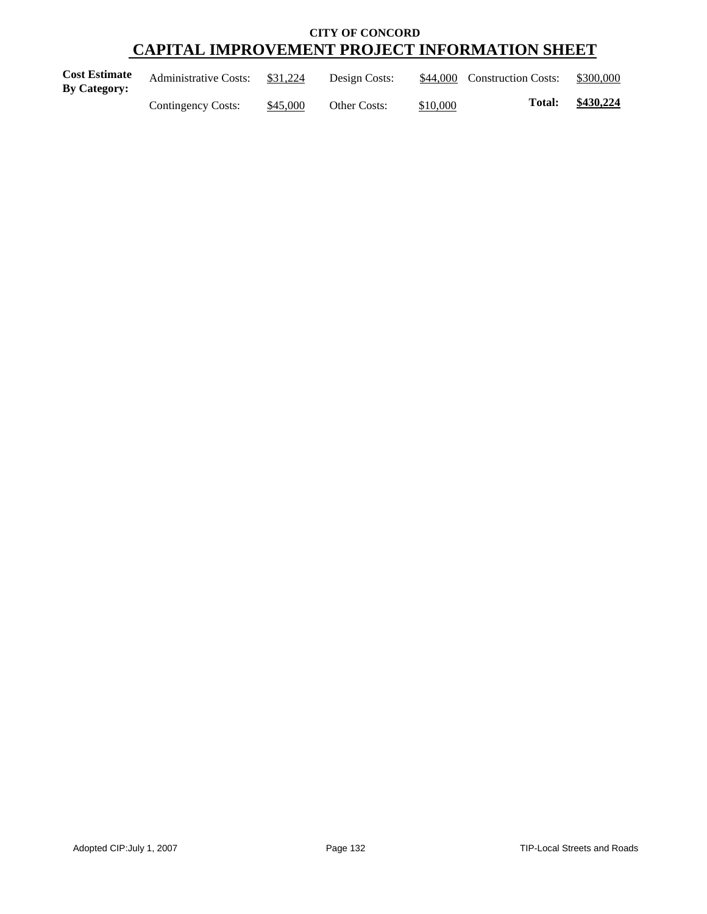**CITY OF CONCORD**

# CAPITAL IMPROVEMENT PROJECT INFORMATION SHEET

| **Cost Estimate By Category:** | | | | | | |
|---|---|---|---|---|---|---|
| | Administrative Costs: | $31,224 | Design Costs: | $44,000 | Construction Costs: | $300,000 |
| | Contingency Costs: | $45,000 | Other Costs: | $10,000 | **Total:** | **$430,224** |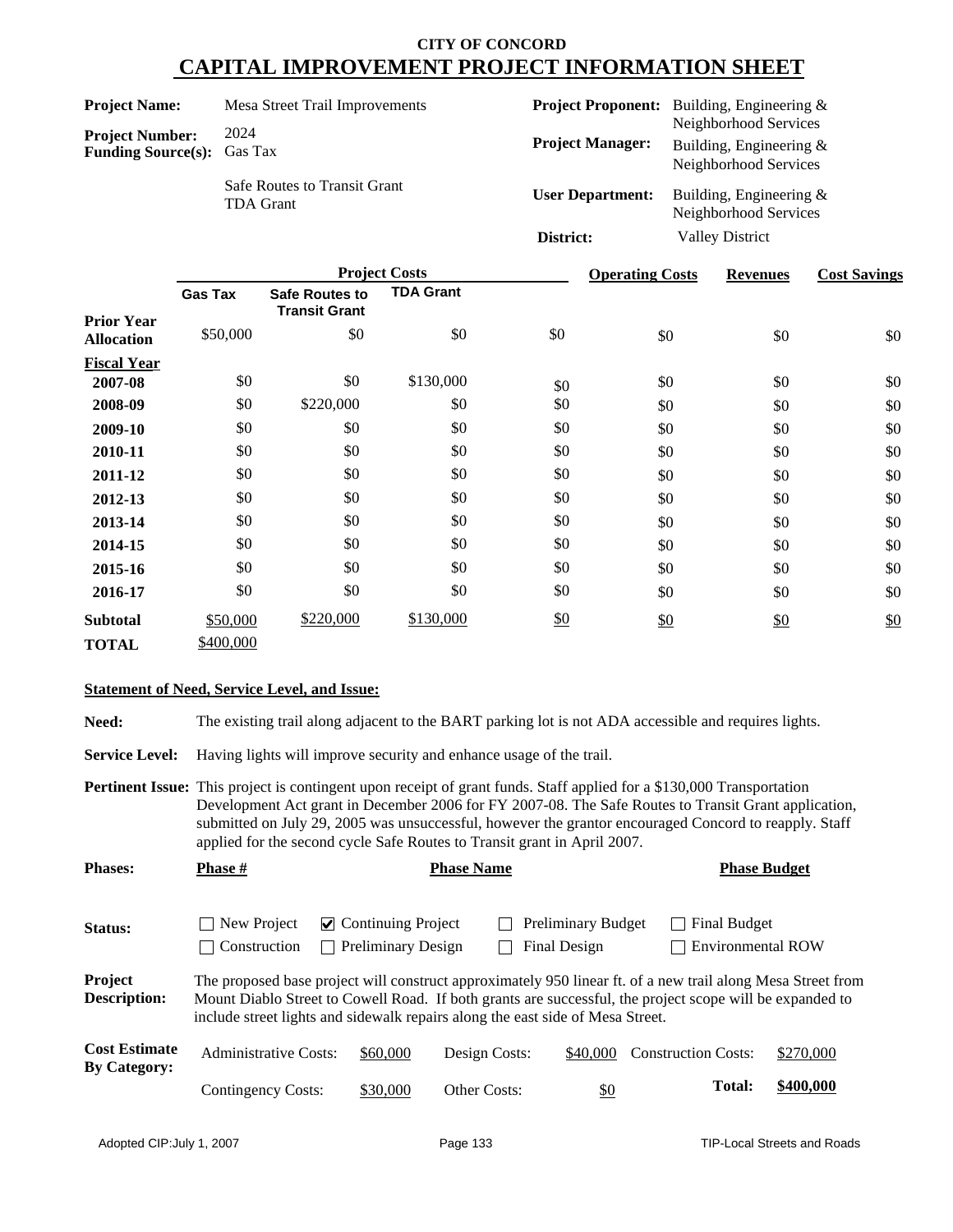# CITY OF CONCORD

# CAPITAL IMPROVEMENT PROJECT INFORMATION SHEET

| | | | |
|---|---|---|---|
| **Project Name:** | Mesa Street Trail Improvements | **Project Proponent:** | Building, Engineering & Neighborhood Services |
| **Project Number:** | 2024 | **Project Manager:** | Building, Engineering & Neighborhood Services |
| **Funding Source(s):** | Gas Tax<br>Safe Routes to Transit Grant<br>TDA Grant | **User Department:** | Building, Engineering & Neighborhood Services |
| | | **District:** | Valley District |

| | Project Costs | | | | Operating Costs | Revenues | Cost Savings |
|---|---|---|---|---|---|---|---|
| | **Gas Tax** | **Safe Routes to Transit Grant** | **TDA Grant** | | | | |
| **Prior Year Allocation** | $50,000 | $0 | $0 | $0 | $0 | $0 | $0 |
| **Fiscal Year** | | | | | | | |
| **2007-08** | $0 | $0 | $130,000 | $0 | $0 | $0 | $0 |
| **2008-09** | $0 | $220,000 | $0 | $0 | $0 | $0 | $0 |
| **2009-10** | $0 | $0 | $0 | $0 | $0 | $0 | $0 |
| **2010-11** | $0 | $0 | $0 | $0 | $0 | $0 | $0 |
| **2011-12** | $0 | $0 | $0 | $0 | $0 | $0 | $0 |
| **2012-13** | $0 | $0 | $0 | $0 | $0 | $0 | $0 |
| **2013-14** | $0 | $0 | $0 | $0 | $0 | $0 | $0 |
| **2014-15** | $0 | $0 | $0 | $0 | $0 | $0 | $0 |
| **2015-16** | $0 | $0 | $0 | $0 | $0 | $0 | $0 |
| **2016-17** | $0 | $0 | $0 | $0 | $0 | $0 | $0 |
| **Subtotal** | $50,000 | $220,000 | $130,000 | $0 | $0 | $0 | $0 |
| **TOTAL** | $400,000 | | | | | | |

**Statement of Need, Service Level, and Issue:**

**Need:** The existing trail along adjacent to the BART parking lot is not ADA accessible and requires lights.

**Service Level:** Having lights will improve security and enhance usage of the trail.

**Pertinent Issue:** This project is contingent upon receipt of grant funds. Staff applied for a $130,000 Transportation Development Act grant in December 2006 for FY 2007-08. The Safe Routes to Transit Grant application, submitted on July 29, 2005 was unsuccessful, however the grantor encouraged Concord to reapply. Staff applied for the second cycle Safe Routes to Transit grant in April 2007.

| **Phases:** | **Phase #** | **Phase Name** | **Phase Budget** |
|---|---|---|---|

**Status:**

- ☐ New Project
- ☑ Continuing Project
- ☐ Preliminary Budget
- ☐ Final Budget
- ☐ Construction
- ☐ Preliminary Design
- ☐ Final Design
- ☐ Environmental ROW

**Project Description:** The proposed base project will construct approximately 950 linear ft. of a new trail along Mesa Street from Mount Diablo Street to Cowell Road. If both grants are successful, the project scope will be expanded to include street lights and sidewalk repairs along the east side of Mesa Street.

**Cost Estimate By Category:**

| | | | | | |
|---|---|---|---|---|---|
| Administrative Costs: | $60,000 | Design Costs: | $40,000 | Construction Costs: | $270,000 |
| Contingency Costs: | $30,000 | Other Costs: | $0 | **Total:** | **$400,000** |

Adopted CIP:July 1, 2007 | TIP-Local Streets and Roads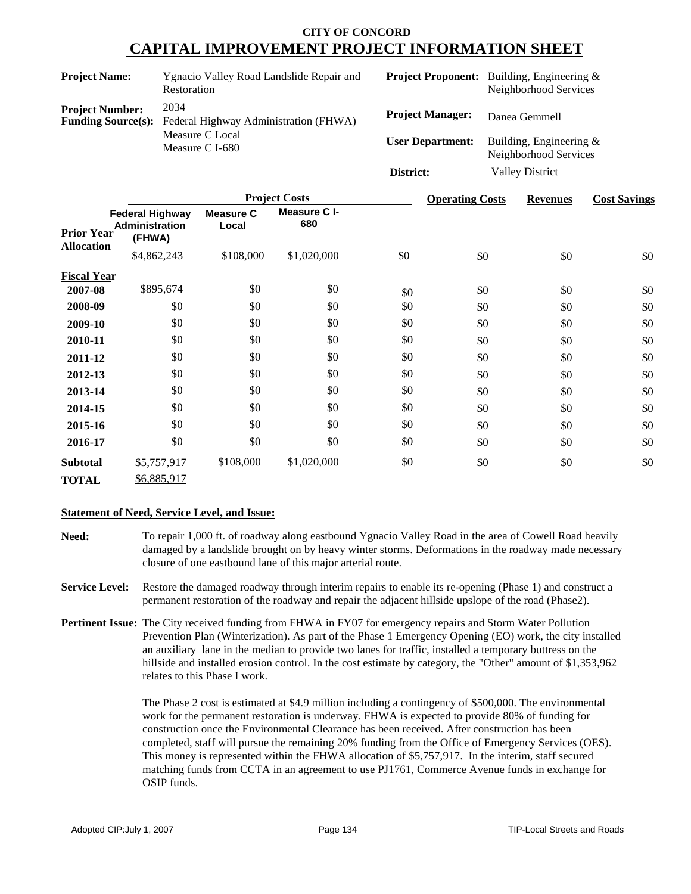# CITY OF CONCORD

## CAPITAL IMPROVEMENT PROJECT INFORMATION SHEET

| | | | |
|---|---|---|---|
| **Project Name:** | Ygnacio Valley Road Landslide Repair and Restoration | **Project Proponent:** | Building, Engineering & Neighborhood Services |
| **Project Number:** | 2034 | **Project Manager:** | Danea Gemmell |
| **Funding Source(s):** | Federal Highway Administration (FHWA)<br>Measure C Local<br>Measure C I-680 | **User Department:** | Building, Engineering & Neighborhood Services |
| | | **District:** | Valley District |

| | Project Costs | | | | Operating Costs | Revenues | Cost Savings |
|---|---|---|---|---|---|---|---|
| | Federal Highway Administration (FHWA) | Measure C Local | Measure C I-680 | | | | |
| **Prior Year Allocation** | $4,862,243 | $108,000 | $1,020,000 | $0 | $0 | $0 | $0 |
| **Fiscal Year** | | | | | | | |
| **2007-08** | $895,674 | $0 | $0 | $0 | $0 | $0 | $0 |
| **2008-09** | $0 | $0 | $0 | $0 | $0 | $0 | $0 |
| **2009-10** | $0 | $0 | $0 | $0 | $0 | $0 | $0 |
| **2010-11** | $0 | $0 | $0 | $0 | $0 | $0 | $0 |
| **2011-12** | $0 | $0 | $0 | $0 | $0 | $0 | $0 |
| **2012-13** | $0 | $0 | $0 | $0 | $0 | $0 | $0 |
| **2013-14** | $0 | $0 | $0 | $0 | $0 | $0 | $0 |
| **2014-15** | $0 | $0 | $0 | $0 | $0 | $0 | $0 |
| **2015-16** | $0 | $0 | $0 | $0 | $0 | $0 | $0 |
| **2016-17** | $0 | $0 | $0 | $0 | $0 | $0 | $0 |
| **Subtotal** | $5,757,917 | $108,000 | $1,020,000 | $0 | $0 | $0 | $0 |
| **TOTAL** | $6,885,917 | | | | | | |

**Statement of Need, Service Level, and Issue:**

**Need:** To repair 1,000 ft. of roadway along eastbound Ygnacio Valley Road in the area of Cowell Road heavily damaged by a landslide brought on by heavy winter storms. Deformations in the roadway made necessary closure of one eastbound lane of this major arterial route.

**Service Level:** Restore the damaged roadway through interim repairs to enable its re-opening (Phase 1) and construct a permanent restoration of the roadway and repair the adjacent hillside upslope of the road (Phase2).

**Pertinent Issue:** The City received funding from FHWA in FY07 for emergency repairs and Storm Water Pollution Prevention Plan (Winterization). As part of the Phase 1 Emergency Opening (EO) work, the city installed an auxiliary lane in the median to provide two lanes for traffic, installed a temporary buttress on the hillside and installed erosion control. In the cost estimate by category, the "Other" amount of $1,353,962 relates to this Phase I work.

The Phase 2 cost is estimated at $4.9 million including a contingency of $500,000. The environmental work for the permanent restoration is underway. FHWA is expected to provide 80% of funding for construction once the Environmental Clearance has been received. After construction has been completed, staff will pursue the remaining 20% funding from the Office of Emergency Services (OES). This money is represented within the FHWA allocation of $5,757,917. In the interim, staff secured matching funds from CCTA in an agreement to use PJ1761, Commerce Avenue funds in exchange for OSIP funds.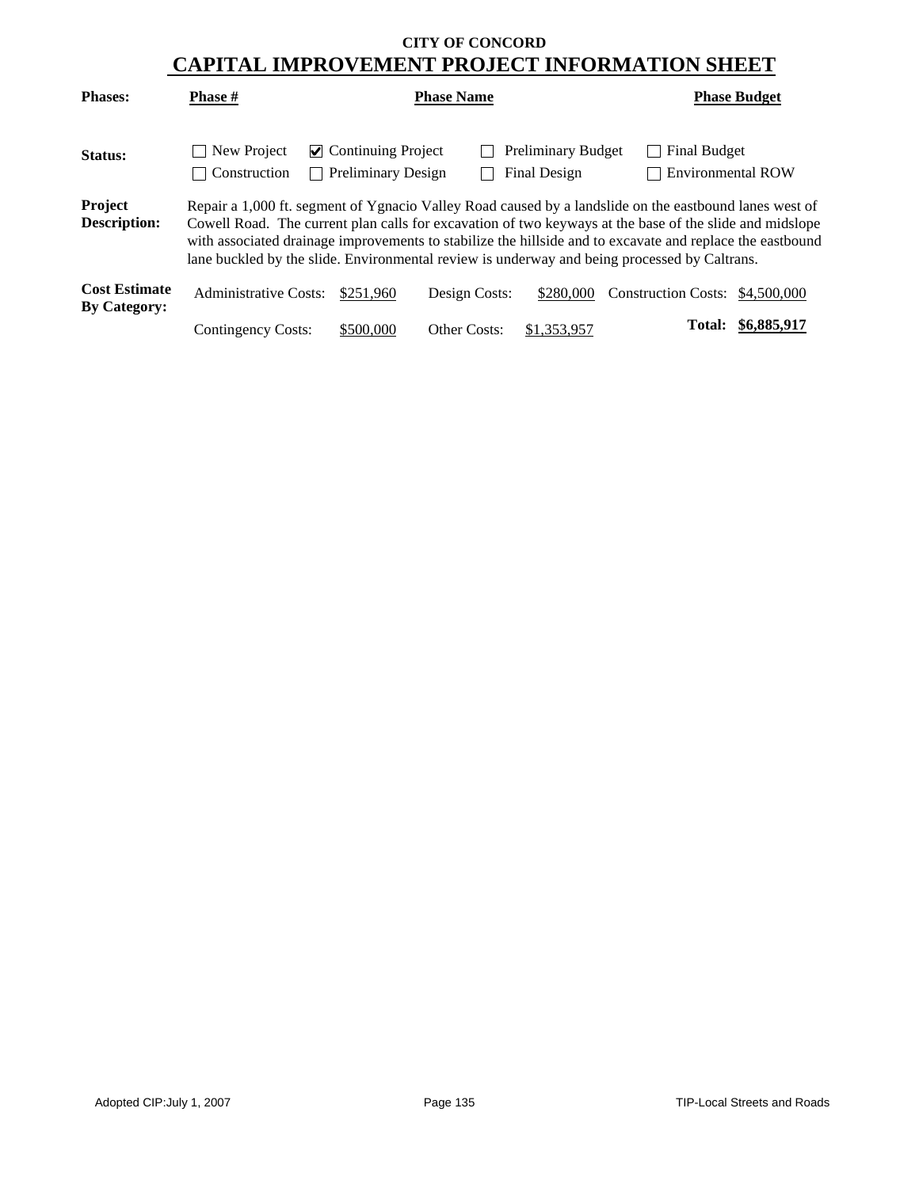**CITY OF CONCORD**

# CAPITAL IMPROVEMENT PROJECT INFORMATION SHEET

| **Phases:** | **Phase #** | **Phase Name** | **Phase Budget** |
|---|---|---|---|

**Status:**

- ☐ New Project
- ☑ Continuing Project
- ☐ Preliminary Budget
- ☐ Final Budget
- ☐ Construction
- ☐ Preliminary Design
- ☐ Final Design
- ☐ Environmental ROW

**Project Description:** Repair a 1,000 ft. segment of Ygnacio Valley Road caused by a landslide on the eastbound lanes west of Cowell Road. The current plan calls for excavation of two keyways at the base of the slide and midslope with associated drainage improvements to stabilize the hillside and to excavate and replace the eastbound lane buckled by the slide. Environmental review is underway and being processed by Caltrans.

**Cost Estimate By Category:**

| | | | | | |
|---|---|---|---|---|---|
| Administrative Costs: | $251,960 | Design Costs: | $280,000 | Construction Costs: | $4,500,000 |
| Contingency Costs: | $500,000 | Other Costs: | $1,353,957 | **Total:** | **$6,885,917** |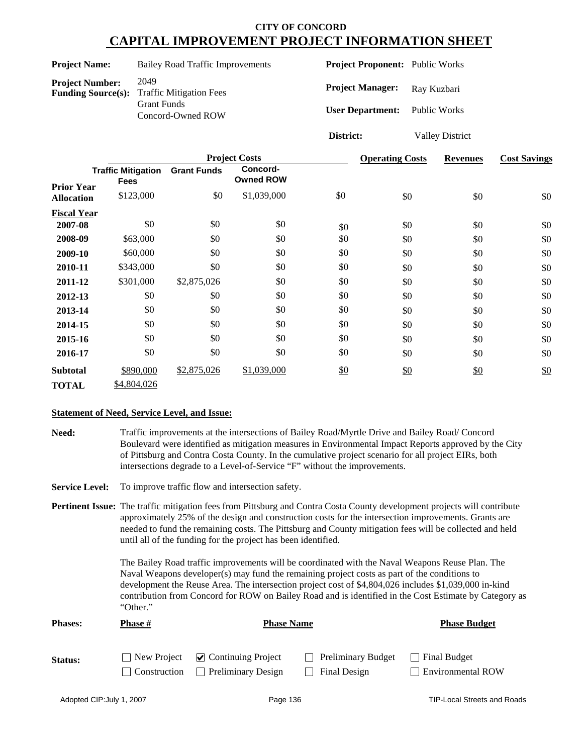# CITY OF CONCORD

## CAPITAL IMPROVEMENT PROJECT INFORMATION SHEET

**Project Name:** Bailey Road Traffic Improvements

**Project Number:** 2049

**Funding Source(s):** Traffic Mitigation Fees, Grant Funds, Concord-Owned ROW

**Project Proponent:** Public Works

**Project Manager:** Ray Kuzbari

**User Department:** Public Works

**District:** Valley District

| | Project Costs | | | | Operating Costs | Revenues | Cost Savings |
|---|---|---|---|---|---|---|---|
| | Traffic Mitigation Fees | Grant Funds | Concord-Owned ROW | | | | |
| **Prior Year Allocation** | $123,000 | $0 | $1,039,000 | $0 | $0 | $0 | $0 |
| **Fiscal Year** | | | | | | | |
| **2007-08** | $0 | $0 | $0 | $0 | $0 | $0 | $0 |
| **2008-09** | $63,000 | $0 | $0 | $0 | $0 | $0 | $0 |
| **2009-10** | $60,000 | $0 | $0 | $0 | $0 | $0 | $0 |
| **2010-11** | $343,000 | $0 | $0 | $0 | $0 | $0 | $0 |
| **2011-12** | $301,000 | $2,875,026 | $0 | $0 | $0 | $0 | $0 |
| **2012-13** | $0 | $0 | $0 | $0 | $0 | $0 | $0 |
| **2013-14** | $0 | $0 | $0 | $0 | $0 | $0 | $0 |
| **2014-15** | $0 | $0 | $0 | $0 | $0 | $0 | $0 |
| **2015-16** | $0 | $0 | $0 | $0 | $0 | $0 | $0 |
| **2016-17** | $0 | $0 | $0 | $0 | $0 | $0 | $0 |
| **Subtotal** | $890,000 | $2,875,026 | $1,039,000 | $0 | $0 | $0 | $0 |
| **TOTAL** | $4,804,026 | | | | | | |

**Statement of Need, Service Level, and Issue:**

**Need:** Traffic improvements at the intersections of Bailey Road/Myrtle Drive and Bailey Road/ Concord Boulevard were identified as mitigation measures in Environmental Impact Reports approved by the City of Pittsburg and Contra Costa County. In the cumulative project scenario for all project EIRs, both intersections degrade to a Level-of-Service "F" without the improvements.

**Service Level:** To improve traffic flow and intersection safety.

**Pertinent Issue:** The traffic mitigation fees from Pittsburg and Contra Costa County development projects will contribute approximately 25% of the design and construction costs for the intersection improvements. Grants are needed to fund the remaining costs. The Pittsburg and County mitigation fees will be collected and held until all of the funding for the project has been identified.

The Bailey Road traffic improvements will be coordinated with the Naval Weapons Reuse Plan. The Naval Weapons developer(s) may fund the remaining project costs as part of the conditions to development the Reuse Area. The intersection project cost of $4,804,026 includes $1,039,000 in-kind contribution from Concord for ROW on Bailey Road and is identified in the Cost Estimate by Category as "Other."

**Phases:**

| Phase # | Phase Name | Phase Budget |
|---|---|---|
| | | |

**Status:**

- ☐ New Project
- ☑ Continuing Project
- ☐ Preliminary Budget
- ☐ Final Budget
- ☐ Construction
- ☐ Preliminary Design
- ☐ Final Design
- ☐ Environmental ROW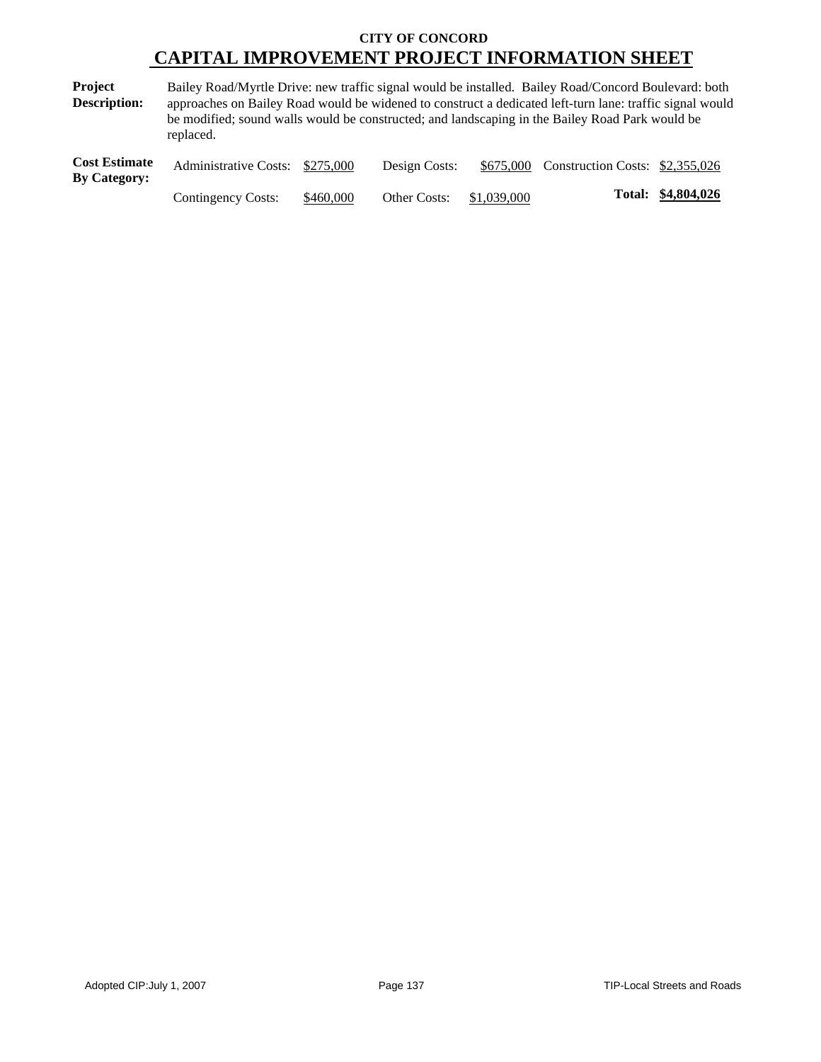**CITY OF CONCORD**

# CAPITAL IMPROVEMENT PROJECT INFORMATION SHEET

**Project Description:** Bailey Road/Myrtle Drive: new traffic signal would be installed. Bailey Road/Concord Boulevard: both approaches on Bailey Road would be widened to construct a dedicated left-turn lane: traffic signal would be modified; sound walls would be constructed; and landscaping in the Bailey Road Park would be replaced.

**Cost Estimate By Category:**

| | | | | | |
|---|---|---|---|---|---|
| Administrative Costs: | $275,000 | Design Costs: | $675,000 | Construction Costs: | $2,355,026 |
| Contingency Costs: | $460,000 | Other Costs: | $1,039,000 | **Total:** | **$4,804,026** |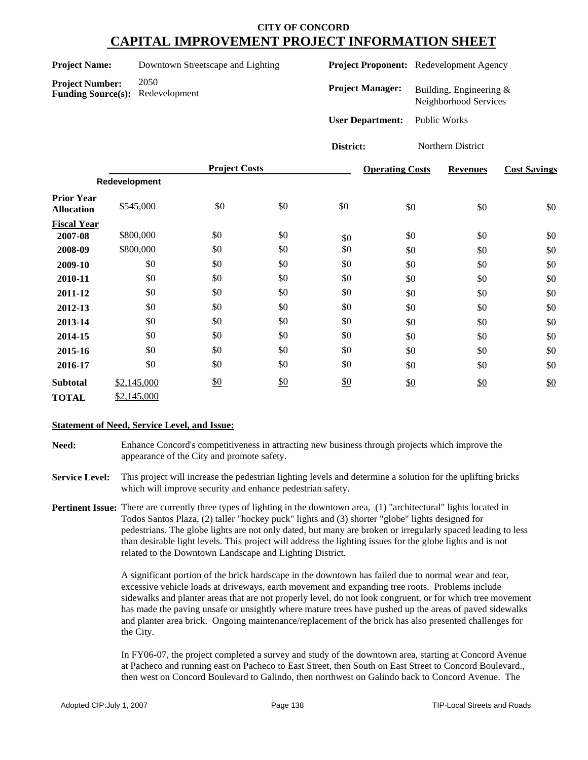**CITY OF CONCORD**

# CAPITAL IMPROVEMENT PROJECT INFORMATION SHEET

**Project Name:** Downtown Streetscape and Lighting

**Project Number:** 2050

**Funding Source(s):** Redevelopment

**Project Proponent:** Redevelopment Agency

**Project Manager:** Building, Engineering & Neighborhood Services

**User Department:** Public Works

**District:** Northern District

| | Project Costs | | | | Operating Costs | Revenues | Cost Savings |
|---|---|---|---|---|---|---|---|
| | Redevelopment | | | | | | |
| **Prior Year Allocation** | $545,000 | $0 | $0 | $0 | $0 | $0 | $0 |
| **Fiscal Year** | | | | | | | |
| **2007-08** | $800,000 | $0 | $0 | $0 | $0 | $0 | $0 |
| **2008-09** | $800,000 | $0 | $0 | $0 | $0 | $0 | $0 |
| **2009-10** | $0 | $0 | $0 | $0 | $0 | $0 | $0 |
| **2010-11** | $0 | $0 | $0 | $0 | $0 | $0 | $0 |
| **2011-12** | $0 | $0 | $0 | $0 | $0 | $0 | $0 |
| **2012-13** | $0 | $0 | $0 | $0 | $0 | $0 | $0 |
| **2013-14** | $0 | $0 | $0 | $0 | $0 | $0 | $0 |
| **2014-15** | $0 | $0 | $0 | $0 | $0 | $0 | $0 |
| **2015-16** | $0 | $0 | $0 | $0 | $0 | $0 | $0 |
| **2016-17** | $0 | $0 | $0 | $0 | $0 | $0 | $0 |
| **Subtotal** | $2,145,000 | $0 | $0 | $0 | $0 | $0 | $0 |
| **TOTAL** | $2,145,000 | | | | | | |

**Statement of Need, Service Level, and Issue:**

**Need:** Enhance Concord's competitiveness in attracting new business through projects which improve the appearance of the City and promote safety.

**Service Level:** This project will increase the pedestrian lighting levels and determine a solution for the uplifting bricks which will improve security and enhance pedestrian safety.

**Pertinent Issue:** There are currently three types of lighting in the downtown area, (1) "architectural" lights located in Todos Santos Plaza, (2) taller "hockey puck" lights and (3) shorter "globe" lights designed for pedestrians. The globe lights are not only dated, but many are broken or irregularly spaced leading to less than desirable light levels. This project will address the lighting issues for the globe lights and is not related to the Downtown Landscape and Lighting District.

A significant portion of the brick hardscape in the downtown has failed due to normal wear and tear, excessive vehicle loads at driveways, earth movement and expanding tree roots. Problems include sidewalks and planter areas that are not properly level, do not look congruent, or for which tree movement has made the paving unsafe or unsightly where mature trees have pushed up the areas of paved sidewalks and planter area brick. Ongoing maintenance/replacement of the brick has also presented challenges for the City.

In FY06-07, the project completed a survey and study of the downtown area, starting at Concord Avenue at Pacheco and running east on Pacheco to East Street, then South on East Street to Concord Boulevard., then west on Concord Boulevard to Galindo, then northwest on Galindo back to Concord Avenue. The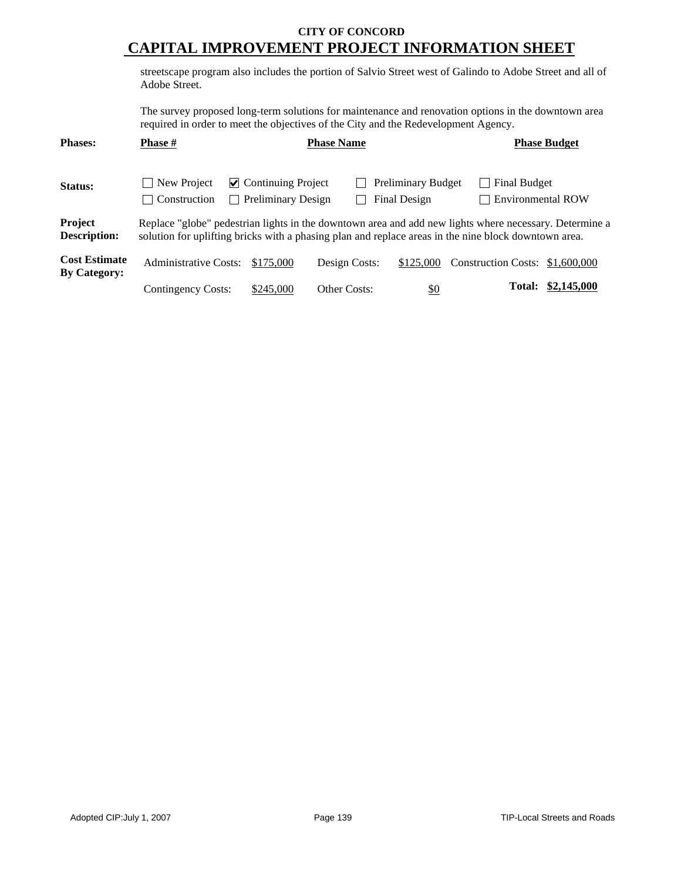# CITY OF CONCORD
## CAPITAL IMPROVEMENT PROJECT INFORMATION SHEET

streetscape program also includes the portion of Salvio Street west of Galindo to Adobe Street and all of Adobe Street.

The survey proposed long-term solutions for maintenance and renovation options in the downtown area required in order to meet the objectives of the City and the Redevelopment Agency.

**Phases:** **Phase #** **Phase Name** **Phase Budget**

**Status:**

- ☐ New Project
- ☑ Continuing Project
- ☐ Preliminary Budget
- ☐ Final Budget
- ☐ Construction
- ☐ Preliminary Design
- ☐ Final Design
- ☐ Environmental ROW

**Project Description:** Replace "globe" pedestrian lights in the downtown area and add new lights where necessary. Determine a solution for uplifting bricks with a phasing plan and replace areas in the nine block downtown area.

**Cost Estimate By Category:**

| | | | | | |
|---|---|---|---|---|---|
| Administrative Costs: | $175,000 | Design Costs: | $125,000 | Construction Costs: | $1,600,000 |
| Contingency Costs: | $245,000 | Other Costs: | $0 | **Total:** | **$2,145,000** |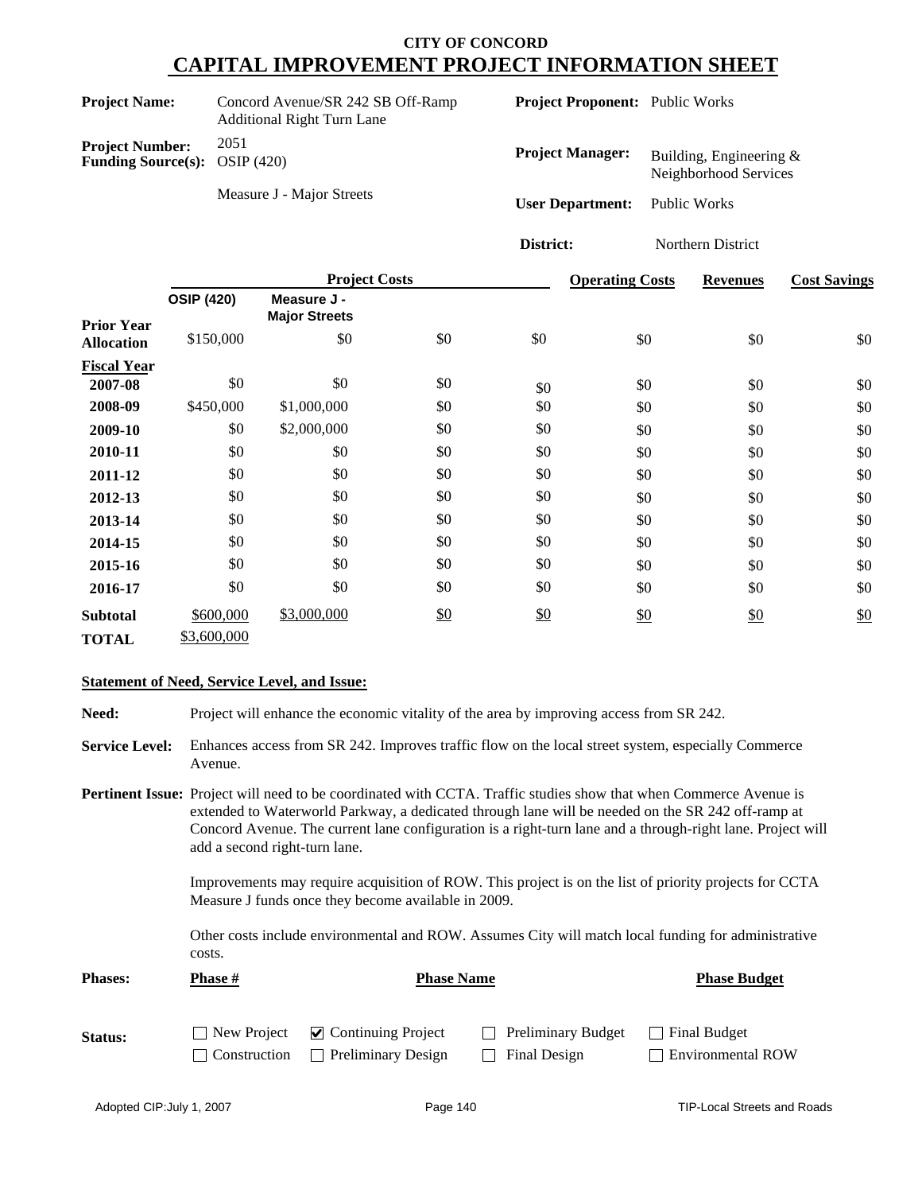# CITY OF CONCORD

## CAPITAL IMPROVEMENT PROJECT INFORMATION SHEET

**Project Name:** Concord Avenue/SR 242 SB Off-Ramp Additional Right Turn Lane

**Project Number:** 2051

**Funding Source(s):** OSIP (420)

Measure J - Major Streets

**Project Proponent:** Public Works

**Project Manager:** Building, Engineering & Neighborhood Services

**User Department:** Public Works

**District:** Northern District

| | Project Costs | | | | Operating Costs | Revenues | Cost Savings |
|---|---|---|---|---|---|---|---|
| | OSIP (420) | Measure J - Major Streets | | | | | |
| **Prior Year Allocation** | $150,000 | $0 | $0 | $0 | $0 | $0 | $0 |
| **Fiscal Year** | | | | | | | |
| **2007-08** | $0 | $0 | $0 | $0 | $0 | $0 | $0 |
| **2008-09** | $450,000 | $1,000,000 | $0 | $0 | $0 | $0 | $0 |
| **2009-10** | $0 | $2,000,000 | $0 | $0 | $0 | $0 | $0 |
| **2010-11** | $0 | $0 | $0 | $0 | $0 | $0 | $0 |
| **2011-12** | $0 | $0 | $0 | $0 | $0 | $0 | $0 |
| **2012-13** | $0 | $0 | $0 | $0 | $0 | $0 | $0 |
| **2013-14** | $0 | $0 | $0 | $0 | $0 | $0 | $0 |
| **2014-15** | $0 | $0 | $0 | $0 | $0 | $0 | $0 |
| **2015-16** | $0 | $0 | $0 | $0 | $0 | $0 | $0 |
| **2016-17** | $0 | $0 | $0 | $0 | $0 | $0 | $0 |
| **Subtotal** | $600,000 | $3,000,000 | $0 | $0 | $0 | $0 | $0 |
| **TOTAL** | $3,600,000 | | | | | | |

### Statement of Need, Service Level, and Issue:

**Need:** Project will enhance the economic vitality of the area by improving access from SR 242.

**Service Level:** Enhances access from SR 242. Improves traffic flow on the local street system, especially Commerce Avenue.

**Pertinent Issue:** Project will need to be coordinated with CCTA. Traffic studies show that when Commerce Avenue is extended to Waterworld Parkway, a dedicated through lane will be needed on the SR 242 off-ramp at Concord Avenue. The current lane configuration is a right-turn lane and a through-right lane. Project will add a second right-turn lane.

Improvements may require acquisition of ROW. This project is on the list of priority projects for CCTA Measure J funds once they become available in 2009.

Other costs include environmental and ROW. Assumes City will match local funding for administrative costs.

**Phases:**

| Phase # | Phase Name | Phase Budget |
|---|---|---|

**Status:**

- ☐ New Project
- ☑ Continuing Project
- ☐ Preliminary Budget
- ☐ Final Budget
- ☐ Construction
- ☐ Preliminary Design
- ☐ Final Design
- ☐ Environmental ROW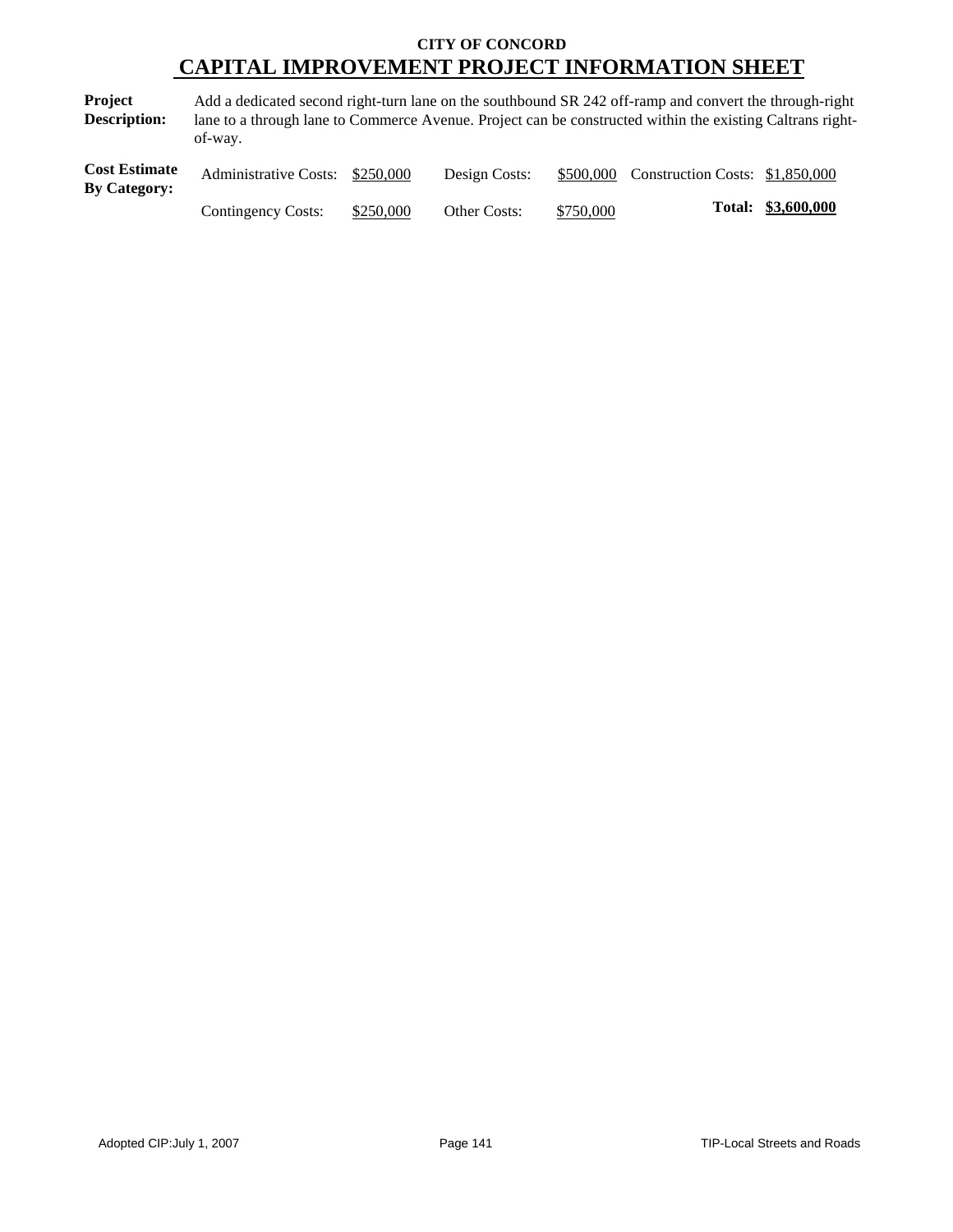**CITY OF CONCORD**

# CAPITAL IMPROVEMENT PROJECT INFORMATION SHEET

**Project Description:** Add a dedicated second right-turn lane on the southbound SR 242 off-ramp and convert the through-right lane to a through lane to Commerce Avenue. Project can be constructed within the existing Caltrans right-of-way.

**Cost Estimate By Category:**

| | | | | | |
|---|---|---|---|---|---|
| Administrative Costs: | $250,000 | Design Costs: | $500,000 | Construction Costs: | $1,850,000 |
| Contingency Costs: | $250,000 | Other Costs: | $750,000 | **Total:** | **$3,600,000** |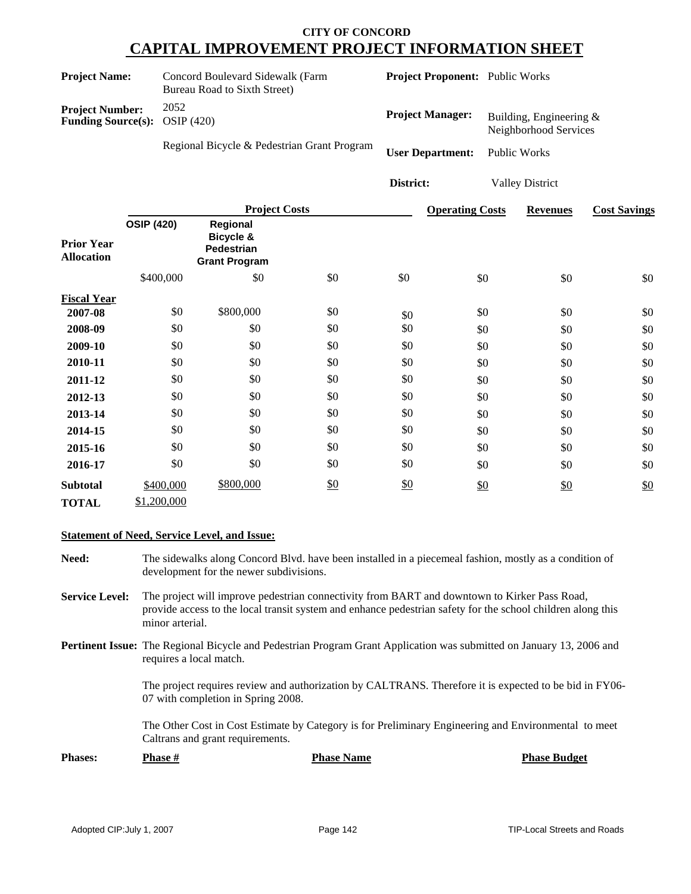# CITY OF CONCORD
## CAPITAL IMPROVEMENT PROJECT INFORMATION SHEET

| | | | |
|---|---|---|---|
| **Project Name:** | Concord Boulevard Sidewalk (Farm Bureau Road to Sixth Street) | **Project Proponent:** | Public Works |
| **Project Number:** | 2052 | **Project Manager:** | Building, Engineering & Neighborhood Services |
| **Funding Source(s):** | OSIP (420) | | |
| | Regional Bicycle & Pedestrian Grant Program | **User Department:** | Public Works |
| | | **District:** | Valley District |

| | Project Costs | | | | Operating Costs | Revenues | Cost Savings |
|---|---|---|---|---|---|---|---|
| | OSIP (420) | Regional Bicycle & Pedestrian Grant Program | | | | | |
| **Prior Year Allocation** | $400,000 | $0 | $0 | $0 | $0 | $0 | $0 |
| **Fiscal Year** | | | | | | | |
| **2007-08** | $0 | $800,000 | $0 | $0 | $0 | $0 | $0 |
| **2008-09** | $0 | $0 | $0 | $0 | $0 | $0 | $0 |
| **2009-10** | $0 | $0 | $0 | $0 | $0 | $0 | $0 |
| **2010-11** | $0 | $0 | $0 | $0 | $0 | $0 | $0 |
| **2011-12** | $0 | $0 | $0 | $0 | $0 | $0 | $0 |
| **2012-13** | $0 | $0 | $0 | $0 | $0 | $0 | $0 |
| **2013-14** | $0 | $0 | $0 | $0 | $0 | $0 | $0 |
| **2014-15** | $0 | $0 | $0 | $0 | $0 | $0 | $0 |
| **2015-16** | $0 | $0 | $0 | $0 | $0 | $0 | $0 |
| **2016-17** | $0 | $0 | $0 | $0 | $0 | $0 | $0 |
| **Subtotal** | $400,000 | $800,000 | $0 | $0 | $0 | $0 | $0 |
| **TOTAL** | $1,200,000 | | | | | | |

**Statement of Need, Service Level, and Issue:**

**Need:** The sidewalks along Concord Blvd. have been installed in a piecemeal fashion, mostly as a condition of development for the newer subdivisions.

**Service Level:** The project will improve pedestrian connectivity from BART and downtown to Kirker Pass Road, provide access to the local transit system and enhance pedestrian safety for the school children along this minor arterial.

**Pertinent Issue:** The Regional Bicycle and Pedestrian Program Grant Application was submitted on January 13, 2006 and requires a local match.

The project requires review and authorization by CALTRANS. Therefore it is expected to be bid in FY06-07 with completion in Spring 2008.

The Other Cost in Cost Estimate by Category is for Preliminary Engineering and Environmental to meet Caltrans and grant requirements.

| **Phases:** | **Phase #** | **Phase Name** | **Phase Budget** |
|---|---|---|---|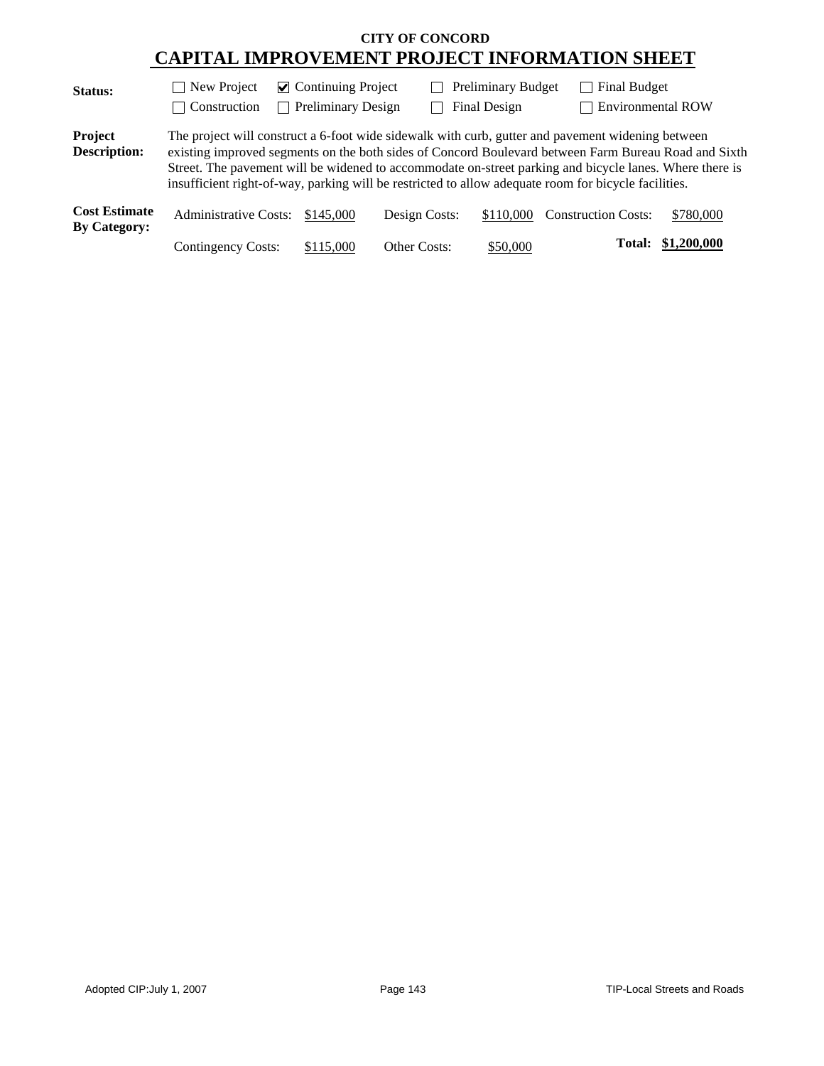**CITY OF CONCORD**

# CAPITAL IMPROVEMENT PROJECT INFORMATION SHEET

**Status:**

- ☐ New Project
- ☑ Continuing Project
- ☐ Preliminary Budget
- ☐ Final Budget
- ☐ Construction
- ☐ Preliminary Design
- ☐ Final Design
- ☐ Environmental ROW

**Project Description:** The project will construct a 6-foot wide sidewalk with curb, gutter and pavement widening between existing improved segments on the both sides of Concord Boulevard between Farm Bureau Road and Sixth Street. The pavement will be widened to accommodate on-street parking and bicycle lanes. Where there is insufficient right-of-way, parking will be restricted to allow adequate room for bicycle facilities.

**Cost Estimate By Category:**

| | | | | | |
|---|---|---|---|---|---|
| Administrative Costs: | $145,000 | Design Costs: | $110,000 | Construction Costs: | $780,000 |
| Contingency Costs: | $115,000 | Other Costs: | $50,000 | **Total:** | **$1,200,000** |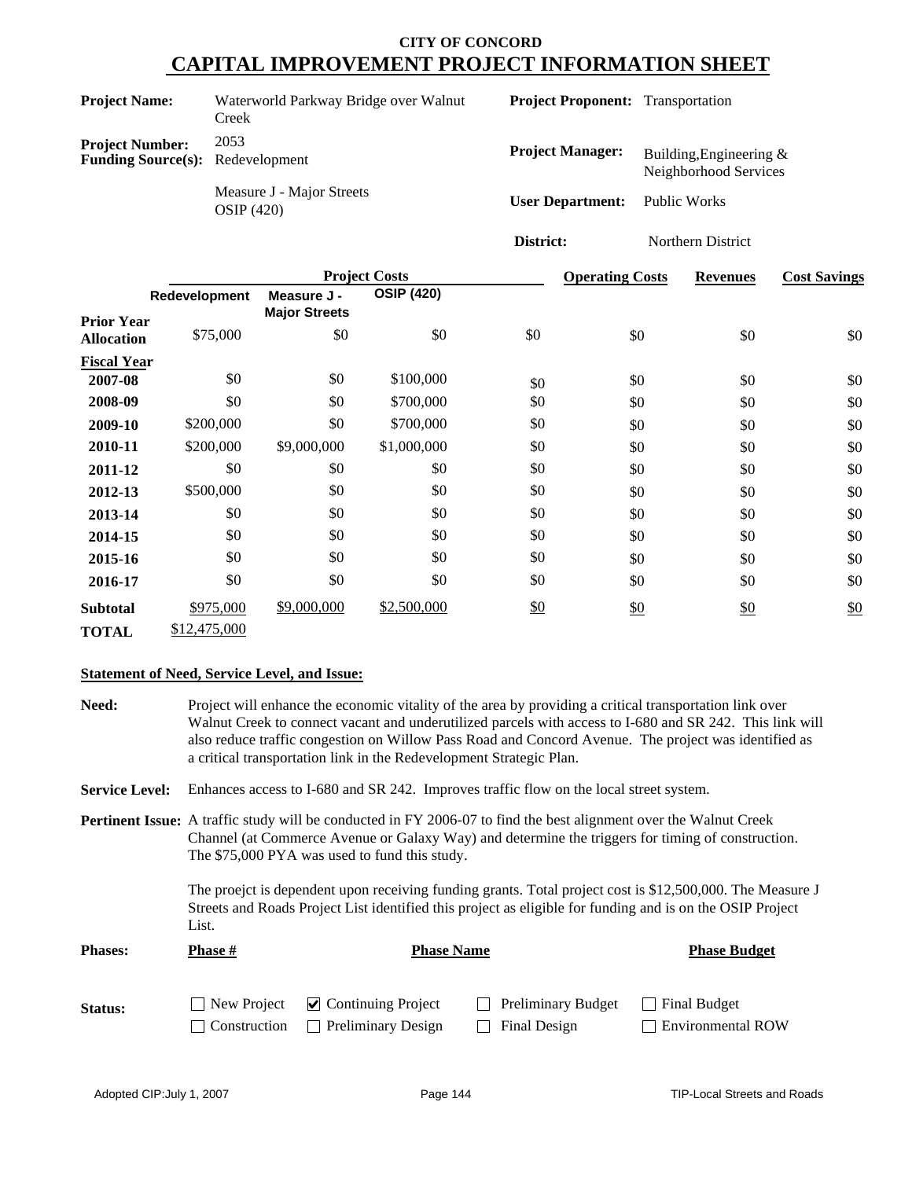# CITY OF CONCORD

## CAPITAL IMPROVEMENT PROJECT INFORMATION SHEET

**Project Name:** Waterworld Parkway Bridge over Walnut Creek

**Project Number:** 2053

**Funding Source(s):** Redevelopment

Measure J - Major Streets

OSIP (420)

**Project Proponent:** Transportation

**Project Manager:** Building,Engineering & Neighborhood Services

**User Department:** Public Works

**District:** Northern District

| | Project Costs | | | | Operating Costs | Revenues | Cost Savings |
|---|---|---|---|---|---|---|---|
| | Redevelopment | Measure J - Major Streets | OSIP (420) | | | | |
| **Prior Year Allocation** | $75,000 | $0 | $0 | $0 | $0 | $0 | $0 |
| **Fiscal Year** | | | | | | | |
| **2007-08** | $0 | $0 | $100,000 | $0 | $0 | $0 | $0 |
| **2008-09** | $0 | $0 | $700,000 | $0 | $0 | $0 | $0 |
| **2009-10** | $200,000 | $0 | $700,000 | $0 | $0 | $0 | $0 |
| **2010-11** | $200,000 | $9,000,000 | $1,000,000 | $0 | $0 | $0 | $0 |
| **2011-12** | $0 | $0 | $0 | $0 | $0 | $0 | $0 |
| **2012-13** | $500,000 | $0 | $0 | $0 | $0 | $0 | $0 |
| **2013-14** | $0 | $0 | $0 | $0 | $0 | $0 | $0 |
| **2014-15** | $0 | $0 | $0 | $0 | $0 | $0 | $0 |
| **2015-16** | $0 | $0 | $0 | $0 | $0 | $0 | $0 |
| **2016-17** | $0 | $0 | $0 | $0 | $0 | $0 | $0 |
| **Subtotal** | $975,000 | $9,000,000 | $2,500,000 | $0 | $0 | $0 | $0 |
| **TOTAL** | $12,475,000 | | | | | | |

**Statement of Need, Service Level, and Issue:**

**Need:** Project will enhance the economic vitality of the area by providing a critical transportation link over Walnut Creek to connect vacant and underutilized parcels with access to I-680 and SR 242. This link will also reduce traffic congestion on Willow Pass Road and Concord Avenue. The project was identified as a critical transportation link in the Redevelopment Strategic Plan.

**Service Level:** Enhances access to I-680 and SR 242. Improves traffic flow on the local street system.

**Pertinent Issue:** A traffic study will be conducted in FY 2006-07 to find the best alignment over the Walnut Creek Channel (at Commerce Avenue or Galaxy Way) and determine the triggers for timing of construction. The $75,000 PYA was used to fund this study.

The proejct is dependent upon receiving funding grants. Total project cost is $12,500,000. The Measure J Streets and Roads Project List identified this project as eligible for funding and is on the OSIP Project List.

**Phases:** Phase # | Phase Name | Phase Budget

**Status:**

- ☐ New Project
- ☑ Continuing Project
- ☐ Preliminary Budget
- ☐ Final Budget
- ☐ Construction
- ☐ Preliminary Design
- ☐ Final Design
- ☐ Environmental ROW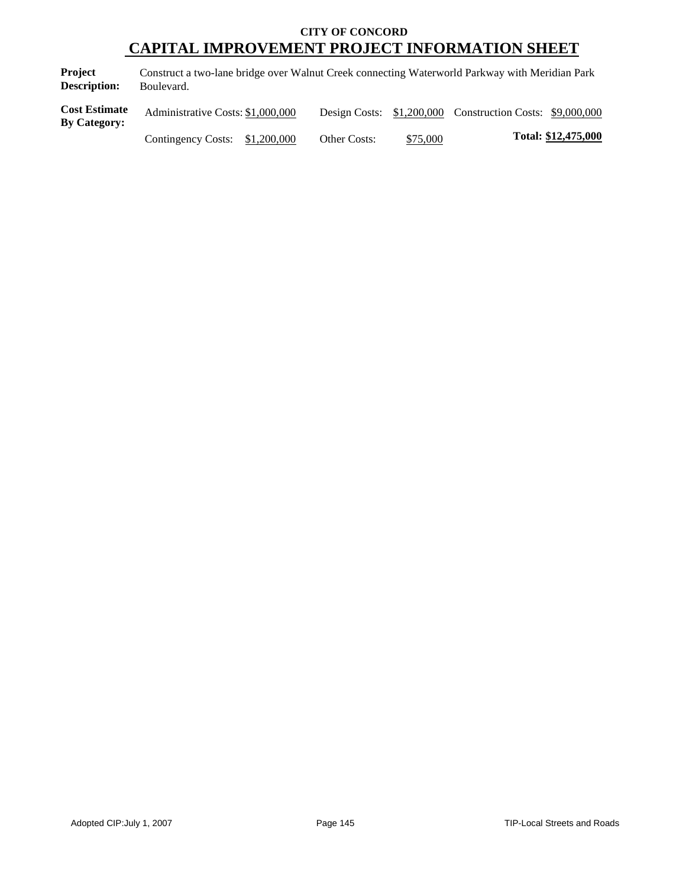**CITY OF CONCORD**

# CAPITAL IMPROVEMENT PROJECT INFORMATION SHEET

**Project Description:** Construct a two-lane bridge over Walnut Creek connecting Waterworld Parkway with Meridian Park Boulevard.

**Cost Estimate By Category:**

| | | | | | |
|---|---|---|---|---|---|
| Administrative Costs: | $1,000,000 | Design Costs: | $1,200,000 | Construction Costs: | $9,000,000 |
| Contingency Costs: | $1,200,000 | Other Costs: | $75,000 | **Total:** | **$12,475,000** |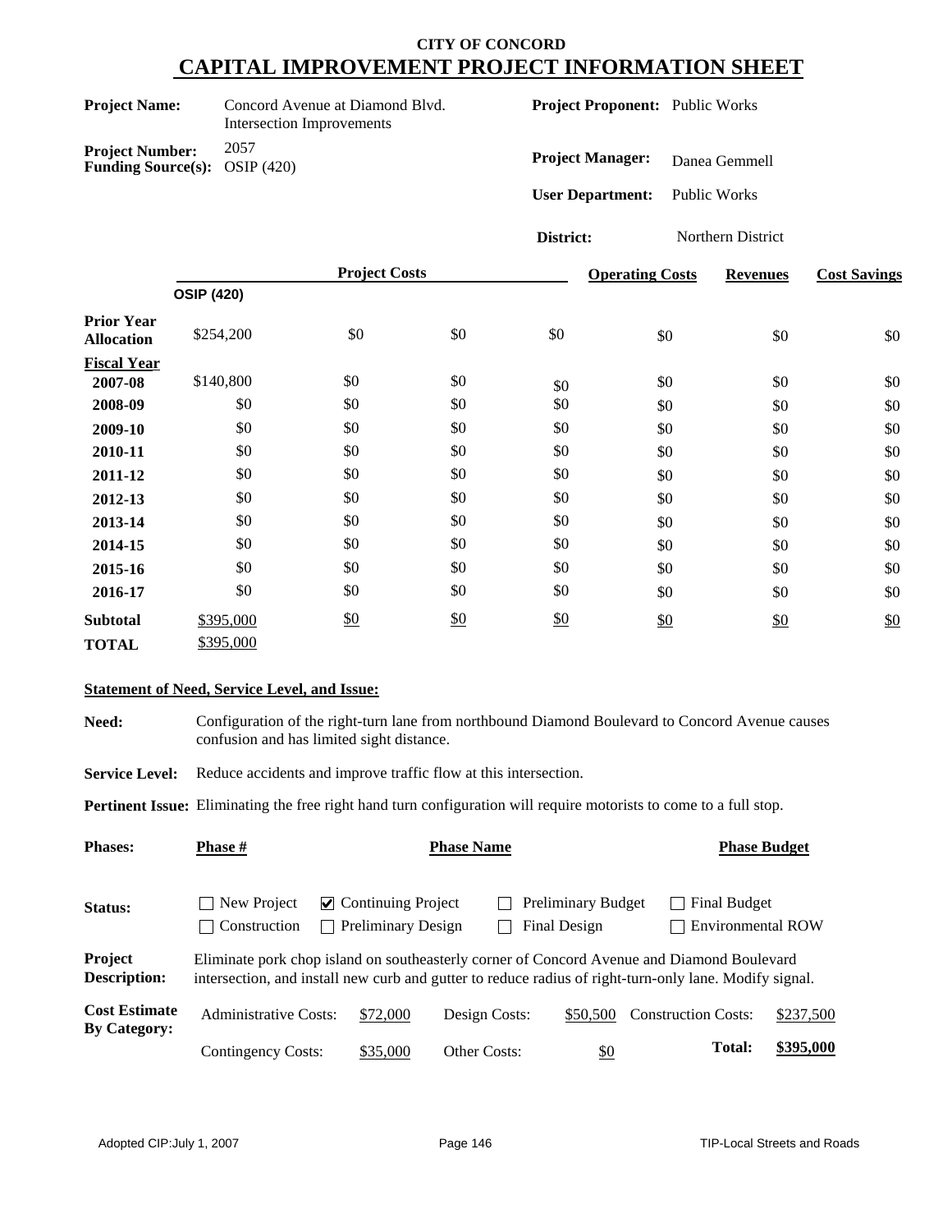# CITY OF CONCORD
## CAPITAL IMPROVEMENT PROJECT INFORMATION SHEET

**Project Name:** Concord Avenue at Diamond Blvd. Intersection Improvements

**Project Number:** 2057

**Funding Source(s):** OSIP (420)

**Project Proponent:** Public Works

**Project Manager:** Danea Gemmell

**User Department:** Public Works

**District:** Northern District

| | Project Costs | | | | Operating Costs | Revenues | Cost Savings |
|---|---|---|---|---|---|---|---|
| | OSIP (420) | | | | | | |
| **Prior Year Allocation** | $254,200 | $0 | $0 | $0 | $0 | $0 | $0 |
| **Fiscal Year** | | | | | | | |
| **2007-08** | $140,800 | $0 | $0 | $0 | $0 | $0 | $0 |
| **2008-09** | $0 | $0 | $0 | $0 | $0 | $0 | $0 |
| **2009-10** | $0 | $0 | $0 | $0 | $0 | $0 | $0 |
| **2010-11** | $0 | $0 | $0 | $0 | $0 | $0 | $0 |
| **2011-12** | $0 | $0 | $0 | $0 | $0 | $0 | $0 |
| **2012-13** | $0 | $0 | $0 | $0 | $0 | $0 | $0 |
| **2013-14** | $0 | $0 | $0 | $0 | $0 | $0 | $0 |
| **2014-15** | $0 | $0 | $0 | $0 | $0 | $0 | $0 |
| **2015-16** | $0 | $0 | $0 | $0 | $0 | $0 | $0 |
| **2016-17** | $0 | $0 | $0 | $0 | $0 | $0 | $0 |
| **Subtotal** | $395,000 | $0 | $0 | $0 | $0 | $0 | $0 |
| **TOTAL** | $395,000 | | | | | | |

**Statement of Need, Service Level, and Issue:**

**Need:** Configuration of the right-turn lane from northbound Diamond Boulevard to Concord Avenue causes confusion and has limited sight distance.

**Service Level:** Reduce accidents and improve traffic flow at this intersection.

**Pertinent Issue:** Eliminating the free right hand turn configuration will require motorists to come to a full stop.

| Phases: | Phase # | Phase Name | Phase Budget |
|---|---|---|---|

**Status:**
- ☐ New Project
- ☑ Continuing Project
- ☐ Preliminary Budget
- ☐ Final Budget
- ☐ Construction
- ☐ Preliminary Design
- ☐ Final Design
- ☐ Environmental ROW

**Project Description:** Eliminate pork chop island on southeasterly corner of Concord Avenue and Diamond Boulevard intersection, and install new curb and gutter to reduce radius of right-turn-only lane. Modify signal.

**Cost Estimate By Category:**

| | | | | | |
|---|---|---|---|---|---|
| Administrative Costs: | $72,000 | Design Costs: | $50,500 | Construction Costs: | $237,500 |
| Contingency Costs: | $35,000 | Other Costs: | $0 | **Total:** | **$395,000** |

Adopted CIP:July 1, 2007 | TIP-Local Streets and Roads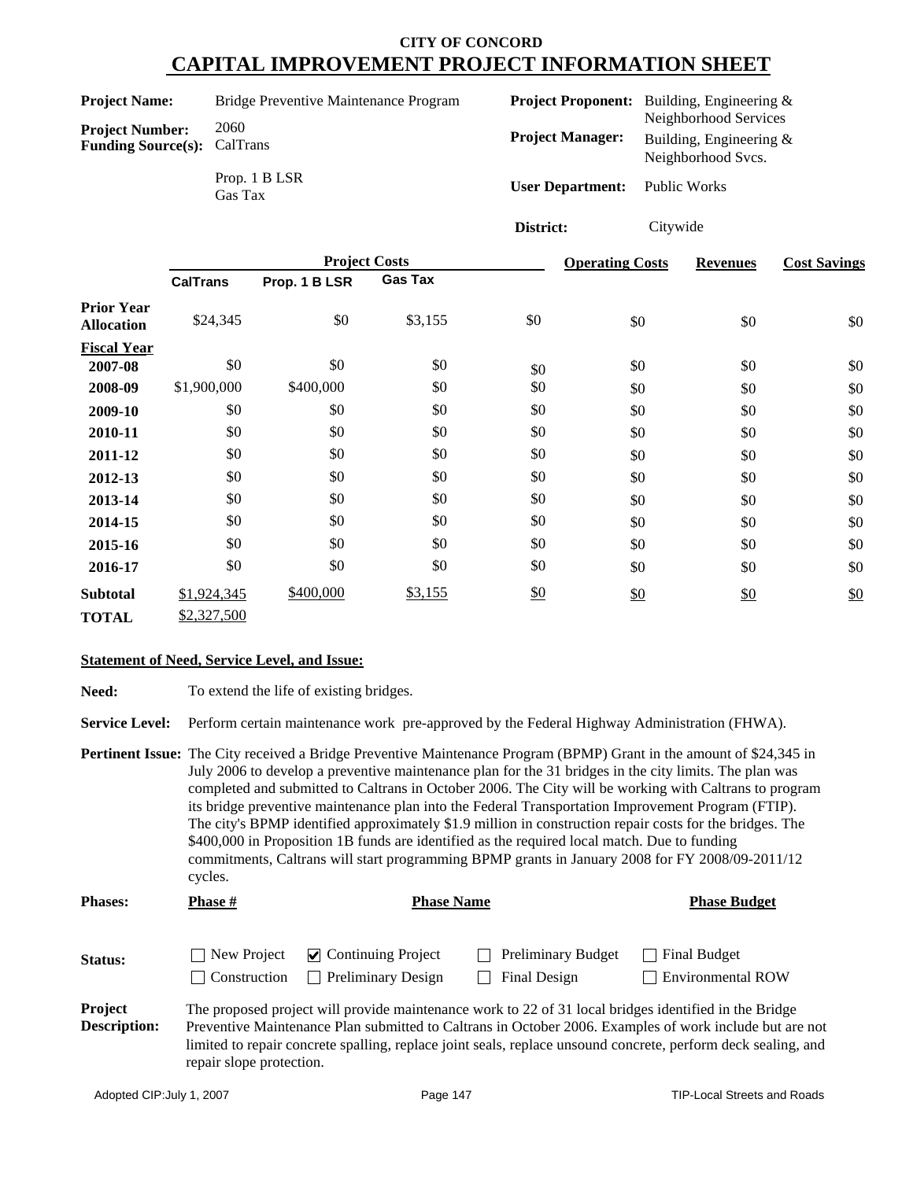# CITY OF CONCORD
# CAPITAL IMPROVEMENT PROJECT INFORMATION SHEET

**Project Name:** Bridge Preventive Maintenance Program

**Project Number:** 2060

**Funding Source(s):** CalTrans

Prop. 1 B LSR

Gas Tax

**Project Proponent:** Building, Engineering & Neighborhood Services

**Project Manager:** Building, Engineering & Neighborhood Svcs.

**User Department:** Public Works

**District:** Citywide

| | Project Costs | | | | Operating Costs | Revenues | Cost Savings |
|---|---|---|---|---|---|---|---|
| | **CalTrans** | **Prop. 1 B LSR** | **Gas Tax** | | | | |
| **Prior Year Allocation** | $24,345 | $0 | $3,155 | $0 | $0 | $0 | $0 |
| **Fiscal Year** | | | | | | | |
| **2007-08** | $0 | $0 | $0 | $0 | $0 | $0 | $0 |
| **2008-09** | $1,900,000 | $400,000 | $0 | $0 | $0 | $0 | $0 |
| **2009-10** | $0 | $0 | $0 | $0 | $0 | $0 | $0 |
| **2010-11** | $0 | $0 | $0 | $0 | $0 | $0 | $0 |
| **2011-12** | $0 | $0 | $0 | $0 | $0 | $0 | $0 |
| **2012-13** | $0 | $0 | $0 | $0 | $0 | $0 | $0 |
| **2013-14** | $0 | $0 | $0 | $0 | $0 | $0 | $0 |
| **2014-15** | $0 | $0 | $0 | $0 | $0 | $0 | $0 |
| **2015-16** | $0 | $0 | $0 | $0 | $0 | $0 | $0 |
| **2016-17** | $0 | $0 | $0 | $0 | $0 | $0 | $0 |
| **Subtotal** | $1,924,345 | $400,000 | $3,155 | $0 | $0 | $0 | $0 |
| **TOTAL** | $2,327,500 | | | | | | |

**Statement of Need, Service Level, and Issue:**

**Need:** To extend the life of existing bridges.

**Service Level:** Perform certain maintenance work pre-approved by the Federal Highway Administration (FHWA).

**Pertinent Issue:** The City received a Bridge Preventive Maintenance Program (BPMP) Grant in the amount of $24,345 in July 2006 to develop a preventive maintenance plan for the 31 bridges in the city limits. The plan was completed and submitted to Caltrans in October 2006. The City will be working with Caltrans to program its bridge preventive maintenance plan into the Federal Transportation Improvement Program (FTIP). The city's BPMP identified approximately $1.9 million in construction repair costs for the bridges. The $400,000 in Proposition 1B funds are identified as the required local match. Due to funding commitments, Caltrans will start programming BPMP grants in January 2008 for FY 2008/09-2011/12 cycles.

**Phases:**

| Phase # | Phase Name | Phase Budget |
|---|---|---|

**Status:**

- [ ] New Project
- [x] Continuing Project
- [ ] Preliminary Budget
- [ ] Final Budget
- [ ] Construction
- [ ] Preliminary Design
- [ ] Final Design
- [ ] Environmental ROW

**Project Description:** The proposed project will provide maintenance work to 22 of 31 local bridges identified in the Bridge Preventive Maintenance Plan submitted to Caltrans in October 2006. Examples of work include but are not limited to repair concrete spalling, replace joint seals, replace unsound concrete, perform deck sealing, and repair slope protection.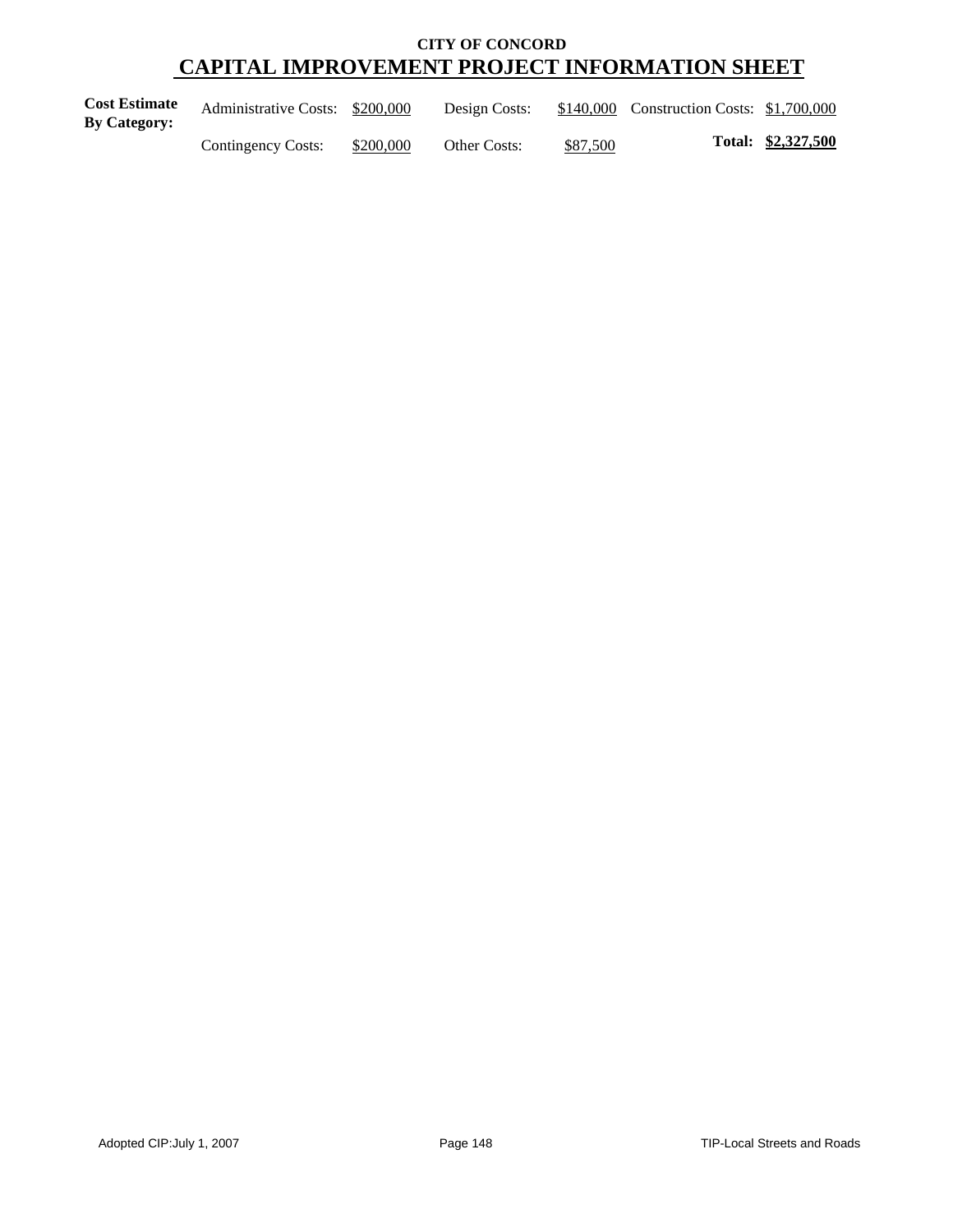**CITY OF CONCORD**

# CAPITAL IMPROVEMENT PROJECT INFORMATION SHEET

| **Cost Estimate By Category:** | | | | | | |
|---|---|---|---|---|---|---|
| | Administrative Costs: | $200,000 | Design Costs: | $140,000 | Construction Costs: | $1,700,000 |
| | Contingency Costs: | $200,000 | Other Costs: | $87,500 | **Total:** | **$2,327,500** |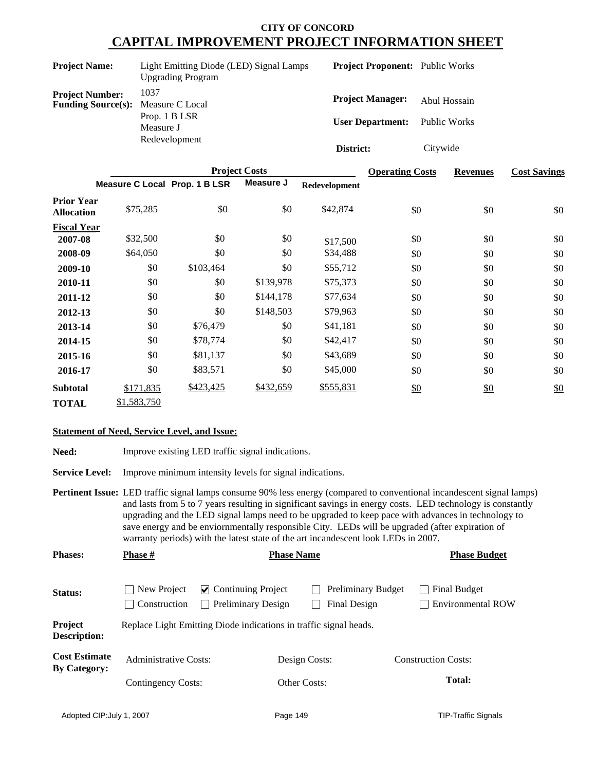**CITY OF CONCORD**

# CAPITAL IMPROVEMENT PROJECT INFORMATION SHEET

**Project Name:** Light Emitting Diode (LED) Signal Lamps Upgrading Program

**Project Proponent:** Public Works

**Project Number:** 1037

**Funding Source(s):** Measure C Local, Prop. 1 B LSR, Measure J, Redevelopment

**Project Manager:** Abul Hossain

**User Department:** Public Works

**District:** Citywide

| | Project Costs | | | | Operating Costs | Revenues | Cost Savings |
|---|---|---|---|---|---|---|---|
| | Measure C Local | Prop. 1 B LSR | Measure J | Redevelopment | | | |
| **Prior Year Allocation** | $75,285 | $0 | $0 | $42,874 | $0 | $0 | $0 |
| **Fiscal Year** | | | | | | | |
| **2007-08** | $32,500 | $0 | $0 | $17,500 | $0 | $0 | $0 |
| **2008-09** | $64,050 | $0 | $0 | $34,488 | $0 | $0 | $0 |
| **2009-10** | $0 | $103,464 | $0 | $55,712 | $0 | $0 | $0 |
| **2010-11** | $0 | $0 | $139,978 | $75,373 | $0 | $0 | $0 |
| **2011-12** | $0 | $0 | $144,178 | $77,634 | $0 | $0 | $0 |
| **2012-13** | $0 | $0 | $148,503 | $79,963 | $0 | $0 | $0 |
| **2013-14** | $0 | $76,479 | $0 | $41,181 | $0 | $0 | $0 |
| **2014-15** | $0 | $78,774 | $0 | $42,417 | $0 | $0 | $0 |
| **2015-16** | $0 | $81,137 | $0 | $43,689 | $0 | $0 | $0 |
| **2016-17** | $0 | $83,571 | $0 | $45,000 | $0 | $0 | $0 |
| **Subtotal** | $171,835 | $423,425 | $432,659 | $555,831 | $0 | $0 | $0 |
| **TOTAL** | $1,583,750 | | | | | | |

**Statement of Need, Service Level, and Issue:**

**Need:** Improve existing LED traffic signal indications.

**Service Level:** Improve minimum intensity levels for signal indications.

**Pertinent Issue:** LED traffic signal lamps consume 90% less energy (compared to conventional incandescent signal lamps) and lasts from 5 to 7 years resulting in significant savings in energy costs. LED technology is constantly upgrading and the LED signal lamps need to be upgraded to keep pace with advances in technology to save energy and be enviornmentally responsible City. LEDs will be upgraded (after expiration of warranty periods) with the latest state of the art incandescent look LEDs in 2007.

**Phases:** Phase # | Phase Name | Phase Budget

**Status:**

- ☐ New Project
- ☑ Continuing Project
- ☐ Preliminary Budget
- ☐ Final Budget
- ☐ Construction
- ☐ Preliminary Design
- ☐ Final Design
- ☐ Environmental ROW

**Project Description:** Replace Light Emitting Diode indications in traffic signal heads.

**Cost Estimate By Category:**

| | | |
|---|---|---|
| Administrative Costs: | Design Costs: | Construction Costs: |
| Contingency Costs: | Other Costs: | **Total:** |

Adopted CIP: July 1, 2007 — TIP-Traffic Signals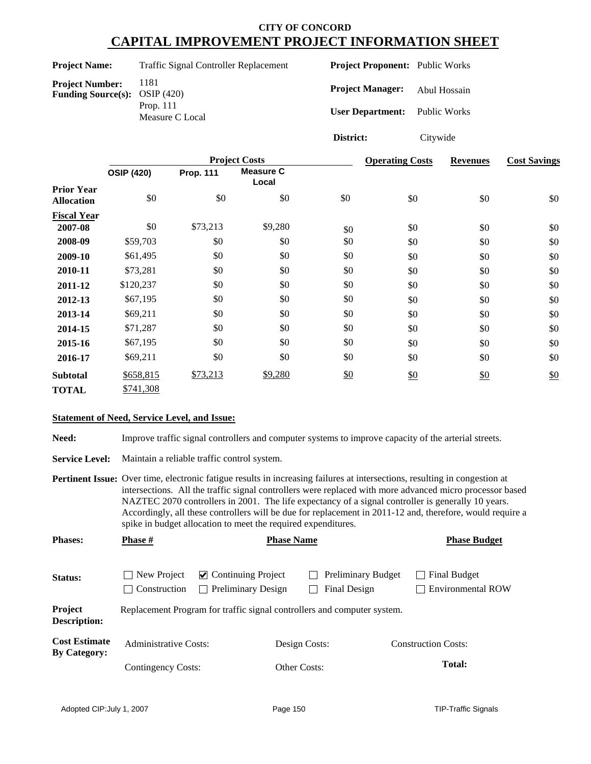# CITY OF CONCORD
## CAPITAL IMPROVEMENT PROJECT INFORMATION SHEET

**Project Name:** Traffic Signal Controller Replacement

**Project Number:** 1181

**Funding Source(s):** OSIP (420), Prop. 111, Measure C Local

**Project Proponent:** Public Works

**Project Manager:** Abul Hossain

**User Department:** Public Works

**District:** Citywide

| | Project Costs | | | | Operating Costs | Revenues | Cost Savings |
|---|---|---|---|---|---|---|---|
| | OSIP (420) | Prop. 111 | Measure C Local | | | | |
| **Prior Year Allocation** | $0 | $0 | $0 | $0 | $0 | $0 | $0 |
| **Fiscal Year** | | | | | | | |
| **2007-08** | $0 | $73,213 | $9,280 | $0 | $0 | $0 | $0 |
| **2008-09** | $59,703 | $0 | $0 | $0 | $0 | $0 | $0 |
| **2009-10** | $61,495 | $0 | $0 | $0 | $0 | $0 | $0 |
| **2010-11** | $73,281 | $0 | $0 | $0 | $0 | $0 | $0 |
| **2011-12** | $120,237 | $0 | $0 | $0 | $0 | $0 | $0 |
| **2012-13** | $67,195 | $0 | $0 | $0 | $0 | $0 | $0 |
| **2013-14** | $69,211 | $0 | $0 | $0 | $0 | $0 | $0 |
| **2014-15** | $71,287 | $0 | $0 | $0 | $0 | $0 | $0 |
| **2015-16** | $67,195 | $0 | $0 | $0 | $0 | $0 | $0 |
| **2016-17** | $69,211 | $0 | $0 | $0 | $0 | $0 | $0 |
| **Subtotal** | $658,815 | $73,213 | $9,280 | $0 | $0 | $0 | $0 |
| **TOTAL** | $741,308 | | | | | | |

### Statement of Need, Service Level, and Issue:

**Need:** Improve traffic signal controllers and computer systems to improve capacity of the arterial streets.

**Service Level:** Maintain a reliable traffic control system.

**Pertinent Issue:** Over time, electronic fatigue results in increasing failures at intersections, resulting in congestion at intersections. All the traffic signal controllers were replaced with more advanced micro processor based NAZTEC 2070 controllers in 2001. The life expectancy of a signal controller is generally 10 years. Accordingly, all these controllers will be due for replacement in 2011-12 and, therefore, would require a spike in budget allocation to meet the required expenditures.

**Phases:**

| Phase # | Phase Name | Phase Budget |
|---|---|---|
| | | |

**Status:**

- ☐ New Project
- ☑ Continuing Project
- ☐ Preliminary Budget
- ☐ Final Budget
- ☐ Construction
- ☐ Preliminary Design
- ☐ Final Design
- ☐ Environmental ROW

**Project Description:** Replacement Program for traffic signal controllers and computer system.

**Cost Estimate By Category:**

| Administrative Costs: | Design Costs: | Construction Costs: |
|---|---|---|
| Contingency Costs: | Other Costs: | **Total:** |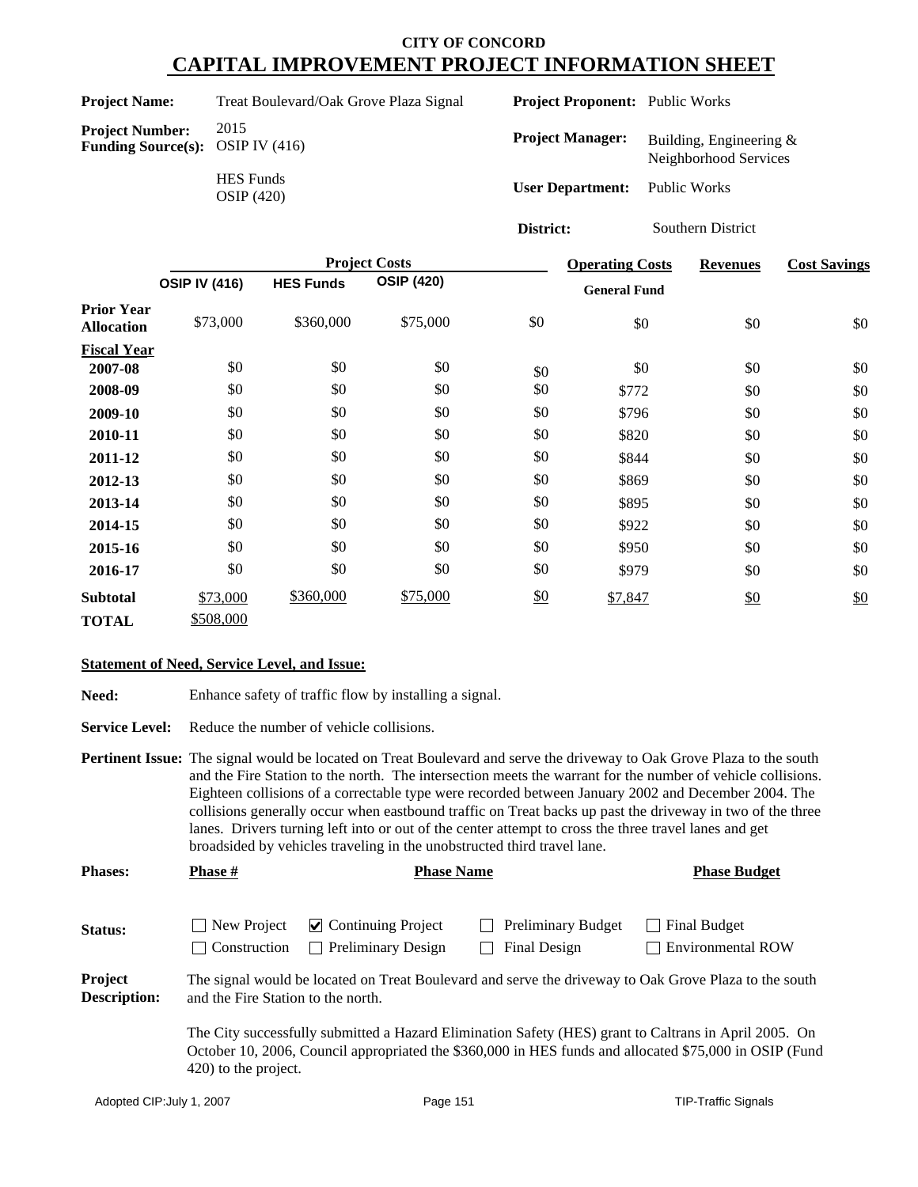# CITY OF CONCORD
# CAPITAL IMPROVEMENT PROJECT INFORMATION SHEET

**Project Name:** Treat Boulevard/Oak Grove Plaza Signal

**Project Number:** 2015

**Funding Source(s):** OSIP IV (416)
HES Funds
OSIP (420)

**Project Proponent:** Public Works

**Project Manager:** Building, Engineering & Neighborhood Services

**User Department:** Public Works

**District:** Southern District

| | Project Costs | | | | Operating Costs | Revenues | Cost Savings |
|---|---|---|---|---|---|---|---|
| | **OSIP IV (416)** | **HES Funds** | **OSIP (420)** | | **General Fund** | | |
| **Prior Year Allocation** | $73,000 | $360,000 | $75,000 | $0 | $0 | $0 | $0 |
| **Fiscal Year** | | | | | | | |
| **2007-08** | $0 | $0 | $0 | $0 | $0 | $0 | $0 |
| **2008-09** | $0 | $0 | $0 | $0 | $772 | $0 | $0 |
| **2009-10** | $0 | $0 | $0 | $0 | $796 | $0 | $0 |
| **2010-11** | $0 | $0 | $0 | $0 | $820 | $0 | $0 |
| **2011-12** | $0 | $0 | $0 | $0 | $844 | $0 | $0 |
| **2012-13** | $0 | $0 | $0 | $0 | $869 | $0 | $0 |
| **2013-14** | $0 | $0 | $0 | $0 | $895 | $0 | $0 |
| **2014-15** | $0 | $0 | $0 | $0 | $922 | $0 | $0 |
| **2015-16** | $0 | $0 | $0 | $0 | $950 | $0 | $0 |
| **2016-17** | $0 | $0 | $0 | $0 | $979 | $0 | $0 |
| **Subtotal** | $73,000 | $360,000 | $75,000 | $0 | $7,847 | $0 | $0 |
| **TOTAL** | $508,000 | | | | | | |

**Statement of Need, Service Level, and Issue:**

**Need:** Enhance safety of traffic flow by installing a signal.

**Service Level:** Reduce the number of vehicle collisions.

**Pertinent Issue:** The signal would be located on Treat Boulevard and serve the driveway to Oak Grove Plaza to the south and the Fire Station to the north. The intersection meets the warrant for the number of vehicle collisions. Eighteen collisions of a correctable type were recorded between January 2002 and December 2004. The collisions generally occur when eastbound traffic on Treat backs up past the driveway in two of the three lanes. Drivers turning left into or out of the center attempt to cross the three travel lanes and get broadsided by vehicles traveling in the unobstructed third travel lane.

**Phases:**

| Phase # | Phase Name | Phase Budget |
|---|---|---|
| | | |

**Status:**

- ☐ New Project
- ☑ Continuing Project
- ☐ Preliminary Budget
- ☐ Final Budget
- ☐ Construction
- ☐ Preliminary Design
- ☐ Final Design
- ☐ Environmental ROW

**Project Description:** The signal would be located on Treat Boulevard and serve the driveway to Oak Grove Plaza to the south and the Fire Station to the north.

The City successfully submitted a Hazard Elimination Safety (HES) grant to Caltrans in April 2005. On October 10, 2006, Council appropriated the $360,000 in HES funds and allocated $75,000 in OSIP (Fund 420) to the project.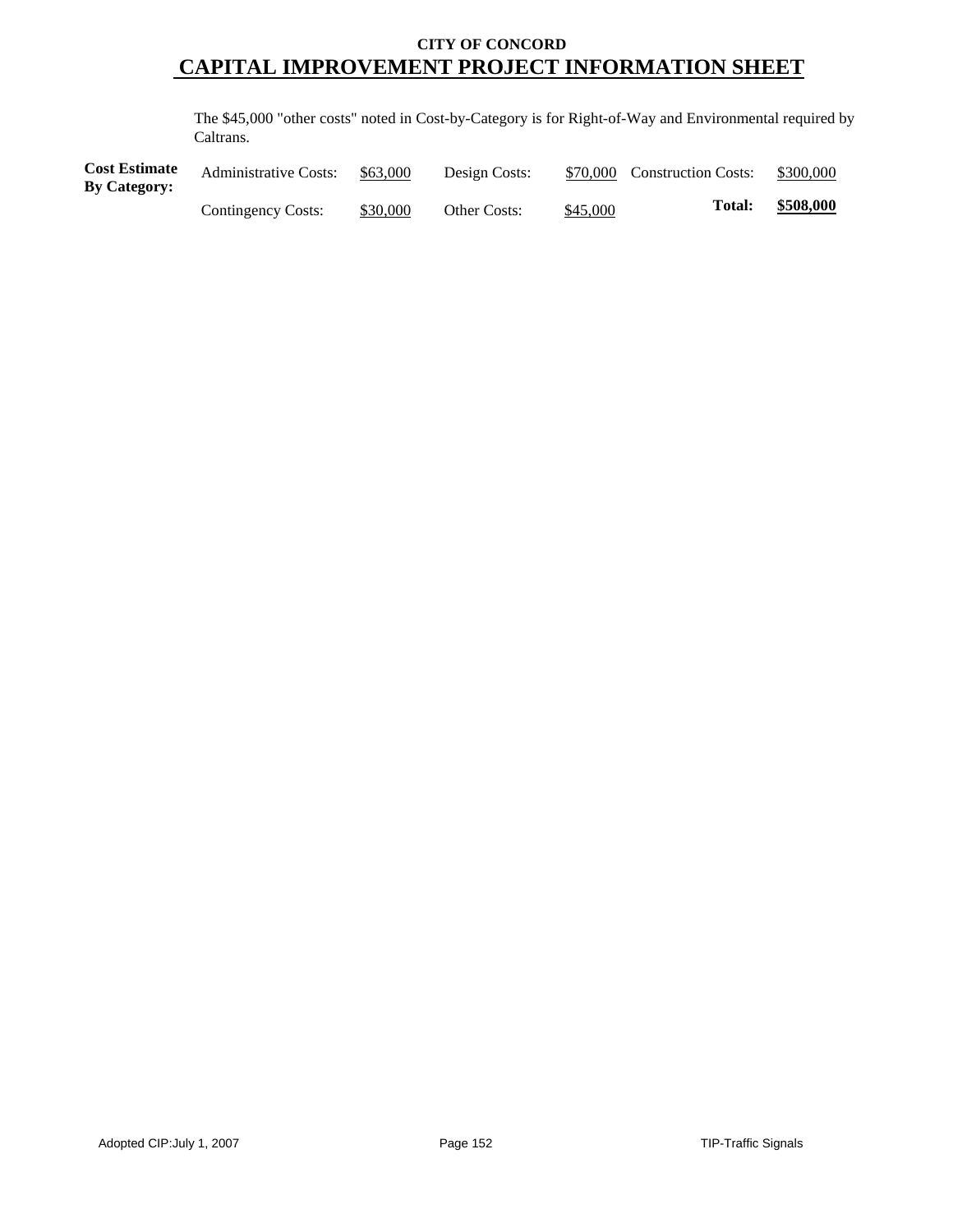**CITY OF CONCORD**

# CAPITAL IMPROVEMENT PROJECT INFORMATION SHEET

The $45,000 "other costs" noted in Cost-by-Category is for Right-of-Way and Environmental required by Caltrans.

| **Cost Estimate By Category:** | | | | | | |
|---|---|---|---|---|---|---|
| | Administrative Costs: | $63,000 | Design Costs: | $70,000 | Construction Costs: | $300,000 |
| | Contingency Costs: | $30,000 | Other Costs: | $45,000 | **Total:** | **$508,000** |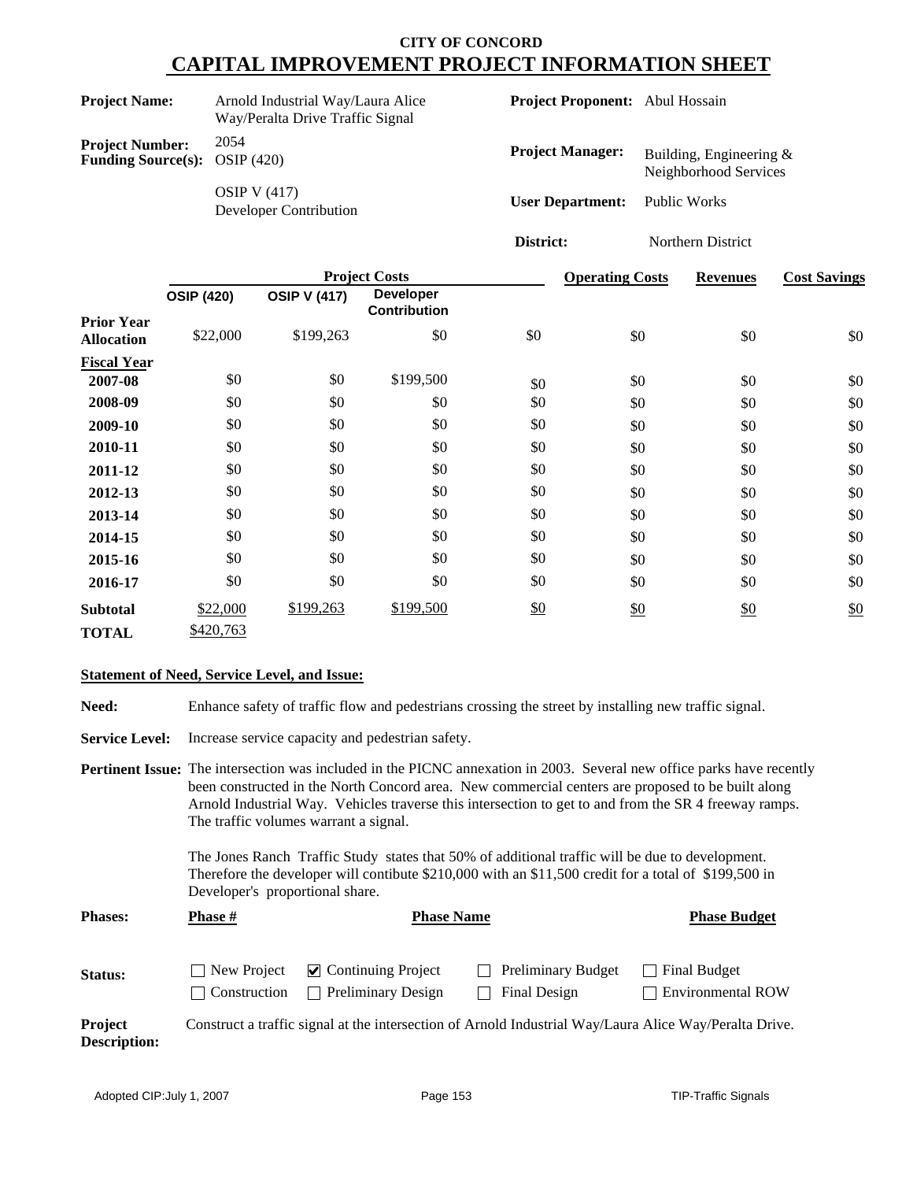# CITY OF CONCORD
# CAPITAL IMPROVEMENT PROJECT INFORMATION SHEET

**Project Name:** Arnold Industrial Way/Laura Alice Way/Peralta Drive Traffic Signal

**Project Number:** 2054

**Funding Source(s):** OSIP (420)
OSIP V (417)
Developer Contribution

**Project Proponent:** Abul Hossain

**Project Manager:** Building, Engineering & Neighborhood Services

**User Department:** Public Works

**District:** Northern District

| | Project Costs | | | | Operating Costs | Revenues | Cost Savings |
|---|---|---|---|---|---|---|---|
| | OSIP (420) | OSIP V (417) | Developer Contribution | | | | |
| **Prior Year Allocation** | $22,000 | $199,263 | $0 | $0 | $0 | $0 | $0 |
| **Fiscal Year** | | | | | | | |
| **2007-08** | $0 | $0 | $199,500 | $0 | $0 | $0 | $0 |
| **2008-09** | $0 | $0 | $0 | $0 | $0 | $0 | $0 |
| **2009-10** | $0 | $0 | $0 | $0 | $0 | $0 | $0 |
| **2010-11** | $0 | $0 | $0 | $0 | $0 | $0 | $0 |
| **2011-12** | $0 | $0 | $0 | $0 | $0 | $0 | $0 |
| **2012-13** | $0 | $0 | $0 | $0 | $0 | $0 | $0 |
| **2013-14** | $0 | $0 | $0 | $0 | $0 | $0 | $0 |
| **2014-15** | $0 | $0 | $0 | $0 | $0 | $0 | $0 |
| **2015-16** | $0 | $0 | $0 | $0 | $0 | $0 | $0 |
| **2016-17** | $0 | $0 | $0 | $0 | $0 | $0 | $0 |
| **Subtotal** | $22,000 | $199,263 | $199,500 | $0 | $0 | $0 | $0 |
| **TOTAL** | $420,763 | | | | | | |

**Statement of Need, Service Level, and Issue:**

**Need:** Enhance safety of traffic flow and pedestrians crossing the street by installing new traffic signal.

**Service Level:** Increase service capacity and pedestrian safety.

**Pertinent Issue:** The intersection was included in the PICNC annexation in 2003. Several new office parks have recently been constructed in the North Concord area. New commercial centers are proposed to be built along Arnold Industrial Way. Vehicles traverse this intersection to get to and from the SR 4 freeway ramps. The traffic volumes warrant a signal.

The Jones Ranch Traffic Study states that 50% of additional traffic will be due to development. Therefore the developer will contibute $210,000 with an $11,500 credit for a total of $199,500 in Developer's proportional share.

**Phases:** **Phase #** **Phase Name** **Phase Budget**

**Status:**
- ☐ New Project
- ☑ Continuing Project
- ☐ Preliminary Budget
- ☐ Final Budget
- ☐ Construction
- ☐ Preliminary Design
- ☐ Final Design
- ☐ Environmental ROW

**Project Description:** Construct a traffic signal at the intersection of Arnold Industrial Way/Laura Alice Way/Peralta Drive.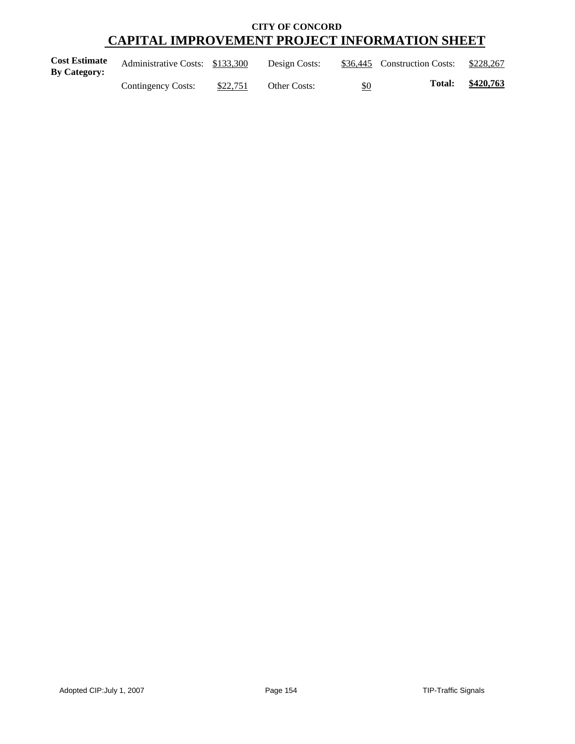**CITY OF CONCORD**

# CAPITAL IMPROVEMENT PROJECT INFORMATION SHEET

| **Cost Estimate By Category:** | Administrative Costs: | $133,300 | Design Costs: | $36,445 | Construction Costs: | $228,267 |
|---|---|---|---|---|---|---|
| | Contingency Costs: | $22,751 | Other Costs: | $0 | **Total:** | **$420,763** |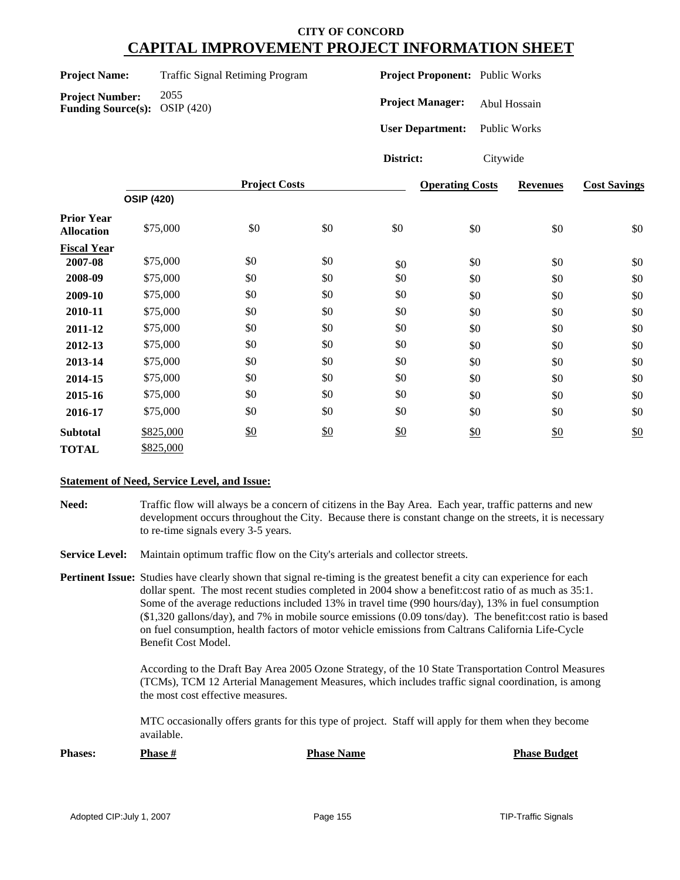**CITY OF CONCORD**

# CAPITAL IMPROVEMENT PROJECT INFORMATION SHEET

**Project Name:** Traffic Signal Retiming Program

**Project Number:** 2055

**Funding Source(s):** OSIP (420)

**Project Proponent:** Public Works

**Project Manager:** Abul Hossain

**User Department:** Public Works

**District:** Citywide

| | Project Costs | | | | Operating Costs | Revenues | Cost Savings |
|---|---|---|---|---|---|---|---|
| | OSIP (420) | | | | | | |
| **Prior Year Allocation** | $75,000 | $0 | $0 | $0 | $0 | $0 | $0 |
| **Fiscal Year** | | | | | | | |
| **2007-08** | $75,000 | $0 | $0 | $0 | $0 | $0 | $0 |
| **2008-09** | $75,000 | $0 | $0 | $0 | $0 | $0 | $0 |
| **2009-10** | $75,000 | $0 | $0 | $0 | $0 | $0 | $0 |
| **2010-11** | $75,000 | $0 | $0 | $0 | $0 | $0 | $0 |
| **2011-12** | $75,000 | $0 | $0 | $0 | $0 | $0 | $0 |
| **2012-13** | $75,000 | $0 | $0 | $0 | $0 | $0 | $0 |
| **2013-14** | $75,000 | $0 | $0 | $0 | $0 | $0 | $0 |
| **2014-15** | $75,000 | $0 | $0 | $0 | $0 | $0 | $0 |
| **2015-16** | $75,000 | $0 | $0 | $0 | $0 | $0 | $0 |
| **2016-17** | $75,000 | $0 | $0 | $0 | $0 | $0 | $0 |
| **Subtotal** | $825,000 | $0 | $0 | $0 | $0 | $0 | $0 |
| **TOTAL** | $825,000 | | | | | | |

**Statement of Need, Service Level, and Issue:**

**Need:** Traffic flow will always be a concern of citizens in the Bay Area. Each year, traffic patterns and new development occurs throughout the City. Because there is constant change on the streets, it is necessary to re-time signals every 3-5 years.

**Service Level:** Maintain optimum traffic flow on the City's arterials and collector streets.

**Pertinent Issue:** Studies have clearly shown that signal re-timing is the greatest benefit a city can experience for each dollar spent. The most recent studies completed in 2004 show a benefit:cost ratio of as much as 35:1. Some of the average reductions included 13% in travel time (990 hours/day), 13% in fuel consumption ($1,320 gallons/day), and 7% in mobile source emissions (0.09 tons/day). The benefit:cost ratio is based on fuel consumption, health factors of motor vehicle emissions from Caltrans California Life-Cycle Benefit Cost Model.

According to the Draft Bay Area 2005 Ozone Strategy, of the 10 State Transportation Control Measures (TCMs), TCM 12 Arterial Management Measures, which includes traffic signal coordination, is among the most cost effective measures.

MTC occasionally offers grants for this type of project. Staff will apply for them when they become available.

| Phases: | Phase # | Phase Name | Phase Budget |
|---|---|---|---|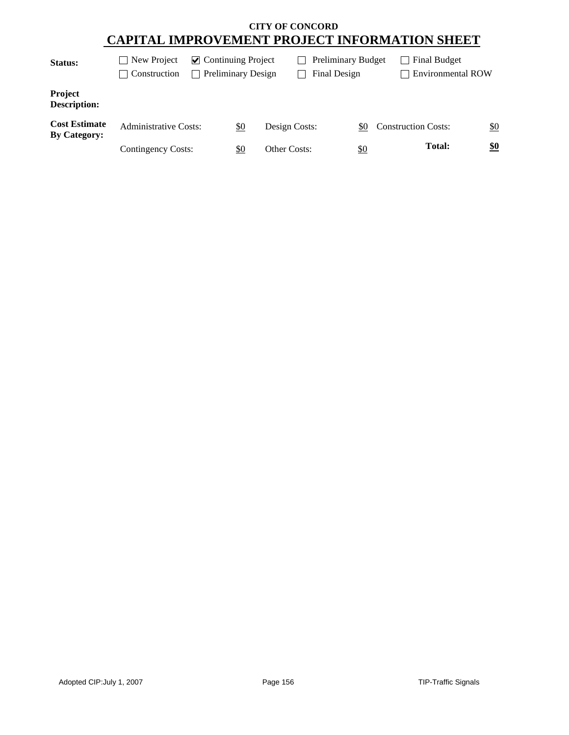# CITY OF CONCORD
## CAPITAL IMPROVEMENT PROJECT INFORMATION SHEET

**Status:**

☐ New Project ☑ Continuing Project ☐ Preliminary Budget ☐ Final Budget
☐ Construction ☐ Preliminary Design ☐ Final Design ☐ Environmental ROW

**Project Description:**

**Cost Estimate By Category:**

| | | | | | |
|---|---|---|---|---|---|
| Administrative Costs: | $0 | Design Costs: | $0 | Construction Costs: | $0 |
| Contingency Costs: | $0 | Other Costs: | $0 | **Total:** | **$0** |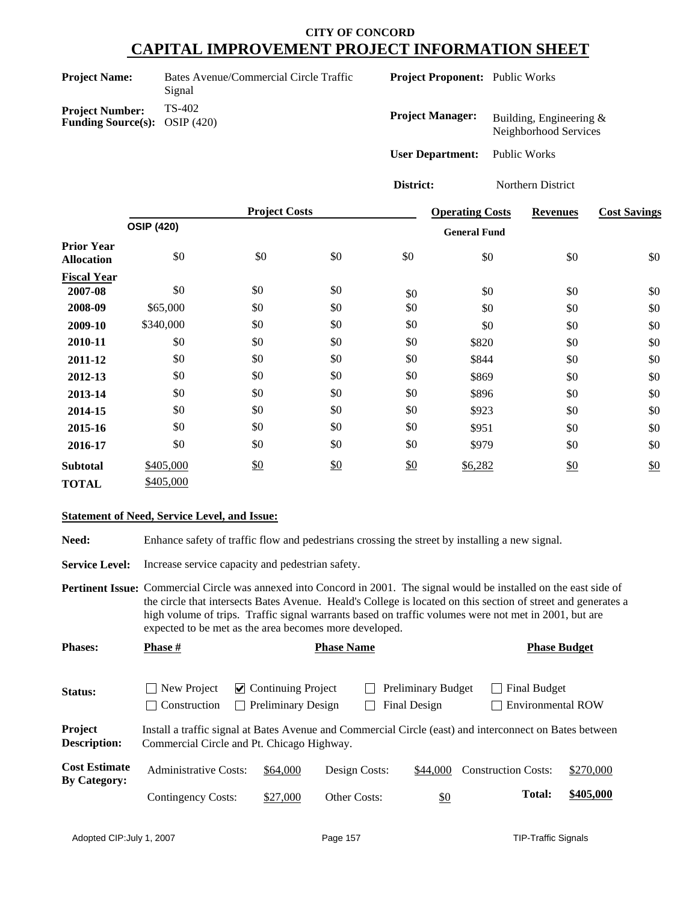# CITY OF CONCORD
## CAPITAL IMPROVEMENT PROJECT INFORMATION SHEET

**Project Name:** Bates Avenue/Commercial Circle Traffic Signal

**Project Number:** TS-402

**Funding Source(s):** OSIP (420)

**Project Proponent:** Public Works

**Project Manager:** Building, Engineering & Neighborhood Services

**User Department:** Public Works

**District:** Northern District

| | Project Costs | | | | Operating Costs | Revenues | Cost Savings |
|---|---|---|---|---|---|---|---|
| | OSIP (420) | | | | General Fund | | |
| **Prior Year Allocation** | $0 | $0 | $0 | $0 | $0 | $0 | $0 |
| **Fiscal Year** | | | | | | | |
| **2007-08** | $0 | $0 | $0 | $0 | $0 | $0 | $0 |
| **2008-09** | $65,000 | $0 | $0 | $0 | $0 | $0 | $0 |
| **2009-10** | $340,000 | $0 | $0 | $0 | $0 | $0 | $0 |
| **2010-11** | $0 | $0 | $0 | $0 | $820 | $0 | $0 |
| **2011-12** | $0 | $0 | $0 | $0 | $844 | $0 | $0 |
| **2012-13** | $0 | $0 | $0 | $0 | $869 | $0 | $0 |
| **2013-14** | $0 | $0 | $0 | $0 | $896 | $0 | $0 |
| **2014-15** | $0 | $0 | $0 | $0 | $923 | $0 | $0 |
| **2015-16** | $0 | $0 | $0 | $0 | $951 | $0 | $0 |
| **2016-17** | $0 | $0 | $0 | $0 | $979 | $0 | $0 |
| **Subtotal** | $405,000 | $0 | $0 | $0 | $6,282 | $0 | $0 |
| **TOTAL** | $405,000 | | | | | | |

**Statement of Need, Service Level, and Issue:**

**Need:** Enhance safety of traffic flow and pedestrians crossing the street by installing a new signal.

**Service Level:** Increase service capacity and pedestrian safety.

**Pertinent Issue:** Commercial Circle was annexed into Concord in 2001. The signal would be installed on the east side of the circle that intersects Bates Avenue. Heald's College is located on this section of street and generates a high volume of trips. Traffic signal warrants based on traffic volumes were not met in 2001, but are expected to be met as the area becomes more developed.

**Phases:** Phase # | Phase Name | Phase Budget

**Status:**
- ☐ New Project
- ☑ Continuing Project
- ☐ Preliminary Budget
- ☐ Final Budget
- ☐ Construction
- ☐ Preliminary Design
- ☐ Final Design
- ☐ Environmental ROW

**Project Description:** Install a traffic signal at Bates Avenue and Commercial Circle (east) and interconnect on Bates between Commercial Circle and Pt. Chicago Highway.

**Cost Estimate By Category:**

| | | | | | |
|---|---|---|---|---|---|
| Administrative Costs: | $64,000 | Design Costs: | $44,000 | Construction Costs: | $270,000 |
| Contingency Costs: | $27,000 | Other Costs: | $0 | **Total:** | **$405,000** |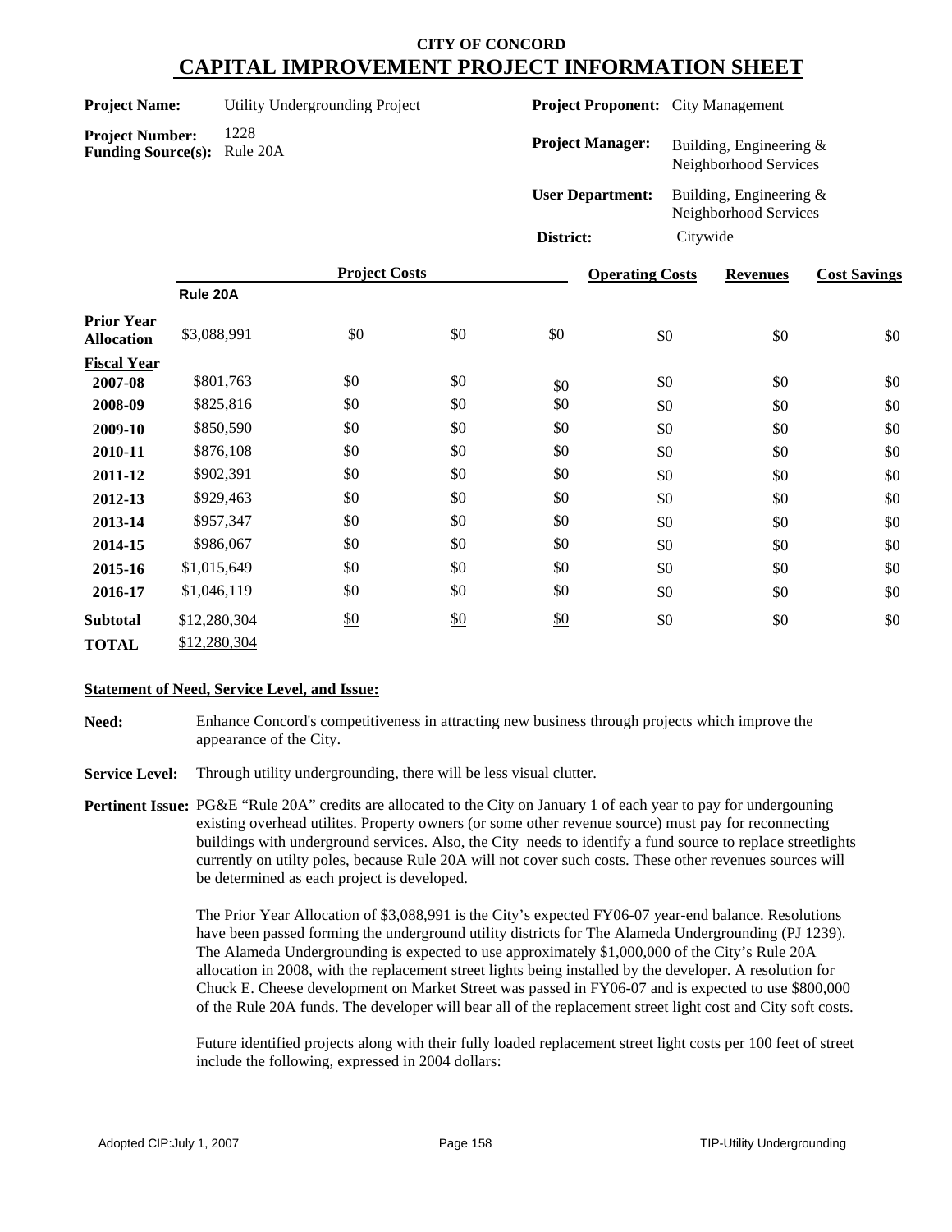# CITY OF CONCORD

## CAPITAL IMPROVEMENT PROJECT INFORMATION SHEET

**Project Name:** Utility Undergrounding Project

**Project Number:** 1228

**Funding Source(s):** Rule 20A

**Project Proponent:** City Management

**Project Manager:** Building, Engineering & Neighborhood Services

**User Department:** Building, Engineering & Neighborhood Services

**District:** Citywide

| | Project Costs | | | | Operating Costs | Revenues | Cost Savings |
|---|---|---|---|---|---|---|---|
| | **Rule 20A** | | | | | | |
| **Prior Year Allocation** | $3,088,991 | $0 | $0 | $0 | $0 | $0 | $0 |
| **Fiscal Year** | | | | | | | |
| **2007-08** | $801,763 | $0 | $0 | $0 | $0 | $0 | $0 |
| **2008-09** | $825,816 | $0 | $0 | $0 | $0 | $0 | $0 |
| **2009-10** | $850,590 | $0 | $0 | $0 | $0 | $0 | $0 |
| **2010-11** | $876,108 | $0 | $0 | $0 | $0 | $0 | $0 |
| **2011-12** | $902,391 | $0 | $0 | $0 | $0 | $0 | $0 |
| **2012-13** | $929,463 | $0 | $0 | $0 | $0 | $0 | $0 |
| **2013-14** | $957,347 | $0 | $0 | $0 | $0 | $0 | $0 |
| **2014-15** | $986,067 | $0 | $0 | $0 | $0 | $0 | $0 |
| **2015-16** | $1,015,649 | $0 | $0 | $0 | $0 | $0 | $0 |
| **2016-17** | $1,046,119 | $0 | $0 | $0 | $0 | $0 | $0 |
| **Subtotal** | $12,280,304 | $0 | $0 | $0 | $0 | $0 | $0 |
| **TOTAL** | $12,280,304 | | | | | | |

**Statement of Need, Service Level, and Issue:**

**Need:** Enhance Concord's competitiveness in attracting new business through projects which improve the appearance of the City.

**Service Level:** Through utility undergrounding, there will be less visual clutter.

**Pertinent Issue:** PG&E "Rule 20A" credits are allocated to the City on January 1 of each year to pay for undergouning existing overhead utilites. Property owners (or some other revenue source) must pay for reconnecting buildings with underground services. Also, the City needs to identify a fund source to replace streetlights currently on utlty poles, because Rule 20A will not cover such costs. These other revenues sources will be determined as each project is developed.

The Prior Year Allocation of $3,088,991 is the City's expected FY06-07 year-end balance. Resolutions have been passed forming the underground utility districts for The Alameda Undergrounding (PJ 1239). The Alameda Undergrounding is expected to use approximately $1,000,000 of the City's Rule 20A allocation in 2008, with the replacement street lights being installed by the developer. A resolution for Chuck E. Cheese development on Market Street was passed in FY06-07 and is expected to use $800,000 of the Rule 20A funds. The developer will bear all of the replacement street light cost and City soft costs.

Future identified projects along with their fully loaded replacement street light costs per 100 feet of street include the following, expressed in 2004 dollars: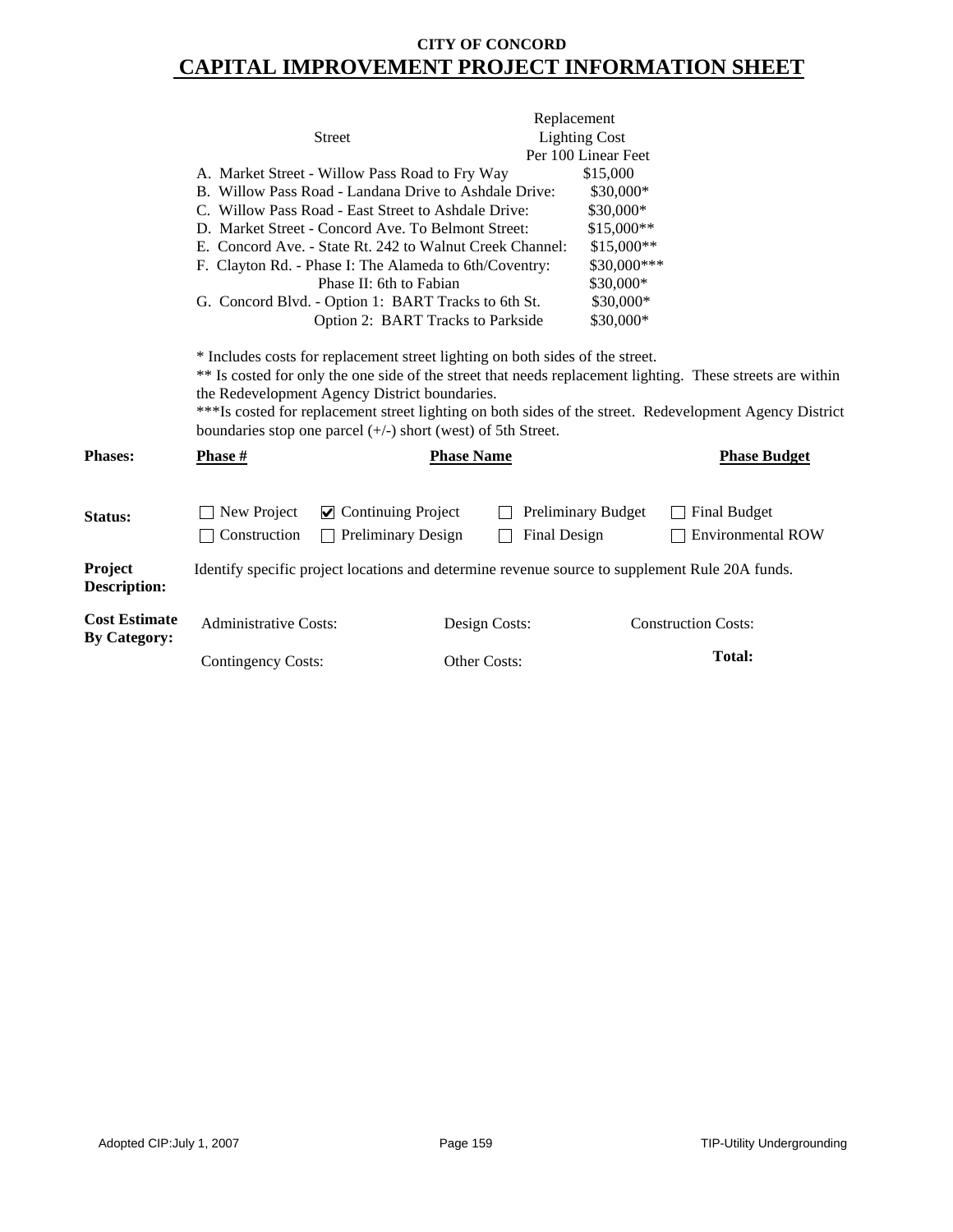**CITY OF CONCORD**

# CAPITAL IMPROVEMENT PROJECT INFORMATION SHEET

| Street | Replacement Lighting Cost Per 100 Linear Feet |
|---|---|
| A. Market Street - Willow Pass Road to Fry Way | $15,000 |
| B. Willow Pass Road - Landana Drive to Ashdale Drive: | $30,000* |
| C. Willow Pass Road - East Street to Ashdale Drive: | $30,000* |
| D. Market Street - Concord Ave. To Belmont Street: | $15,000** |
| E. Concord Ave. - State Rt. 242 to Walnut Creek Channel: | $15,000** |
| F. Clayton Rd. - Phase I: The Alameda to 6th/Coventry: | $30,000*** |
| Phase II: 6th to Fabian | $30,000* |
| G. Concord Blvd. - Option 1: BART Tracks to 6th St. | $30,000* |
| Option 2: BART Tracks to Parkside | $30,000* |

* Includes costs for replacement street lighting on both sides of the street.

** Is costed for only the one side of the street that needs replacement lighting. These streets are within the Redevelopment Agency District boundaries.

***Is costed for replacement street lighting on both sides of the street. Redevelopment Agency District boundaries stop one parcel (+/-) short (west) of 5th Street.

**Phases:**

| Phase # | Phase Name | Phase Budget |
|---|---|---|
| | | |

**Status:**

- ☐ New Project
- ☑ Continuing Project
- ☐ Preliminary Budget
- ☐ Final Budget
- ☐ Construction
- ☐ Preliminary Design
- ☐ Final Design
- ☐ Environmental ROW

**Project Description:** Identify specific project locations and determine revenue source to supplement Rule 20A funds.

**Cost Estimate By Category:**

| Administrative Costs: | Design Costs: | Construction Costs: |
|---|---|---|
| Contingency Costs: | Other Costs: | **Total:** |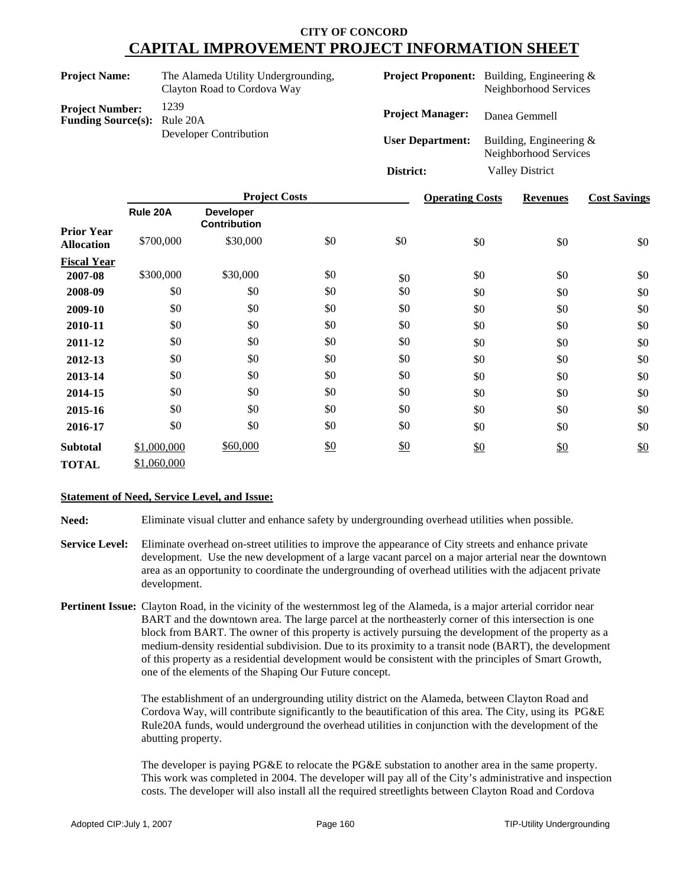# CITY OF CONCORD
## CAPITAL IMPROVEMENT PROJECT INFORMATION SHEET

**Project Name:** The Alameda Utility Undergrounding, Clayton Road to Cordova Way

**Project Number:** 1239

**Funding Source(s):** Rule 20A, Developer Contribution

**Project Proponent:** Building, Engineering & Neighborhood Services

**Project Manager:** Danea Gemmell

**User Department:** Building, Engineering & Neighborhood Services

**District:** Valley District

| | Project Costs | | | | Operating Costs | Revenues | Cost Savings |
|---|---|---|---|---|---|---|---|
| | Rule 20A | Developer Contribution | | | | | |
| **Prior Year Allocation** | $700,000 | $30,000 | $0 | $0 | $0 | $0 | $0 |
| **Fiscal Year** | | | | | | | |
| **2007-08** | $300,000 | $30,000 | $0 | $0 | $0 | $0 | $0 |
| **2008-09** | $0 | $0 | $0 | $0 | $0 | $0 | $0 |
| **2009-10** | $0 | $0 | $0 | $0 | $0 | $0 | $0 |
| **2010-11** | $0 | $0 | $0 | $0 | $0 | $0 | $0 |
| **2011-12** | $0 | $0 | $0 | $0 | $0 | $0 | $0 |
| **2012-13** | $0 | $0 | $0 | $0 | $0 | $0 | $0 |
| **2013-14** | $0 | $0 | $0 | $0 | $0 | $0 | $0 |
| **2014-15** | $0 | $0 | $0 | $0 | $0 | $0 | $0 |
| **2015-16** | $0 | $0 | $0 | $0 | $0 | $0 | $0 |
| **2016-17** | $0 | $0 | $0 | $0 | $0 | $0 | $0 |
| **Subtotal** | $1,000,000 | $60,000 | $0 | $0 | $0 | $0 | $0 |
| **TOTAL** | $1,060,000 | | | | | | |

### Statement of Need, Service Level, and Issue:

**Need:** Eliminate visual clutter and enhance safety by undergrounding overhead utilities when possible.

**Service Level:** Eliminate overhead on-street utilities to improve the appearance of City streets and enhance private development. Use the new development of a large vacant parcel on a major arterial near the downtown area as an opportunity to coordinate the undergrounding of overhead utilities with the adjacent private development.

**Pertinent Issue:** Clayton Road, in the vicinity of the westernmost leg of the Alameda, is a major arterial corridor near BART and the downtown area. The large parcel at the northeasterly corner of this intersection is one block from BART. The owner of this property is actively pursuing the development of the property as a medium-density residential subdivision. Due to its proximity to a transit node (BART), the development of this property as a residential development would be consistent with the principles of Smart Growth, one of the elements of the Shaping Our Future concept.

The establishment of an undergrounding utility district on the Alameda, between Clayton Road and Cordova Way, will contribute significantly to the beautification of this area. The City, using its PG&E Rule20A funds, would underground the overhead utilities in conjunction with the development of the abutting property.

The developer is paying PG&E to relocate the PG&E substation to another area in the same property. This work was completed in 2004. The developer will pay all of the City's administrative and inspection costs. The developer will also install all the required streetlights between Clayton Road and Cordova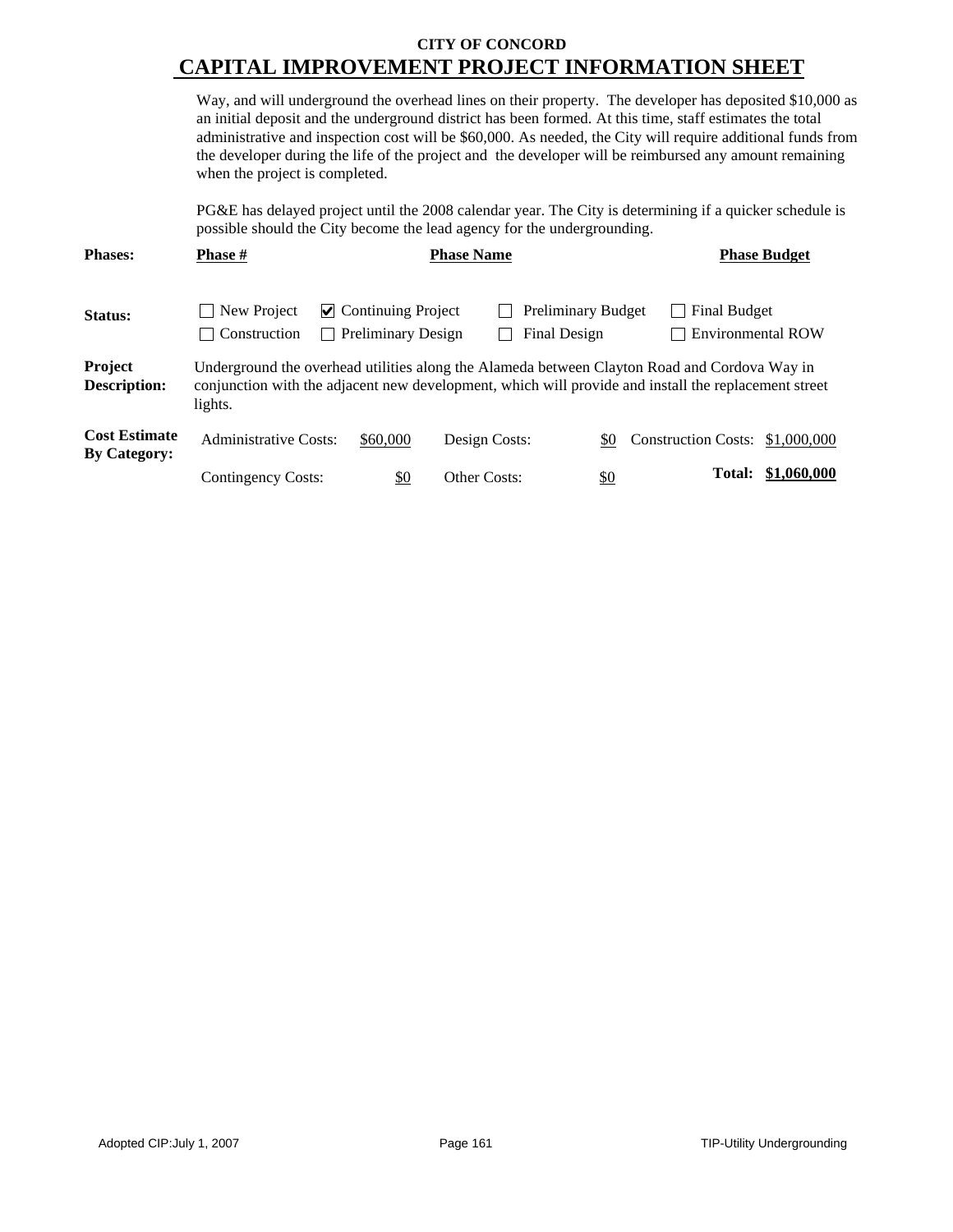# CITY OF CONCORD
## CAPITAL IMPROVEMENT PROJECT INFORMATION SHEET

Way, and will underground the overhead lines on their property. The developer has deposited $10,000 as an initial deposit and the underground district has been formed. At this time, staff estimates the total administrative and inspection cost will be $60,000. As needed, the City will require additional funds from the developer during the life of the project and the developer will be reimbursed any amount remaining when the project is completed.

PG&E has delayed project until the 2008 calendar year. The City is determining if a quicker schedule is possible should the City become the lead agency for the undergrounding.

| **Phases:** | **Phase #** | **Phase Name** | **Phase Budget** |
|---|---|---|---|

**Status:**

- ☐ New Project
- ☑ Continuing Project
- ☐ Preliminary Budget
- ☐ Final Budget
- ☐ Construction
- ☐ Preliminary Design
- ☐ Final Design
- ☐ Environmental ROW

**Project Description:** Underground the overhead utilities along the Alameda between Clayton Road and Cordova Way in conjunction with the adjacent new development, which will provide and install the replacement street lights.

**Cost Estimate By Category:**

| | | | | | |
|---|---|---|---|---|---|
| Administrative Costs: | $60,000 | Design Costs: | $0 | Construction Costs: | $1,000,000 |
| Contingency Costs: | $0 | Other Costs: | $0 | **Total:** | **$1,060,000** |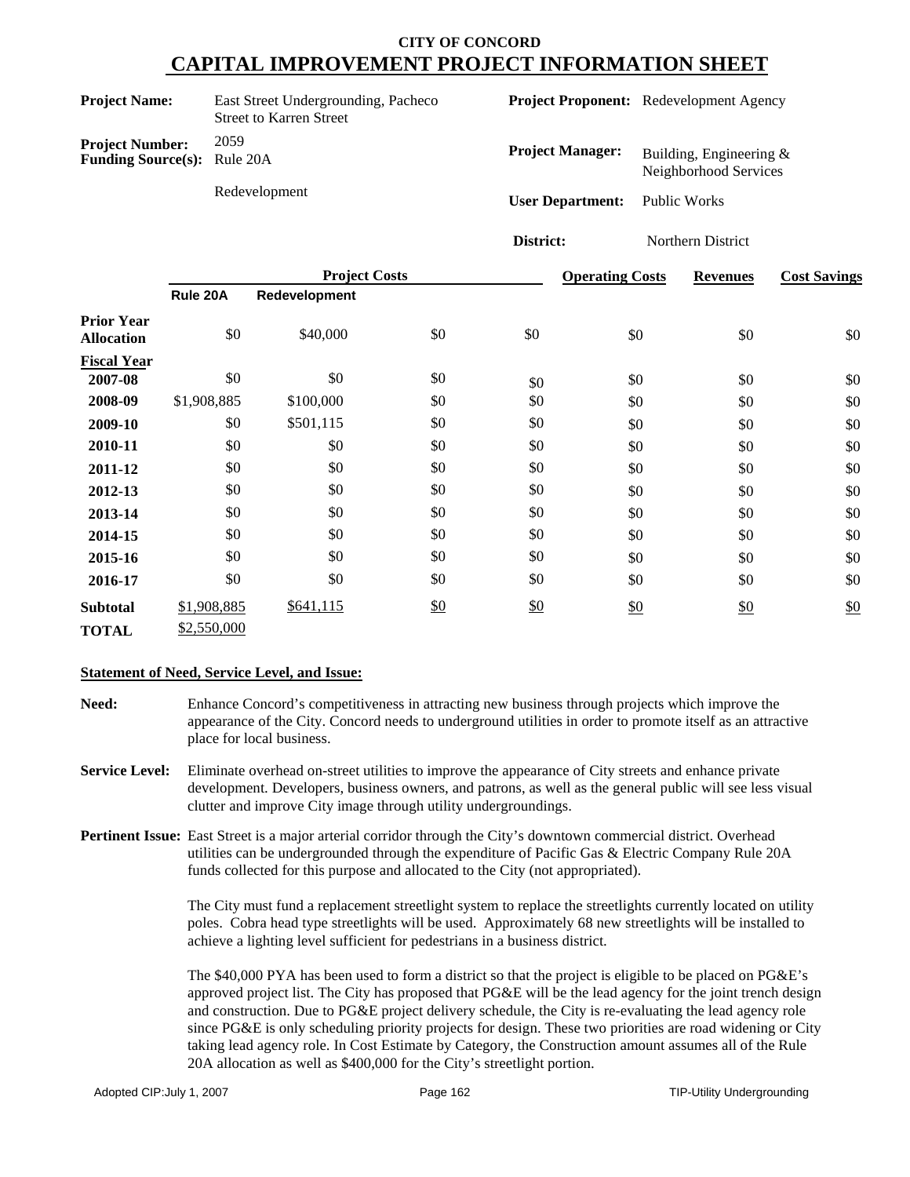# CITY OF CONCORD
# CAPITAL IMPROVEMENT PROJECT INFORMATION SHEET

**Project Name:** East Street Undergrounding, Pacheco Street to Karren Street

**Project Number:** 2059

**Funding Source(s):** Rule 20A

Redevelopment

**Project Proponent:** Redevelopment Agency

**Project Manager:** Building, Engineering & Neighborhood Services

**User Department:** Public Works

**District:** Northern District

| | Project Costs | | | | Operating Costs | Revenues | Cost Savings |
|---|---|---|---|---|---|---|---|
| | Rule 20A | Redevelopment | | | | | |
| **Prior Year Allocation** | $0 | $40,000 | $0 | $0 | $0 | $0 | $0 |
| **Fiscal Year** | | | | | | | |
| **2007-08** | $0 | $0 | $0 | $0 | $0 | $0 | $0 |
| **2008-09** | $1,908,885 | $100,000 | $0 | $0 | $0 | $0 | $0 |
| **2009-10** | $0 | $501,115 | $0 | $0 | $0 | $0 | $0 |
| **2010-11** | $0 | $0 | $0 | $0 | $0 | $0 | $0 |
| **2011-12** | $0 | $0 | $0 | $0 | $0 | $0 | $0 |
| **2012-13** | $0 | $0 | $0 | $0 | $0 | $0 | $0 |
| **2013-14** | $0 | $0 | $0 | $0 | $0 | $0 | $0 |
| **2014-15** | $0 | $0 | $0 | $0 | $0 | $0 | $0 |
| **2015-16** | $0 | $0 | $0 | $0 | $0 | $0 | $0 |
| **2016-17** | $0 | $0 | $0 | $0 | $0 | $0 | $0 |
| **Subtotal** | $1,908,885 | $641,115 | $0 | $0 | $0 | $0 | $0 |
| **TOTAL** | $2,550,000 | | | | | | |

**Statement of Need, Service Level, and Issue:**

**Need:** Enhance Concord's competitiveness in attracting new business through projects which improve the appearance of the City. Concord needs to underground utilities in order to promote itself as an attractive place for local business.

**Service Level:** Eliminate overhead on-street utilities to improve the appearance of City streets and enhance private development. Developers, business owners, and patrons, as well as the general public will see less visual clutter and improve City image through utility undergroundings.

**Pertinent Issue:** East Street is a major arterial corridor through the City's downtown commercial district. Overhead utilities can be undergrounded through the expenditure of Pacific Gas & Electric Company Rule 20A funds collected for this purpose and allocated to the City (not appropriated).

The City must fund a replacement streetlight system to replace the streetlights currently located on utility poles. Cobra head type streetlights will be used. Approximately 68 new streetlights will be installed to achieve a lighting level sufficient for pedestrians in a business district.

The $40,000 PYA has been used to form a district so that the project is eligible to be placed on PG&E's approved project list. The City has proposed that PG&E will be the lead agency for the joint trench design and construction. Due to PG&E project delivery schedule, the City is re-evaluating the lead agency role since PG&E is only scheduling priority projects for design. These two priorities are road widening or City taking lead agency role. In Cost Estimate by Category, the Construction amount assumes all of the Rule 20A allocation as well as $400,000 for the City's streetlight portion.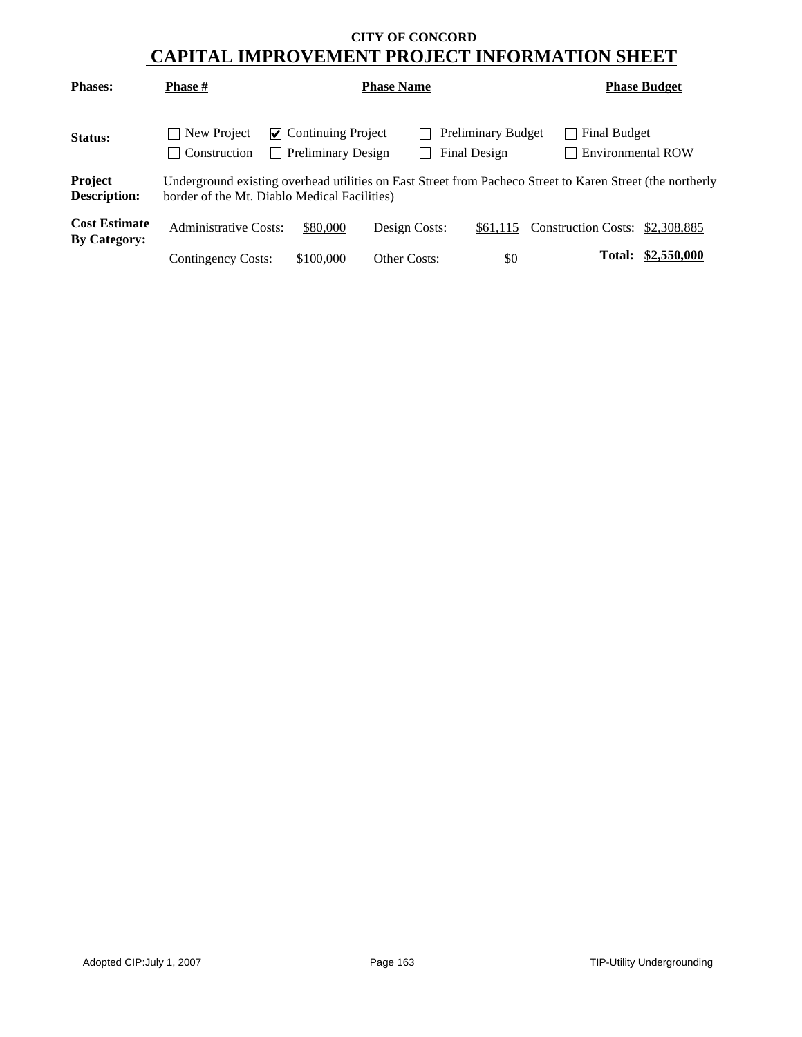**CITY OF CONCORD**

# CAPITAL IMPROVEMENT PROJECT INFORMATION SHEET

| **Phases:** | **Phase #** | **Phase Name** | **Phase Budget** |
|---|---|---|---|
| | | | |

**Status:**

- ☐ New Project
- ☑ Continuing Project
- ☐ Preliminary Budget
- ☐ Final Budget
- ☐ Construction
- ☐ Preliminary Design
- ☐ Final Design
- ☐ Environmental ROW

**Project Description:** Underground existing overhead utilities on East Street from Pacheco Street to Karen Street (the northerly border of the Mt. Diablo Medical Facilities)

**Cost Estimate By Category:**

| | | | | | |
|---|---|---|---|---|---|
| Administrative Costs: | $80,000 | Design Costs: | $61,115 | Construction Costs: | $2,308,885 |
| Contingency Costs: | $100,000 | Other Costs: | $0 | **Total:** | **$2,550,000** |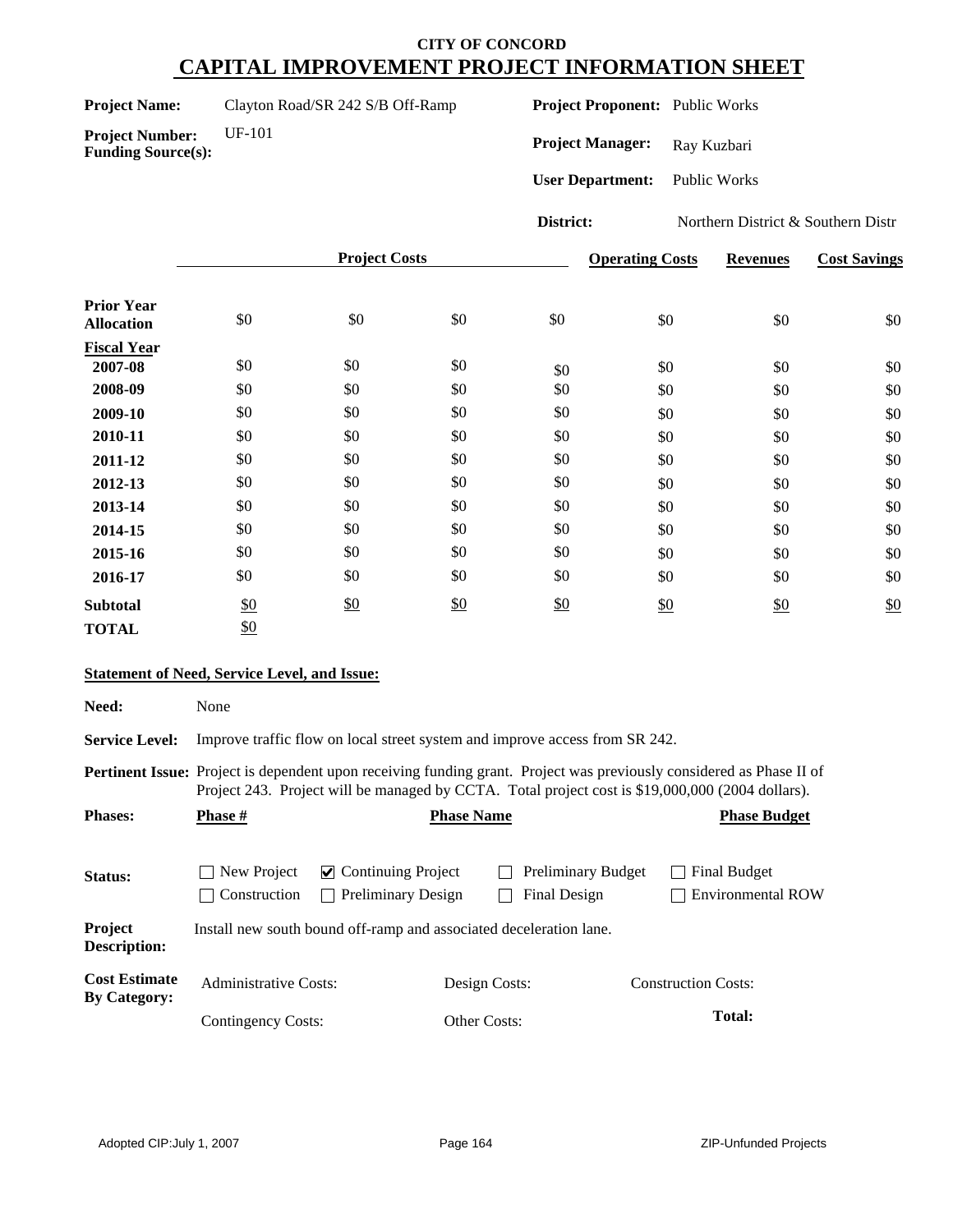**CITY OF CONCORD**

# CAPITAL IMPROVEMENT PROJECT INFORMATION SHEET

**Project Name:** Clayton Road/SR 242 S/B Off-Ramp

**Project Number:** UF-101

**Funding Source(s):**

**Project Proponent:** Public Works

**Project Manager:** Ray Kuzbari

**User Department:** Public Works

**District:** Northern District & Southern Distr

| | Project Costs | | | | Operating Costs | Revenues | Cost Savings |
|---|---|---|---|---|---|---|---|
| **Prior Year Allocation** | $0 | $0 | $0 | $0 | $0 | $0 | $0 |
| **Fiscal Year** | | | | | | | |
| **2007-08** | $0 | $0 | $0 | $0 | $0 | $0 | $0 |
| **2008-09** | $0 | $0 | $0 | $0 | $0 | $0 | $0 |
| **2009-10** | $0 | $0 | $0 | $0 | $0 | $0 | $0 |
| **2010-11** | $0 | $0 | $0 | $0 | $0 | $0 | $0 |
| **2011-12** | $0 | $0 | $0 | $0 | $0 | $0 | $0 |
| **2012-13** | $0 | $0 | $0 | $0 | $0 | $0 | $0 |
| **2013-14** | $0 | $0 | $0 | $0 | $0 | $0 | $0 |
| **2014-15** | $0 | $0 | $0 | $0 | $0 | $0 | $0 |
| **2015-16** | $0 | $0 | $0 | $0 | $0 | $0 | $0 |
| **2016-17** | $0 | $0 | $0 | $0 | $0 | $0 | $0 |
| **Subtotal** | $0 | $0 | $0 | $0 | $0 | $0 | $0 |
| **TOTAL** | $0 | | | | | | |

**Statement of Need, Service Level, and Issue:**

**Need:** None

**Service Level:** Improve traffic flow on local street system and improve access from SR 242.

**Pertinent Issue:** Project is dependent upon receiving funding grant. Project was previously considered as Phase II of Project 243. Project will be managed by CCTA. Total project cost is $19,000,000 (2004 dollars).

**Phases:**

| Phase # | Phase Name | Phase Budget |
|---|---|---|
| | | |

**Status:**

- ☐ New Project
- ☑ Continuing Project
- ☐ Preliminary Budget
- ☐ Final Budget
- ☐ Construction
- ☐ Preliminary Design
- ☐ Final Design
- ☐ Environmental ROW

**Project Description:** Install new south bound off-ramp and associated deceleration lane.

**Cost Estimate By Category:**

| Administrative Costs: | Design Costs: | Construction Costs: |
|---|---|---|
| Contingency Costs: | Other Costs: | **Total:** |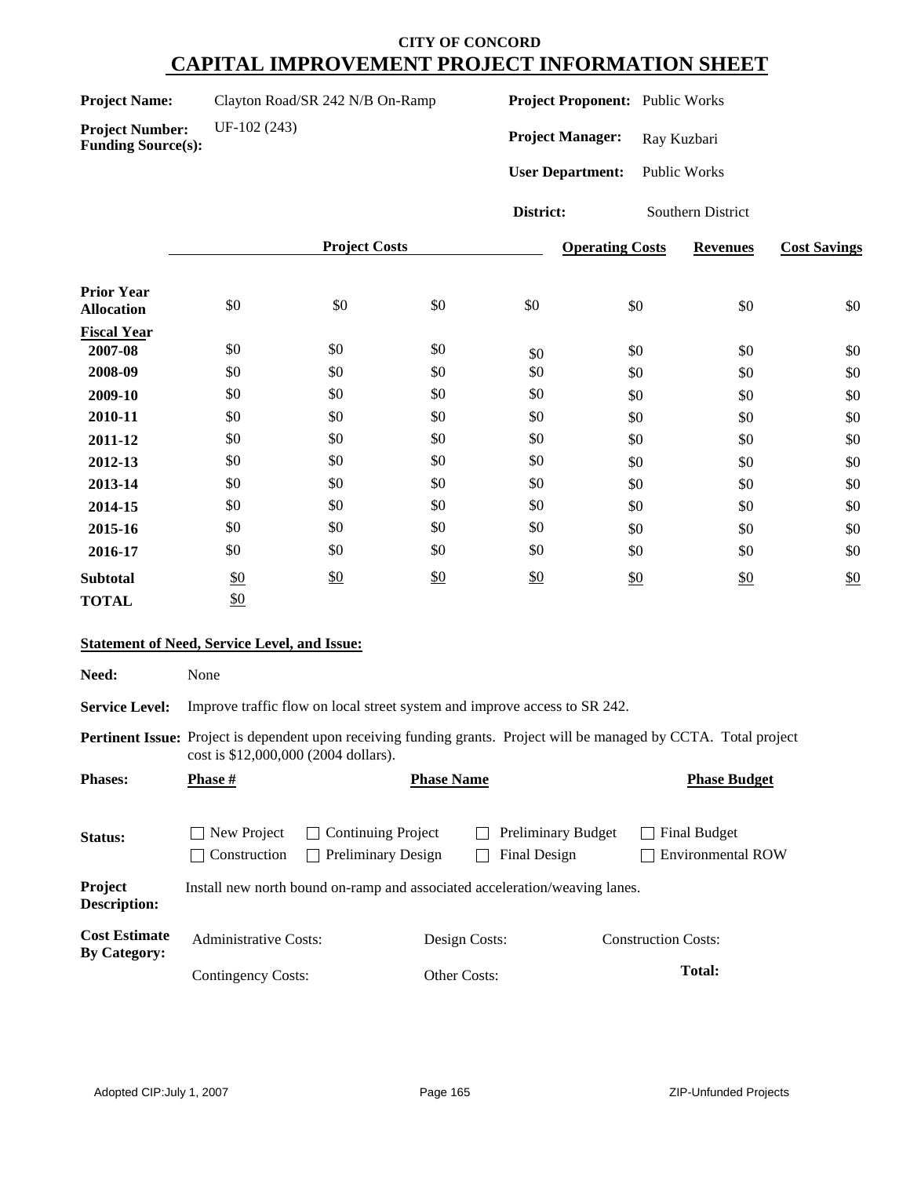# CITY OF CONCORD
## CAPITAL IMPROVEMENT PROJECT INFORMATION SHEET

**Project Name:** Clayton Road/SR 242 N/B On-Ramp

**Project Number:** UF-102 (243)

**Funding Source(s):**

**Project Proponent:** Public Works

**Project Manager:** Ray Kuzbari

**User Department:** Public Works

**District:** Southern District

| | Project Costs | | | | Operating Costs | Revenues | Cost Savings |
|---|---|---|---|---|---|---|---|
| **Prior Year Allocation** | $0 | $0 | $0 | $0 | $0 | $0 | $0 |
| **Fiscal Year** | | | | | | | |
| **2007-08** | $0 | $0 | $0 | $0 | $0 | $0 | $0 |
| **2008-09** | $0 | $0 | $0 | $0 | $0 | $0 | $0 |
| **2009-10** | $0 | $0 | $0 | $0 | $0 | $0 | $0 |
| **2010-11** | $0 | $0 | $0 | $0 | $0 | $0 | $0 |
| **2011-12** | $0 | $0 | $0 | $0 | $0 | $0 | $0 |
| **2012-13** | $0 | $0 | $0 | $0 | $0 | $0 | $0 |
| **2013-14** | $0 | $0 | $0 | $0 | $0 | $0 | $0 |
| **2014-15** | $0 | $0 | $0 | $0 | $0 | $0 | $0 |
| **2015-16** | $0 | $0 | $0 | $0 | $0 | $0 | $0 |
| **2016-17** | $0 | $0 | $0 | $0 | $0 | $0 | $0 |
| **Subtotal** | $0 | $0 | $0 | $0 | $0 | $0 | $0 |
| **TOTAL** | $0 | | | | | | |

**Statement of Need, Service Level, and Issue:**

**Need:** None

**Service Level:** Improve traffic flow on local street system and improve access to SR 242.

**Pertinent Issue:** Project is dependent upon receiving funding grants. Project will be managed by CCTA. Total project cost is $12,000,000 (2004 dollars).

**Phases:** Phase # | Phase Name | Phase Budget

**Status:**
- ☐ New Project
- ☐ Continuing Project
- ☐ Preliminary Budget
- ☐ Final Budget
- ☐ Construction
- ☐ Preliminary Design
- ☐ Final Design
- ☐ Environmental ROW

**Project Description:** Install new north bound on-ramp and associated acceleration/weaving lanes.

**Cost Estimate By Category:**

| | | |
|---|---|---|
| Administrative Costs: | Design Costs: | Construction Costs: |
| Contingency Costs: | Other Costs: | **Total:** |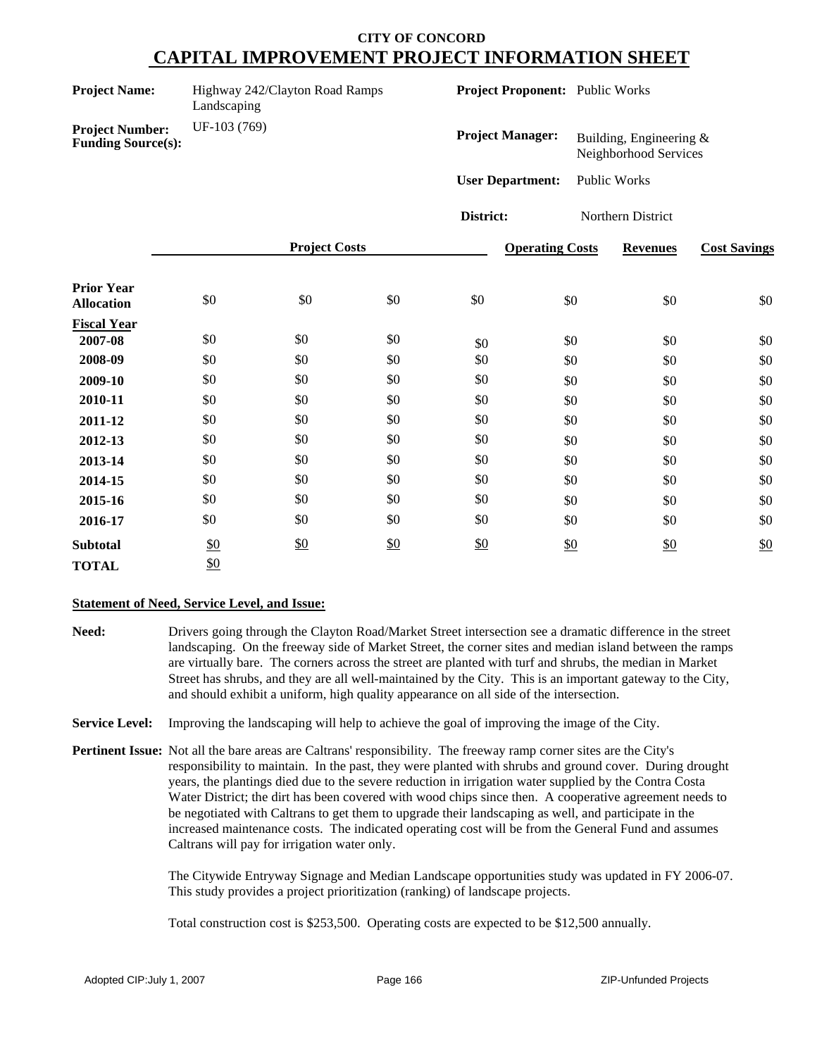# CITY OF CONCORD

## CAPITAL IMPROVEMENT PROJECT INFORMATION SHEET

**Project Name:** Highway 242/Clayton Road Ramps Landscaping

**Project Number:** UF-103 (769)

**Funding Source(s):**

**Project Proponent:** Public Works

**Project Manager:** Building, Engineering & Neighborhood Services

**User Department:** Public Works

**District:** Northern District

| | Project Costs | | | | Operating Costs | Revenues | Cost Savings |
|---|---|---|---|---|---|---|---|
| **Prior Year Allocation** | $0 | $0 | $0 | $0 | $0 | $0 | $0 |
| **Fiscal Year** | | | | | | | |
| **2007-08** | $0 | $0 | $0 | $0 | $0 | $0 | $0 |
| **2008-09** | $0 | $0 | $0 | $0 | $0 | $0 | $0 |
| **2009-10** | $0 | $0 | $0 | $0 | $0 | $0 | $0 |
| **2010-11** | $0 | $0 | $0 | $0 | $0 | $0 | $0 |
| **2011-12** | $0 | $0 | $0 | $0 | $0 | $0 | $0 |
| **2012-13** | $0 | $0 | $0 | $0 | $0 | $0 | $0 |
| **2013-14** | $0 | $0 | $0 | $0 | $0 | $0 | $0 |
| **2014-15** | $0 | $0 | $0 | $0 | $0 | $0 | $0 |
| **2015-16** | $0 | $0 | $0 | $0 | $0 | $0 | $0 |
| **2016-17** | $0 | $0 | $0 | $0 | $0 | $0 | $0 |
| **Subtotal** | $0 | $0 | $0 | $0 | $0 | $0 | $0 |
| **TOTAL** | $0 | | | | | | |

**Statement of Need, Service Level, and Issue:**

**Need:** Drivers going through the Clayton Road/Market Street intersection see a dramatic difference in the street landscaping. On the freeway side of Market Street, the corner sites and median island between the ramps are virtually bare. The corners across the street are planted with turf and shrubs, the median in Market Street has shrubs, and they are all well-maintained by the City. This is an important gateway to the City, and should exhibit a uniform, high quality appearance on all side of the intersection.

**Service Level:** Improving the landscaping will help to achieve the goal of improving the image of the City.

**Pertinent Issue:** Not all the bare areas are Caltrans' responsibility. The freeway ramp corner sites are the City's responsibility to maintain. In the past, they were planted with shrubs and ground cover. During drought years, the plantings died due to the severe reduction in irrigation water supplied by the Contra Costa Water District; the dirt has been covered with wood chips since then. A cooperative agreement needs to be negotiated with Caltrans to get them to upgrade their landscaping as well, and participate in the increased maintenance costs. The indicated operating cost will be from the General Fund and assumes Caltrans will pay for irrigation water only.

The Citywide Entryway Signage and Median Landscape opportunities study was updated in FY 2006-07. This study provides a project prioritization (ranking) of landscape projects.

Total construction cost is $253,500. Operating costs are expected to be $12,500 annually.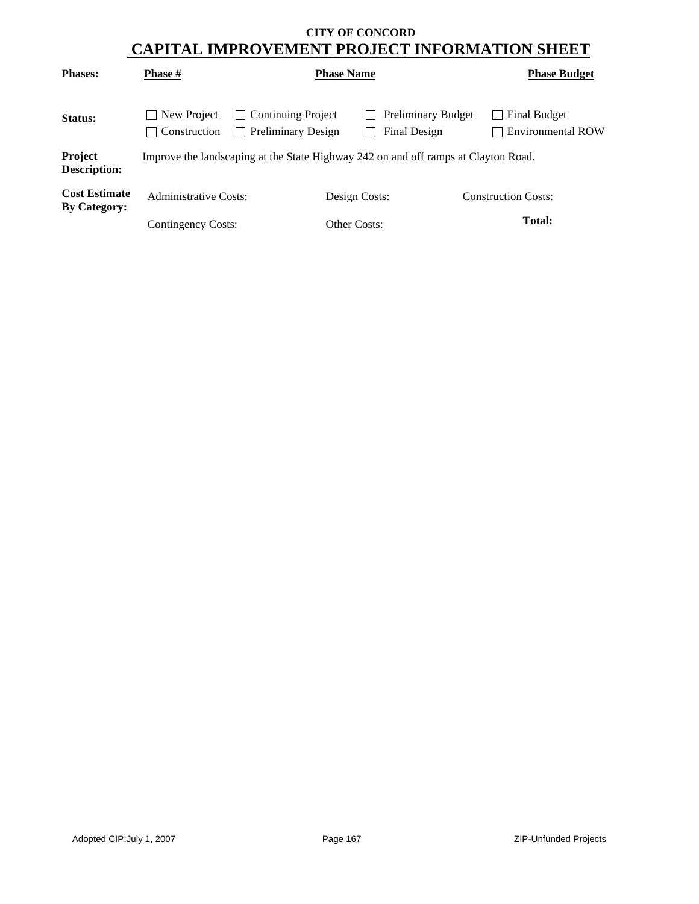**CITY OF CONCORD**

# CAPITAL IMPROVEMENT PROJECT INFORMATION SHEET

| **Phases:** | **Phase #** | **Phase Name** | **Phase Budget** |
|---|---|---|---|

**Status:**

- ☐ New Project
- ☐ Continuing Project
- ☐ Preliminary Budget
- ☐ Final Budget
- ☐ Construction
- ☐ Preliminary Design
- ☐ Final Design
- ☐ Environmental ROW

**Project Description:** Improve the landscaping at the State Highway 242 on and off ramps at Clayton Road.

**Cost Estimate By Category:**

| Administrative Costs: | Design Costs: | Construction Costs: |
|---|---|---|
| Contingency Costs: | Other Costs: | **Total:** |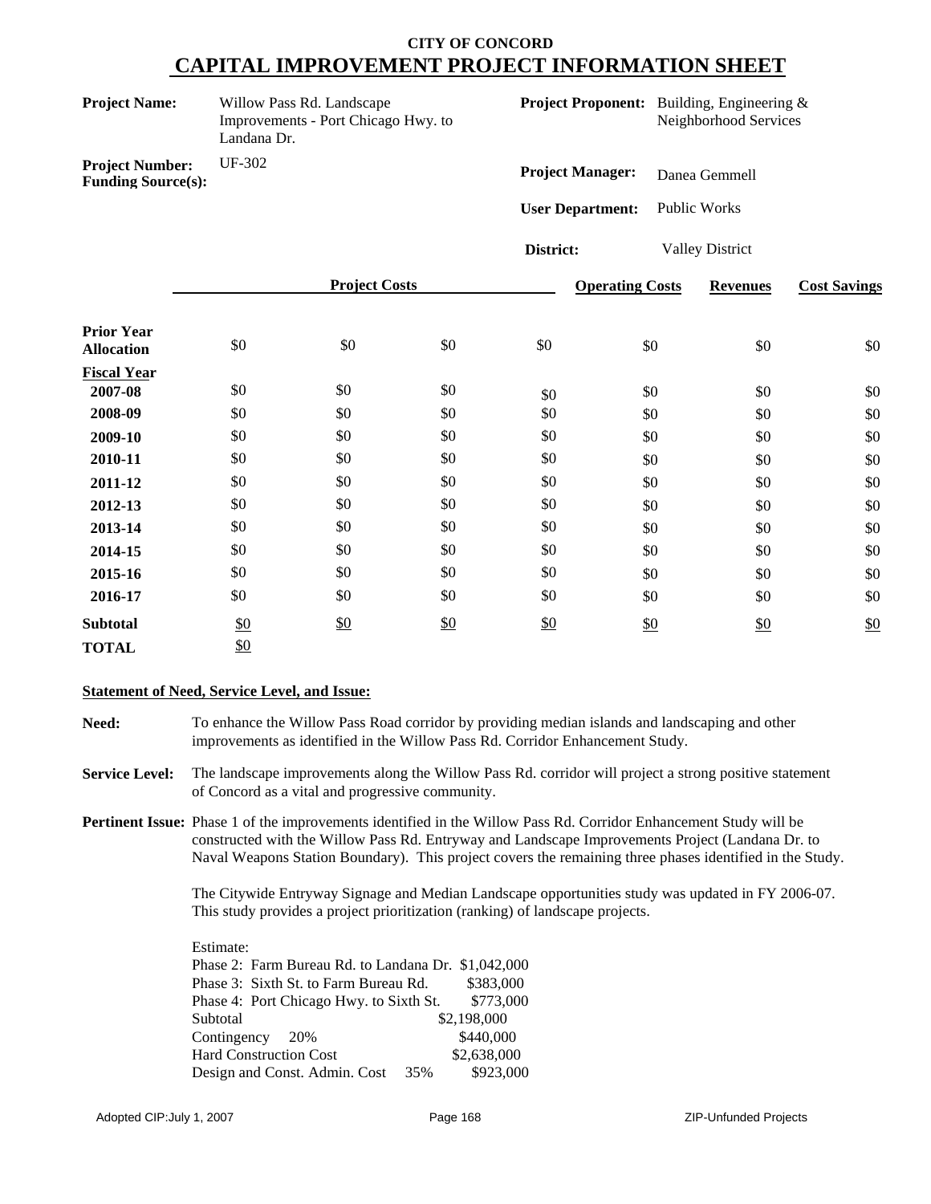# CITY OF CONCORD
## CAPITAL IMPROVEMENT PROJECT INFORMATION SHEET

**Project Name:** Willow Pass Rd. Landscape Improvements - Port Chicago Hwy. to Landana Dr.

**Project Proponent:** Building, Engineering & Neighborhood Services

**Project Number:** UF-302

**Funding Source(s):**

**Project Manager:** Danea Gemmell

**User Department:** Public Works

**District:** Valley District

| | Project Costs | | | | Operating Costs | Revenues | Cost Savings |
|---|---|---|---|---|---|---|---|
| **Prior Year Allocation** | $0 | $0 | $0 | $0 | $0 | $0 | $0 |
| **Fiscal Year** | | | | | | | |
| **2007-08** | $0 | $0 | $0 | $0 | $0 | $0 | $0 |
| **2008-09** | $0 | $0 | $0 | $0 | $0 | $0 | $0 |
| **2009-10** | $0 | $0 | $0 | $0 | $0 | $0 | $0 |
| **2010-11** | $0 | $0 | $0 | $0 | $0 | $0 | $0 |
| **2011-12** | $0 | $0 | $0 | $0 | $0 | $0 | $0 |
| **2012-13** | $0 | $0 | $0 | $0 | $0 | $0 | $0 |
| **2013-14** | $0 | $0 | $0 | $0 | $0 | $0 | $0 |
| **2014-15** | $0 | $0 | $0 | $0 | $0 | $0 | $0 |
| **2015-16** | $0 | $0 | $0 | $0 | $0 | $0 | $0 |
| **2016-17** | $0 | $0 | $0 | $0 | $0 | $0 | $0 |
| **Subtotal** | $0 | $0 | $0 | $0 | $0 | $0 | $0 |
| **TOTAL** | $0 | | | | | | |

**Statement of Need, Service Level, and Issue:**

**Need:** To enhance the Willow Pass Road corridor by providing median islands and landscaping and other improvements as identified in the Willow Pass Rd. Corridor Enhancement Study.

**Service Level:** The landscape improvements along the Willow Pass Rd. corridor will project a strong positive statement of Concord as a vital and progressive community.

**Pertinent Issue:** Phase 1 of the improvements identified in the Willow Pass Rd. Corridor Enhancement Study will be constructed with the Willow Pass Rd. Entryway and Landscape Improvements Project (Landana Dr. to Naval Weapons Station Boundary). This project covers the remaining three phases identified in the Study.

The Citywide Entryway Signage and Median Landscape opportunities study was updated in FY 2006-07. This study provides a project prioritization (ranking) of landscape projects.

Estimate:

| | | |
|---|---|---|
| Phase 2: Farm Bureau Rd. to Landana Dr. | | $1,042,000 |
| Phase 3: Sixth St. to Farm Bureau Rd. | | $383,000 |
| Phase 4: Port Chicago Hwy. to Sixth St. | | $773,000 |
| Subtotal | | $2,198,000 |
| Contingency | 20% | $440,000 |
| Hard Construction Cost | | $2,638,000 |
| Design and Const. Admin. Cost | 35% | $923,000 |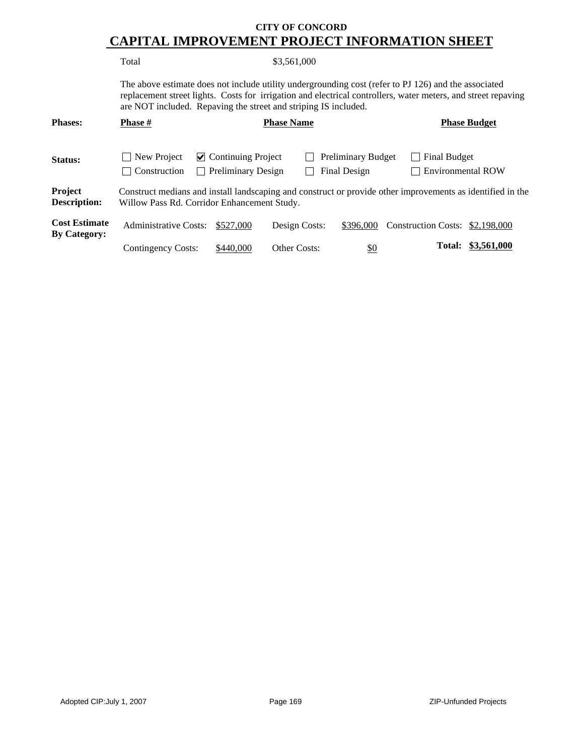**CITY OF CONCORD**

# CAPITAL IMPROVEMENT PROJECT INFORMATION SHEET

Total $3,561,000

The above estimate does not include utility undergrounding cost (refer to PJ 126) and the associated replacement street lights. Costs for irrigation and electrical controllers, water meters, and street repaving are NOT included. Repaving the street and striping IS included.

| **Phases:** | **Phase #** | **Phase Name** | **Phase Budget** |
|---|---|---|---|

**Status:**

- ☐ New Project
- ☑ Continuing Project
- ☐ Preliminary Budget
- ☐ Final Budget
- ☐ Construction
- ☐ Preliminary Design
- ☐ Final Design
- ☐ Environmental ROW

**Project Description:** Construct medians and install landscaping and construct or provide other improvements as identified in the Willow Pass Rd. Corridor Enhancement Study.

**Cost Estimate By Category:**

| | | | | | |
|---|---|---|---|---|---|
| Administrative Costs: | $527,000 | Design Costs: | $396,000 | Construction Costs: | $2,198,000 |
| Contingency Costs: | $440,000 | Other Costs: | $0 | **Total:** | **$3,561,000** |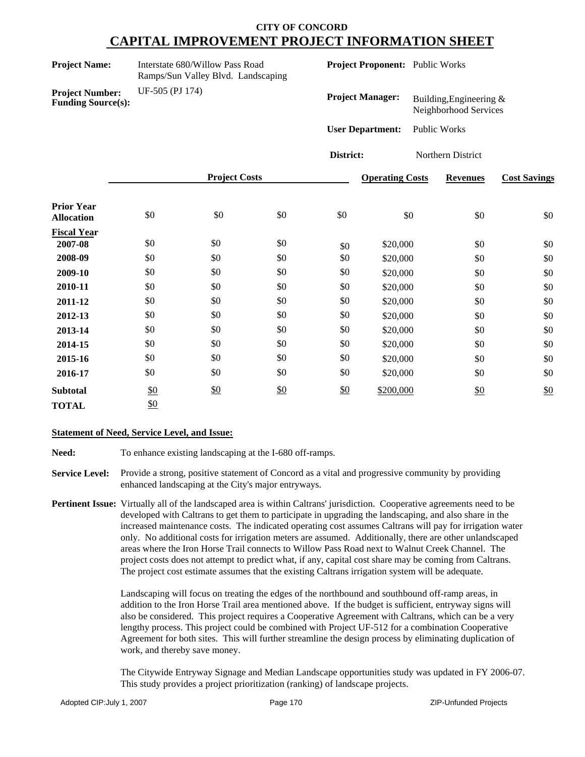# CITY OF CONCORD

## CAPITAL IMPROVEMENT PROJECT INFORMATION SHEET

**Project Name:** Interstate 680/Willow Pass Road Ramps/Sun Valley Blvd. Landscaping

**Project Number:** UF-505 (PJ 174)

**Funding Source(s):**

**Project Proponent:** Public Works

**Project Manager:** Building,Engineering & Neighborhood Services

**User Department:** Public Works

**District:** Northern District

| | Project Costs | | | | Operating Costs | Revenues | Cost Savings |
|---|---|---|---|---|---|---|---|
| **Prior Year Allocation** | $0 | $0 | $0 | $0 | $0 | $0 | $0 |
| **Fiscal Year** | | | | | | | |
| **2007-08** | $0 | $0 | $0 | $0 | $20,000 | $0 | $0 |
| **2008-09** | $0 | $0 | $0 | $0 | $20,000 | $0 | $0 |
| **2009-10** | $0 | $0 | $0 | $0 | $20,000 | $0 | $0 |
| **2010-11** | $0 | $0 | $0 | $0 | $20,000 | $0 | $0 |
| **2011-12** | $0 | $0 | $0 | $0 | $20,000 | $0 | $0 |
| **2012-13** | $0 | $0 | $0 | $0 | $20,000 | $0 | $0 |
| **2013-14** | $0 | $0 | $0 | $0 | $20,000 | $0 | $0 |
| **2014-15** | $0 | $0 | $0 | $0 | $20,000 | $0 | $0 |
| **2015-16** | $0 | $0 | $0 | $0 | $20,000 | $0 | $0 |
| **2016-17** | $0 | $0 | $0 | $0 | $20,000 | $0 | $0 |
| **Subtotal** | $0 | $0 | $0 | $0 | $200,000 | $0 | $0 |
| **TOTAL** | $0 | | | | | | |

**Statement of Need, Service Level, and Issue:**

**Need:** To enhance existing landscaping at the I-680 off-ramps.

**Service Level:** Provide a strong, positive statement of Concord as a vital and progressive community by providing enhanced landscaping at the City's major entryways.

**Pertinent Issue:** Virtually all of the landscaped area is within Caltrans' jurisdiction. Cooperative agreements need to be developed with Caltrans to get them to participate in upgrading the landscaping, and also share in the increased maintenance costs. The indicated operating cost assumes Caltrans will pay for irrigation water only. No additional costs for irrigation meters are assumed. Additionally, there are other unlandscaped areas where the Iron Horse Trail connects to Willow Pass Road next to Walnut Creek Channel. The project costs does not attempt to predict what, if any, capital cost share may be coming from Caltrans. The project cost estimate assumes that the existing Caltrans irrigation system will be adequate.

Landscaping will focus on treating the edges of the northbound and southbound off-ramp areas, in addition to the Iron Horse Trail area mentioned above. If the budget is sufficient, entryway signs will also be considered. This project requires a Cooperative Agreement with Caltrans, which can be a very lengthy process. This project could be combined with Project UF-512 for a combination Cooperative Agreement for both sites. This will further streamline the design process by eliminating duplication of work, and thereby save money.

The Citywide Entryway Signage and Median Landscape opportunities study was updated in FY 2006-07. This study provides a project prioritization (ranking) of landscape projects.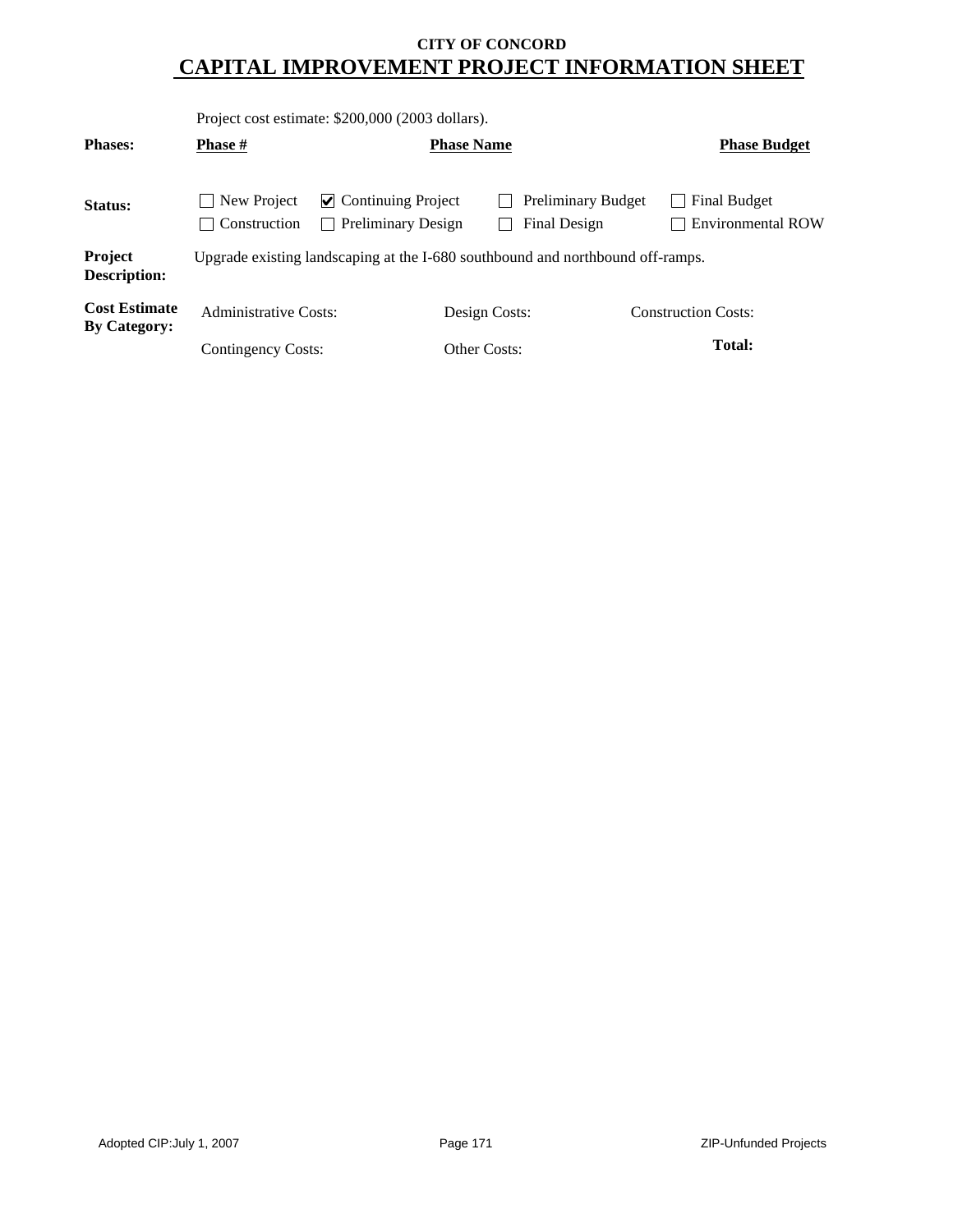**CITY OF CONCORD**

# CAPITAL IMPROVEMENT PROJECT INFORMATION SHEET

Project cost estimate: $200,000 (2003 dollars).

| **Phases:** | **Phase #** | **Phase Name** | **Phase Budget** |
|---|---|---|---|

**Status:**

- ☐ New Project
- ☑ Continuing Project
- ☐ Preliminary Budget
- ☐ Final Budget
- ☐ Construction
- ☐ Preliminary Design
- ☐ Final Design
- ☐ Environmental ROW

**Project Description:** Upgrade existing landscaping at the I-680 southbound and northbound off-ramps.

**Cost Estimate By Category:**

| Administrative Costs: | Design Costs: | Construction Costs: |
|---|---|---|
| Contingency Costs: | Other Costs: | **Total:** |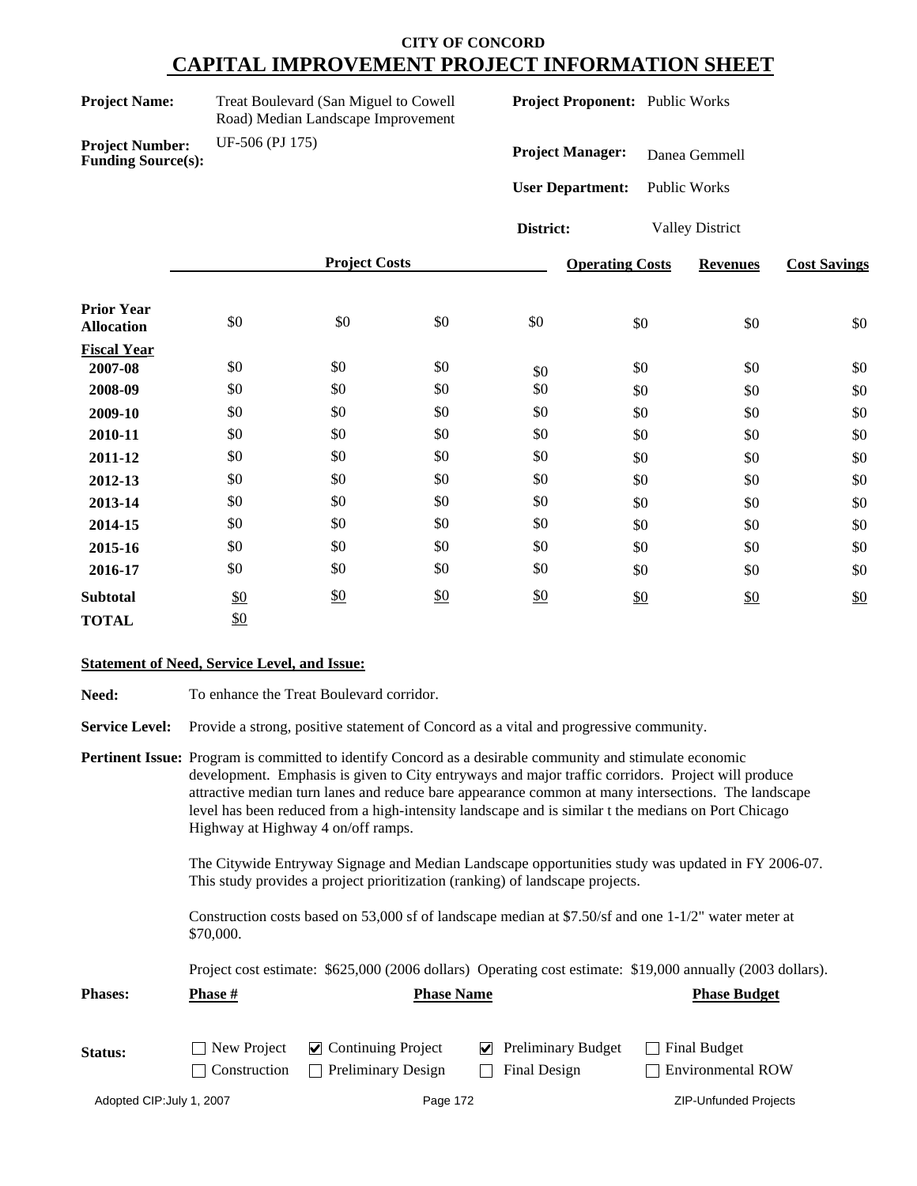# CITY OF CONCORD
## CAPITAL IMPROVEMENT PROJECT INFORMATION SHEET

**Project Name:** Treat Boulevard (San Miguel to Cowell Road) Median Landscape Improvement

**Project Proponent:** Public Works

**Project Number:** UF-506 (PJ 175)

**Funding Source(s):**

**Project Manager:** Danea Gemmell

**User Department:** Public Works

**District:** Valley District

| | Project Costs | | | | Operating Costs | Revenues | Cost Savings |
|---|---|---|---|---|---|---|---|
| **Prior Year Allocation** | $0 | $0 | $0 | $0 | $0 | $0 | $0 |
| **Fiscal Year** | | | | | | | |
| **2007-08** | $0 | $0 | $0 | $0 | $0 | $0 | $0 |
| **2008-09** | $0 | $0 | $0 | $0 | $0 | $0 | $0 |
| **2009-10** | $0 | $0 | $0 | $0 | $0 | $0 | $0 |
| **2010-11** | $0 | $0 | $0 | $0 | $0 | $0 | $0 |
| **2011-12** | $0 | $0 | $0 | $0 | $0 | $0 | $0 |
| **2012-13** | $0 | $0 | $0 | $0 | $0 | $0 | $0 |
| **2013-14** | $0 | $0 | $0 | $0 | $0 | $0 | $0 |
| **2014-15** | $0 | $0 | $0 | $0 | $0 | $0 | $0 |
| **2015-16** | $0 | $0 | $0 | $0 | $0 | $0 | $0 |
| **2016-17** | $0 | $0 | $0 | $0 | $0 | $0 | $0 |
| **Subtotal** | $0 | $0 | $0 | $0 | $0 | $0 | $0 |
| **TOTAL** | $0 | | | | | | |

**Statement of Need, Service Level, and Issue:**

**Need:** To enhance the Treat Boulevard corridor.

**Service Level:** Provide a strong, positive statement of Concord as a vital and progressive community.

**Pertinent Issue:** Program is committed to identify Concord as a desirable community and stimulate economic development. Emphasis is given to City entryways and major traffic corridors. Project will produce attractive median turn lanes and reduce bare appearance common at many intersections. The landscape level has been reduced from a high-intensity landscape and is similar t the medians on Port Chicago Highway at Highway 4 on/off ramps.

The Citywide Entryway Signage and Median Landscape opportunities study was updated in FY 2006-07. This study provides a project prioritization (ranking) of landscape projects.

Construction costs based on 53,000 sf of landscape median at $7.50/sf and one 1-1/2" water meter at $70,000.

Project cost estimate: $625,000 (2006 dollars) Operating cost estimate: $19,000 annually (2003 dollars).

| Phases: | Phase # | Phase Name | Phase Budget |
|---|---|---|---|
| | | | |

**Status:**

- ☐ New Project
- ☑ Continuing Project
- ☑ Preliminary Budget
- ☐ Final Budget
- ☐ Construction
- ☐ Preliminary Design
- ☐ Final Design
- ☐ Environmental ROW

Adopted CIP:July 1, 2007 — ZIP-Unfunded Projects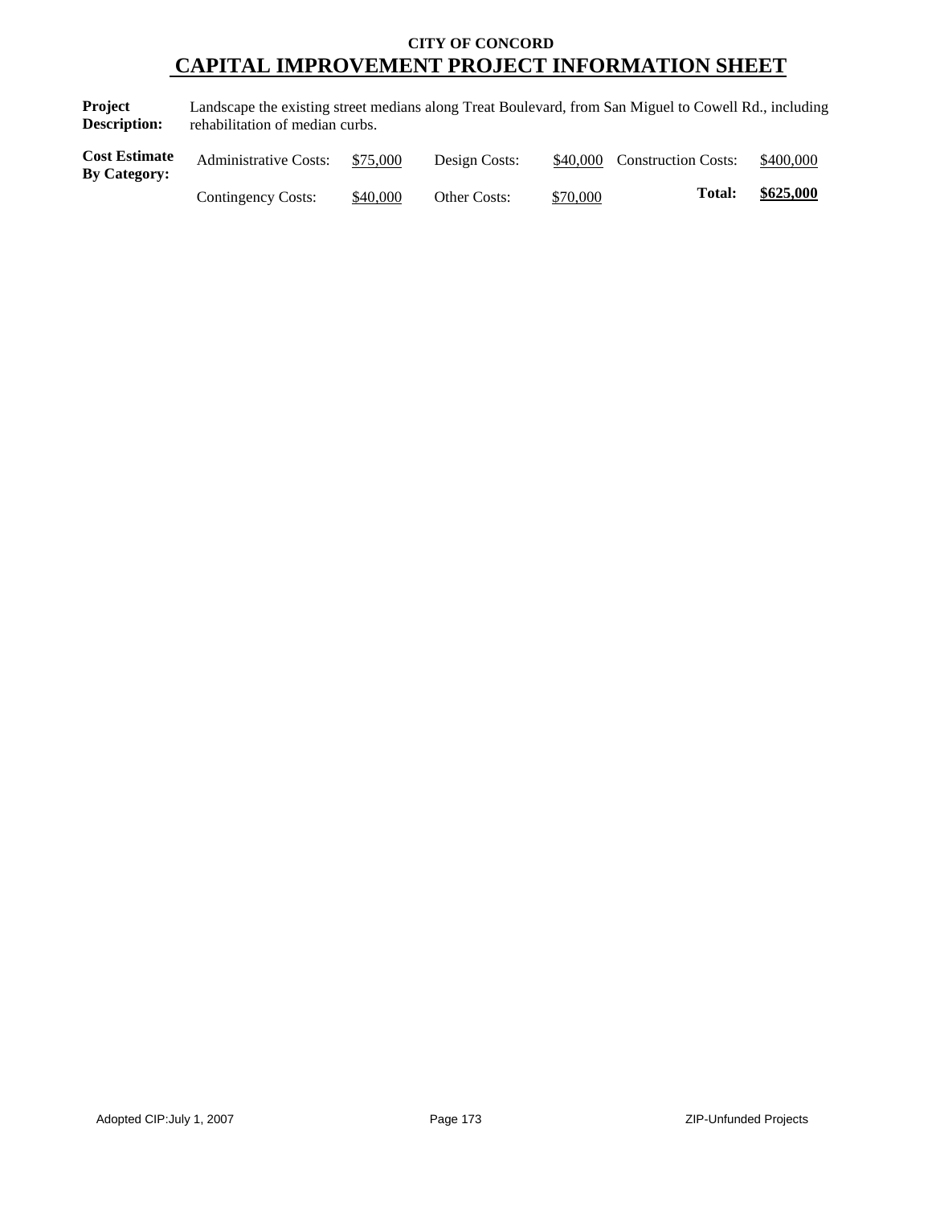**CITY OF CONCORD**

# CAPITAL IMPROVEMENT PROJECT INFORMATION SHEET

**Project Description:** Landscape the existing street medians along Treat Boulevard, from San Miguel to Cowell Rd., including rehabilitation of median curbs.

**Cost Estimate By Category:**

| | | | | | |
|---|---|---|---|---|---|
| Administrative Costs: | $75,000 | Design Costs: | $40,000 | Construction Costs: | $400,000 |
| Contingency Costs: | $40,000 | Other Costs: | $70,000 | **Total:** | **$625,000** |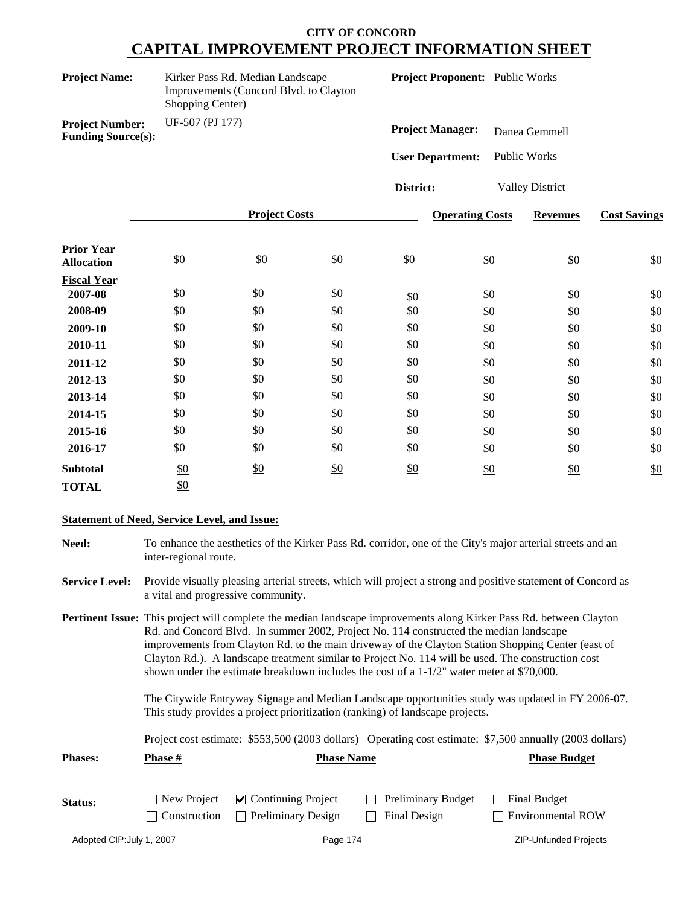**CITY OF CONCORD**

# CAPITAL IMPROVEMENT PROJECT INFORMATION SHEET

**Project Name:** Kirker Pass Rd. Median Landscape Improvements (Concord Blvd. to Clayton Shopping Center)

**Project Proponent:** Public Works

**Project Number:** UF-507 (PJ 177)

**Funding Source(s):**

**Project Manager:** Danea Gemmell

**User Department:** Public Works

**District:** Valley District

| | Project Costs | | | | Operating Costs | Revenues | Cost Savings |
|---|---|---|---|---|---|---|---|
| **Prior Year Allocation** | $0 | $0 | $0 | $0 | $0 | $0 | $0 |
| **Fiscal Year** | | | | | | | |
| **2007-08** | $0 | $0 | $0 | $0 | $0 | $0 | $0 |
| **2008-09** | $0 | $0 | $0 | $0 | $0 | $0 | $0 |
| **2009-10** | $0 | $0 | $0 | $0 | $0 | $0 | $0 |
| **2010-11** | $0 | $0 | $0 | $0 | $0 | $0 | $0 |
| **2011-12** | $0 | $0 | $0 | $0 | $0 | $0 | $0 |
| **2012-13** | $0 | $0 | $0 | $0 | $0 | $0 | $0 |
| **2013-14** | $0 | $0 | $0 | $0 | $0 | $0 | $0 |
| **2014-15** | $0 | $0 | $0 | $0 | $0 | $0 | $0 |
| **2015-16** | $0 | $0 | $0 | $0 | $0 | $0 | $0 |
| **2016-17** | $0 | $0 | $0 | $0 | $0 | $0 | $0 |
| **Subtotal** | $0 | $0 | $0 | $0 | $0 | $0 | $0 |
| **TOTAL** | $0 | | | | | | |

**Statement of Need, Service Level, and Issue:**

**Need:** To enhance the aesthetics of the Kirker Pass Rd. corridor, one of the City's major arterial streets and an inter-regional route.

**Service Level:** Provide visually pleasing arterial streets, which will project a strong and positive statement of Concord as a vital and progressive community.

**Pertinent Issue:** This project will complete the median landscape improvements along Kirker Pass Rd. between Clayton Rd. and Concord Blvd. In summer 2002, Project No. 114 constructed the median landscape improvements from Clayton Rd. to the main driveway of the Clayton Station Shopping Center (east of Clayton Rd.). A landscape treatment similar to Project No. 114 will be used. The construction cost shown under the estimate breakdown includes the cost of a 1-1/2" water meter at $70,000.

The Citywide Entryway Signage and Median Landscape opportunities study was updated in FY 2006-07. This study provides a project prioritization (ranking) of landscape projects.

Project cost estimate: $553,500 (2003 dollars) Operating cost estimate: $7,500 annually (2003 dollars)

**Phases:**

| Phase # | Phase Name | Phase Budget |
|---|---|---|
| | | |

**Status:**

- ☐ New Project
- ☑ Continuing Project
- ☐ Preliminary Budget
- ☐ Final Budget
- ☐ Construction
- ☐ Preliminary Design
- ☐ Final Design
- ☐ Environmental ROW

Adopted CIP: July 1, 2007 — ZIP-Unfunded Projects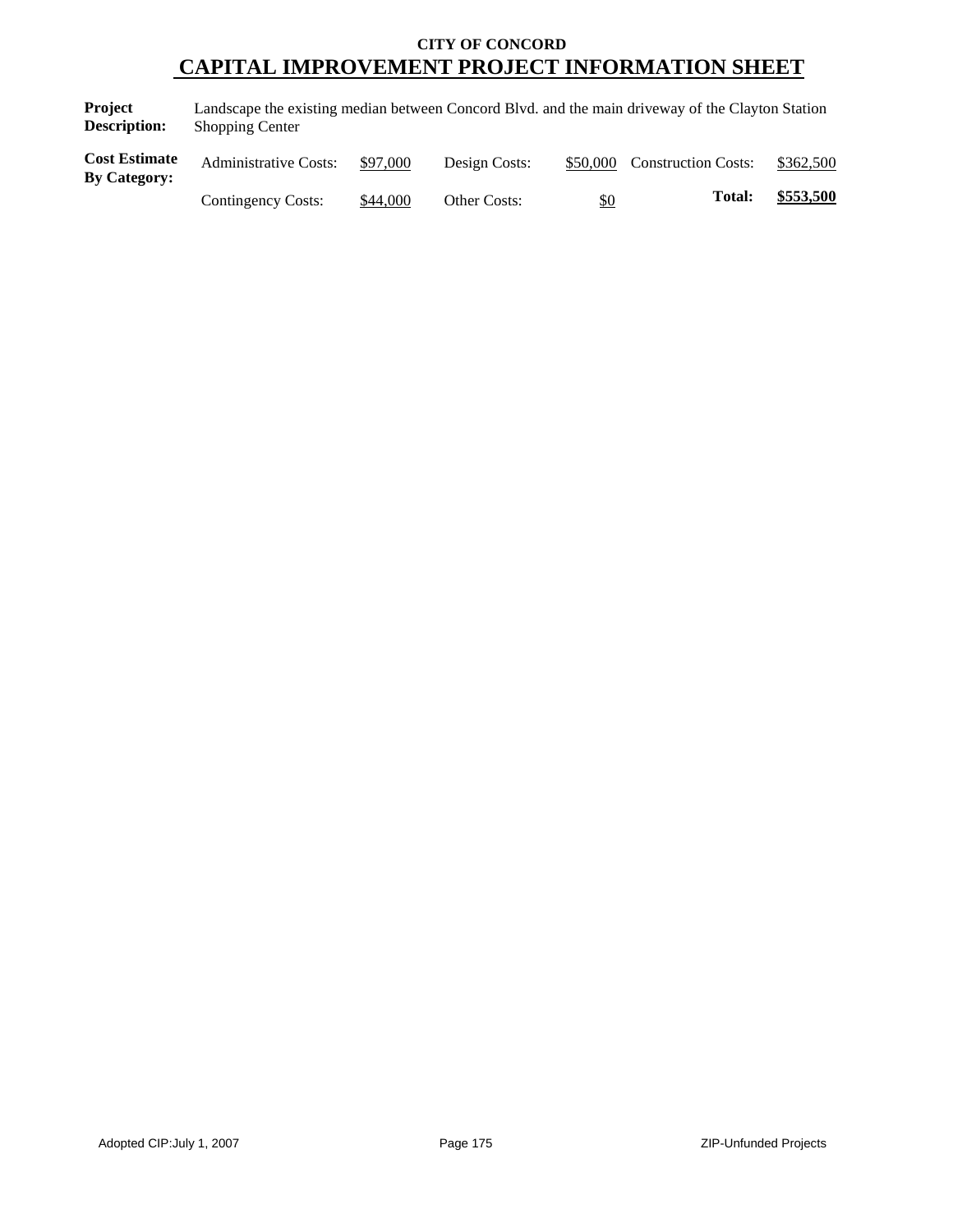**CITY OF CONCORD**

# CAPITAL IMPROVEMENT PROJECT INFORMATION SHEET

**Project Description:** Landscape the existing median between Concord Blvd. and the main driveway of the Clayton Station Shopping Center

**Cost Estimate By Category:**

| | | | | | |
|---|---|---|---|---|---|
| Administrative Costs: | $97,000 | Design Costs: | $50,000 | Construction Costs: | $362,500 |
| Contingency Costs: | $44,000 | Other Costs: | $0 | **Total:** | **$553,500** |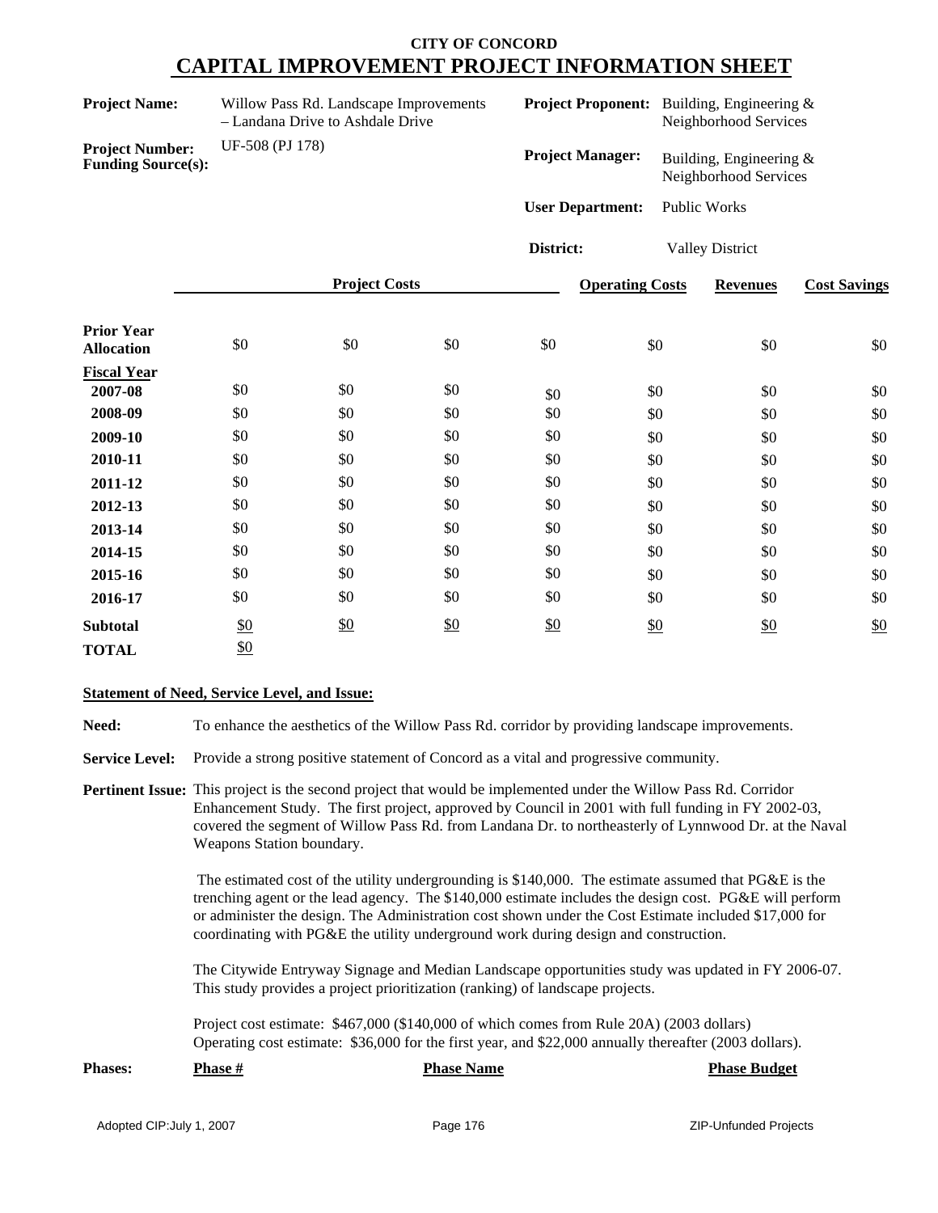# CITY OF CONCORD
## CAPITAL IMPROVEMENT PROJECT INFORMATION SHEET

**Project Name:** Willow Pass Rd. Landscape Improvements – Landana Drive to Ashdale Drive

**Project Number:** UF-508 (PJ 178)

**Funding Source(s):**

**Project Proponent:** Building, Engineering & Neighborhood Services

**Project Manager:** Building, Engineering & Neighborhood Services

**User Department:** Public Works

**District:** Valley District

| | Project Costs | | | | Operating Costs | Revenues | Cost Savings |
|---|---|---|---|---|---|---|---|
| **Prior Year Allocation** | $0 | $0 | $0 | $0 | $0 | $0 | $0 |
| **Fiscal Year** | | | | | | | |
| **2007-08** | $0 | $0 | $0 | $0 | $0 | $0 | $0 |
| **2008-09** | $0 | $0 | $0 | $0 | $0 | $0 | $0 |
| **2009-10** | $0 | $0 | $0 | $0 | $0 | $0 | $0 |
| **2010-11** | $0 | $0 | $0 | $0 | $0 | $0 | $0 |
| **2011-12** | $0 | $0 | $0 | $0 | $0 | $0 | $0 |
| **2012-13** | $0 | $0 | $0 | $0 | $0 | $0 | $0 |
| **2013-14** | $0 | $0 | $0 | $0 | $0 | $0 | $0 |
| **2014-15** | $0 | $0 | $0 | $0 | $0 | $0 | $0 |
| **2015-16** | $0 | $0 | $0 | $0 | $0 | $0 | $0 |
| **2016-17** | $0 | $0 | $0 | $0 | $0 | $0 | $0 |
| **Subtotal** | $0 | $0 | $0 | $0 | $0 | $0 | $0 |
| **TOTAL** | $0 | | | | | | |

**Statement of Need, Service Level, and Issue:**

**Need:** To enhance the aesthetics of the Willow Pass Rd. corridor by providing landscape improvements.

**Service Level:** Provide a strong positive statement of Concord as a vital and progressive community.

**Pertinent Issue:** This project is the second project that would be implemented under the Willow Pass Rd. Corridor Enhancement Study. The first project, approved by Council in 2001 with full funding in FY 2002-03, covered the segment of Willow Pass Rd. from Landana Dr. to northeasterly of Lynnwood Dr. at the Naval Weapons Station boundary.

The estimated cost of the utility undergrounding is $140,000. The estimate assumed that PG&E is the trenching agent or the lead agency. The $140,000 estimate includes the design cost. PG&E will perform or administer the design. The Administration cost shown under the Cost Estimate included $17,000 for coordinating with PG&E the utility underground work during design and construction.

The Citywide Entryway Signage and Median Landscape opportunities study was updated in FY 2006-07. This study provides a project prioritization (ranking) of landscape projects.

Project cost estimate: $467,000 ($140,000 of which comes from Rule 20A) (2003 dollars)
Operating cost estimate: $36,000 for the first year, and $22,000 annually thereafter (2003 dollars).

| Phases: | Phase # | Phase Name | Phase Budget |
|---|---|---|---|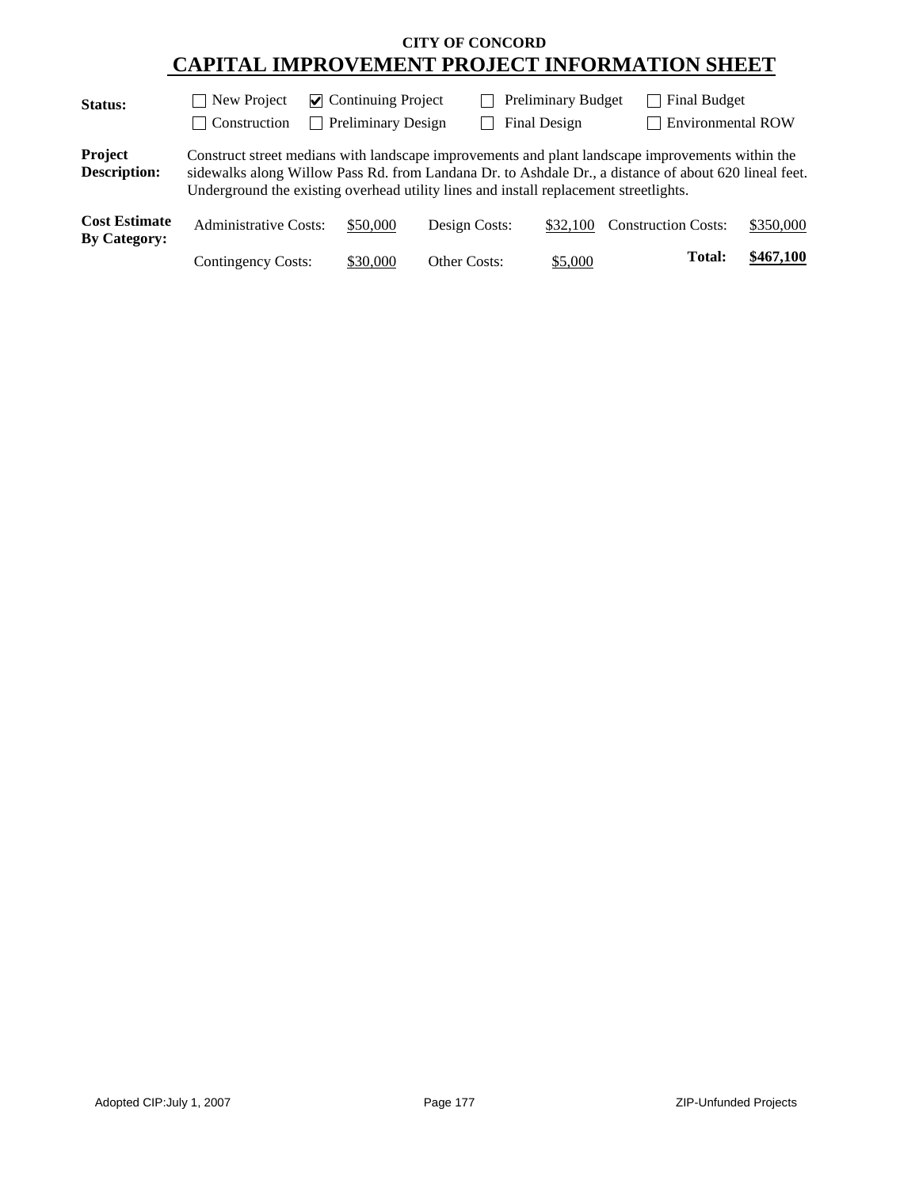**CITY OF CONCORD**

# CAPITAL IMPROVEMENT PROJECT INFORMATION SHEET

**Status:**

- [ ] New Project
- [x] Continuing Project
- [ ] Preliminary Budget
- [ ] Final Budget
- [ ] Construction
- [ ] Preliminary Design
- [ ] Final Design
- [ ] Environmental ROW

**Project Description:** Construct street medians with landscape improvements and plant landscape improvements within the sidewalks along Willow Pass Rd. from Landana Dr. to Ashdale Dr., a distance of about 620 lineal feet. Underground the existing overhead utility lines and install replacement streetlights.

**Cost Estimate By Category:**

| | | | | | |
|---|---|---|---|---|---|
| Administrative Costs: | $50,000 | Design Costs: | $32,100 | Construction Costs: | $350,000 |
| Contingency Costs: | $30,000 | Other Costs: | $5,000 | **Total:** | **$467,100** |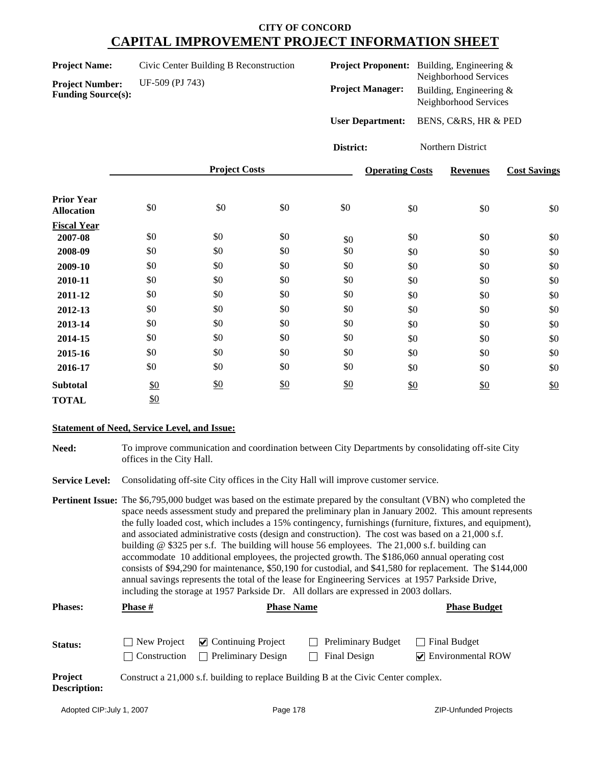# CITY OF CONCORD

## CAPITAL IMPROVEMENT PROJECT INFORMATION SHEET

**Project Name:** Civic Center Building B Reconstruction

**Project Number:** UF-509 (PJ 743)

**Funding Source(s):**

**Project Proponent:** Building, Engineering & Neighborhood Services

**Project Manager:** Building, Engineering & Neighborhood Services

**User Department:** BENS, C&RS, HR & PED

**District:** Northern District

| | Project Costs | | | | Operating Costs | Revenues | Cost Savings |
|---|---|---|---|---|---|---|---|
| **Prior Year Allocation** | $0 | $0 | $0 | $0 | $0 | $0 | $0 |
| **Fiscal Year** | | | | | | | |
| **2007-08** | $0 | $0 | $0 | $0 | $0 | $0 | $0 |
| **2008-09** | $0 | $0 | $0 | $0 | $0 | $0 | $0 |
| **2009-10** | $0 | $0 | $0 | $0 | $0 | $0 | $0 |
| **2010-11** | $0 | $0 | $0 | $0 | $0 | $0 | $0 |
| **2011-12** | $0 | $0 | $0 | $0 | $0 | $0 | $0 |
| **2012-13** | $0 | $0 | $0 | $0 | $0 | $0 | $0 |
| **2013-14** | $0 | $0 | $0 | $0 | $0 | $0 | $0 |
| **2014-15** | $0 | $0 | $0 | $0 | $0 | $0 | $0 |
| **2015-16** | $0 | $0 | $0 | $0 | $0 | $0 | $0 |
| **2016-17** | $0 | $0 | $0 | $0 | $0 | $0 | $0 |
| **Subtotal** | $0 | $0 | $0 | $0 | $0 | $0 | $0 |
| **TOTAL** | $0 | | | | | | |

**Statement of Need, Service Level, and Issue:**

**Need:** To improve communication and coordination between City Departments by consolidating off-site City offices in the City Hall.

**Service Level:** Consolidating off-site City offices in the City Hall will improve customer service.

**Pertinent Issue:** The $6,795,000 budget was based on the estimate prepared by the consultant (VBN) who completed the space needs assessment study and prepared the preliminary plan in January 2002. This amount represents the fully loaded cost, which includes a 15% contingency, furnishings (furniture, fixtures, and equipment), and associated administrative costs (design and construction). The cost was based on a 21,000 s.f. building @ $325 per s.f. The building will house 56 employees. The 21,000 s.f. building can accommodate 10 additional employees, the projected growth. The $186,060 annual operating cost consists of $94,290 for maintenance, $50,190 for custodial, and $41,580 for replacement. The $144,000 annual savings represents the total of the lease for Engineering Services at 1957 Parkside Drive, including the storage at 1957 Parkside Dr. All dollars are expressed in 2003 dollars.

| Phases: | Phase # | Phase Name | Phase Budget |
|---|---|---|---|

**Status:**

- ☐ New Project
- ☑ Continuing Project
- ☐ Preliminary Budget
- ☐ Final Budget
- ☐ Construction
- ☐ Preliminary Design
- ☐ Final Design
- ☑ Environmental ROW

**Project Description:** Construct a 21,000 s.f. building to replace Building B at the Civic Center complex.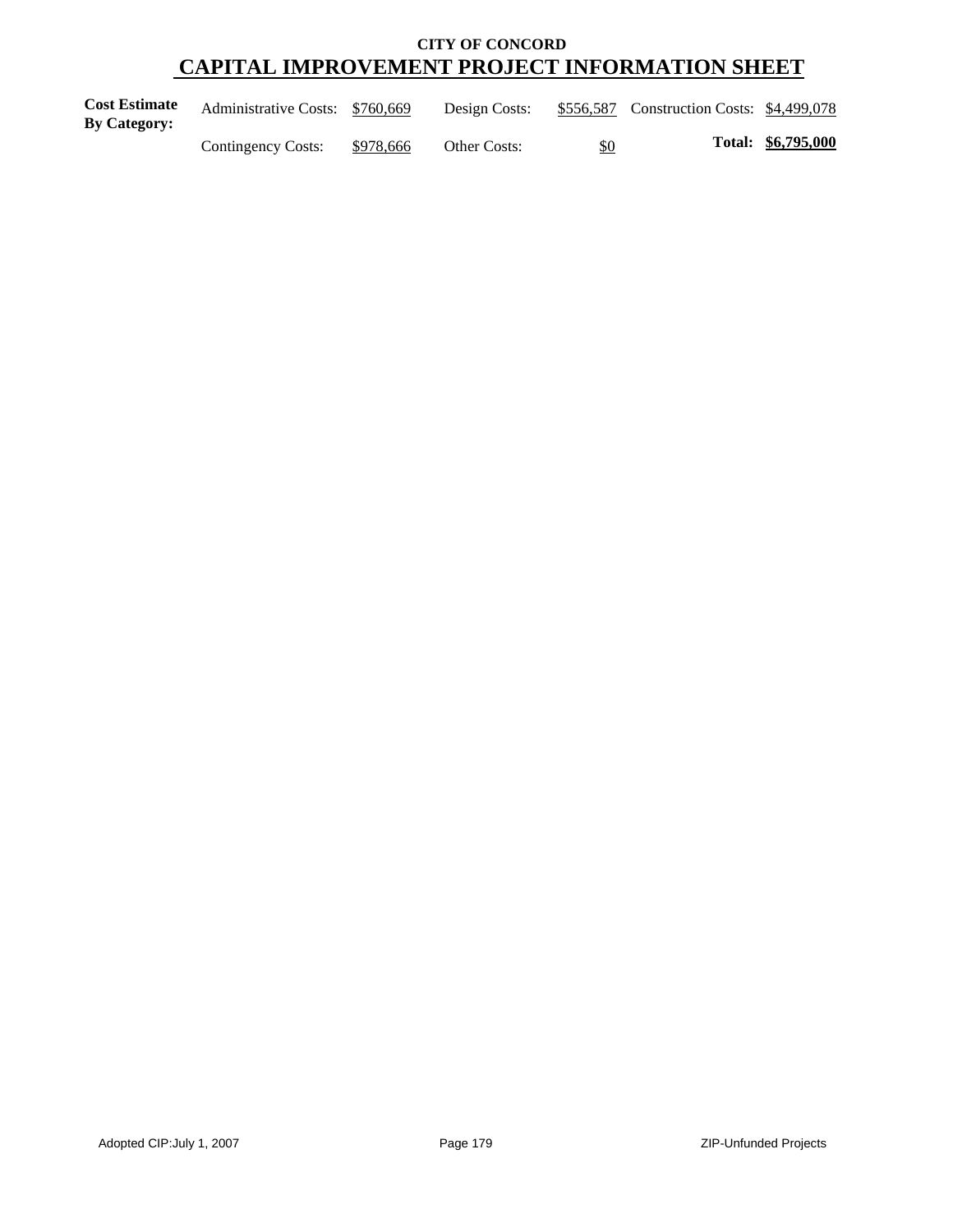**CITY OF CONCORD**

# CAPITAL IMPROVEMENT PROJECT INFORMATION SHEET

| **Cost Estimate By Category:** | Administrative Costs: | $760,669 | Design Costs: | $556,587 | Construction Costs: | $4,499,078 |
|---|---|---|---|---|---|---|
| | Contingency Costs: | $978,666 | Other Costs: | $0 | **Total:** | **$6,795,000** |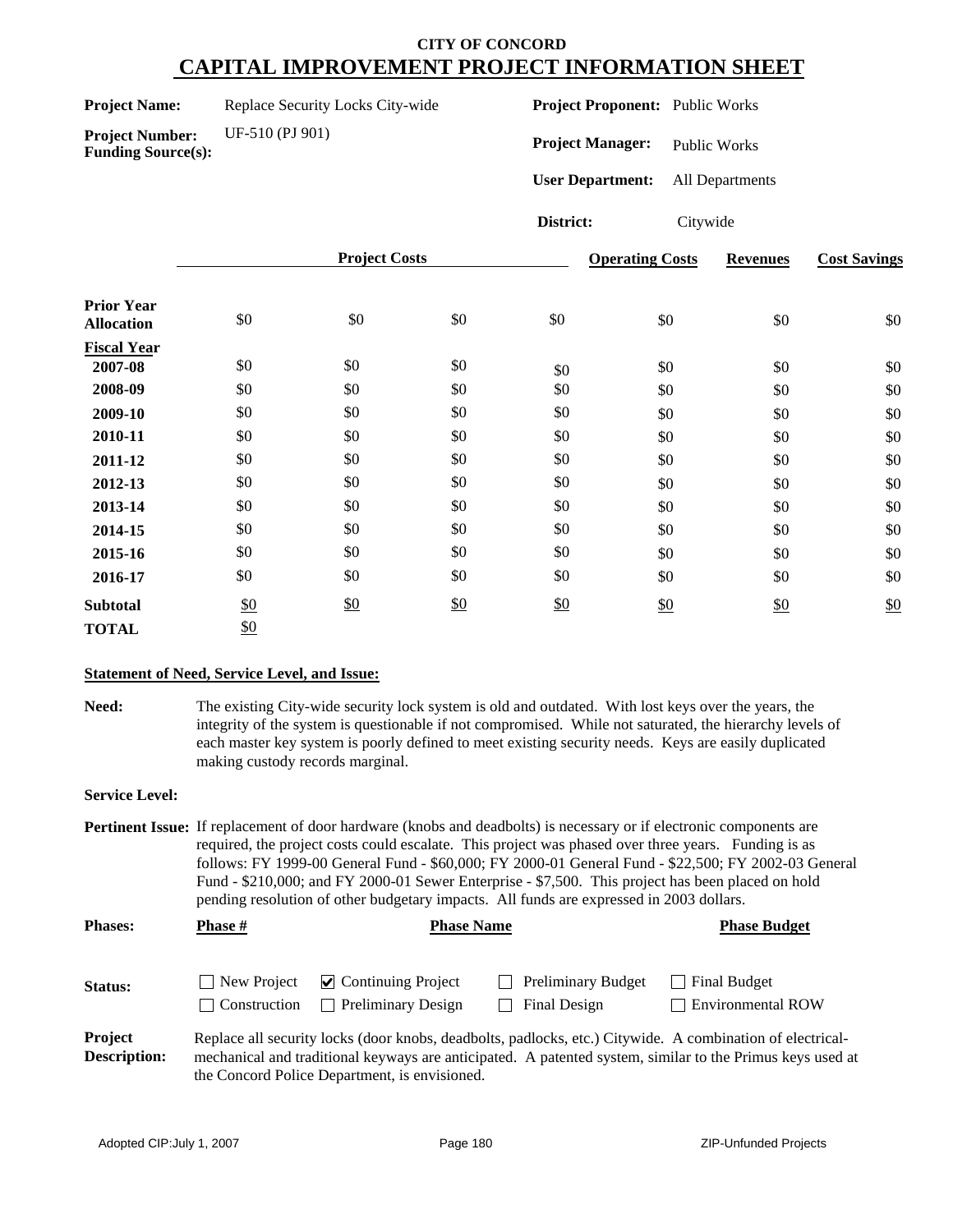# CITY OF CONCORD
## CAPITAL IMPROVEMENT PROJECT INFORMATION SHEET

**Project Name:** Replace Security Locks City-wide

**Project Number:** UF-510 (PJ 901)

**Funding Source(s):**

**Project Proponent:** Public Works

**Project Manager:** Public Works

**User Department:** All Departments

**District:** Citywide

| | Project Costs | | | | Operating Costs | Revenues | Cost Savings |
|---|---|---|---|---|---|---|---|
| **Prior Year Allocation** | $0 | $0 | $0 | $0 | $0 | $0 | $0 |
| **Fiscal Year** | | | | | | | |
| **2007-08** | $0 | $0 | $0 | $0 | $0 | $0 | $0 |
| **2008-09** | $0 | $0 | $0 | $0 | $0 | $0 | $0 |
| **2009-10** | $0 | $0 | $0 | $0 | $0 | $0 | $0 |
| **2010-11** | $0 | $0 | $0 | $0 | $0 | $0 | $0 |
| **2011-12** | $0 | $0 | $0 | $0 | $0 | $0 | $0 |
| **2012-13** | $0 | $0 | $0 | $0 | $0 | $0 | $0 |
| **2013-14** | $0 | $0 | $0 | $0 | $0 | $0 | $0 |
| **2014-15** | $0 | $0 | $0 | $0 | $0 | $0 | $0 |
| **2015-16** | $0 | $0 | $0 | $0 | $0 | $0 | $0 |
| **2016-17** | $0 | $0 | $0 | $0 | $0 | $0 | $0 |
| **Subtotal** | $0 | $0 | $0 | $0 | $0 | $0 | $0 |
| **TOTAL** | $0 | | | | | | |

**Statement of Need, Service Level, and Issue:**

**Need:** The existing City-wide security lock system is old and outdated. With lost keys over the years, the integrity of the system is questionable if not compromised. While not saturated, the hierarchy levels of each master key system is poorly defined to meet existing security needs. Keys are easily duplicated making custody records marginal.

**Service Level:**

**Pertinent Issue:** If replacement of door hardware (knobs and deadbolts) is necessary or if electronic components are required, the project costs could escalate. This project was phased over three years. Funding is as follows: FY 1999-00 General Fund - $60,000; FY 2000-01 General Fund - $22,500; FY 2002-03 General Fund - $210,000; and FY 2000-01 Sewer Enterprise - $7,500. This project has been placed on hold pending resolution of other budgetary impacts. All funds are expressed in 2003 dollars.

| **Phases:** | **Phase #** | **Phase Name** | **Phase Budget** |
|---|---|---|---|
| | | | |

**Status:**

- ☐ New Project
- ☑ Continuing Project
- ☐ Preliminary Budget
- ☐ Final Budget
- ☐ Construction
- ☐ Preliminary Design
- ☐ Final Design
- ☐ Environmental ROW

**Project Description:** Replace all security locks (door knobs, deadbolts, padlocks, etc.) Citywide. A combination of electrical-mechanical and traditional keyways are anticipated. A patented system, similar to the Primus keys used at the Concord Police Department, is envisioned.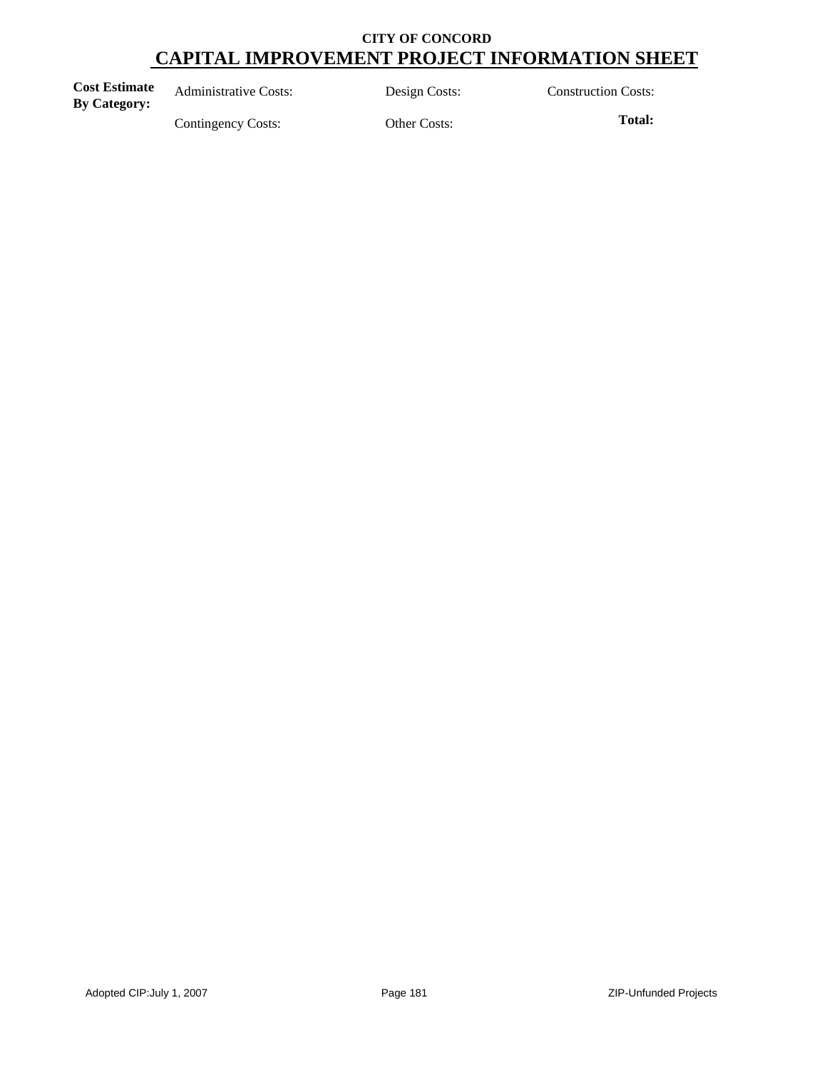**CITY OF CONCORD**

# CAPITAL IMPROVEMENT PROJECT INFORMATION SHEET

| **Cost Estimate By Category:** | Administrative Costs: | Design Costs: | Construction Costs: |
|---|---|---|---|
| | Contingency Costs: | Other Costs: | **Total:** |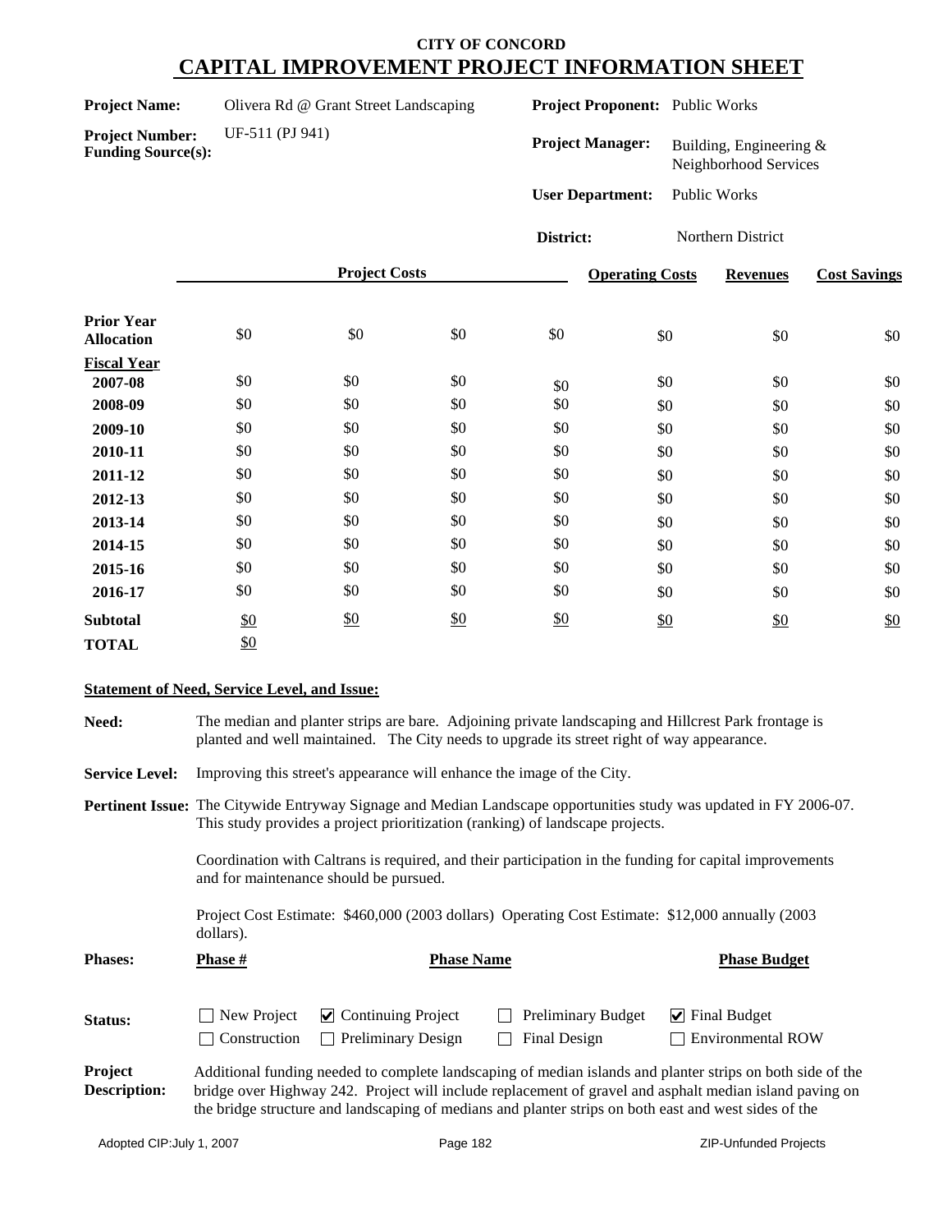# CITY OF CONCORD
## CAPITAL IMPROVEMENT PROJECT INFORMATION SHEET

**Project Name:** Olivera Rd @ Grant Street Landscaping

**Project Number:** UF-511 (PJ 941)

**Funding Source(s):**

**Project Proponent:** Public Works

**Project Manager:** Building, Engineering & Neighborhood Services

**User Department:** Public Works

**District:** Northern District

| | Project Costs | | | | Operating Costs | Revenues | Cost Savings |
|---|---|---|---|---|---|---|---|
| **Prior Year Allocation** | $0 | $0 | $0 | $0 | $0 | $0 | $0 |
| **Fiscal Year** | | | | | | | |
| **2007-08** | $0 | $0 | $0 | $0 | $0 | $0 | $0 |
| **2008-09** | $0 | $0 | $0 | $0 | $0 | $0 | $0 |
| **2009-10** | $0 | $0 | $0 | $0 | $0 | $0 | $0 |
| **2010-11** | $0 | $0 | $0 | $0 | $0 | $0 | $0 |
| **2011-12** | $0 | $0 | $0 | $0 | $0 | $0 | $0 |
| **2012-13** | $0 | $0 | $0 | $0 | $0 | $0 | $0 |
| **2013-14** | $0 | $0 | $0 | $0 | $0 | $0 | $0 |
| **2014-15** | $0 | $0 | $0 | $0 | $0 | $0 | $0 |
| **2015-16** | $0 | $0 | $0 | $0 | $0 | $0 | $0 |
| **2016-17** | $0 | $0 | $0 | $0 | $0 | $0 | $0 |
| **Subtotal** | $0 | $0 | $0 | $0 | $0 | $0 | $0 |
| **TOTAL** | $0 | | | | | | |

**Statement of Need, Service Level, and Issue:**

**Need:** The median and planter strips are bare. Adjoining private landscaping and Hillcrest Park frontage is planted and well maintained. The City needs to upgrade its street right of way appearance.

**Service Level:** Improving this street's appearance will enhance the image of the City.

**Pertinent Issue:** The Citywide Entryway Signage and Median Landscape opportunities study was updated in FY 2006-07. This study provides a project prioritization (ranking) of landscape projects.

Coordination with Caltrans is required, and their participation in the funding for capital improvements and for maintenance should be pursued.

Project Cost Estimate: $460,000 (2003 dollars) Operating Cost Estimate: $12,000 annually (2003 dollars).

| Phases: | Phase # | Phase Name | Phase Budget |
|---|---|---|---|

**Status:**

- ☐ New Project
- ☑ Continuing Project
- ☐ Preliminary Budget
- ☑ Final Budget
- ☐ Construction
- ☐ Preliminary Design
- ☐ Final Design
- ☐ Environmental ROW

**Project Description:** Additional funding needed to complete landscaping of median islands and planter strips on both side of the bridge over Highway 242. Project will include replacement of gravel and asphalt median island paving on the bridge structure and landscaping of medians and planter strips on both east and west sides of the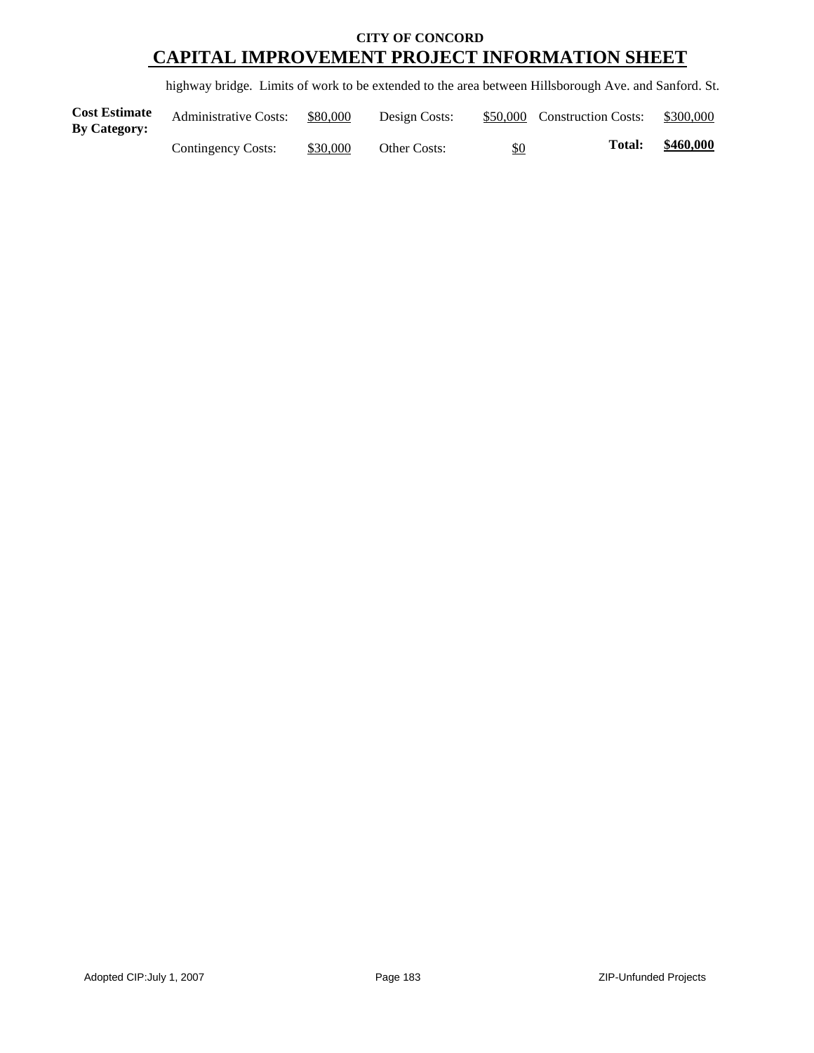**CITY OF CONCORD**

# CAPITAL IMPROVEMENT PROJECT INFORMATION SHEET

highway bridge. Limits of work to be extended to the area between Hillsborough Ave. and Sanford. St.

| **Cost Estimate By Category:** | Administrative Costs: | $80,000 | Design Costs: | $50,000 | Construction Costs: | $300,000 |
|---|---|---|---|---|---|---|
| | Contingency Costs: | $30,000 | Other Costs: | $0 | **Total:** | **$460,000** |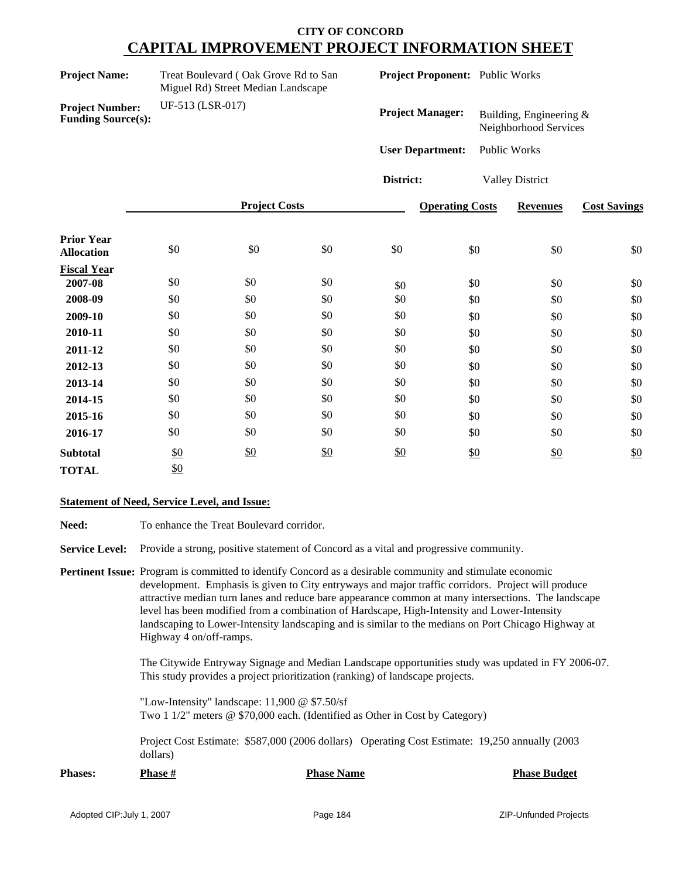## CITY OF CONCORD
# CAPITAL IMPROVEMENT PROJECT INFORMATION SHEET

**Project Name:** Treat Boulevard ( Oak Grove Rd to San Miguel Rd) Street Median Landscape

**Project Number:** UF-513 (LSR-017)

**Funding Source(s):**

**Project Proponent:** Public Works

**Project Manager:** Building, Engineering & Neighborhood Services

**User Department:** Public Works

**District:** Valley District

| | Project Costs | | | | Operating Costs | Revenues | Cost Savings |
|---|---|---|---|---|---|---|---|
| **Prior Year Allocation** | $0 | $0 | $0 | $0 | $0 | $0 | $0 |
| **Fiscal Year** | | | | | | | |
| **2007-08** | $0 | $0 | $0 | $0 | $0 | $0 | $0 |
| **2008-09** | $0 | $0 | $0 | $0 | $0 | $0 | $0 |
| **2009-10** | $0 | $0 | $0 | $0 | $0 | $0 | $0 |
| **2010-11** | $0 | $0 | $0 | $0 | $0 | $0 | $0 |
| **2011-12** | $0 | $0 | $0 | $0 | $0 | $0 | $0 |
| **2012-13** | $0 | $0 | $0 | $0 | $0 | $0 | $0 |
| **2013-14** | $0 | $0 | $0 | $0 | $0 | $0 | $0 |
| **2014-15** | $0 | $0 | $0 | $0 | $0 | $0 | $0 |
| **2015-16** | $0 | $0 | $0 | $0 | $0 | $0 | $0 |
| **2016-17** | $0 | $0 | $0 | $0 | $0 | $0 | $0 |
| **Subtotal** | $0 | $0 | $0 | $0 | $0 | $0 | $0 |
| **TOTAL** | $0 | | | | | | |

**Statement of Need, Service Level, and Issue:**

**Need:** To enhance the Treat Boulevard corridor.

**Service Level:** Provide a strong, positive statement of Concord as a vital and progressive community.

**Pertinent Issue:** Program is committed to identify Concord as a desirable community and stimulate economic development. Emphasis is given to City entryways and major traffic corridors. Project will produce attractive median turn lanes and reduce bare appearance common at many intersections. The landscape level has been modified from a combination of Hardscape, High-Intensity and Lower-Intensity landscaping to Lower-Intensity landscaping and is similar to the medians on Port Chicago Highway at Highway 4 on/off-ramps.

The Citywide Entryway Signage and Median Landscape opportunities study was updated in FY 2006-07. This study provides a project prioritization (ranking) of landscape projects.

"Low-Intensity" landscape: 11,900 @ $7.50/sf
Two 1 1/2" meters @ $70,000 each. (Identified as Other in Cost by Category)

Project Cost Estimate: $587,000 (2006 dollars) Operating Cost Estimate: 19,250 annually (2003 dollars)

| Phases: | Phase # | Phase Name | Phase Budget |
|---|---|---|---|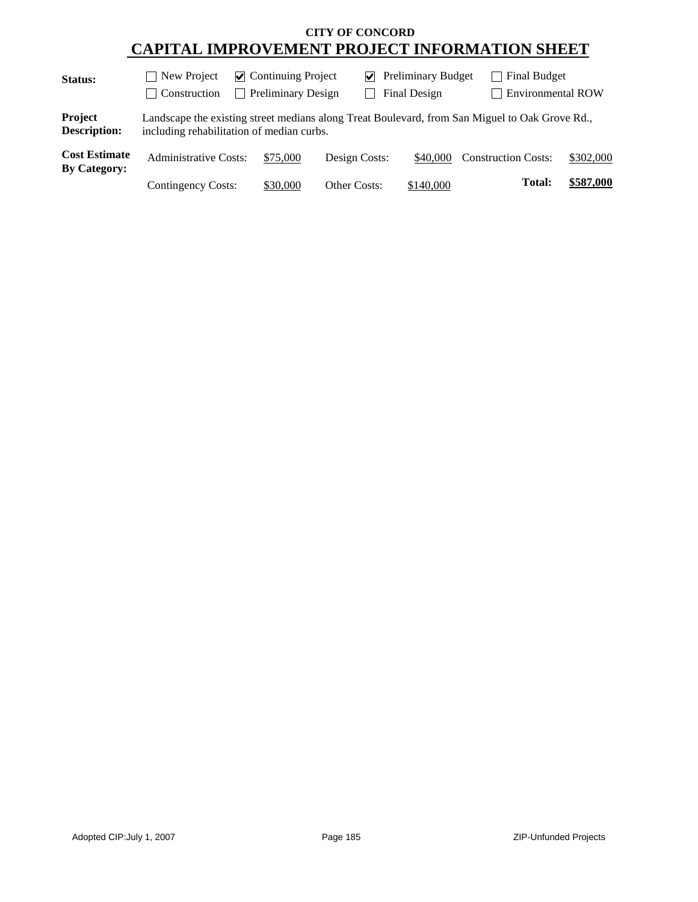**CITY OF CONCORD**

# CAPITAL IMPROVEMENT PROJECT INFORMATION SHEET

**Status:**

- ☐ New Project
- ☑ Continuing Project
- ☑ Preliminary Budget
- ☐ Final Budget
- ☐ Construction
- ☐ Preliminary Design
- ☐ Final Design
- ☐ Environmental ROW

**Project Description:** Landscape the existing street medians along Treat Boulevard, from San Miguel to Oak Grove Rd., including rehabilitation of median curbs.

**Cost Estimate By Category:**

| | | | | | |
|---|---|---|---|---|---|
| Administrative Costs: | $75,000 | Design Costs: | $40,000 | Construction Costs: | $302,000 |
| Contingency Costs: | $30,000 | Other Costs: | $140,000 | **Total:** | **$587,000** |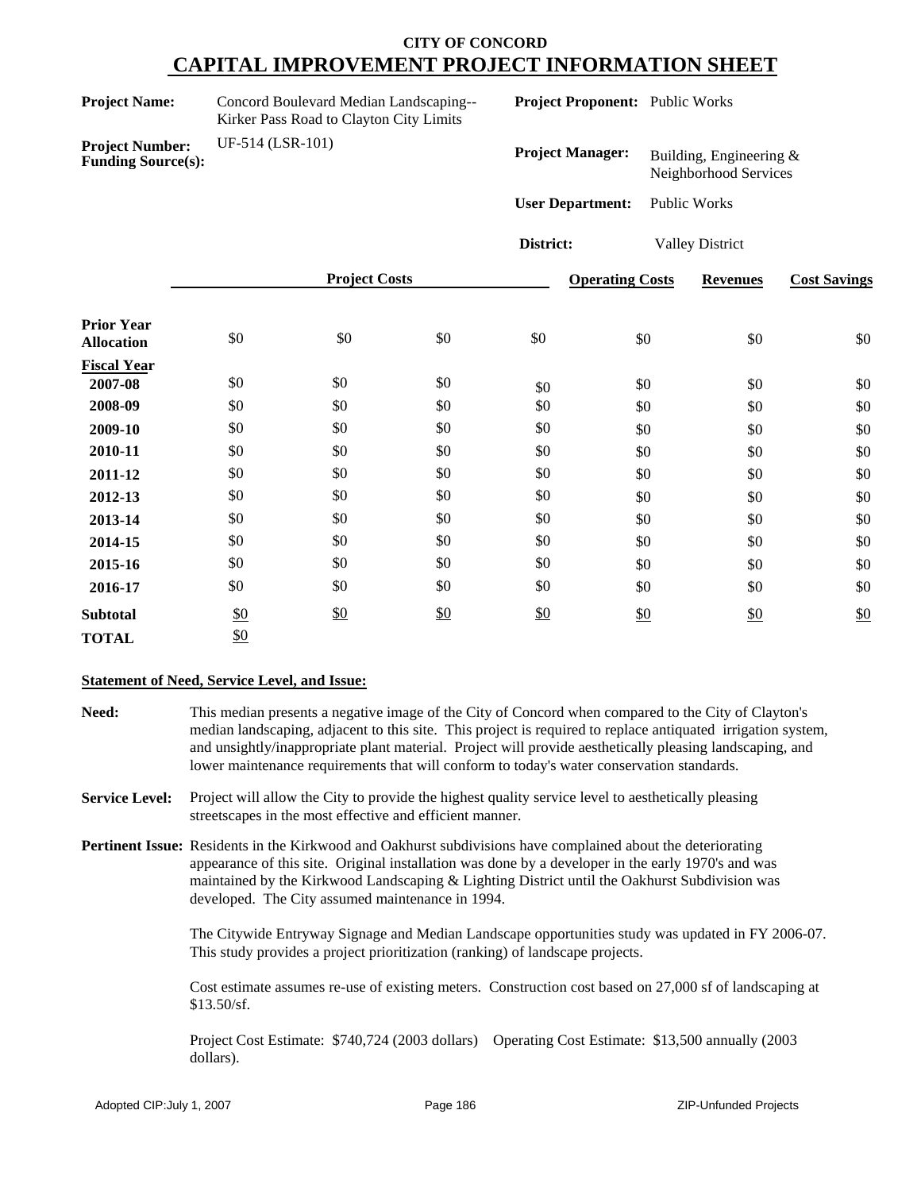# CITY OF CONCORD
## CAPITAL IMPROVEMENT PROJECT INFORMATION SHEET

**Project Name:** Concord Boulevard Median Landscaping--Kirker Pass Road to Clayton City Limits

**Project Number:** UF-514 (LSR-101)

**Funding Source(s):**

**Project Proponent:** Public Works

**Project Manager:** Building, Engineering & Neighborhood Services

**User Department:** Public Works

**District:** Valley District

| | Project Costs | | | | Operating Costs | Revenues | Cost Savings |
|---|---|---|---|---|---|---|---|
| **Prior Year Allocation** | $0 | $0 | $0 | $0 | $0 | $0 | $0 |
| **Fiscal Year** | | | | | | | |
| **2007-08** | $0 | $0 | $0 | $0 | $0 | $0 | $0 |
| **2008-09** | $0 | $0 | $0 | $0 | $0 | $0 | $0 |
| **2009-10** | $0 | $0 | $0 | $0 | $0 | $0 | $0 |
| **2010-11** | $0 | $0 | $0 | $0 | $0 | $0 | $0 |
| **2011-12** | $0 | $0 | $0 | $0 | $0 | $0 | $0 |
| **2012-13** | $0 | $0 | $0 | $0 | $0 | $0 | $0 |
| **2013-14** | $0 | $0 | $0 | $0 | $0 | $0 | $0 |
| **2014-15** | $0 | $0 | $0 | $0 | $0 | $0 | $0 |
| **2015-16** | $0 | $0 | $0 | $0 | $0 | $0 | $0 |
| **2016-17** | $0 | $0 | $0 | $0 | $0 | $0 | $0 |
| **Subtotal** | $0 | $0 | $0 | $0 | $0 | $0 | $0 |
| **TOTAL** | $0 | | | | | | |

**Statement of Need, Service Level, and Issue:**

**Need:** This median presents a negative image of the City of Concord when compared to the City of Clayton's median landscaping, adjacent to this site. This project is required to replace antiquated irrigation system, and unsightly/inappropriate plant material. Project will provide aesthetically pleasing landscaping, and lower maintenance requirements that will conform to today's water conservation standards.

**Service Level:** Project will allow the City to provide the highest quality service level to aesthetically pleasing streetscapes in the most effective and efficient manner.

**Pertinent Issue:** Residents in the Kirkwood and Oakhurst subdivisions have complained about the deteriorating appearance of this site. Original installation was done by a developer in the early 1970's and was maintained by the Kirkwood Landscaping & Lighting District until the Oakhurst Subdivision was developed. The City assumed maintenance in 1994.

The Citywide Entryway Signage and Median Landscape opportunities study was updated in FY 2006-07. This study provides a project prioritization (ranking) of landscape projects.

Cost estimate assumes re-use of existing meters. Construction cost based on 27,000 sf of landscaping at $13.50/sf.

Project Cost Estimate: $740,724 (2003 dollars) Operating Cost Estimate: $13,500 annually (2003 dollars).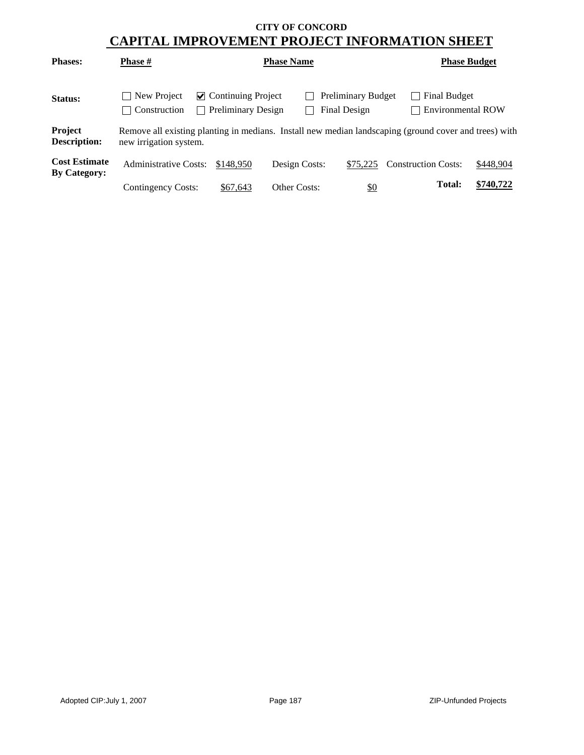**CITY OF CONCORD**

# CAPITAL IMPROVEMENT PROJECT INFORMATION SHEET

| **Phases:** | **Phase #** | **Phase Name** | **Phase Budget** |
|---|---|---|---|

**Status:**

- ☐ New Project
- ☑ Continuing Project
- ☐ Preliminary Budget
- ☐ Final Budget
- ☐ Construction
- ☐ Preliminary Design
- ☐ Final Design
- ☐ Environmental ROW

**Project Description:** Remove all existing planting in medians. Install new median landscaping (ground cover and trees) with new irrigation system.

**Cost Estimate By Category:**

| | | | | | |
|---|---|---|---|---|---|
| Administrative Costs: | $148,950 | Design Costs: | $75,225 | Construction Costs: | $448,904 |
| Contingency Costs: | $67,643 | Other Costs: | $0 | **Total:** | **$740,722** |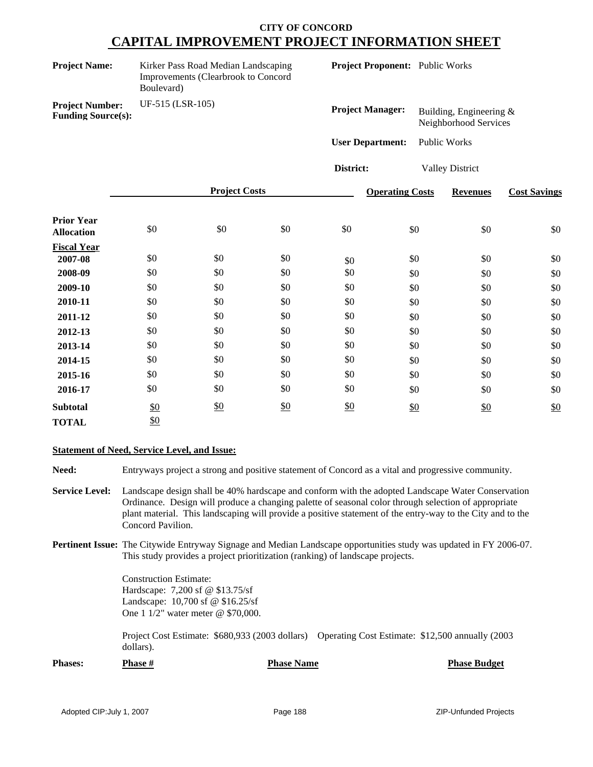**CITY OF CONCORD**

# CAPITAL IMPROVEMENT PROJECT INFORMATION SHEET

**Project Name:** Kirker Pass Road Median Landscaping Improvements (Clearbrook to Concord Boulevard)

**Project Proponent:** Public Works

**Project Number:** UF-515 (LSR-105)

**Funding Source(s):**

**Project Manager:** Building, Engineering & Neighborhood Services

**User Department:** Public Works

**District:** Valley District

| | Project Costs | | | | Operating Costs | Revenues | Cost Savings |
|---|---|---|---|---|---|---|---|
| **Prior Year Allocation** | $0 | $0 | $0 | $0 | $0 | $0 | $0 |
| **Fiscal Year** | | | | | | | |
| **2007-08** | $0 | $0 | $0 | $0 | $0 | $0 | $0 |
| **2008-09** | $0 | $0 | $0 | $0 | $0 | $0 | $0 |
| **2009-10** | $0 | $0 | $0 | $0 | $0 | $0 | $0 |
| **2010-11** | $0 | $0 | $0 | $0 | $0 | $0 | $0 |
| **2011-12** | $0 | $0 | $0 | $0 | $0 | $0 | $0 |
| **2012-13** | $0 | $0 | $0 | $0 | $0 | $0 | $0 |
| **2013-14** | $0 | $0 | $0 | $0 | $0 | $0 | $0 |
| **2014-15** | $0 | $0 | $0 | $0 | $0 | $0 | $0 |
| **2015-16** | $0 | $0 | $0 | $0 | $0 | $0 | $0 |
| **2016-17** | $0 | $0 | $0 | $0 | $0 | $0 | $0 |
| **Subtotal** | $0 | $0 | $0 | $0 | $0 | $0 | $0 |
| **TOTAL** | $0 | | | | | | |

**Statement of Need, Service Level, and Issue:**

**Need:** Entryways project a strong and positive statement of Concord as a vital and progressive community.

**Service Level:** Landscape design shall be 40% hardscape and conform with the adopted Landscape Water Conservation Ordinance. Design will produce a changing palette of seasonal color through selection of appropriate plant material. This landscaping will provide a positive statement of the entry-way to the City and to the Concord Pavilion.

**Pertinent Issue:** The Citywide Entryway Signage and Median Landscape opportunities study was updated in FY 2006-07. This study provides a project prioritization (ranking) of landscape projects.

Construction Estimate:
Hardscape: 7,200 sf @ $13.75/sf
Landscape: 10,700 sf @ $16.25/sf
One 1 1/2" water meter @ $70,000.

Project Cost Estimate: $680,933 (2003 dollars) Operating Cost Estimate: $12,500 annually (2003 dollars).

| **Phases:** | **Phase #** | **Phase Name** | **Phase Budget** |
|---|---|---|---|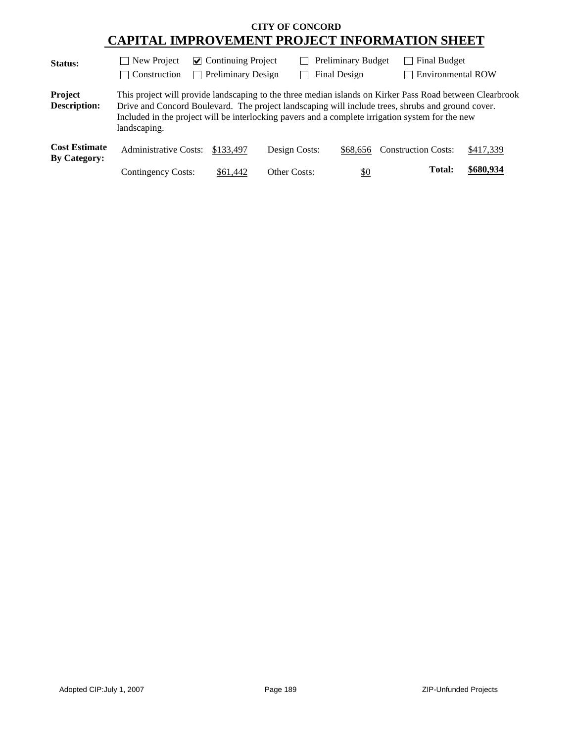**CITY OF CONCORD**

# CAPITAL IMPROVEMENT PROJECT INFORMATION SHEET

**Status:**

- ☐ New Project
- ☑ Continuing Project
- ☐ Preliminary Budget
- ☐ Final Budget
- ☐ Construction
- ☐ Preliminary Design
- ☐ Final Design
- ☐ Environmental ROW

**Project Description:** This project will provide landscaping to the three median islands on Kirker Pass Road between Clearbrook Drive and Concord Boulevard. The project landscaping will include trees, shrubs and ground cover. Included in the project will be interlocking pavers and a complete irrigation system for the new landscaping.

**Cost Estimate By Category:**

| | | | | | |
|---|---|---|---|---|---|
| Administrative Costs: | $133,497 | Design Costs: | $68,656 | Construction Costs: | $417,339 |
| Contingency Costs: | $61,442 | Other Costs: | $0 | **Total:** | **$680,934** |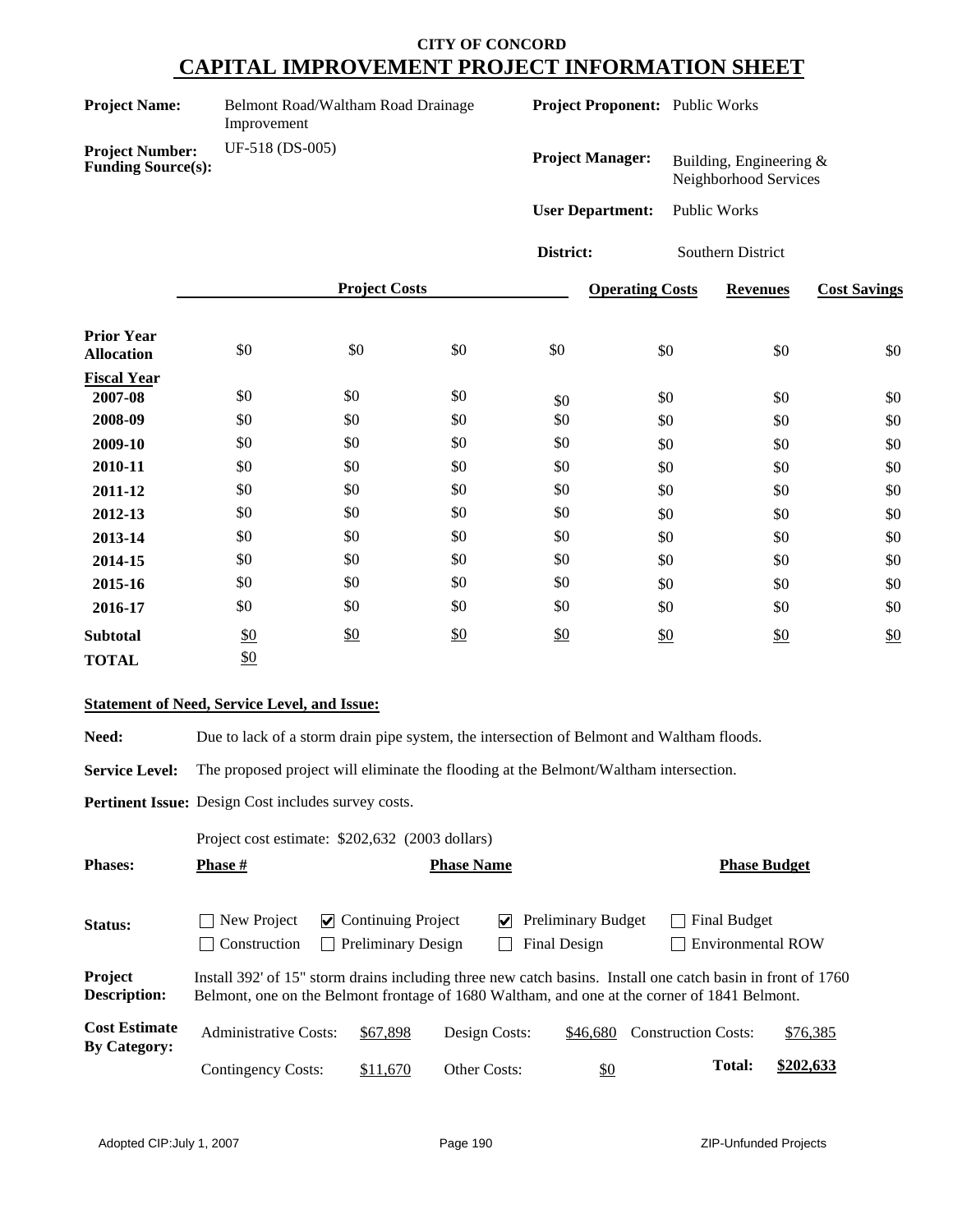**CITY OF CONCORD**

# CAPITAL IMPROVEMENT PROJECT INFORMATION SHEET

**Project Name:** Belmont Road/Waltham Road Drainage Improvement

**Project Number:** UF-518 (DS-005)

**Funding Source(s):**

**Project Proponent:** Public Works

**Project Manager:** Building, Engineering & Neighborhood Services

**User Department:** Public Works

**District:** Southern District

| | Project Costs | | | | Operating Costs | Revenues | Cost Savings |
|---|---|---|---|---|---|---|---|
| **Prior Year Allocation** | $0 | $0 | $0 | $0 | $0 | $0 | $0 |
| **Fiscal Year** | | | | | | | |
| **2007-08** | $0 | $0 | $0 | $0 | $0 | $0 | $0 |
| **2008-09** | $0 | $0 | $0 | $0 | $0 | $0 | $0 |
| **2009-10** | $0 | $0 | $0 | $0 | $0 | $0 | $0 |
| **2010-11** | $0 | $0 | $0 | $0 | $0 | $0 | $0 |
| **2011-12** | $0 | $0 | $0 | $0 | $0 | $0 | $0 |
| **2012-13** | $0 | $0 | $0 | $0 | $0 | $0 | $0 |
| **2013-14** | $0 | $0 | $0 | $0 | $0 | $0 | $0 |
| **2014-15** | $0 | $0 | $0 | $0 | $0 | $0 | $0 |
| **2015-16** | $0 | $0 | $0 | $0 | $0 | $0 | $0 |
| **2016-17** | $0 | $0 | $0 | $0 | $0 | $0 | $0 |
| **Subtotal** | $0 | $0 | $0 | $0 | $0 | $0 | $0 |
| **TOTAL** | $0 | | | | | | |

**Statement of Need, Service Level, and Issue:**

**Need:** Due to lack of a storm drain pipe system, the intersection of Belmont and Waltham floods.

**Service Level:** The proposed project will eliminate the flooding at the Belmont/Waltham intersection.

**Pertinent Issue:** Design Cost includes survey costs.

Project cost estimate: $202,632 (2003 dollars)

| **Phases:** | **Phase #** | **Phase Name** | **Phase Budget** |
|---|---|---|---|

**Status:**
- ☐ New Project
- ☑ Continuing Project
- ☑ Preliminary Budget
- ☐ Final Budget
- ☐ Construction
- ☐ Preliminary Design
- ☐ Final Design
- ☐ Environmental ROW

**Project Description:** Install 392' of 15" storm drains including three new catch basins. Install one catch basin in front of 1760 Belmont, one on the Belmont frontage of 1680 Waltham, and one at the corner of 1841 Belmont.

**Cost Estimate By Category:**

| | | | | | |
|---|---|---|---|---|---|
| Administrative Costs: | $67,898 | Design Costs: | $46,680 | Construction Costs: | $76,385 |
| Contingency Costs: | $11,670 | Other Costs: | $0 | **Total:** | **$202,633** |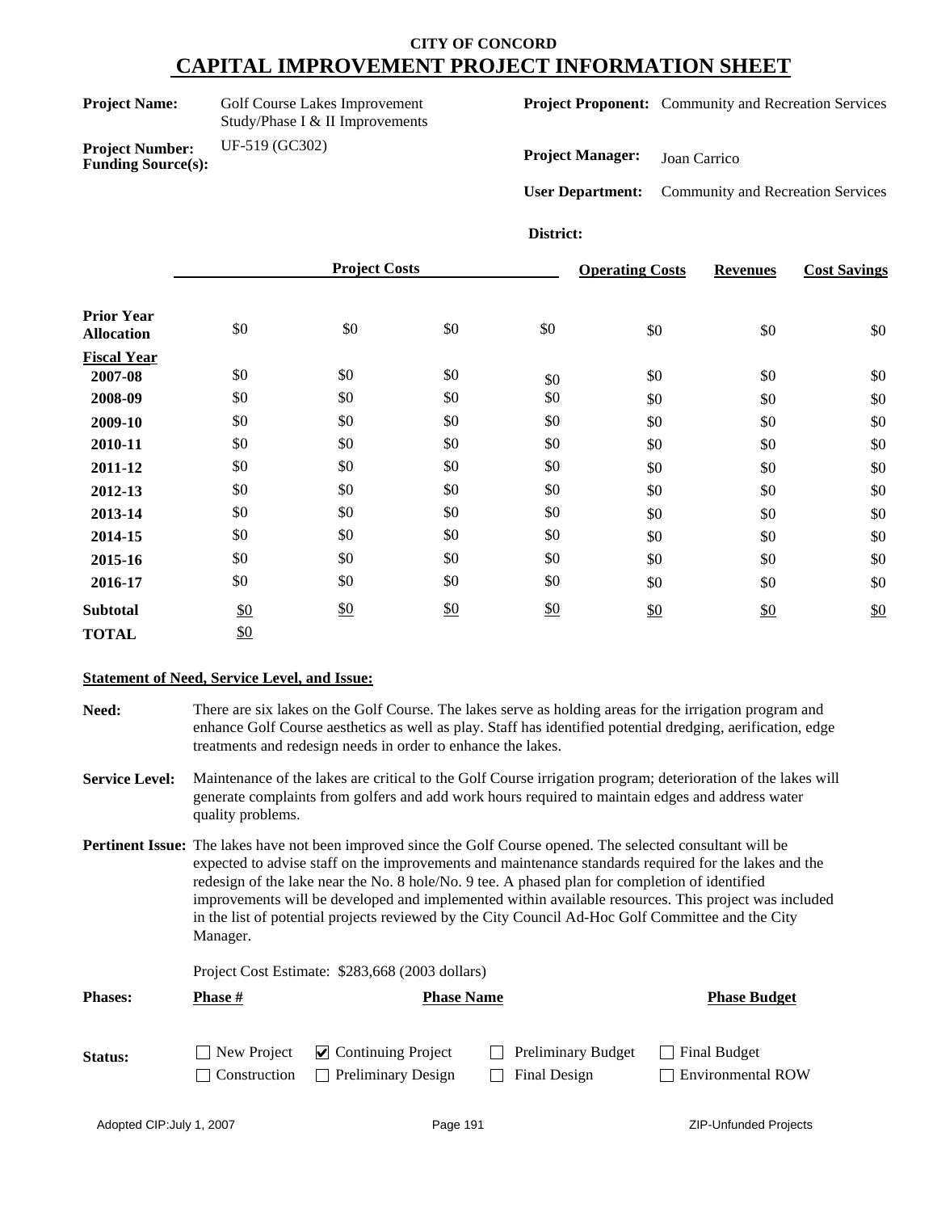# CITY OF CONCORD
# CAPITAL IMPROVEMENT PROJECT INFORMATION SHEET

**Project Name:** Golf Course Lakes Improvement Study/Phase I & II Improvements

**Project Number:** UF-519 (GC302)

**Funding Source(s):**

**Project Proponent:** Community and Recreation Services

**Project Manager:** Joan Carrico

**User Department:** Community and Recreation Services

**District:**

| | Project Costs | | | | Operating Costs | Revenues | Cost Savings |
|---|---|---|---|---|---|---|---|
| **Prior Year Allocation** | $0 | $0 | $0 | $0 | $0 | $0 | $0 |
| **Fiscal Year** | | | | | | | |
| **2007-08** | $0 | $0 | $0 | $0 | $0 | $0 | $0 |
| **2008-09** | $0 | $0 | $0 | $0 | $0 | $0 | $0 |
| **2009-10** | $0 | $0 | $0 | $0 | $0 | $0 | $0 |
| **2010-11** | $0 | $0 | $0 | $0 | $0 | $0 | $0 |
| **2011-12** | $0 | $0 | $0 | $0 | $0 | $0 | $0 |
| **2012-13** | $0 | $0 | $0 | $0 | $0 | $0 | $0 |
| **2013-14** | $0 | $0 | $0 | $0 | $0 | $0 | $0 |
| **2014-15** | $0 | $0 | $0 | $0 | $0 | $0 | $0 |
| **2015-16** | $0 | $0 | $0 | $0 | $0 | $0 | $0 |
| **2016-17** | $0 | $0 | $0 | $0 | $0 | $0 | $0 |
| **Subtotal** | $0 | $0 | $0 | $0 | $0 | $0 | $0 |
| **TOTAL** | $0 | | | | | | |

**Statement of Need, Service Level, and Issue:**

**Need:** There are six lakes on the Golf Course. The lakes serve as holding areas for the irrigation program and enhance Golf Course aesthetics as well as play. Staff has identified potential dredging, aerification, edge treatments and redesign needs in order to enhance the lakes.

**Service Level:** Maintenance of the lakes are critical to the Golf Course irrigation program; deterioration of the lakes will generate complaints from golfers and add work hours required to maintain edges and address water quality problems.

**Pertinent Issue:** The lakes have not been improved since the Golf Course opened. The selected consultant will be expected to advise staff on the improvements and maintenance standards required for the lakes and the redesign of the lake near the No. 8 hole/No. 9 tee. A phased plan for completion of identified improvements will be developed and implemented within available resources. This project was included in the list of potential projects reviewed by the City Council Ad-Hoc Golf Committee and the City Manager.

Project Cost Estimate: $283,668 (2003 dollars)

**Phases:**

| Phase # | Phase Name | Phase Budget |
|---|---|---|
| | | |

**Status:**

- ☐ New Project
- ☑ Continuing Project
- ☐ Preliminary Budget
- ☐ Final Budget
- ☐ Construction
- ☐ Preliminary Design
- ☐ Final Design
- ☐ Environmental ROW

Adopted CIP:July 1, 2007 — ZIP-Unfunded Projects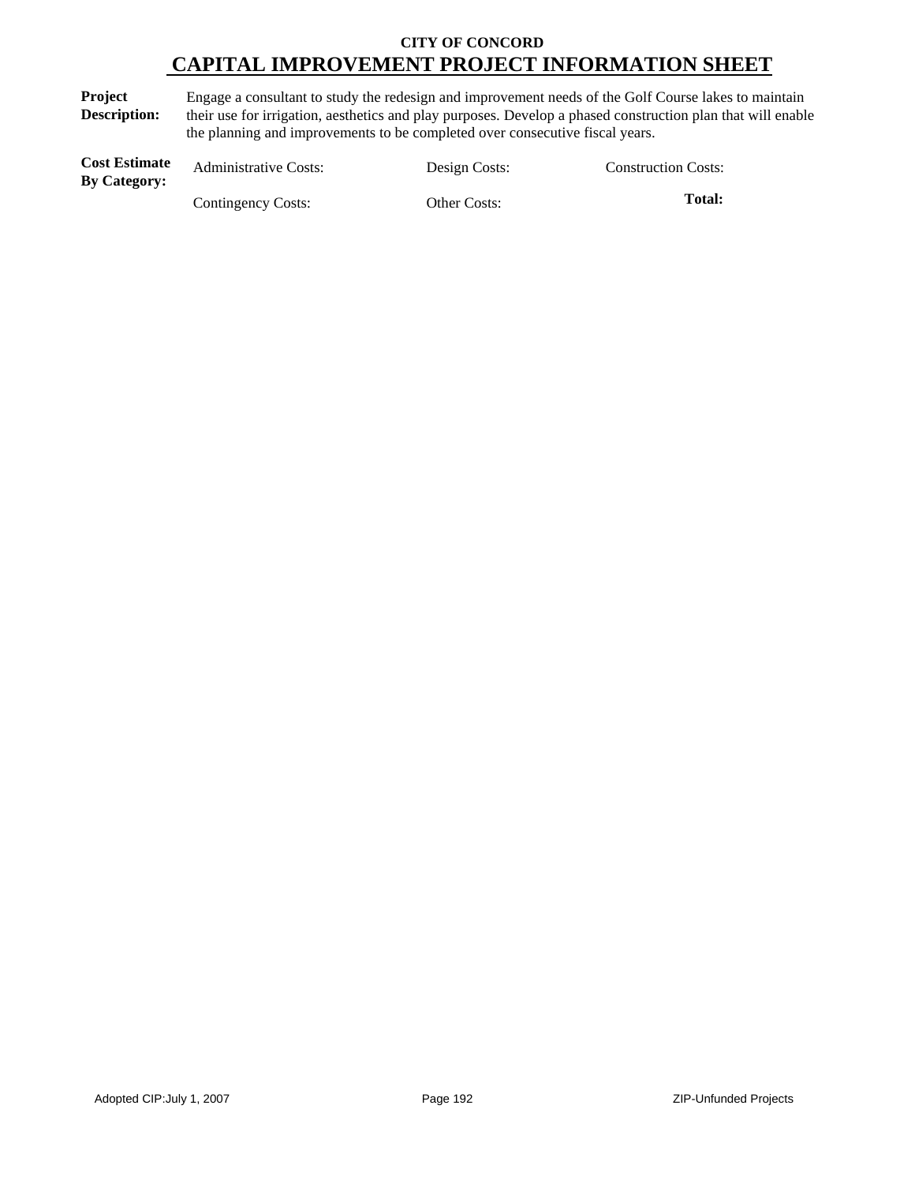**CITY OF CONCORD**

# CAPITAL IMPROVEMENT PROJECT INFORMATION SHEET

**Project Description:** Engage a consultant to study the redesign and improvement needs of the Golf Course lakes to maintain their use for irrigation, aesthetics and play purposes. Develop a phased construction plan that will enable the planning and improvements to be completed over consecutive fiscal years.

**Cost Estimate By Category:**

| Administrative Costs: | Design Costs: | Construction Costs: |
|---|---|---|
| Contingency Costs: | Other Costs: | **Total:** |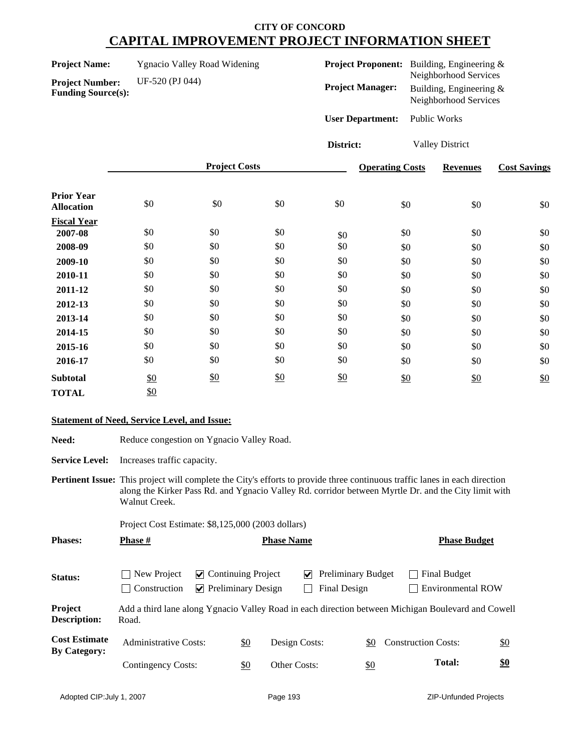**CITY OF CONCORD**

# CAPITAL IMPROVEMENT PROJECT INFORMATION SHEET

**Project Name:** Ygnacio Valley Road Widening

**Project Number:** UF-520 (PJ 044)

**Funding Source(s):**

**Project Proponent:** Building, Engineering & Neighborhood Services

**Project Manager:** Building, Engineering & Neighborhood Services

**User Department:** Public Works

**District:** Valley District

| | Project Costs | | | | Operating Costs | Revenues | Cost Savings |
|---|---|---|---|---|---|---|---|
| **Prior Year Allocation** | $0 | $0 | $0 | $0 | $0 | $0 | $0 |
| **Fiscal Year** | | | | | | | |
| **2007-08** | $0 | $0 | $0 | $0 | $0 | $0 | $0 |
| **2008-09** | $0 | $0 | $0 | $0 | $0 | $0 | $0 |
| **2009-10** | $0 | $0 | $0 | $0 | $0 | $0 | $0 |
| **2010-11** | $0 | $0 | $0 | $0 | $0 | $0 | $0 |
| **2011-12** | $0 | $0 | $0 | $0 | $0 | $0 | $0 |
| **2012-13** | $0 | $0 | $0 | $0 | $0 | $0 | $0 |
| **2013-14** | $0 | $0 | $0 | $0 | $0 | $0 | $0 |
| **2014-15** | $0 | $0 | $0 | $0 | $0 | $0 | $0 |
| **2015-16** | $0 | $0 | $0 | $0 | $0 | $0 | $0 |
| **2016-17** | $0 | $0 | $0 | $0 | $0 | $0 | $0 |
| **Subtotal** | $0 | $0 | $0 | $0 | $0 | $0 | $0 |
| **TOTAL** | $0 | | | | | | |

**Statement of Need, Service Level, and Issue:**

**Need:** Reduce congestion on Ygnacio Valley Road.

**Service Level:** Increases traffic capacity.

**Pertinent Issue:** This project will complete the City's efforts to provide three continuous traffic lanes in each direction along the Kirker Pass Rd. and Ygnacio Valley Rd. corridor between Myrtle Dr. and the City limit with Walnut Creek.

Project Cost Estimate: $8,125,000 (2003 dollars)

| **Phases:** | **Phase #** | **Phase Name** | **Phase Budget** |
|---|---|---|---|

**Status:**

- ☐ New Project
- ☑ Continuing Project
- ☑ Preliminary Budget
- ☐ Final Budget
- ☐ Construction
- ☑ Preliminary Design
- ☐ Final Design
- ☐ Environmental ROW

**Project Description:** Add a third lane along Ygnacio Valley Road in each direction between Michigan Boulevard and Cowell Road.

**Cost Estimate By Category:**

| | | | | | |
|---|---|---|---|---|---|
| Administrative Costs: | $0 | Design Costs: | $0 | Construction Costs: | $0 |
| Contingency Costs: | $0 | Other Costs: | $0 | **Total:** | **$0** |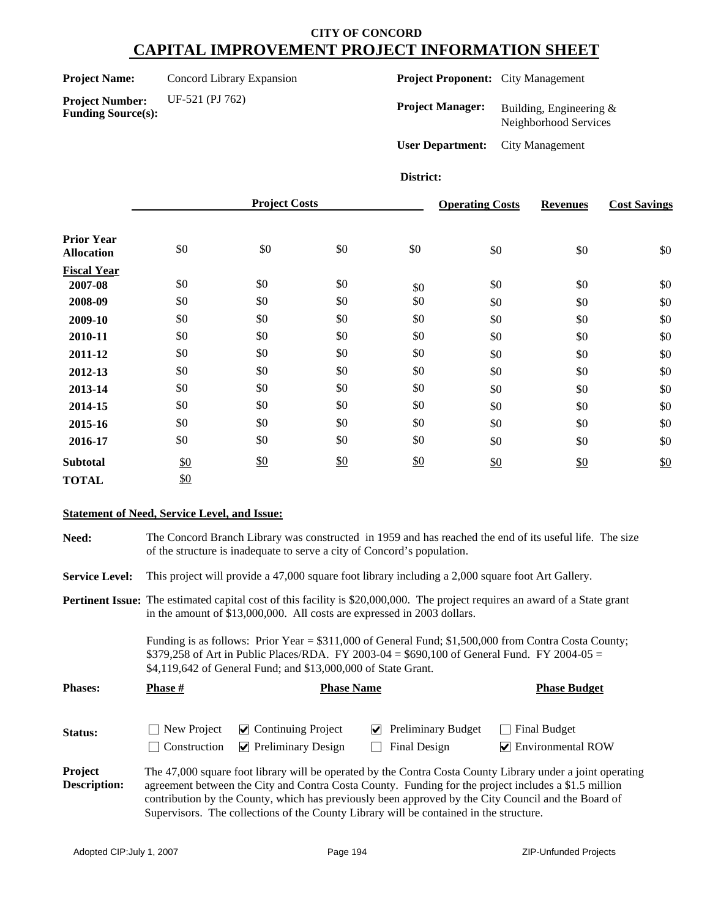# CITY OF CONCORD
## CAPITAL IMPROVEMENT PROJECT INFORMATION SHEET

**Project Name:** Concord Library Expansion

**Project Number:** UF-521 (PJ 762)

**Funding Source(s):**

**Project Proponent:** City Management

**Project Manager:** Building, Engineering & Neighborhood Services

**User Department:** City Management

**District:**

| | Project Costs | | | | Operating Costs | Revenues | Cost Savings |
|---|---|---|---|---|---|---|---|
| **Prior Year Allocation** | $0 | $0 | $0 | $0 | $0 | $0 | $0 |
| **Fiscal Year** | | | | | | | |
| **2007-08** | $0 | $0 | $0 | $0 | $0 | $0 | $0 |
| **2008-09** | $0 | $0 | $0 | $0 | $0 | $0 | $0 |
| **2009-10** | $0 | $0 | $0 | $0 | $0 | $0 | $0 |
| **2010-11** | $0 | $0 | $0 | $0 | $0 | $0 | $0 |
| **2011-12** | $0 | $0 | $0 | $0 | $0 | $0 | $0 |
| **2012-13** | $0 | $0 | $0 | $0 | $0 | $0 | $0 |
| **2013-14** | $0 | $0 | $0 | $0 | $0 | $0 | $0 |
| **2014-15** | $0 | $0 | $0 | $0 | $0 | $0 | $0 |
| **2015-16** | $0 | $0 | $0 | $0 | $0 | $0 | $0 |
| **2016-17** | $0 | $0 | $0 | $0 | $0 | $0 | $0 |
| **Subtotal** | $0 | $0 | $0 | $0 | $0 | $0 | $0 |
| **TOTAL** | $0 | | | | | | |

**Statement of Need, Service Level, and Issue:**

**Need:** The Concord Branch Library was constructed in 1959 and has reached the end of its useful life. The size of the structure is inadequate to serve a city of Concord's population.

**Service Level:** This project will provide a 47,000 square foot library including a 2,000 square foot Art Gallery.

**Pertinent Issue:** The estimated capital cost of this facility is $20,000,000. The project requires an award of a State grant in the amount of $13,000,000. All costs are expressed in 2003 dollars.

Funding is as follows: Prior Year = $311,000 of General Fund; $1,500,000 from Contra Costa County; $379,258 of Art in Public Places/RDA. FY 2003-04 = $690,100 of General Fund. FY 2004-05 = $4,119,642 of General Fund; and $13,000,000 of State Grant.

**Phases:**

| Phase # | Phase Name | Phase Budget |
|---|---|---|
| | | |

**Status:**

- ☐ New Project
- ☑ Continuing Project
- ☑ Preliminary Budget
- ☐ Final Budget
- ☐ Construction
- ☑ Preliminary Design
- ☐ Final Design
- ☑ Environmental ROW

**Project Description:** The 47,000 square foot library will be operated by the Contra Costa County Library under a joint operating agreement between the City and Contra Costa County. Funding for the project includes a $1.5 million contribution by the County, which has previously been approved by the City Council and the Board of Supervisors. The collections of the County Library will be contained in the structure.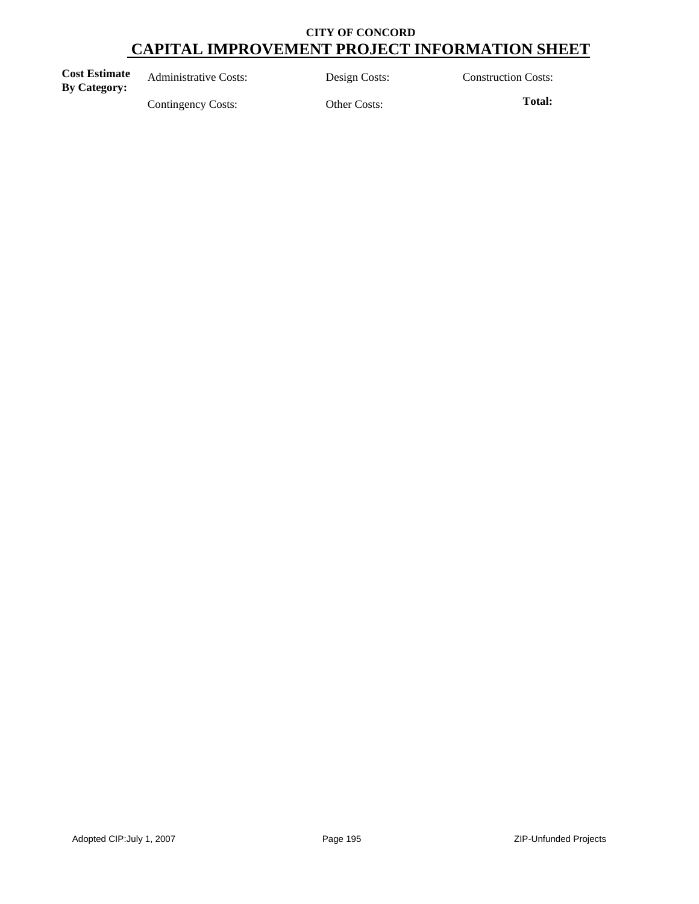**CITY OF CONCORD**

# CAPITAL IMPROVEMENT PROJECT INFORMATION SHEET

| **Cost Estimate By Category:** | Administrative Costs: | Design Costs: | Construction Costs: |
|---|---|---|---|
| | Contingency Costs: | Other Costs: | **Total:** |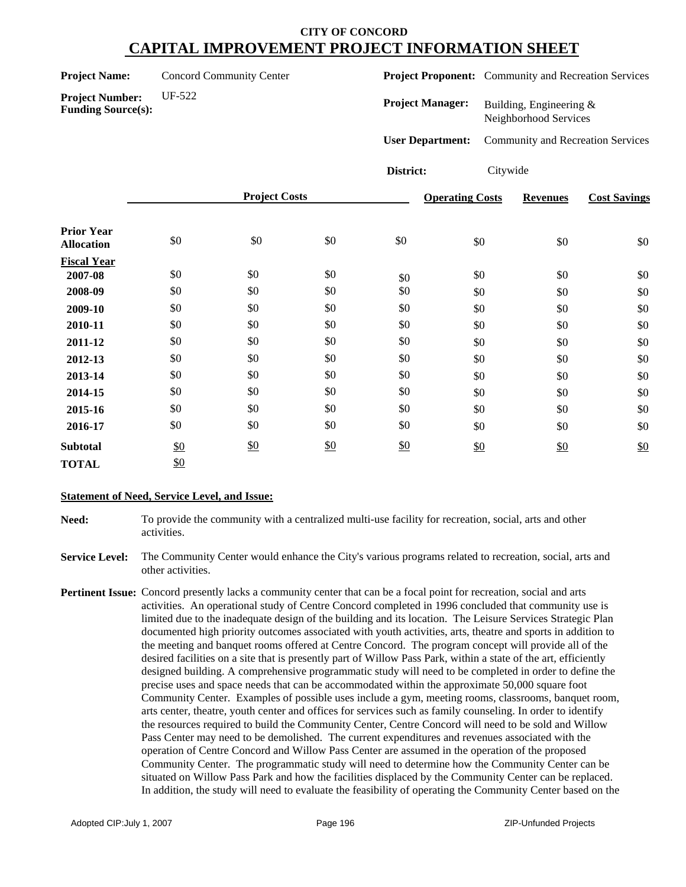# CITY OF CONCORD
## CAPITAL IMPROVEMENT PROJECT INFORMATION SHEET

**Project Name:** Concord Community Center

**Project Number:** UF-522

**Funding Source(s):**

**Project Proponent:** Community and Recreation Services

**Project Manager:** Building, Engineering & Neighborhood Services

**User Department:** Community and Recreation Services

**District:** Citywide

| | Project Costs | | | | Operating Costs | Revenues | Cost Savings |
|---|---|---|---|---|---|---|---|
| **Prior Year Allocation** | $0 | $0 | $0 | $0 | $0 | $0 | $0 |
| **Fiscal Year** | | | | | | | |
| **2007-08** | $0 | $0 | $0 | $0 | $0 | $0 | $0 |
| **2008-09** | $0 | $0 | $0 | $0 | $0 | $0 | $0 |
| **2009-10** | $0 | $0 | $0 | $0 | $0 | $0 | $0 |
| **2010-11** | $0 | $0 | $0 | $0 | $0 | $0 | $0 |
| **2011-12** | $0 | $0 | $0 | $0 | $0 | $0 | $0 |
| **2012-13** | $0 | $0 | $0 | $0 | $0 | $0 | $0 |
| **2013-14** | $0 | $0 | $0 | $0 | $0 | $0 | $0 |
| **2014-15** | $0 | $0 | $0 | $0 | $0 | $0 | $0 |
| **2015-16** | $0 | $0 | $0 | $0 | $0 | $0 | $0 |
| **2016-17** | $0 | $0 | $0 | $0 | $0 | $0 | $0 |
| **Subtotal** | $0 | $0 | $0 | $0 | $0 | $0 | $0 |
| **TOTAL** | $0 | | | | | | |

**Statement of Need, Service Level, and Issue:**

**Need:** To provide the community with a centralized multi-use facility for recreation, social, arts and other activities.

**Service Level:** The Community Center would enhance the City's various programs related to recreation, social, arts and other activities.

**Pertinent Issue:** Concord presently lacks a community center that can be a focal point for recreation, social and arts activities. An operational study of Centre Concord completed in 1996 concluded that community use is limited due to the inadequate design of the building and its location. The Leisure Services Strategic Plan documented high priority outcomes associated with youth activities, arts, theatre and sports in addition to the meeting and banquet rooms offered at Centre Concord. The program concept will provide all of the desired facilities on a site that is presently part of Willow Pass Park, within a state of the art, efficiently designed building. A comprehensive programmatic study will need to be completed in order to define the precise uses and space needs that can be accommodated within the approximate 50,000 square foot Community Center. Examples of possible uses include a gym, meeting rooms, classrooms, banquet room, arts center, theatre, youth center and offices for services such as family counseling. In order to identify the resources required to build the Community Center, Centre Concord will need to be sold and Willow Pass Center may need to be demolished. The current expenditures and revenues associated with the operation of Centre Concord and Willow Pass Center are assumed in the operation of the proposed Community Center. The programmatic study will need to determine how the Community Center can be situated on Willow Pass Park and how the facilities displaced by the Community Center can be replaced. In addition, the study will need to evaluate the feasibility of operating the Community Center based on the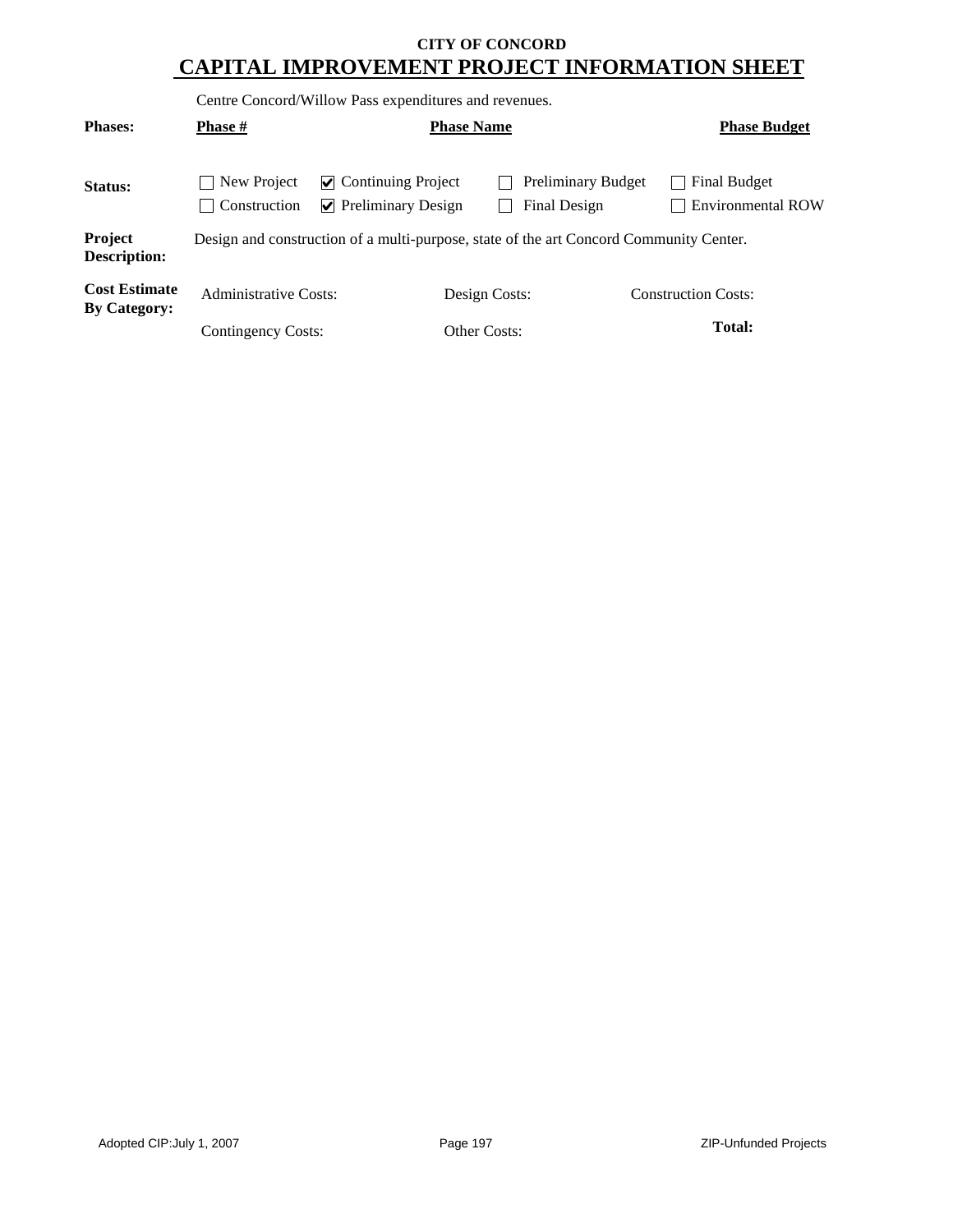**CITY OF CONCORD**

# CAPITAL IMPROVEMENT PROJECT INFORMATION SHEET

Centre Concord/Willow Pass expenditures and revenues.

| **Phases:** | **Phase #** | **Phase Name** | **Phase Budget** |
|---|---|---|---|

**Status:**

| | | | |
|---|---|---|---|
| ☐ New Project | ☑ Continuing Project | ☐ Preliminary Budget | ☐ Final Budget |
| ☐ Construction | ☑ Preliminary Design | ☐ Final Design | ☐ Environmental ROW |

**Project Description:** Design and construction of a multi-purpose, state of the art Concord Community Center.

**Cost Estimate By Category:**

| | | |
|---|---|---|
| Administrative Costs: | Design Costs: | Construction Costs: |
| Contingency Costs: | Other Costs: | **Total:** |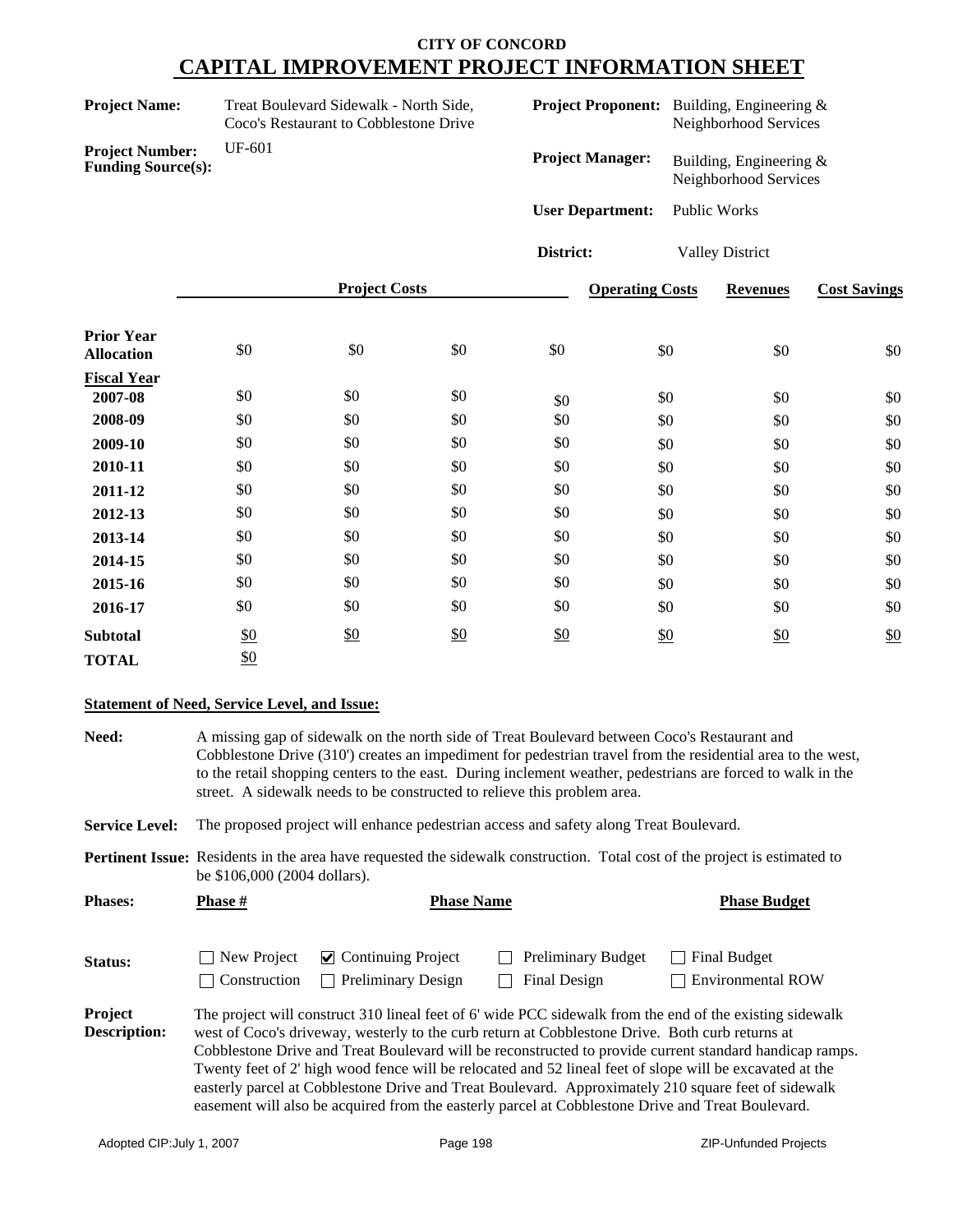## CITY OF CONCORD
# CAPITAL IMPROVEMENT PROJECT INFORMATION SHEET

**Project Name:** Treat Boulevard Sidewalk - North Side, Coco's Restaurant to Cobblestone Drive

**Project Number:** UF-601

**Funding Source(s):**

**Project Proponent:** Building, Engineering & Neighborhood Services

**Project Manager:** Building, Engineering & Neighborhood Services

**User Department:** Public Works

**District:** Valley District

| | Project Costs | | | | Operating Costs | Revenues | Cost Savings |
|---|---|---|---|---|---|---|---|
| **Prior Year Allocation** | $0 | $0 | $0 | $0 | $0 | $0 | $0 |
| **Fiscal Year** | | | | | | | |
| **2007-08** | $0 | $0 | $0 | $0 | $0 | $0 | $0 |
| **2008-09** | $0 | $0 | $0 | $0 | $0 | $0 | $0 |
| **2009-10** | $0 | $0 | $0 | $0 | $0 | $0 | $0 |
| **2010-11** | $0 | $0 | $0 | $0 | $0 | $0 | $0 |
| **2011-12** | $0 | $0 | $0 | $0 | $0 | $0 | $0 |
| **2012-13** | $0 | $0 | $0 | $0 | $0 | $0 | $0 |
| **2013-14** | $0 | $0 | $0 | $0 | $0 | $0 | $0 |
| **2014-15** | $0 | $0 | $0 | $0 | $0 | $0 | $0 |
| **2015-16** | $0 | $0 | $0 | $0 | $0 | $0 | $0 |
| **2016-17** | $0 | $0 | $0 | $0 | $0 | $0 | $0 |
| **Subtotal** | $0 | $0 | $0 | $0 | $0 | $0 | $0 |
| **TOTAL** | $0 | | | | | | |

**Statement of Need, Service Level, and Issue:**

**Need:** A missing gap of sidewalk on the north side of Treat Boulevard between Coco's Restaurant and Cobblestone Drive (310') creates an impediment for pedestrian travel from the residential area to the west, to the retail shopping centers to the east. During inclement weather, pedestrians are forced to walk in the street. A sidewalk needs to be constructed to relieve this problem area.

**Service Level:** The proposed project will enhance pedestrian access and safety along Treat Boulevard.

**Pertinent Issue:** Residents in the area have requested the sidewalk construction. Total cost of the project is estimated to be $106,000 (2004 dollars).

**Phases:**

| Phase # | Phase Name | Phase Budget |
|---|---|---|
| | | |

**Status:**

- ☐ New Project
- ☑ Continuing Project
- ☐ Preliminary Budget
- ☐ Final Budget
- ☐ Construction
- ☐ Preliminary Design
- ☐ Final Design
- ☐ Environmental ROW

**Project Description:** The project will construct 310 lineal feet of 6' wide PCC sidewalk from the end of the existing sidewalk west of Coco's driveway, westerly to the curb return at Cobblestone Drive. Both curb returns at Cobblestone Drive and Treat Boulevard will be reconstructed to provide current standard handicap ramps. Twenty feet of 2' high wood fence will be relocated and 52 lineal feet of slope will be excavated at the easterly parcel at Cobblestone Drive and Treat Boulevard. Approximately 210 square feet of sidewalk easement will also be acquired from the easterly parcel at Cobblestone Drive and Treat Boulevard.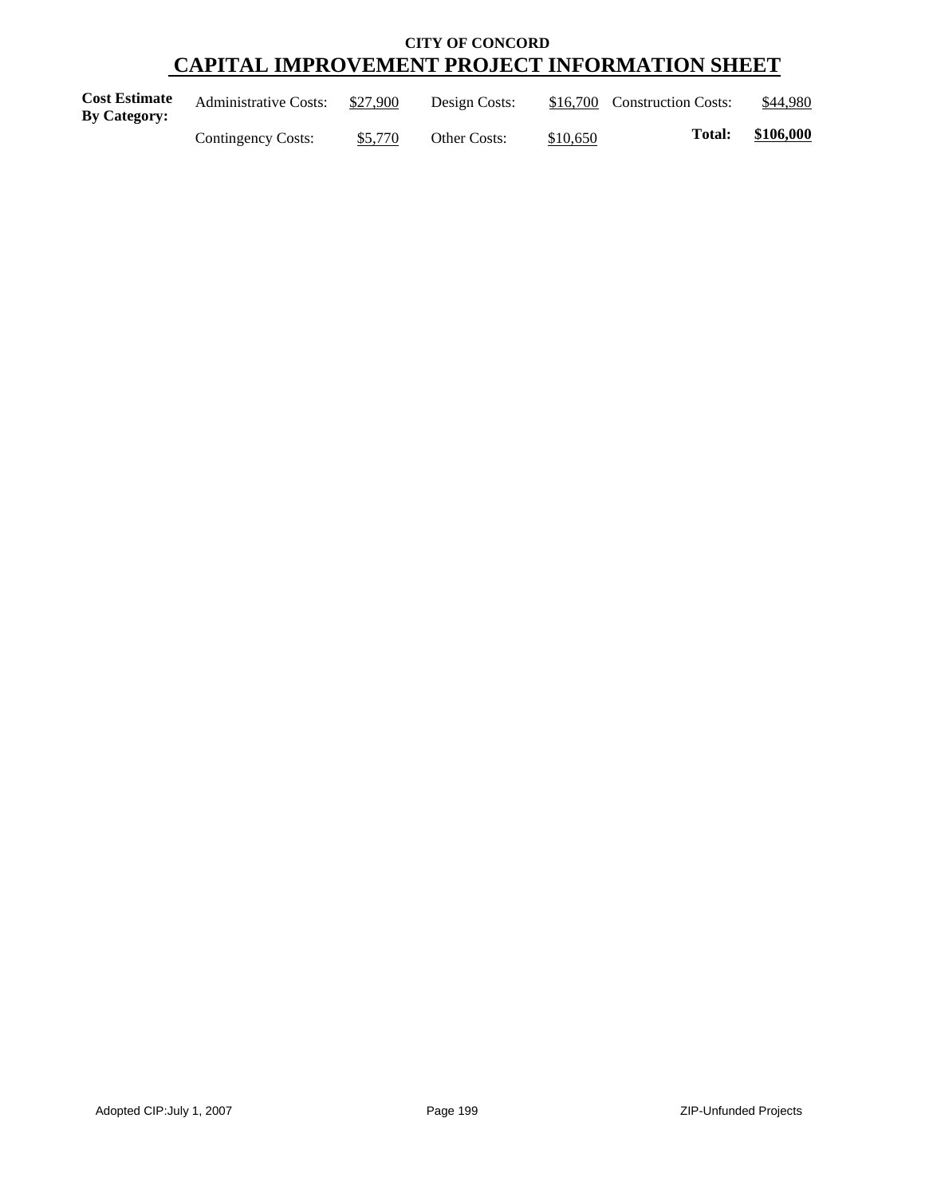**CITY OF CONCORD**

# CAPITAL IMPROVEMENT PROJECT INFORMATION SHEET

| **Cost Estimate By Category:** | Administrative Costs: | $27,900 | Design Costs: | $16,700 | Construction Costs: | $44,980 |
|---|---|---|---|---|---|---|
| | Contingency Costs: | $5,770 | Other Costs: | $10,650 | **Total:** | **$106,000** |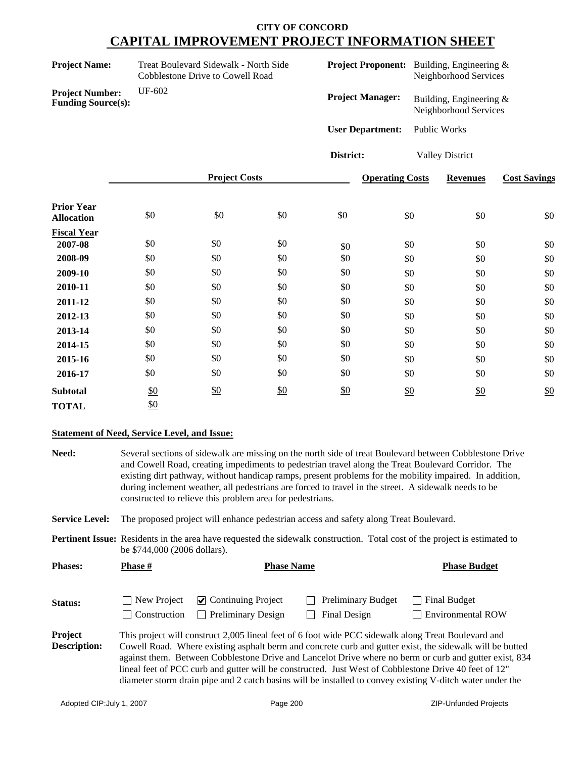## CITY OF CONCORD
# CAPITAL IMPROVEMENT PROJECT INFORMATION SHEET

**Project Name:** Treat Boulevard Sidewalk - North Side Cobblestone Drive to Cowell Road

**Project Number:** UF-602

**Funding Source(s):**

**Project Proponent:** Building, Engineering & Neighborhood Services

**Project Manager:** Building, Engineering & Neighborhood Services

**User Department:** Public Works

**District:** Valley District

| | Project Costs | | | | Operating Costs | Revenues | Cost Savings |
|---|---|---|---|---|---|---|---|
| **Prior Year Allocation** | $0 | $0 | $0 | $0 | $0 | $0 | $0 |
| **Fiscal Year** | | | | | | | |
| **2007-08** | $0 | $0 | $0 | $0 | $0 | $0 | $0 |
| **2008-09** | $0 | $0 | $0 | $0 | $0 | $0 | $0 |
| **2009-10** | $0 | $0 | $0 | $0 | $0 | $0 | $0 |
| **2010-11** | $0 | $0 | $0 | $0 | $0 | $0 | $0 |
| **2011-12** | $0 | $0 | $0 | $0 | $0 | $0 | $0 |
| **2012-13** | $0 | $0 | $0 | $0 | $0 | $0 | $0 |
| **2013-14** | $0 | $0 | $0 | $0 | $0 | $0 | $0 |
| **2014-15** | $0 | $0 | $0 | $0 | $0 | $0 | $0 |
| **2015-16** | $0 | $0 | $0 | $0 | $0 | $0 | $0 |
| **2016-17** | $0 | $0 | $0 | $0 | $0 | $0 | $0 |
| **Subtotal** | $0 | $0 | $0 | $0 | $0 | $0 | $0 |
| **TOTAL** | $0 | | | | | | |

**Statement of Need, Service Level, and Issue:**

**Need:** Several sections of sidewalk are missing on the north side of treat Boulevard between Cobblestone Drive and Cowell Road, creating impediments to pedestrian travel along the Treat Boulevard Corridor. The existing dirt pathway, without handicap ramps, present problems for the mobility impaired. In addition, during inclement weather, all pedestrians are forced to travel in the street. A sidewalk needs to be constructed to relieve this problem area for pedestrians.

**Service Level:** The proposed project will enhance pedestrian access and safety along Treat Boulevard.

**Pertinent Issue:** Residents in the area have requested the sidewalk construction. Total cost of the project is estimated to be $744,000 (2006 dollars).

| Phases: | Phase # | Phase Name | Phase Budget |
|---|---|---|---|

**Status:**

- ☐ New Project
- ☑ Continuing Project
- ☐ Preliminary Budget
- ☐ Final Budget
- ☐ Construction
- ☐ Preliminary Design
- ☐ Final Design
- ☐ Environmental ROW

**Project Description:** This project will construct 2,005 lineal feet of 6 foot wide PCC sidewalk along Treat Boulevard and Cowell Road. Where existing asphalt berm and concrete curb and gutter exist, the sidewalk will be butted against them. Between Cobblestone Drive and Lancelot Drive where no berm or curb and gutter exist, 834 lineal feet of PCC curb and gutter will be constructed. Just West of Cobblestone Drive 40 feet of 12" diameter storm drain pipe and 2 catch basins will be installed to convey existing V-ditch water under the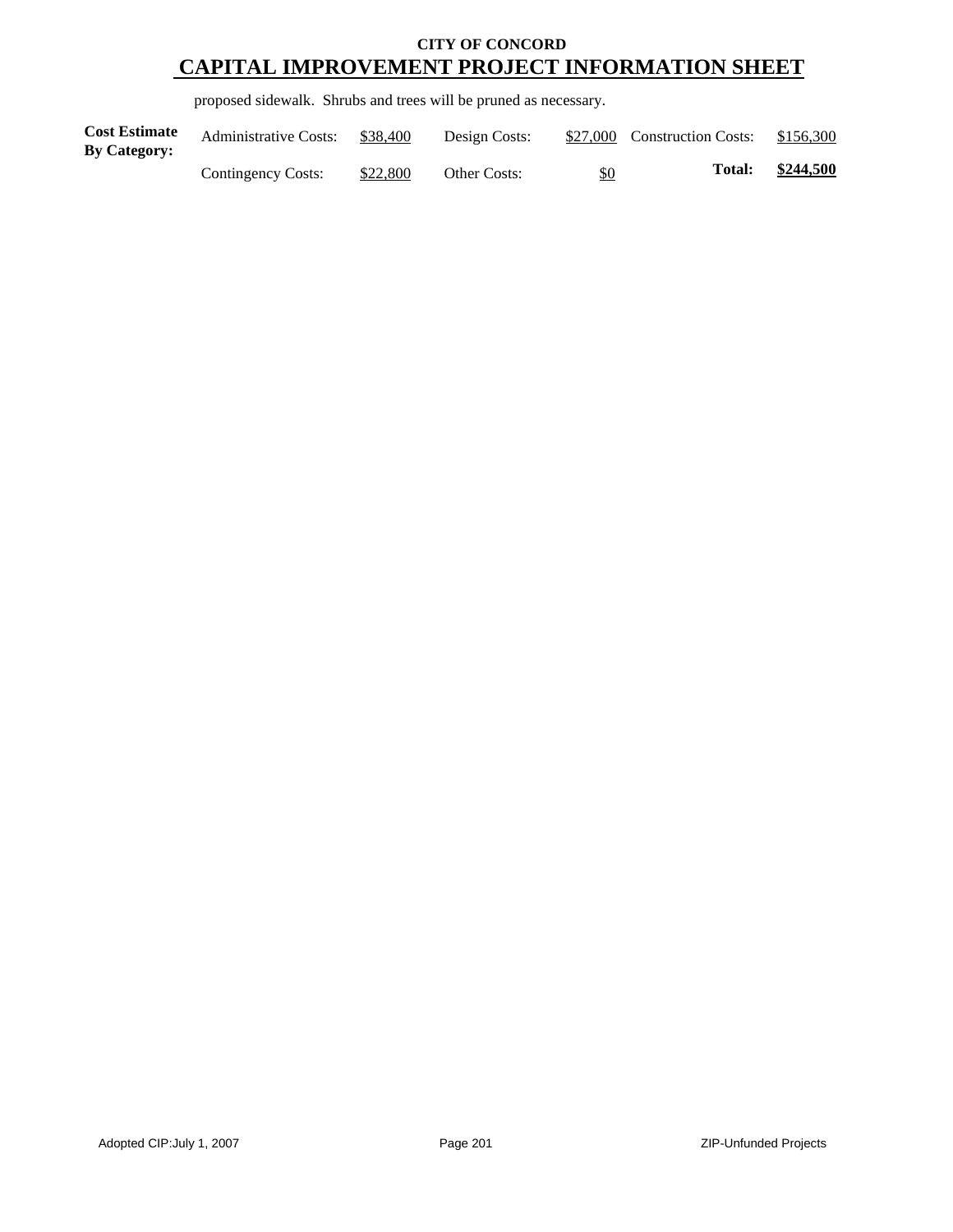**CITY OF CONCORD**

# CAPITAL IMPROVEMENT PROJECT INFORMATION SHEET

proposed sidewalk. Shrubs and trees will be pruned as necessary.

| **Cost Estimate By Category:** | Administrative Costs: | $38,400 | Design Costs: | $27,000 | Construction Costs: | $156,300 |
|---|---|---|---|---|---|---|
| | Contingency Costs: | $22,800 | Other Costs: | $0 | **Total:** | **$244,500** |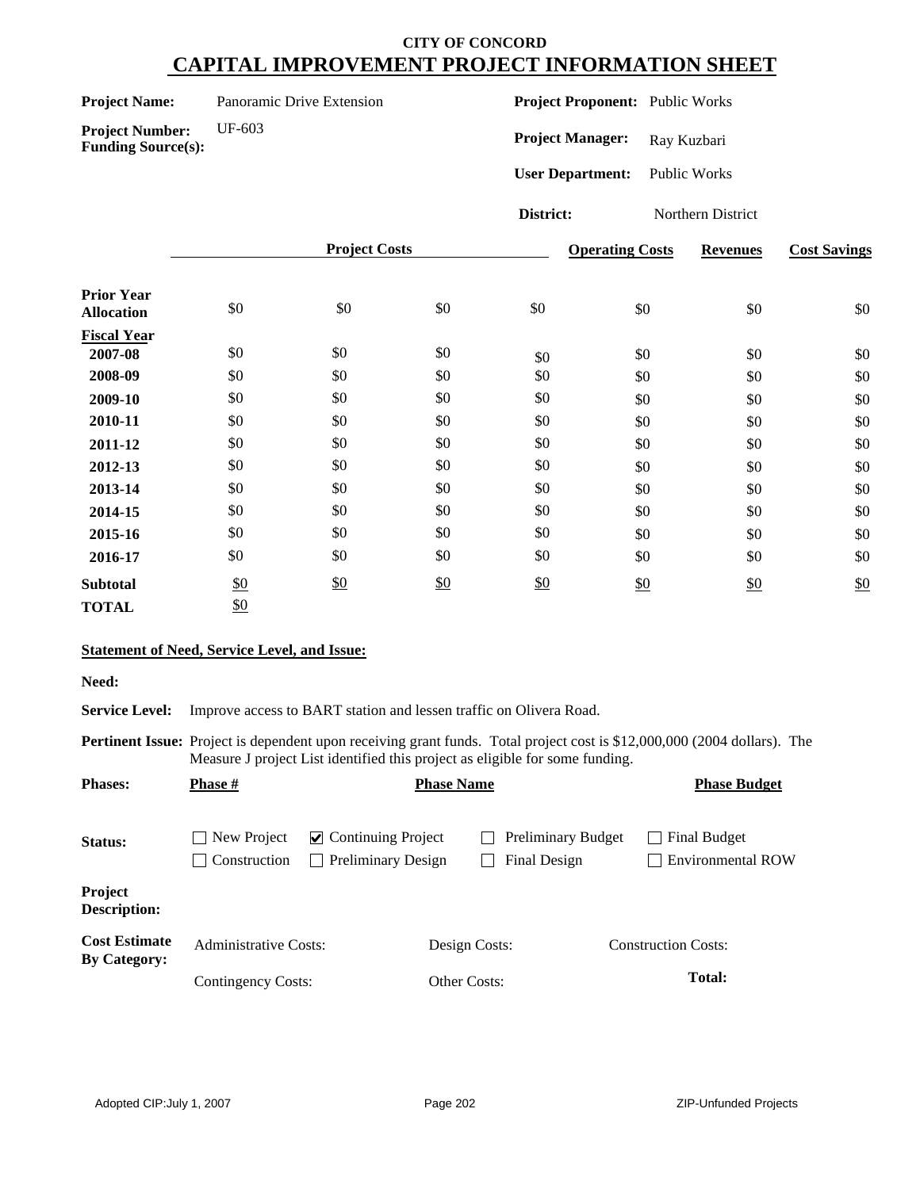**CITY OF CONCORD**

# CAPITAL IMPROVEMENT PROJECT INFORMATION SHEET

**Project Name:** Panoramic Drive Extension

**Project Number:** UF-603

**Funding Source(s):**

**Project Proponent:** Public Works

**Project Manager:** Ray Kuzbari

**User Department:** Public Works

**District:** Northern District

| | Project Costs | | | | Operating Costs | Revenues | Cost Savings |
|---|---|---|---|---|---|---|---|
| **Prior Year Allocation** | $0 | $0 | $0 | $0 | $0 | $0 | $0 |
| **Fiscal Year** | | | | | | | |
| **2007-08** | $0 | $0 | $0 | $0 | $0 | $0 | $0 |
| **2008-09** | $0 | $0 | $0 | $0 | $0 | $0 | $0 |
| **2009-10** | $0 | $0 | $0 | $0 | $0 | $0 | $0 |
| **2010-11** | $0 | $0 | $0 | $0 | $0 | $0 | $0 |
| **2011-12** | $0 | $0 | $0 | $0 | $0 | $0 | $0 |
| **2012-13** | $0 | $0 | $0 | $0 | $0 | $0 | $0 |
| **2013-14** | $0 | $0 | $0 | $0 | $0 | $0 | $0 |
| **2014-15** | $0 | $0 | $0 | $0 | $0 | $0 | $0 |
| **2015-16** | $0 | $0 | $0 | $0 | $0 | $0 | $0 |
| **2016-17** | $0 | $0 | $0 | $0 | $0 | $0 | $0 |
| **Subtotal** | $0 | $0 | $0 | $0 | $0 | $0 | $0 |
| **TOTAL** | $0 | | | | | | |

**Statement of Need, Service Level, and Issue:**

**Need:**

**Service Level:** Improve access to BART station and lessen traffic on Olivera Road.

**Pertinent Issue:** Project is dependent upon receiving grant funds. Total project cost is $12,000,000 (2004 dollars). The Measure J project List identified this project as eligible for some funding.

| Phases: | Phase # | Phase Name | Phase Budget |
|---|---|---|---|
| | | | |

**Status:**

- ☐ New Project
- ☑ Continuing Project
- ☐ Preliminary Budget
- ☐ Final Budget
- ☐ Construction
- ☐ Preliminary Design
- ☐ Final Design
- ☐ Environmental ROW

**Project Description:**

**Cost Estimate By Category:**

| Administrative Costs: | Design Costs: | Construction Costs: |
|---|---|---|
| Contingency Costs: | Other Costs: | **Total:** |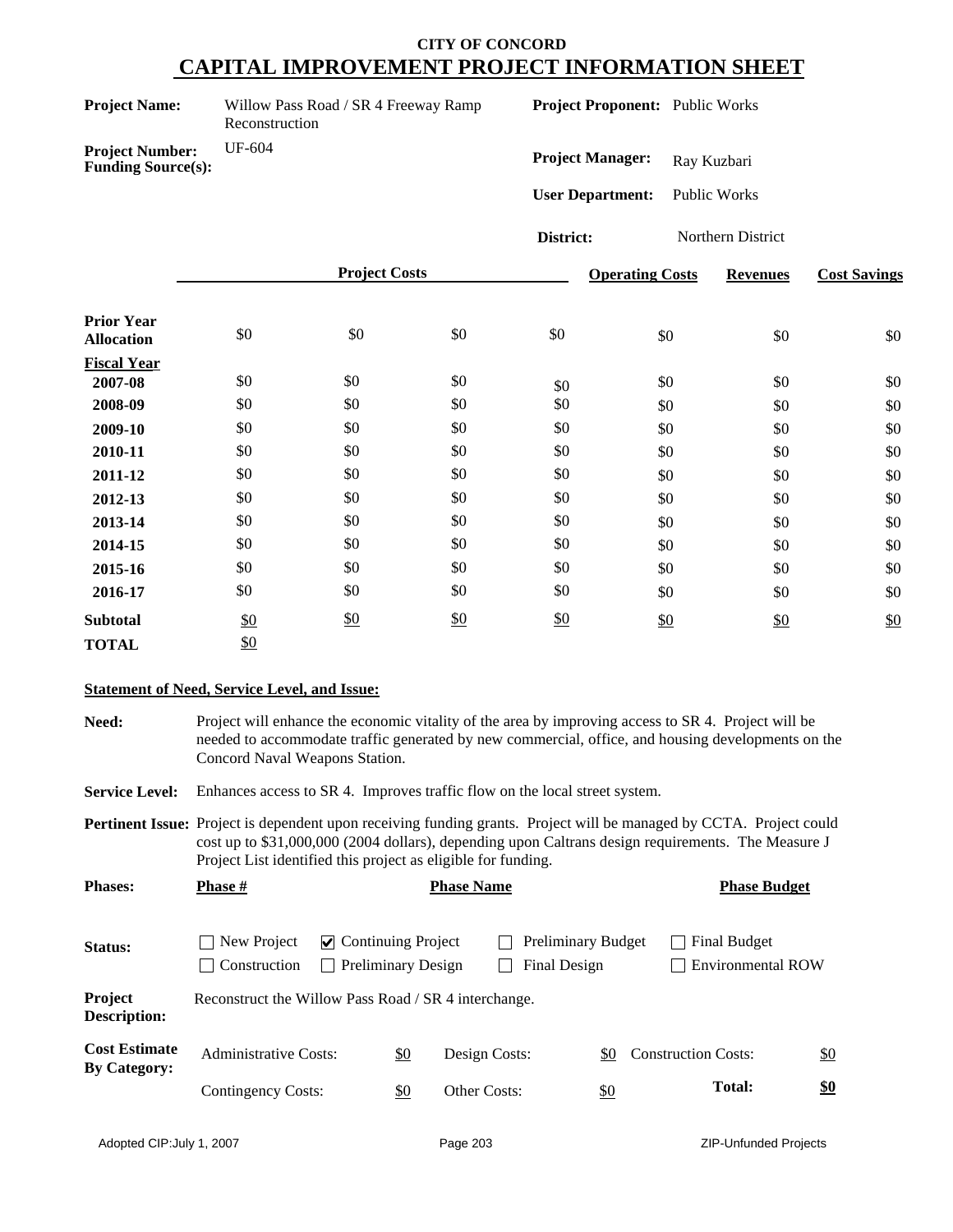**CITY OF CONCORD**

# CAPITAL IMPROVEMENT PROJECT INFORMATION SHEET

**Project Name:** Willow Pass Road / SR 4 Freeway Ramp Reconstruction

**Project Number:** UF-604

**Funding Source(s):**

**Project Proponent:** Public Works

**Project Manager:** Ray Kuzbari

**User Department:** Public Works

**District:** Northern District

| | Project Costs | | | | Operating Costs | Revenues | Cost Savings |
|---|---|---|---|---|---|---|---|
| **Prior Year Allocation** | $0 | $0 | $0 | $0 | $0 | $0 | $0 |
| **Fiscal Year** | | | | | | | |
| **2007-08** | $0 | $0 | $0 | $0 | $0 | $0 | $0 |
| **2008-09** | $0 | $0 | $0 | $0 | $0 | $0 | $0 |
| **2009-10** | $0 | $0 | $0 | $0 | $0 | $0 | $0 |
| **2010-11** | $0 | $0 | $0 | $0 | $0 | $0 | $0 |
| **2011-12** | $0 | $0 | $0 | $0 | $0 | $0 | $0 |
| **2012-13** | $0 | $0 | $0 | $0 | $0 | $0 | $0 |
| **2013-14** | $0 | $0 | $0 | $0 | $0 | $0 | $0 |
| **2014-15** | $0 | $0 | $0 | $0 | $0 | $0 | $0 |
| **2015-16** | $0 | $0 | $0 | $0 | $0 | $0 | $0 |
| **2016-17** | $0 | $0 | $0 | $0 | $0 | $0 | $0 |
| **Subtotal** | $0 | $0 | $0 | $0 | $0 | $0 | $0 |
| **TOTAL** | $0 | | | | | | |

**Statement of Need, Service Level, and Issue:**

**Need:** Project will enhance the economic vitality of the area by improving access to SR 4. Project will be needed to accommodate traffic generated by new commercial, office, and housing developments on the Concord Naval Weapons Station.

**Service Level:** Enhances access to SR 4. Improves traffic flow on the local street system.

**Pertinent Issue:** Project is dependent upon receiving funding grants. Project will be managed by CCTA. Project could cost up to $31,000,000 (2004 dollars), depending upon Caltrans design requirements. The Measure J Project List identified this project as eligible for funding.

**Phases:**

| Phase # | Phase Name | Phase Budget |
|---|---|---|
| | | |

**Status:**

- [ ] New Project
- [x] Continuing Project
- [ ] Preliminary Budget
- [ ] Final Budget
- [ ] Construction
- [ ] Preliminary Design
- [ ] Final Design
- [ ] Environmental ROW

**Project Description:** Reconstruct the Willow Pass Road / SR 4 interchange.

**Cost Estimate By Category:**

| | | | | | |
|---|---|---|---|---|---|
| Administrative Costs: | $0 | Design Costs: | $0 | Construction Costs: | $0 |
| Contingency Costs: | $0 | Other Costs: | $0 | **Total:** | **$0** |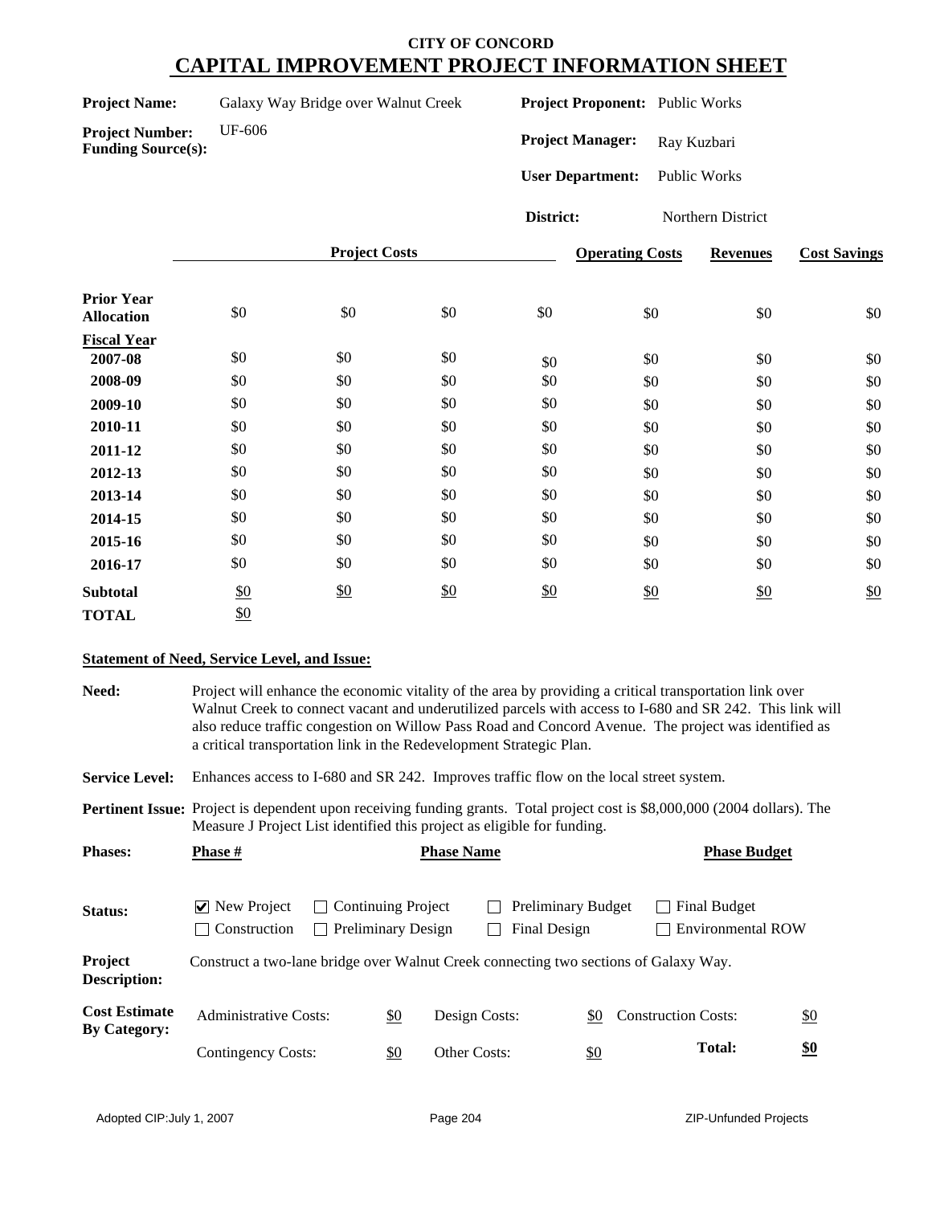# CITY OF CONCORD

## CAPITAL IMPROVEMENT PROJECT INFORMATION SHEET

**Project Name:** Galaxy Way Bridge over Walnut Creek

**Project Number:** UF-606

**Funding Source(s):**

**Project Proponent:** Public Works

**Project Manager:** Ray Kuzbari

**User Department:** Public Works

**District:** Northern District

| | Project Costs | | | | Operating Costs | Revenues | Cost Savings |
|---|---|---|---|---|---|---|---|
| **Prior Year Allocation** | $0 | $0 | $0 | $0 | $0 | $0 | $0 |
| **Fiscal Year** | | | | | | | |
| **2007-08** | $0 | $0 | $0 | $0 | $0 | $0 | $0 |
| **2008-09** | $0 | $0 | $0 | $0 | $0 | $0 | $0 |
| **2009-10** | $0 | $0 | $0 | $0 | $0 | $0 | $0 |
| **2010-11** | $0 | $0 | $0 | $0 | $0 | $0 | $0 |
| **2011-12** | $0 | $0 | $0 | $0 | $0 | $0 | $0 |
| **2012-13** | $0 | $0 | $0 | $0 | $0 | $0 | $0 |
| **2013-14** | $0 | $0 | $0 | $0 | $0 | $0 | $0 |
| **2014-15** | $0 | $0 | $0 | $0 | $0 | $0 | $0 |
| **2015-16** | $0 | $0 | $0 | $0 | $0 | $0 | $0 |
| **2016-17** | $0 | $0 | $0 | $0 | $0 | $0 | $0 |
| **Subtotal** | $0 | $0 | $0 | $0 | $0 | $0 | $0 |
| **TOTAL** | $0 | | | | | | |

**Statement of Need, Service Level, and Issue:**

**Need:** Project will enhance the economic vitality of the area by providing a critical transportation link over Walnut Creek to connect vacant and underutilized parcels with access to I-680 and SR 242. This link will also reduce traffic congestion on Willow Pass Road and Concord Avenue. The project was identified as a critical transportation link in the Redevelopment Strategic Plan.

**Service Level:** Enhances access to I-680 and SR 242. Improves traffic flow on the local street system.

**Pertinent Issue:** Project is dependent upon receiving funding grants. Total project cost is $8,000,000 (2004 dollars). The Measure J Project List identified this project as eligible for funding.

**Phases:**

| Phase # | Phase Name | Phase Budget |
|---|---|---|
| | | |

**Status:**

- ☑ New Project
- ☐ Continuing Project
- ☐ Preliminary Budget
- ☐ Final Budget
- ☐ Construction
- ☐ Preliminary Design
- ☐ Final Design
- ☐ Environmental ROW

**Project Description:** Construct a two-lane bridge over Walnut Creek connecting two sections of Galaxy Way.

**Cost Estimate By Category:**

| | | | | | |
|---|---|---|---|---|---|
| Administrative Costs: | $0 | Design Costs: | $0 | Construction Costs: | $0 |
| Contingency Costs: | $0 | Other Costs: | $0 | **Total:** | **$0** |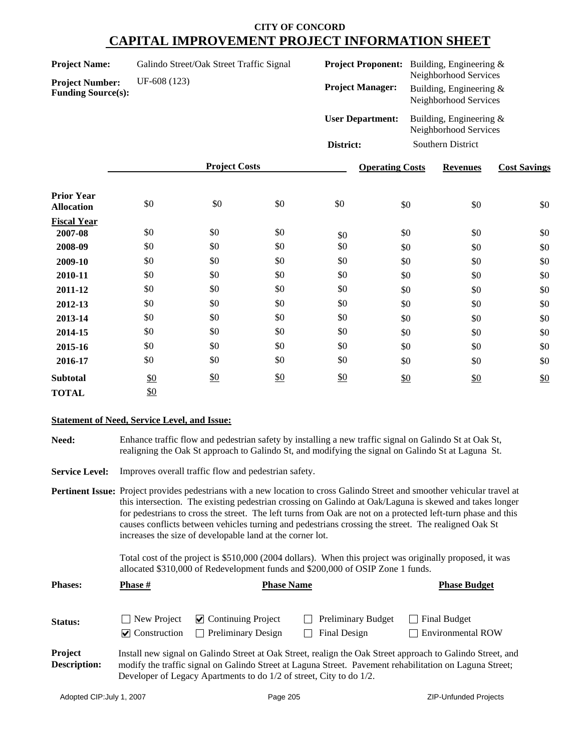**CITY OF CONCORD**

# CAPITAL IMPROVEMENT PROJECT INFORMATION SHEET

**Project Name:** Galindo Street/Oak Street Traffic Signal

**Project Number:** UF-608 (123)

**Funding Source(s):**

**Project Proponent:** Building, Engineering & Neighborhood Services

**Project Manager:** Building, Engineering & Neighborhood Services

**User Department:** Building, Engineering & Neighborhood Services

**District:** Southern District

| | Project Costs | | | | Operating Costs | Revenues | Cost Savings |
|---|---|---|---|---|---|---|---|
| **Prior Year Allocation** | $0 | $0 | $0 | $0 | $0 | $0 | $0 |
| **Fiscal Year** | | | | | | | |
| **2007-08** | $0 | $0 | $0 | $0 | $0 | $0 | $0 |
| **2008-09** | $0 | $0 | $0 | $0 | $0 | $0 | $0 |
| **2009-10** | $0 | $0 | $0 | $0 | $0 | $0 | $0 |
| **2010-11** | $0 | $0 | $0 | $0 | $0 | $0 | $0 |
| **2011-12** | $0 | $0 | $0 | $0 | $0 | $0 | $0 |
| **2012-13** | $0 | $0 | $0 | $0 | $0 | $0 | $0 |
| **2013-14** | $0 | $0 | $0 | $0 | $0 | $0 | $0 |
| **2014-15** | $0 | $0 | $0 | $0 | $0 | $0 | $0 |
| **2015-16** | $0 | $0 | $0 | $0 | $0 | $0 | $0 |
| **2016-17** | $0 | $0 | $0 | $0 | $0 | $0 | $0 |
| **Subtotal** | $0 | $0 | $0 | $0 | $0 | $0 | $0 |
| **TOTAL** | $0 | | | | | | |

**Statement of Need, Service Level, and Issue:**

**Need:** Enhance traffic flow and pedestrian safety by installing a new traffic signal on Galindo St at Oak St, realigning the Oak St approach to Galindo St, and modifying the signal on Galindo St at Laguna St.

**Service Level:** Improves overall traffic flow and pedestrian safety.

**Pertinent Issue:** Project provides pedestrians with a new location to cross Galindo Street and smoother vehicular travel at this intersection. The existing pedestrian crossing on Galindo at Oak/Laguna is skewed and takes longer for pedestrians to cross the street. The left turns from Oak are not on a protected left-turn phase and this causes conflicts between vehicles turning and pedestrians crossing the street. The realigned Oak St increases the size of developable land at the corner lot.

Total cost of the project is $510,000 (2004 dollars). When this project was originally proposed, it was allocated $310,000 of Redevelopment funds and $200,000 of OSIP Zone 1 funds.

**Phases:**

| Phase # | Phase Name | Phase Budget |
|---|---|---|

**Status:**

- ☐ New Project
- ☑ Continuing Project
- ☐ Preliminary Budget
- ☐ Final Budget
- ☑ Construction
- ☐ Preliminary Design
- ☐ Final Design
- ☐ Environmental ROW

**Project Description:** Install new signal on Galindo Street at Oak Street, realign the Oak Street approach to Galindo Street, and modify the traffic signal on Galindo Street at Laguna Street. Pavement rehabilitation on Laguna Street; Developer of Legacy Apartments to do 1/2 of street, City to do 1/2.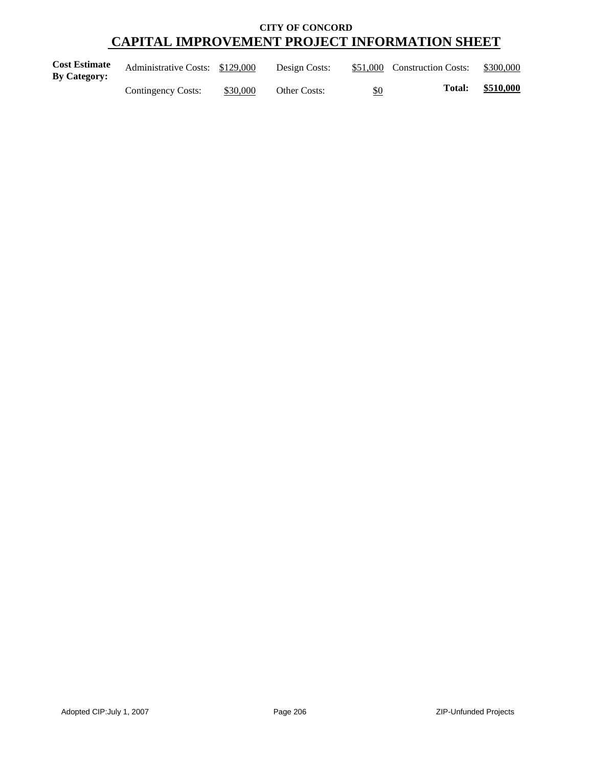**CITY OF CONCORD**

# CAPITAL IMPROVEMENT PROJECT INFORMATION SHEET

| **Cost Estimate By Category:** | Administrative Costs: | $129,000 | Design Costs: | $51,000 | Construction Costs: | $300,000 |
|---|---|---|---|---|---|---|
| | Contingency Costs: | $30,000 | Other Costs: | $0 | **Total:** | **$510,000** |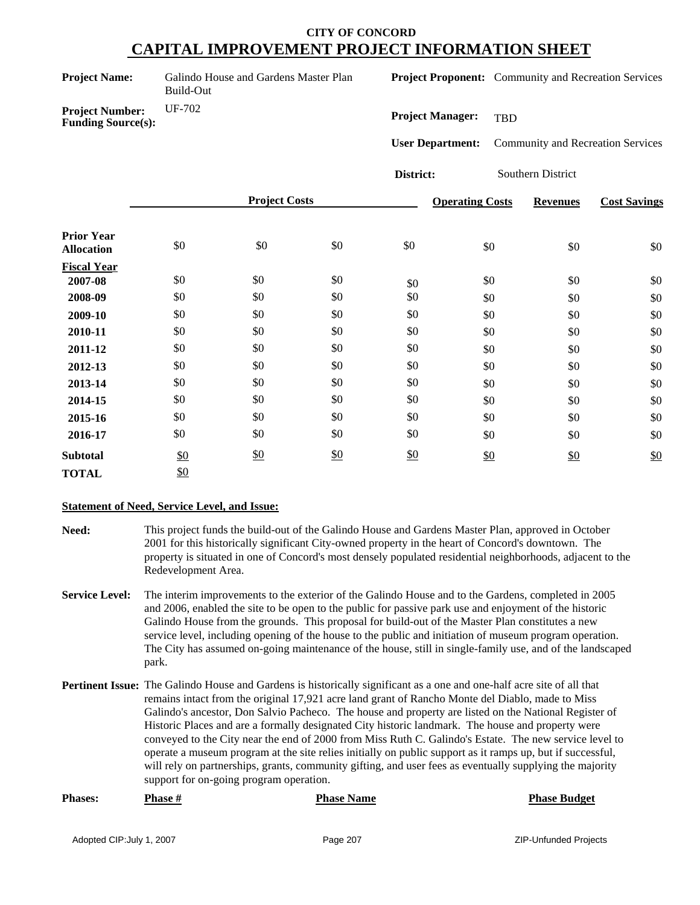# CITY OF CONCORD
# CAPITAL IMPROVEMENT PROJECT INFORMATION SHEET

**Project Name:** Galindo House and Gardens Master Plan Build-Out

**Project Proponent:** Community and Recreation Services

**Project Number:** UF-702

**Funding Source(s):**

**Project Manager:** TBD

**User Department:** Community and Recreation Services

**District:** Southern District

| | Project Costs | | | | Operating Costs | Revenues | Cost Savings |
|---|---|---|---|---|---|---|---|
| **Prior Year Allocation** | $0 | $0 | $0 | $0 | $0 | $0 | $0 |
| **Fiscal Year** | | | | | | | |
| **2007-08** | $0 | $0 | $0 | $0 | $0 | $0 | $0 |
| **2008-09** | $0 | $0 | $0 | $0 | $0 | $0 | $0 |
| **2009-10** | $0 | $0 | $0 | $0 | $0 | $0 | $0 |
| **2010-11** | $0 | $0 | $0 | $0 | $0 | $0 | $0 |
| **2011-12** | $0 | $0 | $0 | $0 | $0 | $0 | $0 |
| **2012-13** | $0 | $0 | $0 | $0 | $0 | $0 | $0 |
| **2013-14** | $0 | $0 | $0 | $0 | $0 | $0 | $0 |
| **2014-15** | $0 | $0 | $0 | $0 | $0 | $0 | $0 |
| **2015-16** | $0 | $0 | $0 | $0 | $0 | $0 | $0 |
| **2016-17** | $0 | $0 | $0 | $0 | $0 | $0 | $0 |
| **Subtotal** | $0 | $0 | $0 | $0 | $0 | $0 | $0 |
| **TOTAL** | $0 | | | | | | |

**Statement of Need, Service Level, and Issue:**

**Need:** This project funds the build-out of the Galindo House and Gardens Master Plan, approved in October 2001 for this historically significant City-owned property in the heart of Concord's downtown. The property is situated in one of Concord's most densely populated residential neighborhoods, adjacent to the Redevelopment Area.

**Service Level:** The interim improvements to the exterior of the Galindo House and to the Gardens, completed in 2005 and 2006, enabled the site to be open to the public for passive park use and enjoyment of the historic Galindo House from the grounds. This proposal for build-out of the Master Plan constitutes a new service level, including opening of the house to the public and initiation of museum program operation. The City has assumed on-going maintenance of the house, still in single-family use, and of the landscaped park.

**Pertinent Issue:** The Galindo House and Gardens is historically significant as a one and one-half acre site of all that remains intact from the original 17,921 acre land grant of Rancho Monte del Diablo, made to Miss Galindo's ancestor, Don Salvio Pacheco. The house and property are listed on the National Register of Historic Places and are a formally designated City historic landmark. The house and property were conveyed to the City near the end of 2000 from Miss Ruth C. Galindo's Estate. The new service level to operate a museum program at the site relies initially on public support as it ramps up, but if successful, will rely on partnerships, grants, community gifting, and user fees as eventually supplying the majority support for on-going program operation.

**Phases:**

| Phase # | Phase Name | Phase Budget |
|---|---|---|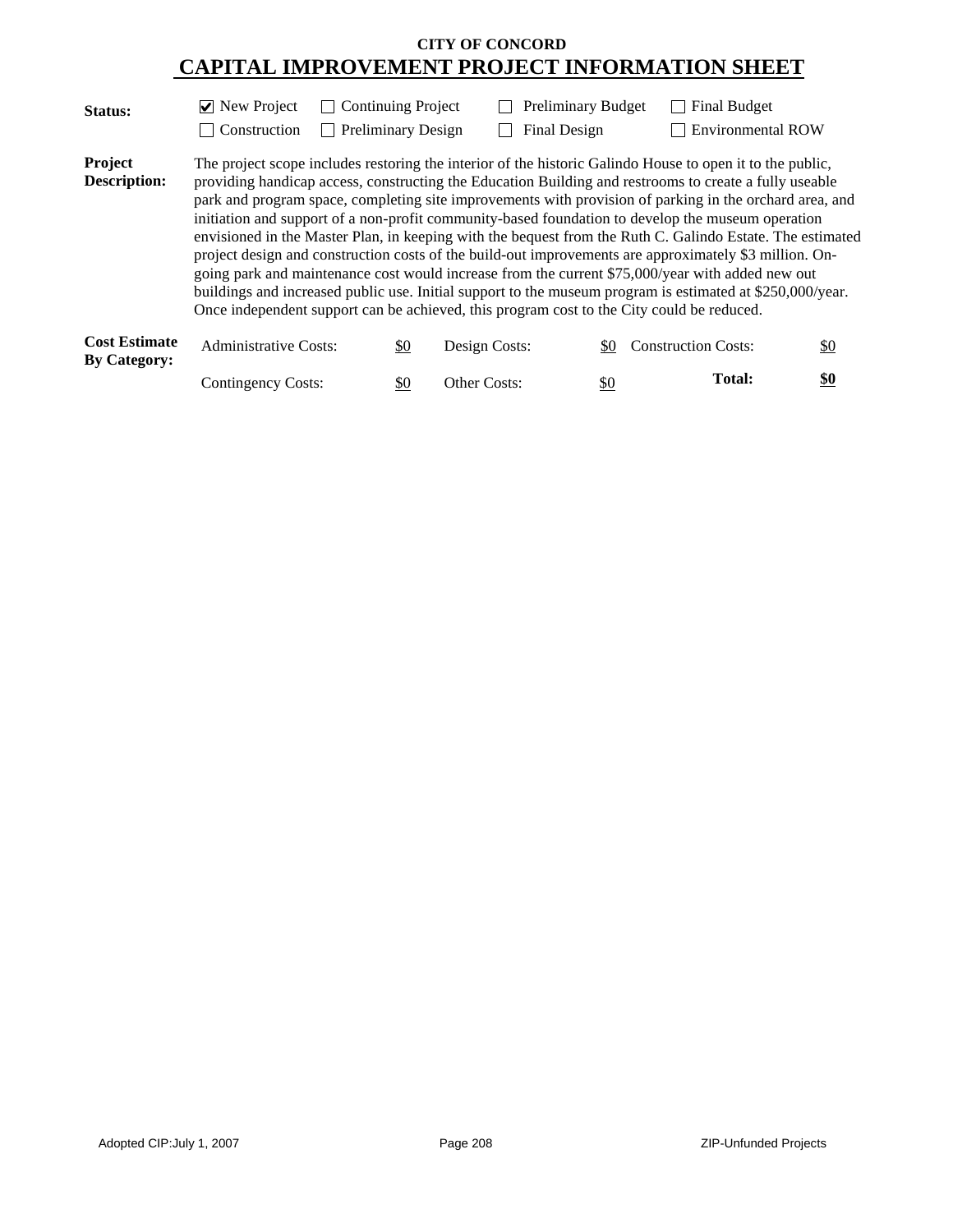**CITY OF CONCORD**

# CAPITAL IMPROVEMENT PROJECT INFORMATION SHEET

**Status:**

- [x] New Project
- [ ] Continuing Project
- [ ] Preliminary Budget
- [ ] Final Budget
- [ ] Construction
- [ ] Preliminary Design
- [ ] Final Design
- [ ] Environmental ROW

**Project Description:**

The project scope includes restoring the interior of the historic Galindo House to open it to the public, providing handicap access, constructing the Education Building and restrooms to create a fully useable park and program space, completing site improvements with provision of parking in the orchard area, and initiation and support of a non-profit community-based foundation to develop the museum operation envisioned in the Master Plan, in keeping with the bequest from the Ruth C. Galindo Estate. The estimated project design and construction costs of the build-out improvements are approximately $3 million. On-going park and maintenance cost would increase from the current $75,000/year with added new out buildings and increased public use. Initial support to the museum program is estimated at $250,000/year. Once independent support can be achieved, this program cost to the City could be reduced.

**Cost Estimate By Category:**

| | | | | | |
|---|---|---|---|---|---|
| Administrative Costs: | $0 | Design Costs: | $0 | Construction Costs: | $0 |
| Contingency Costs: | $0 | Other Costs: | $0 | **Total:** | **$0** |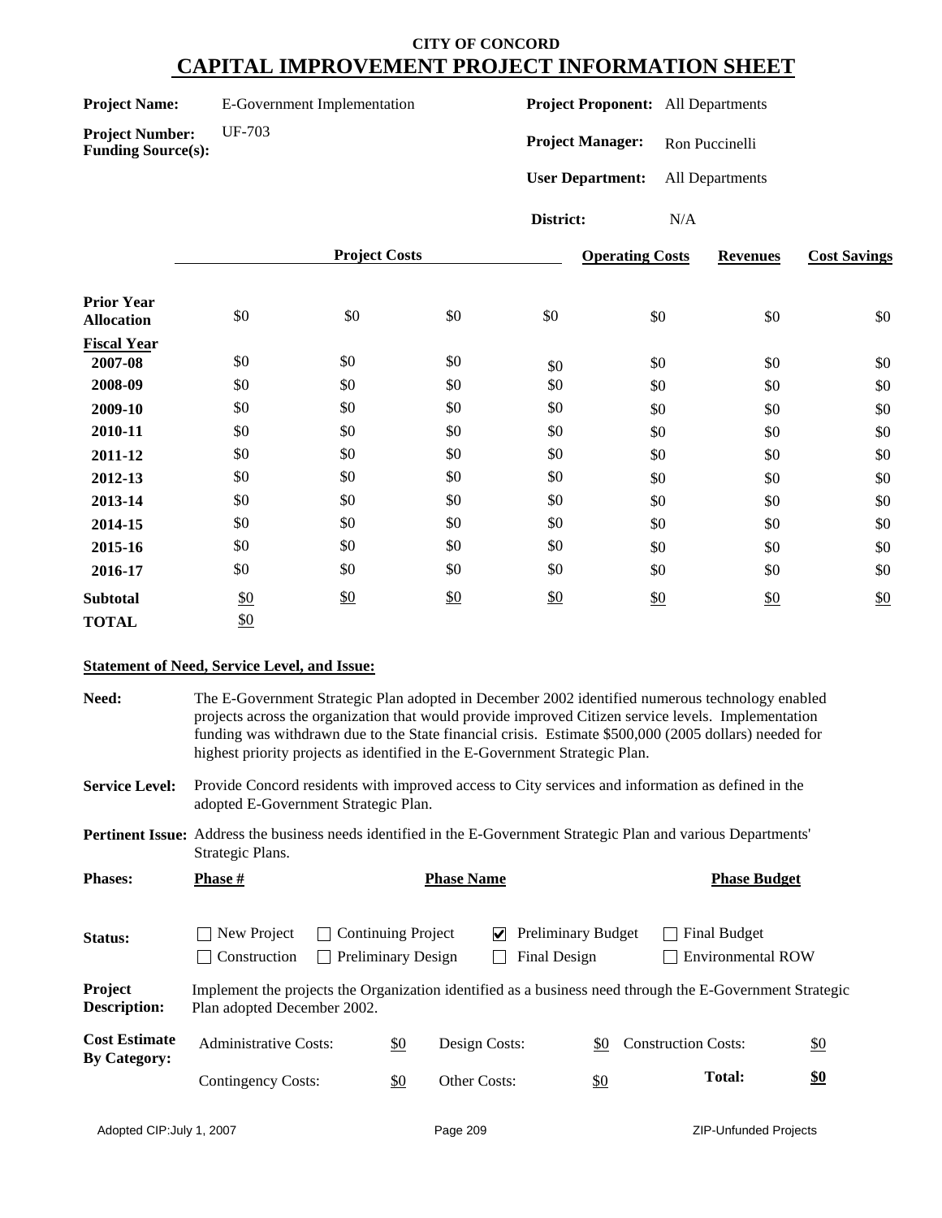## CITY OF CONCORD
# CAPITAL IMPROVEMENT PROJECT INFORMATION SHEET

**Project Name:** E-Government Implementation

**Project Number:** UF-703

**Funding Source(s):**

**Project Proponent:** All Departments

**Project Manager:** Ron Puccinelli

**User Department:** All Departments

**District:** N/A

| | Project Costs | | | | Operating Costs | Revenues | Cost Savings |
|---|---|---|---|---|---|---|---|
| **Prior Year Allocation** | $0 | $0 | $0 | $0 | $0 | $0 | $0 |
| **Fiscal Year** | | | | | | | |
| **2007-08** | $0 | $0 | $0 | $0 | $0 | $0 | $0 |
| **2008-09** | $0 | $0 | $0 | $0 | $0 | $0 | $0 |
| **2009-10** | $0 | $0 | $0 | $0 | $0 | $0 | $0 |
| **2010-11** | $0 | $0 | $0 | $0 | $0 | $0 | $0 |
| **2011-12** | $0 | $0 | $0 | $0 | $0 | $0 | $0 |
| **2012-13** | $0 | $0 | $0 | $0 | $0 | $0 | $0 |
| **2013-14** | $0 | $0 | $0 | $0 | $0 | $0 | $0 |
| **2014-15** | $0 | $0 | $0 | $0 | $0 | $0 | $0 |
| **2015-16** | $0 | $0 | $0 | $0 | $0 | $0 | $0 |
| **2016-17** | $0 | $0 | $0 | $0 | $0 | $0 | $0 |
| **Subtotal** | $0 | $0 | $0 | $0 | $0 | $0 | $0 |
| **TOTAL** | $0 | | | | | | |

**Statement of Need, Service Level, and Issue:**

**Need:** The E-Government Strategic Plan adopted in December 2002 identified numerous technology enabled projects across the organization that would provide improved Citizen service levels. Implementation funding was withdrawn due to the State financial crisis. Estimate $500,000 (2005 dollars) needed for highest priority projects as identified in the E-Government Strategic Plan.

**Service Level:** Provide Concord residents with improved access to City services and information as defined in the adopted E-Government Strategic Plan.

**Pertinent Issue:** Address the business needs identified in the E-Government Strategic Plan and various Departments' Strategic Plans.

**Phases:**

| Phase # | Phase Name | Phase Budget |
|---|---|---|

**Status:**

- [ ] New Project
- [ ] Continuing Project
- [x] Preliminary Budget
- [ ] Final Budget
- [ ] Construction
- [ ] Preliminary Design
- [ ] Final Design
- [ ] Environmental ROW

**Project Description:** Implement the projects the Organization identified as a business need through the E-Government Strategic Plan adopted December 2002.

**Cost Estimate By Category:**

| | | | | | |
|---|---|---|---|---|---|
| Administrative Costs: | $0 | Design Costs: | $0 | Construction Costs: | $0 |
| Contingency Costs: | $0 | Other Costs: | $0 | **Total:** | **$0** |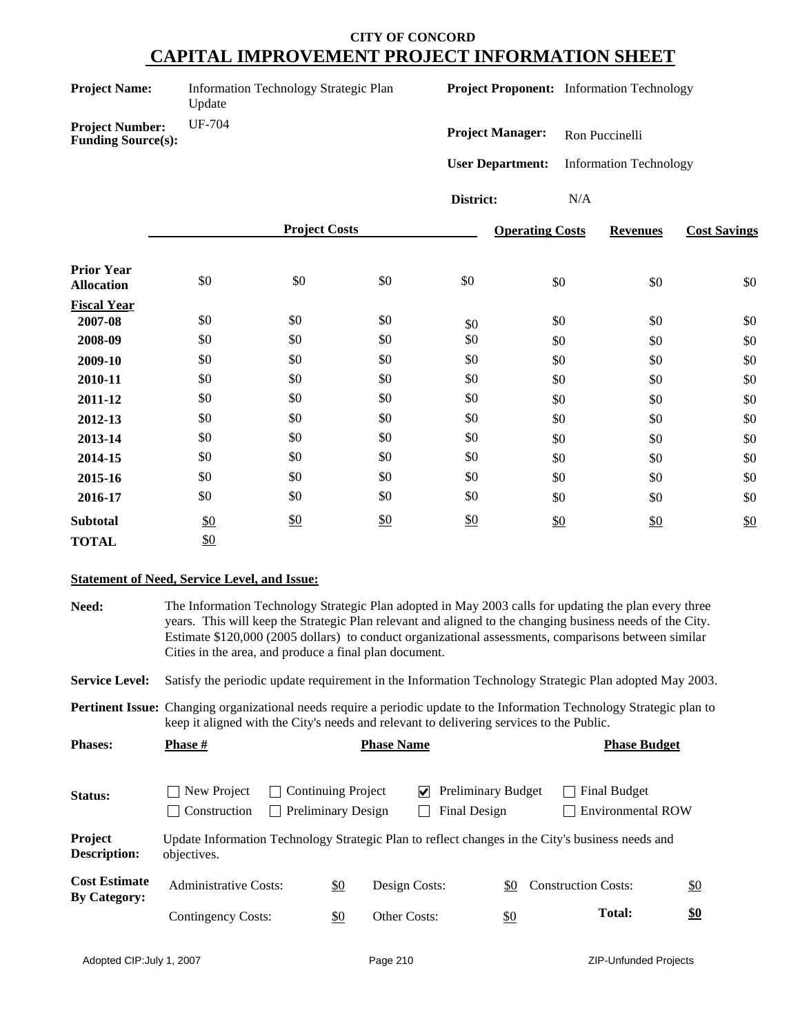**CITY OF CONCORD**

# CAPITAL IMPROVEMENT PROJECT INFORMATION SHEET

**Project Name:** Information Technology Strategic Plan Update

**Project Proponent:** Information Technology

**Project Number:** UF-704

**Funding Source(s):**

**Project Manager:** Ron Puccinelli

**User Department:** Information Technology

**District:** N/A

| | Project Costs | | | | Operating Costs | Revenues | Cost Savings |
|---|---|---|---|---|---|---|---|
| **Prior Year Allocation** | $0 | $0 | $0 | $0 | $0 | $0 | $0 |
| **Fiscal Year** | | | | | | | |
| **2007-08** | $0 | $0 | $0 | $0 | $0 | $0 | $0 |
| **2008-09** | $0 | $0 | $0 | $0 | $0 | $0 | $0 |
| **2009-10** | $0 | $0 | $0 | $0 | $0 | $0 | $0 |
| **2010-11** | $0 | $0 | $0 | $0 | $0 | $0 | $0 |
| **2011-12** | $0 | $0 | $0 | $0 | $0 | $0 | $0 |
| **2012-13** | $0 | $0 | $0 | $0 | $0 | $0 | $0 |
| **2013-14** | $0 | $0 | $0 | $0 | $0 | $0 | $0 |
| **2014-15** | $0 | $0 | $0 | $0 | $0 | $0 | $0 |
| **2015-16** | $0 | $0 | $0 | $0 | $0 | $0 | $0 |
| **2016-17** | $0 | $0 | $0 | $0 | $0 | $0 | $0 |
| **Subtotal** | $0 | $0 | $0 | $0 | $0 | $0 | $0 |
| **TOTAL** | $0 | | | | | | |

**Statement of Need, Service Level, and Issue:**

**Need:** The Information Technology Strategic Plan adopted in May 2003 calls for updating the plan every three years. This will keep the Strategic Plan relevant and aligned to the changing business needs of the City. Estimate $120,000 (2005 dollars) to conduct organizational assessments, comparisons between similar Cities in the area, and produce a final plan document.

**Service Level:** Satisfy the periodic update requirement in the Information Technology Strategic Plan adopted May 2003.

**Pertinent Issue:** Changing organizational needs require a periodic update to the Information Technology Strategic plan to keep it aligned with the City's needs and relevant to delivering services to the Public.

| **Phases:** | **Phase #** | **Phase Name** | **Phase Budget** |
|---|---|---|---|

**Status:**

- ☐ New Project
- ☐ Continuing Project
- ☑ Preliminary Budget
- ☐ Final Budget
- ☐ Construction
- ☐ Preliminary Design
- ☐ Final Design
- ☐ Environmental ROW

**Project Description:** Update Information Technology Strategic Plan to reflect changes in the City's business needs and objectives.

**Cost Estimate By Category:**

| | | | | | |
|---|---|---|---|---|---|
| Administrative Costs: | $0 | Design Costs: | $0 | Construction Costs: | $0 |
| Contingency Costs: | $0 | Other Costs: | $0 | **Total:** | **$0** |

Adopted CIP:July 1, 2007 — ZIP-Unfunded Projects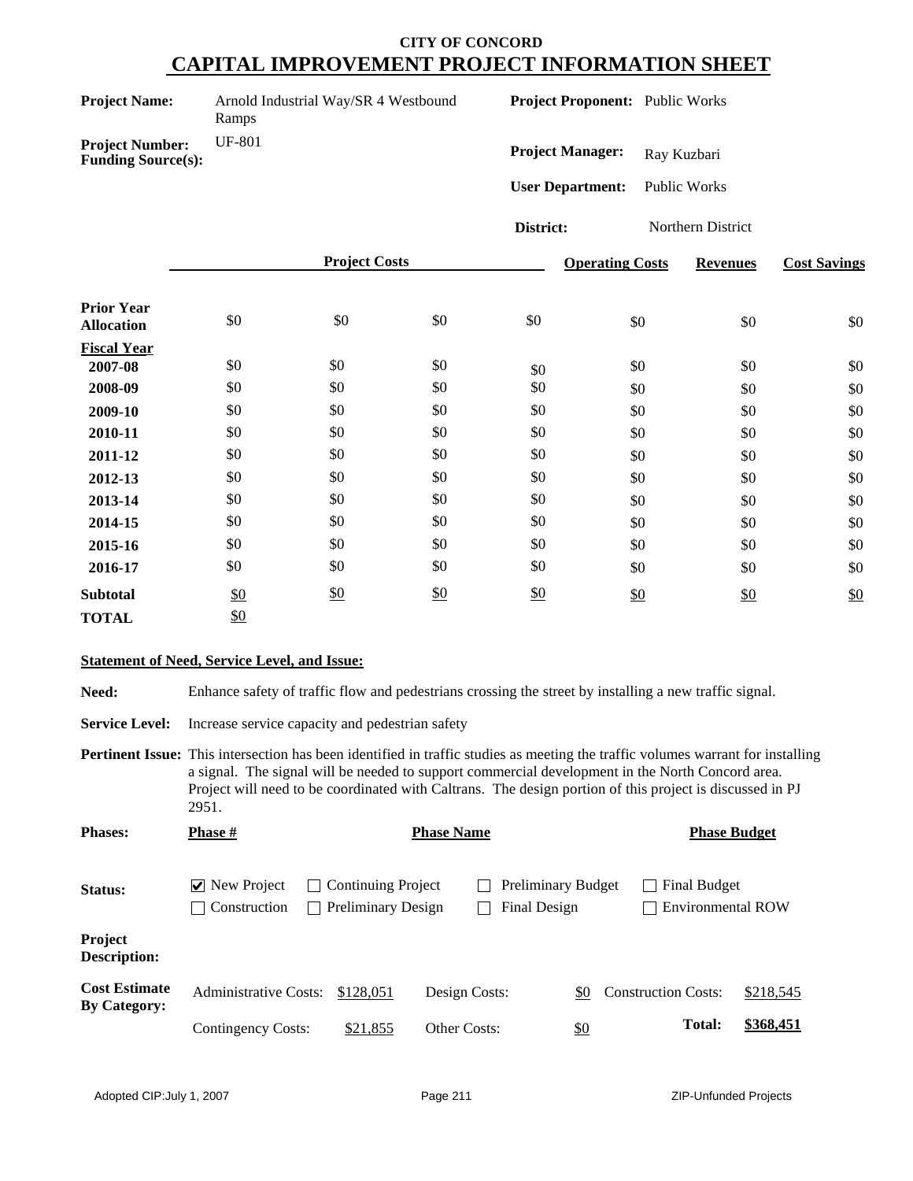# CITY OF CONCORD
## CAPITAL IMPROVEMENT PROJECT INFORMATION SHEET

**Project Name:** Arnold Industrial Way/SR 4 Westbound Ramps

**Project Proponent:** Public Works

**Project Number:** UF-801

**Funding Source(s):**

**Project Manager:** Ray Kuzbari

**User Department:** Public Works

**District:** Northern District

| | Project Costs | | | | Operating Costs | Revenues | Cost Savings |
|---|---|---|---|---|---|---|---|
| **Prior Year Allocation** | $0 | $0 | $0 | $0 | $0 | $0 | $0 |
| **Fiscal Year** | | | | | | | |
| **2007-08** | $0 | $0 | $0 | $0 | $0 | $0 | $0 |
| **2008-09** | $0 | $0 | $0 | $0 | $0 | $0 | $0 |
| **2009-10** | $0 | $0 | $0 | $0 | $0 | $0 | $0 |
| **2010-11** | $0 | $0 | $0 | $0 | $0 | $0 | $0 |
| **2011-12** | $0 | $0 | $0 | $0 | $0 | $0 | $0 |
| **2012-13** | $0 | $0 | $0 | $0 | $0 | $0 | $0 |
| **2013-14** | $0 | $0 | $0 | $0 | $0 | $0 | $0 |
| **2014-15** | $0 | $0 | $0 | $0 | $0 | $0 | $0 |
| **2015-16** | $0 | $0 | $0 | $0 | $0 | $0 | $0 |
| **2016-17** | $0 | $0 | $0 | $0 | $0 | $0 | $0 |
| **Subtotal** | $0 | $0 | $0 | $0 | $0 | $0 | $0 |
| **TOTAL** | $0 | | | | | | |

**Statement of Need, Service Level, and Issue:**

**Need:** Enhance safety of traffic flow and pedestrians crossing the street by installing a new traffic signal.

**Service Level:** Increase service capacity and pedestrian safety

**Pertinent Issue:** This intersection has been identified in traffic studies as meeting the traffic volumes warrant for installing a signal. The signal will be needed to support commercial development in the North Concord area. Project will need to be coordinated with Caltrans. The design portion of this project is discussed in PJ 2951.

**Phases:**

| Phase # | Phase Name | Phase Budget |
|---|---|---|

**Status:**

- ☑ New Project
- ☐ Continuing Project
- ☐ Preliminary Budget
- ☐ Final Budget
- ☐ Construction
- ☐ Preliminary Design
- ☐ Final Design
- ☐ Environmental ROW

**Project Description:**

**Cost Estimate By Category:**

| | | | | | |
|---|---|---|---|---|---|
| Administrative Costs: | $128,051 | Design Costs: | $0 | Construction Costs: | $218,545 |
| Contingency Costs: | $21,855 | Other Costs: | $0 | **Total:** | **$368,451** |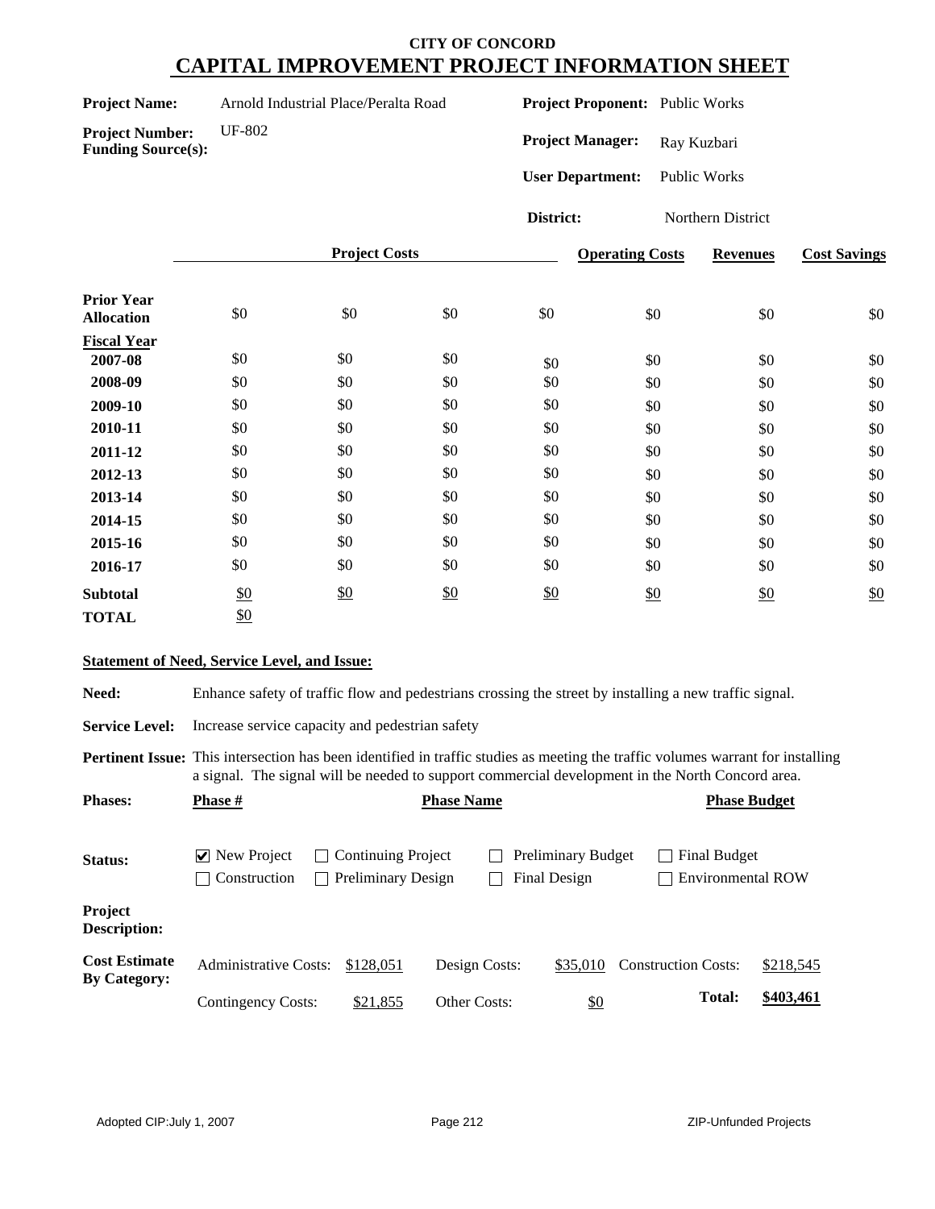# CITY OF CONCORD
## CAPITAL IMPROVEMENT PROJECT INFORMATION SHEET

**Project Name:** Arnold Industrial Place/Peralta Road

**Project Number:** UF-802

**Funding Source(s):**

**Project Proponent:** Public Works

**Project Manager:** Ray Kuzbari

**User Department:** Public Works

**District:** Northern District

| | Project Costs | | | | Operating Costs | Revenues | Cost Savings |
|---|---|---|---|---|---|---|---|
| **Prior Year Allocation** | $0 | $0 | $0 | $0 | $0 | $0 | $0 |
| **Fiscal Year** | | | | | | | |
| **2007-08** | $0 | $0 | $0 | $0 | $0 | $0 | $0 |
| **2008-09** | $0 | $0 | $0 | $0 | $0 | $0 | $0 |
| **2009-10** | $0 | $0 | $0 | $0 | $0 | $0 | $0 |
| **2010-11** | $0 | $0 | $0 | $0 | $0 | $0 | $0 |
| **2011-12** | $0 | $0 | $0 | $0 | $0 | $0 | $0 |
| **2012-13** | $0 | $0 | $0 | $0 | $0 | $0 | $0 |
| **2013-14** | $0 | $0 | $0 | $0 | $0 | $0 | $0 |
| **2014-15** | $0 | $0 | $0 | $0 | $0 | $0 | $0 |
| **2015-16** | $0 | $0 | $0 | $0 | $0 | $0 | $0 |
| **2016-17** | $0 | $0 | $0 | $0 | $0 | $0 | $0 |
| **Subtotal** | $0 | $0 | $0 | $0 | $0 | $0 | $0 |
| **TOTAL** | $0 | | | | | | |

**Statement of Need, Service Level, and Issue:**

**Need:** Enhance safety of traffic flow and pedestrians crossing the street by installing a new traffic signal.

**Service Level:** Increase service capacity and pedestrian safety

**Pertinent Issue:** This intersection has been identified in traffic studies as meeting the traffic volumes warrant for installing a signal. The signal will be needed to support commercial development in the North Concord area.

**Phases:**

| Phase # | Phase Name | Phase Budget |
|---|---|---|
| | | |

**Status:**

- [x] New Project
- [ ] Continuing Project
- [ ] Preliminary Budget
- [ ] Final Budget
- [ ] Construction
- [ ] Preliminary Design
- [ ] Final Design
- [ ] Environmental ROW

**Project Description:**

**Cost Estimate By Category:**

| | | | | | |
|---|---|---|---|---|---|
| Administrative Costs: | $128,051 | Design Costs: | $35,010 | Construction Costs: | $218,545 |
| Contingency Costs: | $21,855 | Other Costs: | $0 | **Total:** | **$403,461** |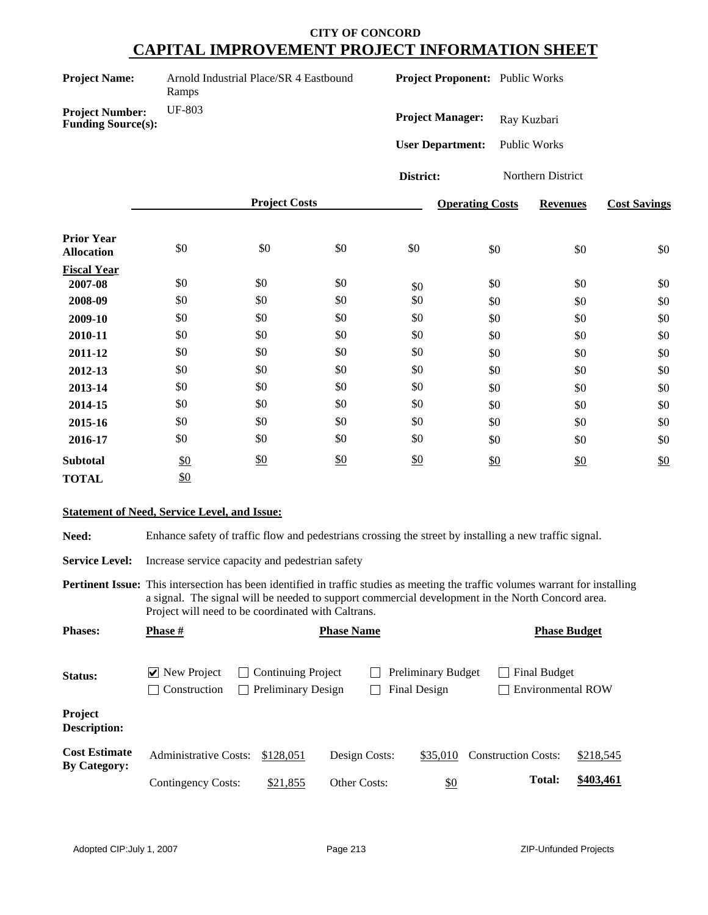**CITY OF CONCORD**

# CAPITAL IMPROVEMENT PROJECT INFORMATION SHEET

**Project Name:** Arnold Industrial Place/SR 4 Eastbound Ramps

**Project Number:** UF-803

**Funding Source(s):**

**Project Proponent:** Public Works

**Project Manager:** Ray Kuzbari

**User Department:** Public Works

**District:** Northern District

| | Project Costs | | | | Operating Costs | Revenues | Cost Savings |
|---|---|---|---|---|---|---|---|
| **Prior Year Allocation** | $0 | $0 | $0 | $0 | $0 | $0 | $0 |
| **Fiscal Year** | | | | | | | |
| **2007-08** | $0 | $0 | $0 | $0 | $0 | $0 | $0 |
| **2008-09** | $0 | $0 | $0 | $0 | $0 | $0 | $0 |
| **2009-10** | $0 | $0 | $0 | $0 | $0 | $0 | $0 |
| **2010-11** | $0 | $0 | $0 | $0 | $0 | $0 | $0 |
| **2011-12** | $0 | $0 | $0 | $0 | $0 | $0 | $0 |
| **2012-13** | $0 | $0 | $0 | $0 | $0 | $0 | $0 |
| **2013-14** | $0 | $0 | $0 | $0 | $0 | $0 | $0 |
| **2014-15** | $0 | $0 | $0 | $0 | $0 | $0 | $0 |
| **2015-16** | $0 | $0 | $0 | $0 | $0 | $0 | $0 |
| **2016-17** | $0 | $0 | $0 | $0 | $0 | $0 | $0 |
| **Subtotal** | $0 | $0 | $0 | $0 | $0 | $0 | $0 |
| **TOTAL** | $0 | | | | | | |

**Statement of Need, Service Level, and Issue:**

**Need:** Enhance safety of traffic flow and pedestrians crossing the street by installing a new traffic signal.

**Service Level:** Increase service capacity and pedestrian safety

**Pertinent Issue:** This intersection has been identified in traffic studies as meeting the traffic volumes warrant for installing a signal. The signal will be needed to support commercial development in the North Concord area. Project will need to be coordinated with Caltrans.

**Phases:**

| Phase # | Phase Name | Phase Budget |
|---|---|---|

**Status:**

- [x] New Project
- [ ] Continuing Project
- [ ] Preliminary Budget
- [ ] Final Budget
- [ ] Construction
- [ ] Preliminary Design
- [ ] Final Design
- [ ] Environmental ROW

**Project Description:**

**Cost Estimate By Category:**

| | | | | | |
|---|---|---|---|---|---|
| Administrative Costs: | $128,051 | Design Costs: | $35,010 | Construction Costs: | $218,545 |
| Contingency Costs: | $21,855 | Other Costs: | $0 | **Total:** | **$403,461** |

Adopted CIP:July 1, 2007 — ZIP-Unfunded Projects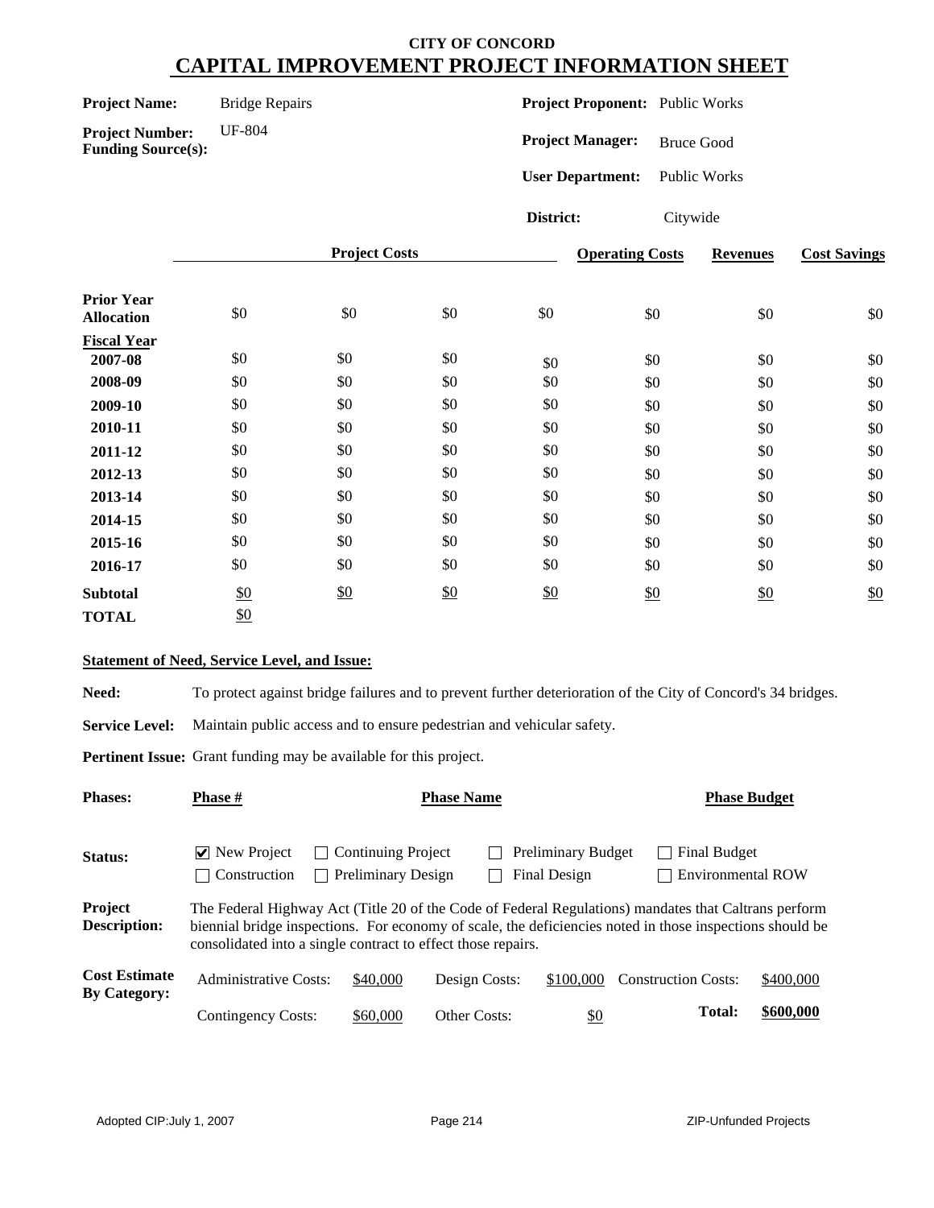# CITY OF CONCORD
# CAPITAL IMPROVEMENT PROJECT INFORMATION SHEET

**Project Name:** Bridge Repairs

**Project Number:** UF-804

**Funding Source(s):**

**Project Proponent:** Public Works

**Project Manager:** Bruce Good

**User Department:** Public Works

**District:** Citywide

| | Project Costs | | | | Operating Costs | Revenues | Cost Savings |
|---|---|---|---|---|---|---|---|
| **Prior Year Allocation** | $0 | $0 | $0 | $0 | $0 | $0 | $0 |
| **Fiscal Year** | | | | | | | |
| **2007-08** | $0 | $0 | $0 | $0 | $0 | $0 | $0 |
| **2008-09** | $0 | $0 | $0 | $0 | $0 | $0 | $0 |
| **2009-10** | $0 | $0 | $0 | $0 | $0 | $0 | $0 |
| **2010-11** | $0 | $0 | $0 | $0 | $0 | $0 | $0 |
| **2011-12** | $0 | $0 | $0 | $0 | $0 | $0 | $0 |
| **2012-13** | $0 | $0 | $0 | $0 | $0 | $0 | $0 |
| **2013-14** | $0 | $0 | $0 | $0 | $0 | $0 | $0 |
| **2014-15** | $0 | $0 | $0 | $0 | $0 | $0 | $0 |
| **2015-16** | $0 | $0 | $0 | $0 | $0 | $0 | $0 |
| **2016-17** | $0 | $0 | $0 | $0 | $0 | $0 | $0 |
| **Subtotal** | $0 | $0 | $0 | $0 | $0 | $0 | $0 |
| **TOTAL** | $0 | | | | | | |

**Statement of Need, Service Level, and Issue:**

**Need:** To protect against bridge failures and to prevent further deterioration of the City of Concord's 34 bridges.

**Service Level:** Maintain public access and to ensure pedestrian and vehicular safety.

**Pertinent Issue:** Grant funding may be available for this project.

**Phases:** **Phase #** **Phase Name** **Phase Budget**

**Status:**

- ☑ New Project
- ☐ Continuing Project
- ☐ Preliminary Budget
- ☐ Final Budget
- ☐ Construction
- ☐ Preliminary Design
- ☐ Final Design
- ☐ Environmental ROW

**Project Description:** The Federal Highway Act (Title 20 of the Code of Federal Regulations) mandates that Caltrans perform biennial bridge inspections. For economy of scale, the deficiencies noted in those inspections should be consolidated into a single contract to effect those repairs.

**Cost Estimate By Category:**

| | | | | | |
|---|---|---|---|---|---|
| Administrative Costs: | $40,000 | Design Costs: | $100,000 | Construction Costs: | $400,000 |
| Contingency Costs: | $60,000 | Other Costs: | $0 | **Total:** | **$600,000** |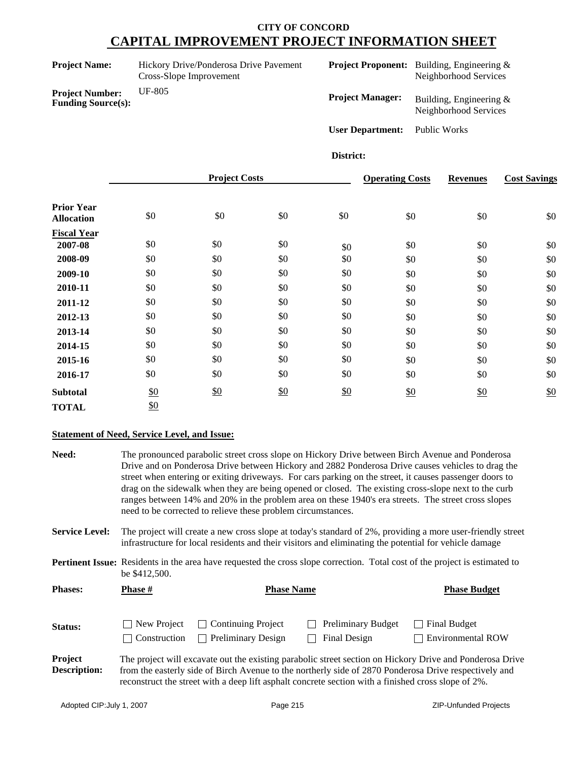**CITY OF CONCORD**

# CAPITAL IMPROVEMENT PROJECT INFORMATION SHEET

| | | | |
|---|---|---|---|
| **Project Name:** | Hickory Drive/Ponderosa Drive Pavement Cross-Slope Improvement | **Project Proponent:** | Building, Engineering & Neighborhood Services |
| **Project Number:** | UF-805 | **Project Manager:** | Building, Engineering & Neighborhood Services |
| **Funding Source(s):** | | **User Department:** | Public Works |
| | | **District:** | |

| | Project Costs | | | | Operating Costs | Revenues | Cost Savings |
|---|---|---|---|---|---|---|---|
| **Prior Year Allocation** | $0 | $0 | $0 | $0 | $0 | $0 | $0 |
| **Fiscal Year** | | | | | | | |
| **2007-08** | $0 | $0 | $0 | $0 | $0 | $0 | $0 |
| **2008-09** | $0 | $0 | $0 | $0 | $0 | $0 | $0 |
| **2009-10** | $0 | $0 | $0 | $0 | $0 | $0 | $0 |
| **2010-11** | $0 | $0 | $0 | $0 | $0 | $0 | $0 |
| **2011-12** | $0 | $0 | $0 | $0 | $0 | $0 | $0 |
| **2012-13** | $0 | $0 | $0 | $0 | $0 | $0 | $0 |
| **2013-14** | $0 | $0 | $0 | $0 | $0 | $0 | $0 |
| **2014-15** | $0 | $0 | $0 | $0 | $0 | $0 | $0 |
| **2015-16** | $0 | $0 | $0 | $0 | $0 | $0 | $0 |
| **2016-17** | $0 | $0 | $0 | $0 | $0 | $0 | $0 |
| **Subtotal** | $0 | $0 | $0 | $0 | $0 | $0 | $0 |
| **TOTAL** | $0 | | | | | | |

**Statement of Need, Service Level, and Issue:**

**Need:** The pronounced parabolic street cross slope on Hickory Drive between Birch Avenue and Ponderosa Drive and on Ponderosa Drive between Hickory and 2882 Ponderosa Drive causes vehicles to drag the street when entering or exiting driveways. For cars parking on the street, it causes passenger doors to drag on the sidewalk when they are being opened or closed. The existing cross-slope next to the curb ranges between 14% and 20% in the problem area on these 1940's era streets. The street cross slopes need to be corrected to relieve these problem circumstances.

**Service Level:** The project will create a new cross slope at today's standard of 2%, providing a more user-friendly street infrastructure for local residents and their visitors and eliminating the potential for vehicle damage

**Pertinent Issue:** Residents in the area have requested the cross slope correction. Total cost of the project is estimated to be $412,500.

| **Phases:** | **Phase #** | **Phase Name** | **Phase Budget** |
|---|---|---|---|

**Status:**

- ☐ New Project ☐ Continuing Project ☐ Preliminary Budget ☐ Final Budget
- ☐ Construction ☐ Preliminary Design ☐ Final Design ☐ Environmental ROW

**Project Description:** The project will excavate out the existing parabolic street section on Hickory Drive and Ponderosa Drive from the easterly side of Birch Avenue to the northerly side of 2870 Ponderosa Drive respectively and reconstruct the street with a deep lift asphalt concrete section with a finished cross slope of 2%.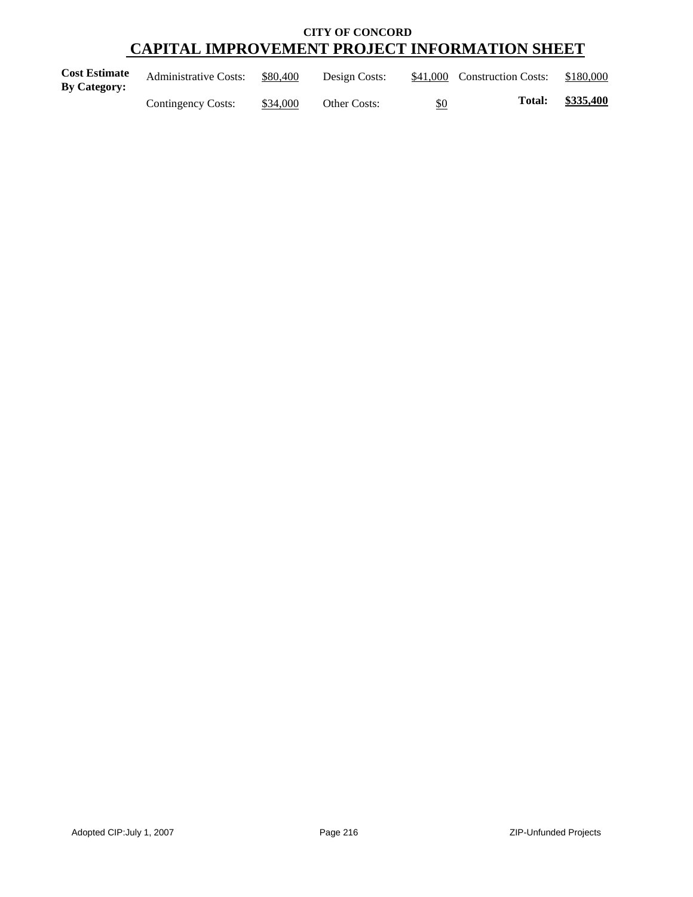**CITY OF CONCORD**

# CAPITAL IMPROVEMENT PROJECT INFORMATION SHEET

| **Cost Estimate By Category:** | Administrative Costs: | $80,400 | Design Costs: | $41,000 | Construction Costs: | $180,000 |
|---|---|---|---|---|---|---|
| | Contingency Costs: | $34,000 | Other Costs: | $0 | **Total:** | **$335,400** |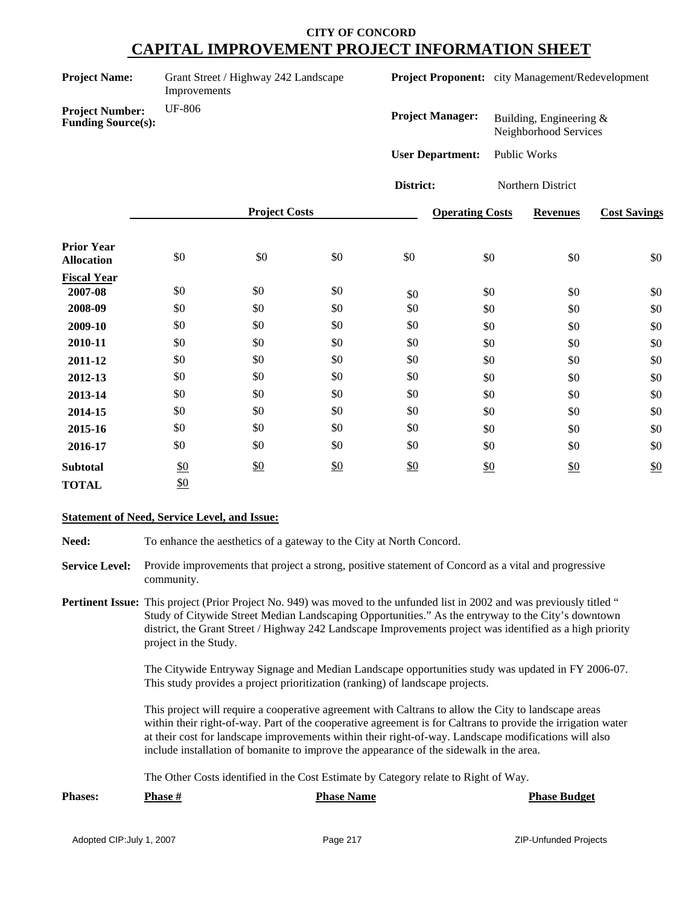# CITY OF CONCORD

## CAPITAL IMPROVEMENT PROJECT INFORMATION SHEET

**Project Name:** Grant Street / Highway 242 Landscape Improvements

**Project Number:** UF-806

**Funding Source(s):**

**Project Proponent:** city Management/Redevelopment

**Project Manager:** Building, Engineering & Neighborhood Services

**User Department:** Public Works

**District:** Northern District

| | Project Costs | | | | Operating Costs | Revenues | Cost Savings |
|---|---|---|---|---|---|---|---|
| **Prior Year Allocation** | $0 | $0 | $0 | $0 | $0 | $0 | $0 |
| **Fiscal Year** | | | | | | | |
| **2007-08** | $0 | $0 | $0 | $0 | $0 | $0 | $0 |
| **2008-09** | $0 | $0 | $0 | $0 | $0 | $0 | $0 |
| **2009-10** | $0 | $0 | $0 | $0 | $0 | $0 | $0 |
| **2010-11** | $0 | $0 | $0 | $0 | $0 | $0 | $0 |
| **2011-12** | $0 | $0 | $0 | $0 | $0 | $0 | $0 |
| **2012-13** | $0 | $0 | $0 | $0 | $0 | $0 | $0 |
| **2013-14** | $0 | $0 | $0 | $0 | $0 | $0 | $0 |
| **2014-15** | $0 | $0 | $0 | $0 | $0 | $0 | $0 |
| **2015-16** | $0 | $0 | $0 | $0 | $0 | $0 | $0 |
| **2016-17** | $0 | $0 | $0 | $0 | $0 | $0 | $0 |
| **Subtotal** | $0 | $0 | $0 | $0 | $0 | $0 | $0 |
| **TOTAL** | $0 | | | | | | |

**Statement of Need, Service Level, and Issue:**

**Need:** To enhance the aesthetics of a gateway to the City at North Concord.

**Service Level:** Provide improvements that project a strong, positive statement of Concord as a vital and progressive community.

**Pertinent Issue:** This project (Prior Project No. 949) was moved to the unfunded list in 2002 and was previously titled " Study of Citywide Street Median Landscaping Opportunities." As the entryway to the City's downtown district, the Grant Street / Highway 242 Landscape Improvements project was identified as a high priority project in the Study.

The Citywide Entryway Signage and Median Landscape opportunities study was updated in FY 2006-07. This study provides a project prioritization (ranking) of landscape projects.

This project will require a cooperative agreement with Caltrans to allow the City to landscape areas within their right-of-way. Part of the cooperative agreement is for Caltrans to provide the irrigation water at their cost for landscape improvements within their right-of-way. Landscape modifications will also include installation of bomanite to improve the appearance of the sidewalk in the area.

The Other Costs identified in the Cost Estimate by Category relate to Right of Way.

**Phases:**

| Phase # | Phase Name | Phase Budget |
|---|---|---|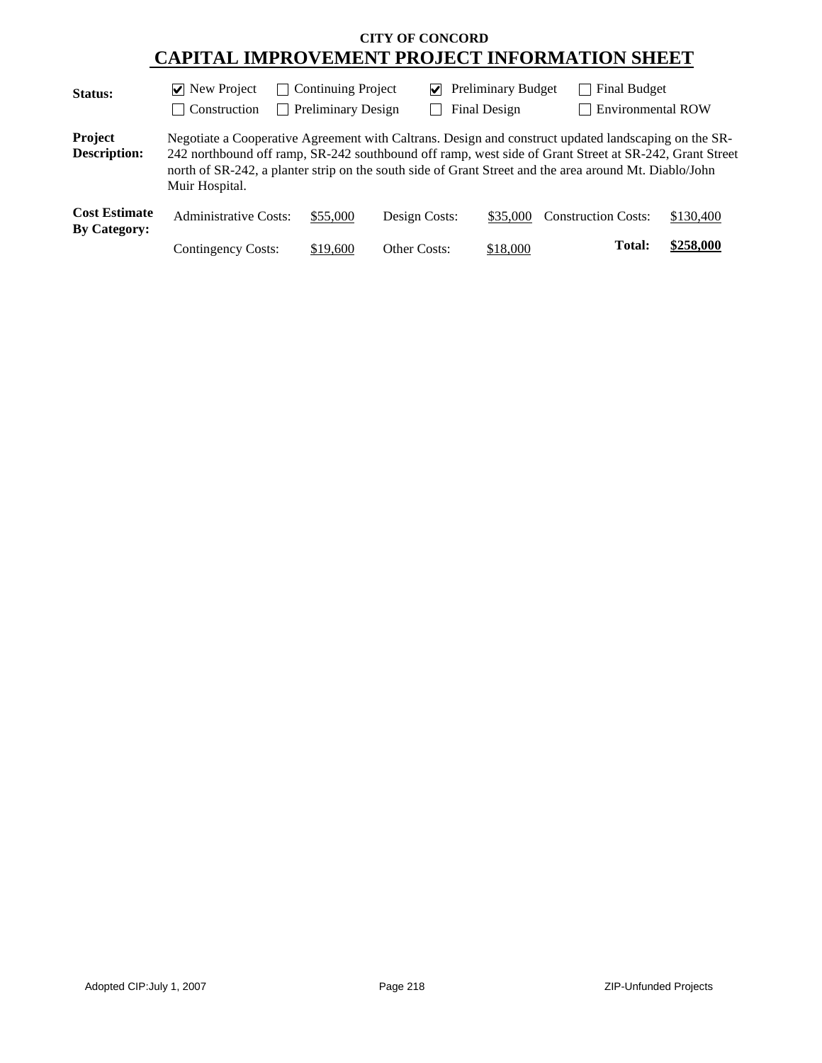**CITY OF CONCORD**

# CAPITAL IMPROVEMENT PROJECT INFORMATION SHEET

**Status:**

| | | | |
|---|---|---|---|
| ☑ New Project | ☐ Continuing Project | ☑ Preliminary Budget | ☐ Final Budget |
| ☐ Construction | ☐ Preliminary Design | ☐ Final Design | ☐ Environmental ROW |

**Project Description:** Negotiate a Cooperative Agreement with Caltrans. Design and construct updated landscaping on the SR-242 northbound off ramp, SR-242 southbound off ramp, west side of Grant Street at SR-242, Grant Street north of SR-242, a planter strip on the south side of Grant Street and the area around Mt. Diablo/John Muir Hospital.

**Cost Estimate By Category:**

| | | | | | |
|---|---|---|---|---|---|
| Administrative Costs: | $55,000 | Design Costs: | $35,000 | Construction Costs: | $130,400 |
| Contingency Costs: | $19,600 | Other Costs: | $18,000 | **Total:** | **$258,000** |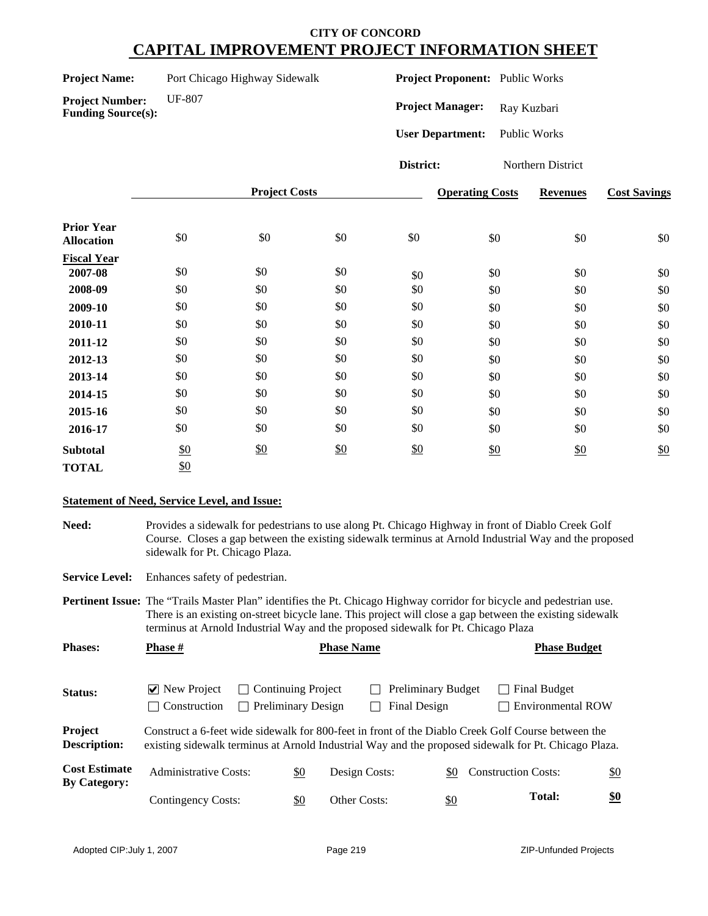# CITY OF CONCORD
## CAPITAL IMPROVEMENT PROJECT INFORMATION SHEET

**Project Name:** Port Chicago Highway Sidewalk

**Project Number:** UF-807

**Funding Source(s):**

**Project Proponent:** Public Works

**Project Manager:** Ray Kuzbari

**User Department:** Public Works

**District:** Northern District

| | Project Costs | | | | Operating Costs | Revenues | Cost Savings |
|---|---|---|---|---|---|---|---|
| **Prior Year Allocation** | $0 | $0 | $0 | $0 | $0 | $0 | $0 |
| **Fiscal Year** | | | | | | | |
| **2007-08** | $0 | $0 | $0 | $0 | $0 | $0 | $0 |
| **2008-09** | $0 | $0 | $0 | $0 | $0 | $0 | $0 |
| **2009-10** | $0 | $0 | $0 | $0 | $0 | $0 | $0 |
| **2010-11** | $0 | $0 | $0 | $0 | $0 | $0 | $0 |
| **2011-12** | $0 | $0 | $0 | $0 | $0 | $0 | $0 |
| **2012-13** | $0 | $0 | $0 | $0 | $0 | $0 | $0 |
| **2013-14** | $0 | $0 | $0 | $0 | $0 | $0 | $0 |
| **2014-15** | $0 | $0 | $0 | $0 | $0 | $0 | $0 |
| **2015-16** | $0 | $0 | $0 | $0 | $0 | $0 | $0 |
| **2016-17** | $0 | $0 | $0 | $0 | $0 | $0 | $0 |
| **Subtotal** | $0 | $0 | $0 | $0 | $0 | $0 | $0 |
| **TOTAL** | $0 | | | | | | |

**Statement of Need, Service Level, and Issue:**

**Need:** Provides a sidewalk for pedestrians to use along Pt. Chicago Highway in front of Diablo Creek Golf Course. Closes a gap between the existing sidewalk terminus at Arnold Industrial Way and the proposed sidewalk for Pt. Chicago Plaza.

**Service Level:** Enhances safety of pedestrian.

**Pertinent Issue:** The "Trails Master Plan" identifies the Pt. Chicago Highway corridor for bicycle and pedestrian use. There is an existing on-street bicycle lane. This project will close a gap between the existing sidewalk terminus at Arnold Industrial Way and the proposed sidewalk for Pt. Chicago Plaza

**Phases:**

| Phase # | Phase Name | Phase Budget |
|---|---|---|

**Status:**

- [x] New Project
- [ ] Continuing Project
- [ ] Preliminary Budget
- [ ] Final Budget
- [ ] Construction
- [ ] Preliminary Design
- [ ] Final Design
- [ ] Environmental ROW

**Project Description:** Construct a 6-feet wide sidewalk for 800-feet in front of the Diablo Creek Golf Course between the existing sidewalk terminus at Arnold Industrial Way and the proposed sidewalk for Pt. Chicago Plaza.

**Cost Estimate By Category:**

| | | | | | |
|---|---|---|---|---|---|
| Administrative Costs: | $0 | Design Costs: | $0 | Construction Costs: | $0 |
| Contingency Costs: | $0 | Other Costs: | $0 | **Total:** | **$0** |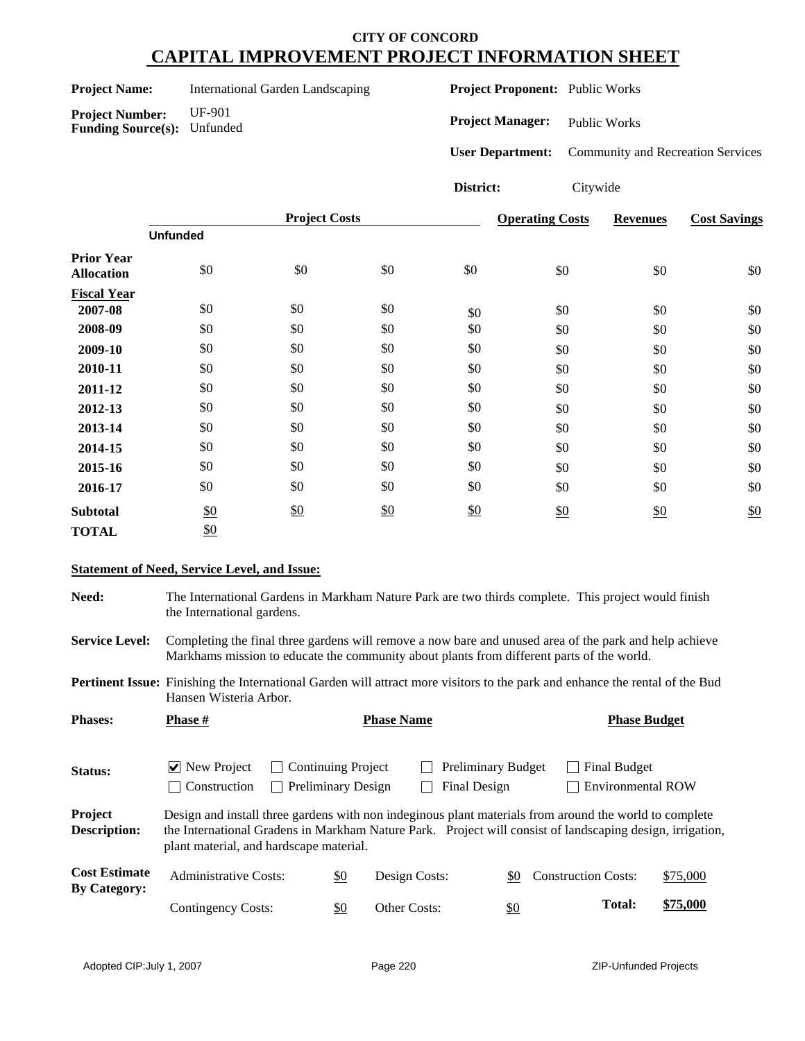# CITY OF CONCORD

## CAPITAL IMPROVEMENT PROJECT INFORMATION SHEET

**Project Name:** International Garden Landscaping

**Project Number:** UF-901

**Funding Source(s):** Unfunded

**Project Proponent:** Public Works

**Project Manager:** Public Works

**User Department:** Community and Recreation Services

**District:** Citywide

| | Project Costs | | | | Operating Costs | Revenues | Cost Savings |
|---|---|---|---|---|---|---|---|
| | Unfunded | | | | | | |
| **Prior Year Allocation** | $0 | $0 | $0 | $0 | $0 | $0 | $0 |
| **Fiscal Year** | | | | | | | |
| **2007-08** | $0 | $0 | $0 | $0 | $0 | $0 | $0 |
| **2008-09** | $0 | $0 | $0 | $0 | $0 | $0 | $0 |
| **2009-10** | $0 | $0 | $0 | $0 | $0 | $0 | $0 |
| **2010-11** | $0 | $0 | $0 | $0 | $0 | $0 | $0 |
| **2011-12** | $0 | $0 | $0 | $0 | $0 | $0 | $0 |
| **2012-13** | $0 | $0 | $0 | $0 | $0 | $0 | $0 |
| **2013-14** | $0 | $0 | $0 | $0 | $0 | $0 | $0 |
| **2014-15** | $0 | $0 | $0 | $0 | $0 | $0 | $0 |
| **2015-16** | $0 | $0 | $0 | $0 | $0 | $0 | $0 |
| **2016-17** | $0 | $0 | $0 | $0 | $0 | $0 | $0 |
| **Subtotal** | $0 | $0 | $0 | $0 | $0 | $0 | $0 |
| **TOTAL** | $0 | | | | | | |

**Statement of Need, Service Level, and Issue:**

**Need:** The International Gardens in Markham Nature Park are two thirds complete. This project would finish the International gardens.

**Service Level:** Completing the final three gardens will remove a now bare and unused area of the park and help achieve Markhams mission to educate the community about plants from different parts of the world.

**Pertinent Issue:** Finishing the International Garden will attract more visitors to the park and enhance the rental of the Bud Hansen Wisteria Arbor.

**Phases:**

| Phase # | Phase Name | Phase Budget |
|---|---|---|
| | | |

**Status:**

- ☑ New Project
- ☐ Continuing Project
- ☐ Preliminary Budget
- ☐ Final Budget
- ☐ Construction
- ☐ Preliminary Design
- ☐ Final Design
- ☐ Environmental ROW

**Project Description:** Design and install three gardens with non indeginous plant materials from around the world to complete the International Gradens in Markham Nature Park. Project will consist of landscaping design, irrigation, plant material, and hardscape material.

**Cost Estimate By Category:**

| | | | | | |
|---|---|---|---|---|---|
| Administrative Costs: | $0 | Design Costs: | $0 | Construction Costs: | $75,000 |
| Contingency Costs: | $0 | Other Costs: | $0 | **Total:** | **$75,000** |